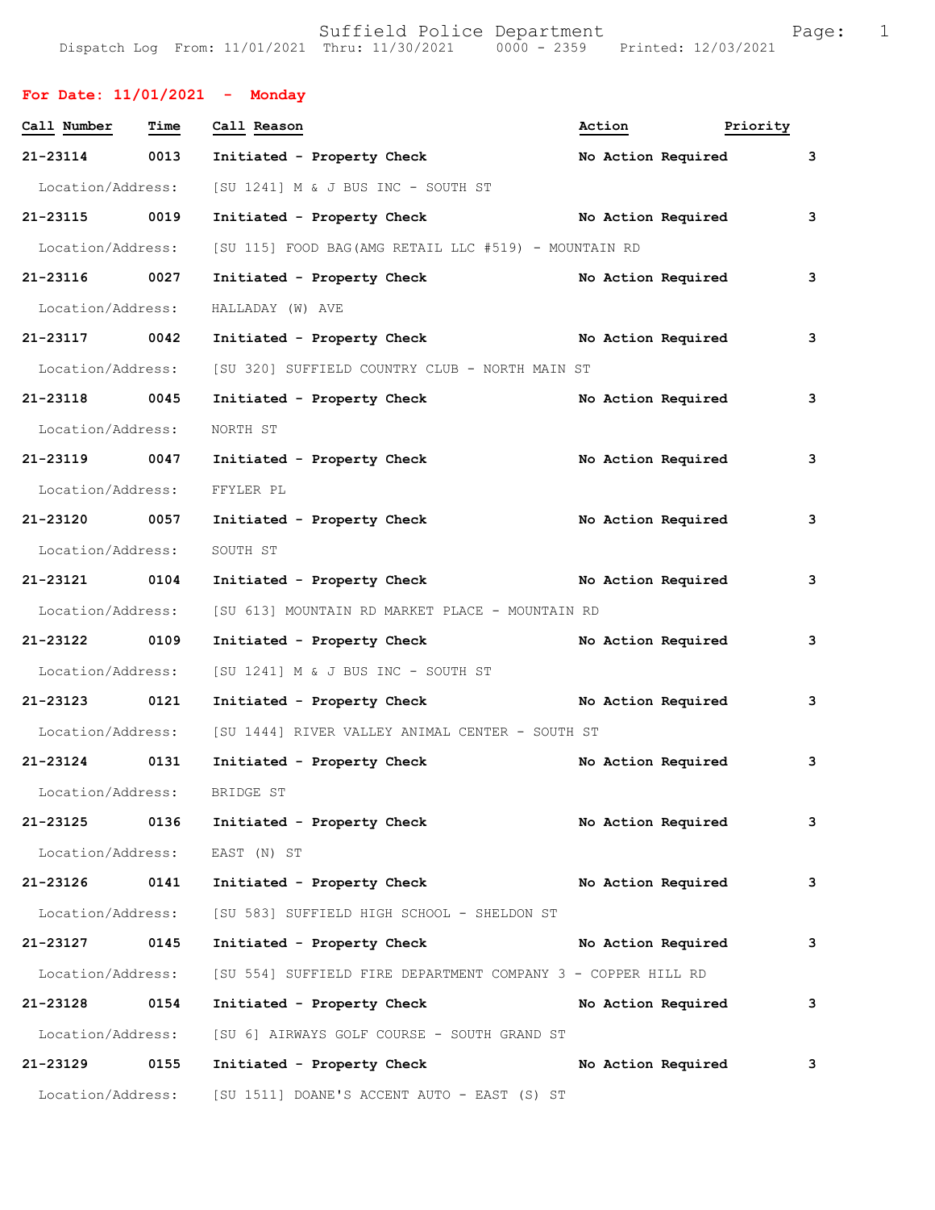Suffield Police Department
Dispatch Log From: 11/01/2021 Thru: 11/30/2021 0000 - 2359 Printed: 12/03/2021

**For Date: 11/01/2021 - Monday**

| Call Number | Time | Call Reason | Action | Priority |
|---|---|---|---|---|
| **21-23114** | **0013** | **Initiated - Property Check** | **No Action Required** | **3** |
| Location/Address: | | [SU 1241] M & J BUS INC - SOUTH ST | | |
| **21-23115** | **0019** | **Initiated - Property Check** | **No Action Required** | **3** |
| Location/Address: | | [SU 115] FOOD BAG(AMG RETAIL LLC #519) - MOUNTAIN RD | | |
| **21-23116** | **0027** | **Initiated - Property Check** | **No Action Required** | **3** |
| Location/Address: | | HALLADAY (W) AVE | | |
| **21-23117** | **0042** | **Initiated - Property Check** | **No Action Required** | **3** |
| Location/Address: | | [SU 320] SUFFIELD COUNTRY CLUB - NORTH MAIN ST | | |
| **21-23118** | **0045** | **Initiated - Property Check** | **No Action Required** | **3** |
| Location/Address: | | NORTH ST | | |
| **21-23119** | **0047** | **Initiated - Property Check** | **No Action Required** | **3** |
| Location/Address: | | FFYLER PL | | |
| **21-23120** | **0057** | **Initiated - Property Check** | **No Action Required** | **3** |
| Location/Address: | | SOUTH ST | | |
| **21-23121** | **0104** | **Initiated - Property Check** | **No Action Required** | **3** |
| Location/Address: | | [SU 613] MOUNTAIN RD MARKET PLACE - MOUNTAIN RD | | |
| **21-23122** | **0109** | **Initiated - Property Check** | **No Action Required** | **3** |
| Location/Address: | | [SU 1241] M & J BUS INC - SOUTH ST | | |
| **21-23123** | **0121** | **Initiated - Property Check** | **No Action Required** | **3** |
| Location/Address: | | [SU 1444] RIVER VALLEY ANIMAL CENTER - SOUTH ST | | |
| **21-23124** | **0131** | **Initiated - Property Check** | **No Action Required** | **3** |
| Location/Address: | | BRIDGE ST | | |
| **21-23125** | **0136** | **Initiated - Property Check** | **No Action Required** | **3** |
| Location/Address: | | EAST (N) ST | | |
| **21-23126** | **0141** | **Initiated - Property Check** | **No Action Required** | **3** |
| Location/Address: | | [SU 583] SUFFIELD HIGH SCHOOL - SHELDON ST | | |
| **21-23127** | **0145** | **Initiated - Property Check** | **No Action Required** | **3** |
| Location/Address: | | [SU 554] SUFFIELD FIRE DEPARTMENT COMPANY 3 - COPPER HILL RD | | |
| **21-23128** | **0154** | **Initiated - Property Check** | **No Action Required** | **3** |
| Location/Address: | | [SU 6] AIRWAYS GOLF COURSE - SOUTH GRAND ST | | |
| **21-23129** | **0155** | **Initiated - Property Check** | **No Action Required** | **3** |
| Location/Address: | | [SU 1511] DOANE'S ACCENT AUTO - EAST (S) ST | | |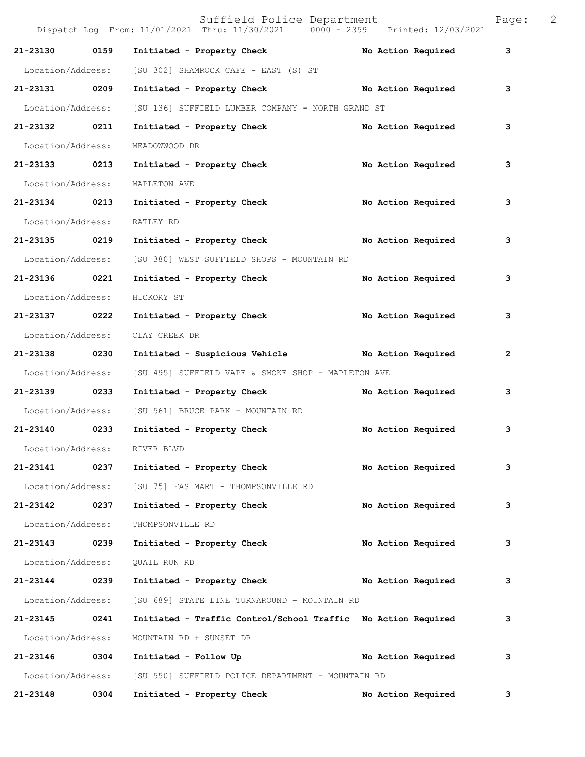| Call # | Time | Call Reason | Action | Priority |
|---|---|---|---|---|
| 21-23130 | 0159 | Initiated - Property Check | No Action Required | 3 |
| Location/Address: | | [SU 302] SHAMROCK CAFE - EAST (S) ST | | |
| 21-23131 | 0209 | Initiated - Property Check | No Action Required | 3 |
| Location/Address: | | [SU 136] SUFFIELD LUMBER COMPANY - NORTH GRAND ST | | |
| 21-23132 | 0211 | Initiated - Property Check | No Action Required | 3 |
| Location/Address: | | MEADOWWOOD DR | | |
| 21-23133 | 0213 | Initiated - Property Check | No Action Required | 3 |
| Location/Address: | | MAPLETON AVE | | |
| 21-23134 | 0213 | Initiated - Property Check | No Action Required | 3 |
| Location/Address: | | RATLEY RD | | |
| 21-23135 | 0219 | Initiated - Property Check | No Action Required | 3 |
| Location/Address: | | [SU 380] WEST SUFFIELD SHOPS - MOUNTAIN RD | | |
| 21-23136 | 0221 | Initiated - Property Check | No Action Required | 3 |
| Location/Address: | | HICKORY ST | | |
| 21-23137 | 0222 | Initiated - Property Check | No Action Required | 3 |
| Location/Address: | | CLAY CREEK DR | | |
| 21-23138 | 0230 | Initiated - Suspicious Vehicle | No Action Required | 2 |
| Location/Address: | | [SU 495] SUFFIELD VAPE & SMOKE SHOP - MAPLETON AVE | | |
| 21-23139 | 0233 | Initiated - Property Check | No Action Required | 3 |
| Location/Address: | | [SU 561] BRUCE PARK - MOUNTAIN RD | | |
| 21-23140 | 0233 | Initiated - Property Check | No Action Required | 3 |
| Location/Address: | | RIVER BLVD | | |
| 21-23141 | 0237 | Initiated - Property Check | No Action Required | 3 |
| Location/Address: | | [SU 75] FAS MART - THOMPSONVILLE RD | | |
| 21-23142 | 0237 | Initiated - Property Check | No Action Required | 3 |
| Location/Address: | | THOMPSONVILLE RD | | |
| 21-23143 | 0239 | Initiated - Property Check | No Action Required | 3 |
| Location/Address: | | QUAIL RUN RD | | |
| 21-23144 | 0239 | Initiated - Property Check | No Action Required | 3 |
| Location/Address: | | [SU 689] STATE LINE TURNAROUND - MOUNTAIN RD | | |
| 21-23145 | 0241 | Initiated - Traffic Control/School Traffic | No Action Required | 3 |
| Location/Address: | | MOUNTAIN RD + SUNSET DR | | |
| 21-23146 | 0304 | Initiated - Follow Up | No Action Required | 3 |
| Location/Address: | | [SU 550] SUFFIELD POLICE DEPARTMENT - MOUNTAIN RD | | |
| 21-23148 | 0304 | Initiated - Property Check | No Action Required | 3 |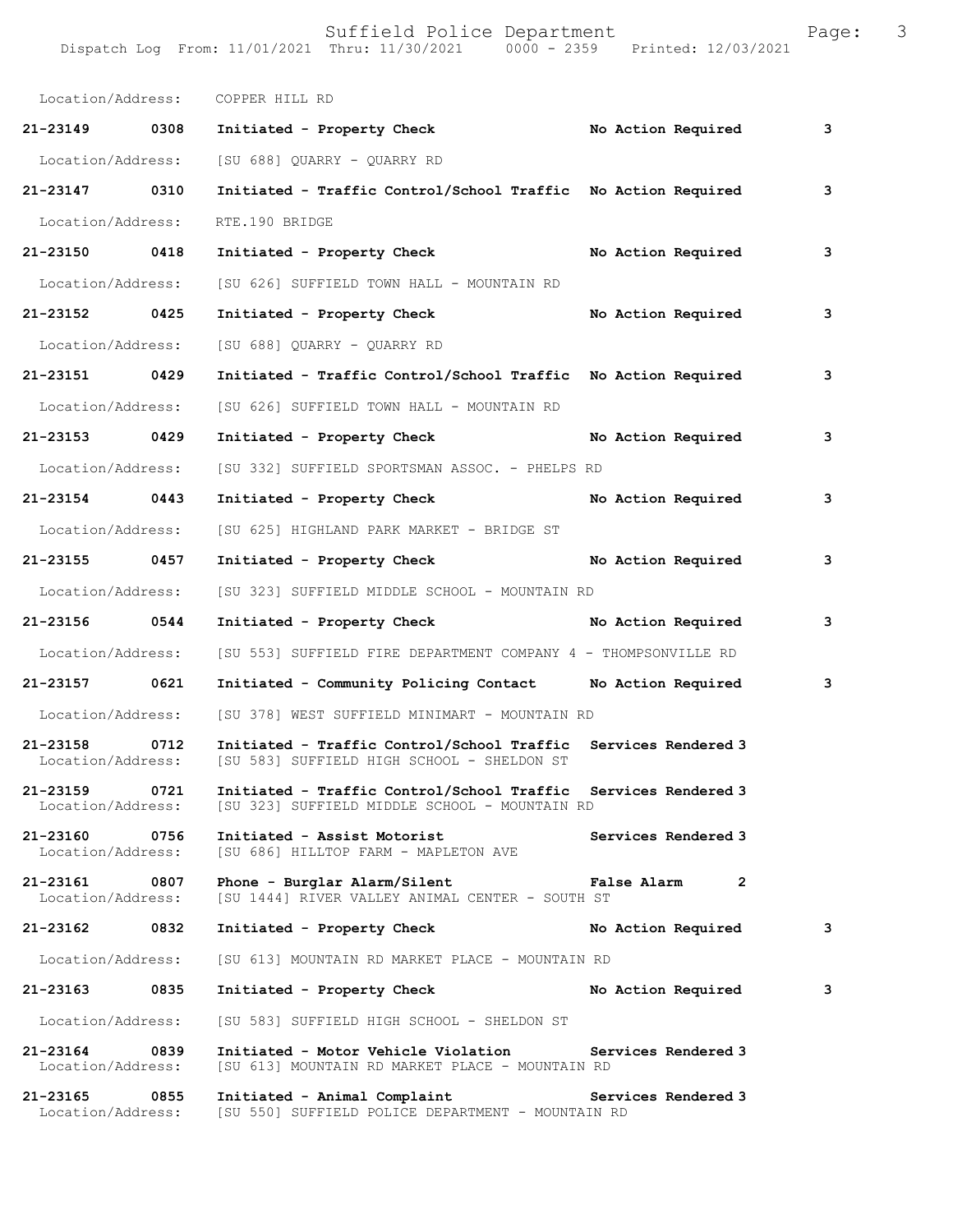Location/Address: COPPER HILL RD

| Call Number | Time | Call Reason | Action | Priority |
|---|---|---|---|---|
| **21-23149** | **0308** | **Initiated - Property Check** | **No Action Required** | **3** |
| Location/Address: | | [SU 688] QUARRY - QUARRY RD | | |
| **21-23147** | **0310** | **Initiated - Traffic Control/School Traffic** | **No Action Required** | **3** |
| Location/Address: | | RTE.190 BRIDGE | | |
| **21-23150** | **0418** | **Initiated - Property Check** | **No Action Required** | **3** |
| Location/Address: | | [SU 626] SUFFIELD TOWN HALL - MOUNTAIN RD | | |
| **21-23152** | **0425** | **Initiated - Property Check** | **No Action Required** | **3** |
| Location/Address: | | [SU 688] QUARRY - QUARRY RD | | |
| **21-23151** | **0429** | **Initiated - Traffic Control/School Traffic** | **No Action Required** | **3** |
| Location/Address: | | [SU 626] SUFFIELD TOWN HALL - MOUNTAIN RD | | |
| **21-23153** | **0429** | **Initiated - Property Check** | **No Action Required** | **3** |
| Location/Address: | | [SU 332] SUFFIELD SPORTSMAN ASSOC. - PHELPS RD | | |
| **21-23154** | **0443** | **Initiated - Property Check** | **No Action Required** | **3** |
| Location/Address: | | [SU 625] HIGHLAND PARK MARKET - BRIDGE ST | | |
| **21-23155** | **0457** | **Initiated - Property Check** | **No Action Required** | **3** |
| Location/Address: | | [SU 323] SUFFIELD MIDDLE SCHOOL - MOUNTAIN RD | | |
| **21-23156** | **0544** | **Initiated - Property Check** | **No Action Required** | **3** |
| Location/Address: | | [SU 553] SUFFIELD FIRE DEPARTMENT COMPANY 4 - THOMPSONVILLE RD | | |
| **21-23157** | **0621** | **Initiated - Community Policing Contact** | **No Action Required** | **3** |
| Location/Address: | | [SU 378] WEST SUFFIELD MINIMART - MOUNTAIN RD | | |
| **21-23158** | **0712** | **Initiated - Traffic Control/School Traffic** | **Services Rendered** | **3** |
| Location/Address: | | [SU 583] SUFFIELD HIGH SCHOOL - SHELDON ST | | |
| **21-23159** | **0721** | **Initiated - Traffic Control/School Traffic** | **Services Rendered** | **3** |
| Location/Address: | | [SU 323] SUFFIELD MIDDLE SCHOOL - MOUNTAIN RD | | |
| **21-23160** | **0756** | **Initiated - Assist Motorist** | **Services Rendered** | **3** |
| Location/Address: | | [SU 686] HILLTOP FARM - MAPLETON AVE | | |
| **21-23161** | **0807** | **Phone - Burglar Alarm/Silent** | **False Alarm** | **2** |
| Location/Address: | | [SU 1444] RIVER VALLEY ANIMAL CENTER - SOUTH ST | | |
| **21-23162** | **0832** | **Initiated - Property Check** | **No Action Required** | **3** |
| Location/Address: | | [SU 613] MOUNTAIN RD MARKET PLACE - MOUNTAIN RD | | |
| **21-23163** | **0835** | **Initiated - Property Check** | **No Action Required** | **3** |
| Location/Address: | | [SU 583] SUFFIELD HIGH SCHOOL - SHELDON ST | | |
| **21-23164** | **0839** | **Initiated - Motor Vehicle Violation** | **Services Rendered** | **3** |
| Location/Address: | | [SU 613] MOUNTAIN RD MARKET PLACE - MOUNTAIN RD | | |
| **21-23165** | **0855** | **Initiated - Animal Complaint** | **Services Rendered** | **3** |
| Location/Address: | | [SU 550] SUFFIELD POLICE DEPARTMENT - MOUNTAIN RD | | |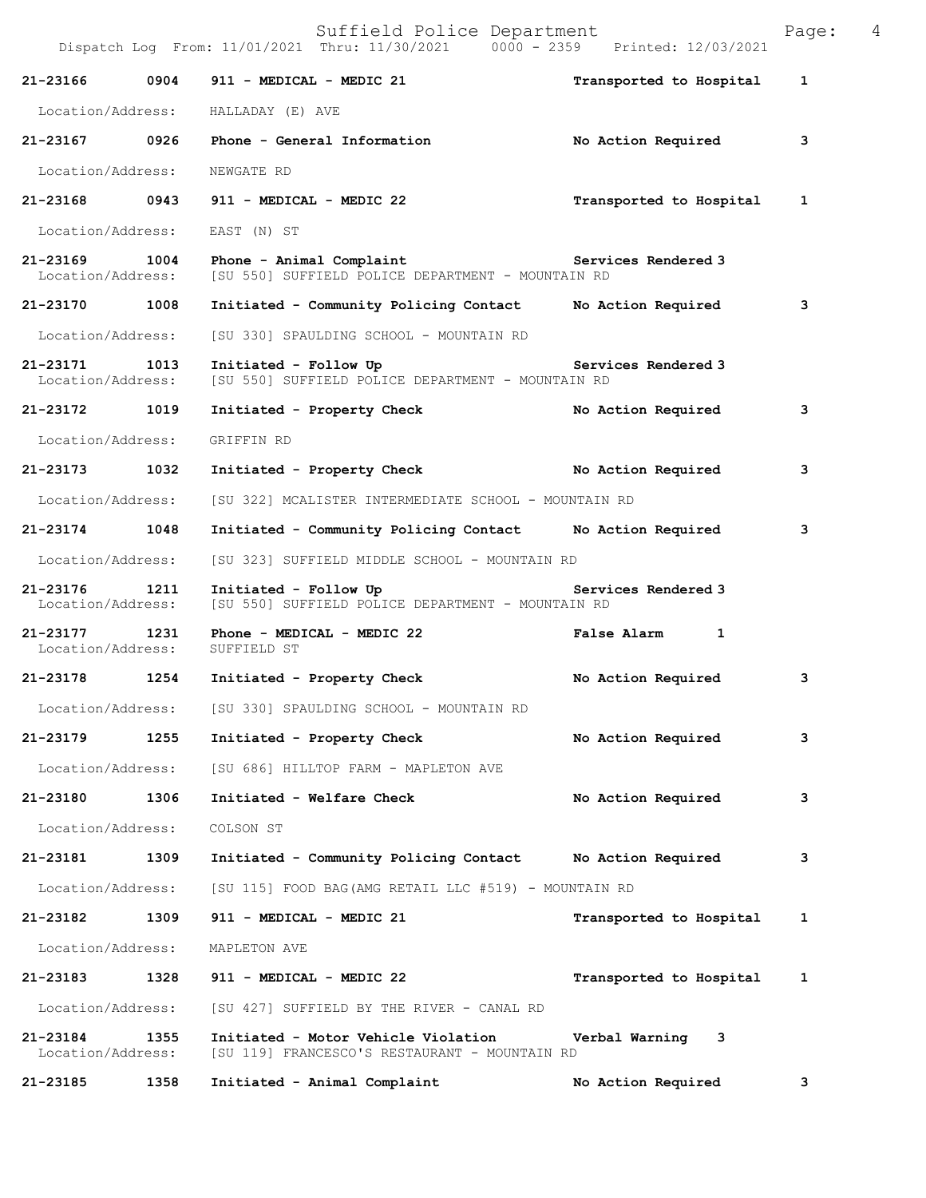21-23166 0904 **911 - MEDICAL - MEDIC 21** **Transported to Hospital** 1

Location/Address: HALLADAY (E) AVE

21-23167 0926 **Phone - General Information** **No Action Required** 3

Location/Address: NEWGATE RD

21-23168 0943 **911 - MEDICAL - MEDIC 22** **Transported to Hospital** 1

Location/Address: EAST (N) ST

21-23169 1004 **Phone - Animal Complaint** **Services Rendered** 3
Location/Address: [SU 550] SUFFIELD POLICE DEPARTMENT - MOUNTAIN RD

21-23170 1008 **Initiated - Community Policing Contact** **No Action Required** 3

Location/Address: [SU 330] SPAULDING SCHOOL - MOUNTAIN RD

21-23171 1013 **Initiated - Follow Up** **Services Rendered** 3
Location/Address: [SU 550] SUFFIELD POLICE DEPARTMENT - MOUNTAIN RD

21-23172 1019 **Initiated - Property Check** **No Action Required** 3

Location/Address: GRIFFIN RD

21-23173 1032 **Initiated - Property Check** **No Action Required** 3

Location/Address: [SU 322] MCALISTER INTERMEDIATE SCHOOL - MOUNTAIN RD

21-23174 1048 **Initiated - Community Policing Contact** **No Action Required** 3

Location/Address: [SU 323] SUFFIELD MIDDLE SCHOOL - MOUNTAIN RD

21-23176 1211 **Initiated - Follow Up** **Services Rendered** 3
Location/Address: [SU 550] SUFFIELD POLICE DEPARTMENT - MOUNTAIN RD

21-23177 1231 **Phone - MEDICAL - MEDIC 22** **False Alarm** 1
Location/Address: SUFFIELD ST

21-23178 1254 **Initiated - Property Check** **No Action Required** 3

Location/Address: [SU 330] SPAULDING SCHOOL - MOUNTAIN RD

21-23179 1255 **Initiated - Property Check** **No Action Required** 3

Location/Address: [SU 686] HILLTOP FARM - MAPLETON AVE

21-23180 1306 **Initiated - Welfare Check** **No Action Required** 3

Location/Address: COLSON ST

21-23181 1309 **Initiated - Community Policing Contact** **No Action Required** 3

Location/Address: [SU 115] FOOD BAG(AMG RETAIL LLC #519) - MOUNTAIN RD

21-23182 1309 **911 - MEDICAL - MEDIC 21** **Transported to Hospital** 1

Location/Address: MAPLETON AVE

21-23183 1328 **911 - MEDICAL - MEDIC 22** **Transported to Hospital** 1

Location/Address: [SU 427] SUFFIELD BY THE RIVER - CANAL RD

21-23184 1355 **Initiated - Motor Vehicle Violation** **Verbal Warning** 3
Location/Address: [SU 119] FRANCESCO'S RESTAURANT - MOUNTAIN RD

21-23185 1358 **Initiated - Animal Complaint** **No Action Required** 3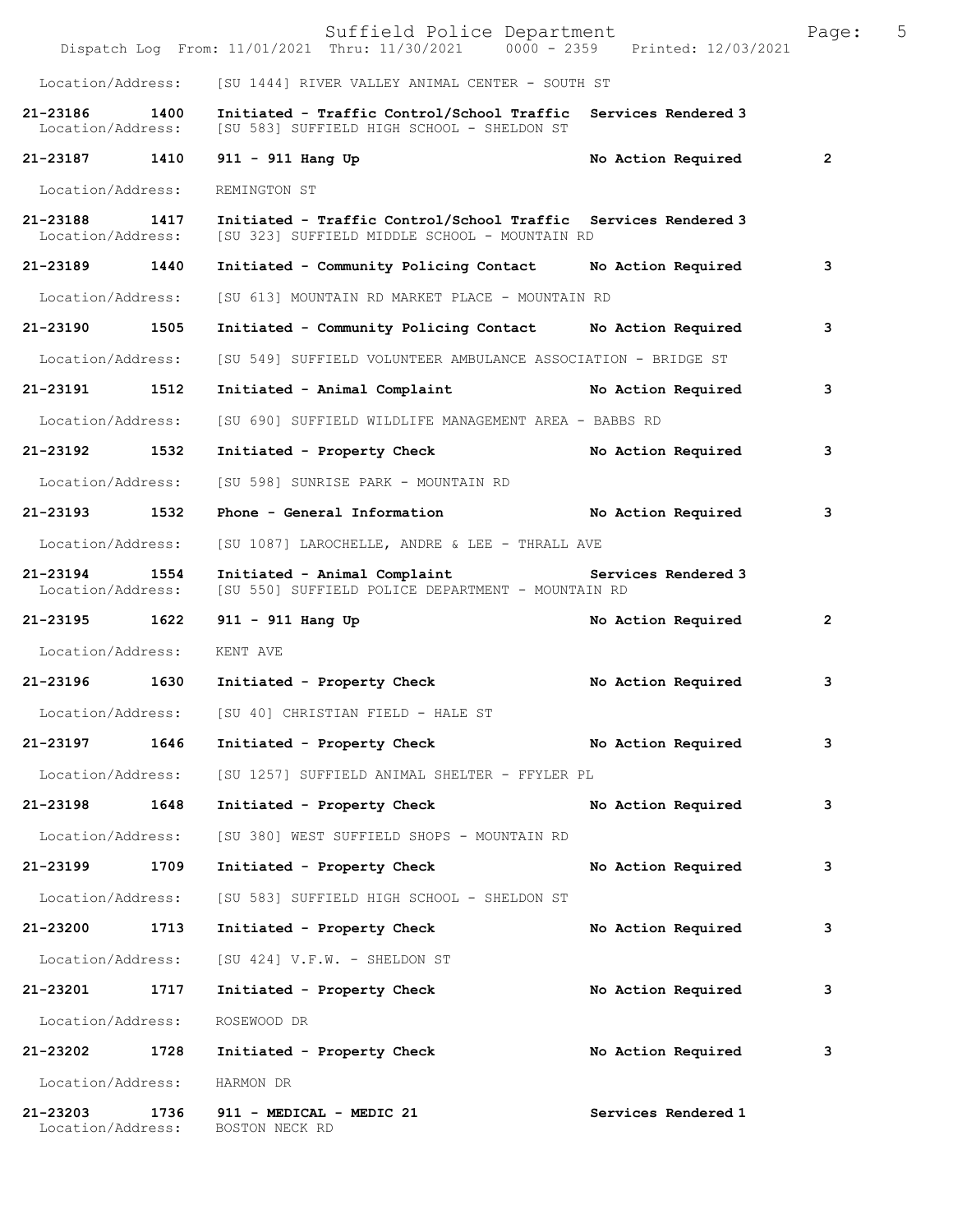Location/Address: [SU 1444] RIVER VALLEY ANIMAL CENTER - SOUTH ST

**21-23186 1400 Initiated - Traffic Control/School Traffic Services Rendered 3**
Location/Address: [SU 583] SUFFIELD HIGH SCHOOL - SHELDON ST

**21-23187 1410 911 - 911 Hang Up No Action Required 2**
Location/Address: REMINGTON ST

**21-23188 1417 Initiated - Traffic Control/School Traffic Services Rendered 3**
Location/Address: [SU 323] SUFFIELD MIDDLE SCHOOL - MOUNTAIN RD

**21-23189 1440 Initiated - Community Policing Contact No Action Required 3**
Location/Address: [SU 613] MOUNTAIN RD MARKET PLACE - MOUNTAIN RD

**21-23190 1505 Initiated - Community Policing Contact No Action Required 3**
Location/Address: [SU 549] SUFFIELD VOLUNTEER AMBULANCE ASSOCIATION - BRIDGE ST

**21-23191 1512 Initiated - Animal Complaint No Action Required 3**
Location/Address: [SU 690] SUFFIELD WILDLIFE MANAGEMENT AREA - BABBS RD

**21-23192 1532 Initiated - Property Check No Action Required 3**
Location/Address: [SU 598] SUNRISE PARK - MOUNTAIN RD

**21-23193 1532 Phone - General Information No Action Required 3**
Location/Address: [SU 1087] LAROCHELLE, ANDRE & LEE - THRALL AVE

**21-23194 1554 Initiated - Animal Complaint Services Rendered 3**
Location/Address: [SU 550] SUFFIELD POLICE DEPARTMENT - MOUNTAIN RD

**21-23195 1622 911 - 911 Hang Up No Action Required 2**
Location/Address: KENT AVE

**21-23196 1630 Initiated - Property Check No Action Required 3**
Location/Address: [SU 40] CHRISTIAN FIELD - HALE ST

**21-23197 1646 Initiated - Property Check No Action Required 3**
Location/Address: [SU 1257] SUFFIELD ANIMAL SHELTER - FFYLER PL

**21-23198 1648 Initiated - Property Check No Action Required 3**
Location/Address: [SU 380] WEST SUFFIELD SHOPS - MOUNTAIN RD

**21-23199 1709 Initiated - Property Check No Action Required 3**
Location/Address: [SU 583] SUFFIELD HIGH SCHOOL - SHELDON ST

**21-23200 1713 Initiated - Property Check No Action Required 3**
Location/Address: [SU 424] V.F.W. - SHELDON ST

**21-23201 1717 Initiated - Property Check No Action Required 3**
Location/Address: ROSEWOOD DR

**21-23202 1728 Initiated - Property Check No Action Required 3**
Location/Address: HARMON DR

**21-23203 1736 911 - MEDICAL - MEDIC 21 Services Rendered 1**
Location/Address: BOSTON NECK RD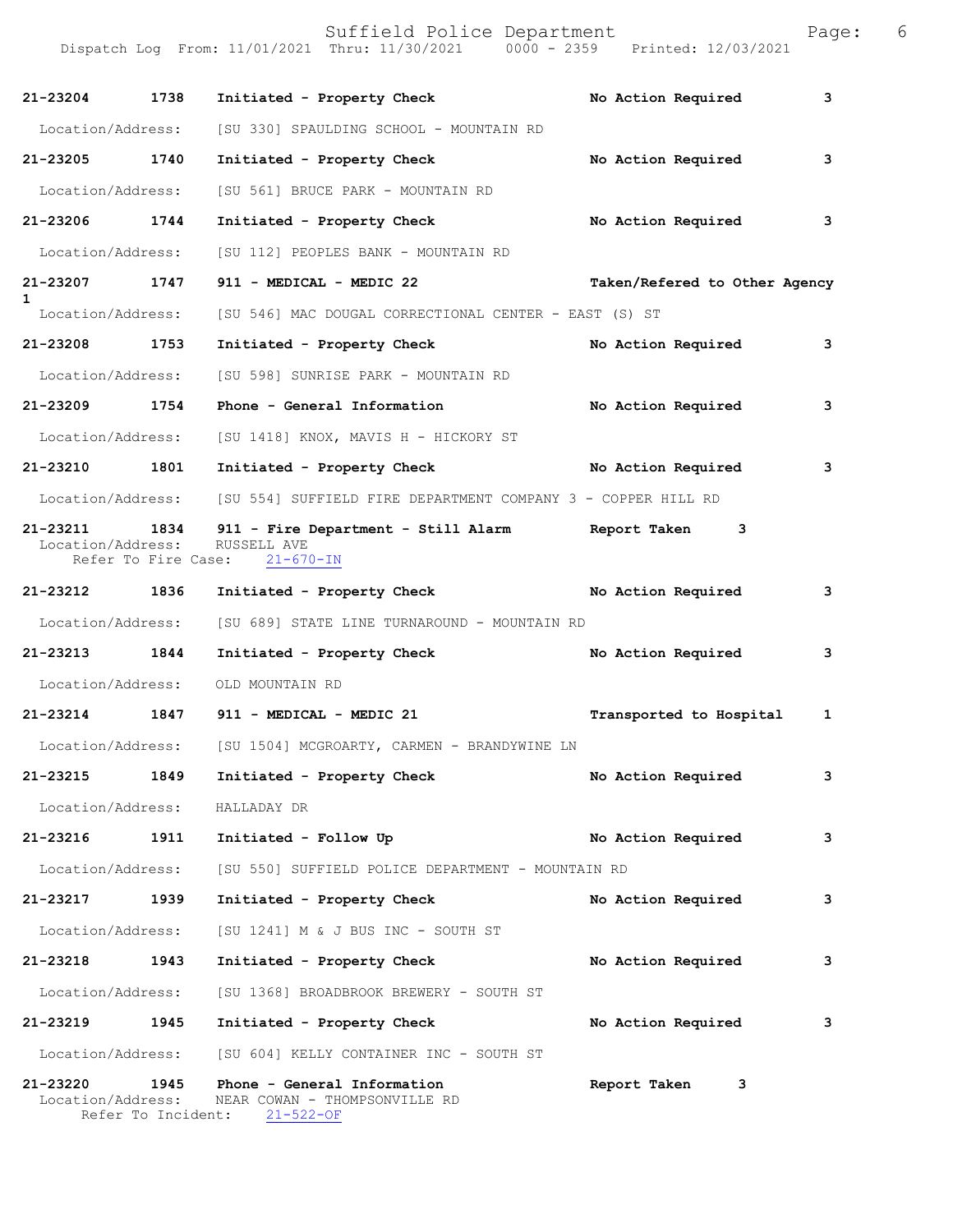| Call # | Time | Call Type | Disposition | Priority |
|---|---|---|---|---|
| 21-23204 | 1738 | Initiated - Property Check | No Action Required | 3 |
| Location/Address: | | [SU 330] SPAULDING SCHOOL - MOUNTAIN RD | | |
| 21-23205 | 1740 | Initiated - Property Check | No Action Required | 3 |
| Location/Address: | | [SU 561] BRUCE PARK - MOUNTAIN RD | | |
| 21-23206 | 1744 | Initiated - Property Check | No Action Required | 3 |
| Location/Address: | | [SU 112] PEOPLES BANK - MOUNTAIN RD | | |
| 21-23207 | 1747 | 911 - MEDICAL - MEDIC 22 | Taken/Refered to Other Agency | 1 |
| Location/Address: | | [SU 546] MAC DOUGAL CORRECTIONAL CENTER - EAST (S) ST | | |
| 21-23208 | 1753 | Initiated - Property Check | No Action Required | 3 |
| Location/Address: | | [SU 598] SUNRISE PARK - MOUNTAIN RD | | |
| 21-23209 | 1754 | Phone - General Information | No Action Required | 3 |
| Location/Address: | | [SU 1418] KNOX, MAVIS H - HICKORY ST | | |
| 21-23210 | 1801 | Initiated - Property Check | No Action Required | 3 |
| Location/Address: | | [SU 554] SUFFIELD FIRE DEPARTMENT COMPANY 3 - COPPER HILL RD | | |
| 21-23211 | 1834 | 911 - Fire Department - Still Alarm | Report Taken | 3 |
| Location/Address: | | RUSSELL AVE | | |
| Refer To Fire Case: | | 21-670-IN | | |
| 21-23212 | 1836 | Initiated - Property Check | No Action Required | 3 |
| Location/Address: | | [SU 689] STATE LINE TURNAROUND - MOUNTAIN RD | | |
| 21-23213 | 1844 | Initiated - Property Check | No Action Required | 3 |
| Location/Address: | | OLD MOUNTAIN RD | | |
| 21-23214 | 1847 | 911 - MEDICAL - MEDIC 21 | Transported to Hospital | 1 |
| Location/Address: | | [SU 1504] MCGROARTY, CARMEN - BRANDYWINE LN | | |
| 21-23215 | 1849 | Initiated - Property Check | No Action Required | 3 |
| Location/Address: | | HALLADAY DR | | |
| 21-23216 | 1911 | Initiated - Follow Up | No Action Required | 3 |
| Location/Address: | | [SU 550] SUFFIELD POLICE DEPARTMENT - MOUNTAIN RD | | |
| 21-23217 | 1939 | Initiated - Property Check | No Action Required | 3 |
| Location/Address: | | [SU 1241] M & J BUS INC - SOUTH ST | | |
| 21-23218 | 1943 | Initiated - Property Check | No Action Required | 3 |
| Location/Address: | | [SU 1368] BROADBROOK BREWERY - SOUTH ST | | |
| 21-23219 | 1945 | Initiated - Property Check | No Action Required | 3 |
| Location/Address: | | [SU 604] KELLY CONTAINER INC - SOUTH ST | | |
| 21-23220 | 1945 | Phone - General Information | Report Taken | 3 |
| Location/Address: | | NEAR COWAN - THOMPSONVILLE RD | | |
| Refer To Incident: | | 21-522-OF | | |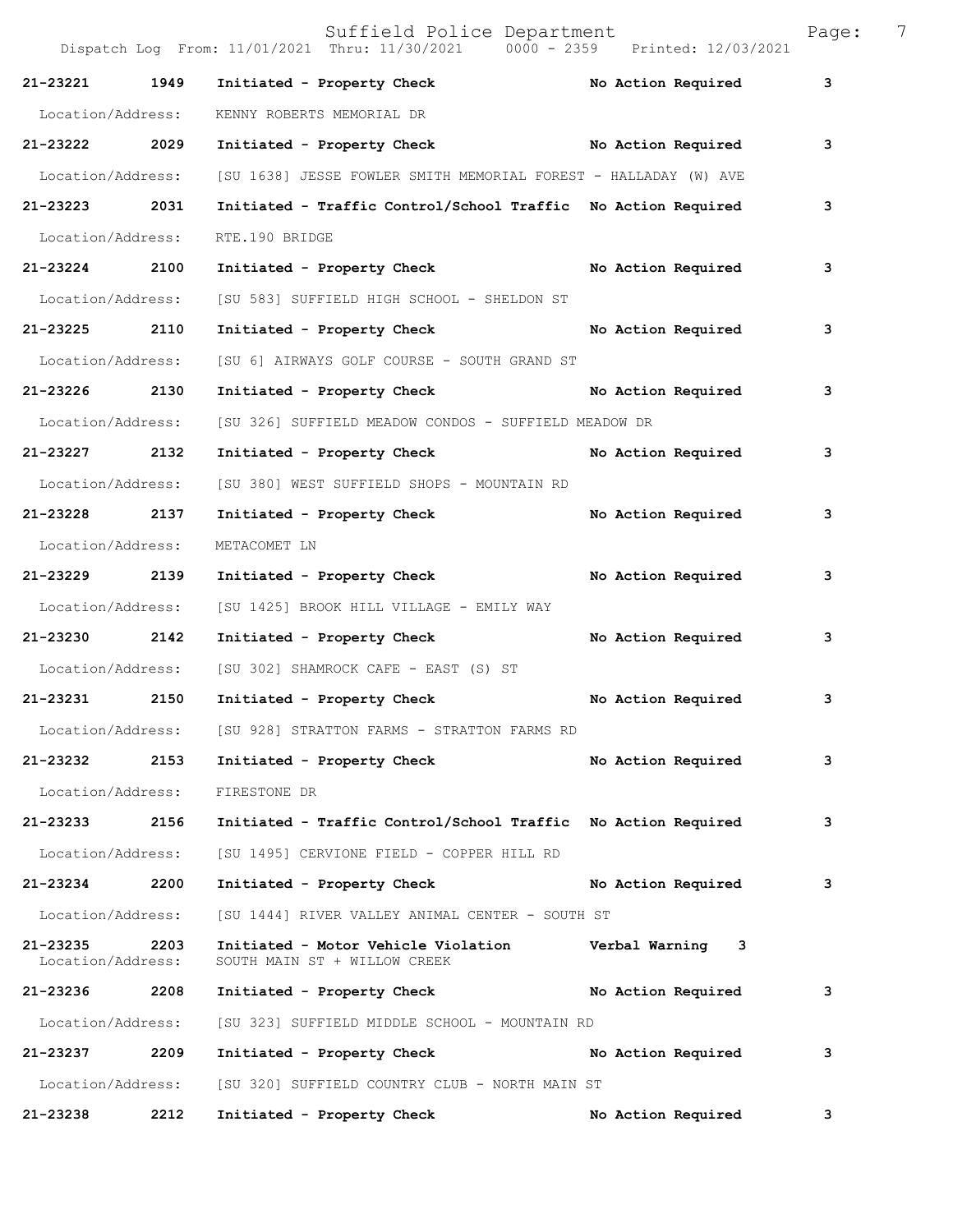| Call # | Time | Call Reason | Action | Priority |
|---|---|---|---|---|
| **21-23221** | **1949** | **Initiated - Property Check** | **No Action Required** | **3** |
| Location/Address: | | KENNY ROBERTS MEMORIAL DR | | |
| **21-23222** | **2029** | **Initiated - Property Check** | **No Action Required** | **3** |
| Location/Address: | | [SU 1638] JESSE FOWLER SMITH MEMORIAL FOREST - HALLADAY (W) AVE | | |
| **21-23223** | **2031** | **Initiated - Traffic Control/School Traffic** | **No Action Required** | **3** |
| Location/Address: | | RTE.190 BRIDGE | | |
| **21-23224** | **2100** | **Initiated - Property Check** | **No Action Required** | **3** |
| Location/Address: | | [SU 583] SUFFIELD HIGH SCHOOL - SHELDON ST | | |
| **21-23225** | **2110** | **Initiated - Property Check** | **No Action Required** | **3** |
| Location/Address: | | [SU 6] AIRWAYS GOLF COURSE - SOUTH GRAND ST | | |
| **21-23226** | **2130** | **Initiated - Property Check** | **No Action Required** | **3** |
| Location/Address: | | [SU 326] SUFFIELD MEADOW CONDOS - SUFFIELD MEADOW DR | | |
| **21-23227** | **2132** | **Initiated - Property Check** | **No Action Required** | **3** |
| Location/Address: | | [SU 380] WEST SUFFIELD SHOPS - MOUNTAIN RD | | |
| **21-23228** | **2137** | **Initiated - Property Check** | **No Action Required** | **3** |
| Location/Address: | | METACOMET LN | | |
| **21-23229** | **2139** | **Initiated - Property Check** | **No Action Required** | **3** |
| Location/Address: | | [SU 1425] BROOK HILL VILLAGE - EMILY WAY | | |
| **21-23230** | **2142** | **Initiated - Property Check** | **No Action Required** | **3** |
| Location/Address: | | [SU 302] SHAMROCK CAFE - EAST (S) ST | | |
| **21-23231** | **2150** | **Initiated - Property Check** | **No Action Required** | **3** |
| Location/Address: | | [SU 928] STRATTON FARMS - STRATTON FARMS RD | | |
| **21-23232** | **2153** | **Initiated - Property Check** | **No Action Required** | **3** |
| Location/Address: | | FIRESTONE DR | | |
| **21-23233** | **2156** | **Initiated - Traffic Control/School Traffic** | **No Action Required** | **3** |
| Location/Address: | | [SU 1495] CERVIONE FIELD - COPPER HILL RD | | |
| **21-23234** | **2200** | **Initiated - Property Check** | **No Action Required** | **3** |
| Location/Address: | | [SU 1444] RIVER VALLEY ANIMAL CENTER - SOUTH ST | | |
| **21-23235** | **2203** | **Initiated - Motor Vehicle Violation** | **Verbal Warning** | **3** |
| Location/Address: | | SOUTH MAIN ST + WILLOW CREEK | | |
| **21-23236** | **2208** | **Initiated - Property Check** | **No Action Required** | **3** |
| Location/Address: | | [SU 323] SUFFIELD MIDDLE SCHOOL - MOUNTAIN RD | | |
| **21-23237** | **2209** | **Initiated - Property Check** | **No Action Required** | **3** |
| Location/Address: | | [SU 320] SUFFIELD COUNTRY CLUB - NORTH MAIN ST | | |
| **21-23238** | **2212** | **Initiated - Property Check** | **No Action Required** | **3** |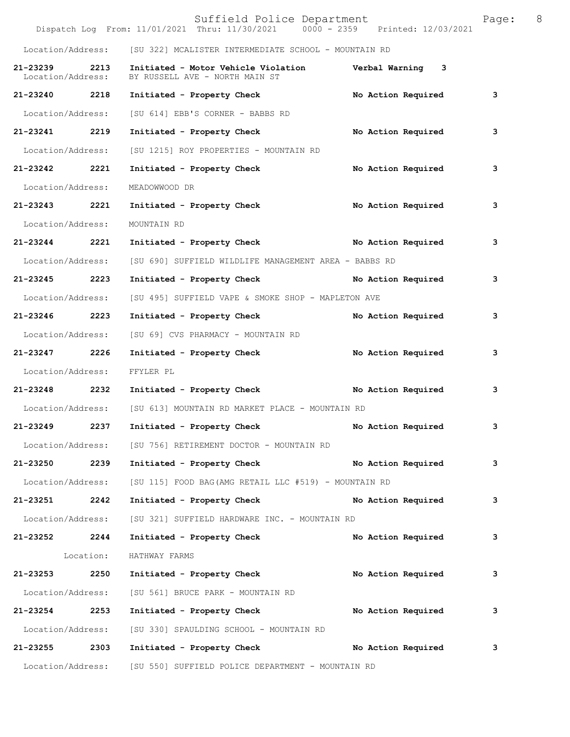Location/Address: [SU 322] MCALISTER INTERMEDIATE SCHOOL - MOUNTAIN RD

**21-23239 2213 Initiated - Motor Vehicle Violation Verbal Warning 3**
Location/Address: BY RUSSELL AVE - NORTH MAIN ST

**21-23240 2218 Initiated - Property Check No Action Required 3**
Location/Address: [SU 614] EBB'S CORNER - BABBS RD

**21-23241 2219 Initiated - Property Check No Action Required 3**
Location/Address: [SU 1215] ROY PROPERTIES - MOUNTAIN RD

**21-23242 2221 Initiated - Property Check No Action Required 3**
Location/Address: MEADOWWOOD DR

**21-23243 2221 Initiated - Property Check No Action Required 3**
Location/Address: MOUNTAIN RD

**21-23244 2221 Initiated - Property Check No Action Required 3**
Location/Address: [SU 690] SUFFIELD WILDLIFE MANAGEMENT AREA - BABBS RD

**21-23245 2223 Initiated - Property Check No Action Required 3**
Location/Address: [SU 495] SUFFIELD VAPE & SMOKE SHOP - MAPLETON AVE

**21-23246 2223 Initiated - Property Check No Action Required 3**
Location/Address: [SU 69] CVS PHARMACY - MOUNTAIN RD

**21-23247 2226 Initiated - Property Check No Action Required 3**
Location/Address: FFYLER PL

**21-23248 2232 Initiated - Property Check No Action Required 3**
Location/Address: [SU 613] MOUNTAIN RD MARKET PLACE - MOUNTAIN RD

**21-23249 2237 Initiated - Property Check No Action Required 3**
Location/Address: [SU 756] RETIREMENT DOCTOR - MOUNTAIN RD

**21-23250 2239 Initiated - Property Check No Action Required 3**
Location/Address: [SU 115] FOOD BAG(AMG RETAIL LLC #519) - MOUNTAIN RD

**21-23251 2242 Initiated - Property Check No Action Required 3**
Location/Address: [SU 321] SUFFIELD HARDWARE INC. - MOUNTAIN RD

**21-23252 2244 Initiated - Property Check No Action Required 3**
Location: HATHWAY FARMS

**21-23253 2250 Initiated - Property Check No Action Required 3**
Location/Address: [SU 561] BRUCE PARK - MOUNTAIN RD

**21-23254 2253 Initiated - Property Check No Action Required 3**
Location/Address: [SU 330] SPAULDING SCHOOL - MOUNTAIN RD

**21-23255 2303 Initiated - Property Check No Action Required 3**
Location/Address: [SU 550] SUFFIELD POLICE DEPARTMENT - MOUNTAIN RD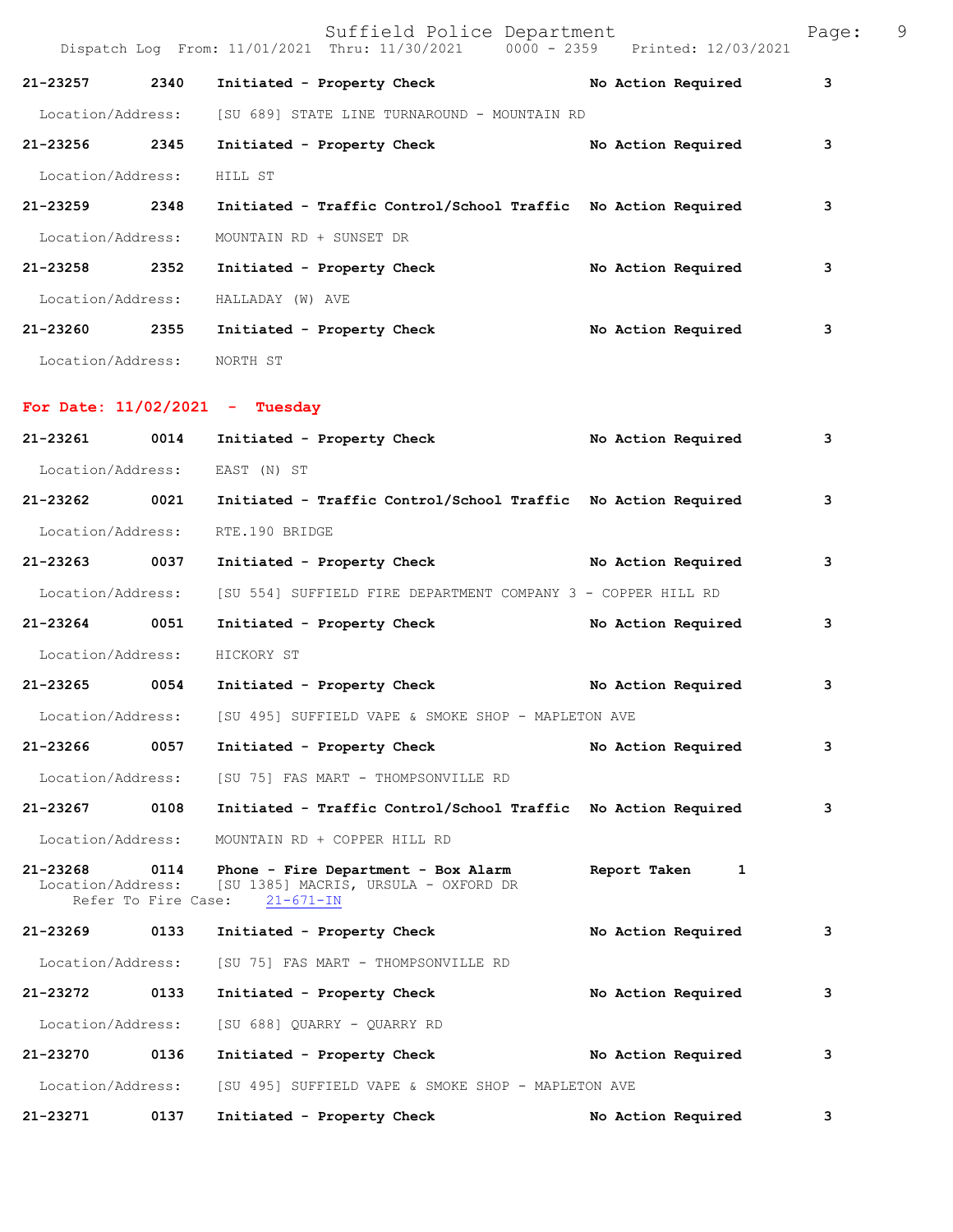| | | | | |
|---|---|---|---|---|
| 21-23257 | 2340 | Initiated - Property Check | No Action Required | 3 |
| Location/Address: | [SU 689] STATE LINE TURNAROUND - MOUNTAIN RD | | | |
| 21-23256 | 2345 | Initiated - Property Check | No Action Required | 3 |
| Location/Address: | HILL ST | | | |
| 21-23259 | 2348 | Initiated - Traffic Control/School Traffic | No Action Required | 3 |
| Location/Address: | MOUNTAIN RD + SUNSET DR | | | |
| 21-23258 | 2352 | Initiated - Property Check | No Action Required | 3 |
| Location/Address: | HALLADAY (W) AVE | | | |
| 21-23260 | 2355 | Initiated - Property Check | No Action Required | 3 |
| Location/Address: | NORTH ST | | | |

**For Date: 11/02/2021 - Tuesday**

| | | | | |
|---|---|---|---|---|
| 21-23261 | 0014 | Initiated - Property Check | No Action Required | 3 |
| Location/Address: | EAST (N) ST | | | |
| 21-23262 | 0021 | Initiated - Traffic Control/School Traffic | No Action Required | 3 |
| Location/Address: | RTE.190 BRIDGE | | | |
| 21-23263 | 0037 | Initiated - Property Check | No Action Required | 3 |
| Location/Address: | [SU 554] SUFFIELD FIRE DEPARTMENT COMPANY 3 - COPPER HILL RD | | | |
| 21-23264 | 0051 | Initiated - Property Check | No Action Required | 3 |
| Location/Address: | HICKORY ST | | | |
| 21-23265 | 0054 | Initiated - Property Check | No Action Required | 3 |
| Location/Address: | [SU 495] SUFFIELD VAPE & SMOKE SHOP - MAPLETON AVE | | | |
| 21-23266 | 0057 | Initiated - Property Check | No Action Required | 3 |
| Location/Address: | [SU 75] FAS MART - THOMPSONVILLE RD | | | |
| 21-23267 | 0108 | Initiated - Traffic Control/School Traffic | No Action Required | 3 |
| Location/Address: | MOUNTAIN RD + COPPER HILL RD | | | |
| 21-23268 | 0114 | Phone - Fire Department - Box Alarm | Report Taken | 1 |
| Location/Address: | [SU 1385] MACRIS, URSULA - OXFORD DR | | | |
| Refer To Fire Case: | 21-671-IN | | | |
| 21-23269 | 0133 | Initiated - Property Check | No Action Required | 3 |
| Location/Address: | [SU 75] FAS MART - THOMPSONVILLE RD | | | |
| 21-23272 | 0133 | Initiated - Property Check | No Action Required | 3 |
| Location/Address: | [SU 688] QUARRY - QUARRY RD | | | |
| 21-23270 | 0136 | Initiated - Property Check | No Action Required | 3 |
| Location/Address: | [SU 495] SUFFIELD VAPE & SMOKE SHOP - MAPLETON AVE | | | |
| 21-23271 | 0137 | Initiated - Property Check | No Action Required | 3 |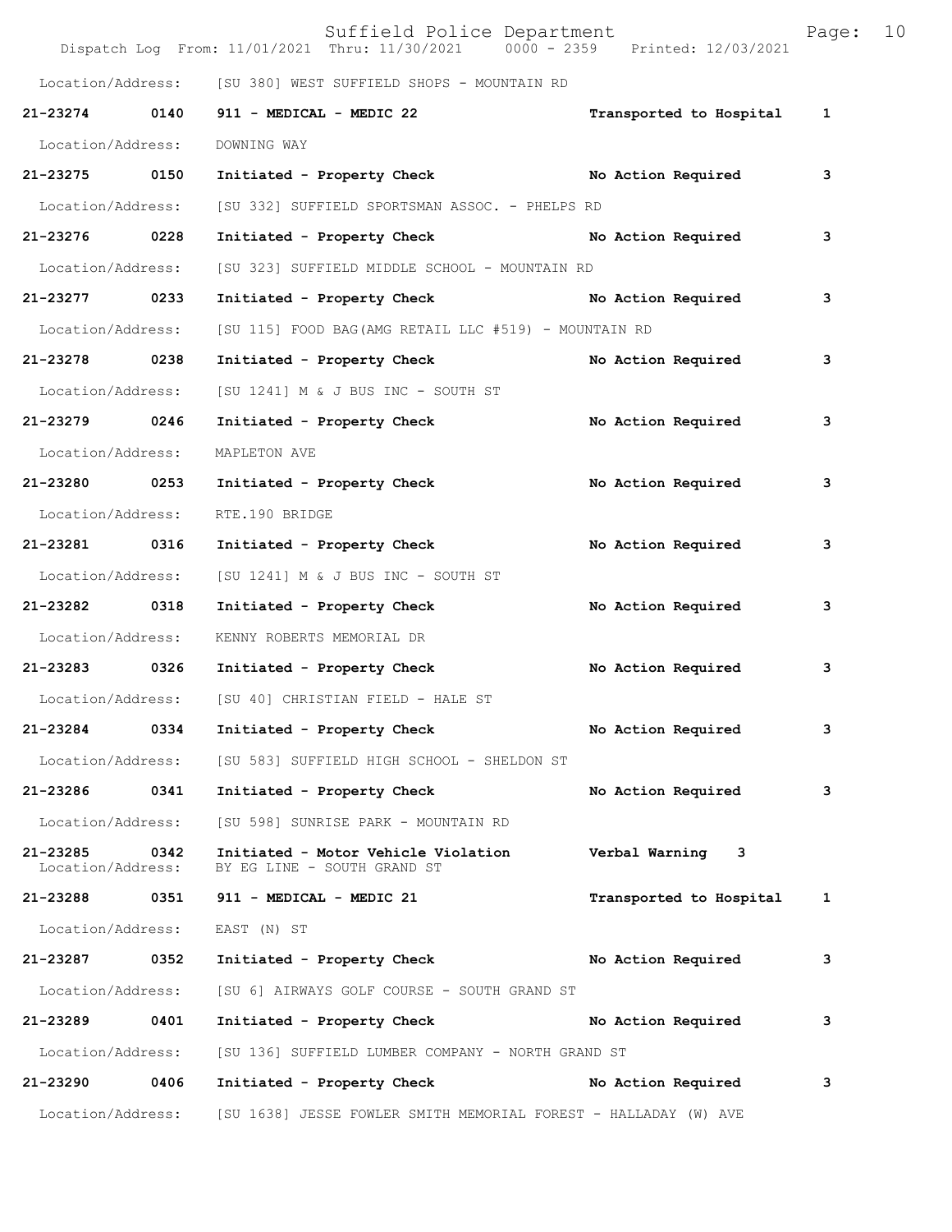Location/Address: [SU 380] WEST SUFFIELD SHOPS - MOUNTAIN RD

**21-23274 0140 911 - MEDICAL - MEDIC 22** **Transported to Hospital 1**

Location/Address: DOWNING WAY

**21-23275 0150 Initiated - Property Check** **No Action Required 3**

Location/Address: [SU 332] SUFFIELD SPORTSMAN ASSOC. - PHELPS RD

**21-23276 0228 Initiated - Property Check** **No Action Required 3**

Location/Address: [SU 323] SUFFIELD MIDDLE SCHOOL - MOUNTAIN RD

**21-23277 0233 Initiated - Property Check** **No Action Required 3**

Location/Address: [SU 115] FOOD BAG(AMG RETAIL LLC #519) - MOUNTAIN RD

**21-23278 0238 Initiated - Property Check** **No Action Required 3**

Location/Address: [SU 1241] M & J BUS INC - SOUTH ST

**21-23279 0246 Initiated - Property Check** **No Action Required 3**

Location/Address: MAPLETON AVE

**21-23280 0253 Initiated - Property Check** **No Action Required 3**

Location/Address: RTE.190 BRIDGE

**21-23281 0316 Initiated - Property Check** **No Action Required 3**

Location/Address: [SU 1241] M & J BUS INC - SOUTH ST

**21-23282 0318 Initiated - Property Check** **No Action Required 3**

Location/Address: KENNY ROBERTS MEMORIAL DR

**21-23283 0326 Initiated - Property Check** **No Action Required 3**

Location/Address: [SU 40] CHRISTIAN FIELD - HALE ST

**21-23284 0334 Initiated - Property Check** **No Action Required 3**

Location/Address: [SU 583] SUFFIELD HIGH SCHOOL - SHELDON ST

**21-23286 0341 Initiated - Property Check** **No Action Required 3**

Location/Address: [SU 598] SUNRISE PARK - MOUNTAIN RD

**21-23285 0342 Initiated - Motor Vehicle Violation** **Verbal Warning 3**
Location/Address: BY EG LINE - SOUTH GRAND ST

**21-23288 0351 911 - MEDICAL - MEDIC 21** **Transported to Hospital 1**

Location/Address: EAST (N) ST

**21-23287 0352 Initiated - Property Check** **No Action Required 3**

Location/Address: [SU 6] AIRWAYS GOLF COURSE - SOUTH GRAND ST

**21-23289 0401 Initiated - Property Check** **No Action Required 3**

Location/Address: [SU 136] SUFFIELD LUMBER COMPANY - NORTH GRAND ST

**21-23290 0406 Initiated - Property Check** **No Action Required 3**

Location/Address: [SU 1638] JESSE FOWLER SMITH MEMORIAL FOREST - HALLADAY (W) AVE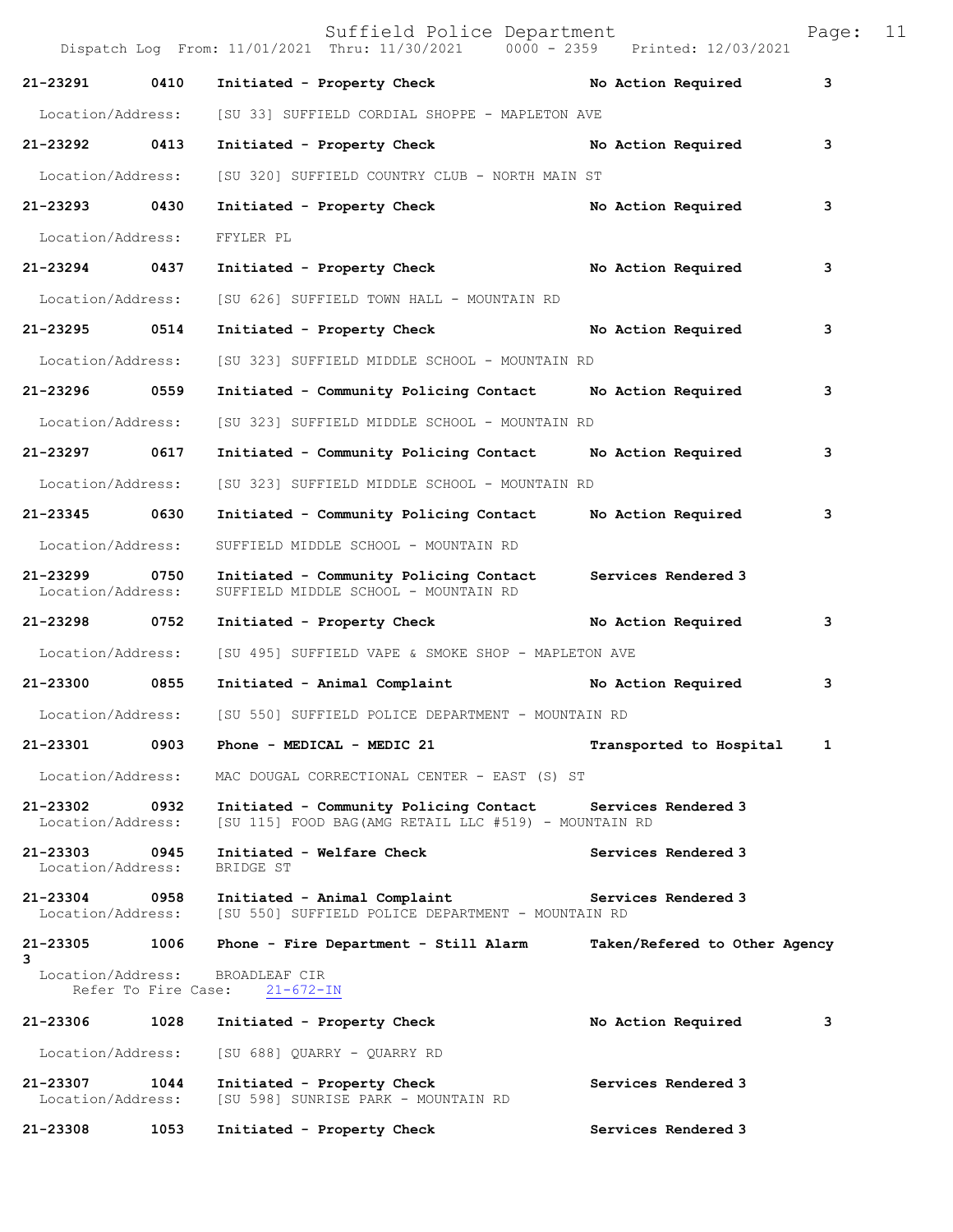21-23291 0410 Initiated - Property Check No Action Required 3

Location/Address: [SU 33] SUFFIELD CORDIAL SHOPPE - MAPLETON AVE

21-23292 0413 Initiated - Property Check No Action Required 3

Location/Address: [SU 320] SUFFIELD COUNTRY CLUB - NORTH MAIN ST

21-23293 0430 Initiated - Property Check No Action Required 3

Location/Address: FFYLER PL

21-23294 0437 Initiated - Property Check No Action Required 3

Location/Address: [SU 626] SUFFIELD TOWN HALL - MOUNTAIN RD

21-23295 0514 Initiated - Property Check No Action Required 3

Location/Address: [SU 323] SUFFIELD MIDDLE SCHOOL - MOUNTAIN RD

21-23296 0559 Initiated - Community Policing Contact No Action Required 3

Location/Address: [SU 323] SUFFIELD MIDDLE SCHOOL - MOUNTAIN RD

21-23297 0617 Initiated - Community Policing Contact No Action Required 3

Location/Address: [SU 323] SUFFIELD MIDDLE SCHOOL - MOUNTAIN RD

21-23345 0630 Initiated - Community Policing Contact No Action Required 3

Location/Address: SUFFIELD MIDDLE SCHOOL - MOUNTAIN RD

21-23299 0750 Initiated - Community Policing Contact Services Rendered 3
Location/Address: SUFFIELD MIDDLE SCHOOL - MOUNTAIN RD

21-23298 0752 Initiated - Property Check No Action Required 3

Location/Address: [SU 495] SUFFIELD VAPE & SMOKE SHOP - MAPLETON AVE

21-23300 0855 Initiated - Animal Complaint No Action Required 3

Location/Address: [SU 550] SUFFIELD POLICE DEPARTMENT - MOUNTAIN RD

21-23301 0903 Phone - MEDICAL - MEDIC 21 Transported to Hospital 1

Location/Address: MAC DOUGAL CORRECTIONAL CENTER - EAST (S) ST

21-23302 0932 Initiated - Community Policing Contact Services Rendered 3
Location/Address: [SU 115] FOOD BAG(AMG RETAIL LLC #519) - MOUNTAIN RD

21-23303 0945 Initiated - Welfare Check Services Rendered 3
Location/Address: BRIDGE ST

21-23304 0958 Initiated - Animal Complaint Services Rendered 3
Location/Address: [SU 550] SUFFIELD POLICE DEPARTMENT - MOUNTAIN RD

21-23305 1006 Phone - Fire Department - Still Alarm Taken/Refered to Other Agency 3
Location/Address: BROADLEAF CIR
Refer To Fire Case: 21-672-IN

21-23306 1028 Initiated - Property Check No Action Required 3

Location/Address: [SU 688] QUARRY - QUARRY RD

21-23307 1044 Initiated - Property Check Services Rendered 3
Location/Address: [SU 598] SUNRISE PARK - MOUNTAIN RD

21-23308 1053 Initiated - Property Check Services Rendered 3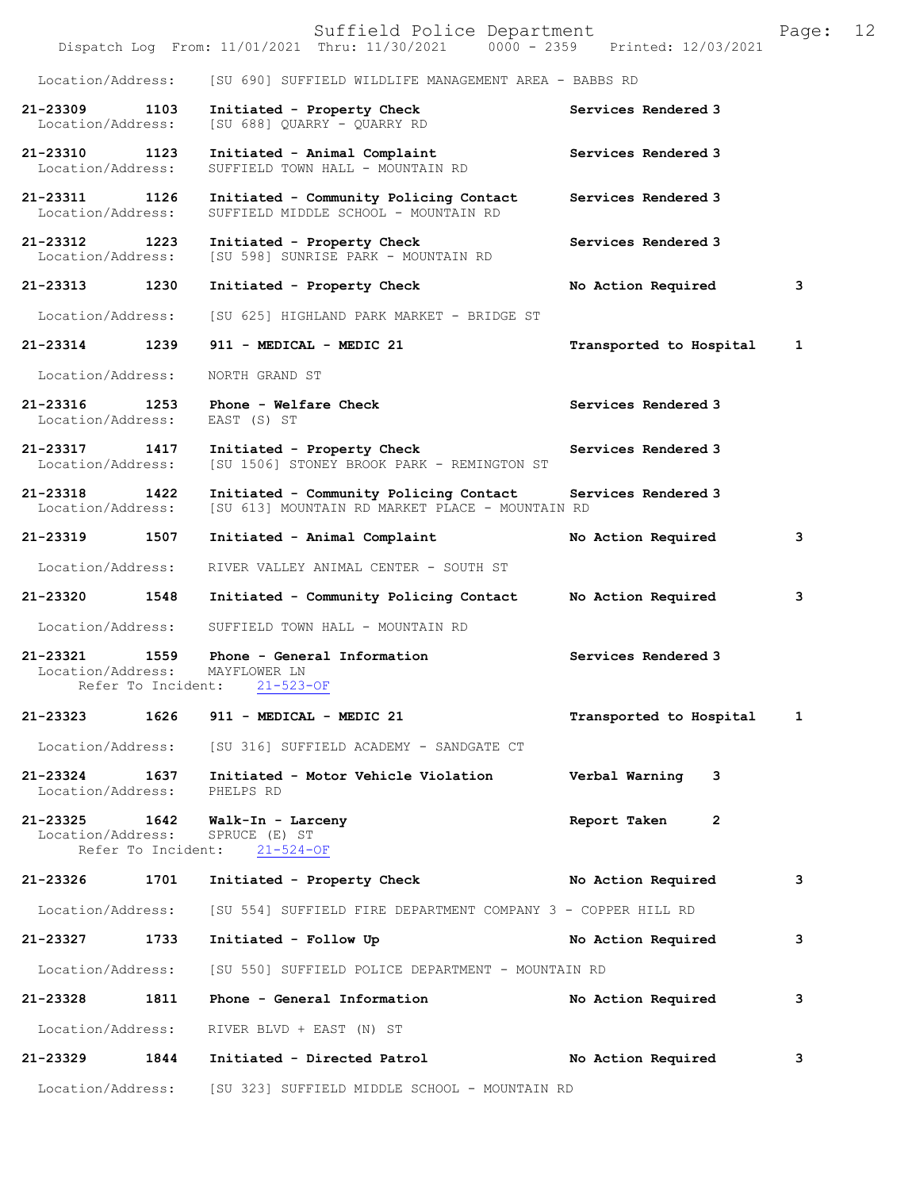Location/Address: [SU 690] SUFFIELD WILDLIFE MANAGEMENT AREA - BABBS RD

**21-23309 1103** Initiated - Property Check — Services Rendered 3
Location/Address: [SU 688] QUARRY - QUARRY RD

**21-23310 1123** Initiated - Animal Complaint — Services Rendered 3
Location/Address: SUFFIELD TOWN HALL - MOUNTAIN RD

**21-23311 1126** Initiated - Community Policing Contact — Services Rendered 3
Location/Address: SUFFIELD MIDDLE SCHOOL - MOUNTAIN RD

**21-23312 1223** Initiated - Property Check — Services Rendered 3
Location/Address: [SU 598] SUNRISE PARK - MOUNTAIN RD

**21-23313 1230 Initiated - Property Check — No Action Required 3**
Location/Address: [SU 625] HIGHLAND PARK MARKET - BRIDGE ST

**21-23314 1239 911 - MEDICAL - MEDIC 21 — Transported to Hospital 1**
Location/Address: NORTH GRAND ST

**21-23316 1253** Phone - Welfare Check — Services Rendered 3
Location/Address: EAST (S) ST

**21-23317 1417** Initiated - Property Check — Services Rendered 3
Location/Address: [SU 1506] STONEY BROOK PARK - REMINGTON ST

**21-23318 1422** Initiated - Community Policing Contact — Services Rendered 3
Location/Address: [SU 613] MOUNTAIN RD MARKET PLACE - MOUNTAIN RD

**21-23319 1507 Initiated - Animal Complaint — No Action Required 3**
Location/Address: RIVER VALLEY ANIMAL CENTER - SOUTH ST

**21-23320 1548 Initiated - Community Policing Contact — No Action Required 3**
Location/Address: SUFFIELD TOWN HALL - MOUNTAIN RD

**21-23321 1559** Phone - General Information — Services Rendered 3
Location/Address: MAYFLOWER LN
Refer To Incident: 21-523-OF

**21-23323 1626 911 - MEDICAL - MEDIC 21 — Transported to Hospital 1**
Location/Address: [SU 316] SUFFIELD ACADEMY - SANDGATE CT

**21-23324 1637** Initiated - Motor Vehicle Violation — Verbal Warning 3
Location/Address: PHELPS RD

**21-23325 1642** Walk-In - Larceny — Report Taken 2
Location/Address: SPRUCE (E) ST
Refer To Incident: 21-524-OF

**21-23326 1701 Initiated - Property Check — No Action Required 3**
Location/Address: [SU 554] SUFFIELD FIRE DEPARTMENT COMPANY 3 - COPPER HILL RD

**21-23327 1733 Initiated - Follow Up — No Action Required 3**
Location/Address: [SU 550] SUFFIELD POLICE DEPARTMENT - MOUNTAIN RD

**21-23328 1811 Phone - General Information — No Action Required 3**
Location/Address: RIVER BLVD + EAST (N) ST

**21-23329 1844 Initiated - Directed Patrol — No Action Required 3**
Location/Address: [SU 323] SUFFIELD MIDDLE SCHOOL - MOUNTAIN RD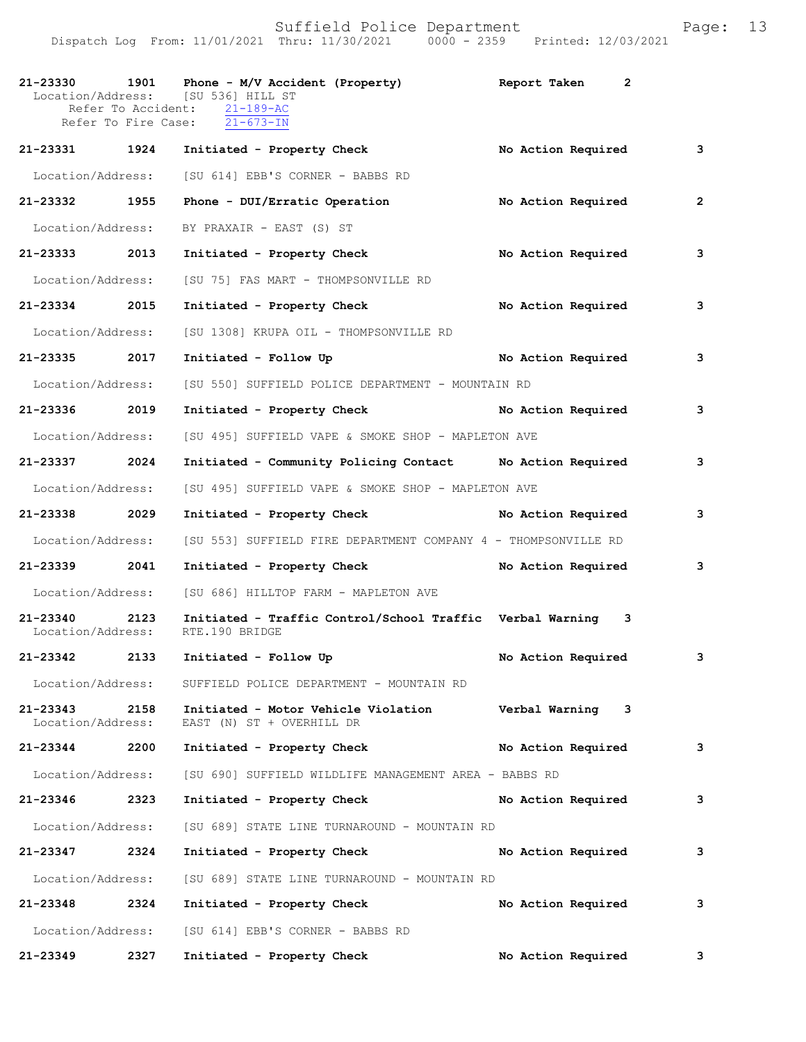| Call # | Time | Call Reason | Action | Priority |
|---|---|---|---|---|
| 21-23330 | 1901 | Phone - M/V Accident (Property) | Report Taken | 2 |
| Location/Address: [SU 536] HILL ST<br>Refer To Accident: 21-189-AC<br>Refer To Fire Case: 21-673-IN | | | | |
| 21-23331 | 1924 | Initiated - Property Check | No Action Required | 3 |
| Location/Address: [SU 614] EBB'S CORNER - BABBS RD | | | | |
| 21-23332 | 1955 | Phone - DUI/Erratic Operation | No Action Required | 2 |
| Location/Address: BY PRAXAIR - EAST (S) ST | | | | |
| 21-23333 | 2013 | Initiated - Property Check | No Action Required | 3 |
| Location/Address: [SU 75] FAS MART - THOMPSONVILLE RD | | | | |
| 21-23334 | 2015 | Initiated - Property Check | No Action Required | 3 |
| Location/Address: [SU 1308] KRUPA OIL - THOMPSONVILLE RD | | | | |
| 21-23335 | 2017 | Initiated - Follow Up | No Action Required | 3 |
| Location/Address: [SU 550] SUFFIELD POLICE DEPARTMENT - MOUNTAIN RD | | | | |
| 21-23336 | 2019 | Initiated - Property Check | No Action Required | 3 |
| Location/Address: [SU 495] SUFFIELD VAPE & SMOKE SHOP - MAPLETON AVE | | | | |
| 21-23337 | 2024 | Initiated - Community Policing Contact | No Action Required | 3 |
| Location/Address: [SU 495] SUFFIELD VAPE & SMOKE SHOP - MAPLETON AVE | | | | |
| 21-23338 | 2029 | Initiated - Property Check | No Action Required | 3 |
| Location/Address: [SU 553] SUFFIELD FIRE DEPARTMENT COMPANY 4 - THOMPSONVILLE RD | | | | |
| 21-23339 | 2041 | Initiated - Property Check | No Action Required | 3 |
| Location/Address: [SU 686] HILLTOP FARM - MAPLETON AVE | | | | |
| 21-23340 | 2123 | Initiated - Traffic Control/School Traffic | Verbal Warning | 3 |
| Location/Address: RTE.190 BRIDGE | | | | |
| 21-23342 | 2133 | Initiated - Follow Up | No Action Required | 3 |
| Location/Address: SUFFIELD POLICE DEPARTMENT - MOUNTAIN RD | | | | |
| 21-23343 | 2158 | Initiated - Motor Vehicle Violation | Verbal Warning | 3 |
| Location/Address: EAST (N) ST + OVERHILL DR | | | | |
| 21-23344 | 2200 | Initiated - Property Check | No Action Required | 3 |
| Location/Address: [SU 690] SUFFIELD WILDLIFE MANAGEMENT AREA - BABBS RD | | | | |
| 21-23346 | 2323 | Initiated - Property Check | No Action Required | 3 |
| Location/Address: [SU 689] STATE LINE TURNAROUND - MOUNTAIN RD | | | | |
| 21-23347 | 2324 | Initiated - Property Check | No Action Required | 3 |
| Location/Address: [SU 689] STATE LINE TURNAROUND - MOUNTAIN RD | | | | |
| 21-23348 | 2324 | Initiated - Property Check | No Action Required | 3 |
| Location/Address: [SU 614] EBB'S CORNER - BABBS RD | | | | |
| 21-23349 | 2327 | Initiated - Property Check | No Action Required | 3 |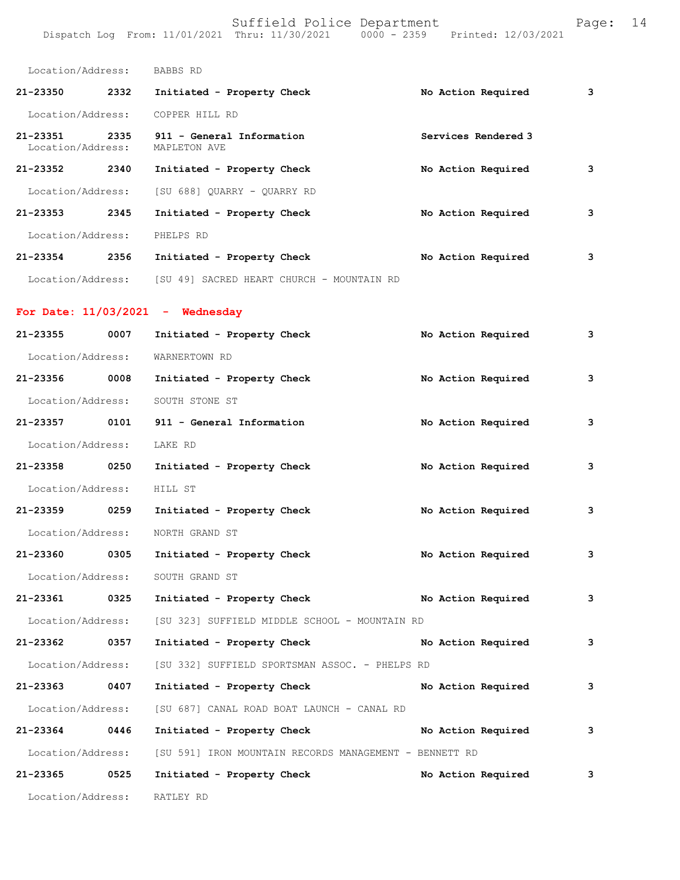Location/Address: BABBS RD

**21-23350 2332 Initiated - Property Check No Action Required 3**

Location/Address: COPPER HILL RD

**21-23351 2335 911 - General Information Services Rendered 3**

Location/Address: MAPLETON AVE

**21-23352 2340 Initiated - Property Check No Action Required 3**

Location/Address: [SU 688] QUARRY - QUARRY RD

**21-23353 2345 Initiated - Property Check No Action Required 3**

Location/Address: PHELPS RD

**21-23354 2356 Initiated - Property Check No Action Required 3**

Location/Address: [SU 49] SACRED HEART CHURCH - MOUNTAIN RD

## For Date: 11/03/2021 - Wednesday

**21-23355 0007 Initiated - Property Check No Action Required 3**

Location/Address: WARNERTOWN RD

**21-23356 0008 Initiated - Property Check No Action Required 3**

Location/Address: SOUTH STONE ST

**21-23357 0101 911 - General Information No Action Required 3**

Location/Address: LAKE RD

**21-23358 0250 Initiated - Property Check No Action Required 3**

Location/Address: HILL ST

**21-23359 0259 Initiated - Property Check No Action Required 3**

Location/Address: NORTH GRAND ST

**21-23360 0305 Initiated - Property Check No Action Required 3**

Location/Address: SOUTH GRAND ST

**21-23361 0325 Initiated - Property Check No Action Required 3**

Location/Address: [SU 323] SUFFIELD MIDDLE SCHOOL - MOUNTAIN RD

**21-23362 0357 Initiated - Property Check No Action Required 3**

Location/Address: [SU 332] SUFFIELD SPORTSMAN ASSOC. - PHELPS RD

**21-23363 0407 Initiated - Property Check No Action Required 3**

Location/Address: [SU 687] CANAL ROAD BOAT LAUNCH - CANAL RD

**21-23364 0446 Initiated - Property Check No Action Required 3**

Location/Address: [SU 591] IRON MOUNTAIN RECORDS MANAGEMENT - BENNETT RD

**21-23365 0525 Initiated - Property Check No Action Required 3**

Location/Address: RATLEY RD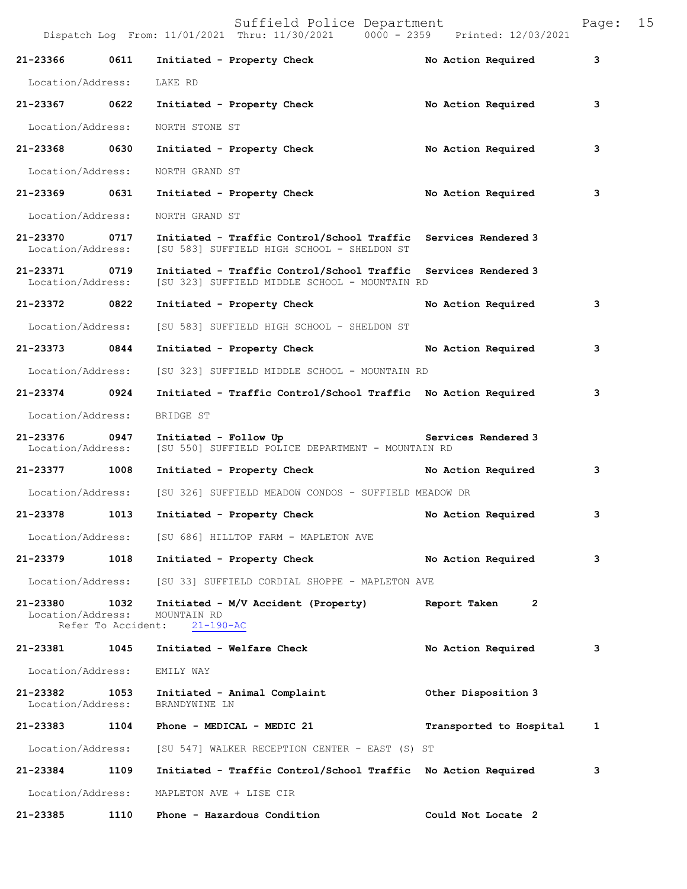21-23366 0611 Initiated - Property Check No Action Required 3

Location/Address: LAKE RD

21-23367 0622 Initiated - Property Check No Action Required 3

Location/Address: NORTH STONE ST

21-23368 0630 Initiated - Property Check No Action Required 3

Location/Address: NORTH GRAND ST

21-23369 0631 Initiated - Property Check No Action Required 3

Location/Address: NORTH GRAND ST

21-23370 0717 Initiated - Traffic Control/School Traffic Services Rendered 3
Location/Address: [SU 583] SUFFIELD HIGH SCHOOL - SHELDON ST

21-23371 0719 Initiated - Traffic Control/School Traffic Services Rendered 3
Location/Address: [SU 323] SUFFIELD MIDDLE SCHOOL - MOUNTAIN RD

21-23372 0822 Initiated - Property Check No Action Required 3

Location/Address: [SU 583] SUFFIELD HIGH SCHOOL - SHELDON ST

21-23373 0844 Initiated - Property Check No Action Required 3

Location/Address: [SU 323] SUFFIELD MIDDLE SCHOOL - MOUNTAIN RD

21-23374 0924 Initiated - Traffic Control/School Traffic No Action Required 3

Location/Address: BRIDGE ST

21-23376 0947 Initiated - Follow Up Services Rendered 3
Location/Address: [SU 550] SUFFIELD POLICE DEPARTMENT - MOUNTAIN RD

21-23377 1008 Initiated - Property Check No Action Required 3

Location/Address: [SU 326] SUFFIELD MEADOW CONDOS - SUFFIELD MEADOW DR

21-23378 1013 Initiated - Property Check No Action Required 3

Location/Address: [SU 686] HILLTOP FARM - MAPLETON AVE

21-23379 1018 Initiated - Property Check No Action Required 3

Location/Address: [SU 33] SUFFIELD CORDIAL SHOPPE - MAPLETON AVE

21-23380 1032 Initiated - M/V Accident (Property) Report Taken 2
Location/Address: MOUNTAIN RD
Refer To Accident: 21-190-AC

21-23381 1045 Initiated - Welfare Check No Action Required 3

Location/Address: EMILY WAY

21-23382 1053 Initiated - Animal Complaint Other Disposition 3
Location/Address: BRANDYWINE LN

21-23383 1104 Phone - MEDICAL - MEDIC 21 Transported to Hospital 1

Location/Address: [SU 547] WALKER RECEPTION CENTER - EAST (S) ST

21-23384 1109 Initiated - Traffic Control/School Traffic No Action Required 3

Location/Address: MAPLETON AVE + LISE CIR

21-23385 1110 Phone - Hazardous Condition Could Not Locate 2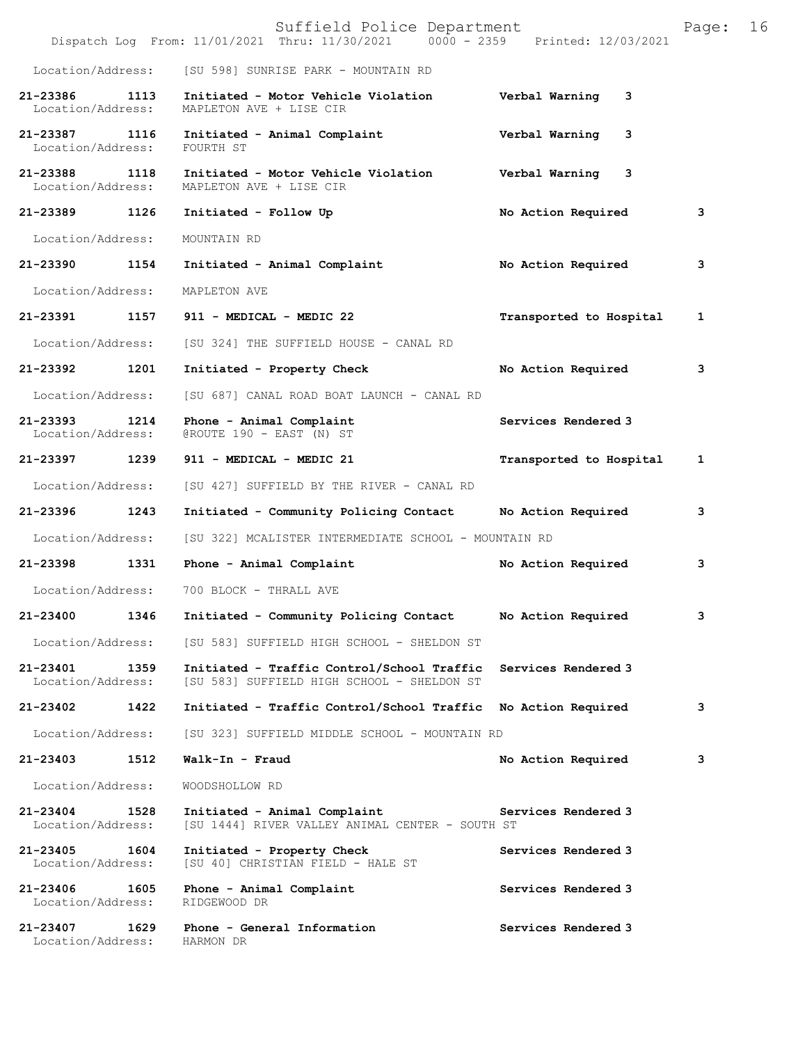Location/Address: [SU 598] SUNRISE PARK - MOUNTAIN RD

| Call # | Time | Call Reason | Action | Priority |
|---|---|---|---|---|
| 21-23386 | 1113 | Initiated - Motor Vehicle Violation | Verbal Warning | 3 |
| Location/Address: | | MAPLETON AVE + LISE CIR | | |
| 21-23387 | 1116 | Initiated - Animal Complaint | Verbal Warning | 3 |
| Location/Address: | | FOURTH ST | | |
| 21-23388 | 1118 | Initiated - Motor Vehicle Violation | Verbal Warning | 3 |
| Location/Address: | | MAPLETON AVE + LISE CIR | | |
| 21-23389 | 1126 | Initiated - Follow Up | No Action Required | 3 |
| Location/Address: | | MOUNTAIN RD | | |
| 21-23390 | 1154 | Initiated - Animal Complaint | No Action Required | 3 |
| Location/Address: | | MAPLETON AVE | | |
| 21-23391 | 1157 | 911 - MEDICAL - MEDIC 22 | Transported to Hospital | 1 |
| Location/Address: | | [SU 324] THE SUFFIELD HOUSE - CANAL RD | | |
| 21-23392 | 1201 | Initiated - Property Check | No Action Required | 3 |
| Location/Address: | | [SU 687] CANAL ROAD BOAT LAUNCH - CANAL RD | | |
| 21-23393 | 1214 | Phone - Animal Complaint | Services Rendered | 3 |
| Location/Address: | | @ROUTE 190 - EAST (N) ST | | |
| 21-23397 | 1239 | 911 - MEDICAL - MEDIC 21 | Transported to Hospital | 1 |
| Location/Address: | | [SU 427] SUFFIELD BY THE RIVER - CANAL RD | | |
| 21-23396 | 1243 | Initiated - Community Policing Contact | No Action Required | 3 |
| Location/Address: | | [SU 322] MCALISTER INTERMEDIATE SCHOOL - MOUNTAIN RD | | |
| 21-23398 | 1331 | Phone - Animal Complaint | No Action Required | 3 |
| Location/Address: | | 700 BLOCK - THRALL AVE | | |
| 21-23400 | 1346 | Initiated - Community Policing Contact | No Action Required | 3 |
| Location/Address: | | [SU 583] SUFFIELD HIGH SCHOOL - SHELDON ST | | |
| 21-23401 | 1359 | Initiated - Traffic Control/School Traffic | Services Rendered | 3 |
| Location/Address: | | [SU 583] SUFFIELD HIGH SCHOOL - SHELDON ST | | |
| 21-23402 | 1422 | Initiated - Traffic Control/School Traffic | No Action Required | 3 |
| Location/Address: | | [SU 323] SUFFIELD MIDDLE SCHOOL - MOUNTAIN RD | | |
| 21-23403 | 1512 | Walk-In - Fraud | No Action Required | 3 |
| Location/Address: | | WOODSHOLLOW RD | | |
| 21-23404 | 1528 | Initiated - Animal Complaint | Services Rendered | 3 |
| Location/Address: | | [SU 1444] RIVER VALLEY ANIMAL CENTER - SOUTH ST | | |
| 21-23405 | 1604 | Initiated - Property Check | Services Rendered | 3 |
| Location/Address: | | [SU 40] CHRISTIAN FIELD - HALE ST | | |
| 21-23406 | 1605 | Phone - Animal Complaint | Services Rendered | 3 |
| Location/Address: | | RIDGEWOOD DR | | |
| 21-23407 | 1629 | Phone - General Information | Services Rendered | 3 |
| Location/Address: | | HARMON DR | | |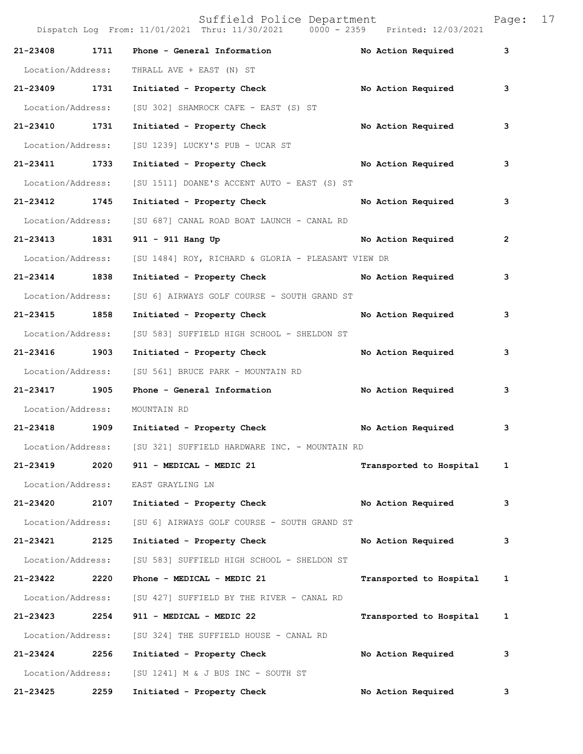| Call Number | Time | Call Reason | Action | Priority |
|---|---|---|---|---|
| 21-23408 | 1711 | Phone - General Information | No Action Required | 3 |
| Location/Address: | | THRALL AVE + EAST (N) ST | | |
| 21-23409 | 1731 | Initiated - Property Check | No Action Required | 3 |
| Location/Address: | | [SU 302] SHAMROCK CAFE - EAST (S) ST | | |
| 21-23410 | 1731 | Initiated - Property Check | No Action Required | 3 |
| Location/Address: | | [SU 1239] LUCKY'S PUB - UCAR ST | | |
| 21-23411 | 1733 | Initiated - Property Check | No Action Required | 3 |
| Location/Address: | | [SU 1511] DOANE'S ACCENT AUTO - EAST (S) ST | | |
| 21-23412 | 1745 | Initiated - Property Check | No Action Required | 3 |
| Location/Address: | | [SU 687] CANAL ROAD BOAT LAUNCH - CANAL RD | | |
| 21-23413 | 1831 | 911 - 911 Hang Up | No Action Required | 2 |
| Location/Address: | | [SU 1484] ROY, RICHARD & GLORIA - PLEASANT VIEW DR | | |
| 21-23414 | 1838 | Initiated - Property Check | No Action Required | 3 |
| Location/Address: | | [SU 6] AIRWAYS GOLF COURSE - SOUTH GRAND ST | | |
| 21-23415 | 1858 | Initiated - Property Check | No Action Required | 3 |
| Location/Address: | | [SU 583] SUFFIELD HIGH SCHOOL - SHELDON ST | | |
| 21-23416 | 1903 | Initiated - Property Check | No Action Required | 3 |
| Location/Address: | | [SU 561] BRUCE PARK - MOUNTAIN RD | | |
| 21-23417 | 1905 | Phone - General Information | No Action Required | 3 |
| Location/Address: | | MOUNTAIN RD | | |
| 21-23418 | 1909 | Initiated - Property Check | No Action Required | 3 |
| Location/Address: | | [SU 321] SUFFIELD HARDWARE INC. - MOUNTAIN RD | | |
| 21-23419 | 2020 | 911 - MEDICAL - MEDIC 21 | Transported to Hospital | 1 |
| Location/Address: | | EAST GRAYLING LN | | |
| 21-23420 | 2107 | Initiated - Property Check | No Action Required | 3 |
| Location/Address: | | [SU 6] AIRWAYS GOLF COURSE - SOUTH GRAND ST | | |
| 21-23421 | 2125 | Initiated - Property Check | No Action Required | 3 |
| Location/Address: | | [SU 583] SUFFIELD HIGH SCHOOL - SHELDON ST | | |
| 21-23422 | 2220 | Phone - MEDICAL - MEDIC 21 | Transported to Hospital | 1 |
| Location/Address: | | [SU 427] SUFFIELD BY THE RIVER - CANAL RD | | |
| 21-23423 | 2254 | 911 - MEDICAL - MEDIC 22 | Transported to Hospital | 1 |
| Location/Address: | | [SU 324] THE SUFFIELD HOUSE - CANAL RD | | |
| 21-23424 | 2256 | Initiated - Property Check | No Action Required | 3 |
| Location/Address: | | [SU 1241] M & J BUS INC - SOUTH ST | | |
| 21-23425 | 2259 | Initiated - Property Check | No Action Required | 3 |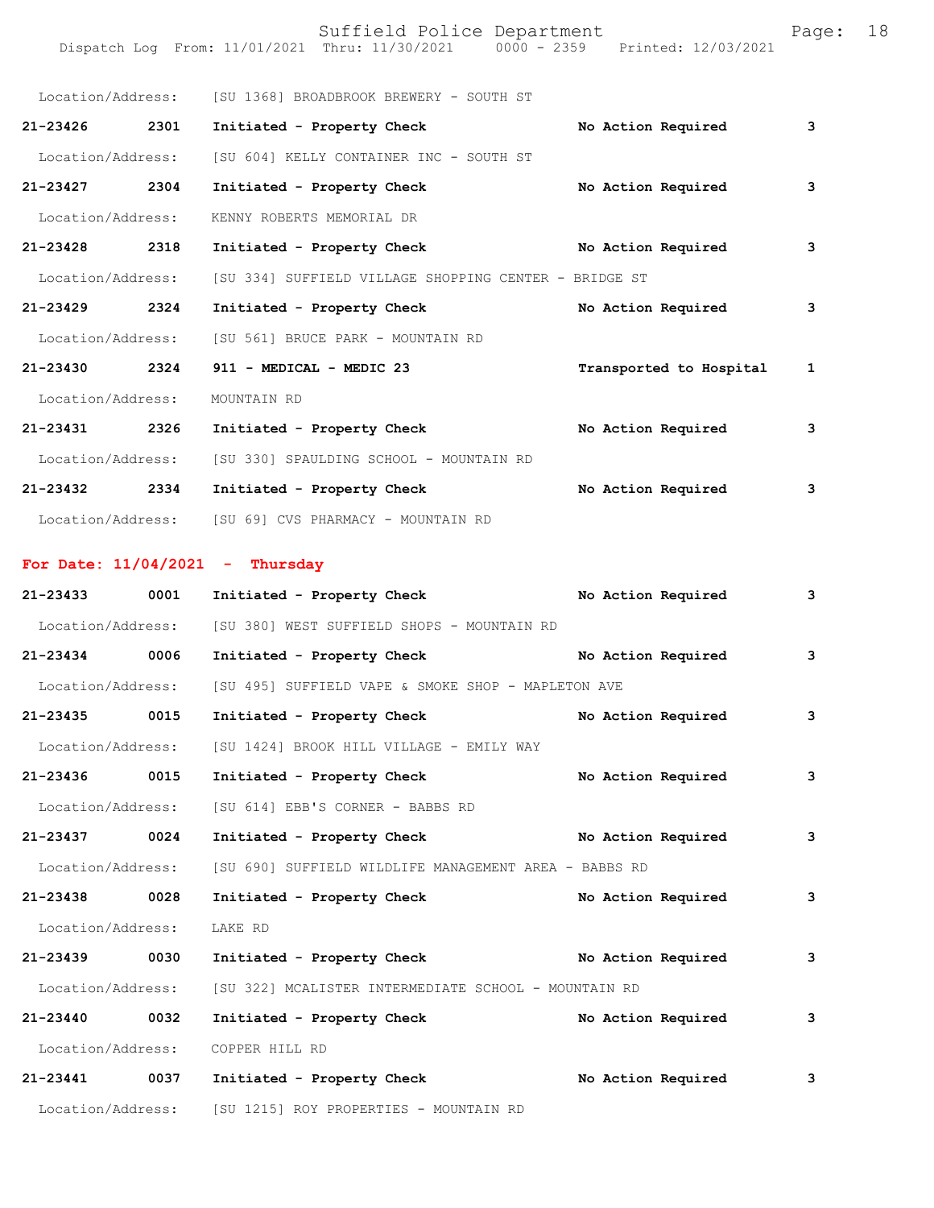Location/Address: [SU 1368] BROADBROOK BREWERY - SOUTH ST

**21-23426 2301 Initiated - Property Check No Action Required 3**

Location/Address: [SU 604] KELLY CONTAINER INC - SOUTH ST

**21-23427 2304 Initiated - Property Check No Action Required 3**

Location/Address: KENNY ROBERTS MEMORIAL DR

**21-23428 2318 Initiated - Property Check No Action Required 3**

Location/Address: [SU 334] SUFFIELD VILLAGE SHOPPING CENTER - BRIDGE ST

**21-23429 2324 Initiated - Property Check No Action Required 3**

Location/Address: [SU 561] BRUCE PARK - MOUNTAIN RD

**21-23430 2324 911 - MEDICAL - MEDIC 23 Transported to Hospital 1**

Location/Address: MOUNTAIN RD

**21-23431 2326 Initiated - Property Check No Action Required 3**

Location/Address: [SU 330] SPAULDING SCHOOL - MOUNTAIN RD

**21-23432 2334 Initiated - Property Check No Action Required 3**

Location/Address: [SU 69] CVS PHARMACY - MOUNTAIN RD

## For Date: 11/04/2021 - Thursday

**21-23433 0001 Initiated - Property Check No Action Required 3**

Location/Address: [SU 380] WEST SUFFIELD SHOPS - MOUNTAIN RD

**21-23434 0006 Initiated - Property Check No Action Required 3**

Location/Address: [SU 495] SUFFIELD VAPE & SMOKE SHOP - MAPLETON AVE

**21-23435 0015 Initiated - Property Check No Action Required 3**

Location/Address: [SU 1424] BROOK HILL VILLAGE - EMILY WAY

**21-23436 0015 Initiated - Property Check No Action Required 3**

Location/Address: [SU 614] EBB'S CORNER - BABBS RD

**21-23437 0024 Initiated - Property Check No Action Required 3**

Location/Address: [SU 690] SUFFIELD WILDLIFE MANAGEMENT AREA - BABBS RD

**21-23438 0028 Initiated - Property Check No Action Required 3**

Location/Address: LAKE RD

**21-23439 0030 Initiated - Property Check No Action Required 3**

Location/Address: [SU 322] MCALISTER INTERMEDIATE SCHOOL - MOUNTAIN RD

**21-23440 0032 Initiated - Property Check No Action Required 3**

Location/Address: COPPER HILL RD

**21-23441 0037 Initiated - Property Check No Action Required 3**

Location/Address: [SU 1215] ROY PROPERTIES - MOUNTAIN RD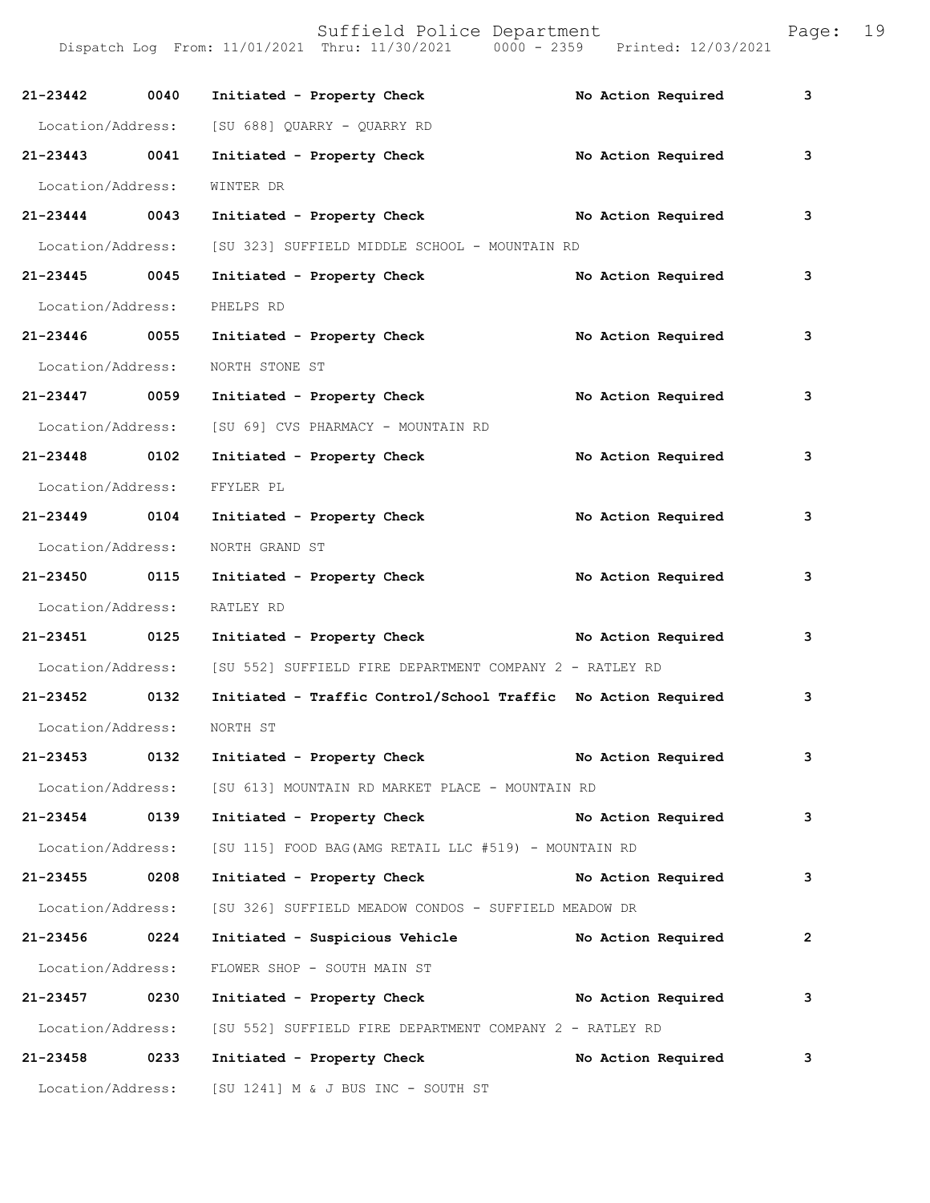Suffield Police Department

Dispatch Log From: 11/01/2021 Thru: 11/30/2021 0000 - 2359 Printed: 12/03/2021

**21-23442 0040 Initiated - Property Check No Action Required 3**

Location/Address: [SU 688] QUARRY - QUARRY RD

**21-23443 0041 Initiated - Property Check No Action Required 3**

Location/Address: WINTER DR

**21-23444 0043 Initiated - Property Check No Action Required 3**

Location/Address: [SU 323] SUFFIELD MIDDLE SCHOOL - MOUNTAIN RD

**21-23445 0045 Initiated - Property Check No Action Required 3**

Location/Address: PHELPS RD

**21-23446 0055 Initiated - Property Check No Action Required 3**

Location/Address: NORTH STONE ST

**21-23447 0059 Initiated - Property Check No Action Required 3**

Location/Address: [SU 69] CVS PHARMACY - MOUNTAIN RD

**21-23448 0102 Initiated - Property Check No Action Required 3**

Location/Address: FFYLER PL

**21-23449 0104 Initiated - Property Check No Action Required 3**

Location/Address: NORTH GRAND ST

**21-23450 0115 Initiated - Property Check No Action Required 3**

Location/Address: RATLEY RD

**21-23451 0125 Initiated - Property Check No Action Required 3**

Location/Address: [SU 552] SUFFIELD FIRE DEPARTMENT COMPANY 2 - RATLEY RD

**21-23452 0132 Initiated - Traffic Control/School Traffic No Action Required 3**

Location/Address: NORTH ST

**21-23453 0132 Initiated - Property Check No Action Required 3**

Location/Address: [SU 613] MOUNTAIN RD MARKET PLACE - MOUNTAIN RD

**21-23454 0139 Initiated - Property Check No Action Required 3**

Location/Address: [SU 115] FOOD BAG(AMG RETAIL LLC #519) - MOUNTAIN RD

**21-23455 0208 Initiated - Property Check No Action Required 3**

Location/Address: [SU 326] SUFFIELD MEADOW CONDOS - SUFFIELD MEADOW DR

**21-23456 0224 Initiated - Suspicious Vehicle No Action Required 2**

Location/Address: FLOWER SHOP - SOUTH MAIN ST

**21-23457 0230 Initiated - Property Check No Action Required 3**

Location/Address: [SU 552] SUFFIELD FIRE DEPARTMENT COMPANY 2 - RATLEY RD

**21-23458 0233 Initiated - Property Check No Action Required 3**

Location/Address: [SU 1241] M & J BUS INC - SOUTH ST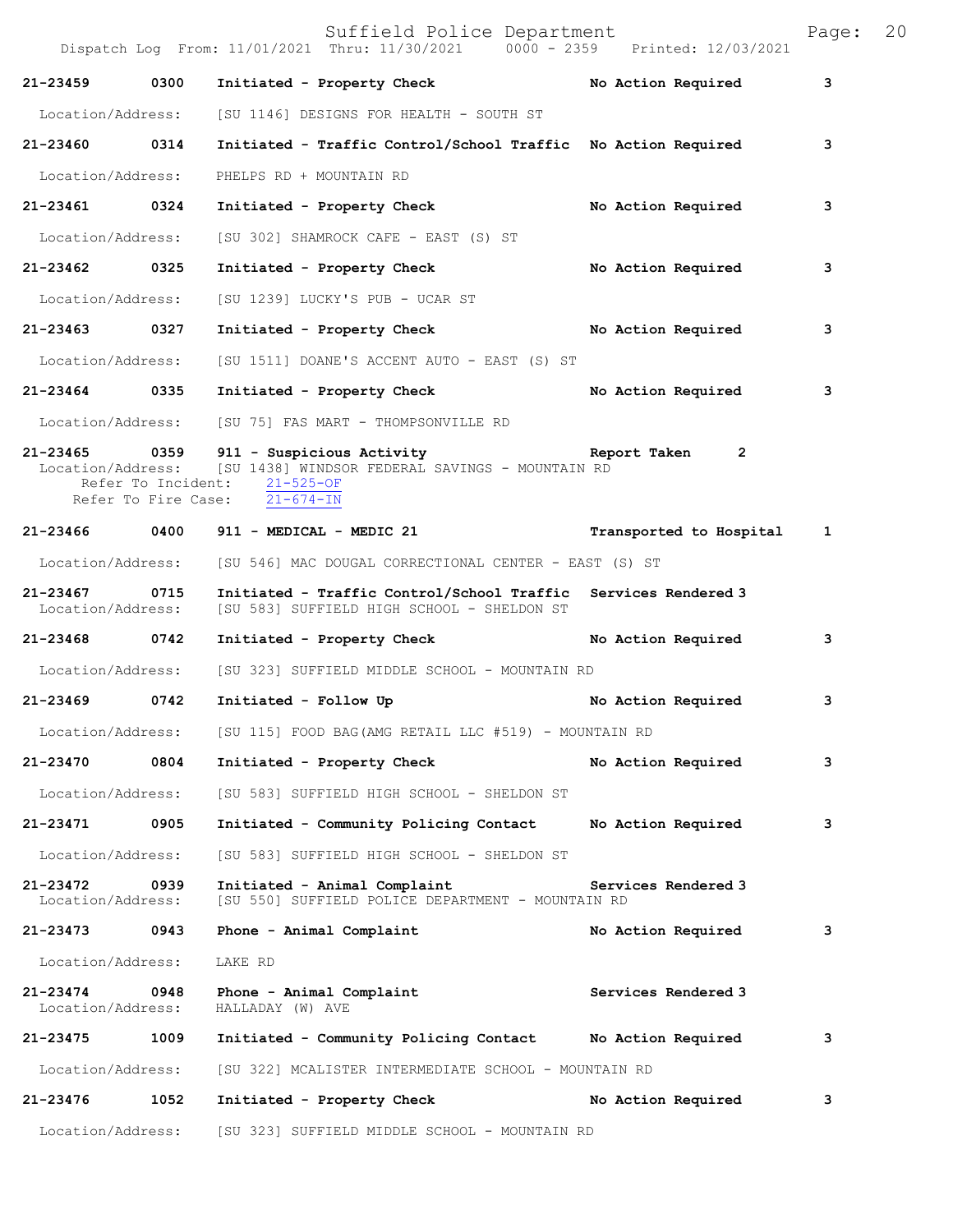**21-23459 0300 Initiated - Property Check No Action Required 3**

Location/Address: [SU 1146] DESIGNS FOR HEALTH - SOUTH ST

**21-23460 0314 Initiated - Traffic Control/School Traffic No Action Required 3**

Location/Address: PHELPS RD + MOUNTAIN RD

**21-23461 0324 Initiated - Property Check No Action Required 3**

Location/Address: [SU 302] SHAMROCK CAFE - EAST (S) ST

**21-23462 0325 Initiated - Property Check No Action Required 3**

Location/Address: [SU 1239] LUCKY'S PUB - UCAR ST

**21-23463 0327 Initiated - Property Check No Action Required 3**

Location/Address: [SU 1511] DOANE'S ACCENT AUTO - EAST (S) ST

**21-23464 0335 Initiated - Property Check No Action Required 3**

Location/Address: [SU 75] FAS MART - THOMPSONVILLE RD

**21-23465 0359 911 - Suspicious Activity Report Taken 2**

Location/Address: [SU 1438] WINDSOR FEDERAL SAVINGS - MOUNTAIN RD
Refer To Incident: 21-525-OF
Refer To Fire Case: 21-674-IN

**21-23466 0400 911 - MEDICAL - MEDIC 21 Transported to Hospital 1**

Location/Address: [SU 546] MAC DOUGAL CORRECTIONAL CENTER - EAST (S) ST

**21-23467 0715 Initiated - Traffic Control/School Traffic Services Rendered 3**

Location/Address: [SU 583] SUFFIELD HIGH SCHOOL - SHELDON ST

**21-23468 0742 Initiated - Property Check No Action Required 3**

Location/Address: [SU 323] SUFFIELD MIDDLE SCHOOL - MOUNTAIN RD

**21-23469 0742 Initiated - Follow Up No Action Required 3**

Location/Address: [SU 115] FOOD BAG(AMG RETAIL LLC #519) - MOUNTAIN RD

**21-23470 0804 Initiated - Property Check No Action Required 3**

Location/Address: [SU 583] SUFFIELD HIGH SCHOOL - SHELDON ST

**21-23471 0905 Initiated - Community Policing Contact No Action Required 3**

Location/Address: [SU 583] SUFFIELD HIGH SCHOOL - SHELDON ST

**21-23472 0939 Initiated - Animal Complaint Services Rendered 3**

Location/Address: [SU 550] SUFFIELD POLICE DEPARTMENT - MOUNTAIN RD

**21-23473 0943 Phone - Animal Complaint No Action Required 3**

Location/Address: LAKE RD

**21-23474 0948 Phone - Animal Complaint Services Rendered 3**

Location/Address: HALLADAY (W) AVE

**21-23475 1009 Initiated - Community Policing Contact No Action Required 3**

Location/Address: [SU 322] MCALISTER INTERMEDIATE SCHOOL - MOUNTAIN RD

**21-23476 1052 Initiated - Property Check No Action Required 3**

Location/Address: [SU 323] SUFFIELD MIDDLE SCHOOL - MOUNTAIN RD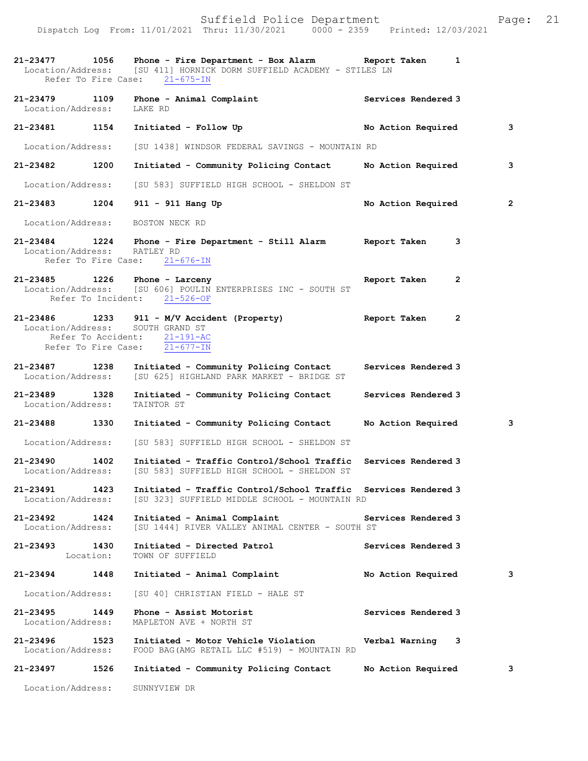21-23477 1056 Phone - Fire Department - Box Alarm Report Taken 1
Location/Address: [SU 411] HORNICK DORM SUFFIELD ACADEMY - STILES LN
Refer To Fire Case: 21-675-IN

21-23479 1109 Phone - Animal Complaint Services Rendered 3
Location/Address: LAKE RD

21-23481 1154 Initiated - Follow Up No Action Required 3
Location/Address: [SU 1438] WINDSOR FEDERAL SAVINGS - MOUNTAIN RD

21-23482 1200 Initiated - Community Policing Contact No Action Required 3
Location/Address: [SU 583] SUFFIELD HIGH SCHOOL - SHELDON ST

21-23483 1204 911 - 911 Hang Up No Action Required 2
Location/Address: BOSTON NECK RD

21-23484 1224 Phone - Fire Department - Still Alarm Report Taken 3
Location/Address: RATLEY RD
Refer To Fire Case: 21-676-IN

21-23485 1226 Phone - Larceny Report Taken 2
Location/Address: [SU 606] POULIN ENTERPRISES INC - SOUTH ST
Refer To Incident: 21-526-OF

21-23486 1233 911 - M/V Accident (Property) Report Taken 2
Location/Address: SOUTH GRAND ST
Refer To Accident: 21-191-AC
Refer To Fire Case: 21-677-IN

21-23487 1238 Initiated - Community Policing Contact Services Rendered 3
Location/Address: [SU 625] HIGHLAND PARK MARKET - BRIDGE ST

21-23489 1328 Initiated - Community Policing Contact Services Rendered 3
Location/Address: TAINTOR ST

21-23488 1330 Initiated - Community Policing Contact No Action Required 3
Location/Address: [SU 583] SUFFIELD HIGH SCHOOL - SHELDON ST

21-23490 1402 Initiated - Traffic Control/School Traffic Services Rendered 3
Location/Address: [SU 583] SUFFIELD HIGH SCHOOL - SHELDON ST

21-23491 1423 Initiated - Traffic Control/School Traffic Services Rendered 3
Location/Address: [SU 323] SUFFIELD MIDDLE SCHOOL - MOUNTAIN RD

21-23492 1424 Initiated - Animal Complaint Services Rendered 3
Location/Address: [SU 1444] RIVER VALLEY ANIMAL CENTER - SOUTH ST

21-23493 1430 Initiated - Directed Patrol Services Rendered 3
Location: TOWN OF SUFFIELD

21-23494 1448 Initiated - Animal Complaint No Action Required 3
Location/Address: [SU 40] CHRISTIAN FIELD - HALE ST

21-23495 1449 Phone - Assist Motorist Services Rendered 3
Location/Address: MAPLETON AVE + NORTH ST

21-23496 1523 Initiated - Motor Vehicle Violation Verbal Warning 3
Location/Address: FOOD BAG(AMG RETAIL LLC #519) - MOUNTAIN RD

21-23497 1526 Initiated - Community Policing Contact No Action Required 3
Location/Address: SUNNYVIEW DR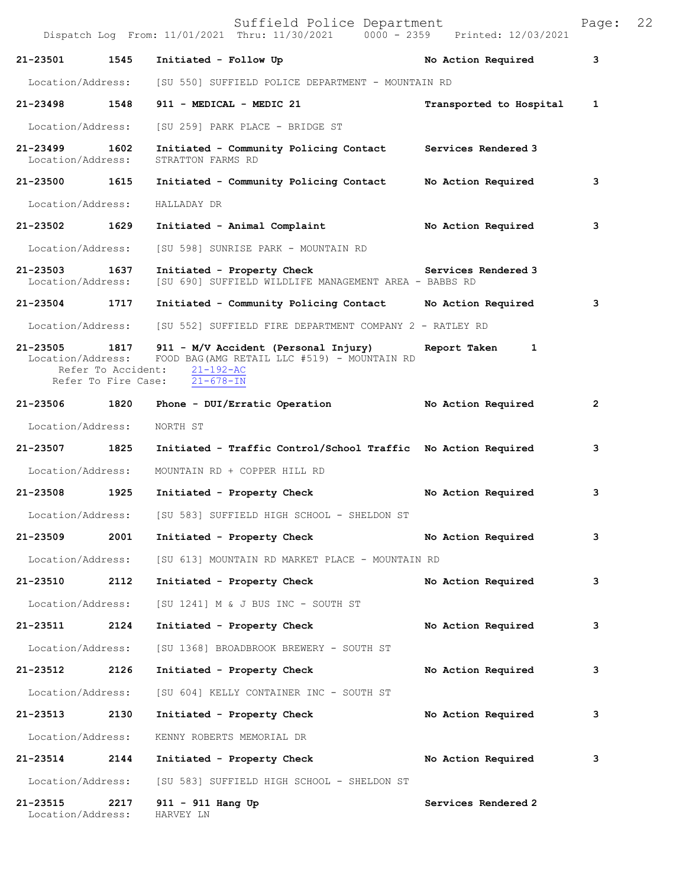**21-23501 1545 Initiated - Follow Up — No Action Required — 3**

Location/Address: [SU 550] SUFFIELD POLICE DEPARTMENT - MOUNTAIN RD

**21-23498 1548 911 - MEDICAL - MEDIC 21 — Transported to Hospital — 1**

Location/Address: [SU 259] PARK PLACE - BRIDGE ST

**21-23499 1602 Initiated - Community Policing Contact — Services Rendered 3**

Location/Address: STRATTON FARMS RD

**21-23500 1615 Initiated - Community Policing Contact — No Action Required — 3**

Location/Address: HALLADAY DR

**21-23502 1629 Initiated - Animal Complaint — No Action Required — 3**

Location/Address: [SU 598] SUNRISE PARK - MOUNTAIN RD

**21-23503 1637 Initiated - Property Check — Services Rendered 3**

Location/Address: [SU 690] SUFFIELD WILDLIFE MANAGEMENT AREA - BABBS RD

**21-23504 1717 Initiated - Community Policing Contact — No Action Required — 3**

Location/Address: [SU 552] SUFFIELD FIRE DEPARTMENT COMPANY 2 - RATLEY RD

**21-23505 1817 911 - M/V Accident (Personal Injury) — Report Taken — 1**

Location/Address: FOOD BAG(AMG RETAIL LLC #519) - MOUNTAIN RD
Refer To Accident: 21-192-AC
Refer To Fire Case: 21-678-IN

**21-23506 1820 Phone - DUI/Erratic Operation — No Action Required — 2**

Location/Address: NORTH ST

**21-23507 1825 Initiated - Traffic Control/School Traffic — No Action Required — 3**

Location/Address: MOUNTAIN RD + COPPER HILL RD

**21-23508 1925 Initiated - Property Check — No Action Required — 3**

Location/Address: [SU 583] SUFFIELD HIGH SCHOOL - SHELDON ST

**21-23509 2001 Initiated - Property Check — No Action Required — 3**

Location/Address: [SU 613] MOUNTAIN RD MARKET PLACE - MOUNTAIN RD

**21-23510 2112 Initiated - Property Check — No Action Required — 3**

Location/Address: [SU 1241] M & J BUS INC - SOUTH ST

**21-23511 2124 Initiated - Property Check — No Action Required — 3**

Location/Address: [SU 1368] BROADBROOK BREWERY - SOUTH ST

**21-23512 2126 Initiated - Property Check — No Action Required — 3**

Location/Address: [SU 604] KELLY CONTAINER INC - SOUTH ST

**21-23513 2130 Initiated - Property Check — No Action Required — 3**

Location/Address: KENNY ROBERTS MEMORIAL DR

**21-23514 2144 Initiated - Property Check — No Action Required — 3**

Location/Address: [SU 583] SUFFIELD HIGH SCHOOL - SHELDON ST

**21-23515 2217 911 - 911 Hang Up — Services Rendered 2**

Location/Address: HARVEY LN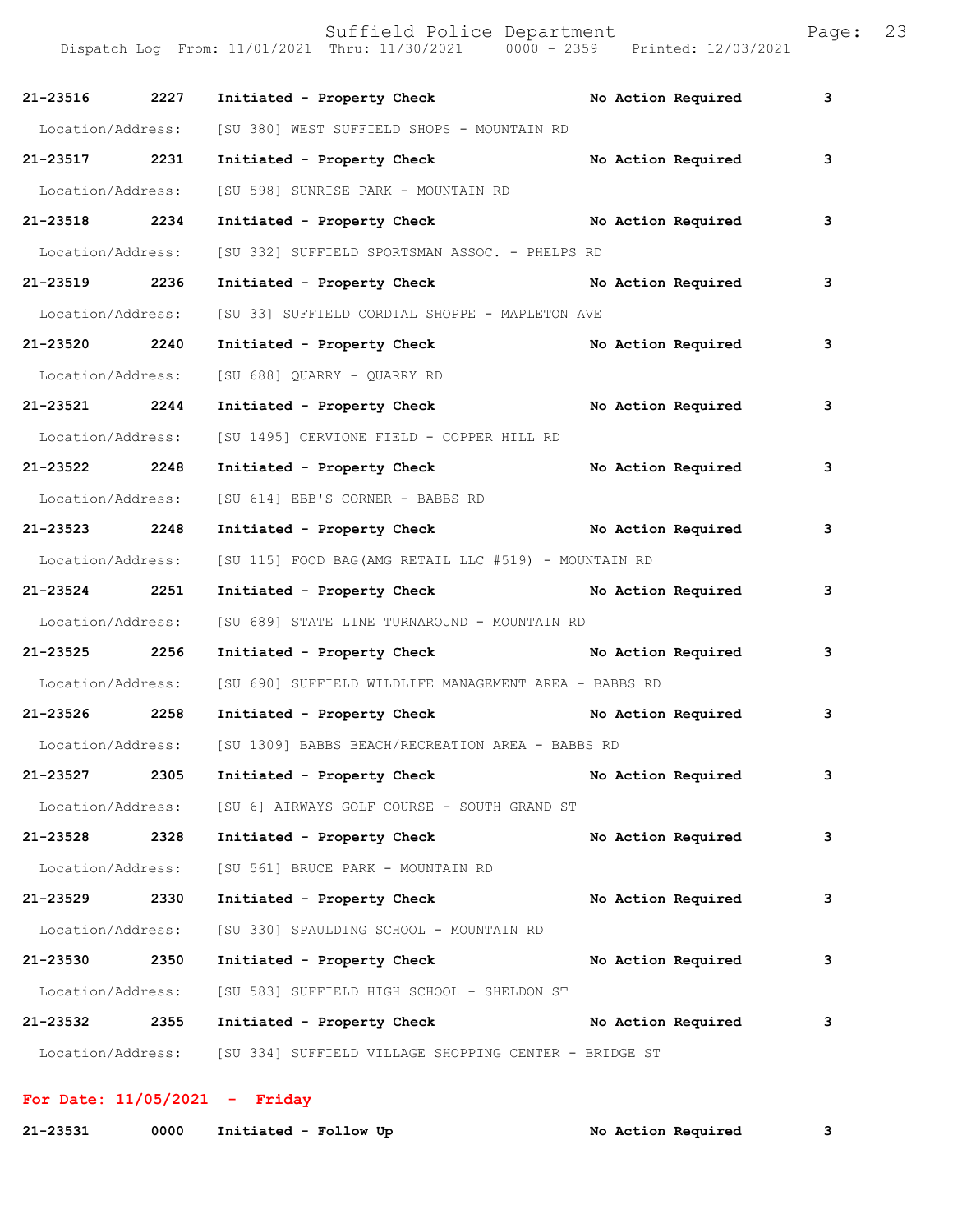**21-23516 2227 Initiated - Property Check No Action Required 3**

Location/Address: [SU 380] WEST SUFFIELD SHOPS - MOUNTAIN RD

**21-23517 2231 Initiated - Property Check No Action Required 3**

Location/Address: [SU 598] SUNRISE PARK - MOUNTAIN RD

**21-23518 2234 Initiated - Property Check No Action Required 3**

Location/Address: [SU 332] SUFFIELD SPORTSMAN ASSOC. - PHELPS RD

**21-23519 2236 Initiated - Property Check No Action Required 3**

Location/Address: [SU 33] SUFFIELD CORDIAL SHOPPE - MAPLETON AVE

**21-23520 2240 Initiated - Property Check No Action Required 3**

Location/Address: [SU 688] QUARRY - QUARRY RD

**21-23521 2244 Initiated - Property Check No Action Required 3**

Location/Address: [SU 1495] CERVIONE FIELD - COPPER HILL RD

**21-23522 2248 Initiated - Property Check No Action Required 3**

Location/Address: [SU 614] EBB'S CORNER - BABBS RD

**21-23523 2248 Initiated - Property Check No Action Required 3**

Location/Address: [SU 115] FOOD BAG(AMG RETAIL LLC #519) - MOUNTAIN RD

**21-23524 2251 Initiated - Property Check No Action Required 3**

Location/Address: [SU 689] STATE LINE TURNAROUND - MOUNTAIN RD

**21-23525 2256 Initiated - Property Check No Action Required 3**

Location/Address: [SU 690] SUFFIELD WILDLIFE MANAGEMENT AREA - BABBS RD

**21-23526 2258 Initiated - Property Check No Action Required 3**

Location/Address: [SU 1309] BABBS BEACH/RECREATION AREA - BABBS RD

**21-23527 2305 Initiated - Property Check No Action Required 3**

Location/Address: [SU 6] AIRWAYS GOLF COURSE - SOUTH GRAND ST

**21-23528 2328 Initiated - Property Check No Action Required 3**

Location/Address: [SU 561] BRUCE PARK - MOUNTAIN RD

**21-23529 2330 Initiated - Property Check No Action Required 3**

Location/Address: [SU 330] SPAULDING SCHOOL - MOUNTAIN RD

**21-23530 2350 Initiated - Property Check No Action Required 3**

Location/Address: [SU 583] SUFFIELD HIGH SCHOOL - SHELDON ST

**21-23532 2355 Initiated - Property Check No Action Required 3**

Location/Address: [SU 334] SUFFIELD VILLAGE SHOPPING CENTER - BRIDGE ST

**For Date: 11/05/2021 - Friday**

**21-23531 0000 Initiated - Follow Up No Action Required 3**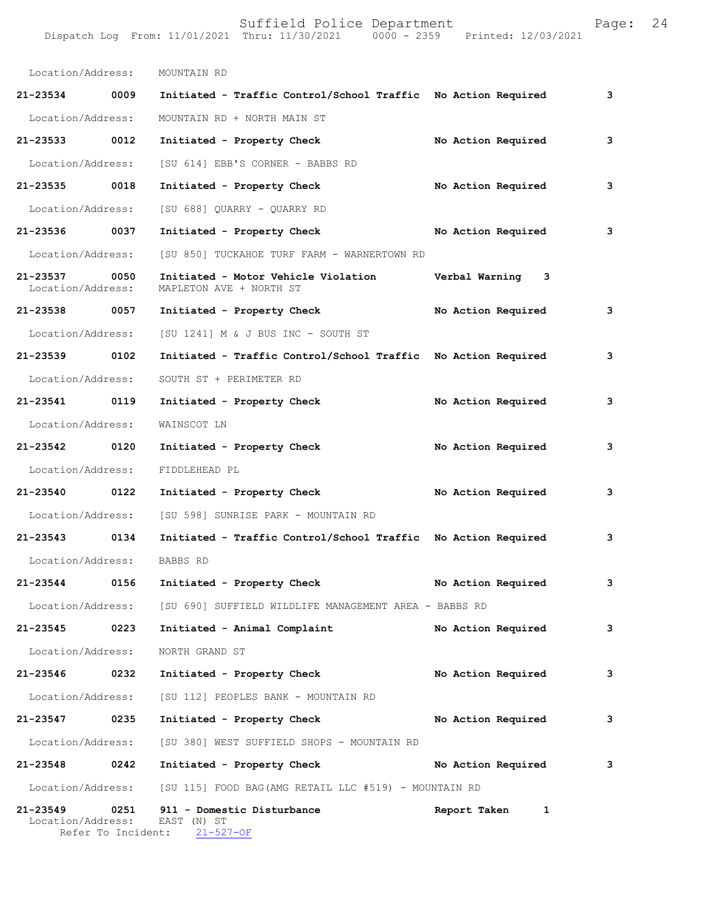Location/Address: MOUNTAIN RD

**21-23534 0009 Initiated - Traffic Control/School Traffic No Action Required 3**

Location/Address: MOUNTAIN RD + NORTH MAIN ST

**21-23533 0012 Initiated - Property Check No Action Required 3**

Location/Address: [SU 614] EBB'S CORNER - BABBS RD

**21-23535 0018 Initiated - Property Check No Action Required 3**

Location/Address: [SU 688] QUARRY - QUARRY RD

**21-23536 0037 Initiated - Property Check No Action Required 3**

Location/Address: [SU 850] TUCKAHOE TURF FARM - WARNERTOWN RD

**21-23537 0050 Initiated - Motor Vehicle Violation Verbal Warning 3**
Location/Address: MAPLETON AVE + NORTH ST

**21-23538 0057 Initiated - Property Check No Action Required 3**

Location/Address: [SU 1241] M & J BUS INC - SOUTH ST

**21-23539 0102 Initiated - Traffic Control/School Traffic No Action Required 3**

Location/Address: SOUTH ST + PERIMETER RD

**21-23541 0119 Initiated - Property Check No Action Required 3**

Location/Address: WAINSCOT LN

**21-23542 0120 Initiated - Property Check No Action Required 3**

Location/Address: FIDDLEHEAD PL

**21-23540 0122 Initiated - Property Check No Action Required 3**

Location/Address: [SU 598] SUNRISE PARK - MOUNTAIN RD

**21-23543 0134 Initiated - Traffic Control/School Traffic No Action Required 3**

Location/Address: BABBS RD

**21-23544 0156 Initiated - Property Check No Action Required 3**

Location/Address: [SU 690] SUFFIELD WILDLIFE MANAGEMENT AREA - BABBS RD

**21-23545 0223 Initiated - Animal Complaint No Action Required 3**

Location/Address: NORTH GRAND ST

**21-23546 0232 Initiated - Property Check No Action Required 3**

Location/Address: [SU 112] PEOPLES BANK - MOUNTAIN RD

**21-23547 0235 Initiated - Property Check No Action Required 3**

Location/Address: [SU 380] WEST SUFFIELD SHOPS - MOUNTAIN RD

**21-23548 0242 Initiated - Property Check No Action Required 3**

Location/Address: [SU 115] FOOD BAG(AMG RETAIL LLC #519) - MOUNTAIN RD

**21-23549 0251 911 - Domestic Disturbance Report Taken 1**
Location/Address: EAST (N) ST
Refer To Incident: 21-527-OF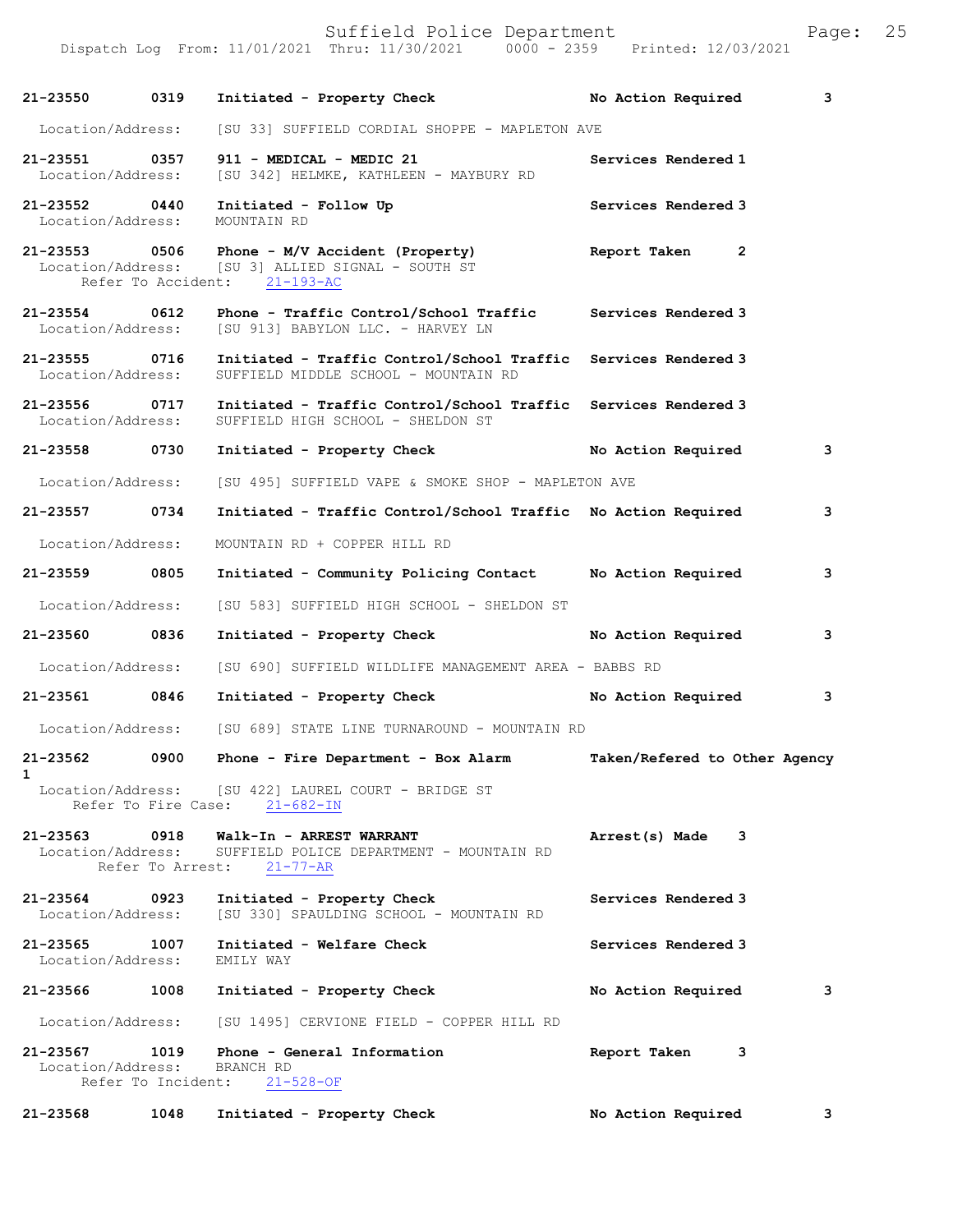**21-23550** 0319 **Initiated - Property Check** **No Action Required** 3

Location/Address: [SU 33] SUFFIELD CORDIAL SHOPPE - MAPLETON AVE

**21-23551** 0357 **911 - MEDICAL - MEDIC 21** **Services Rendered** 1
Location/Address: [SU 342] HELMKE, KATHLEEN - MAYBURY RD

**21-23552** 0440 **Initiated - Follow Up** **Services Rendered** 3
Location/Address: MOUNTAIN RD

**21-23553** 0506 **Phone - M/V Accident (Property)** **Report Taken** 2
Location/Address: [SU 3] ALLIED SIGNAL - SOUTH ST
Refer To Accident: 21-193-AC

**21-23554** 0612 **Phone - Traffic Control/School Traffic** **Services Rendered** 3
Location/Address: [SU 913] BABYLON LLC. - HARVEY LN

**21-23555** 0716 **Initiated - Traffic Control/School Traffic** **Services Rendered** 3
Location/Address: SUFFIELD MIDDLE SCHOOL - MOUNTAIN RD

**21-23556** 0717 **Initiated - Traffic Control/School Traffic** **Services Rendered** 3
Location/Address: SUFFIELD HIGH SCHOOL - SHELDON ST

**21-23558** 0730 **Initiated - Property Check** **No Action Required** 3

Location/Address: [SU 495] SUFFIELD VAPE & SMOKE SHOP - MAPLETON AVE

**21-23557** 0734 **Initiated - Traffic Control/School Traffic** **No Action Required** 3

Location/Address: MOUNTAIN RD + COPPER HILL RD

**21-23559** 0805 **Initiated - Community Policing Contact** **No Action Required** 3

Location/Address: [SU 583] SUFFIELD HIGH SCHOOL - SHELDON ST

**21-23560** 0836 **Initiated - Property Check** **No Action Required** 3

Location/Address: [SU 690] SUFFIELD WILDLIFE MANAGEMENT AREA - BABBS RD

**21-23561** 0846 **Initiated - Property Check** **No Action Required** 3

Location/Address: [SU 689] STATE LINE TURNAROUND - MOUNTAIN RD

**21-23562** 0900 **Phone - Fire Department - Box Alarm** **Taken/Refered to Other Agency** 1
Location/Address: [SU 422] LAUREL COURT - BRIDGE ST
Refer To Fire Case: 21-682-IN

**21-23563** 0918 **Walk-In - ARREST WARRANT** **Arrest(s) Made** 3
Location/Address: SUFFIELD POLICE DEPARTMENT - MOUNTAIN RD
Refer To Arrest: 21-77-AR

**21-23564** 0923 **Initiated - Property Check** **Services Rendered** 3
Location/Address: [SU 330] SPAULDING SCHOOL - MOUNTAIN RD

**21-23565** 1007 **Initiated - Welfare Check** **Services Rendered** 3
Location/Address: EMILY WAY

**21-23566** 1008 **Initiated - Property Check** **No Action Required** 3

Location/Address: [SU 1495] CERVIONE FIELD - COPPER HILL RD

**21-23567** 1019 **Phone - General Information** **Report Taken** 3
Location/Address: BRANCH RD
Refer To Incident: 21-528-OF

**21-23568** 1048 **Initiated - Property Check** **No Action Required** 3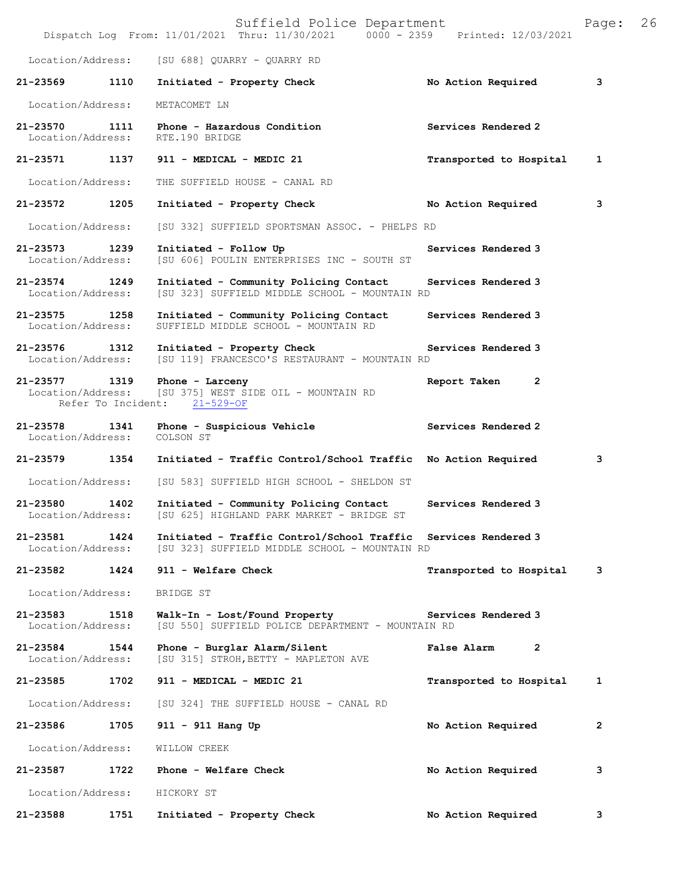Location/Address: [SU 688] QUARRY - QUARRY RD

**21-23569 1110 Initiated - Property Check** — **No Action Required** — **3**
Location/Address: METACOMET LN

**21-23570 1111 Phone - Hazardous Condition** — **Services Rendered 2**
Location/Address: RTE.190 BRIDGE

**21-23571 1137 911 - MEDICAL - MEDIC 21** — **Transported to Hospital** — **1**
Location/Address: THE SUFFIELD HOUSE - CANAL RD

**21-23572 1205 Initiated - Property Check** — **No Action Required** — **3**
Location/Address: [SU 332] SUFFIELD SPORTSMAN ASSOC. - PHELPS RD

**21-23573 1239 Initiated - Follow Up** — **Services Rendered 3**
Location/Address: [SU 606] POULIN ENTERPRISES INC - SOUTH ST

**21-23574 1249 Initiated - Community Policing Contact** — **Services Rendered 3**
Location/Address: [SU 323] SUFFIELD MIDDLE SCHOOL - MOUNTAIN RD

**21-23575 1258 Initiated - Community Policing Contact** — **Services Rendered 3**
Location/Address: SUFFIELD MIDDLE SCHOOL - MOUNTAIN RD

**21-23576 1312 Initiated - Property Check** — **Services Rendered 3**
Location/Address: [SU 119] FRANCESCO'S RESTAURANT - MOUNTAIN RD

**21-23577 1319 Phone - Larceny** — **Report Taken 2**
Location/Address: [SU 375] WEST SIDE OIL - MOUNTAIN RD
Refer To Incident: 21-529-OF

**21-23578 1341 Phone - Suspicious Vehicle** — **Services Rendered 2**
Location/Address: COLSON ST

**21-23579 1354 Initiated - Traffic Control/School Traffic** — **No Action Required** — **3**
Location/Address: [SU 583] SUFFIELD HIGH SCHOOL - SHELDON ST

**21-23580 1402 Initiated - Community Policing Contact** — **Services Rendered 3**
Location/Address: [SU 625] HIGHLAND PARK MARKET - BRIDGE ST

**21-23581 1424 Initiated - Traffic Control/School Traffic** — **Services Rendered 3**
Location/Address: [SU 323] SUFFIELD MIDDLE SCHOOL - MOUNTAIN RD

**21-23582 1424 911 - Welfare Check** — **Transported to Hospital** — **3**
Location/Address: BRIDGE ST

**21-23583 1518 Walk-In - Lost/Found Property** — **Services Rendered 3**
Location/Address: [SU 550] SUFFIELD POLICE DEPARTMENT - MOUNTAIN RD

**21-23584 1544 Phone - Burglar Alarm/Silent** — **False Alarm 2**
Location/Address: [SU 315] STROH,BETTY - MAPLETON AVE

**21-23585 1702 911 - MEDICAL - MEDIC 21** — **Transported to Hospital** — **1**
Location/Address: [SU 324] THE SUFFIELD HOUSE - CANAL RD

**21-23586 1705 911 - 911 Hang Up** — **No Action Required** — **2**
Location/Address: WILLOW CREEK

**21-23587 1722 Phone - Welfare Check** — **No Action Required** — **3**
Location/Address: HICKORY ST

**21-23588 1751 Initiated - Property Check** — **No Action Required** — **3**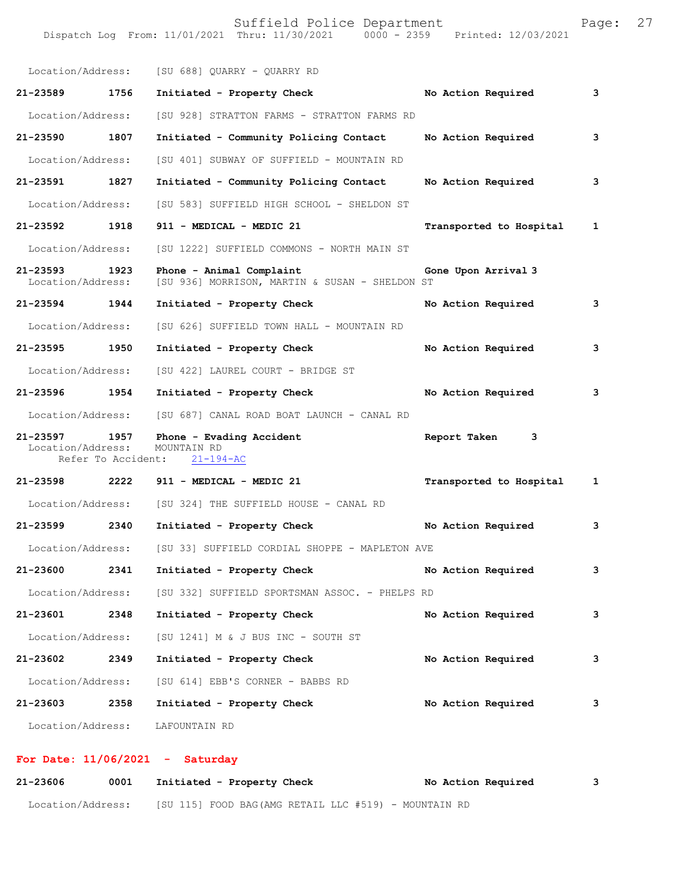Location/Address: [SU 688] QUARRY - QUARRY RD

**21-23589 1756 Initiated - Property Check No Action Required 3**

Location/Address: [SU 928] STRATTON FARMS - STRATTON FARMS RD

**21-23590 1807 Initiated - Community Policing Contact No Action Required 3**

Location/Address: [SU 401] SUBWAY OF SUFFIELD - MOUNTAIN RD

**21-23591 1827 Initiated - Community Policing Contact No Action Required 3**

Location/Address: [SU 583] SUFFIELD HIGH SCHOOL - SHELDON ST

**21-23592 1918 911 - MEDICAL - MEDIC 21 Transported to Hospital 1**

Location/Address: [SU 1222] SUFFIELD COMMONS - NORTH MAIN ST

**21-23593 1923 Phone - Animal Complaint Gone Upon Arrival 3**
Location/Address: [SU 936] MORRISON, MARTIN & SUSAN - SHELDON ST

**21-23594 1944 Initiated - Property Check No Action Required 3**

Location/Address: [SU 626] SUFFIELD TOWN HALL - MOUNTAIN RD

**21-23595 1950 Initiated - Property Check No Action Required 3**

Location/Address: [SU 422] LAUREL COURT - BRIDGE ST

**21-23596 1954 Initiated - Property Check No Action Required 3**

Location/Address: [SU 687] CANAL ROAD BOAT LAUNCH - CANAL RD

**21-23597 1957 Phone - Evading Accident Report Taken 3**
Location/Address: MOUNTAIN RD
Refer To Accident: 21-194-AC

**21-23598 2222 911 - MEDICAL - MEDIC 21 Transported to Hospital 1**

Location/Address: [SU 324] THE SUFFIELD HOUSE - CANAL RD

**21-23599 2340 Initiated - Property Check No Action Required 3**

Location/Address: [SU 33] SUFFIELD CORDIAL SHOPPE - MAPLETON AVE

**21-23600 2341 Initiated - Property Check No Action Required 3**

Location/Address: [SU 332] SUFFIELD SPORTSMAN ASSOC. - PHELPS RD

**21-23601 2348 Initiated - Property Check No Action Required 3**

Location/Address: [SU 1241] M & J BUS INC - SOUTH ST

**21-23602 2349 Initiated - Property Check No Action Required 3**

Location/Address: [SU 614] EBB'S CORNER - BABBS RD

**21-23603 2358 Initiated - Property Check No Action Required 3**

Location/Address: LAFOUNTAIN RD

**For Date: 11/06/2021 - Saturday**

**21-23606 0001 Initiated - Property Check No Action Required 3**

Location/Address: [SU 115] FOOD BAG(AMG RETAIL LLC #519) - MOUNTAIN RD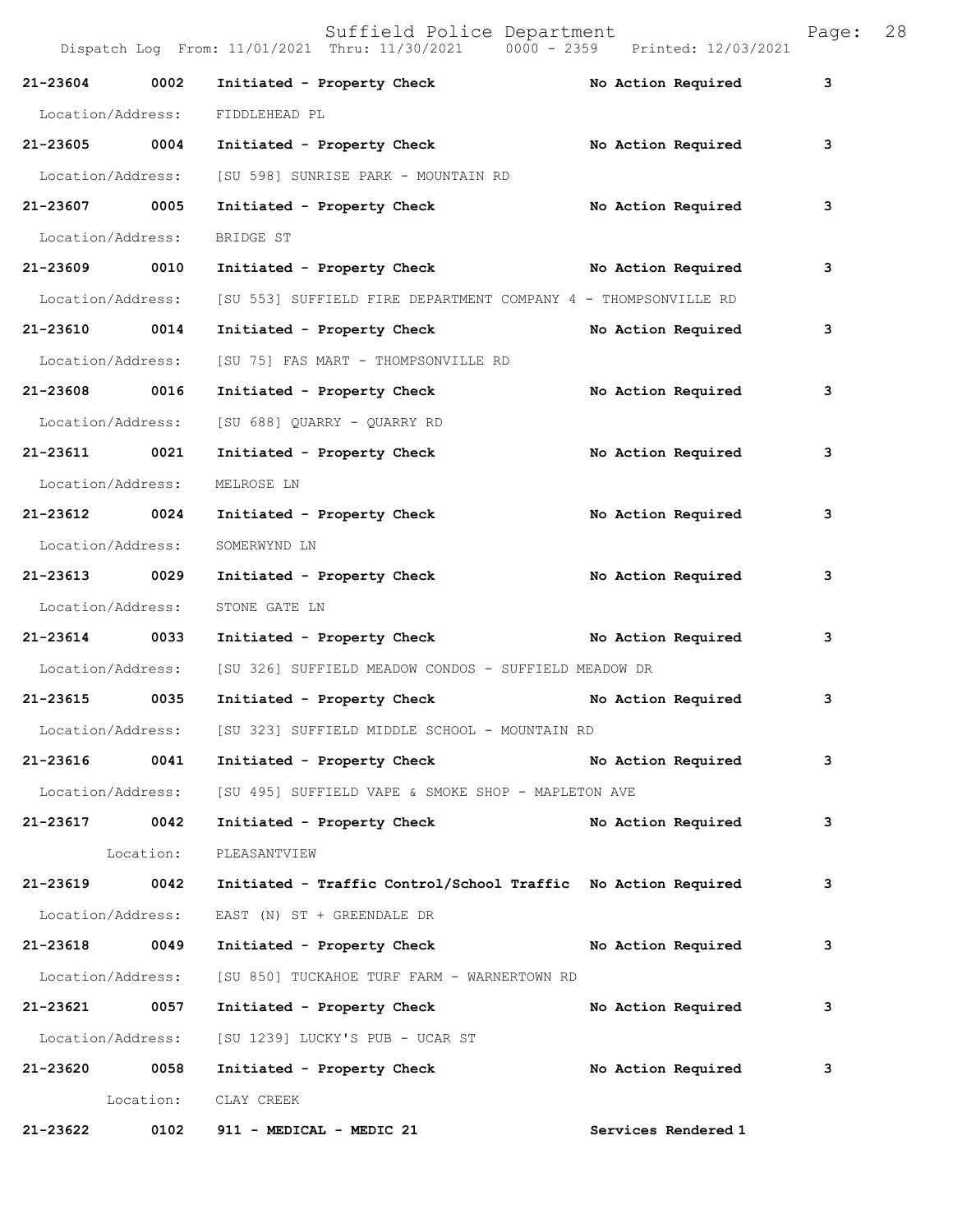Dispatch Log From: 11/01/2021 Thru: 11/30/2021 0000 - 2359 Printed: 12/03/2021

**21-23604 0002 Initiated - Property Check No Action Required 3**

Location/Address: FIDDLEHEAD PL

**21-23605 0004 Initiated - Property Check No Action Required 3**

Location/Address: [SU 598] SUNRISE PARK - MOUNTAIN RD

**21-23607 0005 Initiated - Property Check No Action Required 3**

Location/Address: BRIDGE ST

**21-23609 0010 Initiated - Property Check No Action Required 3**

Location/Address: [SU 553] SUFFIELD FIRE DEPARTMENT COMPANY 4 - THOMPSONVILLE RD

**21-23610 0014 Initiated - Property Check No Action Required 3**

Location/Address: [SU 75] FAS MART - THOMPSONVILLE RD

**21-23608 0016 Initiated - Property Check No Action Required 3**

Location/Address: [SU 688] QUARRY - QUARRY RD

**21-23611 0021 Initiated - Property Check No Action Required 3**

Location/Address: MELROSE LN

**21-23612 0024 Initiated - Property Check No Action Required 3**

Location/Address: SOMERWYND LN

**21-23613 0029 Initiated - Property Check No Action Required 3**

Location/Address: STONE GATE LN

**21-23614 0033 Initiated - Property Check No Action Required 3**

Location/Address: [SU 326] SUFFIELD MEADOW CONDOS - SUFFIELD MEADOW DR

**21-23615 0035 Initiated - Property Check No Action Required 3**

Location/Address: [SU 323] SUFFIELD MIDDLE SCHOOL - MOUNTAIN RD

**21-23616 0041 Initiated - Property Check No Action Required 3**

Location/Address: [SU 495] SUFFIELD VAPE & SMOKE SHOP - MAPLETON AVE

**21-23617 0042 Initiated - Property Check No Action Required 3**

Location: PLEASANTVIEW

**21-23619 0042 Initiated - Traffic Control/School Traffic No Action Required 3**

Location/Address: EAST (N) ST + GREENDALE DR

**21-23618 0049 Initiated - Property Check No Action Required 3**

Location/Address: [SU 850] TUCKAHOE TURF FARM - WARNERTOWN RD

**21-23621 0057 Initiated - Property Check No Action Required 3**

Location/Address: [SU 1239] LUCKY'S PUB - UCAR ST

**21-23620 0058 Initiated - Property Check No Action Required 3**

Location: CLAY CREEK

**21-23622 0102 911 - MEDICAL - MEDIC 21 Services Rendered 1**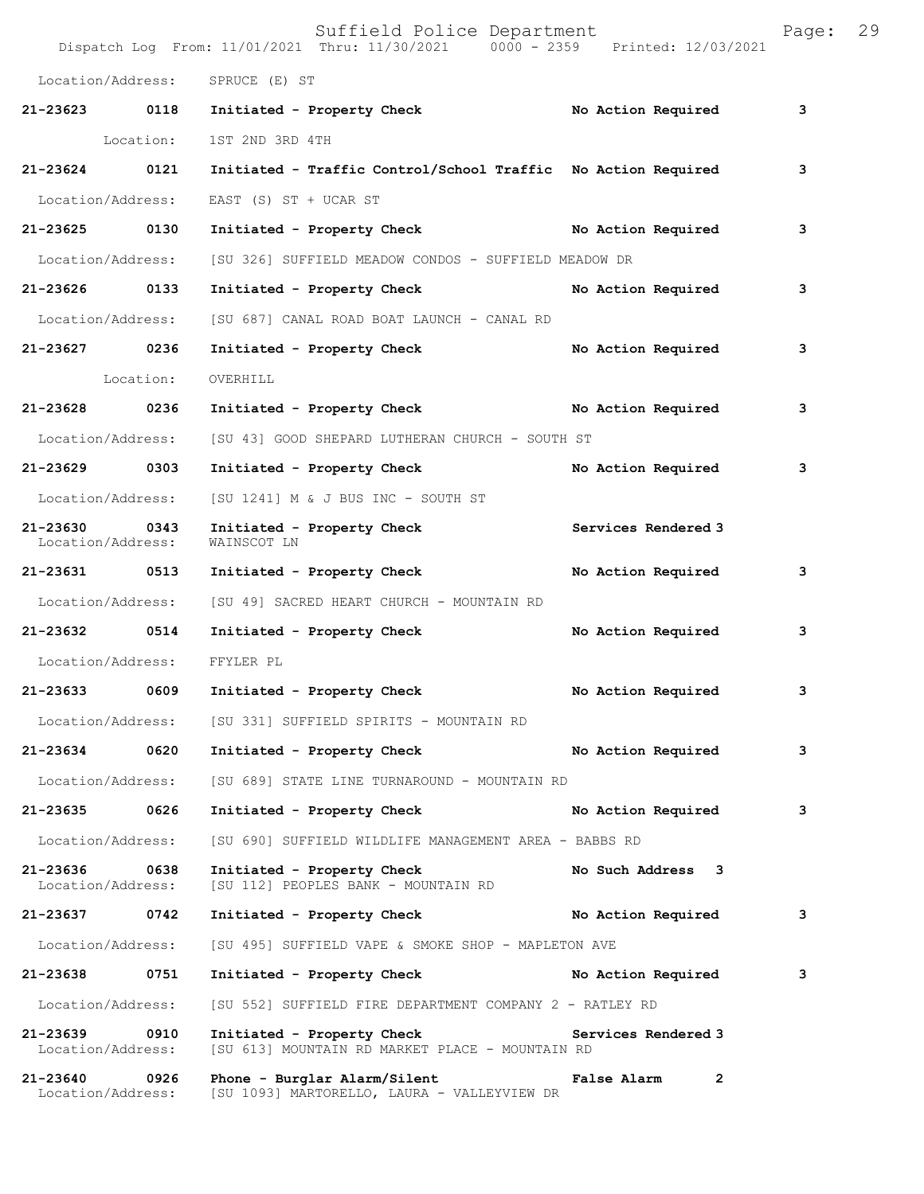Location/Address: SPRUCE (E) ST

**21-23623 0118 Initiated - Property Check No Action Required 3**

Location: 1ST 2ND 3RD 4TH

**21-23624 0121 Initiated - Traffic Control/School Traffic No Action Required 3**

Location/Address: EAST (S) ST + UCAR ST

**21-23625 0130 Initiated - Property Check No Action Required 3**

Location/Address: [SU 326] SUFFIELD MEADOW CONDOS - SUFFIELD MEADOW DR

**21-23626 0133 Initiated - Property Check No Action Required 3**

Location/Address: [SU 687] CANAL ROAD BOAT LAUNCH - CANAL RD

**21-23627 0236 Initiated - Property Check No Action Required 3**

Location: OVERHILL

**21-23628 0236 Initiated - Property Check No Action Required 3**

Location/Address: [SU 43] GOOD SHEPARD LUTHERAN CHURCH - SOUTH ST

**21-23629 0303 Initiated - Property Check No Action Required 3**

Location/Address: [SU 1241] M & J BUS INC - SOUTH ST

**21-23630 0343 Initiated - Property Check Services Rendered 3**
Location/Address: WAINSCOT LN

**21-23631 0513 Initiated - Property Check No Action Required 3**

Location/Address: [SU 49] SACRED HEART CHURCH - MOUNTAIN RD

**21-23632 0514 Initiated - Property Check No Action Required 3**

Location/Address: FFYLER PL

**21-23633 0609 Initiated - Property Check No Action Required 3**

Location/Address: [SU 331] SUFFIELD SPIRITS - MOUNTAIN RD

**21-23634 0620 Initiated - Property Check No Action Required 3**

Location/Address: [SU 689] STATE LINE TURNAROUND - MOUNTAIN RD

**21-23635 0626 Initiated - Property Check No Action Required 3**

Location/Address: [SU 690] SUFFIELD WILDLIFE MANAGEMENT AREA - BABBS RD

**21-23636 0638 Initiated - Property Check No Such Address 3**
Location/Address: [SU 112] PEOPLES BANK - MOUNTAIN RD

**21-23637 0742 Initiated - Property Check No Action Required 3**

Location/Address: [SU 495] SUFFIELD VAPE & SMOKE SHOP - MAPLETON AVE

**21-23638 0751 Initiated - Property Check No Action Required 3**

Location/Address: [SU 552] SUFFIELD FIRE DEPARTMENT COMPANY 2 - RATLEY RD

**21-23639 0910 Initiated - Property Check Services Rendered 3**
Location/Address: [SU 613] MOUNTAIN RD MARKET PLACE - MOUNTAIN RD

**21-23640 0926 Phone - Burglar Alarm/Silent False Alarm 2**
Location/Address: [SU 1093] MARTORELLO, LAURA - VALLEYVIEW DR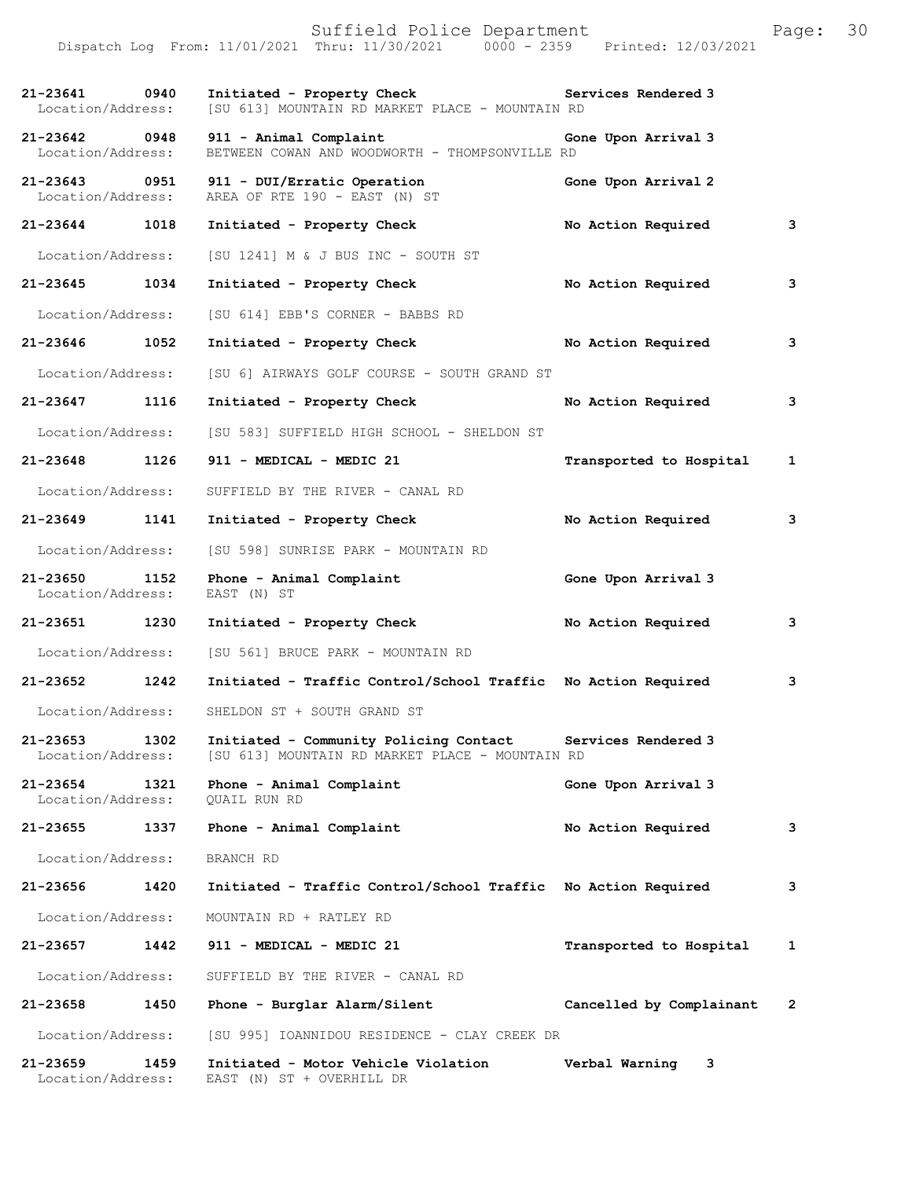**21-23641 0940 Initiated - Property Check Services Rendered 3**
Location/Address: [SU 613] MOUNTAIN RD MARKET PLACE - MOUNTAIN RD

**21-23642 0948 911 - Animal Complaint Gone Upon Arrival 3**
Location/Address: BETWEEN COWAN AND WOODWORTH - THOMPSONVILLE RD

**21-23643 0951 911 - DUI/Erratic Operation Gone Upon Arrival 2**
Location/Address: AREA OF RTE 190 - EAST (N) ST

**21-23644 1018 Initiated - Property Check No Action Required 3**
Location/Address: [SU 1241] M & J BUS INC - SOUTH ST

**21-23645 1034 Initiated - Property Check No Action Required 3**
Location/Address: [SU 614] EBB'S CORNER - BABBS RD

**21-23646 1052 Initiated - Property Check No Action Required 3**
Location/Address: [SU 6] AIRWAYS GOLF COURSE - SOUTH GRAND ST

**21-23647 1116 Initiated - Property Check No Action Required 3**
Location/Address: [SU 583] SUFFIELD HIGH SCHOOL - SHELDON ST

**21-23648 1126 911 - MEDICAL - MEDIC 21 Transported to Hospital 1**
Location/Address: SUFFIELD BY THE RIVER - CANAL RD

**21-23649 1141 Initiated - Property Check No Action Required 3**
Location/Address: [SU 598] SUNRISE PARK - MOUNTAIN RD

**21-23650 1152 Phone - Animal Complaint Gone Upon Arrival 3**
Location/Address: EAST (N) ST

**21-23651 1230 Initiated - Property Check No Action Required 3**
Location/Address: [SU 561] BRUCE PARK - MOUNTAIN RD

**21-23652 1242 Initiated - Traffic Control/School Traffic No Action Required 3**
Location/Address: SHELDON ST + SOUTH GRAND ST

**21-23653 1302 Initiated - Community Policing Contact Services Rendered 3**
Location/Address: [SU 613] MOUNTAIN RD MARKET PLACE - MOUNTAIN RD

**21-23654 1321 Phone - Animal Complaint Gone Upon Arrival 3**
Location/Address: QUAIL RUN RD

**21-23655 1337 Phone - Animal Complaint No Action Required 3**
Location/Address: BRANCH RD

**21-23656 1420 Initiated - Traffic Control/School Traffic No Action Required 3**
Location/Address: MOUNTAIN RD + RATLEY RD

**21-23657 1442 911 - MEDICAL - MEDIC 21 Transported to Hospital 1**
Location/Address: SUFFIELD BY THE RIVER - CANAL RD

**21-23658 1450 Phone - Burglar Alarm/Silent Cancelled by Complainant 2**
Location/Address: [SU 995] IOANNIDOU RESIDENCE - CLAY CREEK DR

**21-23659 1459 Initiated - Motor Vehicle Violation Verbal Warning 3**
Location/Address: EAST (N) ST + OVERHILL DR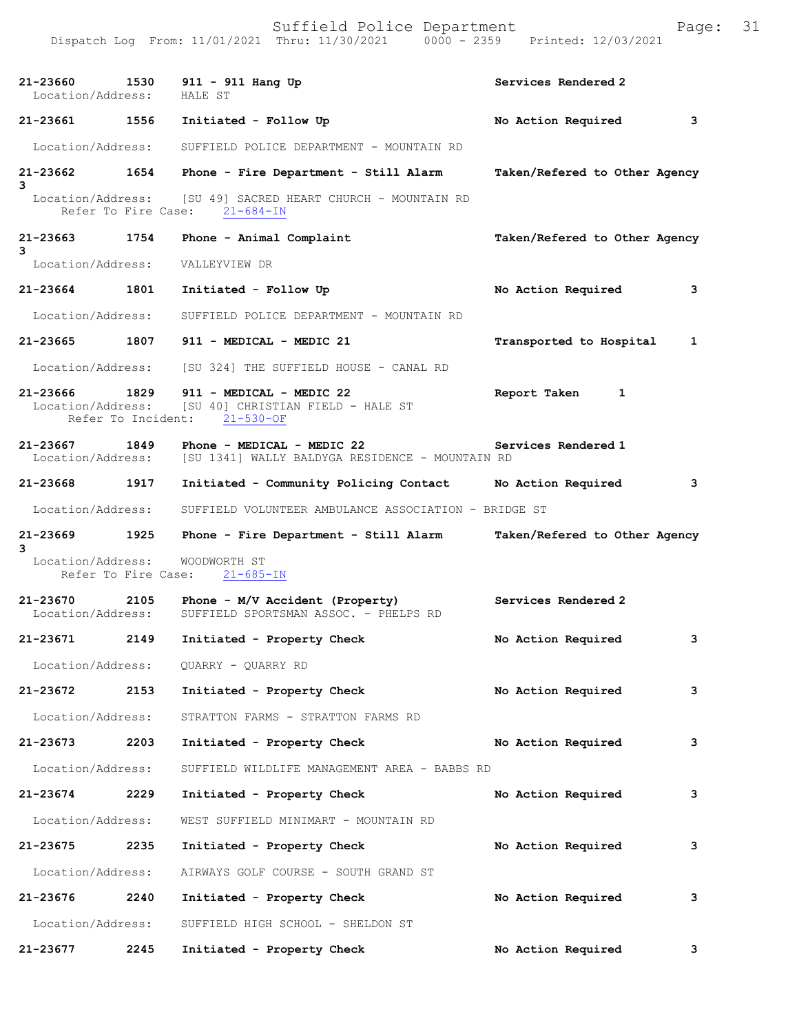21-23660 1530 911 - 911 Hang Up Services Rendered 2
Location/Address: HALE ST

21-23661 1556 Initiated - Follow Up No Action Required 3
Location/Address: SUFFIELD POLICE DEPARTMENT - MOUNTAIN RD

21-23662 1654 Phone - Fire Department - Still Alarm Taken/Refered to Other Agency 3
Location/Address: [SU 49] SACRED HEART CHURCH - MOUNTAIN RD
Refer To Fire Case: 21-684-IN

21-23663 1754 Phone - Animal Complaint Taken/Refered to Other Agency 3
Location/Address: VALLEYVIEW DR

21-23664 1801 Initiated - Follow Up No Action Required 3
Location/Address: SUFFIELD POLICE DEPARTMENT - MOUNTAIN RD

21-23665 1807 911 - MEDICAL - MEDIC 21 Transported to Hospital 1
Location/Address: [SU 324] THE SUFFIELD HOUSE - CANAL RD

21-23666 1829 911 - MEDICAL - MEDIC 22 Report Taken 1
Location/Address: [SU 40] CHRISTIAN FIELD - HALE ST
Refer To Incident: 21-530-OF

21-23667 1849 Phone - MEDICAL - MEDIC 22 Services Rendered 1
Location/Address: [SU 1341] WALLY BALDYGA RESIDENCE - MOUNTAIN RD

21-23668 1917 Initiated - Community Policing Contact No Action Required 3
Location/Address: SUFFIELD VOLUNTEER AMBULANCE ASSOCIATION - BRIDGE ST

21-23669 1925 Phone - Fire Department - Still Alarm Taken/Refered to Other Agency 3
Location/Address: WOODWORTH ST
Refer To Fire Case: 21-685-IN

21-23670 2105 Phone - M/V Accident (Property) Services Rendered 2
Location/Address: SUFFIELD SPORTSMAN ASSOC. - PHELPS RD

21-23671 2149 Initiated - Property Check No Action Required 3
Location/Address: QUARRY - QUARRY RD

21-23672 2153 Initiated - Property Check No Action Required 3
Location/Address: STRATTON FARMS - STRATTON FARMS RD

21-23673 2203 Initiated - Property Check No Action Required 3
Location/Address: SUFFIELD WILDLIFE MANAGEMENT AREA - BABBS RD

21-23674 2229 Initiated - Property Check No Action Required 3
Location/Address: WEST SUFFIELD MINIMART - MOUNTAIN RD

21-23675 2235 Initiated - Property Check No Action Required 3
Location/Address: AIRWAYS GOLF COURSE - SOUTH GRAND ST

21-23676 2240 Initiated - Property Check No Action Required 3
Location/Address: SUFFIELD HIGH SCHOOL - SHELDON ST

21-23677 2245 Initiated - Property Check No Action Required 3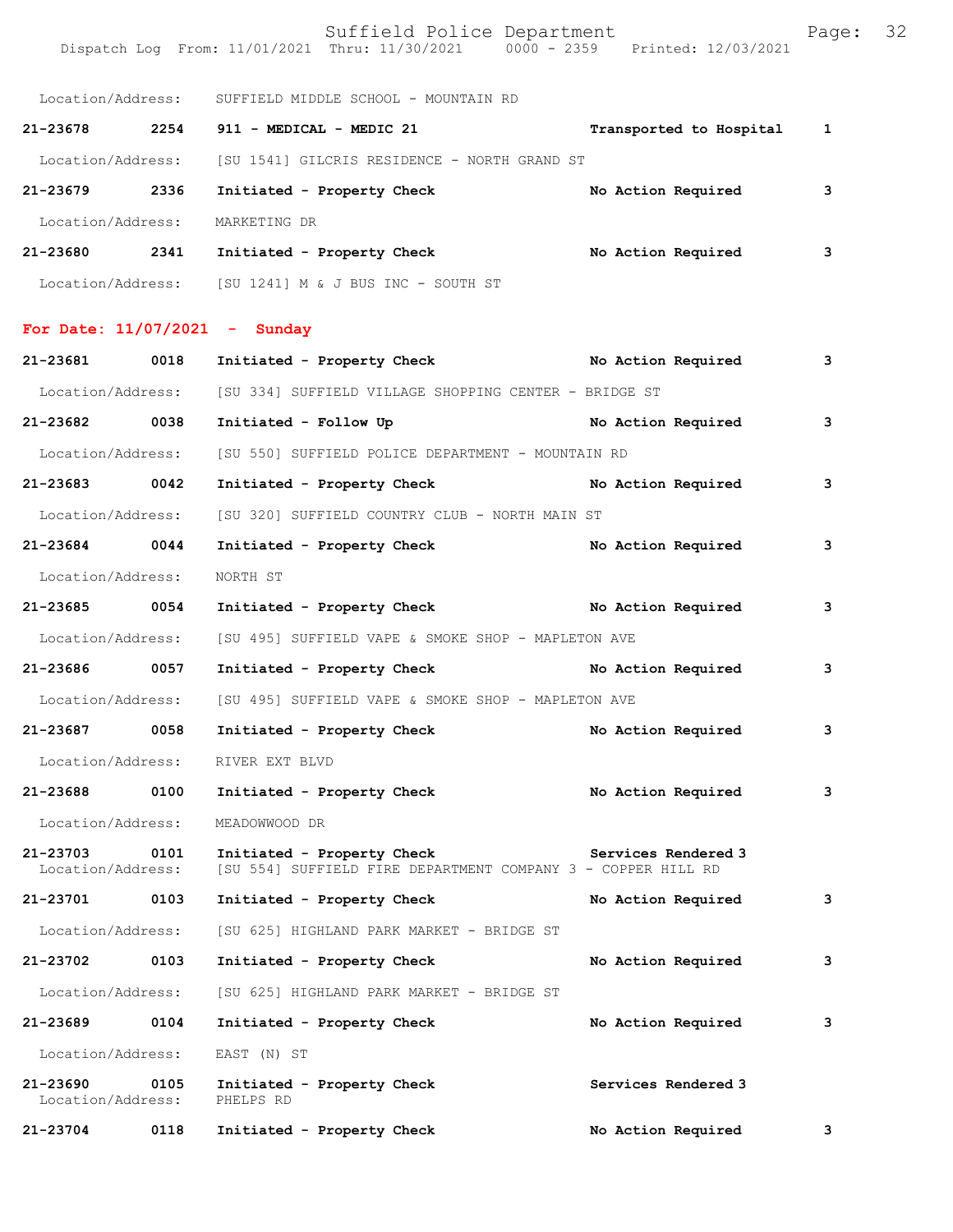Location/Address: SUFFIELD MIDDLE SCHOOL - MOUNTAIN RD

**21-23678 2254 911 - MEDICAL - MEDIC 21 Transported to Hospital 1**

Location/Address: [SU 1541] GILCRIS RESIDENCE - NORTH GRAND ST

**21-23679 2336 Initiated - Property Check No Action Required 3**

Location/Address: MARKETING DR

**21-23680 2341 Initiated - Property Check No Action Required 3**

Location/Address: [SU 1241] M & J BUS INC - SOUTH ST

## For Date: 11/07/2021 - Sunday

**21-23681 0018 Initiated - Property Check No Action Required 3**

Location/Address: [SU 334] SUFFIELD VILLAGE SHOPPING CENTER - BRIDGE ST

**21-23682 0038 Initiated - Follow Up No Action Required 3**

Location/Address: [SU 550] SUFFIELD POLICE DEPARTMENT - MOUNTAIN RD

**21-23683 0042 Initiated - Property Check No Action Required 3**

Location/Address: [SU 320] SUFFIELD COUNTRY CLUB - NORTH MAIN ST

**21-23684 0044 Initiated - Property Check No Action Required 3**

Location/Address: NORTH ST

**21-23685 0054 Initiated - Property Check No Action Required 3**

Location/Address: [SU 495] SUFFIELD VAPE & SMOKE SHOP - MAPLETON AVE

**21-23686 0057 Initiated - Property Check No Action Required 3**

Location/Address: [SU 495] SUFFIELD VAPE & SMOKE SHOP - MAPLETON AVE

**21-23687 0058 Initiated - Property Check No Action Required 3**

Location/Address: RIVER EXT BLVD

**21-23688 0100 Initiated - Property Check No Action Required 3**

Location/Address: MEADOWWOOD DR

**21-23703 0101 Initiated - Property Check Services Rendered 3**
Location/Address: [SU 554] SUFFIELD FIRE DEPARTMENT COMPANY 3 - COPPER HILL RD

**21-23701 0103 Initiated - Property Check No Action Required 3**

Location/Address: [SU 625] HIGHLAND PARK MARKET - BRIDGE ST

**21-23702 0103 Initiated - Property Check No Action Required 3**

Location/Address: [SU 625] HIGHLAND PARK MARKET - BRIDGE ST

**21-23689 0104 Initiated - Property Check No Action Required 3**

Location/Address: EAST (N) ST

**21-23690 0105 Initiated - Property Check Services Rendered 3**
Location/Address: PHELPS RD

**21-23704 0118 Initiated - Property Check No Action Required 3**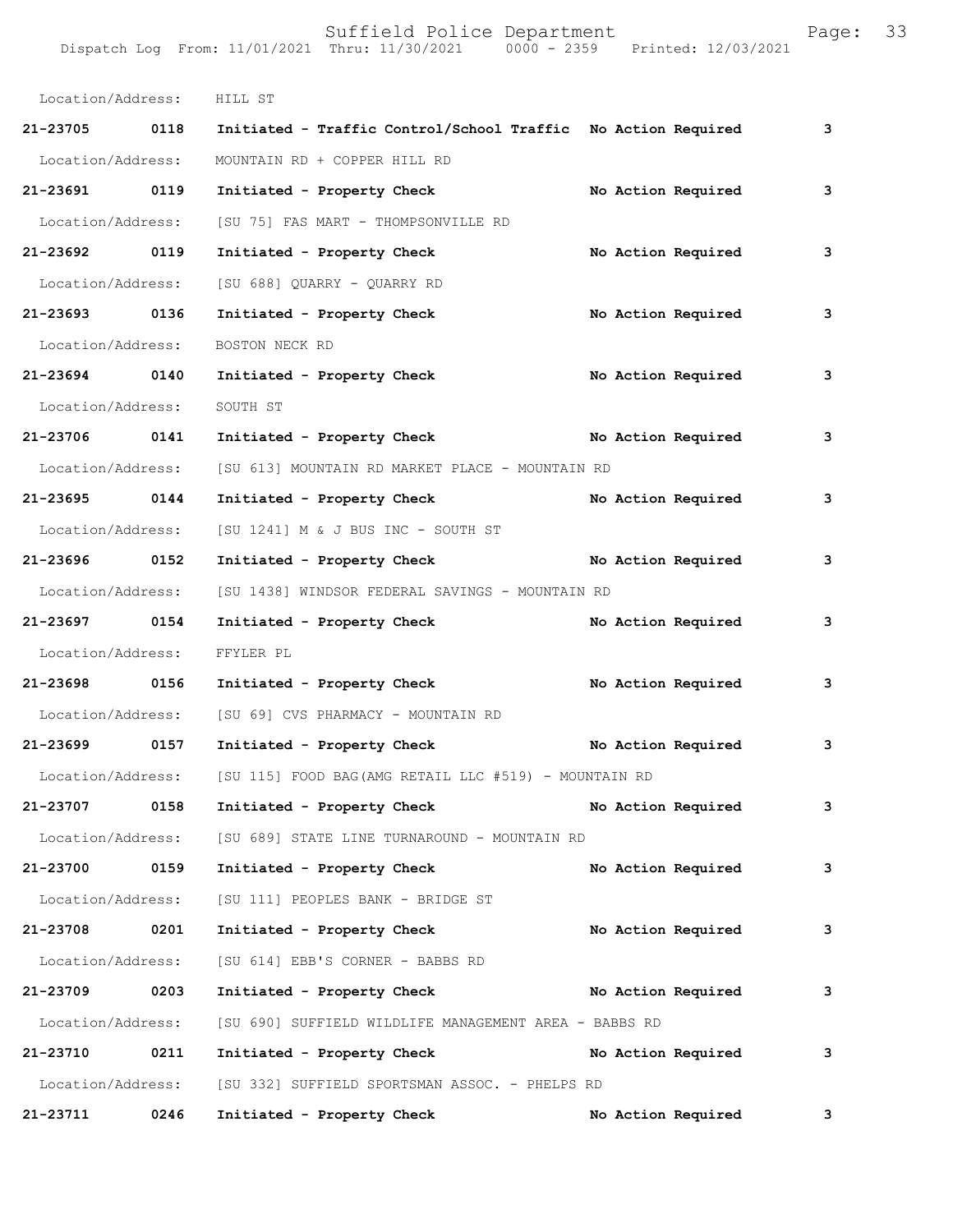Location/Address: HILL ST

**21-23705 0118 Initiated - Traffic Control/School Traffic No Action Required 3**

Location/Address: MOUNTAIN RD + COPPER HILL RD

**21-23691 0119 Initiated - Property Check No Action Required 3**

Location/Address: [SU 75] FAS MART - THOMPSONVILLE RD

**21-23692 0119 Initiated - Property Check No Action Required 3**

Location/Address: [SU 688] QUARRY - QUARRY RD

**21-23693 0136 Initiated - Property Check No Action Required 3**

Location/Address: BOSTON NECK RD

**21-23694 0140 Initiated - Property Check No Action Required 3**

Location/Address: SOUTH ST

**21-23706 0141 Initiated - Property Check No Action Required 3**

Location/Address: [SU 613] MOUNTAIN RD MARKET PLACE - MOUNTAIN RD

**21-23695 0144 Initiated - Property Check No Action Required 3**

Location/Address: [SU 1241] M & J BUS INC - SOUTH ST

**21-23696 0152 Initiated - Property Check No Action Required 3**

Location/Address: [SU 1438] WINDSOR FEDERAL SAVINGS - MOUNTAIN RD

**21-23697 0154 Initiated - Property Check No Action Required 3**

Location/Address: FFYLER PL

**21-23698 0156 Initiated - Property Check No Action Required 3**

Location/Address: [SU 69] CVS PHARMACY - MOUNTAIN RD

**21-23699 0157 Initiated - Property Check No Action Required 3**

Location/Address: [SU 115] FOOD BAG(AMG RETAIL LLC #519) - MOUNTAIN RD

**21-23707 0158 Initiated - Property Check No Action Required 3**

Location/Address: [SU 689] STATE LINE TURNAROUND - MOUNTAIN RD

**21-23700 0159 Initiated - Property Check No Action Required 3**

Location/Address: [SU 111] PEOPLES BANK - BRIDGE ST

**21-23708 0201 Initiated - Property Check No Action Required 3**

Location/Address: [SU 614] EBB'S CORNER - BABBS RD

**21-23709 0203 Initiated - Property Check No Action Required 3**

Location/Address: [SU 690] SUFFIELD WILDLIFE MANAGEMENT AREA - BABBS RD

**21-23710 0211 Initiated - Property Check No Action Required 3**

Location/Address: [SU 332] SUFFIELD SPORTSMAN ASSOC. - PHELPS RD

**21-23711 0246 Initiated - Property Check No Action Required 3**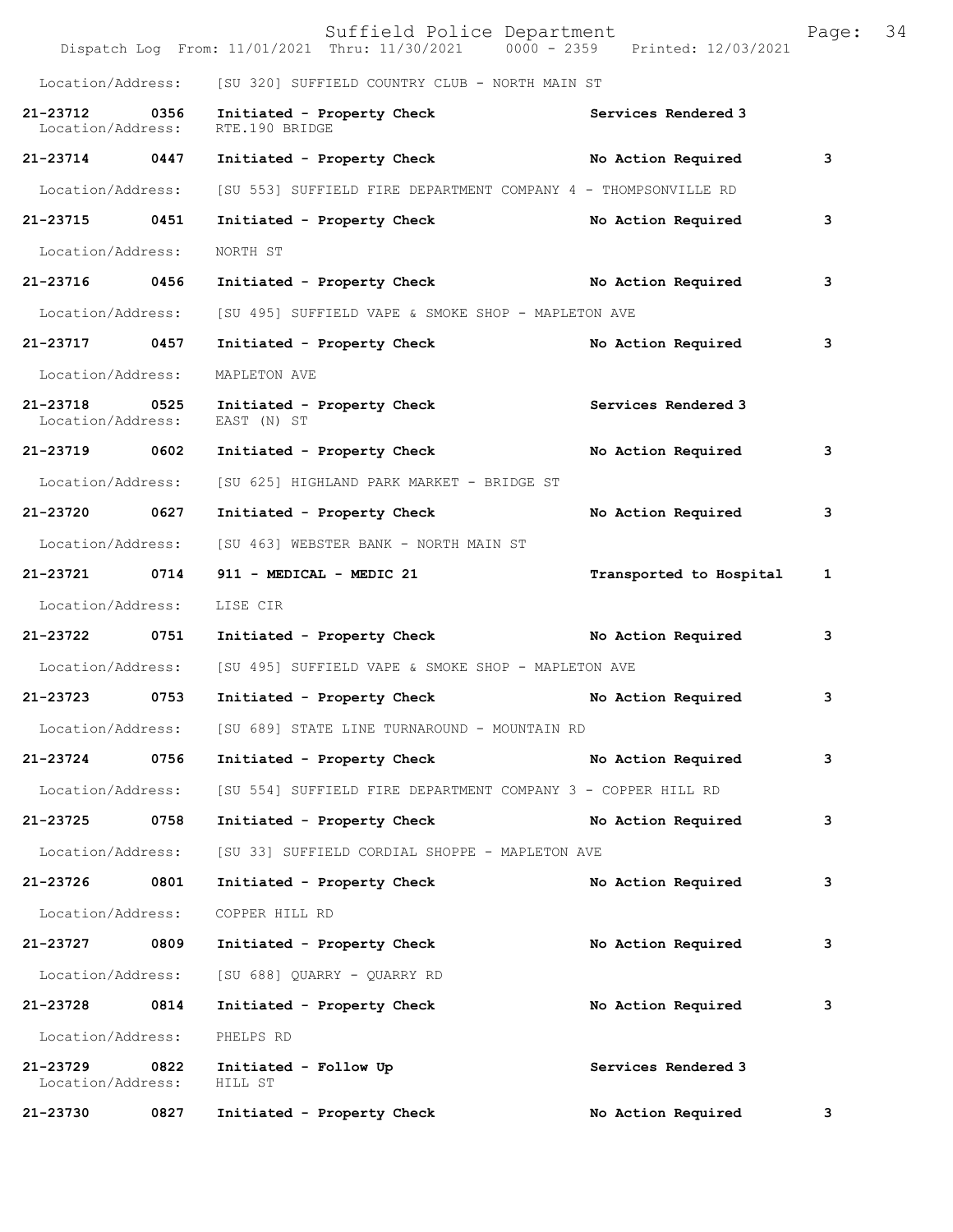Location/Address: [SU 320] SUFFIELD COUNTRY CLUB - NORTH MAIN ST

21-23712 0356 Initiated - Property Check Services Rendered 3
Location/Address: RTE.190 BRIDGE

21-23714 0447 Initiated - Property Check No Action Required 3
Location/Address: [SU 553] SUFFIELD FIRE DEPARTMENT COMPANY 4 - THOMPSONVILLE RD

21-23715 0451 Initiated - Property Check No Action Required 3
Location/Address: NORTH ST

21-23716 0456 Initiated - Property Check No Action Required 3
Location/Address: [SU 495] SUFFIELD VAPE & SMOKE SHOP - MAPLETON AVE

21-23717 0457 Initiated - Property Check No Action Required 3
Location/Address: MAPLETON AVE

21-23718 0525 Initiated - Property Check Services Rendered 3
Location/Address: EAST (N) ST

21-23719 0602 Initiated - Property Check No Action Required 3
Location/Address: [SU 625] HIGHLAND PARK MARKET - BRIDGE ST

21-23720 0627 Initiated - Property Check No Action Required 3
Location/Address: [SU 463] WEBSTER BANK - NORTH MAIN ST

21-23721 0714 911 - MEDICAL - MEDIC 21 Transported to Hospital 1
Location/Address: LISE CIR

21-23722 0751 Initiated - Property Check No Action Required 3
Location/Address: [SU 495] SUFFIELD VAPE & SMOKE SHOP - MAPLETON AVE

21-23723 0753 Initiated - Property Check No Action Required 3
Location/Address: [SU 689] STATE LINE TURNAROUND - MOUNTAIN RD

21-23724 0756 Initiated - Property Check No Action Required 3
Location/Address: [SU 554] SUFFIELD FIRE DEPARTMENT COMPANY 3 - COPPER HILL RD

21-23725 0758 Initiated - Property Check No Action Required 3
Location/Address: [SU 33] SUFFIELD CORDIAL SHOPPE - MAPLETON AVE

21-23726 0801 Initiated - Property Check No Action Required 3
Location/Address: COPPER HILL RD

21-23727 0809 Initiated - Property Check No Action Required 3
Location/Address: [SU 688] QUARRY - QUARRY RD

21-23728 0814 Initiated - Property Check No Action Required 3
Location/Address: PHELPS RD

21-23729 0822 Initiated - Follow Up Services Rendered 3
Location/Address: HILL ST

21-23730 0827 Initiated - Property Check No Action Required 3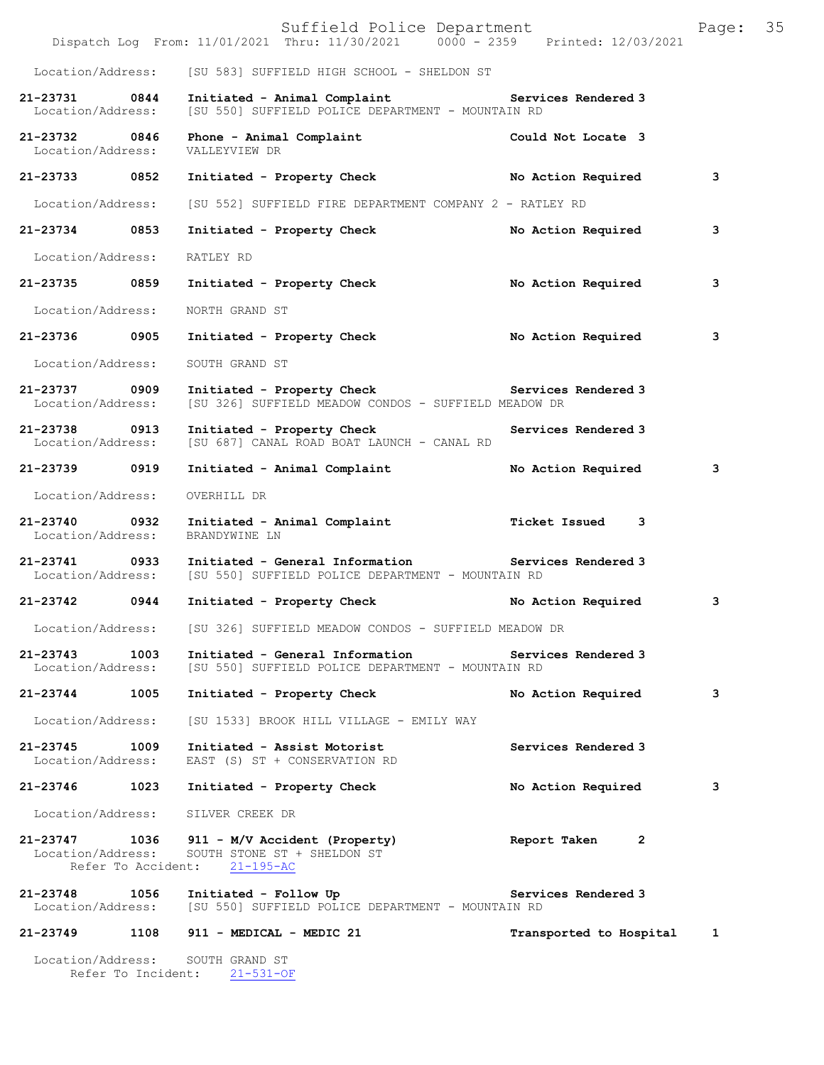Location/Address: [SU 583] SUFFIELD HIGH SCHOOL - SHELDON ST

**21-23731 0844 Initiated - Animal Complaint** **Services Rendered 3**
Location/Address: [SU 550] SUFFIELD POLICE DEPARTMENT - MOUNTAIN RD

**21-23732 0846 Phone - Animal Complaint** **Could Not Locate 3**
Location/Address: VALLEYVIEW DR

**21-23733 0852 Initiated - Property Check** **No Action Required 3**
Location/Address: [SU 552] SUFFIELD FIRE DEPARTMENT COMPANY 2 - RATLEY RD

**21-23734 0853 Initiated - Property Check** **No Action Required 3**
Location/Address: RATLEY RD

**21-23735 0859 Initiated - Property Check** **No Action Required 3**
Location/Address: NORTH GRAND ST

**21-23736 0905 Initiated - Property Check** **No Action Required 3**
Location/Address: SOUTH GRAND ST

**21-23737 0909 Initiated - Property Check** **Services Rendered 3**
Location/Address: [SU 326] SUFFIELD MEADOW CONDOS - SUFFIELD MEADOW DR

**21-23738 0913 Initiated - Property Check** **Services Rendered 3**
Location/Address: [SU 687] CANAL ROAD BOAT LAUNCH - CANAL RD

**21-23739 0919 Initiated - Animal Complaint** **No Action Required 3**
Location/Address: OVERHILL DR

**21-23740 0932 Initiated - Animal Complaint** **Ticket Issued 3**
Location/Address: BRANDYWINE LN

**21-23741 0933 Initiated - General Information** **Services Rendered 3**
Location/Address: [SU 550] SUFFIELD POLICE DEPARTMENT - MOUNTAIN RD

**21-23742 0944 Initiated - Property Check** **No Action Required 3**
Location/Address: [SU 326] SUFFIELD MEADOW CONDOS - SUFFIELD MEADOW DR

**21-23743 1003 Initiated - General Information** **Services Rendered 3**
Location/Address: [SU 550] SUFFIELD POLICE DEPARTMENT - MOUNTAIN RD

**21-23744 1005 Initiated - Property Check** **No Action Required 3**
Location/Address: [SU 1533] BROOK HILL VILLAGE - EMILY WAY

**21-23745 1009 Initiated - Assist Motorist** **Services Rendered 3**
Location/Address: EAST (S) ST + CONSERVATION RD

**21-23746 1023 Initiated - Property Check** **No Action Required 3**
Location/Address: SILVER CREEK DR

**21-23747 1036 911 - M/V Accident (Property)** **Report Taken 2**
Location/Address: SOUTH STONE ST + SHELDON ST
Refer To Accident: 21-195-AC

**21-23748 1056 Initiated - Follow Up** **Services Rendered 3**
Location/Address: [SU 550] SUFFIELD POLICE DEPARTMENT - MOUNTAIN RD

**21-23749 1108 911 - MEDICAL - MEDIC 21** **Transported to Hospital 1**
Location/Address: SOUTH GRAND ST
Refer To Incident: 21-531-OF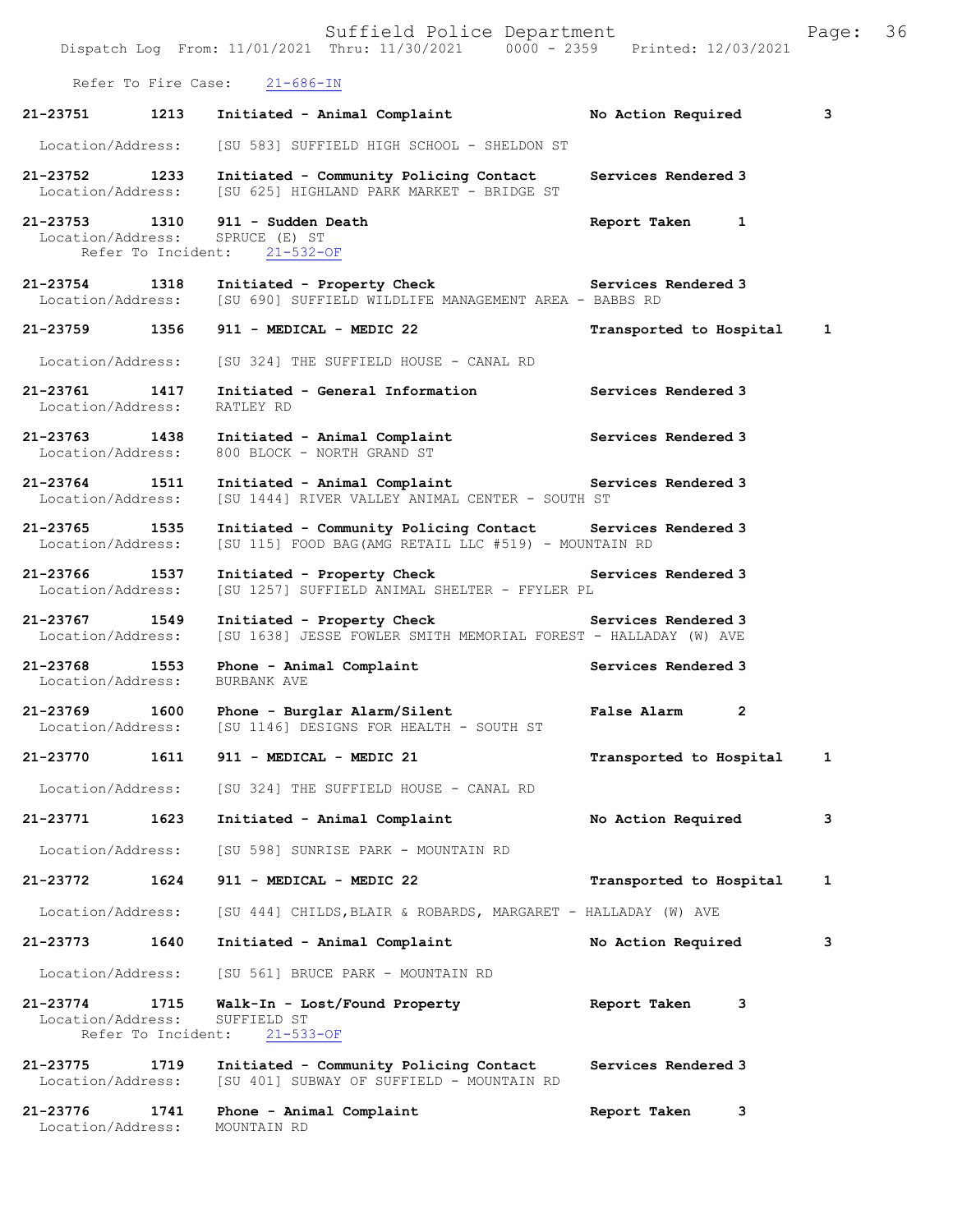Refer To Fire Case: 21-686-IN

**21-23751 1213 Initiated - Animal Complaint No Action Required 3**
Location/Address: [SU 583] SUFFIELD HIGH SCHOOL - SHELDON ST

**21-23752 1233 Initiated - Community Policing Contact Services Rendered 3**
Location/Address: [SU 625] HIGHLAND PARK MARKET - BRIDGE ST

**21-23753 1310 911 - Sudden Death Report Taken 1**
Location/Address: SPRUCE (E) ST
Refer To Incident: 21-532-OF

**21-23754 1318 Initiated - Property Check Services Rendered 3**
Location/Address: [SU 690] SUFFIELD WILDLIFE MANAGEMENT AREA - BABBS RD

**21-23759 1356 911 - MEDICAL - MEDIC 22 Transported to Hospital 1**
Location/Address: [SU 324] THE SUFFIELD HOUSE - CANAL RD

**21-23761 1417 Initiated - General Information Services Rendered 3**
Location/Address: RATLEY RD

**21-23763 1438 Initiated - Animal Complaint Services Rendered 3**
Location/Address: 800 BLOCK - NORTH GRAND ST

**21-23764 1511 Initiated - Animal Complaint Services Rendered 3**
Location/Address: [SU 1444] RIVER VALLEY ANIMAL CENTER - SOUTH ST

**21-23765 1535 Initiated - Community Policing Contact Services Rendered 3**
Location/Address: [SU 115] FOOD BAG(AMG RETAIL LLC #519) - MOUNTAIN RD

**21-23766 1537 Initiated - Property Check Services Rendered 3**
Location/Address: [SU 1257] SUFFIELD ANIMAL SHELTER - FFYLER PL

**21-23767 1549 Initiated - Property Check Services Rendered 3**
Location/Address: [SU 1638] JESSE FOWLER SMITH MEMORIAL FOREST - HALLADAY (W) AVE

**21-23768 1553 Phone - Animal Complaint Services Rendered 3**
Location/Address: BURBANK AVE

**21-23769 1600 Phone - Burglar Alarm/Silent False Alarm 2**
Location/Address: [SU 1146] DESIGNS FOR HEALTH - SOUTH ST

**21-23770 1611 911 - MEDICAL - MEDIC 21 Transported to Hospital 1**
Location/Address: [SU 324] THE SUFFIELD HOUSE - CANAL RD

**21-23771 1623 Initiated - Animal Complaint No Action Required 3**
Location/Address: [SU 598] SUNRISE PARK - MOUNTAIN RD

**21-23772 1624 911 - MEDICAL - MEDIC 22 Transported to Hospital 1**
Location/Address: [SU 444] CHILDS,BLAIR & ROBARDS, MARGARET - HALLADAY (W) AVE

**21-23773 1640 Initiated - Animal Complaint No Action Required 3**
Location/Address: [SU 561] BRUCE PARK - MOUNTAIN RD

**21-23774 1715 Walk-In - Lost/Found Property Report Taken 3**
Location/Address: SUFFIELD ST
Refer To Incident: 21-533-OF

**21-23775 1719 Initiated - Community Policing Contact Services Rendered 3**
Location/Address: [SU 401] SUBWAY OF SUFFIELD - MOUNTAIN RD

**21-23776 1741 Phone - Animal Complaint Report Taken 3**
Location/Address: MOUNTAIN RD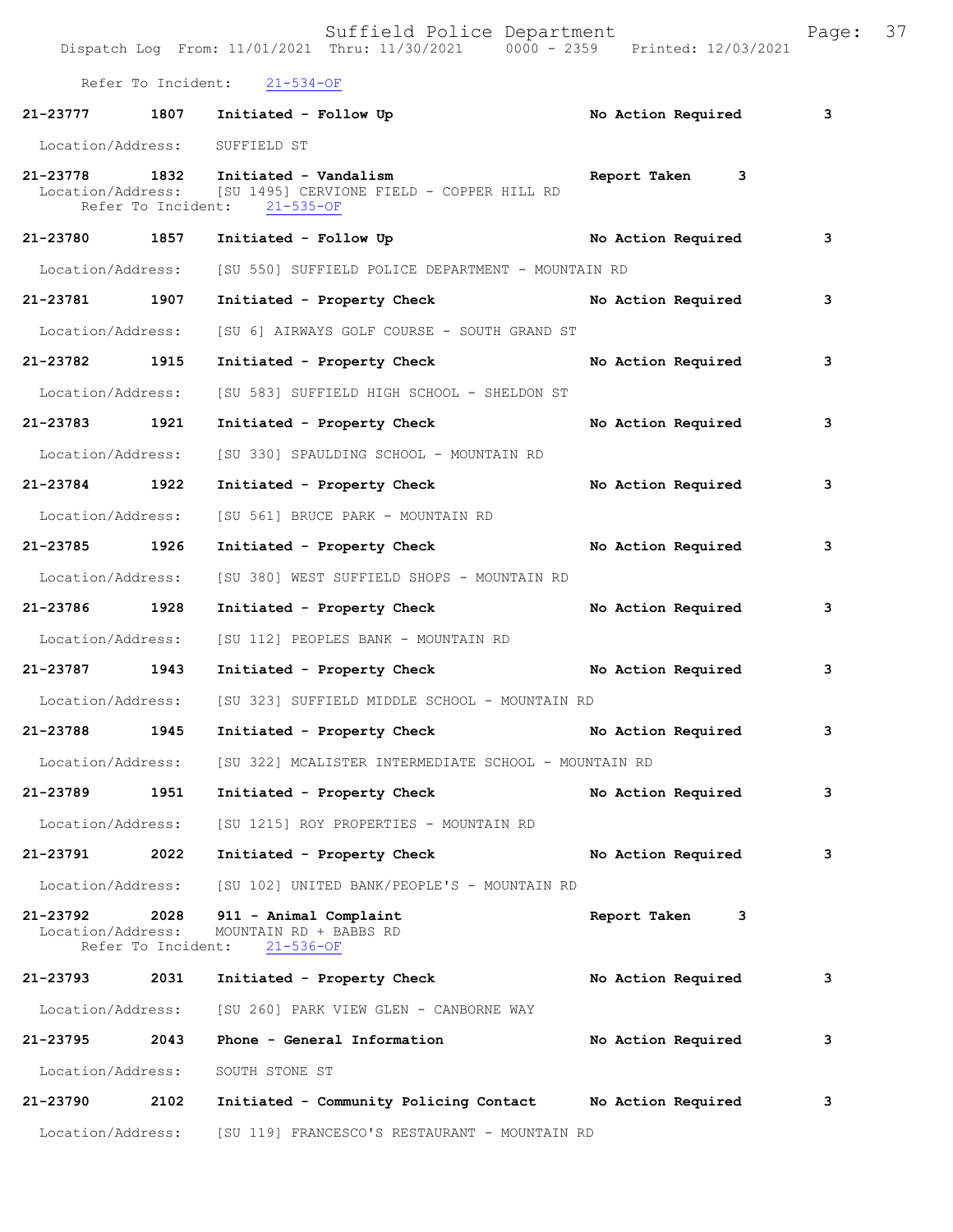Refer To Incident: 21-534-OF

**21-23777** 1807 **Initiated - Follow Up** **No Action Required** **3**

Location/Address: SUFFIELD ST

**21-23778** 1832 **Initiated - Vandalism** **Report Taken** **3**
Location/Address: [SU 1495] CERVIONE FIELD - COPPER HILL RD
Refer To Incident: 21-535-OF

**21-23780** 1857 **Initiated - Follow Up** **No Action Required** **3**

Location/Address: [SU 550] SUFFIELD POLICE DEPARTMENT - MOUNTAIN RD

**21-23781** 1907 **Initiated - Property Check** **No Action Required** **3**

Location/Address: [SU 6] AIRWAYS GOLF COURSE - SOUTH GRAND ST

**21-23782** 1915 **Initiated - Property Check** **No Action Required** **3**

Location/Address: [SU 583] SUFFIELD HIGH SCHOOL - SHELDON ST

**21-23783** 1921 **Initiated - Property Check** **No Action Required** **3**

Location/Address: [SU 330] SPAULDING SCHOOL - MOUNTAIN RD

**21-23784** 1922 **Initiated - Property Check** **No Action Required** **3**

Location/Address: [SU 561] BRUCE PARK - MOUNTAIN RD

**21-23785** 1926 **Initiated - Property Check** **No Action Required** **3**

Location/Address: [SU 380] WEST SUFFIELD SHOPS - MOUNTAIN RD

**21-23786** 1928 **Initiated - Property Check** **No Action Required** **3**

Location/Address: [SU 112] PEOPLES BANK - MOUNTAIN RD

**21-23787** 1943 **Initiated - Property Check** **No Action Required** **3**

Location/Address: [SU 323] SUFFIELD MIDDLE SCHOOL - MOUNTAIN RD

**21-23788** 1945 **Initiated - Property Check** **No Action Required** **3**

Location/Address: [SU 322] MCALISTER INTERMEDIATE SCHOOL - MOUNTAIN RD

**21-23789** 1951 **Initiated - Property Check** **No Action Required** **3**

Location/Address: [SU 1215] ROY PROPERTIES - MOUNTAIN RD

**21-23791** 2022 **Initiated - Property Check** **No Action Required** **3**

Location/Address: [SU 102] UNITED BANK/PEOPLE'S - MOUNTAIN RD

**21-23792** 2028 **911 - Animal Complaint** **Report Taken** **3**
Location/Address: MOUNTAIN RD + BABBS RD
Refer To Incident: 21-536-OF

**21-23793** 2031 **Initiated - Property Check** **No Action Required** **3**

Location/Address: [SU 260] PARK VIEW GLEN - CANBORNE WAY

**21-23795** 2043 **Phone - General Information** **No Action Required** **3**

Location/Address: SOUTH STONE ST

**21-23790** 2102 **Initiated - Community Policing Contact** **No Action Required** **3**

Location/Address: [SU 119] FRANCESCO'S RESTAURANT - MOUNTAIN RD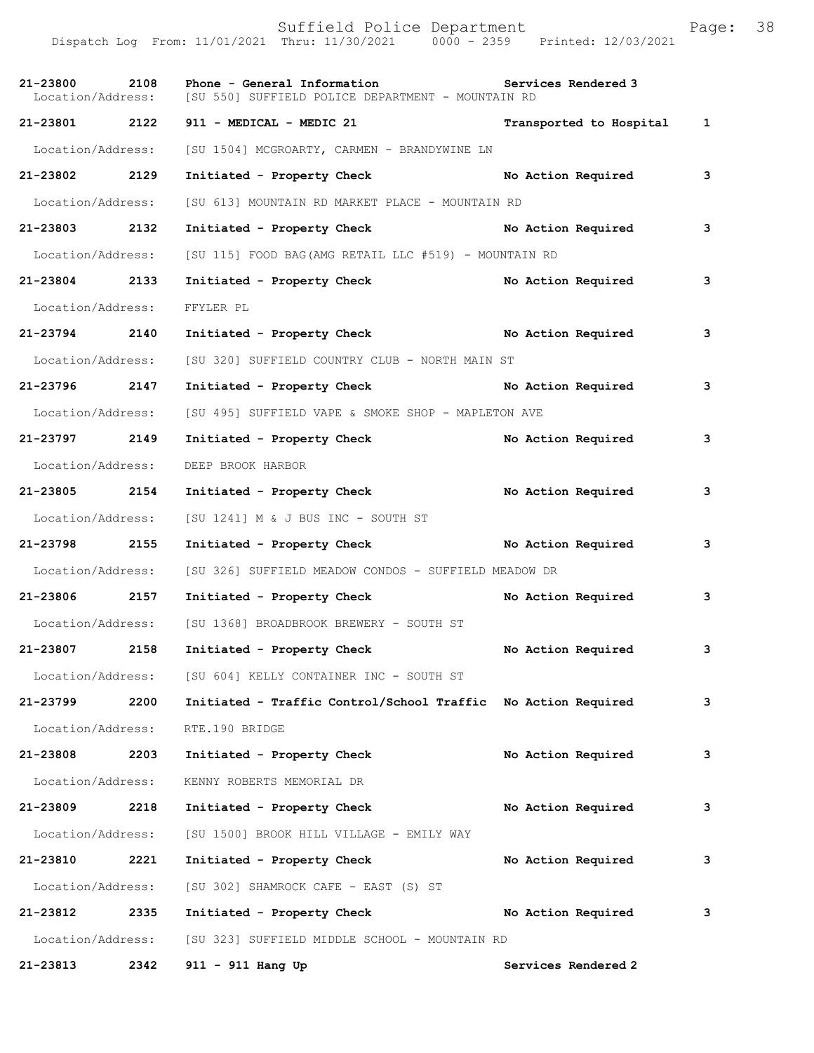| | | | | |
|---|---|---|---|---|
| **21-23800** | **2108** | **Phone - General Information** | **Services Rendered** | **3** |
| Location/Address: | | [SU 550] SUFFIELD POLICE DEPARTMENT - MOUNTAIN RD | | |
| **21-23801** | **2122** | **911 - MEDICAL - MEDIC 21** | **Transported to Hospital** | **1** |
| Location/Address: | | [SU 1504] MCGROARTY, CARMEN - BRANDYWINE LN | | |
| **21-23802** | **2129** | **Initiated - Property Check** | **No Action Required** | **3** |
| Location/Address: | | [SU 613] MOUNTAIN RD MARKET PLACE - MOUNTAIN RD | | |
| **21-23803** | **2132** | **Initiated - Property Check** | **No Action Required** | **3** |
| Location/Address: | | [SU 115] FOOD BAG(AMG RETAIL LLC #519) - MOUNTAIN RD | | |
| **21-23804** | **2133** | **Initiated - Property Check** | **No Action Required** | **3** |
| Location/Address: | | FFYLER PL | | |
| **21-23794** | **2140** | **Initiated - Property Check** | **No Action Required** | **3** |
| Location/Address: | | [SU 320] SUFFIELD COUNTRY CLUB - NORTH MAIN ST | | |
| **21-23796** | **2147** | **Initiated - Property Check** | **No Action Required** | **3** |
| Location/Address: | | [SU 495] SUFFIELD VAPE & SMOKE SHOP - MAPLETON AVE | | |
| **21-23797** | **2149** | **Initiated - Property Check** | **No Action Required** | **3** |
| Location/Address: | | DEEP BROOK HARBOR | | |
| **21-23805** | **2154** | **Initiated - Property Check** | **No Action Required** | **3** |
| Location/Address: | | [SU 1241] M & J BUS INC - SOUTH ST | | |
| **21-23798** | **2155** | **Initiated - Property Check** | **No Action Required** | **3** |
| Location/Address: | | [SU 326] SUFFIELD MEADOW CONDOS - SUFFIELD MEADOW DR | | |
| **21-23806** | **2157** | **Initiated - Property Check** | **No Action Required** | **3** |
| Location/Address: | | [SU 1368] BROADBROOK BREWERY - SOUTH ST | | |
| **21-23807** | **2158** | **Initiated - Property Check** | **No Action Required** | **3** |
| Location/Address: | | [SU 604] KELLY CONTAINER INC - SOUTH ST | | |
| **21-23799** | **2200** | **Initiated - Traffic Control/School Traffic** | **No Action Required** | **3** |
| Location/Address: | | RTE.190 BRIDGE | | |
| **21-23808** | **2203** | **Initiated - Property Check** | **No Action Required** | **3** |
| Location/Address: | | KENNY ROBERTS MEMORIAL DR | | |
| **21-23809** | **2218** | **Initiated - Property Check** | **No Action Required** | **3** |
| Location/Address: | | [SU 1500] BROOK HILL VILLAGE - EMILY WAY | | |
| **21-23810** | **2221** | **Initiated - Property Check** | **No Action Required** | **3** |
| Location/Address: | | [SU 302] SHAMROCK CAFE - EAST (S) ST | | |
| **21-23812** | **2335** | **Initiated - Property Check** | **No Action Required** | **3** |
| Location/Address: | | [SU 323] SUFFIELD MIDDLE SCHOOL - MOUNTAIN RD | | |
| **21-23813** | **2342** | **911 - 911 Hang Up** | **Services Rendered** | **2** |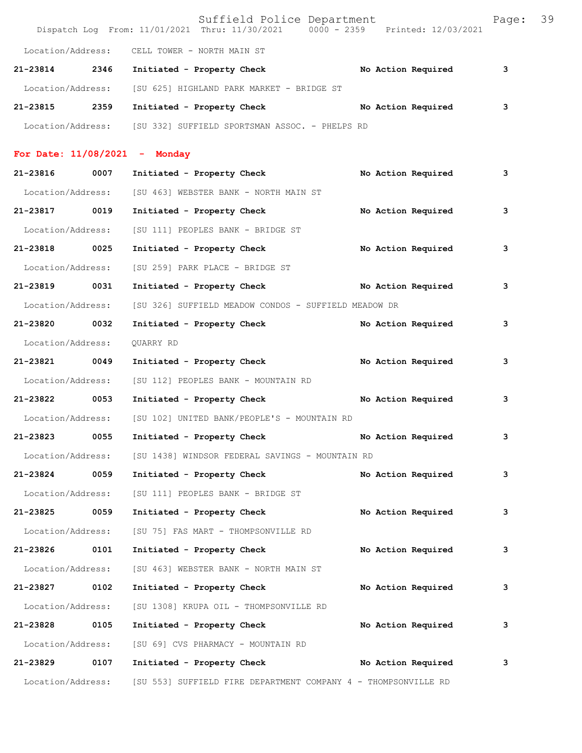Location/Address: CELL TOWER - NORTH MAIN ST

**21-23814 2346 Initiated - Property Check No Action Required 3**

Location/Address: [SU 625] HIGHLAND PARK MARKET - BRIDGE ST

**21-23815 2359 Initiated - Property Check No Action Required 3**

Location/Address: [SU 332] SUFFIELD SPORTSMAN ASSOC. - PHELPS RD

## For Date: 11/08/2021 - Monday

**21-23816 0007 Initiated - Property Check No Action Required 3**

Location/Address: [SU 463] WEBSTER BANK - NORTH MAIN ST

**21-23817 0019 Initiated - Property Check No Action Required 3**

Location/Address: [SU 111] PEOPLES BANK - BRIDGE ST

**21-23818 0025 Initiated - Property Check No Action Required 3**

Location/Address: [SU 259] PARK PLACE - BRIDGE ST

**21-23819 0031 Initiated - Property Check No Action Required 3**

Location/Address: [SU 326] SUFFIELD MEADOW CONDOS - SUFFIELD MEADOW DR

**21-23820 0032 Initiated - Property Check No Action Required 3**

Location/Address: QUARRY RD

**21-23821 0049 Initiated - Property Check No Action Required 3**

Location/Address: [SU 112] PEOPLES BANK - MOUNTAIN RD

**21-23822 0053 Initiated - Property Check No Action Required 3**

Location/Address: [SU 102] UNITED BANK/PEOPLE'S - MOUNTAIN RD

**21-23823 0055 Initiated - Property Check No Action Required 3**

Location/Address: [SU 1438] WINDSOR FEDERAL SAVINGS - MOUNTAIN RD

**21-23824 0059 Initiated - Property Check No Action Required 3**

Location/Address: [SU 111] PEOPLES BANK - BRIDGE ST

**21-23825 0059 Initiated - Property Check No Action Required 3**

Location/Address: [SU 75] FAS MART - THOMPSONVILLE RD

**21-23826 0101 Initiated - Property Check No Action Required 3**

Location/Address: [SU 463] WEBSTER BANK - NORTH MAIN ST

**21-23827 0102 Initiated - Property Check No Action Required 3**

Location/Address: [SU 1308] KRUPA OIL - THOMPSONVILLE RD

**21-23828 0105 Initiated - Property Check No Action Required 3**

Location/Address: [SU 69] CVS PHARMACY - MOUNTAIN RD

**21-23829 0107 Initiated - Property Check No Action Required 3**

Location/Address: [SU 553] SUFFIELD FIRE DEPARTMENT COMPANY 4 - THOMPSONVILLE RD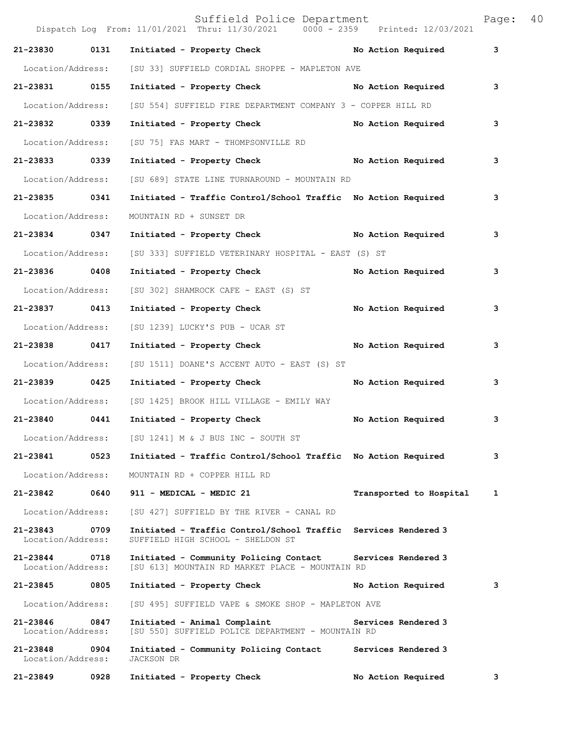| Call # | Time | Call Reason | Action | Priority |
| --- | --- | --- | --- | --- |
| 21-23830 | 0131 | Initiated - Property Check | No Action Required | 3 |
| Location/Address: | | [SU 33] SUFFIELD CORDIAL SHOPPE - MAPLETON AVE | | |
| 21-23831 | 0155 | Initiated - Property Check | No Action Required | 3 |
| Location/Address: | | [SU 554] SUFFIELD FIRE DEPARTMENT COMPANY 3 - COPPER HILL RD | | |
| 21-23832 | 0339 | Initiated - Property Check | No Action Required | 3 |
| Location/Address: | | [SU 75] FAS MART - THOMPSONVILLE RD | | |
| 21-23833 | 0339 | Initiated - Property Check | No Action Required | 3 |
| Location/Address: | | [SU 689] STATE LINE TURNAROUND - MOUNTAIN RD | | |
| 21-23835 | 0341 | Initiated - Traffic Control/School Traffic | No Action Required | 3 |
| Location/Address: | | MOUNTAIN RD + SUNSET DR | | |
| 21-23834 | 0347 | Initiated - Property Check | No Action Required | 3 |
| Location/Address: | | [SU 333] SUFFIELD VETERINARY HOSPITAL - EAST (S) ST | | |
| 21-23836 | 0408 | Initiated - Property Check | No Action Required | 3 |
| Location/Address: | | [SU 302] SHAMROCK CAFE - EAST (S) ST | | |
| 21-23837 | 0413 | Initiated - Property Check | No Action Required | 3 |
| Location/Address: | | [SU 1239] LUCKY'S PUB - UCAR ST | | |
| 21-23838 | 0417 | Initiated - Property Check | No Action Required | 3 |
| Location/Address: | | [SU 1511] DOANE'S ACCENT AUTO - EAST (S) ST | | |
| 21-23839 | 0425 | Initiated - Property Check | No Action Required | 3 |
| Location/Address: | | [SU 1425] BROOK HILL VILLAGE - EMILY WAY | | |
| 21-23840 | 0441 | Initiated - Property Check | No Action Required | 3 |
| Location/Address: | | [SU 1241] M & J BUS INC - SOUTH ST | | |
| 21-23841 | 0523 | Initiated - Traffic Control/School Traffic | No Action Required | 3 |
| Location/Address: | | MOUNTAIN RD + COPPER HILL RD | | |
| 21-23842 | 0640 | 911 - MEDICAL - MEDIC 21 | Transported to Hospital | 1 |
| Location/Address: | | [SU 427] SUFFIELD BY THE RIVER - CANAL RD | | |
| 21-23843 | 0709 | Initiated - Traffic Control/School Traffic | Services Rendered | 3 |
| Location/Address: | | SUFFIELD HIGH SCHOOL - SHELDON ST | | |
| 21-23844 | 0718 | Initiated - Community Policing Contact | Services Rendered | 3 |
| Location/Address: | | [SU 613] MOUNTAIN RD MARKET PLACE - MOUNTAIN RD | | |
| 21-23845 | 0805 | Initiated - Property Check | No Action Required | 3 |
| Location/Address: | | [SU 495] SUFFIELD VAPE & SMOKE SHOP - MAPLETON AVE | | |
| 21-23846 | 0847 | Initiated - Animal Complaint | Services Rendered | 3 |
| Location/Address: | | [SU 550] SUFFIELD POLICE DEPARTMENT - MOUNTAIN RD | | |
| 21-23848 | 0904 | Initiated - Community Policing Contact | Services Rendered | 3 |
| Location/Address: | | JACKSON DR | | |
| 21-23849 | 0928 | Initiated - Property Check | No Action Required | 3 |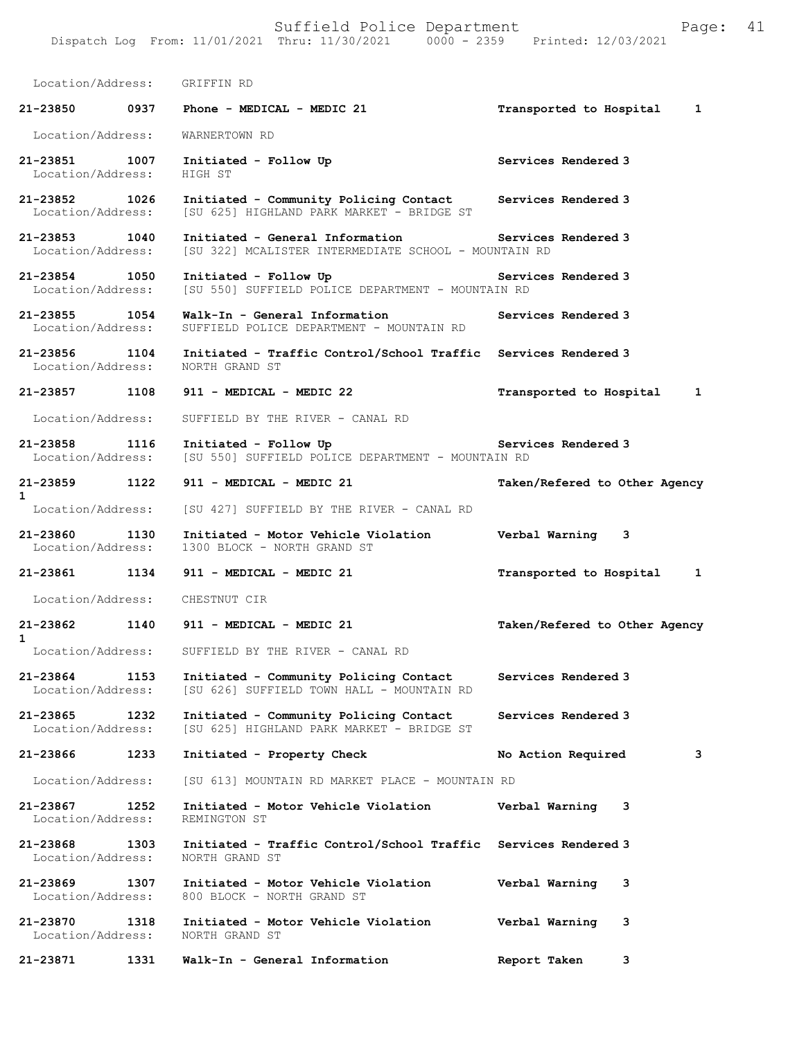Location/Address: GRIFFIN RD

**21-23850 0937 Phone - MEDICAL - MEDIC 21 Transported to Hospital 1**

Location/Address: WARNERTOWN RD

**21-23851 1007 Initiated - Follow Up Services Rendered 3**
Location/Address: HIGH ST

**21-23852 1026 Initiated - Community Policing Contact Services Rendered 3**
Location/Address: [SU 625] HIGHLAND PARK MARKET - BRIDGE ST

**21-23853 1040 Initiated - General Information Services Rendered 3**
Location/Address: [SU 322] MCALISTER INTERMEDIATE SCHOOL - MOUNTAIN RD

**21-23854 1050 Initiated - Follow Up Services Rendered 3**
Location/Address: [SU 550] SUFFIELD POLICE DEPARTMENT - MOUNTAIN RD

**21-23855 1054 Walk-In - General Information Services Rendered 3**
Location/Address: SUFFIELD POLICE DEPARTMENT - MOUNTAIN RD

**21-23856 1104 Initiated - Traffic Control/School Traffic Services Rendered 3**
Location/Address: NORTH GRAND ST

**21-23857 1108 911 - MEDICAL - MEDIC 22 Transported to Hospital 1**

Location/Address: SUFFIELD BY THE RIVER - CANAL RD

**21-23858 1116 Initiated - Follow Up Services Rendered 3**
Location/Address: [SU 550] SUFFIELD POLICE DEPARTMENT - MOUNTAIN RD

**21-23859 1122 911 - MEDICAL - MEDIC 21 Taken/Refered to Other Agency 1**
Location/Address: [SU 427] SUFFIELD BY THE RIVER - CANAL RD

**21-23860 1130 Initiated - Motor Vehicle Violation Verbal Warning 3**
Location/Address: 1300 BLOCK - NORTH GRAND ST

**21-23861 1134 911 - MEDICAL - MEDIC 21 Transported to Hospital 1**

Location/Address: CHESTNUT CIR

**21-23862 1140 911 - MEDICAL - MEDIC 21 Taken/Refered to Other Agency 1**
Location/Address: SUFFIELD BY THE RIVER - CANAL RD

**21-23864 1153 Initiated - Community Policing Contact Services Rendered 3**
Location/Address: [SU 626] SUFFIELD TOWN HALL - MOUNTAIN RD

**21-23865 1232 Initiated - Community Policing Contact Services Rendered 3**
Location/Address: [SU 625] HIGHLAND PARK MARKET - BRIDGE ST

**21-23866 1233 Initiated - Property Check No Action Required 3**

Location/Address: [SU 613] MOUNTAIN RD MARKET PLACE - MOUNTAIN RD

**21-23867 1252 Initiated - Motor Vehicle Violation Verbal Warning 3**
Location/Address: REMINGTON ST

**21-23868 1303 Initiated - Traffic Control/School Traffic Services Rendered 3**
Location/Address: NORTH GRAND ST

**21-23869 1307 Initiated - Motor Vehicle Violation Verbal Warning 3**
Location/Address: 800 BLOCK - NORTH GRAND ST

**21-23870 1318 Initiated - Motor Vehicle Violation Verbal Warning 3**
Location/Address: NORTH GRAND ST

**21-23871 1331 Walk-In - General Information Report Taken 3**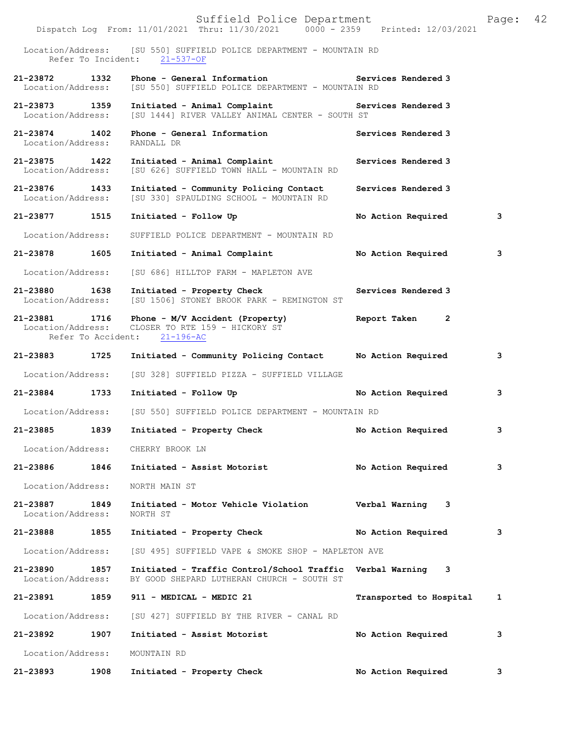Location/Address: [SU 550] SUFFIELD POLICE DEPARTMENT - MOUNTAIN RD
Refer To Incident: 21-537-OF

**21-23872 1332 Phone - General Information** Services Rendered 3
Location/Address: [SU 550] SUFFIELD POLICE DEPARTMENT - MOUNTAIN RD

**21-23873 1359 Initiated - Animal Complaint** Services Rendered 3
Location/Address: [SU 1444] RIVER VALLEY ANIMAL CENTER - SOUTH ST

**21-23874 1402 Phone - General Information** Services Rendered 3
Location/Address: RANDALL DR

**21-23875 1422 Initiated - Animal Complaint** Services Rendered 3
Location/Address: [SU 626] SUFFIELD TOWN HALL - MOUNTAIN RD

**21-23876 1433 Initiated - Community Policing Contact** Services Rendered 3
Location/Address: [SU 330] SPAULDING SCHOOL - MOUNTAIN RD

**21-23877 1515 Initiated - Follow Up** No Action Required 3
Location/Address: SUFFIELD POLICE DEPARTMENT - MOUNTAIN RD

**21-23878 1605 Initiated - Animal Complaint** No Action Required 3
Location/Address: [SU 686] HILLTOP FARM - MAPLETON AVE

**21-23880 1638 Initiated - Property Check** Services Rendered 3
Location/Address: [SU 1506] STONEY BROOK PARK - REMINGTON ST

**21-23881 1716 Phone - M/V Accident (Property)** Report Taken 2
Location/Address: CLOSER TO RTE 159 - HICKORY ST
Refer To Accident: 21-196-AC

**21-23883 1725 Initiated - Community Policing Contact** No Action Required 3
Location/Address: [SU 328] SUFFIELD PIZZA - SUFFIELD VILLAGE

**21-23884 1733 Initiated - Follow Up** No Action Required 3
Location/Address: [SU 550] SUFFIELD POLICE DEPARTMENT - MOUNTAIN RD

**21-23885 1839 Initiated - Property Check** No Action Required 3
Location/Address: CHERRY BROOK LN

**21-23886 1846 Initiated - Assist Motorist** No Action Required 3
Location/Address: NORTH MAIN ST

**21-23887 1849 Initiated - Motor Vehicle Violation** Verbal Warning 3
Location/Address: NORTH ST

**21-23888 1855 Initiated - Property Check** No Action Required 3
Location/Address: [SU 495] SUFFIELD VAPE & SMOKE SHOP - MAPLETON AVE

**21-23890 1857 Initiated - Traffic Control/School Traffic** Verbal Warning 3
Location/Address: BY GOOD SHEPARD LUTHERAN CHURCH - SOUTH ST

**21-23891 1859 911 - MEDICAL - MEDIC 21** Transported to Hospital 1
Location/Address: [SU 427] SUFFIELD BY THE RIVER - CANAL RD

**21-23892 1907 Initiated - Assist Motorist** No Action Required 3
Location/Address: MOUNTAIN RD

**21-23893 1908 Initiated - Property Check** No Action Required 3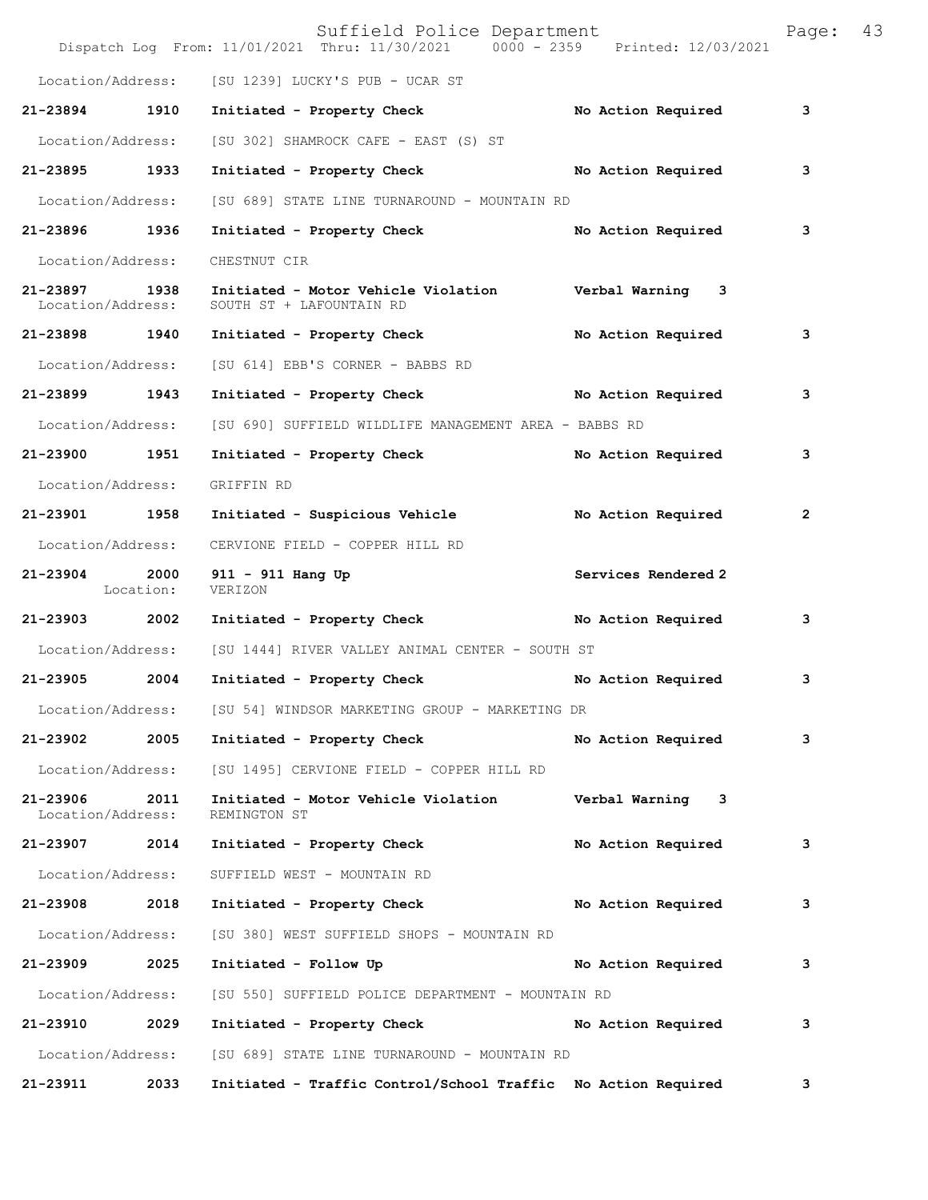Location/Address: [SU 1239] LUCKY'S PUB - UCAR ST

**21-23894 1910 Initiated - Property Check No Action Required 3**

Location/Address: [SU 302] SHAMROCK CAFE - EAST (S) ST

**21-23895 1933 Initiated - Property Check No Action Required 3**

Location/Address: [SU 689] STATE LINE TURNAROUND - MOUNTAIN RD

**21-23896 1936 Initiated - Property Check No Action Required 3**

Location/Address: CHESTNUT CIR

**21-23897 1938 Initiated - Motor Vehicle Violation Verbal Warning 3**
Location/Address: SOUTH ST + LAFOUNTAIN RD

**21-23898 1940 Initiated - Property Check No Action Required 3**

Location/Address: [SU 614] EBB'S CORNER - BABBS RD

**21-23899 1943 Initiated - Property Check No Action Required 3**

Location/Address: [SU 690] SUFFIELD WILDLIFE MANAGEMENT AREA - BABBS RD

**21-23900 1951 Initiated - Property Check No Action Required 3**

Location/Address: GRIFFIN RD

**21-23901 1958 Initiated - Suspicious Vehicle No Action Required 2**

Location/Address: CERVIONE FIELD - COPPER HILL RD

**21-23904 2000 911 - 911 Hang Up Services Rendered 2**
Location: VERIZON

**21-23903 2002 Initiated - Property Check No Action Required 3**

Location/Address: [SU 1444] RIVER VALLEY ANIMAL CENTER - SOUTH ST

**21-23905 2004 Initiated - Property Check No Action Required 3**

Location/Address: [SU 54] WINDSOR MARKETING GROUP - MARKETING DR

**21-23902 2005 Initiated - Property Check No Action Required 3**

Location/Address: [SU 1495] CERVIONE FIELD - COPPER HILL RD

**21-23906 2011 Initiated - Motor Vehicle Violation Verbal Warning 3**
Location/Address: REMINGTON ST

**21-23907 2014 Initiated - Property Check No Action Required 3**

Location/Address: SUFFIELD WEST - MOUNTAIN RD

**21-23908 2018 Initiated - Property Check No Action Required 3**

Location/Address: [SU 380] WEST SUFFIELD SHOPS - MOUNTAIN RD

**21-23909 2025 Initiated - Follow Up No Action Required 3**

Location/Address: [SU 550] SUFFIELD POLICE DEPARTMENT - MOUNTAIN RD

**21-23910 2029 Initiated - Property Check No Action Required 3**

Location/Address: [SU 689] STATE LINE TURNAROUND - MOUNTAIN RD

**21-23911 2033 Initiated - Traffic Control/School Traffic No Action Required 3**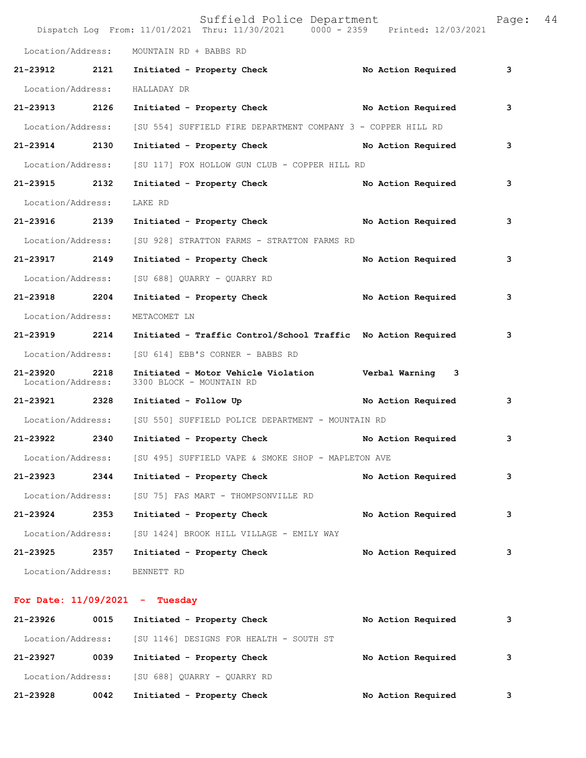Location/Address: MOUNTAIN RD + BABBS RD

**21-23912 2121 Initiated - Property Check No Action Required 3**

Location/Address: HALLADAY DR

**21-23913 2126 Initiated - Property Check No Action Required 3**

Location/Address: [SU 554] SUFFIELD FIRE DEPARTMENT COMPANY 3 - COPPER HILL RD

**21-23914 2130 Initiated - Property Check No Action Required 3**

Location/Address: [SU 117] FOX HOLLOW GUN CLUB - COPPER HILL RD

**21-23915 2132 Initiated - Property Check No Action Required 3**

Location/Address: LAKE RD

**21-23916 2139 Initiated - Property Check No Action Required 3**

Location/Address: [SU 928] STRATTON FARMS - STRATTON FARMS RD

**21-23917 2149 Initiated - Property Check No Action Required 3**

Location/Address: [SU 688] QUARRY - QUARRY RD

**21-23918 2204 Initiated - Property Check No Action Required 3**

Location/Address: METACOMET LN

**21-23919 2214 Initiated - Traffic Control/School Traffic No Action Required 3**

Location/Address: [SU 614] EBB'S CORNER - BABBS RD

**21-23920 2218 Initiated - Motor Vehicle Violation Verbal Warning 3**
Location/Address: 3300 BLOCK - MOUNTAIN RD

**21-23921 2328 Initiated - Follow Up No Action Required 3**

Location/Address: [SU 550] SUFFIELD POLICE DEPARTMENT - MOUNTAIN RD

**21-23922 2340 Initiated - Property Check No Action Required 3**

Location/Address: [SU 495] SUFFIELD VAPE & SMOKE SHOP - MAPLETON AVE

**21-23923 2344 Initiated - Property Check No Action Required 3**

Location/Address: [SU 75] FAS MART - THOMPSONVILLE RD

**21-23924 2353 Initiated - Property Check No Action Required 3**

Location/Address: [SU 1424] BROOK HILL VILLAGE - EMILY WAY

**21-23925 2357 Initiated - Property Check No Action Required 3**

Location/Address: BENNETT RD

## For Date: 11/09/2021 - Tuesday

**21-23926 0015 Initiated - Property Check No Action Required 3**

Location/Address: [SU 1146] DESIGNS FOR HEALTH - SOUTH ST

**21-23927 0039 Initiated - Property Check No Action Required 3**

Location/Address: [SU 688] QUARRY - QUARRY RD

**21-23928 0042 Initiated - Property Check No Action Required 3**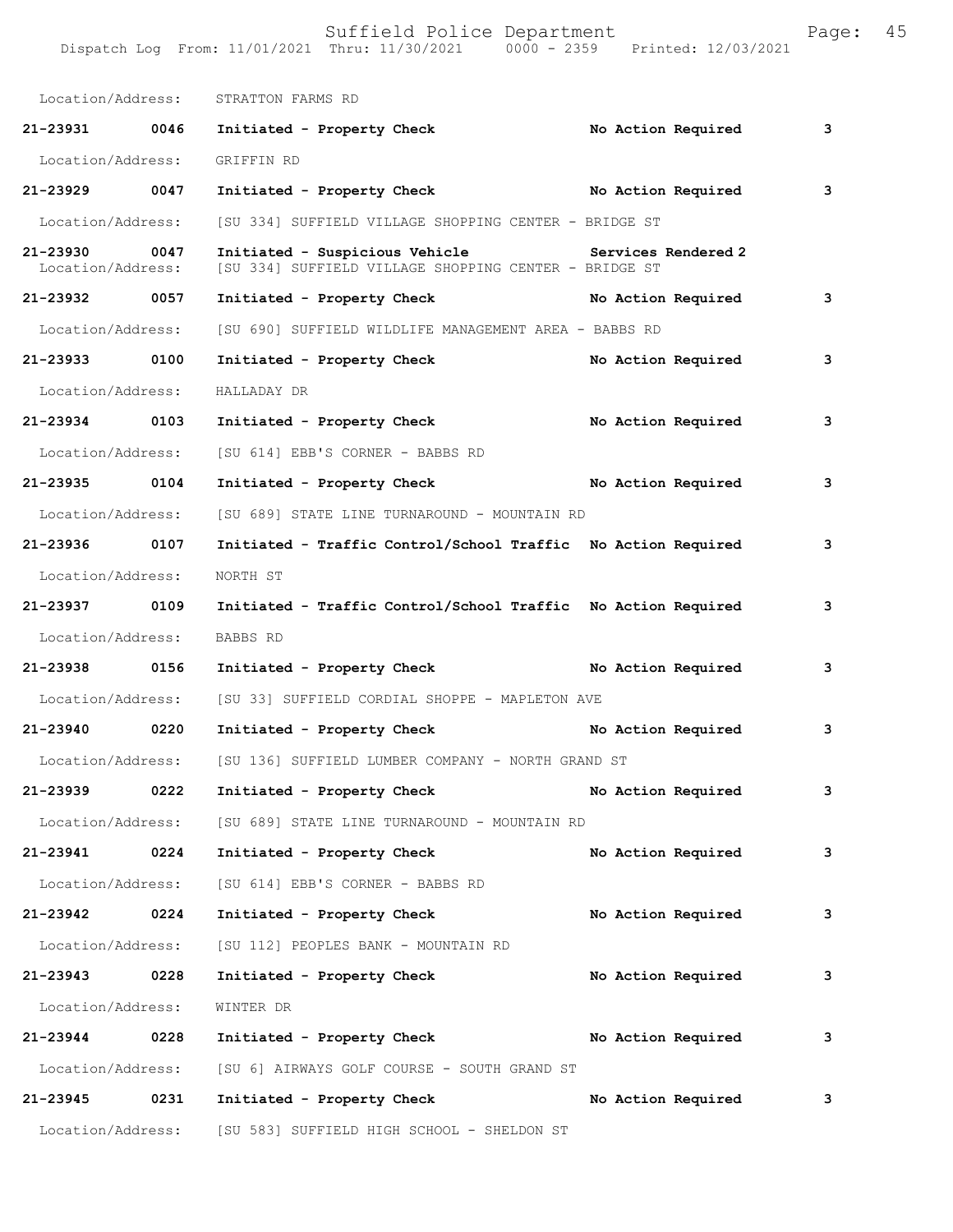Location/Address: STRATTON FARMS RD

**21-23931 0046 Initiated - Property Check No Action Required 3**

Location/Address: GRIFFIN RD

**21-23929 0047 Initiated - Property Check No Action Required 3**

Location/Address: [SU 334] SUFFIELD VILLAGE SHOPPING CENTER - BRIDGE ST

**21-23930 0047 Initiated - Suspicious Vehicle Services Rendered 2**

Location/Address: [SU 334] SUFFIELD VILLAGE SHOPPING CENTER - BRIDGE ST

**21-23932 0057 Initiated - Property Check No Action Required 3**

Location/Address: [SU 690] SUFFIELD WILDLIFE MANAGEMENT AREA - BABBS RD

**21-23933 0100 Initiated - Property Check No Action Required 3**

Location/Address: HALLADAY DR

**21-23934 0103 Initiated - Property Check No Action Required 3**

Location/Address: [SU 614] EBB'S CORNER - BABBS RD

**21-23935 0104 Initiated - Property Check No Action Required 3**

Location/Address: [SU 689] STATE LINE TURNAROUND - MOUNTAIN RD

**21-23936 0107 Initiated - Traffic Control/School Traffic No Action Required 3**

Location/Address: NORTH ST

**21-23937 0109 Initiated - Traffic Control/School Traffic No Action Required 3**

Location/Address: BABBS RD

**21-23938 0156 Initiated - Property Check No Action Required 3**

Location/Address: [SU 33] SUFFIELD CORDIAL SHOPPE - MAPLETON AVE

**21-23940 0220 Initiated - Property Check No Action Required 3**

Location/Address: [SU 136] SUFFIELD LUMBER COMPANY - NORTH GRAND ST

**21-23939 0222 Initiated - Property Check No Action Required 3**

Location/Address: [SU 689] STATE LINE TURNAROUND - MOUNTAIN RD

**21-23941 0224 Initiated - Property Check No Action Required 3**

Location/Address: [SU 614] EBB'S CORNER - BABBS RD

**21-23942 0224 Initiated - Property Check No Action Required 3**

Location/Address: [SU 112] PEOPLES BANK - MOUNTAIN RD

**21-23943 0228 Initiated - Property Check No Action Required 3**

Location/Address: WINTER DR

**21-23944 0228 Initiated - Property Check No Action Required 3**

Location/Address: [SU 6] AIRWAYS GOLF COURSE - SOUTH GRAND ST

**21-23945 0231 Initiated - Property Check No Action Required 3**

Location/Address: [SU 583] SUFFIELD HIGH SCHOOL - SHELDON ST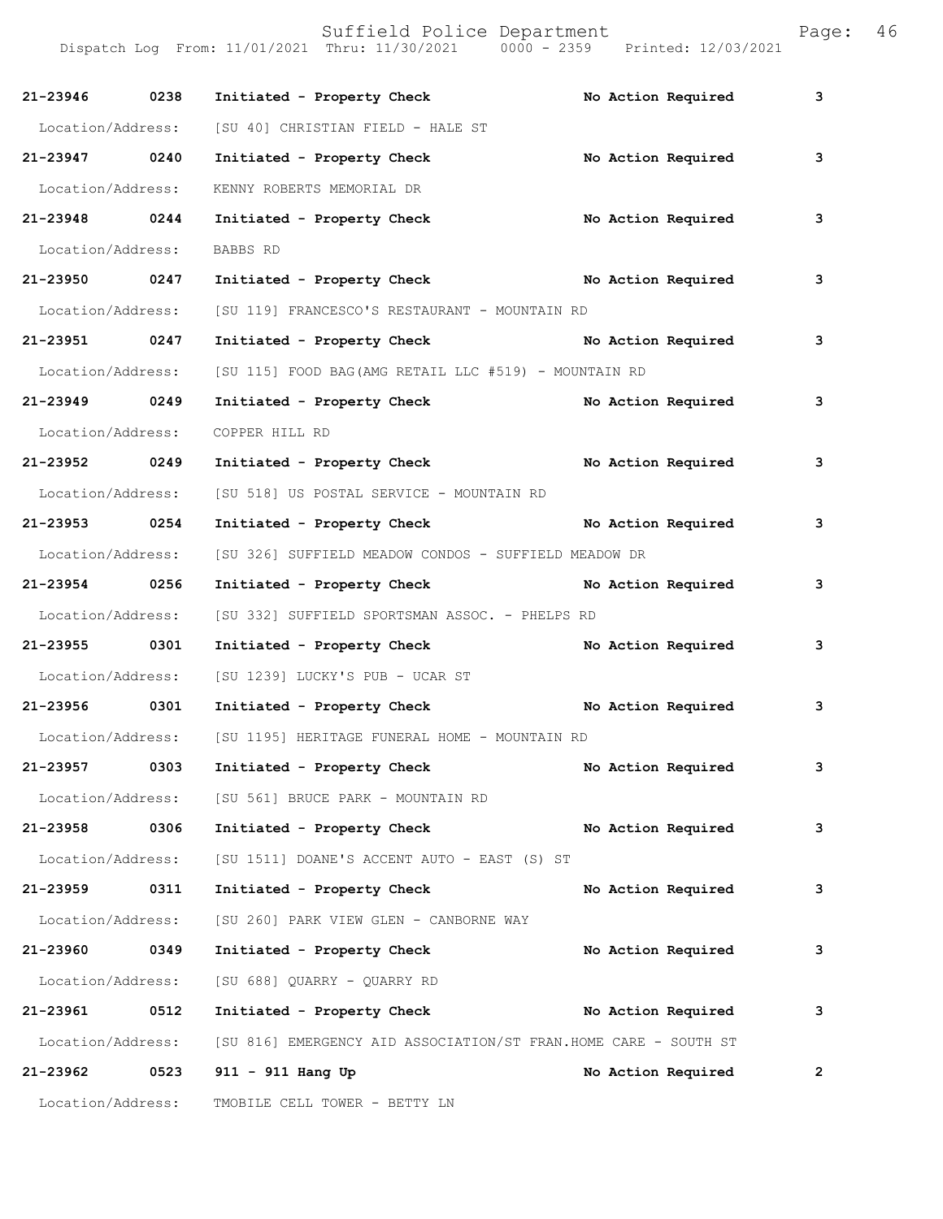| Call Number | Time | Call Reason | Action | Priority |
|---|---|---|---|---|
| **21-23946** | **0238** | **Initiated - Property Check** | **No Action Required** | **3** |
| Location/Address: | | [SU 40] CHRISTIAN FIELD - HALE ST | | |
| **21-23947** | **0240** | **Initiated - Property Check** | **No Action Required** | **3** |
| Location/Address: | | KENNY ROBERTS MEMORIAL DR | | |
| **21-23948** | **0244** | **Initiated - Property Check** | **No Action Required** | **3** |
| Location/Address: | | BABBS RD | | |
| **21-23950** | **0247** | **Initiated - Property Check** | **No Action Required** | **3** |
| Location/Address: | | [SU 119] FRANCESCO'S RESTAURANT - MOUNTAIN RD | | |
| **21-23951** | **0247** | **Initiated - Property Check** | **No Action Required** | **3** |
| Location/Address: | | [SU 115] FOOD BAG(AMG RETAIL LLC #519) - MOUNTAIN RD | | |
| **21-23949** | **0249** | **Initiated - Property Check** | **No Action Required** | **3** |
| Location/Address: | | COPPER HILL RD | | |
| **21-23952** | **0249** | **Initiated - Property Check** | **No Action Required** | **3** |
| Location/Address: | | [SU 518] US POSTAL SERVICE - MOUNTAIN RD | | |
| **21-23953** | **0254** | **Initiated - Property Check** | **No Action Required** | **3** |
| Location/Address: | | [SU 326] SUFFIELD MEADOW CONDOS - SUFFIELD MEADOW DR | | |
| **21-23954** | **0256** | **Initiated - Property Check** | **No Action Required** | **3** |
| Location/Address: | | [SU 332] SUFFIELD SPORTSMAN ASSOC. - PHELPS RD | | |
| **21-23955** | **0301** | **Initiated - Property Check** | **No Action Required** | **3** |
| Location/Address: | | [SU 1239] LUCKY'S PUB - UCAR ST | | |
| **21-23956** | **0301** | **Initiated - Property Check** | **No Action Required** | **3** |
| Location/Address: | | [SU 1195] HERITAGE FUNERAL HOME - MOUNTAIN RD | | |
| **21-23957** | **0303** | **Initiated - Property Check** | **No Action Required** | **3** |
| Location/Address: | | [SU 561] BRUCE PARK - MOUNTAIN RD | | |
| **21-23958** | **0306** | **Initiated - Property Check** | **No Action Required** | **3** |
| Location/Address: | | [SU 1511] DOANE'S ACCENT AUTO - EAST (S) ST | | |
| **21-23959** | **0311** | **Initiated - Property Check** | **No Action Required** | **3** |
| Location/Address: | | [SU 260] PARK VIEW GLEN - CANBORNE WAY | | |
| **21-23960** | **0349** | **Initiated - Property Check** | **No Action Required** | **3** |
| Location/Address: | | [SU 688] QUARRY - QUARRY RD | | |
| **21-23961** | **0512** | **Initiated - Property Check** | **No Action Required** | **3** |
| Location/Address: | | [SU 816] EMERGENCY AID ASSOCIATION/ST FRAN.HOME CARE - SOUTH ST | | |
| **21-23962** | **0523** | **911 - 911 Hang Up** | **No Action Required** | **2** |
| Location/Address: | | TMOBILE CELL TOWER - BETTY LN | | |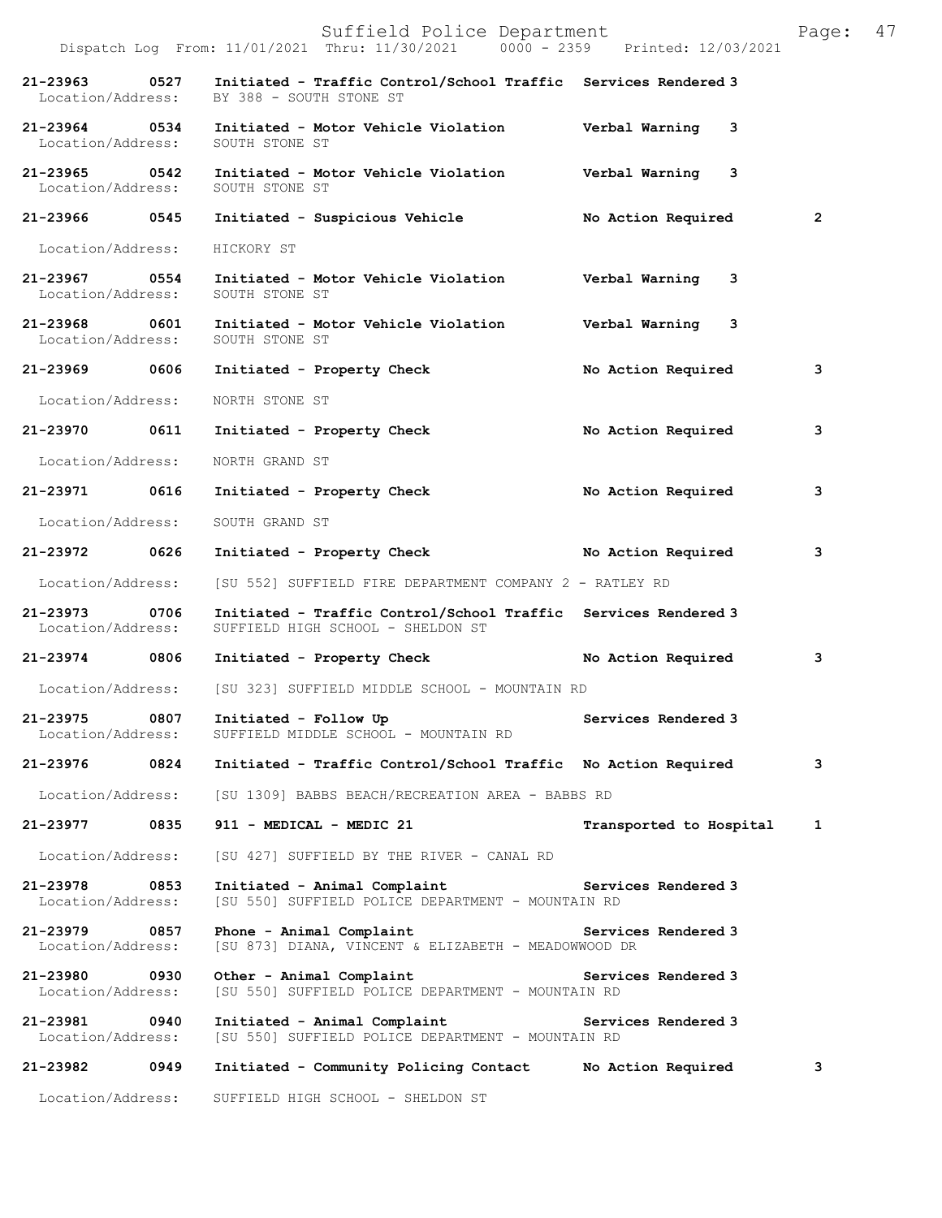| Call # | Time | Call Reason | Action | Priority |
|---|---|---|---|---|
| **21-23963** | **0527** | **Initiated - Traffic Control/School Traffic** | **Services Rendered** | **3** |
| Location/Address: | | BY 388 - SOUTH STONE ST | | |
| **21-23964** | **0534** | **Initiated - Motor Vehicle Violation** | **Verbal Warning** | **3** |
| Location/Address: | | SOUTH STONE ST | | |
| **21-23965** | **0542** | **Initiated - Motor Vehicle Violation** | **Verbal Warning** | **3** |
| Location/Address: | | SOUTH STONE ST | | |
| **21-23966** | **0545** | **Initiated - Suspicious Vehicle** | **No Action Required** | **2** |
| Location/Address: | | HICKORY ST | | |
| **21-23967** | **0554** | **Initiated - Motor Vehicle Violation** | **Verbal Warning** | **3** |
| Location/Address: | | SOUTH STONE ST | | |
| **21-23968** | **0601** | **Initiated - Motor Vehicle Violation** | **Verbal Warning** | **3** |
| Location/Address: | | SOUTH STONE ST | | |
| **21-23969** | **0606** | **Initiated - Property Check** | **No Action Required** | **3** |
| Location/Address: | | NORTH STONE ST | | |
| **21-23970** | **0611** | **Initiated - Property Check** | **No Action Required** | **3** |
| Location/Address: | | NORTH GRAND ST | | |
| **21-23971** | **0616** | **Initiated - Property Check** | **No Action Required** | **3** |
| Location/Address: | | SOUTH GRAND ST | | |
| **21-23972** | **0626** | **Initiated - Property Check** | **No Action Required** | **3** |
| Location/Address: | | [SU 552] SUFFIELD FIRE DEPARTMENT COMPANY 2 - RATLEY RD | | |
| **21-23973** | **0706** | **Initiated - Traffic Control/School Traffic** | **Services Rendered** | **3** |
| Location/Address: | | SUFFIELD HIGH SCHOOL - SHELDON ST | | |
| **21-23974** | **0806** | **Initiated - Property Check** | **No Action Required** | **3** |
| Location/Address: | | [SU 323] SUFFIELD MIDDLE SCHOOL - MOUNTAIN RD | | |
| **21-23975** | **0807** | **Initiated - Follow Up** | **Services Rendered** | **3** |
| Location/Address: | | SUFFIELD MIDDLE SCHOOL - MOUNTAIN RD | | |
| **21-23976** | **0824** | **Initiated - Traffic Control/School Traffic** | **No Action Required** | **3** |
| Location/Address: | | [SU 1309] BABBS BEACH/RECREATION AREA - BABBS RD | | |
| **21-23977** | **0835** | **911 - MEDICAL - MEDIC 21** | **Transported to Hospital** | **1** |
| Location/Address: | | [SU 427] SUFFIELD BY THE RIVER - CANAL RD | | |
| **21-23978** | **0853** | **Initiated - Animal Complaint** | **Services Rendered** | **3** |
| Location/Address: | | [SU 550] SUFFIELD POLICE DEPARTMENT - MOUNTAIN RD | | |
| **21-23979** | **0857** | **Phone - Animal Complaint** | **Services Rendered** | **3** |
| Location/Address: | | [SU 873] DIANA, VINCENT & ELIZABETH - MEADOWWOOD DR | | |
| **21-23980** | **0930** | **Other - Animal Complaint** | **Services Rendered** | **3** |
| Location/Address: | | [SU 550] SUFFIELD POLICE DEPARTMENT - MOUNTAIN RD | | |
| **21-23981** | **0940** | **Initiated - Animal Complaint** | **Services Rendered** | **3** |
| Location/Address: | | [SU 550] SUFFIELD POLICE DEPARTMENT - MOUNTAIN RD | | |
| **21-23982** | **0949** | **Initiated - Community Policing Contact** | **No Action Required** | **3** |
| Location/Address: | | SUFFIELD HIGH SCHOOL - SHELDON ST | | |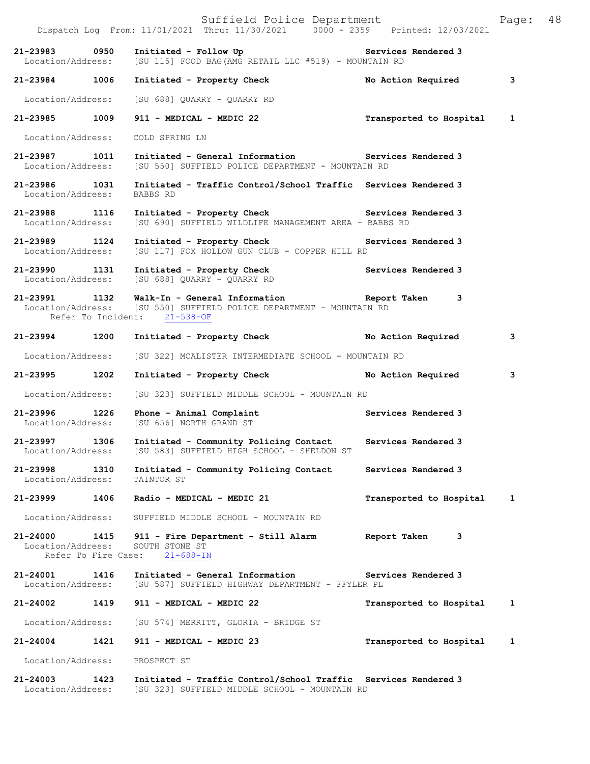21-23983 0950 Initiated - Follow Up Services Rendered 3
Location/Address: [SU 115] FOOD BAG(AMG RETAIL LLC #519) - MOUNTAIN RD

21-23984 1006 Initiated - Property Check No Action Required 3
Location/Address: [SU 688] QUARRY - QUARRY RD

21-23985 1009 911 - MEDICAL - MEDIC 22 Transported to Hospital 1
Location/Address: COLD SPRING LN

21-23987 1011 Initiated - General Information Services Rendered 3
Location/Address: [SU 550] SUFFIELD POLICE DEPARTMENT - MOUNTAIN RD

21-23986 1031 Initiated - Traffic Control/School Traffic Services Rendered 3
Location/Address: BABBS RD

21-23988 1116 Initiated - Property Check Services Rendered 3
Location/Address: [SU 690] SUFFIELD WILDLIFE MANAGEMENT AREA - BABBS RD

21-23989 1124 Initiated - Property Check Services Rendered 3
Location/Address: [SU 117] FOX HOLLOW GUN CLUB - COPPER HILL RD

21-23990 1131 Initiated - Property Check Services Rendered 3
Location/Address: [SU 688] QUARRY - QUARRY RD

21-23991 1132 Walk-In - General Information Report Taken 3
Location/Address: [SU 550] SUFFIELD POLICE DEPARTMENT - MOUNTAIN RD
Refer To Incident: 21-538-OF

21-23994 1200 Initiated - Property Check No Action Required 3
Location/Address: [SU 322] MCALISTER INTERMEDIATE SCHOOL - MOUNTAIN RD

21-23995 1202 Initiated - Property Check No Action Required 3
Location/Address: [SU 323] SUFFIELD MIDDLE SCHOOL - MOUNTAIN RD

21-23996 1226 Phone - Animal Complaint Services Rendered 3
Location/Address: [SU 656] NORTH GRAND ST

21-23997 1306 Initiated - Community Policing Contact Services Rendered 3
Location/Address: [SU 583] SUFFIELD HIGH SCHOOL - SHELDON ST

21-23998 1310 Initiated - Community Policing Contact Services Rendered 3
Location/Address: TAINTOR ST

21-23999 1406 Radio - MEDICAL - MEDIC 21 Transported to Hospital 1
Location/Address: SUFFIELD MIDDLE SCHOOL - MOUNTAIN RD

21-24000 1415 911 - Fire Department - Still Alarm Report Taken 3
Location/Address: SOUTH STONE ST
Refer To Fire Case: 21-688-IN

21-24001 1416 Initiated - General Information Services Rendered 3
Location/Address: [SU 587] SUFFIELD HIGHWAY DEPARTMENT - FFYLER PL

21-24002 1419 911 - MEDICAL - MEDIC 22 Transported to Hospital 1
Location/Address: [SU 574] MERRITT, GLORIA - BRIDGE ST

21-24004 1421 911 - MEDICAL - MEDIC 23 Transported to Hospital 1
Location/Address: PROSPECT ST

21-24003 1423 Initiated - Traffic Control/School Traffic Services Rendered 3
Location/Address: [SU 323] SUFFIELD MIDDLE SCHOOL - MOUNTAIN RD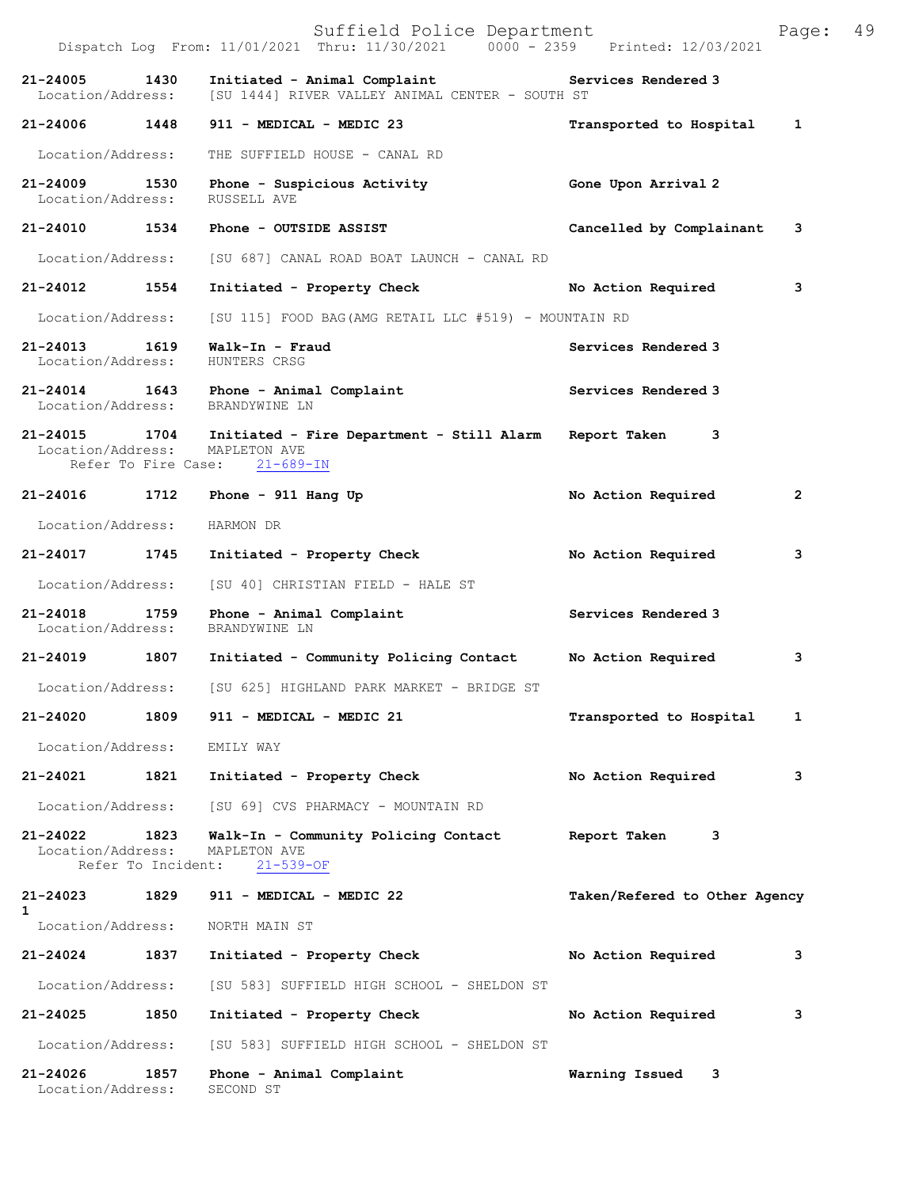21-24005 1430 Initiated - Animal Complaint Services Rendered 3
Location/Address: [SU 1444] RIVER VALLEY ANIMAL CENTER - SOUTH ST

21-24006 1448 911 - MEDICAL - MEDIC 23 Transported to Hospital 1
Location/Address: THE SUFFIELD HOUSE - CANAL RD

21-24009 1530 Phone - Suspicious Activity Gone Upon Arrival 2
Location/Address: RUSSELL AVE

21-24010 1534 Phone - OUTSIDE ASSIST Cancelled by Complainant 3
Location/Address: [SU 687] CANAL ROAD BOAT LAUNCH - CANAL RD

21-24012 1554 Initiated - Property Check No Action Required 3
Location/Address: [SU 115] FOOD BAG(AMG RETAIL LLC #519) - MOUNTAIN RD

21-24013 1619 Walk-In - Fraud Services Rendered 3
Location/Address: HUNTERS CRSG

21-24014 1643 Phone - Animal Complaint Services Rendered 3
Location/Address: BRANDYWINE LN

21-24015 1704 Initiated - Fire Department - Still Alarm Report Taken 3
Location/Address: MAPLETON AVE
Refer To Fire Case: 21-689-IN

21-24016 1712 Phone - 911 Hang Up No Action Required 2
Location/Address: HARMON DR

21-24017 1745 Initiated - Property Check No Action Required 3
Location/Address: [SU 40] CHRISTIAN FIELD - HALE ST

21-24018 1759 Phone - Animal Complaint Services Rendered 3
Location/Address: BRANDYWINE LN

21-24019 1807 Initiated - Community Policing Contact No Action Required 3
Location/Address: [SU 625] HIGHLAND PARK MARKET - BRIDGE ST

21-24020 1809 911 - MEDICAL - MEDIC 21 Transported to Hospital 1
Location/Address: EMILY WAY

21-24021 1821 Initiated - Property Check No Action Required 3
Location/Address: [SU 69] CVS PHARMACY - MOUNTAIN RD

21-24022 1823 Walk-In - Community Policing Contact Report Taken 3
Location/Address: MAPLETON AVE
Refer To Incident: 21-539-OF

21-24023 1829 911 - MEDICAL - MEDIC 22 Taken/Refered to Other Agency 1
Location/Address: NORTH MAIN ST

21-24024 1837 Initiated - Property Check No Action Required 3
Location/Address: [SU 583] SUFFIELD HIGH SCHOOL - SHELDON ST

21-24025 1850 Initiated - Property Check No Action Required 3
Location/Address: [SU 583] SUFFIELD HIGH SCHOOL - SHELDON ST

21-24026 1857 Phone - Animal Complaint Warning Issued 3
Location/Address: SECOND ST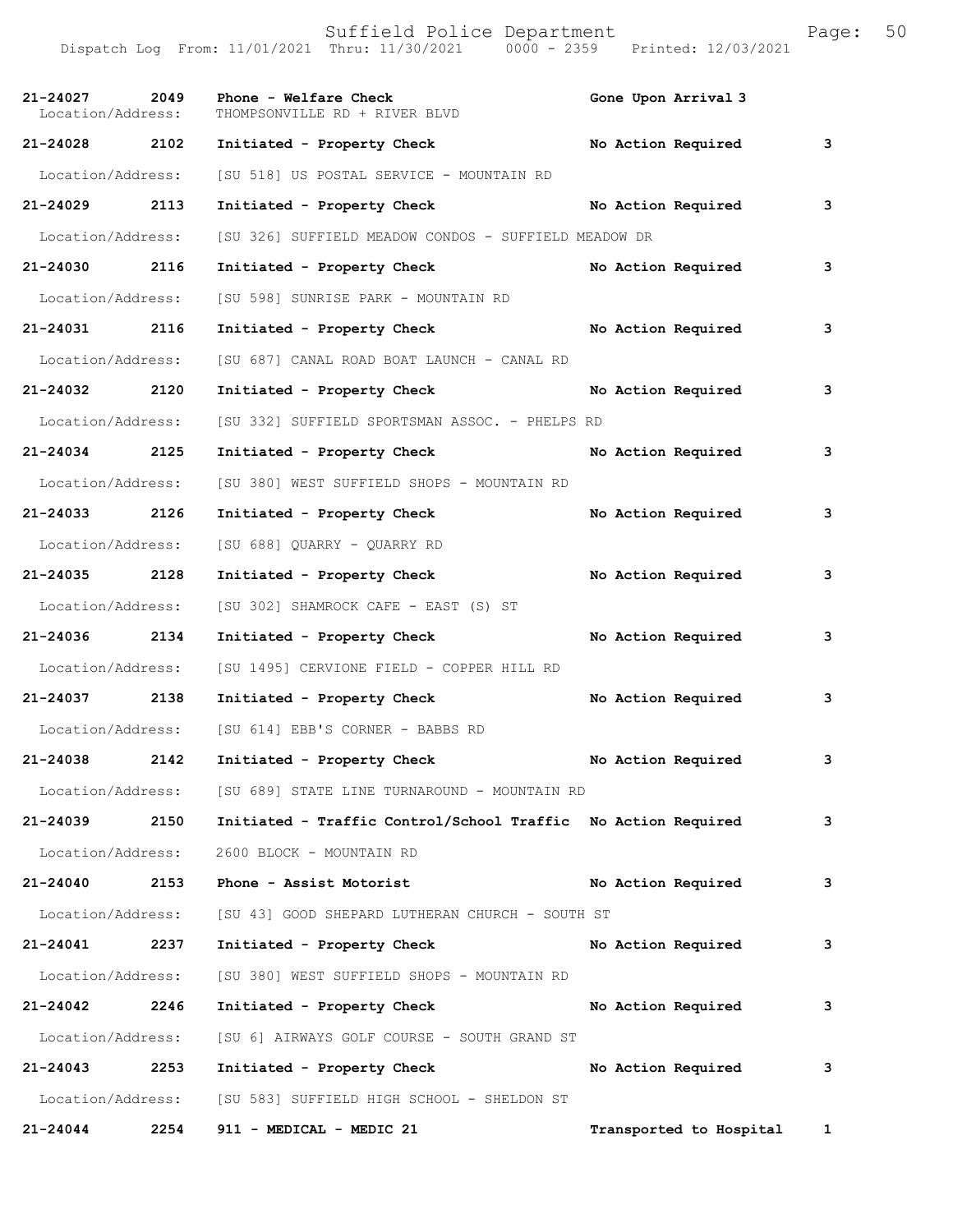| Call # | Time | Call Type | Disposition | Priority |
|---|---|---|---|---|
| **21-24027** | **2049** | **Phone - Welfare Check** | **Gone Upon Arrival** | **3** |
| Location/Address: | | THOMPSONVILLE RD + RIVER BLVD | | |
| **21-24028** | **2102** | **Initiated - Property Check** | **No Action Required** | **3** |
| Location/Address: | | [SU 518] US POSTAL SERVICE - MOUNTAIN RD | | |
| **21-24029** | **2113** | **Initiated - Property Check** | **No Action Required** | **3** |
| Location/Address: | | [SU 326] SUFFIELD MEADOW CONDOS - SUFFIELD MEADOW DR | | |
| **21-24030** | **2116** | **Initiated - Property Check** | **No Action Required** | **3** |
| Location/Address: | | [SU 598] SUNRISE PARK - MOUNTAIN RD | | |
| **21-24031** | **2116** | **Initiated - Property Check** | **No Action Required** | **3** |
| Location/Address: | | [SU 687] CANAL ROAD BOAT LAUNCH - CANAL RD | | |
| **21-24032** | **2120** | **Initiated - Property Check** | **No Action Required** | **3** |
| Location/Address: | | [SU 332] SUFFIELD SPORTSMAN ASSOC. - PHELPS RD | | |
| **21-24034** | **2125** | **Initiated - Property Check** | **No Action Required** | **3** |
| Location/Address: | | [SU 380] WEST SUFFIELD SHOPS - MOUNTAIN RD | | |
| **21-24033** | **2126** | **Initiated - Property Check** | **No Action Required** | **3** |
| Location/Address: | | [SU 688] QUARRY - QUARRY RD | | |
| **21-24035** | **2128** | **Initiated - Property Check** | **No Action Required** | **3** |
| Location/Address: | | [SU 302] SHAMROCK CAFE - EAST (S) ST | | |
| **21-24036** | **2134** | **Initiated - Property Check** | **No Action Required** | **3** |
| Location/Address: | | [SU 1495] CERVIONE FIELD - COPPER HILL RD | | |
| **21-24037** | **2138** | **Initiated - Property Check** | **No Action Required** | **3** |
| Location/Address: | | [SU 614] EBB'S CORNER - BABBS RD | | |
| **21-24038** | **2142** | **Initiated - Property Check** | **No Action Required** | **3** |
| Location/Address: | | [SU 689] STATE LINE TURNAROUND - MOUNTAIN RD | | |
| **21-24039** | **2150** | **Initiated - Traffic Control/School Traffic** | **No Action Required** | **3** |
| Location/Address: | | 2600 BLOCK - MOUNTAIN RD | | |
| **21-24040** | **2153** | **Phone - Assist Motorist** | **No Action Required** | **3** |
| Location/Address: | | [SU 43] GOOD SHEPARD LUTHERAN CHURCH - SOUTH ST | | |
| **21-24041** | **2237** | **Initiated - Property Check** | **No Action Required** | **3** |
| Location/Address: | | [SU 380] WEST SUFFIELD SHOPS - MOUNTAIN RD | | |
| **21-24042** | **2246** | **Initiated - Property Check** | **No Action Required** | **3** |
| Location/Address: | | [SU 6] AIRWAYS GOLF COURSE - SOUTH GRAND ST | | |
| **21-24043** | **2253** | **Initiated - Property Check** | **No Action Required** | **3** |
| Location/Address: | | [SU 583] SUFFIELD HIGH SCHOOL - SHELDON ST | | |
| **21-24044** | **2254** | **911 - MEDICAL - MEDIC 21** | **Transported to Hospital** | **1** |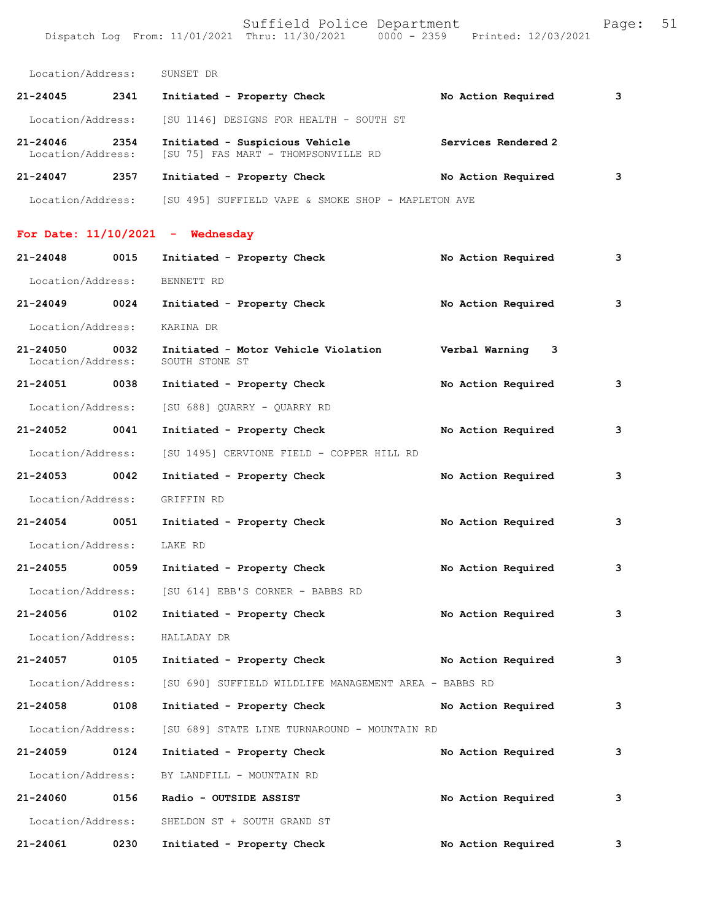Location/Address: SUNSET DR

**21-24045 2341 Initiated - Property Check** — **No Action Required** — **3**

Location/Address: [SU 1146] DESIGNS FOR HEALTH - SOUTH ST

**21-24046 2354 Initiated - Suspicious Vehicle** — **Services Rendered 2**
Location/Address: [SU 75] FAS MART - THOMPSONVILLE RD

**21-24047 2357 Initiated - Property Check** — **No Action Required** — **3**

Location/Address: [SU 495] SUFFIELD VAPE & SMOKE SHOP - MAPLETON AVE

## For Date: 11/10/2021 - Wednesday

**21-24048 0015 Initiated - Property Check** — **No Action Required** — **3**

Location/Address: BENNETT RD

**21-24049 0024 Initiated - Property Check** — **No Action Required** — **3**

Location/Address: KARINA DR

**21-24050 0032 Initiated - Motor Vehicle Violation** — **Verbal Warning 3**
Location/Address: SOUTH STONE ST

**21-24051 0038 Initiated - Property Check** — **No Action Required** — **3**

Location/Address: [SU 688] QUARRY - QUARRY RD

**21-24052 0041 Initiated - Property Check** — **No Action Required** — **3**

Location/Address: [SU 1495] CERVIONE FIELD - COPPER HILL RD

**21-24053 0042 Initiated - Property Check** — **No Action Required** — **3**

Location/Address: GRIFFIN RD

**21-24054 0051 Initiated - Property Check** — **No Action Required** — **3**

Location/Address: LAKE RD

**21-24055 0059 Initiated - Property Check** — **No Action Required** — **3**

Location/Address: [SU 614] EBB'S CORNER - BABBS RD

**21-24056 0102 Initiated - Property Check** — **No Action Required** — **3**

Location/Address: HALLADAY DR

**21-24057 0105 Initiated - Property Check** — **No Action Required** — **3**

Location/Address: [SU 690] SUFFIELD WILDLIFE MANAGEMENT AREA - BABBS RD

**21-24058 0108 Initiated - Property Check** — **No Action Required** — **3**

Location/Address: [SU 689] STATE LINE TURNAROUND - MOUNTAIN RD

**21-24059 0124 Initiated - Property Check** — **No Action Required** — **3**

Location/Address: BY LANDFILL - MOUNTAIN RD

**21-24060 0156 Radio - OUTSIDE ASSIST** — **No Action Required** — **3**

Location/Address: SHELDON ST + SOUTH GRAND ST

**21-24061 0230 Initiated - Property Check** — **No Action Required** — **3**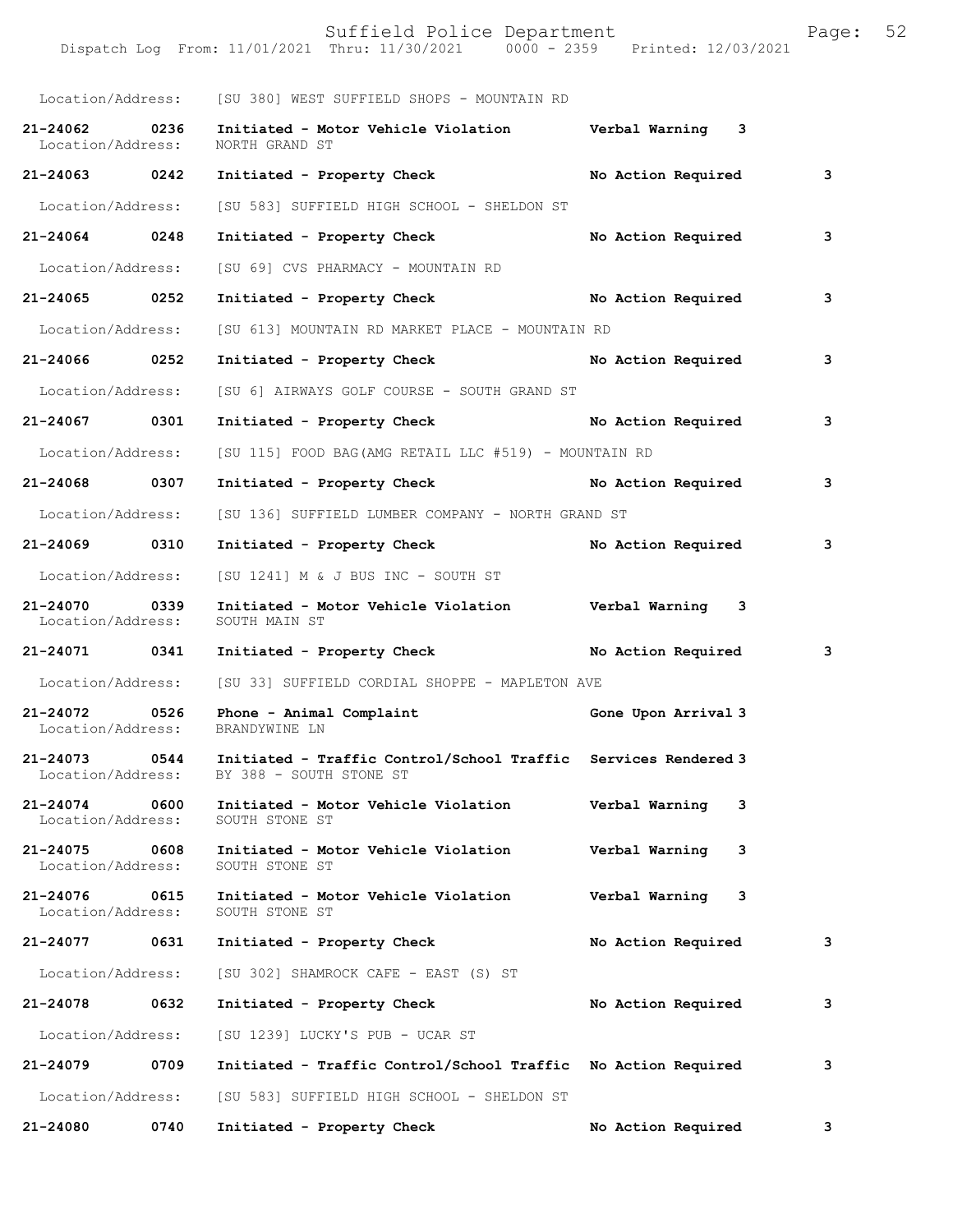Location/Address: [SU 380] WEST SUFFIELD SHOPS - MOUNTAIN RD

**21-24062 0236 Initiated - Motor Vehicle Violation Verbal Warning 3**
Location/Address: NORTH GRAND ST

**21-24063 0242 Initiated - Property Check No Action Required 3**

Location/Address: [SU 583] SUFFIELD HIGH SCHOOL - SHELDON ST

**21-24064 0248 Initiated - Property Check No Action Required 3**

Location/Address: [SU 69] CVS PHARMACY - MOUNTAIN RD

**21-24065 0252 Initiated - Property Check No Action Required 3**

Location/Address: [SU 613] MOUNTAIN RD MARKET PLACE - MOUNTAIN RD

**21-24066 0252 Initiated - Property Check No Action Required 3**

Location/Address: [SU 6] AIRWAYS GOLF COURSE - SOUTH GRAND ST

**21-24067 0301 Initiated - Property Check No Action Required 3**

Location/Address: [SU 115] FOOD BAG(AMG RETAIL LLC #519) - MOUNTAIN RD

**21-24068 0307 Initiated - Property Check No Action Required 3**

Location/Address: [SU 136] SUFFIELD LUMBER COMPANY - NORTH GRAND ST

**21-24069 0310 Initiated - Property Check No Action Required 3**

Location/Address: [SU 1241] M & J BUS INC - SOUTH ST

**21-24070 0339 Initiated - Motor Vehicle Violation Verbal Warning 3**
Location/Address: SOUTH MAIN ST

**21-24071 0341 Initiated - Property Check No Action Required 3**

Location/Address: [SU 33] SUFFIELD CORDIAL SHOPPE - MAPLETON AVE

**21-24072 0526 Phone - Animal Complaint Gone Upon Arrival 3**
Location/Address: BRANDYWINE LN

**21-24073 0544 Initiated - Traffic Control/School Traffic Services Rendered 3**
Location/Address: BY 388 - SOUTH STONE ST

**21-24074 0600 Initiated - Motor Vehicle Violation Verbal Warning 3**
Location/Address: SOUTH STONE ST

**21-24075 0608 Initiated - Motor Vehicle Violation Verbal Warning 3**
Location/Address: SOUTH STONE ST

**21-24076 0615 Initiated - Motor Vehicle Violation Verbal Warning 3**
Location/Address: SOUTH STONE ST

**21-24077 0631 Initiated - Property Check No Action Required 3**

Location/Address: [SU 302] SHAMROCK CAFE - EAST (S) ST

**21-24078 0632 Initiated - Property Check No Action Required 3**

Location/Address: [SU 1239] LUCKY'S PUB - UCAR ST

**21-24079 0709 Initiated - Traffic Control/School Traffic No Action Required 3**

Location/Address: [SU 583] SUFFIELD HIGH SCHOOL - SHELDON ST

**21-24080 0740 Initiated - Property Check No Action Required 3**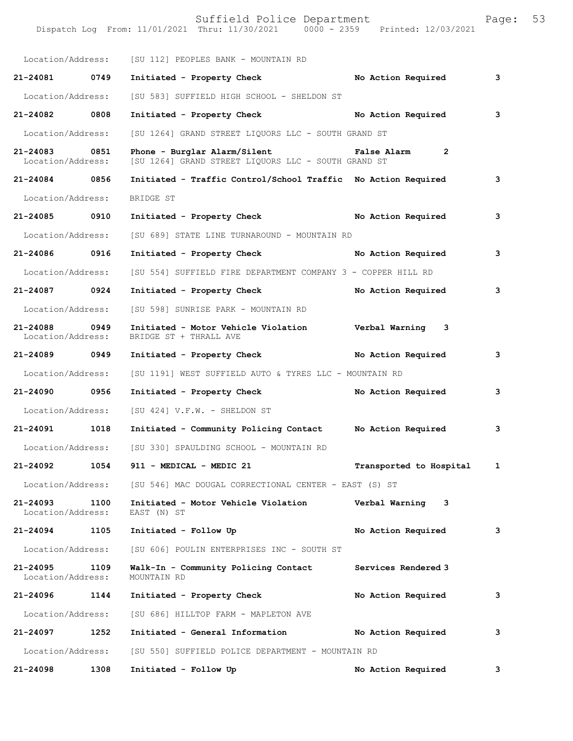Location/Address: [SU 112] PEOPLES BANK - MOUNTAIN RD

**21-24081 0749 Initiated - Property Check No Action Required 3**

Location/Address: [SU 583] SUFFIELD HIGH SCHOOL - SHELDON ST

**21-24082 0808 Initiated - Property Check No Action Required 3**

Location/Address: [SU 1264] GRAND STREET LIQUORS LLC - SOUTH GRAND ST

**21-24083 0851 Phone - Burglar Alarm/Silent False Alarm 2**
Location/Address: [SU 1264] GRAND STREET LIQUORS LLC - SOUTH GRAND ST

**21-24084 0856 Initiated - Traffic Control/School Traffic No Action Required 3**

Location/Address: BRIDGE ST

**21-24085 0910 Initiated - Property Check No Action Required 3**

Location/Address: [SU 689] STATE LINE TURNAROUND - MOUNTAIN RD

**21-24086 0916 Initiated - Property Check No Action Required 3**

Location/Address: [SU 554] SUFFIELD FIRE DEPARTMENT COMPANY 3 - COPPER HILL RD

**21-24087 0924 Initiated - Property Check No Action Required 3**

Location/Address: [SU 598] SUNRISE PARK - MOUNTAIN RD

**21-24088 0949 Initiated - Motor Vehicle Violation Verbal Warning 3**
Location/Address: BRIDGE ST + THRALL AVE

**21-24089 0949 Initiated - Property Check No Action Required 3**

Location/Address: [SU 1191] WEST SUFFIELD AUTO & TYRES LLC - MOUNTAIN RD

**21-24090 0956 Initiated - Property Check No Action Required 3**

Location/Address: [SU 424] V.F.W. - SHELDON ST

**21-24091 1018 Initiated - Community Policing Contact No Action Required 3**

Location/Address: [SU 330] SPAULDING SCHOOL - MOUNTAIN RD

**21-24092 1054 911 - MEDICAL - MEDIC 21 Transported to Hospital 1**

Location/Address: [SU 546] MAC DOUGAL CORRECTIONAL CENTER - EAST (S) ST

**21-24093 1100 Initiated - Motor Vehicle Violation Verbal Warning 3**
Location/Address: EAST (N) ST

**21-24094 1105 Initiated - Follow Up No Action Required 3**

Location/Address: [SU 606] POULIN ENTERPRISES INC - SOUTH ST

**21-24095 1109 Walk-In - Community Policing Contact Services Rendered 3**
Location/Address: MOUNTAIN RD

**21-24096 1144 Initiated - Property Check No Action Required 3**

Location/Address: [SU 686] HILLTOP FARM - MAPLETON AVE

**21-24097 1252 Initiated - General Information No Action Required 3**

Location/Address: [SU 550] SUFFIELD POLICE DEPARTMENT - MOUNTAIN RD

**21-24098 1308 Initiated - Follow Up No Action Required 3**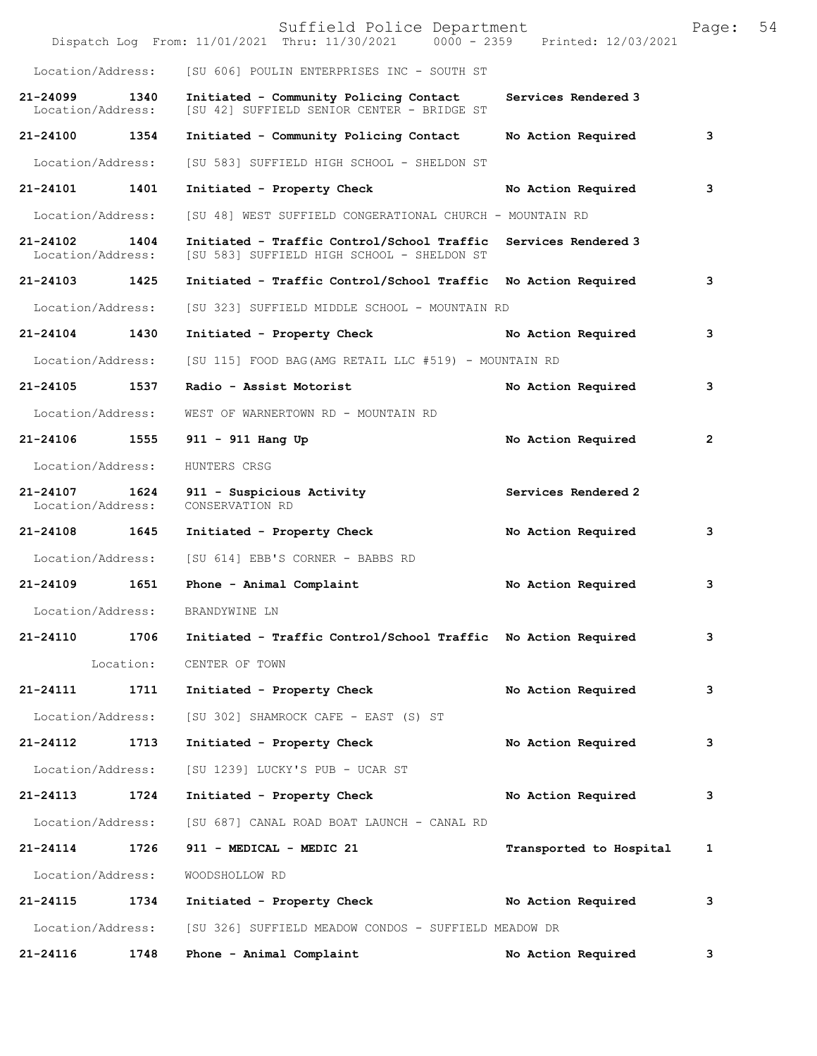Location/Address: [SU 606] POULIN ENTERPRISES INC - SOUTH ST

**21-24099 1340 Initiated - Community Policing Contact** Services Rendered 3
Location/Address: [SU 42] SUFFIELD SENIOR CENTER - BRIDGE ST

**21-24100 1354 Initiated - Community Policing Contact** No Action Required 3

Location/Address: [SU 583] SUFFIELD HIGH SCHOOL - SHELDON ST

**21-24101 1401 Initiated - Property Check** No Action Required 3

Location/Address: [SU 48] WEST SUFFIELD CONGERATIONAL CHURCH - MOUNTAIN RD

**21-24102 1404 Initiated - Traffic Control/School Traffic** Services Rendered 3
Location/Address: [SU 583] SUFFIELD HIGH SCHOOL - SHELDON ST

**21-24103 1425 Initiated - Traffic Control/School Traffic** No Action Required 3

Location/Address: [SU 323] SUFFIELD MIDDLE SCHOOL - MOUNTAIN RD

**21-24104 1430 Initiated - Property Check** No Action Required 3

Location/Address: [SU 115] FOOD BAG(AMG RETAIL LLC #519) - MOUNTAIN RD

**21-24105 1537 Radio - Assist Motorist** No Action Required 3

Location/Address: WEST OF WARNERTOWN RD - MOUNTAIN RD

**21-24106 1555 911 - 911 Hang Up** No Action Required 2

Location/Address: HUNTERS CRSG

**21-24107 1624 911 - Suspicious Activity** Services Rendered 2
Location/Address: CONSERVATION RD

**21-24108 1645 Initiated - Property Check** No Action Required 3

Location/Address: [SU 614] EBB'S CORNER - BABBS RD

**21-24109 1651 Phone - Animal Complaint** No Action Required 3

Location/Address: BRANDYWINE LN

**21-24110 1706 Initiated - Traffic Control/School Traffic** No Action Required 3

Location: CENTER OF TOWN

**21-24111 1711 Initiated - Property Check** No Action Required 3

Location/Address: [SU 302] SHAMROCK CAFE - EAST (S) ST

**21-24112 1713 Initiated - Property Check** No Action Required 3

Location/Address: [SU 1239] LUCKY'S PUB - UCAR ST

**21-24113 1724 Initiated - Property Check** No Action Required 3

Location/Address: [SU 687] CANAL ROAD BOAT LAUNCH - CANAL RD

**21-24114 1726 911 - MEDICAL - MEDIC 21** Transported to Hospital 1

Location/Address: WOODSHOLLOW RD

**21-24115 1734 Initiated - Property Check** No Action Required 3

Location/Address: [SU 326] SUFFIELD MEADOW CONDOS - SUFFIELD MEADOW DR

**21-24116 1748 Phone - Animal Complaint** No Action Required 3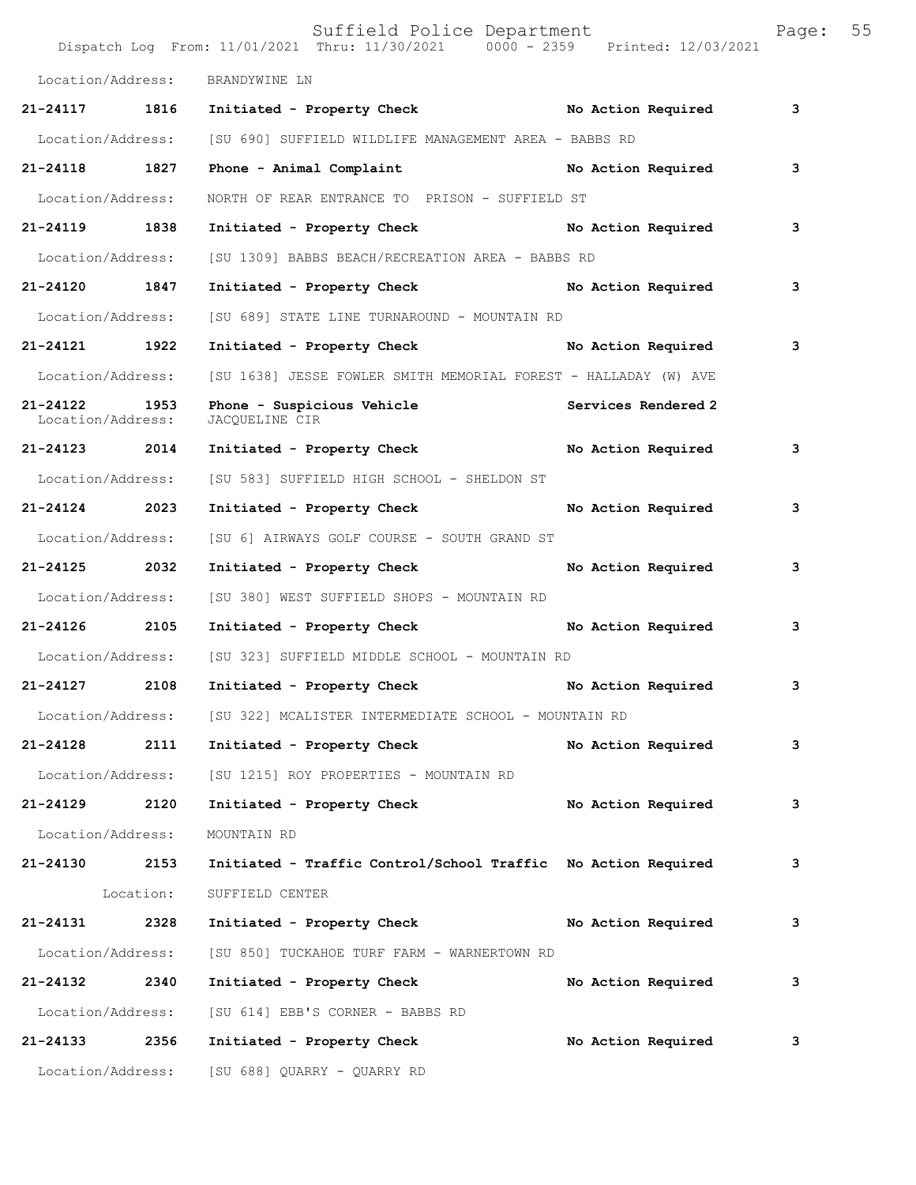Location/Address: BRANDYWINE LN

**21-24117 1816 Initiated - Property Check No Action Required 3**

Location/Address: [SU 690] SUFFIELD WILDLIFE MANAGEMENT AREA - BABBS RD

**21-24118 1827 Phone - Animal Complaint No Action Required 3**

Location/Address: NORTH OF REAR ENTRANCE TO PRISON - SUFFIELD ST

**21-24119 1838 Initiated - Property Check No Action Required 3**

Location/Address: [SU 1309] BABBS BEACH/RECREATION AREA - BABBS RD

**21-24120 1847 Initiated - Property Check No Action Required 3**

Location/Address: [SU 689] STATE LINE TURNAROUND - MOUNTAIN RD

**21-24121 1922 Initiated - Property Check No Action Required 3**

Location/Address: [SU 1638] JESSE FOWLER SMITH MEMORIAL FOREST - HALLADAY (W) AVE

**21-24122 1953 Phone - Suspicious Vehicle Services Rendered 2**
Location/Address: JACQUELINE CIR

**21-24123 2014 Initiated - Property Check No Action Required 3**

Location/Address: [SU 583] SUFFIELD HIGH SCHOOL - SHELDON ST

**21-24124 2023 Initiated - Property Check No Action Required 3**

Location/Address: [SU 6] AIRWAYS GOLF COURSE - SOUTH GRAND ST

**21-24125 2032 Initiated - Property Check No Action Required 3**

Location/Address: [SU 380] WEST SUFFIELD SHOPS - MOUNTAIN RD

**21-24126 2105 Initiated - Property Check No Action Required 3**

Location/Address: [SU 323] SUFFIELD MIDDLE SCHOOL - MOUNTAIN RD

**21-24127 2108 Initiated - Property Check No Action Required 3**

Location/Address: [SU 322] MCALISTER INTERMEDIATE SCHOOL - MOUNTAIN RD

**21-24128 2111 Initiated - Property Check No Action Required 3**

Location/Address: [SU 1215] ROY PROPERTIES - MOUNTAIN RD

**21-24129 2120 Initiated - Property Check No Action Required 3**

Location/Address: MOUNTAIN RD

**21-24130 2153 Initiated - Traffic Control/School Traffic No Action Required 3**

Location: SUFFIELD CENTER

**21-24131 2328 Initiated - Property Check No Action Required 3**

Location/Address: [SU 850] TUCKAHOE TURF FARM - WARNERTOWN RD

**21-24132 2340 Initiated - Property Check No Action Required 3**

Location/Address: [SU 614] EBB'S CORNER - BABBS RD

**21-24133 2356 Initiated - Property Check No Action Required 3**

Location/Address: [SU 688] QUARRY - QUARRY RD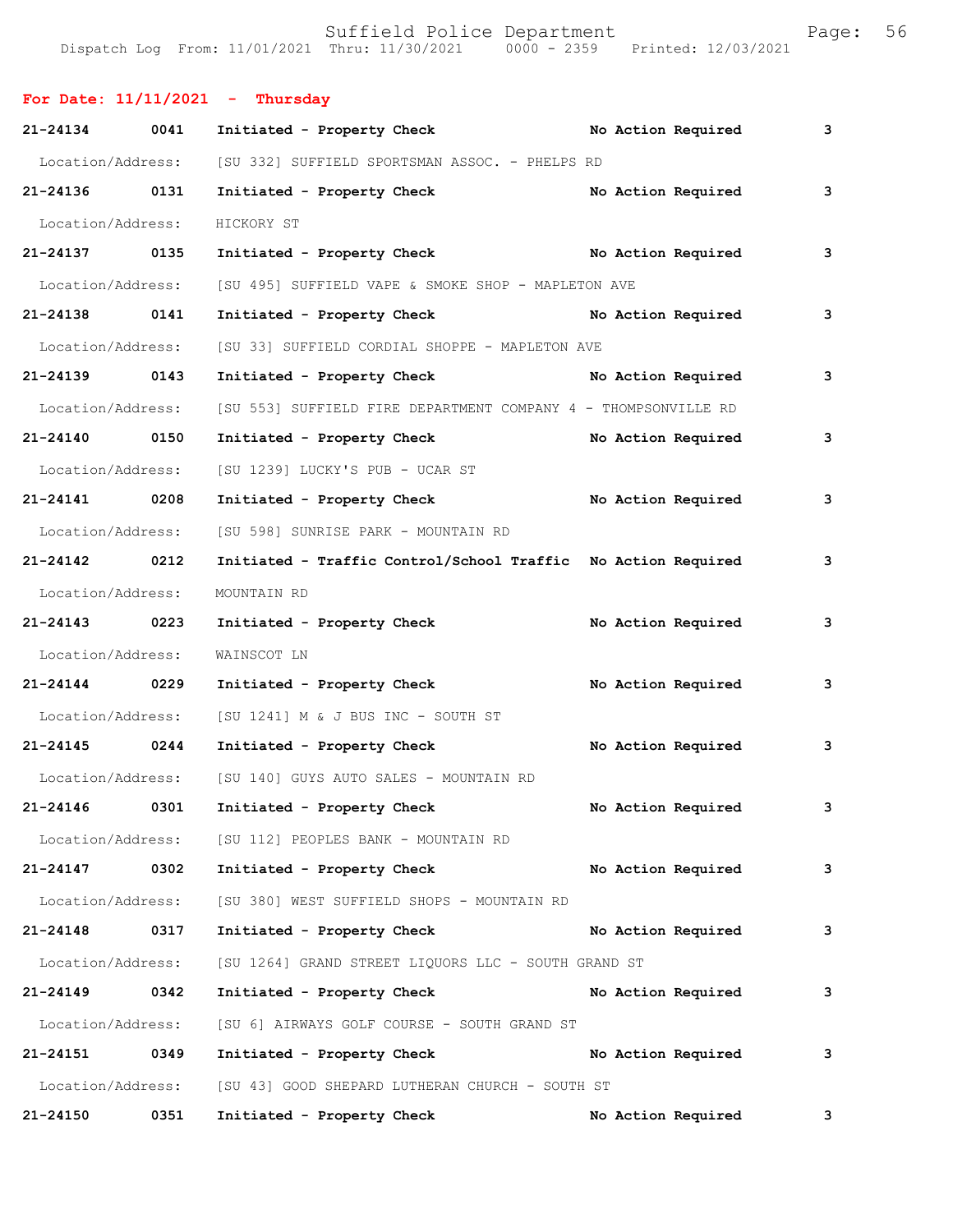**For Date: 11/11/2021 - Thursday**

**21-24134 0041 Initiated - Property Check No Action Required 3**

Location/Address: [SU 332] SUFFIELD SPORTSMAN ASSOC. - PHELPS RD

**21-24136 0131 Initiated - Property Check No Action Required 3**

Location/Address: HICKORY ST

**21-24137 0135 Initiated - Property Check No Action Required 3**

Location/Address: [SU 495] SUFFIELD VAPE & SMOKE SHOP - MAPLETON AVE

**21-24138 0141 Initiated - Property Check No Action Required 3**

Location/Address: [SU 33] SUFFIELD CORDIAL SHOPPE - MAPLETON AVE

**21-24139 0143 Initiated - Property Check No Action Required 3**

Location/Address: [SU 553] SUFFIELD FIRE DEPARTMENT COMPANY 4 - THOMPSONVILLE RD

**21-24140 0150 Initiated - Property Check No Action Required 3**

Location/Address: [SU 1239] LUCKY'S PUB - UCAR ST

**21-24141 0208 Initiated - Property Check No Action Required 3**

Location/Address: [SU 598] SUNRISE PARK - MOUNTAIN RD

**21-24142 0212 Initiated - Traffic Control/School Traffic No Action Required 3**

Location/Address: MOUNTAIN RD

**21-24143 0223 Initiated - Property Check No Action Required 3**

Location/Address: WAINSCOT LN

**21-24144 0229 Initiated - Property Check No Action Required 3**

Location/Address: [SU 1241] M & J BUS INC - SOUTH ST

**21-24145 0244 Initiated - Property Check No Action Required 3**

Location/Address: [SU 140] GUYS AUTO SALES - MOUNTAIN RD

**21-24146 0301 Initiated - Property Check No Action Required 3**

Location/Address: [SU 112] PEOPLES BANK - MOUNTAIN RD

**21-24147 0302 Initiated - Property Check No Action Required 3**

Location/Address: [SU 380] WEST SUFFIELD SHOPS - MOUNTAIN RD

**21-24148 0317 Initiated - Property Check No Action Required 3**

Location/Address: [SU 1264] GRAND STREET LIQUORS LLC - SOUTH GRAND ST

**21-24149 0342 Initiated - Property Check No Action Required 3**

Location/Address: [SU 6] AIRWAYS GOLF COURSE - SOUTH GRAND ST

**21-24151 0349 Initiated - Property Check No Action Required 3**

Location/Address: [SU 43] GOOD SHEPARD LUTHERAN CHURCH - SOUTH ST

**21-24150 0351 Initiated - Property Check No Action Required 3**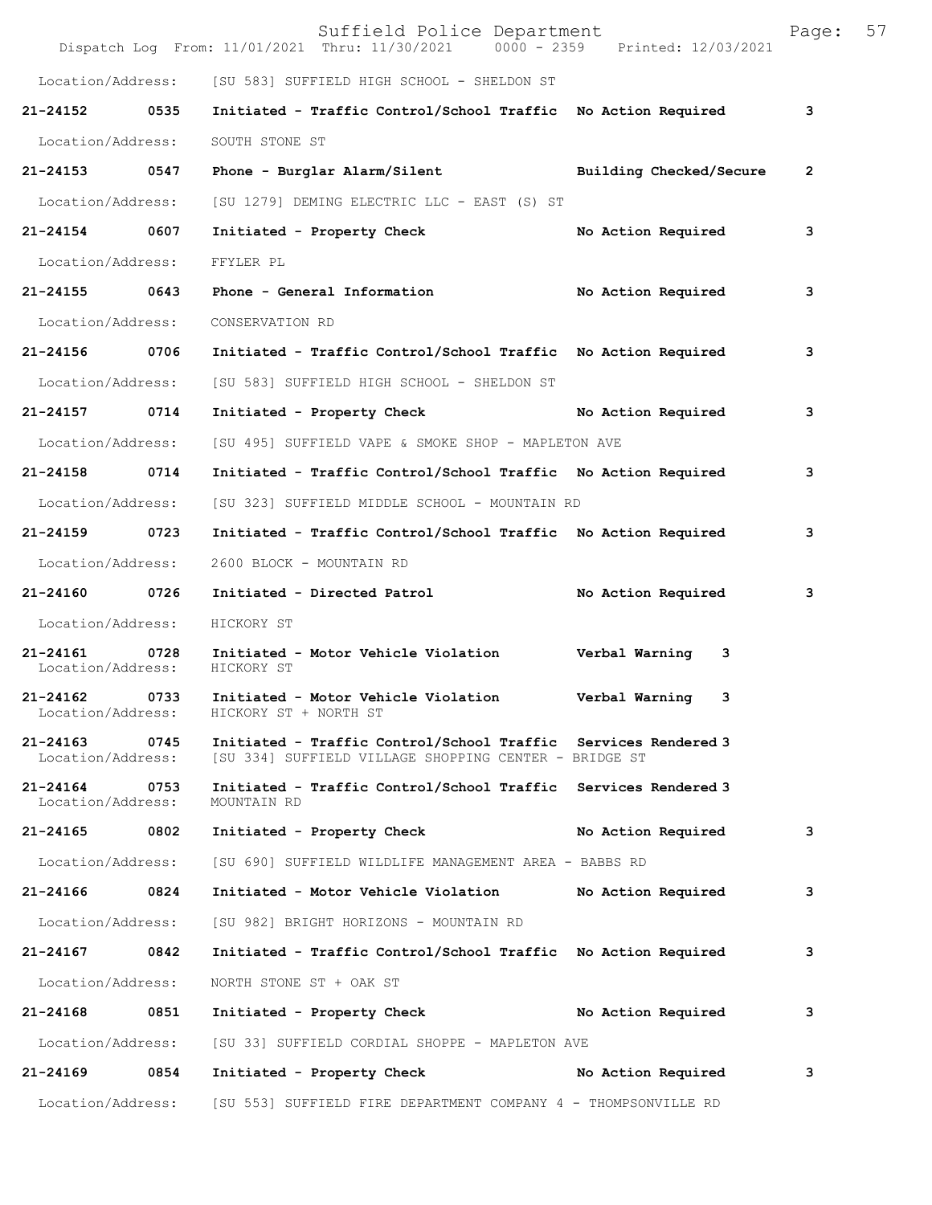Location/Address: [SU 583] SUFFIELD HIGH SCHOOL - SHELDON ST

**21-24152 0535 Initiated - Traffic Control/School Traffic No Action Required 3**

Location/Address: SOUTH STONE ST

**21-24153 0547 Phone - Burglar Alarm/Silent Building Checked/Secure 2**

Location/Address: [SU 1279] DEMING ELECTRIC LLC - EAST (S) ST

**21-24154 0607 Initiated - Property Check No Action Required 3**

Location/Address: FFYLER PL

**21-24155 0643 Phone - General Information No Action Required 3**

Location/Address: CONSERVATION RD

**21-24156 0706 Initiated - Traffic Control/School Traffic No Action Required 3**

Location/Address: [SU 583] SUFFIELD HIGH SCHOOL - SHELDON ST

**21-24157 0714 Initiated - Property Check No Action Required 3**

Location/Address: [SU 495] SUFFIELD VAPE & SMOKE SHOP - MAPLETON AVE

**21-24158 0714 Initiated - Traffic Control/School Traffic No Action Required 3**

Location/Address: [SU 323] SUFFIELD MIDDLE SCHOOL - MOUNTAIN RD

**21-24159 0723 Initiated - Traffic Control/School Traffic No Action Required 3**

Location/Address: 2600 BLOCK - MOUNTAIN RD

**21-24160 0726 Initiated - Directed Patrol No Action Required 3**

Location/Address: HICKORY ST

**21-24161 0728 Initiated - Motor Vehicle Violation Verbal Warning 3**
Location/Address: HICKORY ST

**21-24162 0733 Initiated - Motor Vehicle Violation Verbal Warning 3**
Location/Address: HICKORY ST + NORTH ST

**21-24163 0745 Initiated - Traffic Control/School Traffic Services Rendered 3**
Location/Address: [SU 334] SUFFIELD VILLAGE SHOPPING CENTER - BRIDGE ST

**21-24164 0753 Initiated - Traffic Control/School Traffic Services Rendered 3**
Location/Address: MOUNTAIN RD

**21-24165 0802 Initiated - Property Check No Action Required 3**

Location/Address: [SU 690] SUFFIELD WILDLIFE MANAGEMENT AREA - BABBS RD

**21-24166 0824 Initiated - Motor Vehicle Violation No Action Required 3**

Location/Address: [SU 982] BRIGHT HORIZONS - MOUNTAIN RD

**21-24167 0842 Initiated - Traffic Control/School Traffic No Action Required 3**

Location/Address: NORTH STONE ST + OAK ST

**21-24168 0851 Initiated - Property Check No Action Required 3**

Location/Address: [SU 33] SUFFIELD CORDIAL SHOPPE - MAPLETON AVE

**21-24169 0854 Initiated - Property Check No Action Required 3**

Location/Address: [SU 553] SUFFIELD FIRE DEPARTMENT COMPANY 4 - THOMPSONVILLE RD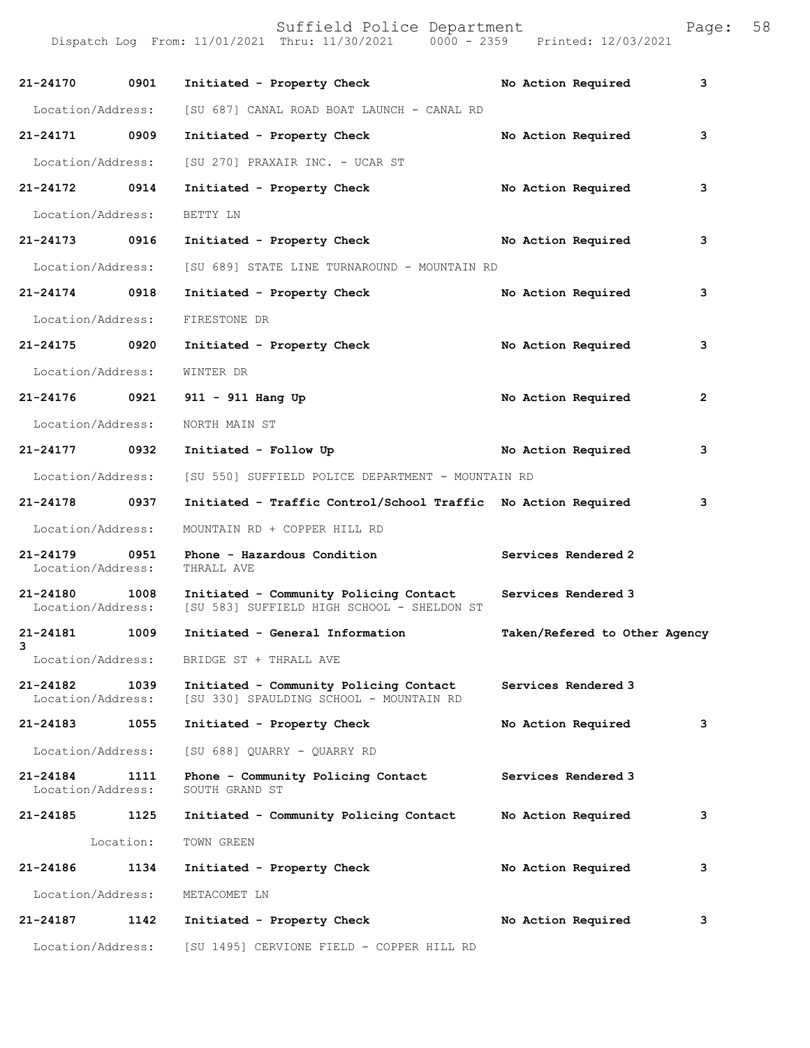| Call # | Time | Call Type | Disposition | Priority |
|---|---|---|---|---|
| **21-24170** | **0901** | **Initiated - Property Check** | **No Action Required** | **3** |
| Location/Address: | | [SU 687] CANAL ROAD BOAT LAUNCH - CANAL RD | | |
| **21-24171** | **0909** | **Initiated - Property Check** | **No Action Required** | **3** |
| Location/Address: | | [SU 270] PRAXAIR INC. - UCAR ST | | |
| **21-24172** | **0914** | **Initiated - Property Check** | **No Action Required** | **3** |
| Location/Address: | | BETTY LN | | |
| **21-24173** | **0916** | **Initiated - Property Check** | **No Action Required** | **3** |
| Location/Address: | | [SU 689] STATE LINE TURNAROUND - MOUNTAIN RD | | |
| **21-24174** | **0918** | **Initiated - Property Check** | **No Action Required** | **3** |
| Location/Address: | | FIRESTONE DR | | |
| **21-24175** | **0920** | **Initiated - Property Check** | **No Action Required** | **3** |
| Location/Address: | | WINTER DR | | |
| **21-24176** | **0921** | **911 - 911 Hang Up** | **No Action Required** | **2** |
| Location/Address: | | NORTH MAIN ST | | |
| **21-24177** | **0932** | **Initiated - Follow Up** | **No Action Required** | **3** |
| Location/Address: | | [SU 550] SUFFIELD POLICE DEPARTMENT - MOUNTAIN RD | | |
| **21-24178** | **0937** | **Initiated - Traffic Control/School Traffic** | **No Action Required** | **3** |
| Location/Address: | | MOUNTAIN RD + COPPER HILL RD | | |
| **21-24179** | **0951** | **Phone - Hazardous Condition** | **Services Rendered** | **2** |
| Location/Address: | | THRALL AVE | | |
| **21-24180** | **1008** | **Initiated - Community Policing Contact** | **Services Rendered** | **3** |
| Location/Address: | | [SU 583] SUFFIELD HIGH SCHOOL - SHELDON ST | | |
| **21-24181** | **1009** | **Initiated - General Information** | **Taken/Refered to Other Agency** | **3** |
| Location/Address: | | BRIDGE ST + THRALL AVE | | |
| **21-24182** | **1039** | **Initiated - Community Policing Contact** | **Services Rendered** | **3** |
| Location/Address: | | [SU 330] SPAULDING SCHOOL - MOUNTAIN RD | | |
| **21-24183** | **1055** | **Initiated - Property Check** | **No Action Required** | **3** |
| Location/Address: | | [SU 688] QUARRY - QUARRY RD | | |
| **21-24184** | **1111** | **Phone - Community Policing Contact** | **Services Rendered** | **3** |
| Location/Address: | | SOUTH GRAND ST | | |
| **21-24185** | **1125** | **Initiated - Community Policing Contact** | **No Action Required** | **3** |
| Location: | | TOWN GREEN | | |
| **21-24186** | **1134** | **Initiated - Property Check** | **No Action Required** | **3** |
| Location/Address: | | METACOMET LN | | |
| **21-24187** | **1142** | **Initiated - Property Check** | **No Action Required** | **3** |
| Location/Address: | | [SU 1495] CERVIONE FIELD - COPPER HILL RD | | |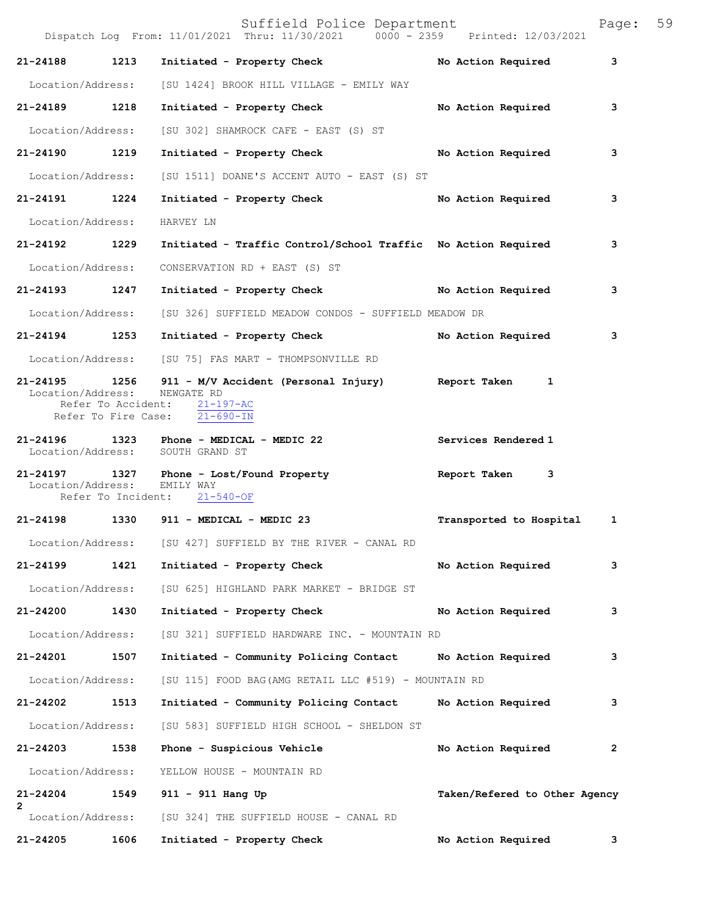21-24188 1213 Initiated - Property Check No Action Required 3

Location/Address: [SU 1424] BROOK HILL VILLAGE - EMILY WAY

21-24189 1218 Initiated - Property Check No Action Required 3

Location/Address: [SU 302] SHAMROCK CAFE - EAST (S) ST

21-24190 1219 Initiated - Property Check No Action Required 3

Location/Address: [SU 1511] DOANE'S ACCENT AUTO - EAST (S) ST

21-24191 1224 Initiated - Property Check No Action Required 3

Location/Address: HARVEY LN

21-24192 1229 Initiated - Traffic Control/School Traffic No Action Required 3

Location/Address: CONSERVATION RD + EAST (S) ST

21-24193 1247 Initiated - Property Check No Action Required 3

Location/Address: [SU 326] SUFFIELD MEADOW CONDOS - SUFFIELD MEADOW DR

21-24194 1253 Initiated - Property Check No Action Required 3

Location/Address: [SU 75] FAS MART - THOMPSONVILLE RD

21-24195 1256 911 - M/V Accident (Personal Injury) Report Taken 1
Location/Address: NEWGATE RD
Refer To Accident: 21-197-AC
Refer To Fire Case: 21-690-IN

21-24196 1323 Phone - MEDICAL - MEDIC 22 Services Rendered 1
Location/Address: SOUTH GRAND ST

21-24197 1327 Phone - Lost/Found Property Report Taken 3
Location/Address: EMILY WAY
Refer To Incident: 21-540-OF

21-24198 1330 911 - MEDICAL - MEDIC 23 Transported to Hospital 1

Location/Address: [SU 427] SUFFIELD BY THE RIVER - CANAL RD

21-24199 1421 Initiated - Property Check No Action Required 3

Location/Address: [SU 625] HIGHLAND PARK MARKET - BRIDGE ST

21-24200 1430 Initiated - Property Check No Action Required 3

Location/Address: [SU 321] SUFFIELD HARDWARE INC. - MOUNTAIN RD

21-24201 1507 Initiated - Community Policing Contact No Action Required 3

Location/Address: [SU 115] FOOD BAG(AMG RETAIL LLC #519) - MOUNTAIN RD

21-24202 1513 Initiated - Community Policing Contact No Action Required 3

Location/Address: [SU 583] SUFFIELD HIGH SCHOOL - SHELDON ST

21-24203 1538 Phone - Suspicious Vehicle No Action Required 2

Location/Address: YELLOW HOUSE - MOUNTAIN RD

21-24204 1549 911 - 911 Hang Up Taken/Refered to Other Agency 2

Location/Address: [SU 324] THE SUFFIELD HOUSE - CANAL RD

21-24205 1606 Initiated - Property Check No Action Required 3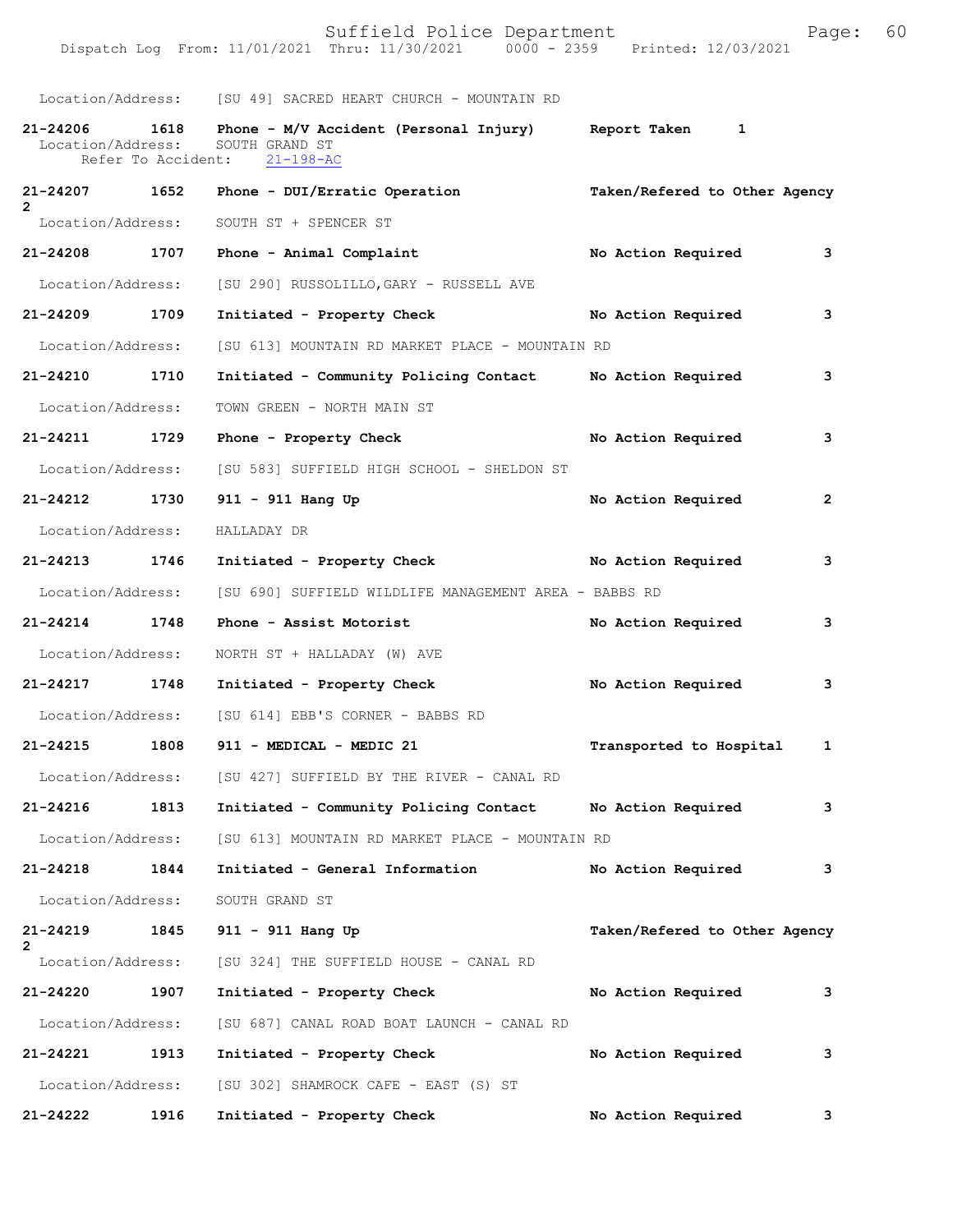Location/Address: [SU 49] SACRED HEART CHURCH - MOUNTAIN RD

**21-24206 1618 Phone - M/V Accident (Personal Injury) Report Taken 1**
Location/Address: SOUTH GRAND ST
Refer To Accident: 21-198-AC

**21-24207 1652 Phone - DUI/Erratic Operation Taken/Refered to Other Agency 2**
Location/Address: SOUTH ST + SPENCER ST

**21-24208 1707 Phone - Animal Complaint No Action Required 3**
Location/Address: [SU 290] RUSSOLILLO,GARY - RUSSELL AVE

**21-24209 1709 Initiated - Property Check No Action Required 3**
Location/Address: [SU 613] MOUNTAIN RD MARKET PLACE - MOUNTAIN RD

**21-24210 1710 Initiated - Community Policing Contact No Action Required 3**
Location/Address: TOWN GREEN - NORTH MAIN ST

**21-24211 1729 Phone - Property Check No Action Required 3**
Location/Address: [SU 583] SUFFIELD HIGH SCHOOL - SHELDON ST

**21-24212 1730 911 - 911 Hang Up No Action Required 2**
Location/Address: HALLADAY DR

**21-24213 1746 Initiated - Property Check No Action Required 3**
Location/Address: [SU 690] SUFFIELD WILDLIFE MANAGEMENT AREA - BABBS RD

**21-24214 1748 Phone - Assist Motorist No Action Required 3**
Location/Address: NORTH ST + HALLADAY (W) AVE

**21-24217 1748 Initiated - Property Check No Action Required 3**
Location/Address: [SU 614] EBB'S CORNER - BABBS RD

**21-24215 1808 911 - MEDICAL - MEDIC 21 Transported to Hospital 1**
Location/Address: [SU 427] SUFFIELD BY THE RIVER - CANAL RD

**21-24216 1813 Initiated - Community Policing Contact No Action Required 3**
Location/Address: [SU 613] MOUNTAIN RD MARKET PLACE - MOUNTAIN RD

**21-24218 1844 Initiated - General Information No Action Required 3**
Location/Address: SOUTH GRAND ST

**21-24219 1845 911 - 911 Hang Up Taken/Refered to Other Agency 2**
Location/Address: [SU 324] THE SUFFIELD HOUSE - CANAL RD

**21-24220 1907 Initiated - Property Check No Action Required 3**
Location/Address: [SU 687] CANAL ROAD BOAT LAUNCH - CANAL RD

**21-24221 1913 Initiated - Property Check No Action Required 3**
Location/Address: [SU 302] SHAMROCK CAFE - EAST (S) ST

**21-24222 1916 Initiated - Property Check No Action Required 3**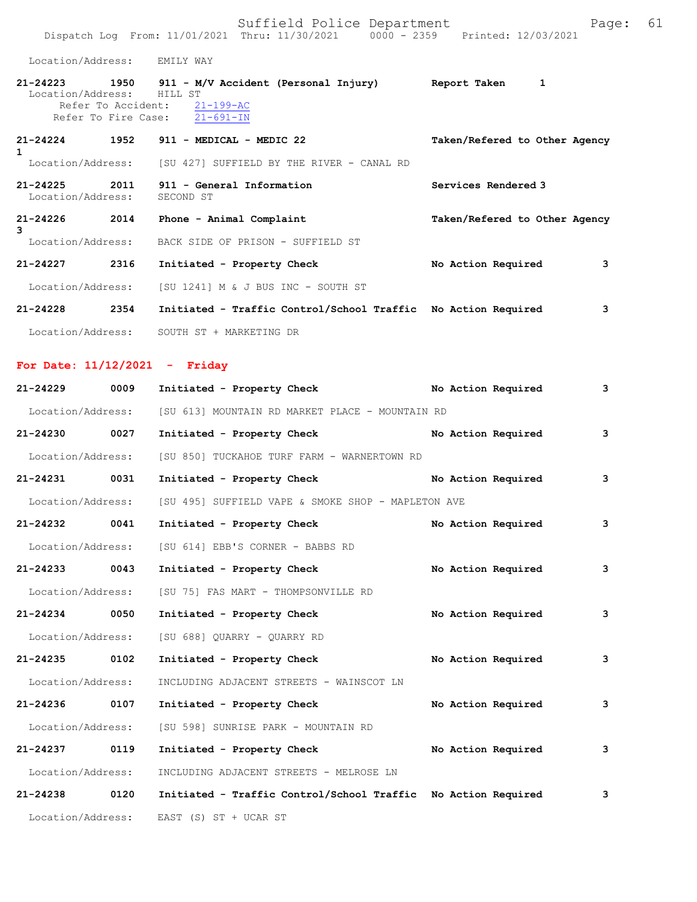Location/Address: EMILY WAY

**21-24223 1950 911 - M/V Accident (Personal Injury) Report Taken 1**
Location/Address: HILL ST
Refer To Accident: 21-199-AC
Refer To Fire Case: 21-691-IN

**21-24224 1952 911 - MEDICAL - MEDIC 22 Taken/Refered to Other Agency 1**
Location/Address: [SU 427] SUFFIELD BY THE RIVER - CANAL RD

**21-24225 2011 911 - General Information Services Rendered 3**
Location/Address: SECOND ST

**21-24226 2014 Phone - Animal Complaint Taken/Refered to Other Agency 3**
Location/Address: BACK SIDE OF PRISON - SUFFIELD ST

**21-24227 2316 Initiated - Property Check No Action Required 3**
Location/Address: [SU 1241] M & J BUS INC - SOUTH ST

**21-24228 2354 Initiated - Traffic Control/School Traffic No Action Required 3**
Location/Address: SOUTH ST + MARKETING DR

## For Date: 11/12/2021 - Friday

**21-24229 0009 Initiated - Property Check No Action Required 3**
Location/Address: [SU 613] MOUNTAIN RD MARKET PLACE - MOUNTAIN RD

**21-24230 0027 Initiated - Property Check No Action Required 3**
Location/Address: [SU 850] TUCKAHOE TURF FARM - WARNERTOWN RD

**21-24231 0031 Initiated - Property Check No Action Required 3**
Location/Address: [SU 495] SUFFIELD VAPE & SMOKE SHOP - MAPLETON AVE

**21-24232 0041 Initiated - Property Check No Action Required 3**
Location/Address: [SU 614] EBB'S CORNER - BABBS RD

**21-24233 0043 Initiated - Property Check No Action Required 3**
Location/Address: [SU 75] FAS MART - THOMPSONVILLE RD

**21-24234 0050 Initiated - Property Check No Action Required 3**
Location/Address: [SU 688] QUARRY - QUARRY RD

**21-24235 0102 Initiated - Property Check No Action Required 3**
Location/Address: INCLUDING ADJACENT STREETS - WAINSCOT LN

**21-24236 0107 Initiated - Property Check No Action Required 3**
Location/Address: [SU 598] SUNRISE PARK - MOUNTAIN RD

**21-24237 0119 Initiated - Property Check No Action Required 3**
Location/Address: INCLUDING ADJACENT STREETS - MELROSE LN

**21-24238 0120 Initiated - Traffic Control/School Traffic No Action Required 3**
Location/Address: EAST (S) ST + UCAR ST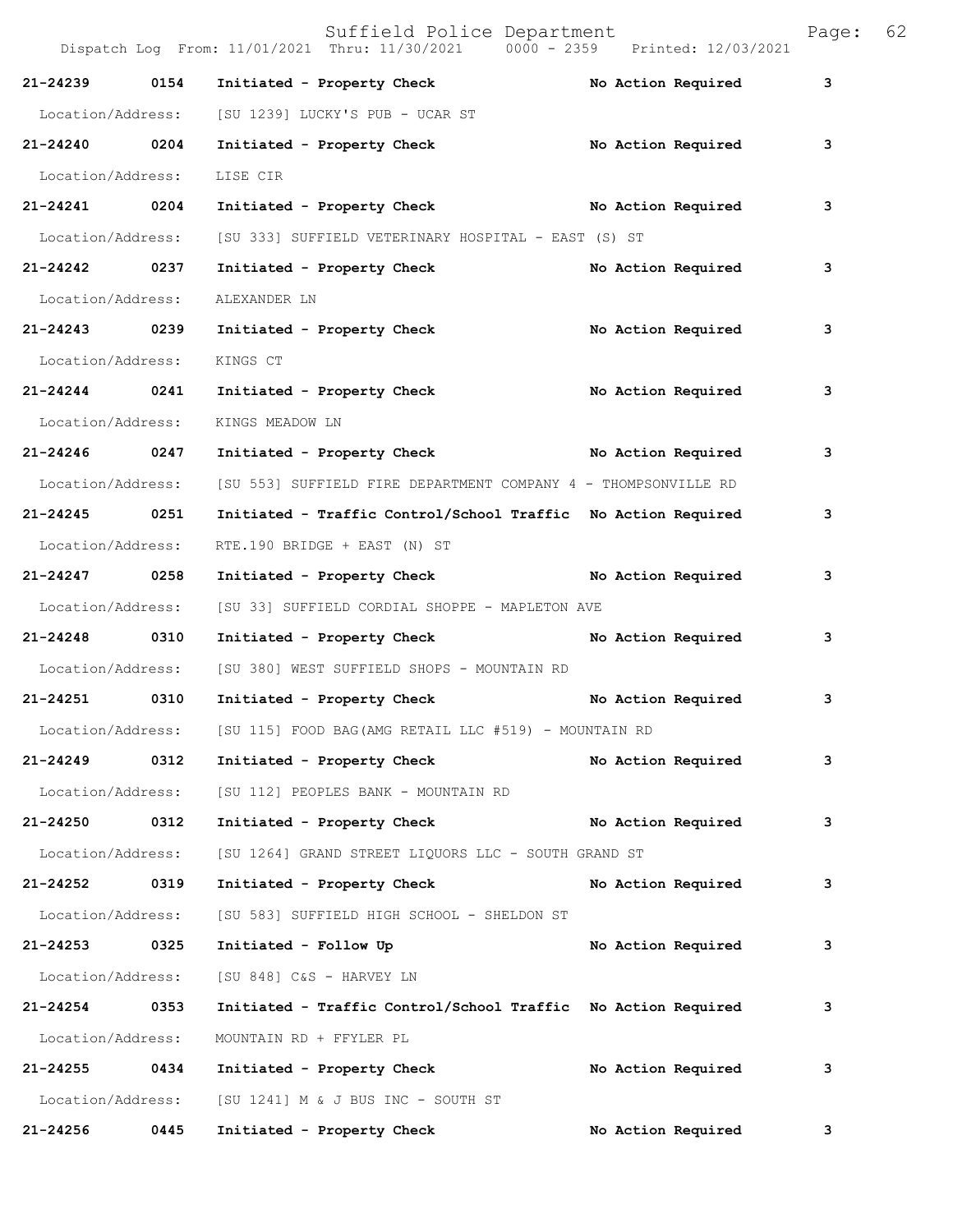21-24239 0154 Initiated - Property Check No Action Required 3

Location/Address: [SU 1239] LUCKY'S PUB - UCAR ST

21-24240 0204 Initiated - Property Check No Action Required 3

Location/Address: LISE CIR

21-24241 0204 Initiated - Property Check No Action Required 3

Location/Address: [SU 333] SUFFIELD VETERINARY HOSPITAL - EAST (S) ST

21-24242 0237 Initiated - Property Check No Action Required 3

Location/Address: ALEXANDER LN

21-24243 0239 Initiated - Property Check No Action Required 3

Location/Address: KINGS CT

21-24244 0241 Initiated - Property Check No Action Required 3

Location/Address: KINGS MEADOW LN

21-24246 0247 Initiated - Property Check No Action Required 3

Location/Address: [SU 553] SUFFIELD FIRE DEPARTMENT COMPANY 4 - THOMPSONVILLE RD

21-24245 0251 Initiated - Traffic Control/School Traffic No Action Required 3

Location/Address: RTE.190 BRIDGE + EAST (N) ST

21-24247 0258 Initiated - Property Check No Action Required 3

Location/Address: [SU 33] SUFFIELD CORDIAL SHOPPE - MAPLETON AVE

21-24248 0310 Initiated - Property Check No Action Required 3

Location/Address: [SU 380] WEST SUFFIELD SHOPS - MOUNTAIN RD

21-24251 0310 Initiated - Property Check No Action Required 3

Location/Address: [SU 115] FOOD BAG(AMG RETAIL LLC #519) - MOUNTAIN RD

21-24249 0312 Initiated - Property Check No Action Required 3

Location/Address: [SU 112] PEOPLES BANK - MOUNTAIN RD

21-24250 0312 Initiated - Property Check No Action Required 3

Location/Address: [SU 1264] GRAND STREET LIQUORS LLC - SOUTH GRAND ST

21-24252 0319 Initiated - Property Check No Action Required 3

Location/Address: [SU 583] SUFFIELD HIGH SCHOOL - SHELDON ST

21-24253 0325 Initiated - Follow Up No Action Required 3

Location/Address: [SU 848] C&S - HARVEY LN

21-24254 0353 Initiated - Traffic Control/School Traffic No Action Required 3

Location/Address: MOUNTAIN RD + FFYLER PL

21-24255 0434 Initiated - Property Check No Action Required 3

Location/Address: [SU 1241] M & J BUS INC - SOUTH ST

21-24256 0445 Initiated - Property Check No Action Required 3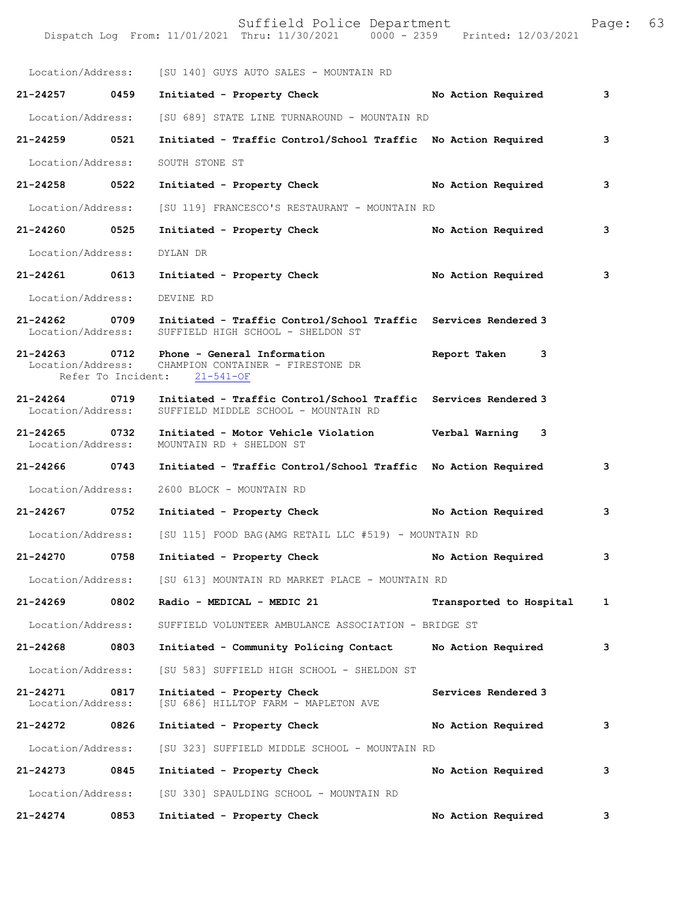Location/Address: [SU 140] GUYS AUTO SALES - MOUNTAIN RD

**21-24257 0459 Initiated - Property Check No Action Required 3**

Location/Address: [SU 689] STATE LINE TURNAROUND - MOUNTAIN RD

**21-24259 0521 Initiated - Traffic Control/School Traffic No Action Required 3**

Location/Address: SOUTH STONE ST

**21-24258 0522 Initiated - Property Check No Action Required 3**

Location/Address: [SU 119] FRANCESCO'S RESTAURANT - MOUNTAIN RD

**21-24260 0525 Initiated - Property Check No Action Required 3**

Location/Address: DYLAN DR

**21-24261 0613 Initiated - Property Check No Action Required 3**

Location/Address: DEVINE RD

**21-24262 0709 Initiated - Traffic Control/School Traffic Services Rendered 3**
Location/Address: SUFFIELD HIGH SCHOOL - SHELDON ST

**21-24263 0712 Phone - General Information Report Taken 3**
Location/Address: CHAMPION CONTAINER - FIRESTONE DR
Refer To Incident: 21-541-OF

**21-24264 0719 Initiated - Traffic Control/School Traffic Services Rendered 3**
Location/Address: SUFFIELD MIDDLE SCHOOL - MOUNTAIN RD

**21-24265 0732 Initiated - Motor Vehicle Violation Verbal Warning 3**
Location/Address: MOUNTAIN RD + SHELDON ST

**21-24266 0743 Initiated - Traffic Control/School Traffic No Action Required 3**

Location/Address: 2600 BLOCK - MOUNTAIN RD

**21-24267 0752 Initiated - Property Check No Action Required 3**

Location/Address: [SU 115] FOOD BAG(AMG RETAIL LLC #519) - MOUNTAIN RD

**21-24270 0758 Initiated - Property Check No Action Required 3**

Location/Address: [SU 613] MOUNTAIN RD MARKET PLACE - MOUNTAIN RD

**21-24269 0802 Radio - MEDICAL - MEDIC 21 Transported to Hospital 1**

Location/Address: SUFFIELD VOLUNTEER AMBULANCE ASSOCIATION - BRIDGE ST

**21-24268 0803 Initiated - Community Policing Contact No Action Required 3**

Location/Address: [SU 583] SUFFIELD HIGH SCHOOL - SHELDON ST

**21-24271 0817 Initiated - Property Check Services Rendered 3**
Location/Address: [SU 686] HILLTOP FARM - MAPLETON AVE

**21-24272 0826 Initiated - Property Check No Action Required 3**

Location/Address: [SU 323] SUFFIELD MIDDLE SCHOOL - MOUNTAIN RD

**21-24273 0845 Initiated - Property Check No Action Required 3**

Location/Address: [SU 330] SPAULDING SCHOOL - MOUNTAIN RD

**21-24274 0853 Initiated - Property Check No Action Required 3**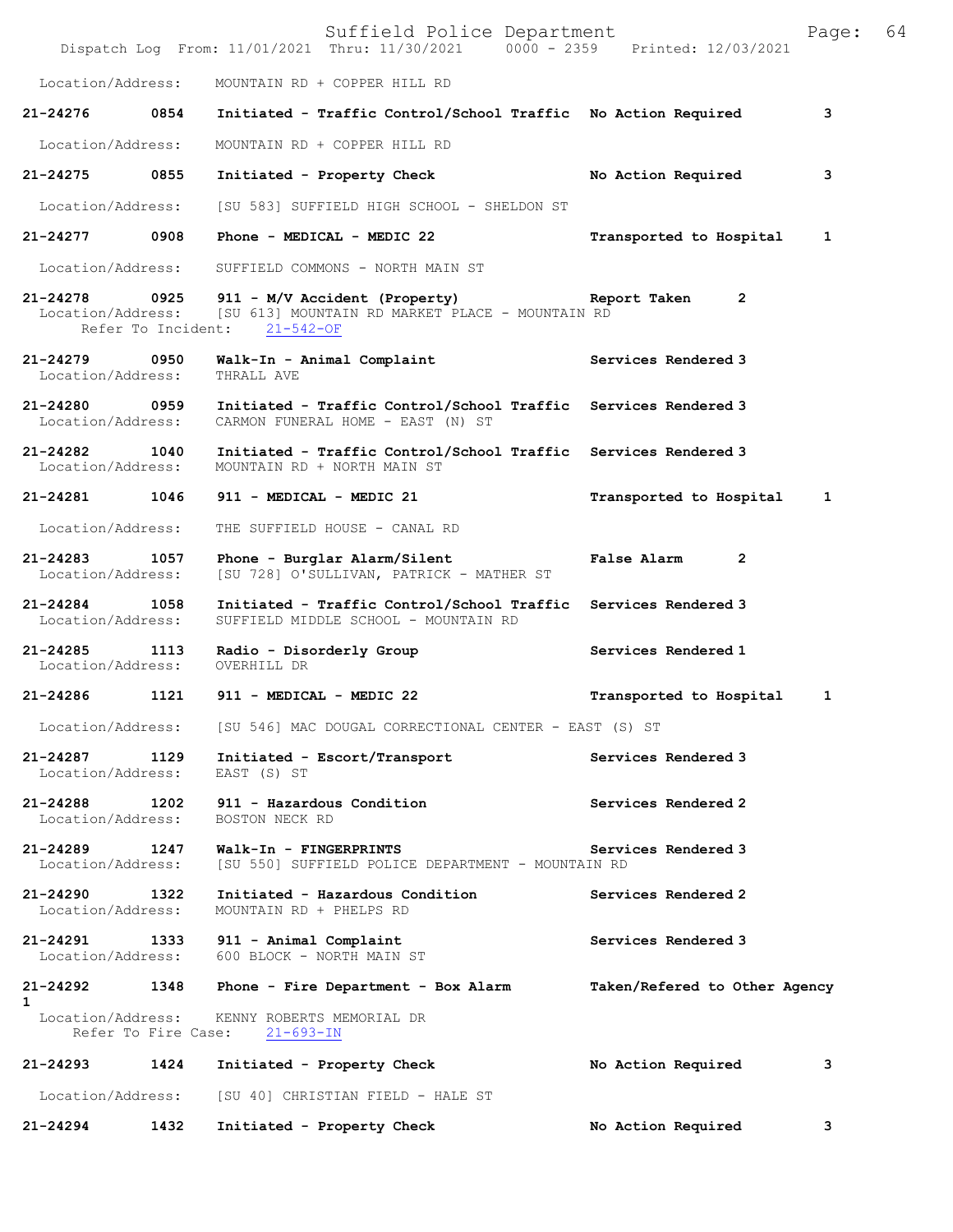Location/Address: MOUNTAIN RD + COPPER HILL RD

**21-24276 0854 Initiated - Traffic Control/School Traffic No Action Required 3**

Location/Address: MOUNTAIN RD + COPPER HILL RD

**21-24275 0855 Initiated - Property Check No Action Required 3**

Location/Address: [SU 583] SUFFIELD HIGH SCHOOL - SHELDON ST

**21-24277 0908 Phone - MEDICAL - MEDIC 22 Transported to Hospital 1**

Location/Address: SUFFIELD COMMONS - NORTH MAIN ST

**21-24278 0925 911 - M/V Accident (Property) Report Taken 2**
Location/Address: [SU 613] MOUNTAIN RD MARKET PLACE - MOUNTAIN RD
Refer To Incident: 21-542-OF

**21-24279 0950 Walk-In - Animal Complaint Services Rendered 3**
Location/Address: THRALL AVE

**21-24280 0959 Initiated - Traffic Control/School Traffic Services Rendered 3**
Location/Address: CARMON FUNERAL HOME - EAST (N) ST

**21-24282 1040 Initiated - Traffic Control/School Traffic Services Rendered 3**
Location/Address: MOUNTAIN RD + NORTH MAIN ST

**21-24281 1046 911 - MEDICAL - MEDIC 21 Transported to Hospital 1**

Location/Address: THE SUFFIELD HOUSE - CANAL RD

**21-24283 1057 Phone - Burglar Alarm/Silent False Alarm 2**
Location/Address: [SU 728] O'SULLIVAN, PATRICK - MATHER ST

**21-24284 1058 Initiated - Traffic Control/School Traffic Services Rendered 3**
Location/Address: SUFFIELD MIDDLE SCHOOL - MOUNTAIN RD

**21-24285 1113 Radio - Disorderly Group Services Rendered 1**
Location/Address: OVERHILL DR

**21-24286 1121 911 - MEDICAL - MEDIC 22 Transported to Hospital 1**

Location/Address: [SU 546] MAC DOUGAL CORRECTIONAL CENTER - EAST (S) ST

**21-24287 1129 Initiated - Escort/Transport Services Rendered 3**
Location/Address: EAST (S) ST

**21-24288 1202 911 - Hazardous Condition Services Rendered 2**
Location/Address: BOSTON NECK RD

**21-24289 1247 Walk-In - FINGERPRINTS Services Rendered 3**
Location/Address: [SU 550] SUFFIELD POLICE DEPARTMENT - MOUNTAIN RD

**21-24290 1322 Initiated - Hazardous Condition Services Rendered 2**
Location/Address: MOUNTAIN RD + PHELPS RD

**21-24291 1333 911 - Animal Complaint Services Rendered 3**
Location/Address: 600 BLOCK - NORTH MAIN ST

**21-24292 1348 Phone - Fire Department - Box Alarm Taken/Refered to Other Agency 1**
Location/Address: KENNY ROBERTS MEMORIAL DR
Refer To Fire Case: 21-693-IN

**21-24293 1424 Initiated - Property Check No Action Required 3**

Location/Address: [SU 40] CHRISTIAN FIELD - HALE ST

**21-24294 1432 Initiated - Property Check No Action Required 3**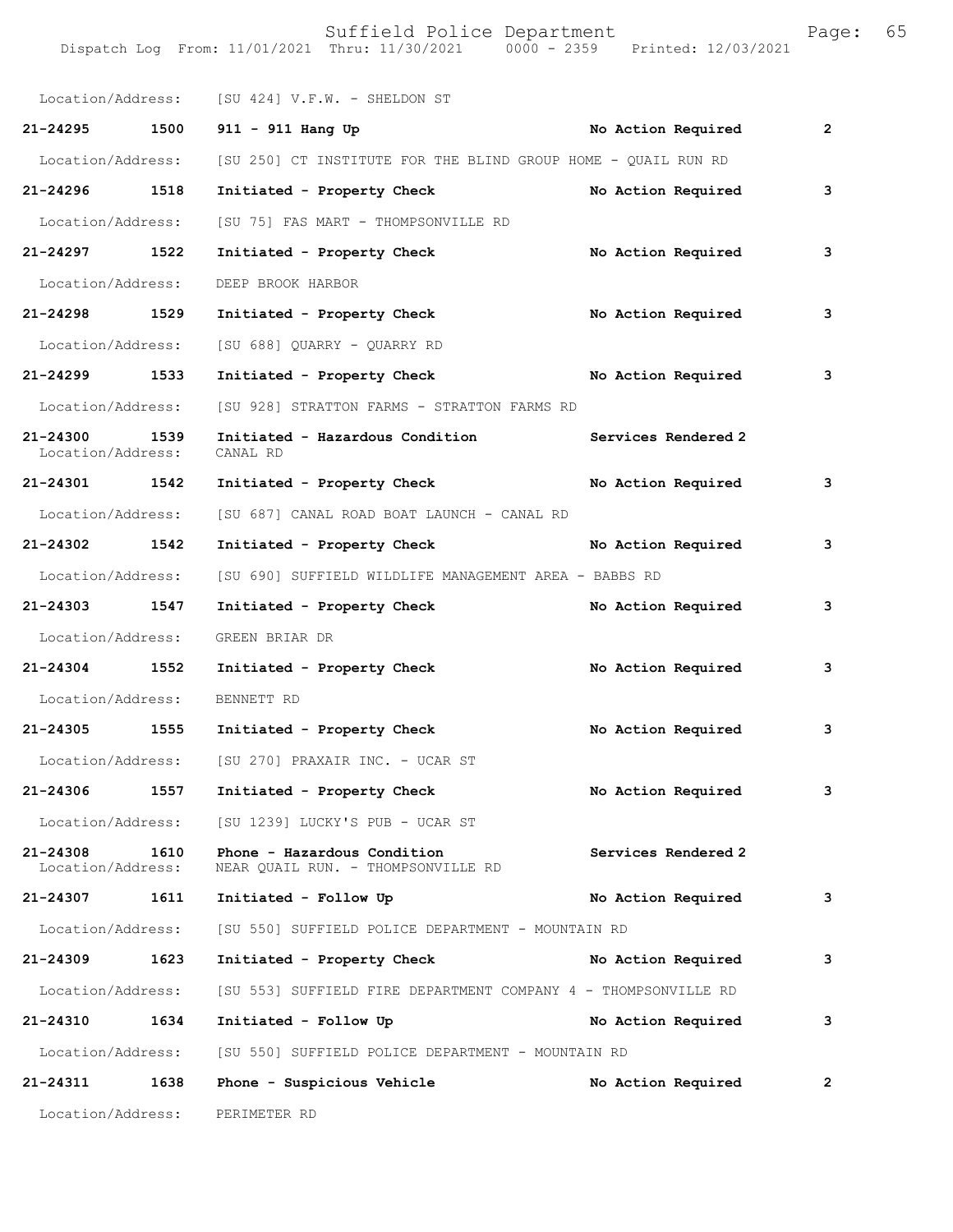Location/Address: [SU 424] V.F.W. - SHELDON ST

**21-24295 1500 911 - 911 Hang Up** **No Action Required 2**

Location/Address: [SU 250] CT INSTITUTE FOR THE BLIND GROUP HOME - QUAIL RUN RD

**21-24296 1518 Initiated - Property Check** **No Action Required 3**

Location/Address: [SU 75] FAS MART - THOMPSONVILLE RD

**21-24297 1522 Initiated - Property Check** **No Action Required 3**

Location/Address: DEEP BROOK HARBOR

**21-24298 1529 Initiated - Property Check** **No Action Required 3**

Location/Address: [SU 688] QUARRY - QUARRY RD

**21-24299 1533 Initiated - Property Check** **No Action Required 3**

Location/Address: [SU 928] STRATTON FARMS - STRATTON FARMS RD

**21-24300 1539 Initiated - Hazardous Condition** **Services Rendered 2**
Location/Address: CANAL RD

**21-24301 1542 Initiated - Property Check** **No Action Required 3**

Location/Address: [SU 687] CANAL ROAD BOAT LAUNCH - CANAL RD

**21-24302 1542 Initiated - Property Check** **No Action Required 3**

Location/Address: [SU 690] SUFFIELD WILDLIFE MANAGEMENT AREA - BABBS RD

**21-24303 1547 Initiated - Property Check** **No Action Required 3**

Location/Address: GREEN BRIAR DR

**21-24304 1552 Initiated - Property Check** **No Action Required 3**

Location/Address: BENNETT RD

**21-24305 1555 Initiated - Property Check** **No Action Required 3**

Location/Address: [SU 270] PRAXAIR INC. - UCAR ST

**21-24306 1557 Initiated - Property Check** **No Action Required 3**

Location/Address: [SU 1239] LUCKY'S PUB - UCAR ST

**21-24308 1610 Phone - Hazardous Condition** **Services Rendered 2**
Location/Address: NEAR QUAIL RUN. - THOMPSONVILLE RD

**21-24307 1611 Initiated - Follow Up** **No Action Required 3**

Location/Address: [SU 550] SUFFIELD POLICE DEPARTMENT - MOUNTAIN RD

**21-24309 1623 Initiated - Property Check** **No Action Required 3**

Location/Address: [SU 553] SUFFIELD FIRE DEPARTMENT COMPANY 4 - THOMPSONVILLE RD

**21-24310 1634 Initiated - Follow Up** **No Action Required 3**

Location/Address: [SU 550] SUFFIELD POLICE DEPARTMENT - MOUNTAIN RD

**21-24311 1638 Phone - Suspicious Vehicle** **No Action Required 2**

Location/Address: PERIMETER RD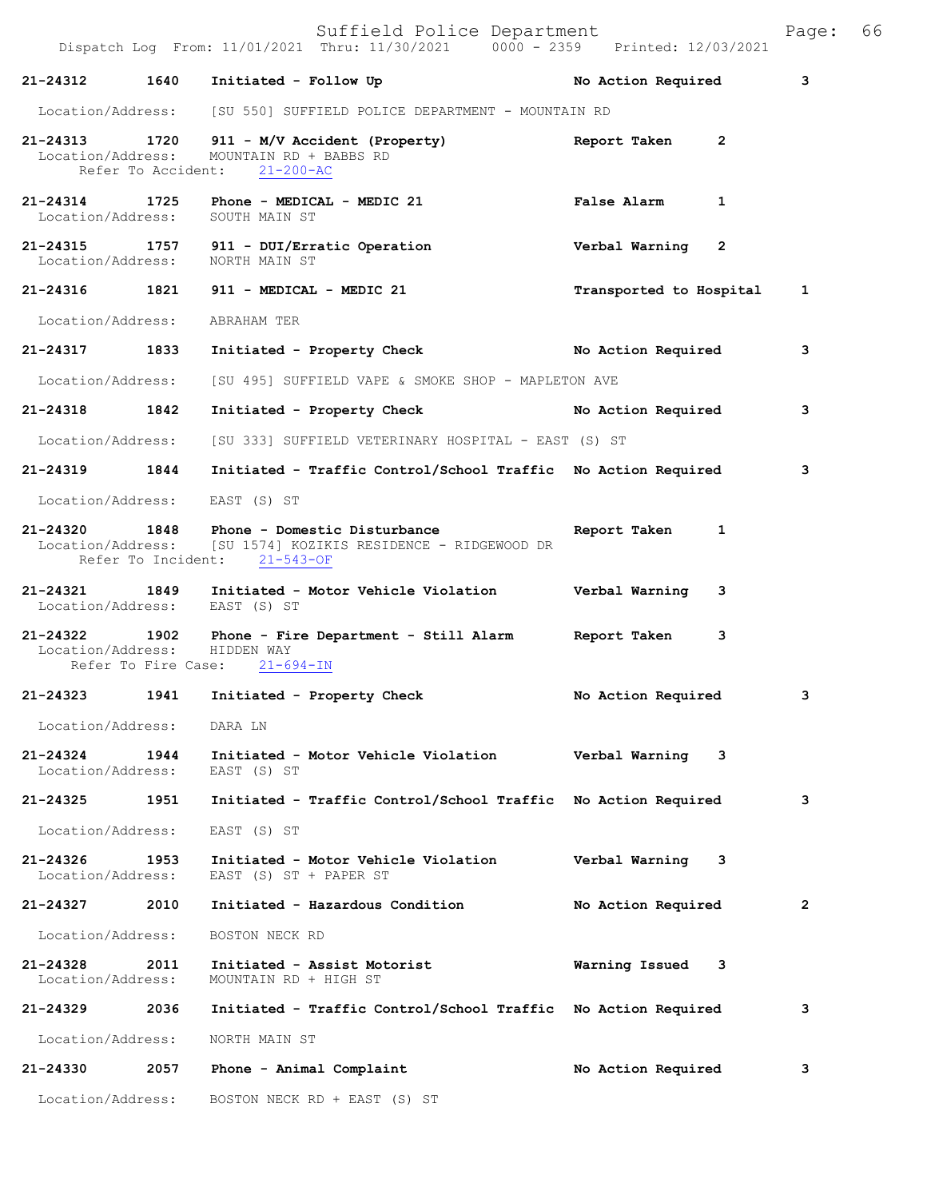| Call # | Time | Call Reason | Action | Priority |
|---|---|---|---|---|
| 21-24312 | 1640 | Initiated - Follow Up | No Action Required | 3 |
| | | Location/Address: [SU 550] SUFFIELD POLICE DEPARTMENT - MOUNTAIN RD | | |
| 21-24313 | 1720 | 911 - M/V Accident (Property) | Report Taken | 2 |
| | | Location/Address: MOUNTAIN RD + BABBS RD | | |
| | | Refer To Accident: 21-200-AC | | |
| 21-24314 | 1725 | Phone - MEDICAL - MEDIC 21 | False Alarm | 1 |
| | | Location/Address: SOUTH MAIN ST | | |
| 21-24315 | 1757 | 911 - DUI/Erratic Operation | Verbal Warning | 2 |
| | | Location/Address: NORTH MAIN ST | | |
| 21-24316 | 1821 | 911 - MEDICAL - MEDIC 21 | Transported to Hospital | 1 |
| | | Location/Address: ABRAHAM TER | | |
| 21-24317 | 1833 | Initiated - Property Check | No Action Required | 3 |
| | | Location/Address: [SU 495] SUFFIELD VAPE & SMOKE SHOP - MAPLETON AVE | | |
| 21-24318 | 1842 | Initiated - Property Check | No Action Required | 3 |
| | | Location/Address: [SU 333] SUFFIELD VETERINARY HOSPITAL - EAST (S) ST | | |
| 21-24319 | 1844 | Initiated - Traffic Control/School Traffic | No Action Required | 3 |
| | | Location/Address: EAST (S) ST | | |
| 21-24320 | 1848 | Phone - Domestic Disturbance | Report Taken | 1 |
| | | Location/Address: [SU 1574] KOZIKIS RESIDENCE - RIDGEWOOD DR | | |
| | | Refer To Incident: 21-543-OF | | |
| 21-24321 | 1849 | Initiated - Motor Vehicle Violation | Verbal Warning | 3 |
| | | Location/Address: EAST (S) ST | | |
| 21-24322 | 1902 | Phone - Fire Department - Still Alarm | Report Taken | 3 |
| | | Location/Address: HIDDEN WAY | | |
| | | Refer To Fire Case: 21-694-IN | | |
| 21-24323 | 1941 | Initiated - Property Check | No Action Required | 3 |
| | | Location/Address: DARA LN | | |
| 21-24324 | 1944 | Initiated - Motor Vehicle Violation | Verbal Warning | 3 |
| | | Location/Address: EAST (S) ST | | |
| 21-24325 | 1951 | Initiated - Traffic Control/School Traffic | No Action Required | 3 |
| | | Location/Address: EAST (S) ST | | |
| 21-24326 | 1953 | Initiated - Motor Vehicle Violation | Verbal Warning | 3 |
| | | Location/Address: EAST (S) ST + PAPER ST | | |
| 21-24327 | 2010 | Initiated - Hazardous Condition | No Action Required | 2 |
| | | Location/Address: BOSTON NECK RD | | |
| 21-24328 | 2011 | Initiated - Assist Motorist | Warning Issued | 3 |
| | | Location/Address: MOUNTAIN RD + HIGH ST | | |
| 21-24329 | 2036 | Initiated - Traffic Control/School Traffic | No Action Required | 3 |
| | | Location/Address: NORTH MAIN ST | | |
| 21-24330 | 2057 | Phone - Animal Complaint | No Action Required | 3 |
| | | Location/Address: BOSTON NECK RD + EAST (S) ST | | |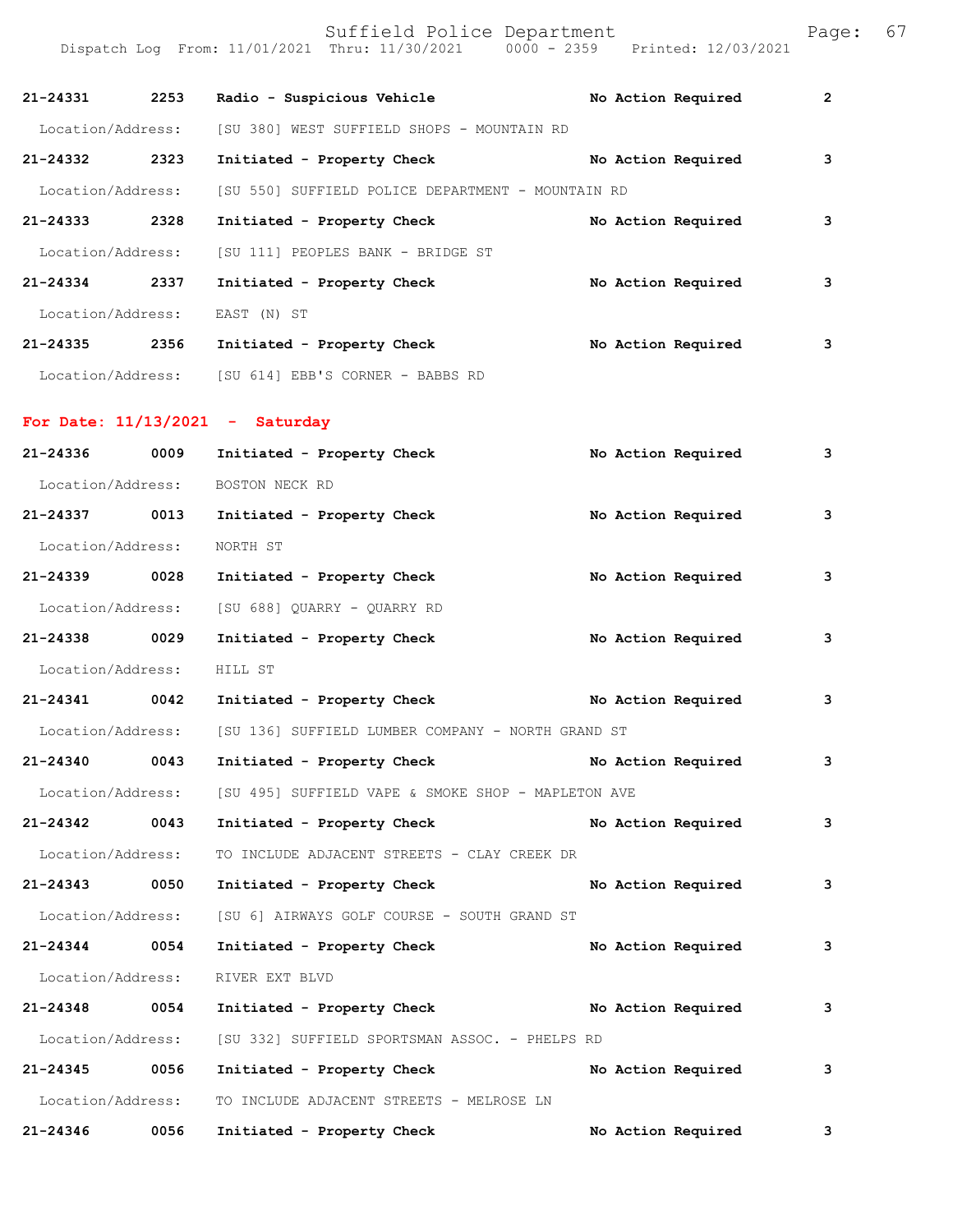21-24331 2253 **Radio - Suspicious Vehicle** **No Action Required** 2

Location/Address: [SU 380] WEST SUFFIELD SHOPS - MOUNTAIN RD

21-24332 2323 **Initiated - Property Check** **No Action Required** 3

Location/Address: [SU 550] SUFFIELD POLICE DEPARTMENT - MOUNTAIN RD

21-24333 2328 **Initiated - Property Check** **No Action Required** 3

Location/Address: [SU 111] PEOPLES BANK - BRIDGE ST

21-24334 2337 **Initiated - Property Check** **No Action Required** 3

Location/Address: EAST (N) ST

21-24335 2356 **Initiated - Property Check** **No Action Required** 3

Location/Address: [SU 614] EBB'S CORNER - BABBS RD

## For Date: 11/13/2021 - Saturday

21-24336 0009 **Initiated - Property Check** **No Action Required** 3

Location/Address: BOSTON NECK RD

21-24337 0013 **Initiated - Property Check** **No Action Required** 3

Location/Address: NORTH ST

21-24339 0028 **Initiated - Property Check** **No Action Required** 3

Location/Address: [SU 688] QUARRY - QUARRY RD

21-24338 0029 **Initiated - Property Check** **No Action Required** 3

Location/Address: HILL ST

21-24341 0042 **Initiated - Property Check** **No Action Required** 3

Location/Address: [SU 136] SUFFIELD LUMBER COMPANY - NORTH GRAND ST

21-24340 0043 **Initiated - Property Check** **No Action Required** 3

Location/Address: [SU 495] SUFFIELD VAPE & SMOKE SHOP - MAPLETON AVE

21-24342 0043 **Initiated - Property Check** **No Action Required** 3

Location/Address: TO INCLUDE ADJACENT STREETS - CLAY CREEK DR

21-24343 0050 **Initiated - Property Check** **No Action Required** 3

Location/Address: [SU 6] AIRWAYS GOLF COURSE - SOUTH GRAND ST

21-24344 0054 **Initiated - Property Check** **No Action Required** 3

Location/Address: RIVER EXT BLVD

21-24348 0054 **Initiated - Property Check** **No Action Required** 3

Location/Address: [SU 332] SUFFIELD SPORTSMAN ASSOC. - PHELPS RD

21-24345 0056 **Initiated - Property Check** **No Action Required** 3

Location/Address: TO INCLUDE ADJACENT STREETS - MELROSE LN

21-24346 0056 **Initiated - Property Check** **No Action Required** 3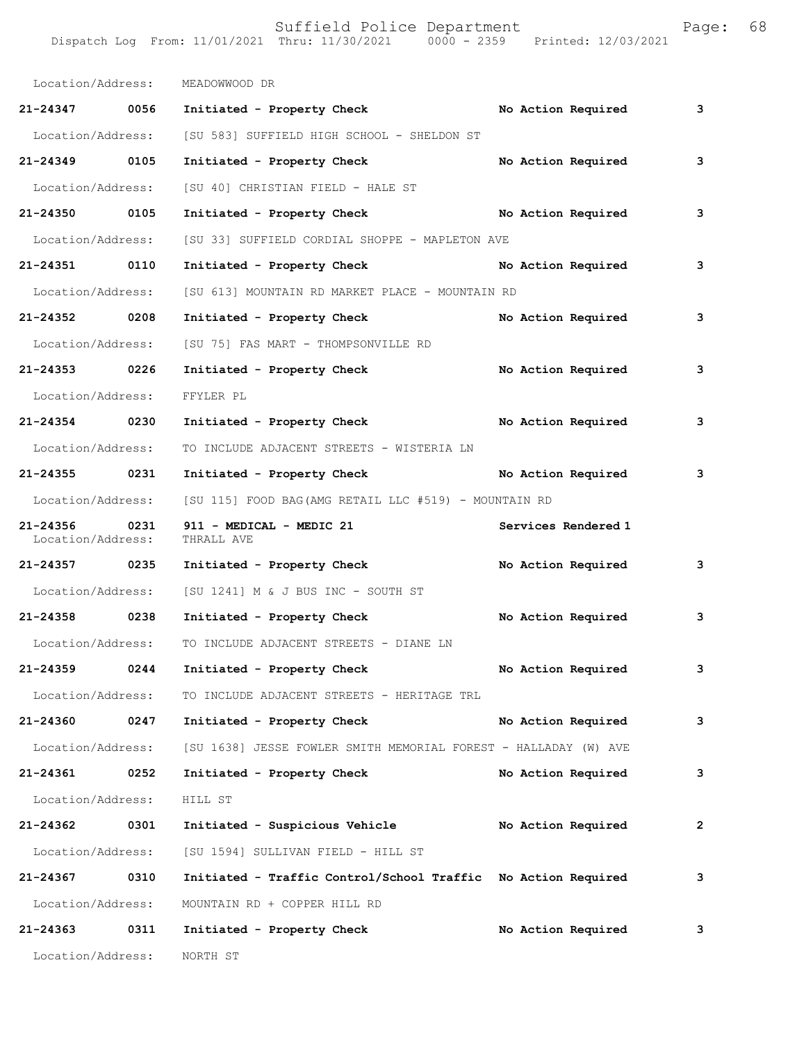Location/Address: MEADOWWOOD DR

| | | | | |
|---|---|---|---|---|
| **21-24347** | **0056** | **Initiated - Property Check** | **No Action Required** | **3** |
| Location/Address: | | [SU 583] SUFFIELD HIGH SCHOOL - SHELDON ST | | |
| **21-24349** | **0105** | **Initiated - Property Check** | **No Action Required** | **3** |
| Location/Address: | | [SU 40] CHRISTIAN FIELD - HALE ST | | |
| **21-24350** | **0105** | **Initiated - Property Check** | **No Action Required** | **3** |
| Location/Address: | | [SU 33] SUFFIELD CORDIAL SHOPPE - MAPLETON AVE | | |
| **21-24351** | **0110** | **Initiated - Property Check** | **No Action Required** | **3** |
| Location/Address: | | [SU 613] MOUNTAIN RD MARKET PLACE - MOUNTAIN RD | | |
| **21-24352** | **0208** | **Initiated - Property Check** | **No Action Required** | **3** |
| Location/Address: | | [SU 75] FAS MART - THOMPSONVILLE RD | | |
| **21-24353** | **0226** | **Initiated - Property Check** | **No Action Required** | **3** |
| Location/Address: | | FFYLER PL | | |
| **21-24354** | **0230** | **Initiated - Property Check** | **No Action Required** | **3** |
| Location/Address: | | TO INCLUDE ADJACENT STREETS - WISTERIA LN | | |
| **21-24355** | **0231** | **Initiated - Property Check** | **No Action Required** | **3** |
| Location/Address: | | [SU 115] FOOD BAG(AMG RETAIL LLC #519) - MOUNTAIN RD | | |
| **21-24356** | **0231** | **911 - MEDICAL - MEDIC 21** | **Services Rendered** | **1** |
| Location/Address: | | THRALL AVE | | |
| **21-24357** | **0235** | **Initiated - Property Check** | **No Action Required** | **3** |
| Location/Address: | | [SU 1241] M & J BUS INC - SOUTH ST | | |
| **21-24358** | **0238** | **Initiated - Property Check** | **No Action Required** | **3** |
| Location/Address: | | TO INCLUDE ADJACENT STREETS - DIANE LN | | |
| **21-24359** | **0244** | **Initiated - Property Check** | **No Action Required** | **3** |
| Location/Address: | | TO INCLUDE ADJACENT STREETS - HERITAGE TRL | | |
| **21-24360** | **0247** | **Initiated - Property Check** | **No Action Required** | **3** |
| Location/Address: | | [SU 1638] JESSE FOWLER SMITH MEMORIAL FOREST - HALLADAY (W) AVE | | |
| **21-24361** | **0252** | **Initiated - Property Check** | **No Action Required** | **3** |
| Location/Address: | | HILL ST | | |
| **21-24362** | **0301** | **Initiated - Suspicious Vehicle** | **No Action Required** | **2** |
| Location/Address: | | [SU 1594] SULLIVAN FIELD - HILL ST | | |
| **21-24367** | **0310** | **Initiated - Traffic Control/School Traffic** | **No Action Required** | **3** |
| Location/Address: | | MOUNTAIN RD + COPPER HILL RD | | |
| **21-24363** | **0311** | **Initiated - Property Check** | **No Action Required** | **3** |
| Location/Address: | | NORTH ST | | |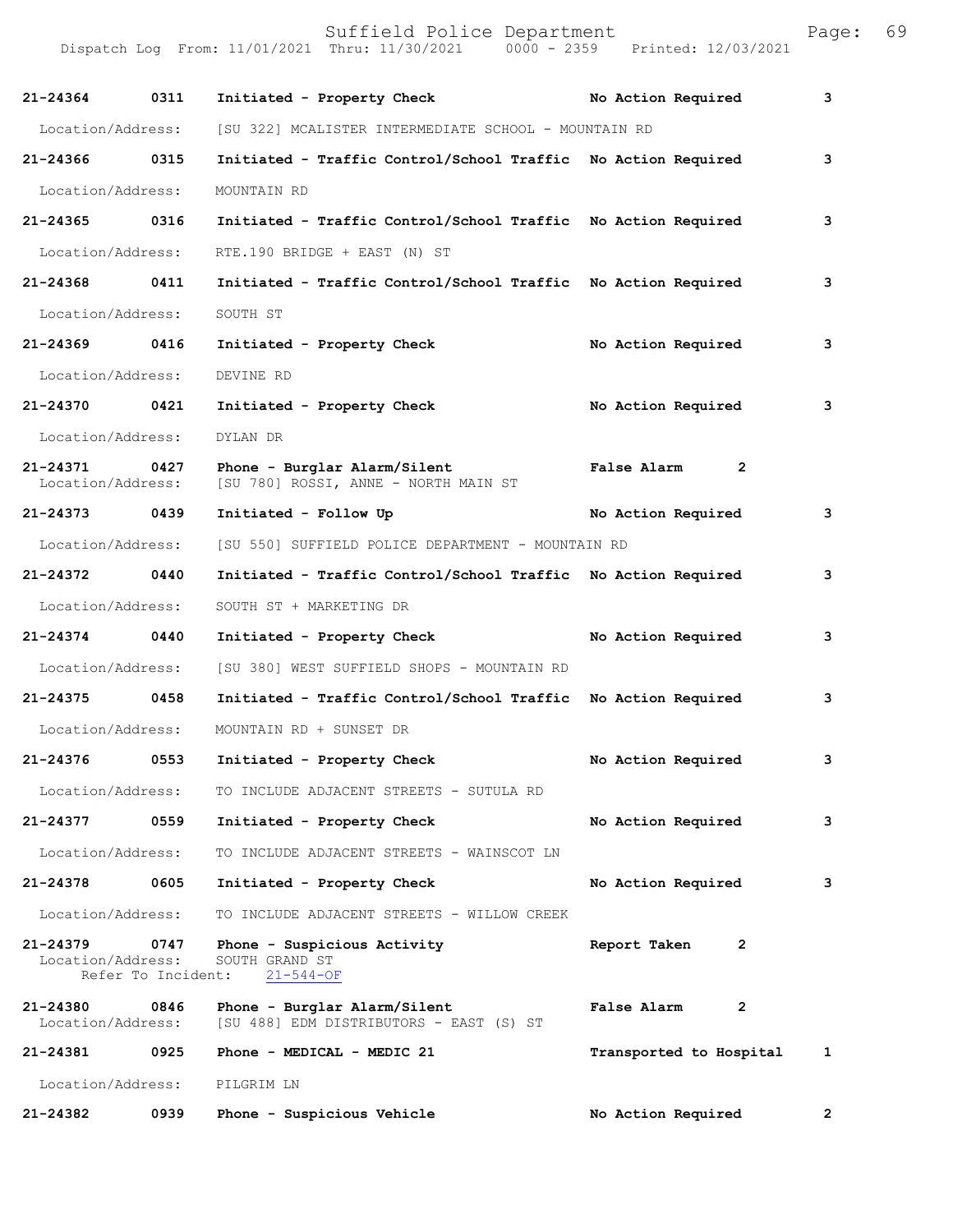| Call Number | Time | Call Reason | Action | Priority |
|---|---|---|---|---|
| 21-24364 | 0311 | Initiated - Property Check | No Action Required | 3 |
| Location/Address: | | [SU 322] MCALISTER INTERMEDIATE SCHOOL - MOUNTAIN RD | | |
| 21-24366 | 0315 | Initiated - Traffic Control/School Traffic | No Action Required | 3 |
| Location/Address: | | MOUNTAIN RD | | |
| 21-24365 | 0316 | Initiated - Traffic Control/School Traffic | No Action Required | 3 |
| Location/Address: | | RTE.190 BRIDGE + EAST (N) ST | | |
| 21-24368 | 0411 | Initiated - Traffic Control/School Traffic | No Action Required | 3 |
| Location/Address: | | SOUTH ST | | |
| 21-24369 | 0416 | Initiated - Property Check | No Action Required | 3 |
| Location/Address: | | DEVINE RD | | |
| 21-24370 | 0421 | Initiated - Property Check | No Action Required | 3 |
| Location/Address: | | DYLAN DR | | |
| 21-24371 | 0427 | Phone - Burglar Alarm/Silent | False Alarm | 2 |
| Location/Address: | | [SU 780] ROSSI, ANNE - NORTH MAIN ST | | |
| 21-24373 | 0439 | Initiated - Follow Up | No Action Required | 3 |
| Location/Address: | | [SU 550] SUFFIELD POLICE DEPARTMENT - MOUNTAIN RD | | |
| 21-24372 | 0440 | Initiated - Traffic Control/School Traffic | No Action Required | 3 |
| Location/Address: | | SOUTH ST + MARKETING DR | | |
| 21-24374 | 0440 | Initiated - Property Check | No Action Required | 3 |
| Location/Address: | | [SU 380] WEST SUFFIELD SHOPS - MOUNTAIN RD | | |
| 21-24375 | 0458 | Initiated - Traffic Control/School Traffic | No Action Required | 3 |
| Location/Address: | | MOUNTAIN RD + SUNSET DR | | |
| 21-24376 | 0553 | Initiated - Property Check | No Action Required | 3 |
| Location/Address: | | TO INCLUDE ADJACENT STREETS - SUTULA RD | | |
| 21-24377 | 0559 | Initiated - Property Check | No Action Required | 3 |
| Location/Address: | | TO INCLUDE ADJACENT STREETS - WAINSCOT LN | | |
| 21-24378 | 0605 | Initiated - Property Check | No Action Required | 3 |
| Location/Address: | | TO INCLUDE ADJACENT STREETS - WILLOW CREEK | | |
| 21-24379 | 0747 | Phone - Suspicious Activity | Report Taken | 2 |
| Location/Address: | | SOUTH GRAND ST | | |
| Refer To Incident: | | 21-544-OF | | |
| 21-24380 | 0846 | Phone - Burglar Alarm/Silent | False Alarm | 2 |
| Location/Address: | | [SU 488] EDM DISTRIBUTORS - EAST (S) ST | | |
| 21-24381 | 0925 | Phone - MEDICAL - MEDIC 21 | Transported to Hospital | 1 |
| Location/Address: | | PILGRIM LN | | |
| 21-24382 | 0939 | Phone - Suspicious Vehicle | No Action Required | 2 |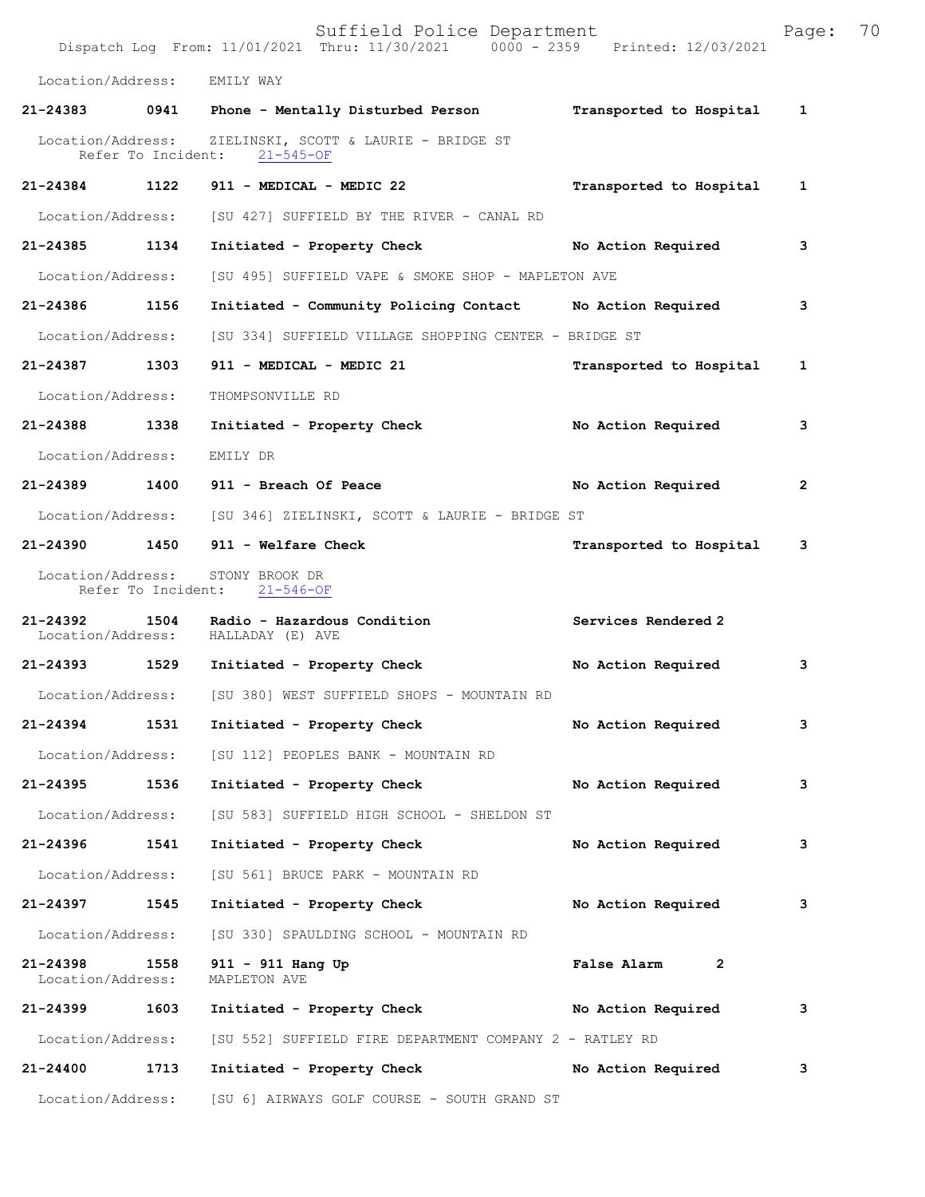Location/Address: EMILY WAY

**21-24383 0941 Phone - Mentally Disturbed Person Transported to Hospital 1**

Location/Address: ZIELINSKI, SCOTT & LAURIE - BRIDGE ST
Refer To Incident: 21-545-OF

**21-24384 1122 911 - MEDICAL - MEDIC 22 Transported to Hospital 1**

Location/Address: [SU 427] SUFFIELD BY THE RIVER - CANAL RD

**21-24385 1134 Initiated - Property Check No Action Required 3**

Location/Address: [SU 495] SUFFIELD VAPE & SMOKE SHOP - MAPLETON AVE

**21-24386 1156 Initiated - Community Policing Contact No Action Required 3**

Location/Address: [SU 334] SUFFIELD VILLAGE SHOPPING CENTER - BRIDGE ST

**21-24387 1303 911 - MEDICAL - MEDIC 21 Transported to Hospital 1**

Location/Address: THOMPSONVILLE RD

**21-24388 1338 Initiated - Property Check No Action Required 3**

Location/Address: EMILY DR

**21-24389 1400 911 - Breach Of Peace No Action Required 2**

Location/Address: [SU 346] ZIELINSKI, SCOTT & LAURIE - BRIDGE ST

**21-24390 1450 911 - Welfare Check Transported to Hospital 3**

Location/Address: STONY BROOK DR
Refer To Incident: 21-546-OF

**21-24392 1504 Radio - Hazardous Condition Services Rendered 2**
Location/Address: HALLADAY (E) AVE

**21-24393 1529 Initiated - Property Check No Action Required 3**

Location/Address: [SU 380] WEST SUFFIELD SHOPS - MOUNTAIN RD

**21-24394 1531 Initiated - Property Check No Action Required 3**

Location/Address: [SU 112] PEOPLES BANK - MOUNTAIN RD

**21-24395 1536 Initiated - Property Check No Action Required 3**

Location/Address: [SU 583] SUFFIELD HIGH SCHOOL - SHELDON ST

**21-24396 1541 Initiated - Property Check No Action Required 3**

Location/Address: [SU 561] BRUCE PARK - MOUNTAIN RD

**21-24397 1545 Initiated - Property Check No Action Required 3**

Location/Address: [SU 330] SPAULDING SCHOOL - MOUNTAIN RD

**21-24398 1558 911 - 911 Hang Up False Alarm 2**
Location/Address: MAPLETON AVE

**21-24399 1603 Initiated - Property Check No Action Required 3**

Location/Address: [SU 552] SUFFIELD FIRE DEPARTMENT COMPANY 2 - RATLEY RD

**21-24400 1713 Initiated - Property Check No Action Required 3**

Location/Address: [SU 6] AIRWAYS GOLF COURSE - SOUTH GRAND ST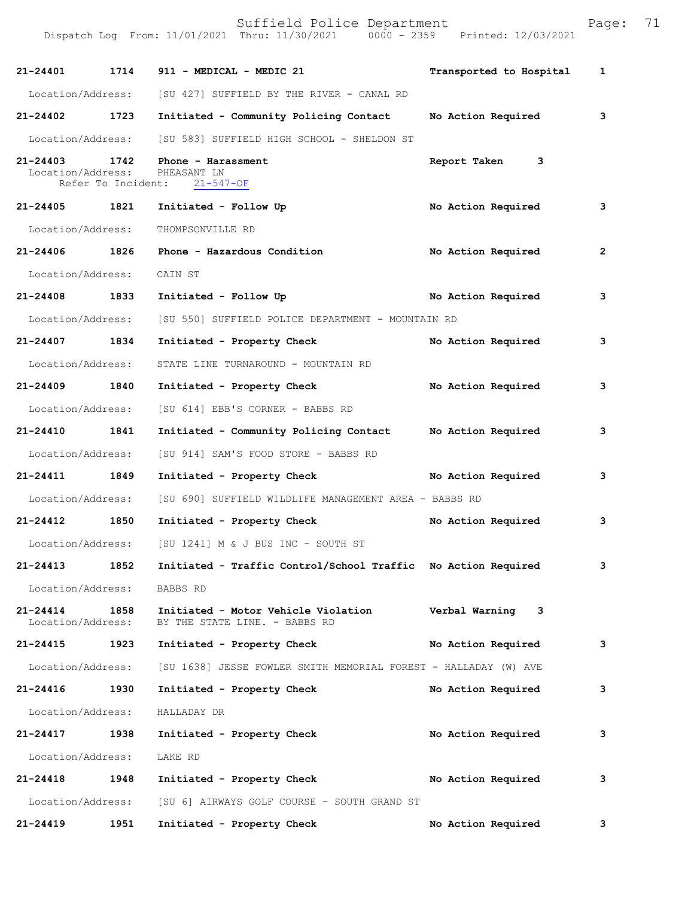**21-24401** 1714 **911 - MEDICAL - MEDIC 21** **Transported to Hospital** **1**

Location/Address: [SU 427] SUFFIELD BY THE RIVER - CANAL RD

**21-24402** 1723 **Initiated - Community Policing Contact** **No Action Required** **3**

Location/Address: [SU 583] SUFFIELD HIGH SCHOOL - SHELDON ST

**21-24403** 1742 **Phone - Harassment** **Report Taken** **3**
Location/Address: PHEASANT LN
Refer To Incident: 21-547-OF

**21-24405** 1821 **Initiated - Follow Up** **No Action Required** **3**

Location/Address: THOMPSONVILLE RD

**21-24406** 1826 **Phone - Hazardous Condition** **No Action Required** **2**

Location/Address: CAIN ST

**21-24408** 1833 **Initiated - Follow Up** **No Action Required** **3**

Location/Address: [SU 550] SUFFIELD POLICE DEPARTMENT - MOUNTAIN RD

**21-24407** 1834 **Initiated - Property Check** **No Action Required** **3**

Location/Address: STATE LINE TURNAROUND - MOUNTAIN RD

**21-24409** 1840 **Initiated - Property Check** **No Action Required** **3**

Location/Address: [SU 614] EBB'S CORNER - BABBS RD

**21-24410** 1841 **Initiated - Community Policing Contact** **No Action Required** **3**

Location/Address: [SU 914] SAM'S FOOD STORE - BABBS RD

**21-24411** 1849 **Initiated - Property Check** **No Action Required** **3**

Location/Address: [SU 690] SUFFIELD WILDLIFE MANAGEMENT AREA - BABBS RD

**21-24412** 1850 **Initiated - Property Check** **No Action Required** **3**

Location/Address: [SU 1241] M & J BUS INC - SOUTH ST

**21-24413** 1852 **Initiated - Traffic Control/School Traffic** **No Action Required** **3**

Location/Address: BABBS RD

**21-24414** 1858 **Initiated - Motor Vehicle Violation** **Verbal Warning** **3**
Location/Address: BY THE STATE LINE. - BABBS RD

**21-24415** 1923 **Initiated - Property Check** **No Action Required** **3**

Location/Address: [SU 1638] JESSE FOWLER SMITH MEMORIAL FOREST - HALLADAY (W) AVE

**21-24416** 1930 **Initiated - Property Check** **No Action Required** **3**

Location/Address: HALLADAY DR

**21-24417** 1938 **Initiated - Property Check** **No Action Required** **3**

Location/Address: LAKE RD

**21-24418** 1948 **Initiated - Property Check** **No Action Required** **3**

Location/Address: [SU 6] AIRWAYS GOLF COURSE - SOUTH GRAND ST

**21-24419** 1951 **Initiated - Property Check** **No Action Required** **3**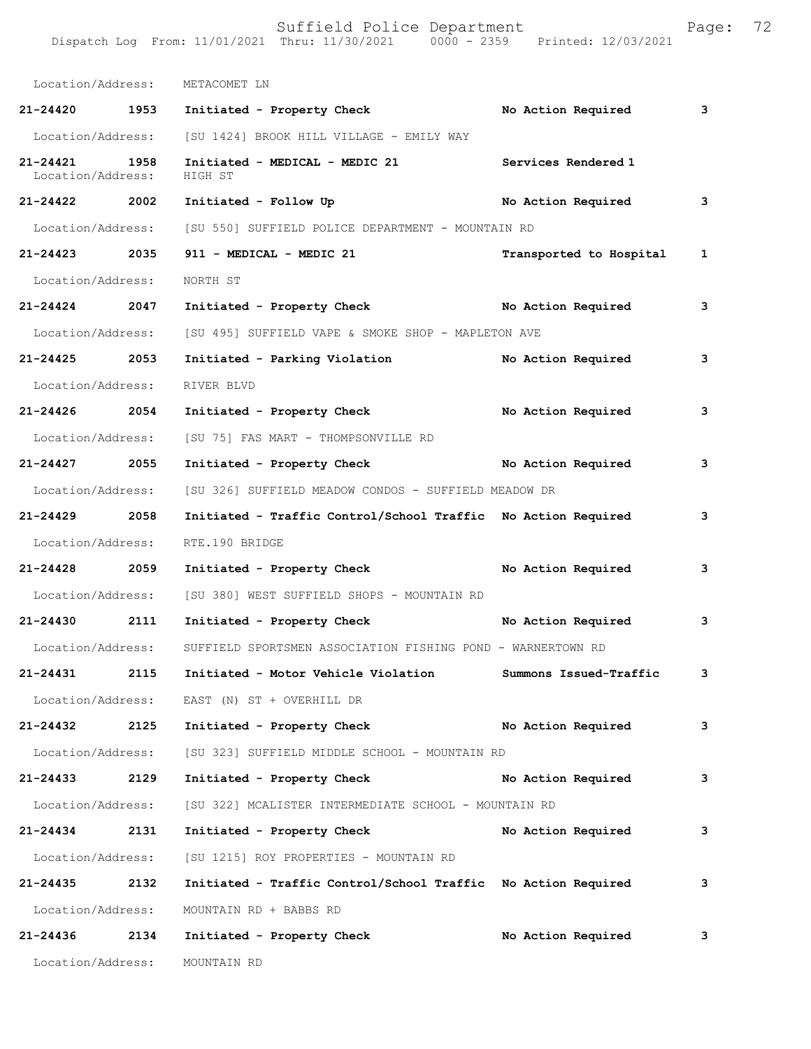Location/Address: METACOMET LN

**21-24420 1953 Initiated - Property Check** No Action Required 3

Location/Address: [SU 1424] BROOK HILL VILLAGE - EMILY WAY

**21-24421 1958 Initiated - MEDICAL - MEDIC 21** Services Rendered 1
Location/Address: HIGH ST

**21-24422 2002 Initiated - Follow Up** No Action Required 3

Location/Address: [SU 550] SUFFIELD POLICE DEPARTMENT - MOUNTAIN RD

**21-24423 2035 911 - MEDICAL - MEDIC 21** Transported to Hospital 1

Location/Address: NORTH ST

**21-24424 2047 Initiated - Property Check** No Action Required 3

Location/Address: [SU 495] SUFFIELD VAPE & SMOKE SHOP - MAPLETON AVE

**21-24425 2053 Initiated - Parking Violation** No Action Required 3

Location/Address: RIVER BLVD

**21-24426 2054 Initiated - Property Check** No Action Required 3

Location/Address: [SU 75] FAS MART - THOMPSONVILLE RD

**21-24427 2055 Initiated - Property Check** No Action Required 3

Location/Address: [SU 326] SUFFIELD MEADOW CONDOS - SUFFIELD MEADOW DR

**21-24429 2058 Initiated - Traffic Control/School Traffic** No Action Required 3

Location/Address: RTE.190 BRIDGE

**21-24428 2059 Initiated - Property Check** No Action Required 3

Location/Address: [SU 380] WEST SUFFIELD SHOPS - MOUNTAIN RD

**21-24430 2111 Initiated - Property Check** No Action Required 3

Location/Address: SUFFIELD SPORTSMEN ASSOCIATION FISHING POND - WARNERTOWN RD

**21-24431 2115 Initiated - Motor Vehicle Violation** Summons Issued-Traffic 3

Location/Address: EAST (N) ST + OVERHILL DR

**21-24432 2125 Initiated - Property Check** No Action Required 3

Location/Address: [SU 323] SUFFIELD MIDDLE SCHOOL - MOUNTAIN RD

**21-24433 2129 Initiated - Property Check** No Action Required 3

Location/Address: [SU 322] MCALISTER INTERMEDIATE SCHOOL - MOUNTAIN RD

**21-24434 2131 Initiated - Property Check** No Action Required 3

Location/Address: [SU 1215] ROY PROPERTIES - MOUNTAIN RD

**21-24435 2132 Initiated - Traffic Control/School Traffic** No Action Required 3

Location/Address: MOUNTAIN RD + BABBS RD

**21-24436 2134 Initiated - Property Check** No Action Required 3

Location/Address: MOUNTAIN RD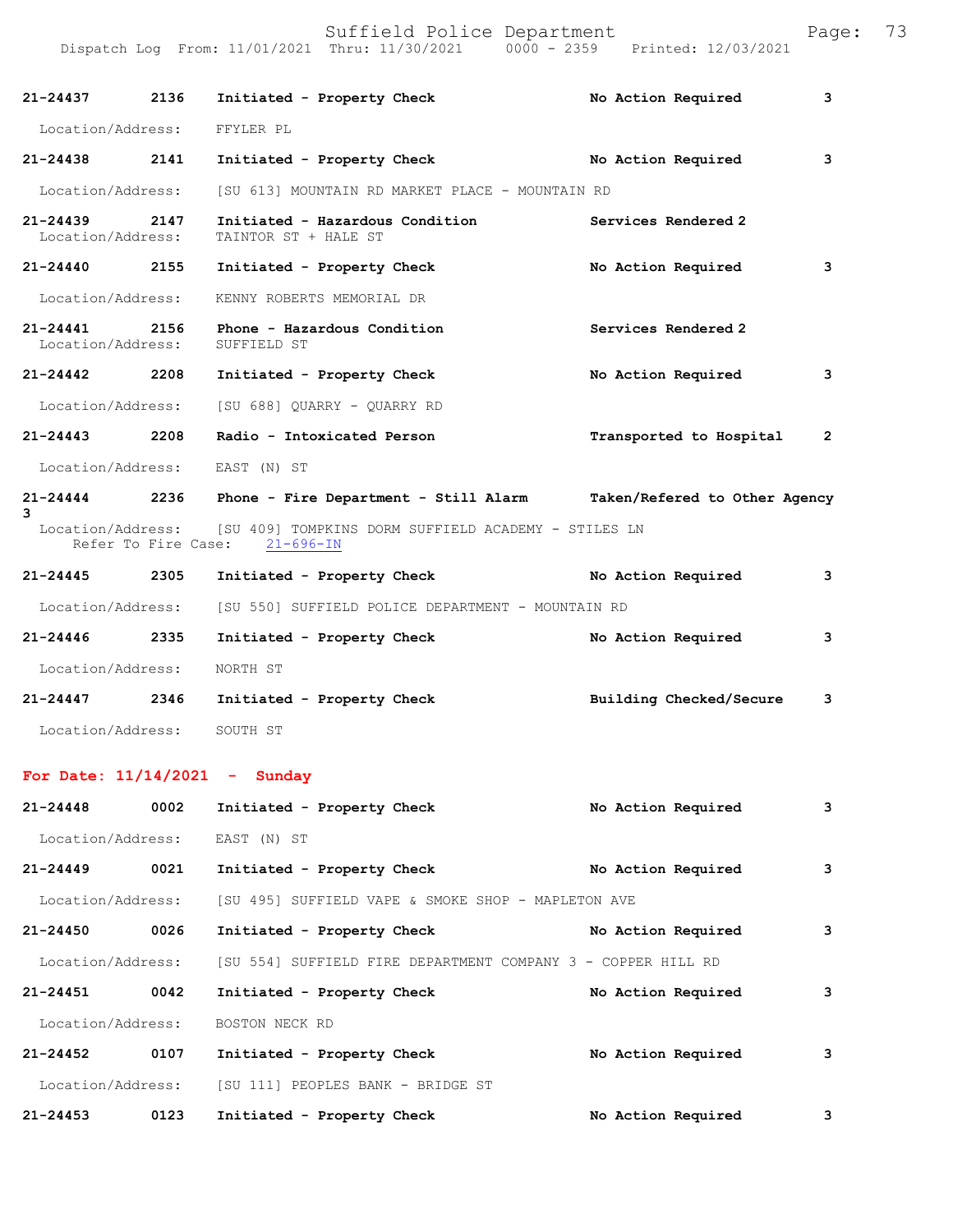**21-24437 2136 Initiated - Property Check No Action Required 3**

Location/Address: FFYLER PL

**21-24438 2141 Initiated - Property Check No Action Required 3**

Location/Address: [SU 613] MOUNTAIN RD MARKET PLACE - MOUNTAIN RD

**21-24439 2147 Initiated - Hazardous Condition Services Rendered 2**

Location/Address: TAINTOR ST + HALE ST

**21-24440 2155 Initiated - Property Check No Action Required 3**

Location/Address: KENNY ROBERTS MEMORIAL DR

**21-24441 2156 Phone - Hazardous Condition Services Rendered 2**

Location/Address: SUFFIELD ST

**21-24442 2208 Initiated - Property Check No Action Required 3**

Location/Address: [SU 688] QUARRY - QUARRY RD

**21-24443 2208 Radio - Intoxicated Person Transported to Hospital 2**

Location/Address: EAST (N) ST

**21-24444 2236 Phone - Fire Department - Still Alarm Taken/Refered to Other Agency 3**

Location/Address: [SU 409] TOMPKINS DORM SUFFIELD ACADEMY - STILES LN
Refer To Fire Case: 21-696-IN

**21-24445 2305 Initiated - Property Check No Action Required 3**

Location/Address: [SU 550] SUFFIELD POLICE DEPARTMENT - MOUNTAIN RD

**21-24446 2335 Initiated - Property Check No Action Required 3**

Location/Address: NORTH ST

**21-24447 2346 Initiated - Property Check Building Checked/Secure 3**

Location/Address: SOUTH ST

## For Date: 11/14/2021 - Sunday

**21-24448 0002 Initiated - Property Check No Action Required 3**

Location/Address: EAST (N) ST

**21-24449 0021 Initiated - Property Check No Action Required 3**

Location/Address: [SU 495] SUFFIELD VAPE & SMOKE SHOP - MAPLETON AVE

**21-24450 0026 Initiated - Property Check No Action Required 3**

Location/Address: [SU 554] SUFFIELD FIRE DEPARTMENT COMPANY 3 - COPPER HILL RD

**21-24451 0042 Initiated - Property Check No Action Required 3**

Location/Address: BOSTON NECK RD

**21-24452 0107 Initiated - Property Check No Action Required 3**

Location/Address: [SU 111] PEOPLES BANK - BRIDGE ST

**21-24453 0123 Initiated - Property Check No Action Required 3**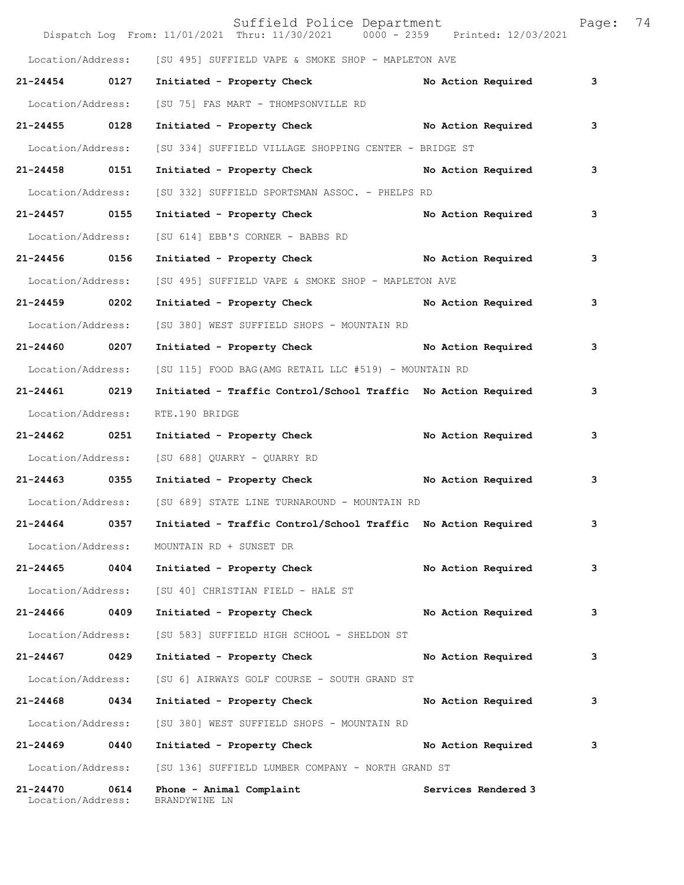Location/Address: [SU 495] SUFFIELD VAPE & SMOKE SHOP - MAPLETON AVE

**21-24454 0127 Initiated - Property Check No Action Required 3**

Location/Address: [SU 75] FAS MART - THOMPSONVILLE RD

**21-24455 0128 Initiated - Property Check No Action Required 3**

Location/Address: [SU 334] SUFFIELD VILLAGE SHOPPING CENTER - BRIDGE ST

**21-24458 0151 Initiated - Property Check No Action Required 3**

Location/Address: [SU 332] SUFFIELD SPORTSMAN ASSOC. - PHELPS RD

**21-24457 0155 Initiated - Property Check No Action Required 3**

Location/Address: [SU 614] EBB'S CORNER - BABBS RD

**21-24456 0156 Initiated - Property Check No Action Required 3**

Location/Address: [SU 495] SUFFIELD VAPE & SMOKE SHOP - MAPLETON AVE

**21-24459 0202 Initiated - Property Check No Action Required 3**

Location/Address: [SU 380] WEST SUFFIELD SHOPS - MOUNTAIN RD

**21-24460 0207 Initiated - Property Check No Action Required 3**

Location/Address: [SU 115] FOOD BAG(AMG RETAIL LLC #519) - MOUNTAIN RD

**21-24461 0219 Initiated - Traffic Control/School Traffic No Action Required 3**

Location/Address: RTE.190 BRIDGE

**21-24462 0251 Initiated - Property Check No Action Required 3**

Location/Address: [SU 688] QUARRY - QUARRY RD

**21-24463 0355 Initiated - Property Check No Action Required 3**

Location/Address: [SU 689] STATE LINE TURNAROUND - MOUNTAIN RD

**21-24464 0357 Initiated - Traffic Control/School Traffic No Action Required 3**

Location/Address: MOUNTAIN RD + SUNSET DR

**21-24465 0404 Initiated - Property Check No Action Required 3**

Location/Address: [SU 40] CHRISTIAN FIELD - HALE ST

**21-24466 0409 Initiated - Property Check No Action Required 3**

Location/Address: [SU 583] SUFFIELD HIGH SCHOOL - SHELDON ST

**21-24467 0429 Initiated - Property Check No Action Required 3**

Location/Address: [SU 6] AIRWAYS GOLF COURSE - SOUTH GRAND ST

**21-24468 0434 Initiated - Property Check No Action Required 3**

Location/Address: [SU 380] WEST SUFFIELD SHOPS - MOUNTAIN RD

**21-24469 0440 Initiated - Property Check No Action Required 3**

Location/Address: [SU 136] SUFFIELD LUMBER COMPANY - NORTH GRAND ST

**21-24470 0614 Phone - Animal Complaint Services Rendered 3**

Location/Address: BRANDYWINE LN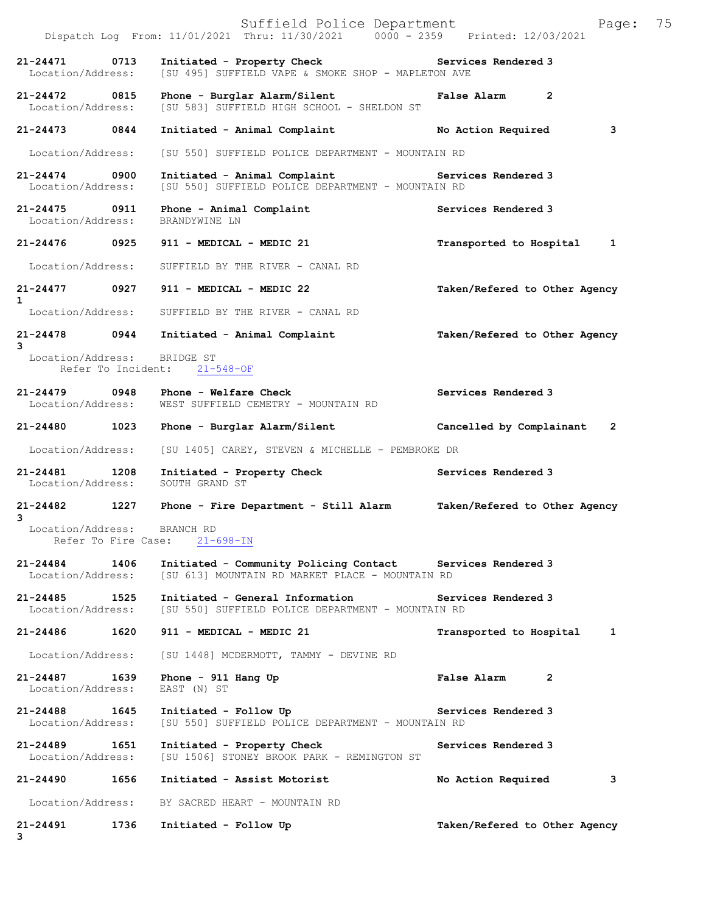Suffield Police Department

Dispatch Log From: 11/01/2021 Thru: 11/30/2021 0000 - 2359 Printed: 12/03/2021

**21-24471 0713 Initiated - Property Check** Services Rendered 3
Location/Address: [SU 495] SUFFIELD VAPE & SMOKE SHOP - MAPLETON AVE

**21-24472 0815 Phone - Burglar Alarm/Silent** False Alarm 2
Location/Address: [SU 583] SUFFIELD HIGH SCHOOL - SHELDON ST

**21-24473 0844 Initiated - Animal Complaint** No Action Required 3
Location/Address: [SU 550] SUFFIELD POLICE DEPARTMENT - MOUNTAIN RD

**21-24474 0900 Initiated - Animal Complaint** Services Rendered 3
Location/Address: [SU 550] SUFFIELD POLICE DEPARTMENT - MOUNTAIN RD

**21-24475 0911 Phone - Animal Complaint** Services Rendered 3
Location/Address: BRANDYWINE LN

**21-24476 0925 911 - MEDICAL - MEDIC 21** Transported to Hospital 1
Location/Address: SUFFIELD BY THE RIVER - CANAL RD

**21-24477 0927 911 - MEDICAL - MEDIC 22** Taken/Refered to Other Agency 1
Location/Address: SUFFIELD BY THE RIVER - CANAL RD

**21-24478 0944 Initiated - Animal Complaint** Taken/Refered to Other Agency 3
Location/Address: BRIDGE ST
Refer To Incident: 21-548-OF

**21-24479 0948 Phone - Welfare Check** Services Rendered 3
Location/Address: WEST SUFFIELD CEMETERY - MOUNTAIN RD

**21-24480 1023 Phone - Burglar Alarm/Silent** Cancelled by Complainant 2
Location/Address: [SU 1405] CAREY, STEVEN & MICHELLE - PEMBROKE DR

**21-24481 1208 Initiated - Property Check** Services Rendered 3
Location/Address: SOUTH GRAND ST

**21-24482 1227 Phone - Fire Department - Still Alarm** Taken/Refered to Other Agency 3
Location/Address: BRANCH RD
Refer To Fire Case: 21-698-IN

**21-24484 1406 Initiated - Community Policing Contact** Services Rendered 3
Location/Address: [SU 613] MOUNTAIN RD MARKET PLACE - MOUNTAIN RD

**21-24485 1525 Initiated - General Information** Services Rendered 3
Location/Address: [SU 550] SUFFIELD POLICE DEPARTMENT - MOUNTAIN RD

**21-24486 1620 911 - MEDICAL - MEDIC 21** Transported to Hospital 1
Location/Address: [SU 1448] MCDERMOTT, TAMMY - DEVINE RD

**21-24487 1639 Phone - 911 Hang Up** False Alarm 2
Location/Address: EAST (N) ST

**21-24488 1645 Initiated - Follow Up** Services Rendered 3
Location/Address: [SU 550] SUFFIELD POLICE DEPARTMENT - MOUNTAIN RD

**21-24489 1651 Initiated - Property Check** Services Rendered 3
Location/Address: [SU 1506] STONEY BROOK PARK - REMINGTON ST

**21-24490 1656 Initiated - Assist Motorist** No Action Required 3
Location/Address: BY SACRED HEART - MOUNTAIN RD

**21-24491 1736 Initiated - Follow Up** Taken/Refered to Other Agency 3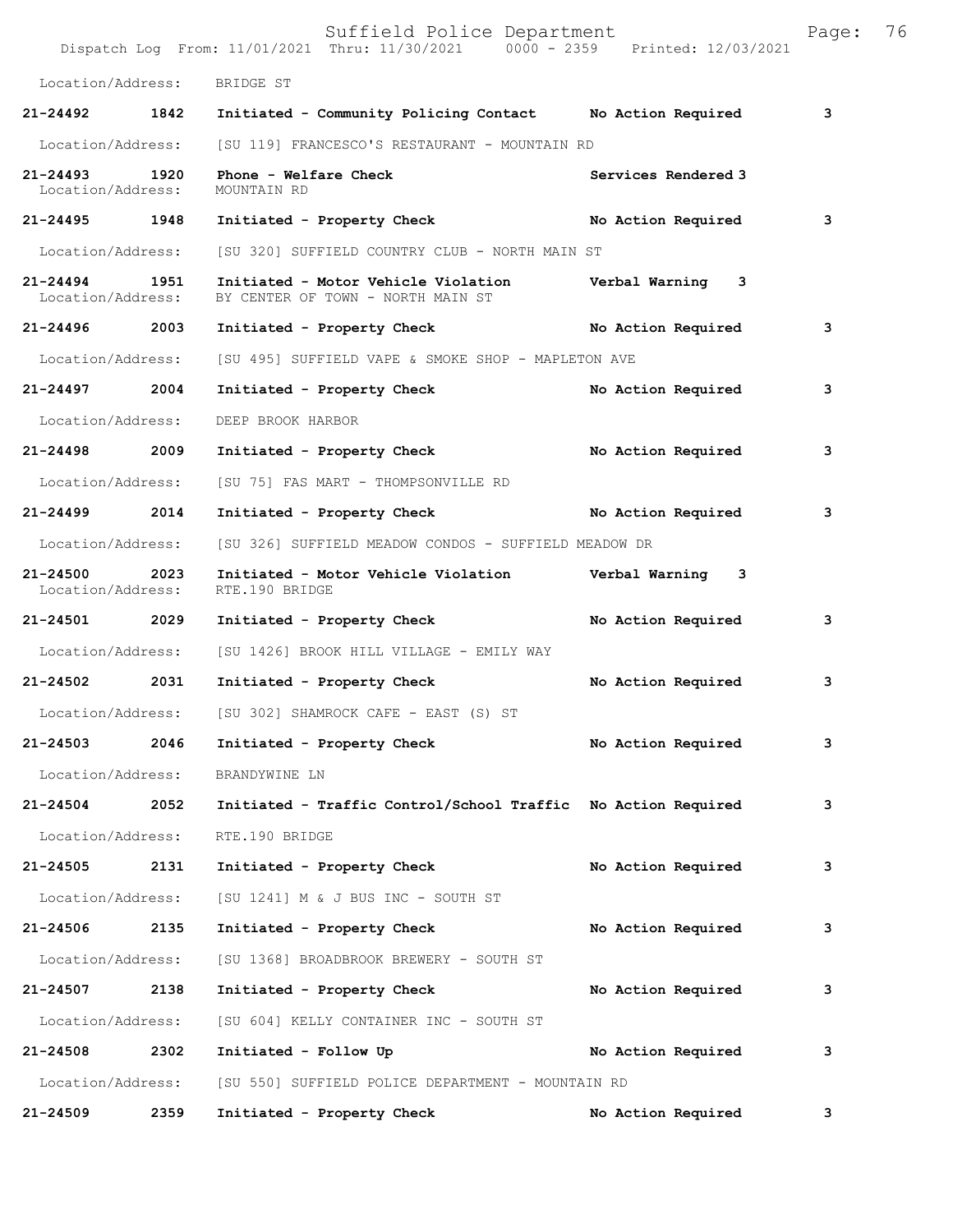Location/Address: BRIDGE ST

**21-24492 1842 Initiated - Community Policing Contact No Action Required 3**

Location/Address: [SU 119] FRANCESCO'S RESTAURANT - MOUNTAIN RD

**21-24493 1920 Phone - Welfare Check Services Rendered 3**
Location/Address: MOUNTAIN RD

**21-24495 1948 Initiated - Property Check No Action Required 3**

Location/Address: [SU 320] SUFFIELD COUNTRY CLUB - NORTH MAIN ST

**21-24494 1951 Initiated - Motor Vehicle Violation Verbal Warning 3**
Location/Address: BY CENTER OF TOWN - NORTH MAIN ST

**21-24496 2003 Initiated - Property Check No Action Required 3**

Location/Address: [SU 495] SUFFIELD VAPE & SMOKE SHOP - MAPLETON AVE

**21-24497 2004 Initiated - Property Check No Action Required 3**

Location/Address: DEEP BROOK HARBOR

**21-24498 2009 Initiated - Property Check No Action Required 3**

Location/Address: [SU 75] FAS MART - THOMPSONVILLE RD

**21-24499 2014 Initiated - Property Check No Action Required 3**

Location/Address: [SU 326] SUFFIELD MEADOW CONDOS - SUFFIELD MEADOW DR

**21-24500 2023 Initiated - Motor Vehicle Violation Verbal Warning 3**
Location/Address: RTE.190 BRIDGE

**21-24501 2029 Initiated - Property Check No Action Required 3**

Location/Address: [SU 1426] BROOK HILL VILLAGE - EMILY WAY

**21-24502 2031 Initiated - Property Check No Action Required 3**

Location/Address: [SU 302] SHAMROCK CAFE - EAST (S) ST

**21-24503 2046 Initiated - Property Check No Action Required 3**

Location/Address: BRANDYWINE LN

**21-24504 2052 Initiated - Traffic Control/School Traffic No Action Required 3**

Location/Address: RTE.190 BRIDGE

**21-24505 2131 Initiated - Property Check No Action Required 3**

Location/Address: [SU 1241] M & J BUS INC - SOUTH ST

**21-24506 2135 Initiated - Property Check No Action Required 3**

Location/Address: [SU 1368] BROADBROOK BREWERY - SOUTH ST

**21-24507 2138 Initiated - Property Check No Action Required 3**

Location/Address: [SU 604] KELLY CONTAINER INC - SOUTH ST

**21-24508 2302 Initiated - Follow Up No Action Required 3**

Location/Address: [SU 550] SUFFIELD POLICE DEPARTMENT - MOUNTAIN RD

**21-24509 2359 Initiated - Property Check No Action Required 3**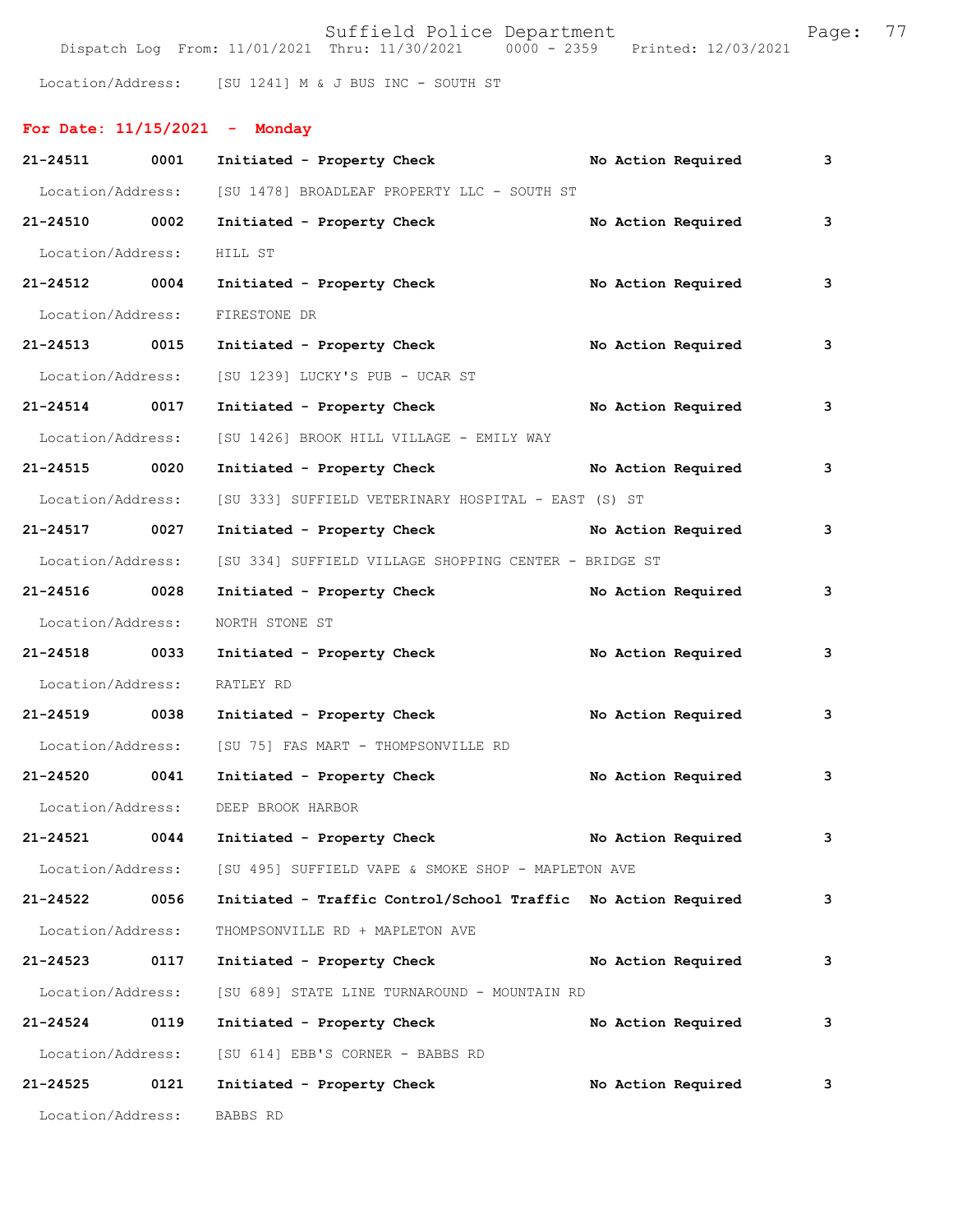Location/Address: [SU 1241] M & J BUS INC - SOUTH ST

## For Date: 11/15/2021 - Monday

**21-24511 0001 Initiated - Property Check** No Action Required 3

Location/Address: [SU 1478] BROADLEAF PROPERTY LLC - SOUTH ST

**21-24510 0002 Initiated - Property Check** No Action Required 3

Location/Address: HILL ST

**21-24512 0004 Initiated - Property Check** No Action Required 3

Location/Address: FIRESTONE DR

**21-24513 0015 Initiated - Property Check** No Action Required 3

Location/Address: [SU 1239] LUCKY'S PUB - UCAR ST

**21-24514 0017 Initiated - Property Check** No Action Required 3

Location/Address: [SU 1426] BROOK HILL VILLAGE - EMILY WAY

**21-24515 0020 Initiated - Property Check** No Action Required 3

Location/Address: [SU 333] SUFFIELD VETERINARY HOSPITAL - EAST (S) ST

**21-24517 0027 Initiated - Property Check** No Action Required 3

Location/Address: [SU 334] SUFFIELD VILLAGE SHOPPING CENTER - BRIDGE ST

**21-24516 0028 Initiated - Property Check** No Action Required 3

Location/Address: NORTH STONE ST

**21-24518 0033 Initiated - Property Check** No Action Required 3

Location/Address: RATLEY RD

**21-24519 0038 Initiated - Property Check** No Action Required 3

Location/Address: [SU 75] FAS MART - THOMPSONVILLE RD

**21-24520 0041 Initiated - Property Check** No Action Required 3

Location/Address: DEEP BROOK HARBOR

**21-24521 0044 Initiated - Property Check** No Action Required 3

Location/Address: [SU 495] SUFFIELD VAPE & SMOKE SHOP - MAPLETON AVE

**21-24522 0056 Initiated - Traffic Control/School Traffic** No Action Required 3

Location/Address: THOMPSONVILLE RD + MAPLETON AVE

**21-24523 0117 Initiated - Property Check** No Action Required 3

Location/Address: [SU 689] STATE LINE TURNAROUND - MOUNTAIN RD

**21-24524 0119 Initiated - Property Check** No Action Required 3

Location/Address: [SU 614] EBB'S CORNER - BABBS RD

**21-24525 0121 Initiated - Property Check** No Action Required 3

Location/Address: BABBS RD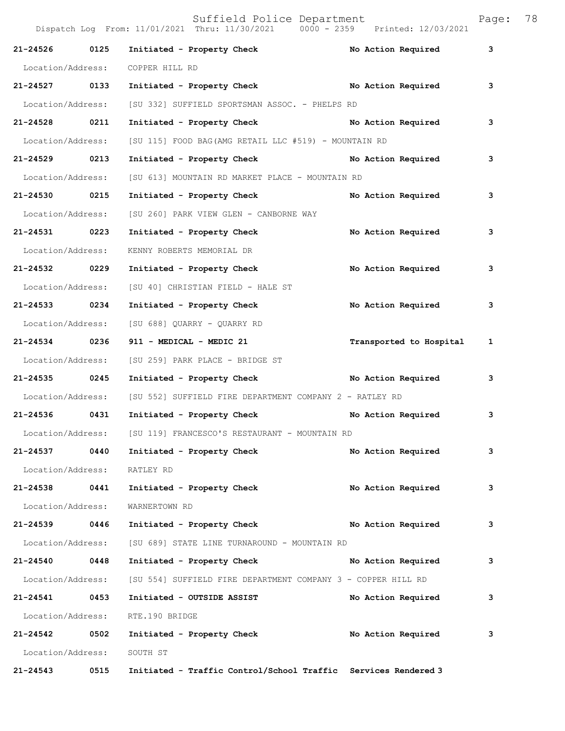| Call Number | Time | Call Reason | Action | Priority |
|---|---|---|---|---|
| 21-24526 | 0125 | Initiated - Property Check | No Action Required | 3 |
| Location/Address: | | COPPER HILL RD | | |
| 21-24527 | 0133 | Initiated - Property Check | No Action Required | 3 |
| Location/Address: | | [SU 332] SUFFIELD SPORTSMAN ASSOC. - PHELPS RD | | |
| 21-24528 | 0211 | Initiated - Property Check | No Action Required | 3 |
| Location/Address: | | [SU 115] FOOD BAG(AMG RETAIL LLC #519) - MOUNTAIN RD | | |
| 21-24529 | 0213 | Initiated - Property Check | No Action Required | 3 |
| Location/Address: | | [SU 613] MOUNTAIN RD MARKET PLACE - MOUNTAIN RD | | |
| 21-24530 | 0215 | Initiated - Property Check | No Action Required | 3 |
| Location/Address: | | [SU 260] PARK VIEW GLEN - CANBORNE WAY | | |
| 21-24531 | 0223 | Initiated - Property Check | No Action Required | 3 |
| Location/Address: | | KENNY ROBERTS MEMORIAL DR | | |
| 21-24532 | 0229 | Initiated - Property Check | No Action Required | 3 |
| Location/Address: | | [SU 40] CHRISTIAN FIELD - HALE ST | | |
| 21-24533 | 0234 | Initiated - Property Check | No Action Required | 3 |
| Location/Address: | | [SU 688] QUARRY - QUARRY RD | | |
| 21-24534 | 0236 | 911 - MEDICAL - MEDIC 21 | Transported to Hospital | 1 |
| Location/Address: | | [SU 259] PARK PLACE - BRIDGE ST | | |
| 21-24535 | 0245 | Initiated - Property Check | No Action Required | 3 |
| Location/Address: | | [SU 552] SUFFIELD FIRE DEPARTMENT COMPANY 2 - RATLEY RD | | |
| 21-24536 | 0431 | Initiated - Property Check | No Action Required | 3 |
| Location/Address: | | [SU 119] FRANCESCO'S RESTAURANT - MOUNTAIN RD | | |
| 21-24537 | 0440 | Initiated - Property Check | No Action Required | 3 |
| Location/Address: | | RATLEY RD | | |
| 21-24538 | 0441 | Initiated - Property Check | No Action Required | 3 |
| Location/Address: | | WARNERTOWN RD | | |
| 21-24539 | 0446 | Initiated - Property Check | No Action Required | 3 |
| Location/Address: | | [SU 689] STATE LINE TURNAROUND - MOUNTAIN RD | | |
| 21-24540 | 0448 | Initiated - Property Check | No Action Required | 3 |
| Location/Address: | | [SU 554] SUFFIELD FIRE DEPARTMENT COMPANY 3 - COPPER HILL RD | | |
| 21-24541 | 0453 | Initiated - OUTSIDE ASSIST | No Action Required | 3 |
| Location/Address: | | RTE.190 BRIDGE | | |
| 21-24542 | 0502 | Initiated - Property Check | No Action Required | 3 |
| Location/Address: | | SOUTH ST | | |
| 21-24543 | 0515 | Initiated - Traffic Control/School Traffic | Services Rendered | 3 |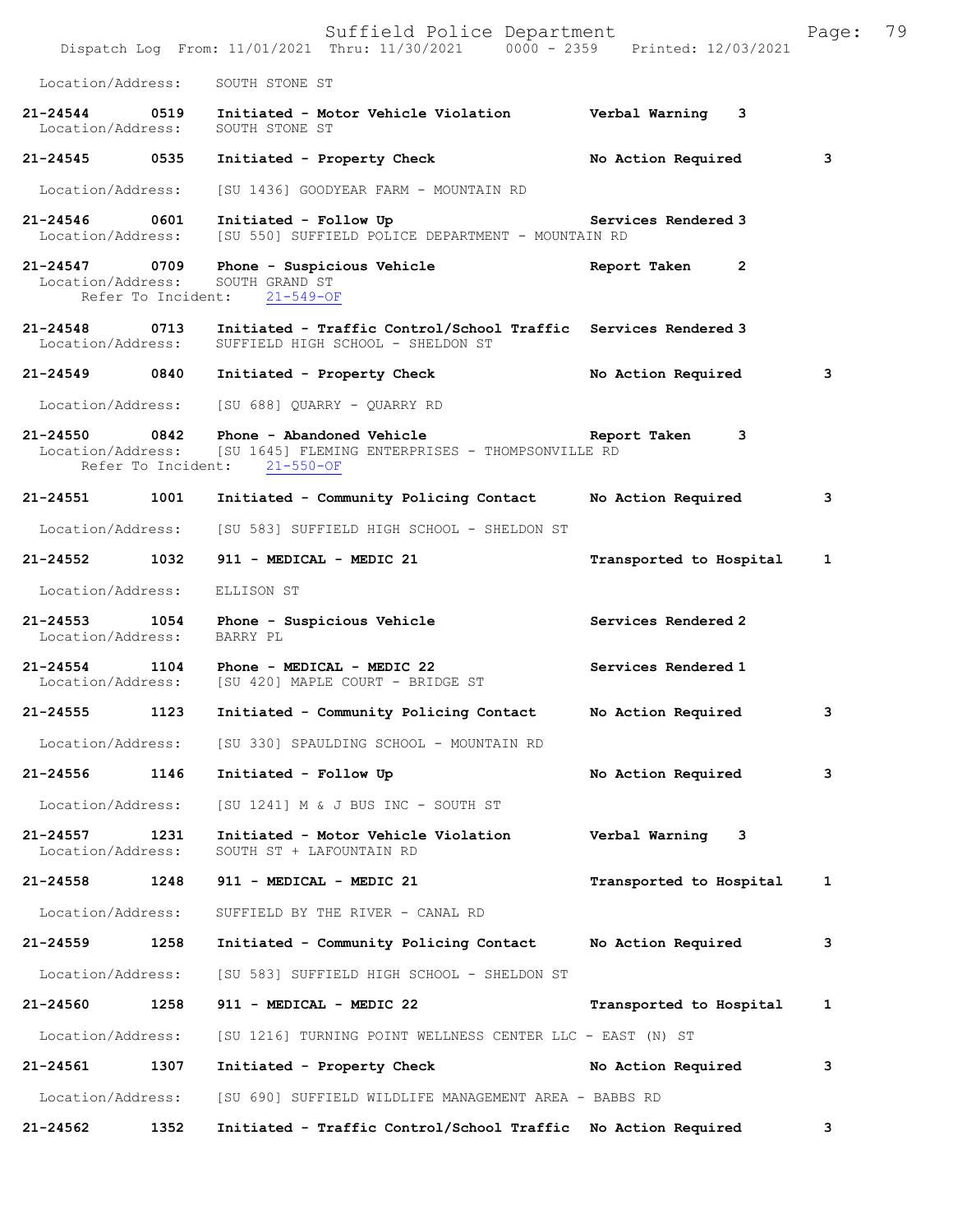Location/Address: SOUTH STONE ST

**21-24544 0519 Initiated - Motor Vehicle Violation Verbal Warning 3**
Location/Address: SOUTH STONE ST

**21-24545 0535 Initiated - Property Check No Action Required 3**
Location/Address: [SU 1436] GOODYEAR FARM - MOUNTAIN RD

**21-24546 0601 Initiated - Follow Up Services Rendered 3**
Location/Address: [SU 550] SUFFIELD POLICE DEPARTMENT - MOUNTAIN RD

**21-24547 0709 Phone - Suspicious Vehicle Report Taken 2**
Location/Address: SOUTH GRAND ST
Refer To Incident: 21-549-OF

**21-24548 0713 Initiated - Traffic Control/School Traffic Services Rendered 3**
Location/Address: SUFFIELD HIGH SCHOOL - SHELDON ST

**21-24549 0840 Initiated - Property Check No Action Required 3**
Location/Address: [SU 688] QUARRY - QUARRY RD

**21-24550 0842 Phone - Abandoned Vehicle Report Taken 3**
Location/Address: [SU 1645] FLEMING ENTERPRISES - THOMPSONVILLE RD
Refer To Incident: 21-550-OF

**21-24551 1001 Initiated - Community Policing Contact No Action Required 3**
Location/Address: [SU 583] SUFFIELD HIGH SCHOOL - SHELDON ST

**21-24552 1032 911 - MEDICAL - MEDIC 21 Transported to Hospital 1**
Location/Address: ELLISON ST

**21-24553 1054 Phone - Suspicious Vehicle Services Rendered 2**
Location/Address: BARRY PL

**21-24554 1104 Phone - MEDICAL - MEDIC 22 Services Rendered 1**
Location/Address: [SU 420] MAPLE COURT - BRIDGE ST

**21-24555 1123 Initiated - Community Policing Contact No Action Required 3**
Location/Address: [SU 330] SPAULDING SCHOOL - MOUNTAIN RD

**21-24556 1146 Initiated - Follow Up No Action Required 3**
Location/Address: [SU 1241] M & J BUS INC - SOUTH ST

**21-24557 1231 Initiated - Motor Vehicle Violation Verbal Warning 3**
Location/Address: SOUTH ST + LAFOUNTAIN RD

**21-24558 1248 911 - MEDICAL - MEDIC 21 Transported to Hospital 1**
Location/Address: SUFFIELD BY THE RIVER - CANAL RD

**21-24559 1258 Initiated - Community Policing Contact No Action Required 3**
Location/Address: [SU 583] SUFFIELD HIGH SCHOOL - SHELDON ST

**21-24560 1258 911 - MEDICAL - MEDIC 22 Transported to Hospital 1**
Location/Address: [SU 1216] TURNING POINT WELLNESS CENTER LLC - EAST (N) ST

**21-24561 1307 Initiated - Property Check No Action Required 3**
Location/Address: [SU 690] SUFFIELD WILDLIFE MANAGEMENT AREA - BABBS RD

**21-24562 1352 Initiated - Traffic Control/School Traffic No Action Required 3**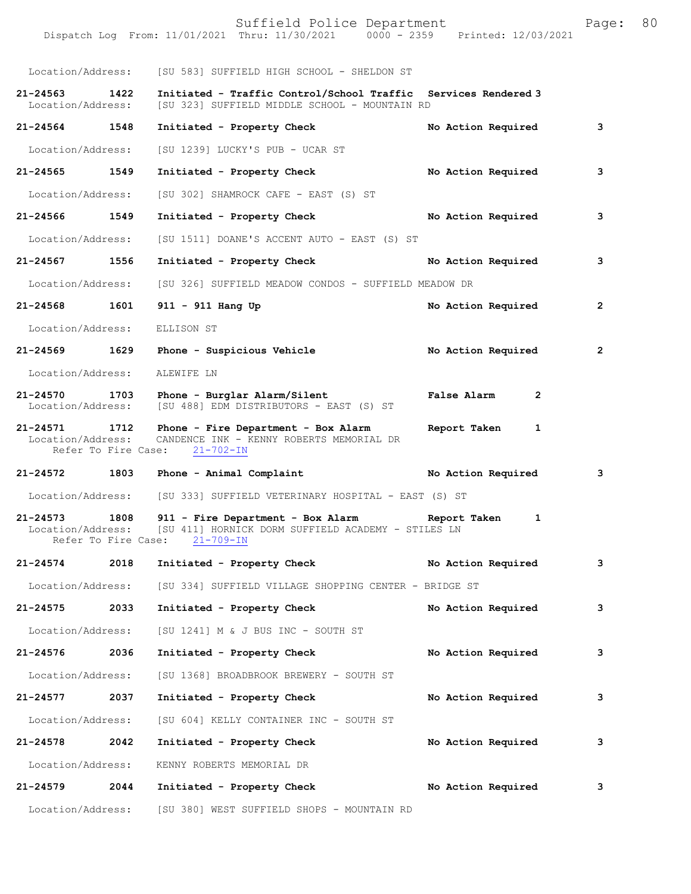Location/Address: [SU 583] SUFFIELD HIGH SCHOOL - SHELDON ST

**21-24563 1422 Initiated - Traffic Control/School Traffic Services Rendered 3**
Location/Address: [SU 323] SUFFIELD MIDDLE SCHOOL - MOUNTAIN RD

**21-24564 1548 Initiated - Property Check No Action Required 3**
Location/Address: [SU 1239] LUCKY'S PUB - UCAR ST

**21-24565 1549 Initiated - Property Check No Action Required 3**
Location/Address: [SU 302] SHAMROCK CAFE - EAST (S) ST

**21-24566 1549 Initiated - Property Check No Action Required 3**
Location/Address: [SU 1511] DOANE'S ACCENT AUTO - EAST (S) ST

**21-24567 1556 Initiated - Property Check No Action Required 3**
Location/Address: [SU 326] SUFFIELD MEADOW CONDOS - SUFFIELD MEADOW DR

**21-24568 1601 911 - 911 Hang Up No Action Required 2**
Location/Address: ELLISON ST

**21-24569 1629 Phone - Suspicious Vehicle No Action Required 2**
Location/Address: ALEWIFE LN

**21-24570 1703 Phone - Burglar Alarm/Silent False Alarm 2**
Location/Address: [SU 488] EDM DISTRIBUTORS - EAST (S) ST

**21-24571 1712 Phone - Fire Department - Box Alarm Report Taken 1**
Location/Address: CANDENCE INK - KENNY ROBERTS MEMORIAL DR
Refer To Fire Case: 21-702-IN

**21-24572 1803 Phone - Animal Complaint No Action Required 3**
Location/Address: [SU 333] SUFFIELD VETERINARY HOSPITAL - EAST (S) ST

**21-24573 1808 911 - Fire Department - Box Alarm Report Taken 1**
Location/Address: [SU 411] HORNICK DORM SUFFIELD ACADEMY - STILES LN
Refer To Fire Case: 21-709-IN

**21-24574 2018 Initiated - Property Check No Action Required 3**
Location/Address: [SU 334] SUFFIELD VILLAGE SHOPPING CENTER - BRIDGE ST

**21-24575 2033 Initiated - Property Check No Action Required 3**
Location/Address: [SU 1241] M & J BUS INC - SOUTH ST

**21-24576 2036 Initiated - Property Check No Action Required 3**
Location/Address: [SU 1368] BROADBROOK BREWERY - SOUTH ST

**21-24577 2037 Initiated - Property Check No Action Required 3**
Location/Address: [SU 604] KELLY CONTAINER INC - SOUTH ST

**21-24578 2042 Initiated - Property Check No Action Required 3**
Location/Address: KENNY ROBERTS MEMORIAL DR

**21-24579 2044 Initiated - Property Check No Action Required 3**
Location/Address: [SU 380] WEST SUFFIELD SHOPS - MOUNTAIN RD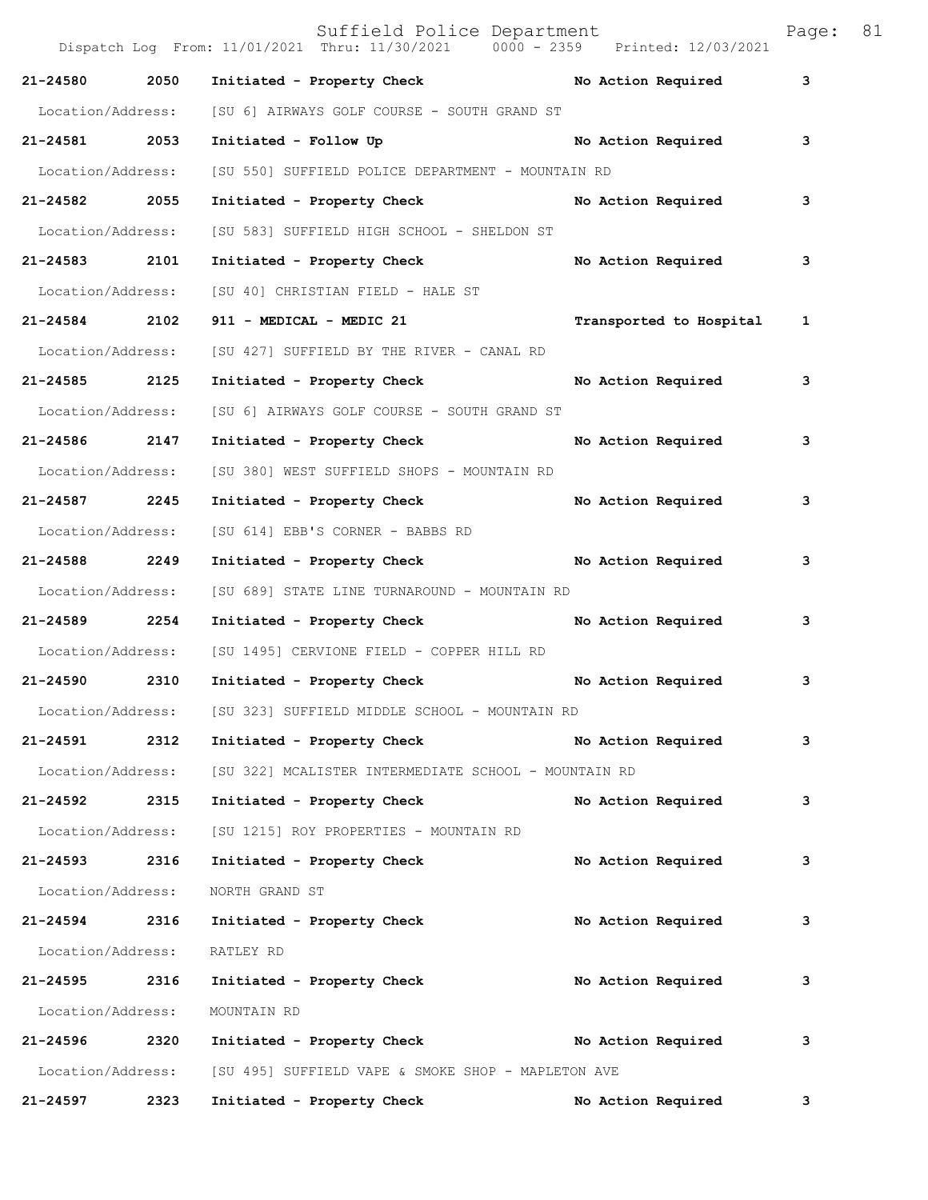| Call Number | Time | Call Reason | Action | Priority |
|---|---|---|---|---|
| 21-24580 | 2050 | Initiated - Property Check | No Action Required | 3 |
| Location/Address: | | [SU 6] AIRWAYS GOLF COURSE - SOUTH GRAND ST | | |
| 21-24581 | 2053 | Initiated - Follow Up | No Action Required | 3 |
| Location/Address: | | [SU 550] SUFFIELD POLICE DEPARTMENT - MOUNTAIN RD | | |
| 21-24582 | 2055 | Initiated - Property Check | No Action Required | 3 |
| Location/Address: | | [SU 583] SUFFIELD HIGH SCHOOL - SHELDON ST | | |
| 21-24583 | 2101 | Initiated - Property Check | No Action Required | 3 |
| Location/Address: | | [SU 40] CHRISTIAN FIELD - HALE ST | | |
| 21-24584 | 2102 | 911 - MEDICAL - MEDIC 21 | Transported to Hospital | 1 |
| Location/Address: | | [SU 427] SUFFIELD BY THE RIVER - CANAL RD | | |
| 21-24585 | 2125 | Initiated - Property Check | No Action Required | 3 |
| Location/Address: | | [SU 6] AIRWAYS GOLF COURSE - SOUTH GRAND ST | | |
| 21-24586 | 2147 | Initiated - Property Check | No Action Required | 3 |
| Location/Address: | | [SU 380] WEST SUFFIELD SHOPS - MOUNTAIN RD | | |
| 21-24587 | 2245 | Initiated - Property Check | No Action Required | 3 |
| Location/Address: | | [SU 614] EBB'S CORNER - BABBS RD | | |
| 21-24588 | 2249 | Initiated - Property Check | No Action Required | 3 |
| Location/Address: | | [SU 689] STATE LINE TURNAROUND - MOUNTAIN RD | | |
| 21-24589 | 2254 | Initiated - Property Check | No Action Required | 3 |
| Location/Address: | | [SU 1495] CERVIONE FIELD - COPPER HILL RD | | |
| 21-24590 | 2310 | Initiated - Property Check | No Action Required | 3 |
| Location/Address: | | [SU 323] SUFFIELD MIDDLE SCHOOL - MOUNTAIN RD | | |
| 21-24591 | 2312 | Initiated - Property Check | No Action Required | 3 |
| Location/Address: | | [SU 322] MCALISTER INTERMEDIATE SCHOOL - MOUNTAIN RD | | |
| 21-24592 | 2315 | Initiated - Property Check | No Action Required | 3 |
| Location/Address: | | [SU 1215] ROY PROPERTIES - MOUNTAIN RD | | |
| 21-24593 | 2316 | Initiated - Property Check | No Action Required | 3 |
| Location/Address: | | NORTH GRAND ST | | |
| 21-24594 | 2316 | Initiated - Property Check | No Action Required | 3 |
| Location/Address: | | RATLEY RD | | |
| 21-24595 | 2316 | Initiated - Property Check | No Action Required | 3 |
| Location/Address: | | MOUNTAIN RD | | |
| 21-24596 | 2320 | Initiated - Property Check | No Action Required | 3 |
| Location/Address: | | [SU 495] SUFFIELD VAPE & SMOKE SHOP - MAPLETON AVE | | |
| 21-24597 | 2323 | Initiated - Property Check | No Action Required | 3 |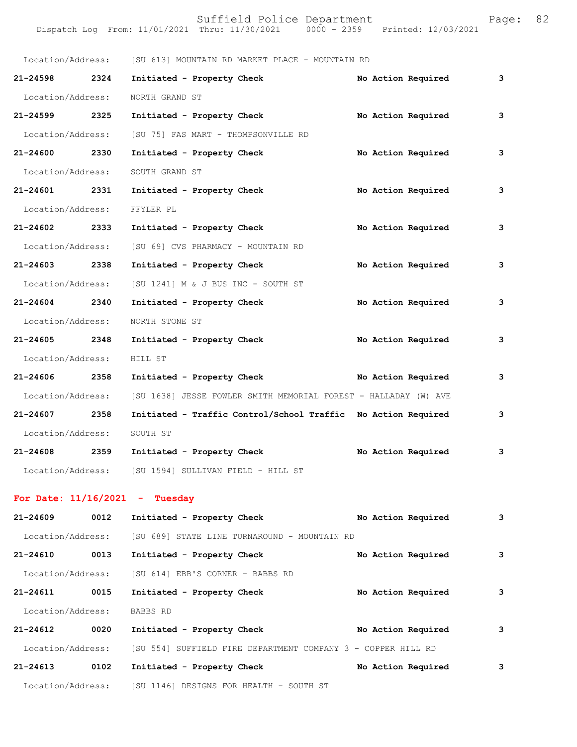Location/Address: [SU 613] MOUNTAIN RD MARKET PLACE - MOUNTAIN RD

**21-24598 2324 Initiated - Property Check No Action Required 3**

Location/Address: NORTH GRAND ST

**21-24599 2325 Initiated - Property Check No Action Required 3**

Location/Address: [SU 75] FAS MART - THOMPSONVILLE RD

**21-24600 2330 Initiated - Property Check No Action Required 3**

Location/Address: SOUTH GRAND ST

**21-24601 2331 Initiated - Property Check No Action Required 3**

Location/Address: FFYLER PL

**21-24602 2333 Initiated - Property Check No Action Required 3**

Location/Address: [SU 69] CVS PHARMACY - MOUNTAIN RD

**21-24603 2338 Initiated - Property Check No Action Required 3**

Location/Address: [SU 1241] M & J BUS INC - SOUTH ST

**21-24604 2340 Initiated - Property Check No Action Required 3**

Location/Address: NORTH STONE ST

**21-24605 2348 Initiated - Property Check No Action Required 3**

Location/Address: HILL ST

**21-24606 2358 Initiated - Property Check No Action Required 3**

Location/Address: [SU 1638] JESSE FOWLER SMITH MEMORIAL FOREST - HALLADAY (W) AVE

**21-24607 2358 Initiated - Traffic Control/School Traffic No Action Required 3**

Location/Address: SOUTH ST

**21-24608 2359 Initiated - Property Check No Action Required 3**

Location/Address: [SU 1594] SULLIVAN FIELD - HILL ST

**For Date: 11/16/2021 - Tuesday**

**21-24609 0012 Initiated - Property Check No Action Required 3**

Location/Address: [SU 689] STATE LINE TURNAROUND - MOUNTAIN RD

**21-24610 0013 Initiated - Property Check No Action Required 3**

Location/Address: [SU 614] EBB'S CORNER - BABBS RD

**21-24611 0015 Initiated - Property Check No Action Required 3**

Location/Address: BABBS RD

**21-24612 0020 Initiated - Property Check No Action Required 3**

Location/Address: [SU 554] SUFFIELD FIRE DEPARTMENT COMPANY 3 - COPPER HILL RD

**21-24613 0102 Initiated - Property Check No Action Required 3**

Location/Address: [SU 1146] DESIGNS FOR HEALTH - SOUTH ST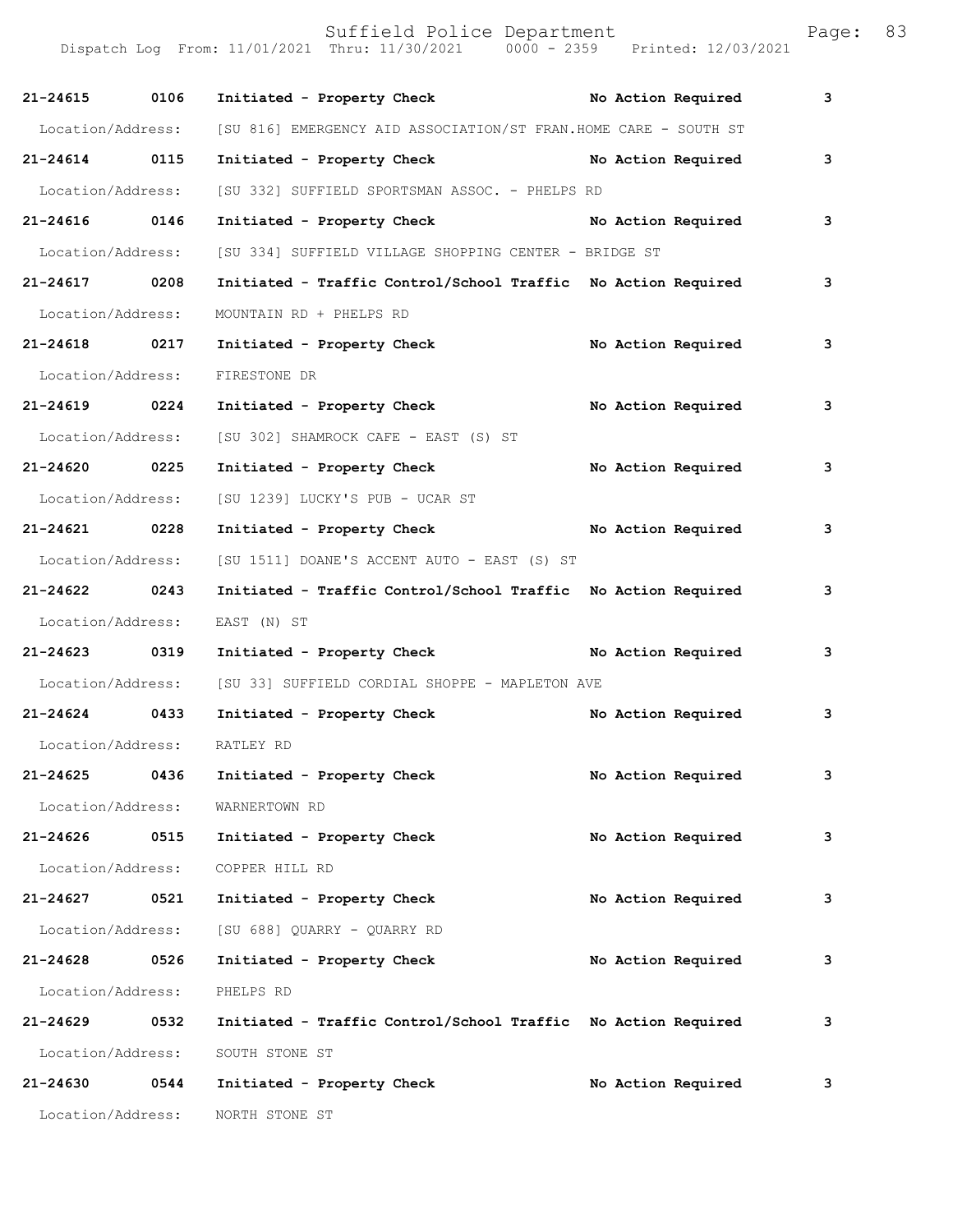| Call Number | Time | Call Reason | Action | Priority |
|---|---|---|---|---|
| 21-24615 | 0106 | Initiated - Property Check | No Action Required | 3 |
| Location/Address: | | [SU 816] EMERGENCY AID ASSOCIATION/ST FRAN.HOME CARE - SOUTH ST | | |
| 21-24614 | 0115 | Initiated - Property Check | No Action Required | 3 |
| Location/Address: | | [SU 332] SUFFIELD SPORTSMAN ASSOC. - PHELPS RD | | |
| 21-24616 | 0146 | Initiated - Property Check | No Action Required | 3 |
| Location/Address: | | [SU 334] SUFFIELD VILLAGE SHOPPING CENTER - BRIDGE ST | | |
| 21-24617 | 0208 | Initiated - Traffic Control/School Traffic | No Action Required | 3 |
| Location/Address: | | MOUNTAIN RD + PHELPS RD | | |
| 21-24618 | 0217 | Initiated - Property Check | No Action Required | 3 |
| Location/Address: | | FIRESTONE DR | | |
| 21-24619 | 0224 | Initiated - Property Check | No Action Required | 3 |
| Location/Address: | | [SU 302] SHAMROCK CAFE - EAST (S) ST | | |
| 21-24620 | 0225 | Initiated - Property Check | No Action Required | 3 |
| Location/Address: | | [SU 1239] LUCKY'S PUB - UCAR ST | | |
| 21-24621 | 0228 | Initiated - Property Check | No Action Required | 3 |
| Location/Address: | | [SU 1511] DOANE'S ACCENT AUTO - EAST (S) ST | | |
| 21-24622 | 0243 | Initiated - Traffic Control/School Traffic | No Action Required | 3 |
| Location/Address: | | EAST (N) ST | | |
| 21-24623 | 0319 | Initiated - Property Check | No Action Required | 3 |
| Location/Address: | | [SU 33] SUFFIELD CORDIAL SHOPPE - MAPLETON AVE | | |
| 21-24624 | 0433 | Initiated - Property Check | No Action Required | 3 |
| Location/Address: | | RATLEY RD | | |
| 21-24625 | 0436 | Initiated - Property Check | No Action Required | 3 |
| Location/Address: | | WARNERTOWN RD | | |
| 21-24626 | 0515 | Initiated - Property Check | No Action Required | 3 |
| Location/Address: | | COPPER HILL RD | | |
| 21-24627 | 0521 | Initiated - Property Check | No Action Required | 3 |
| Location/Address: | | [SU 688] QUARRY - QUARRY RD | | |
| 21-24628 | 0526 | Initiated - Property Check | No Action Required | 3 |
| Location/Address: | | PHELPS RD | | |
| 21-24629 | 0532 | Initiated - Traffic Control/School Traffic | No Action Required | 3 |
| Location/Address: | | SOUTH STONE ST | | |
| 21-24630 | 0544 | Initiated - Property Check | No Action Required | 3 |
| Location/Address: | | NORTH STONE ST | | |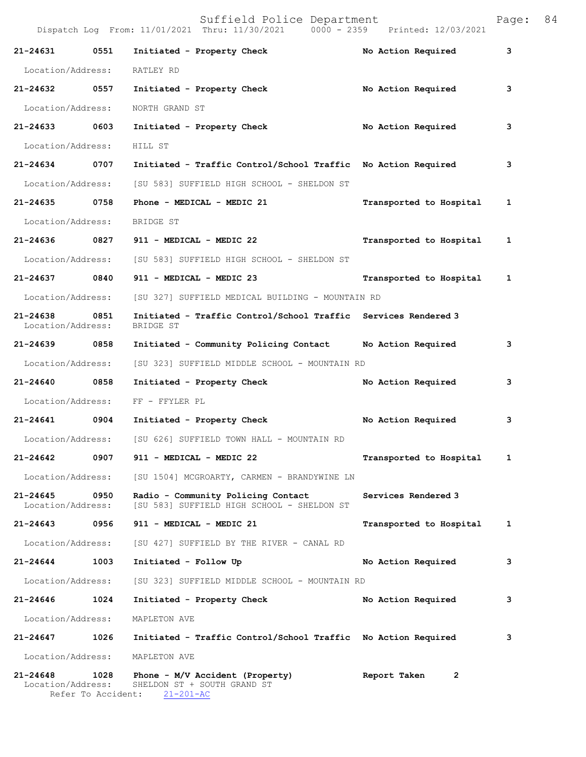21-24631 0551 **Initiated - Property Check** **No Action Required** 3

Location/Address: RATLEY RD

21-24632 0557 **Initiated - Property Check** **No Action Required** 3

Location/Address: NORTH GRAND ST

21-24633 0603 **Initiated - Property Check** **No Action Required** 3

Location/Address: HILL ST

21-24634 0707 **Initiated - Traffic Control/School Traffic** **No Action Required** 3

Location/Address: [SU 583] SUFFIELD HIGH SCHOOL - SHELDON ST

21-24635 0758 **Phone - MEDICAL - MEDIC 21** **Transported to Hospital** 1

Location/Address: BRIDGE ST

21-24636 0827 **911 - MEDICAL - MEDIC 22** **Transported to Hospital** 1

Location/Address: [SU 583] SUFFIELD HIGH SCHOOL - SHELDON ST

21-24637 0840 **911 - MEDICAL - MEDIC 23** **Transported to Hospital** 1

Location/Address: [SU 327] SUFFIELD MEDICAL BUILDING - MOUNTAIN RD

21-24638 0851 **Initiated - Traffic Control/School Traffic** **Services Rendered** 3
Location/Address: BRIDGE ST

21-24639 0858 **Initiated - Community Policing Contact** **No Action Required** 3

Location/Address: [SU 323] SUFFIELD MIDDLE SCHOOL - MOUNTAIN RD

21-24640 0858 **Initiated - Property Check** **No Action Required** 3

Location/Address: FF - FFYLER PL

21-24641 0904 **Initiated - Property Check** **No Action Required** 3

Location/Address: [SU 626] SUFFIELD TOWN HALL - MOUNTAIN RD

21-24642 0907 **911 - MEDICAL - MEDIC 22** **Transported to Hospital** 1

Location/Address: [SU 1504] MCGROARTY, CARMEN - BRANDYWINE LN

21-24645 0950 **Radio - Community Policing Contact** **Services Rendered** 3
Location/Address: [SU 583] SUFFIELD HIGH SCHOOL - SHELDON ST

21-24643 0956 **911 - MEDICAL - MEDIC 21** **Transported to Hospital** 1

Location/Address: [SU 427] SUFFIELD BY THE RIVER - CANAL RD

21-24644 1003 **Initiated - Follow Up** **No Action Required** 3

Location/Address: [SU 323] SUFFIELD MIDDLE SCHOOL - MOUNTAIN RD

21-24646 1024 **Initiated - Property Check** **No Action Required** 3

Location/Address: MAPLETON AVE

21-24647 1026 **Initiated - Traffic Control/School Traffic** **No Action Required** 3

Location/Address: MAPLETON AVE

21-24648 1028 **Phone - M/V Accident (Property)** **Report Taken** 2
Location/Address: SHELDON ST + SOUTH GRAND ST
Refer To Accident: 21-201-AC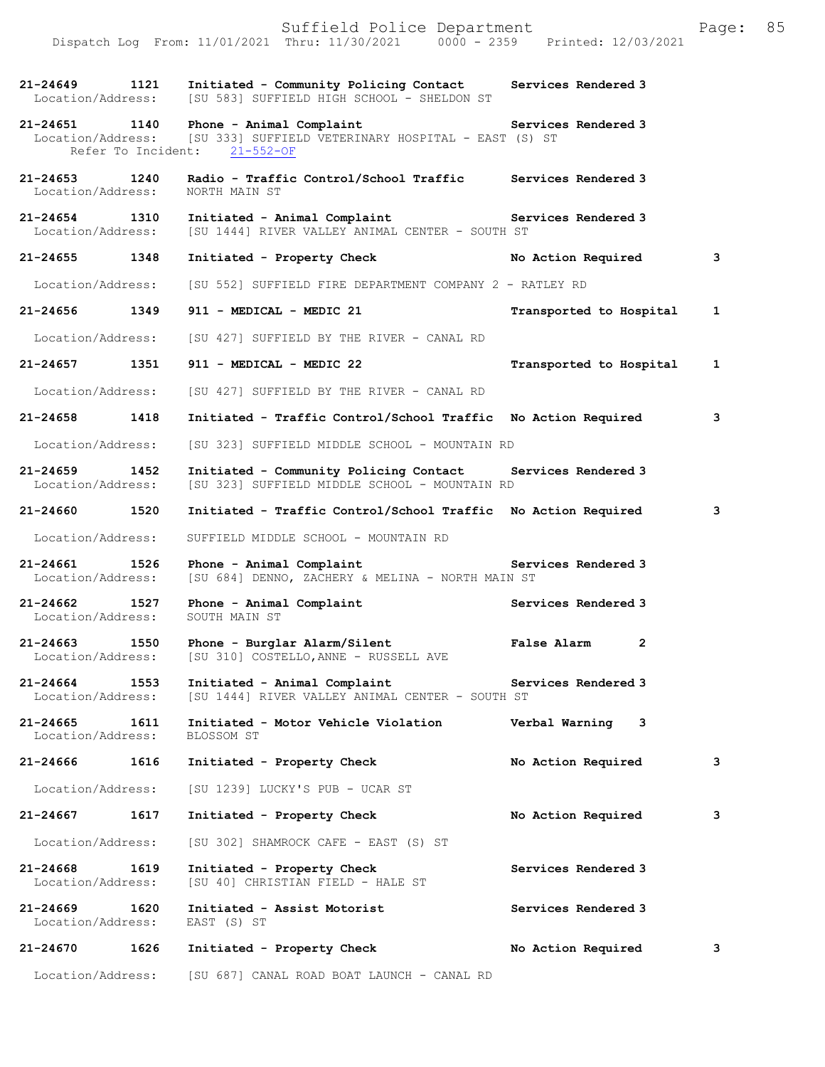**21-24649 1121 Initiated - Community Policing Contact Services Rendered 3**
Location/Address: [SU 583] SUFFIELD HIGH SCHOOL - SHELDON ST

**21-24651 1140 Phone - Animal Complaint Services Rendered 3**
Location/Address: [SU 333] SUFFIELD VETERINARY HOSPITAL - EAST (S) ST
Refer To Incident: 21-552-OF

**21-24653 1240 Radio - Traffic Control/School Traffic Services Rendered 3**
Location/Address: NORTH MAIN ST

**21-24654 1310 Initiated - Animal Complaint Services Rendered 3**
Location/Address: [SU 1444] RIVER VALLEY ANIMAL CENTER - SOUTH ST

**21-24655 1348 Initiated - Property Check No Action Required 3**
Location/Address: [SU 552] SUFFIELD FIRE DEPARTMENT COMPANY 2 - RATLEY RD

**21-24656 1349 911 - MEDICAL - MEDIC 21 Transported to Hospital 1**
Location/Address: [SU 427] SUFFIELD BY THE RIVER - CANAL RD

**21-24657 1351 911 - MEDICAL - MEDIC 22 Transported to Hospital 1**
Location/Address: [SU 427] SUFFIELD BY THE RIVER - CANAL RD

**21-24658 1418 Initiated - Traffic Control/School Traffic No Action Required 3**
Location/Address: [SU 323] SUFFIELD MIDDLE SCHOOL - MOUNTAIN RD

**21-24659 1452 Initiated - Community Policing Contact Services Rendered 3**
Location/Address: [SU 323] SUFFIELD MIDDLE SCHOOL - MOUNTAIN RD

**21-24660 1520 Initiated - Traffic Control/School Traffic No Action Required 3**
Location/Address: SUFFIELD MIDDLE SCHOOL - MOUNTAIN RD

**21-24661 1526 Phone - Animal Complaint Services Rendered 3**
Location/Address: [SU 684] DENNO, ZACHERY & MELINA - NORTH MAIN ST

**21-24662 1527 Phone - Animal Complaint Services Rendered 3**
Location/Address: SOUTH MAIN ST

**21-24663 1550 Phone - Burglar Alarm/Silent False Alarm 2**
Location/Address: [SU 310] COSTELLO,ANNE - RUSSELL AVE

**21-24664 1553 Initiated - Animal Complaint Services Rendered 3**
Location/Address: [SU 1444] RIVER VALLEY ANIMAL CENTER - SOUTH ST

**21-24665 1611 Initiated - Motor Vehicle Violation Verbal Warning 3**
Location/Address: BLOSSOM ST

**21-24666 1616 Initiated - Property Check No Action Required 3**
Location/Address: [SU 1239] LUCKY'S PUB - UCAR ST

**21-24667 1617 Initiated - Property Check No Action Required 3**
Location/Address: [SU 302] SHAMROCK CAFE - EAST (S) ST

**21-24668 1619 Initiated - Property Check Services Rendered 3**
Location/Address: [SU 40] CHRISTIAN FIELD - HALE ST

**21-24669 1620 Initiated - Assist Motorist Services Rendered 3**
Location/Address: EAST (S) ST

**21-24670 1626 Initiated - Property Check No Action Required 3**
Location/Address: [SU 687] CANAL ROAD BOAT LAUNCH - CANAL RD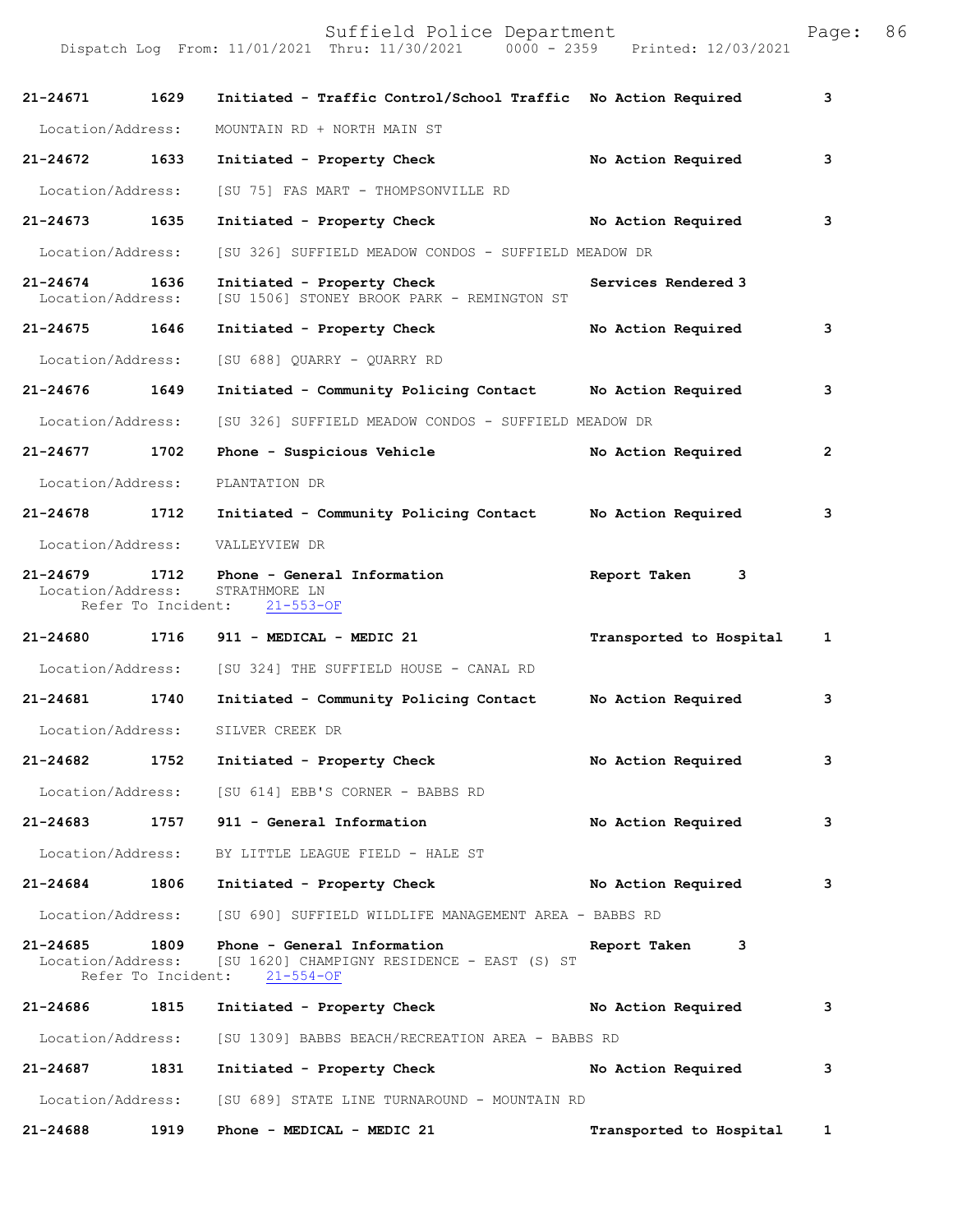| Call Number | Time | Call Reason | Action | Priority |
|---|---|---|---|---|
| 21-24671 | 1629 | Initiated - Traffic Control/School Traffic | No Action Required | 3 |
| Location/Address: | | MOUNTAIN RD + NORTH MAIN ST | | |
| 21-24672 | 1633 | Initiated - Property Check | No Action Required | 3 |
| Location/Address: | | [SU 75] FAS MART - THOMPSONVILLE RD | | |
| 21-24673 | 1635 | Initiated - Property Check | No Action Required | 3 |
| Location/Address: | | [SU 326] SUFFIELD MEADOW CONDOS - SUFFIELD MEADOW DR | | |
| 21-24674 | 1636 | Initiated - Property Check | Services Rendered | 3 |
| Location/Address: | | [SU 1506] STONEY BROOK PARK - REMINGTON ST | | |
| 21-24675 | 1646 | Initiated - Property Check | No Action Required | 3 |
| Location/Address: | | [SU 688] QUARRY - QUARRY RD | | |
| 21-24676 | 1649 | Initiated - Community Policing Contact | No Action Required | 3 |
| Location/Address: | | [SU 326] SUFFIELD MEADOW CONDOS - SUFFIELD MEADOW DR | | |
| 21-24677 | 1702 | Phone - Suspicious Vehicle | No Action Required | 2 |
| Location/Address: | | PLANTATION DR | | |
| 21-24678 | 1712 | Initiated - Community Policing Contact | No Action Required | 3 |
| Location/Address: | | VALLEYVIEW DR | | |
| 21-24679 | 1712 | Phone - General Information | Report Taken | 3 |
| Location/Address: | | STRATHMORE LN | | |
| Refer To Incident: | | 21-553-OF | | |
| 21-24680 | 1716 | 911 - MEDICAL - MEDIC 21 | Transported to Hospital | 1 |
| Location/Address: | | [SU 324] THE SUFFIELD HOUSE - CANAL RD | | |
| 21-24681 | 1740 | Initiated - Community Policing Contact | No Action Required | 3 |
| Location/Address: | | SILVER CREEK DR | | |
| 21-24682 | 1752 | Initiated - Property Check | No Action Required | 3 |
| Location/Address: | | [SU 614] EBB'S CORNER - BABBS RD | | |
| 21-24683 | 1757 | 911 - General Information | No Action Required | 3 |
| Location/Address: | | BY LITTLE LEAGUE FIELD - HALE ST | | |
| 21-24684 | 1806 | Initiated - Property Check | No Action Required | 3 |
| Location/Address: | | [SU 690] SUFFIELD WILDLIFE MANAGEMENT AREA - BABBS RD | | |
| 21-24685 | 1809 | Phone - General Information | Report Taken | 3 |
| Location/Address: | | [SU 1620] CHAMPIGNY RESIDENCE - EAST (S) ST | | |
| Refer To Incident: | | 21-554-OF | | |
| 21-24686 | 1815 | Initiated - Property Check | No Action Required | 3 |
| Location/Address: | | [SU 1309] BABBS BEACH/RECREATION AREA - BABBS RD | | |
| 21-24687 | 1831 | Initiated - Property Check | No Action Required | 3 |
| Location/Address: | | [SU 689] STATE LINE TURNAROUND - MOUNTAIN RD | | |
| 21-24688 | 1919 | Phone - MEDICAL - MEDIC 21 | Transported to Hospital | 1 |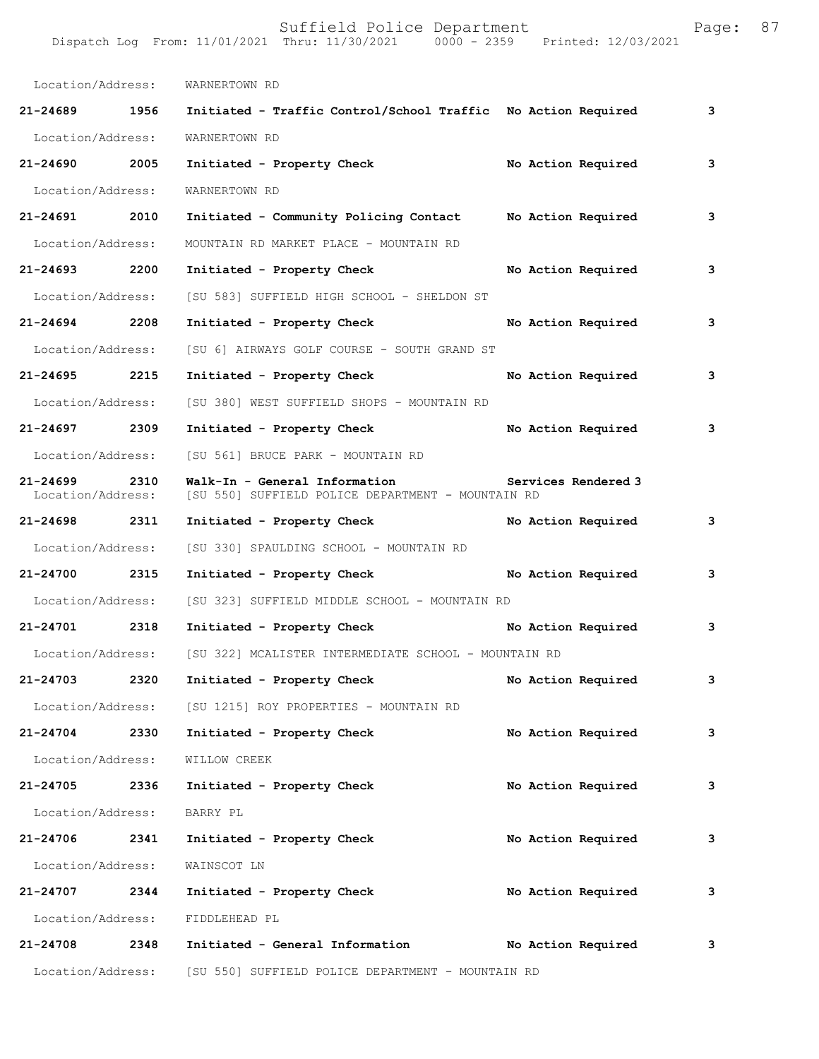Location/Address: WARNERTOWN RD

**21-24689 1956 Initiated - Traffic Control/School Traffic No Action Required 3**

Location/Address: WARNERTOWN RD

**21-24690 2005 Initiated - Property Check No Action Required 3**

Location/Address: WARNERTOWN RD

**21-24691 2010 Initiated - Community Policing Contact No Action Required 3**

Location/Address: MOUNTAIN RD MARKET PLACE - MOUNTAIN RD

**21-24693 2200 Initiated - Property Check No Action Required 3**

Location/Address: [SU 583] SUFFIELD HIGH SCHOOL - SHELDON ST

**21-24694 2208 Initiated - Property Check No Action Required 3**

Location/Address: [SU 6] AIRWAYS GOLF COURSE - SOUTH GRAND ST

**21-24695 2215 Initiated - Property Check No Action Required 3**

Location/Address: [SU 380] WEST SUFFIELD SHOPS - MOUNTAIN RD

**21-24697 2309 Initiated - Property Check No Action Required 3**

Location/Address: [SU 561] BRUCE PARK - MOUNTAIN RD

**21-24699 2310 Walk-In - General Information Services Rendered 3**
Location/Address: [SU 550] SUFFIELD POLICE DEPARTMENT - MOUNTAIN RD

**21-24698 2311 Initiated - Property Check No Action Required 3**

Location/Address: [SU 330] SPAULDING SCHOOL - MOUNTAIN RD

**21-24700 2315 Initiated - Property Check No Action Required 3**

Location/Address: [SU 323] SUFFIELD MIDDLE SCHOOL - MOUNTAIN RD

**21-24701 2318 Initiated - Property Check No Action Required 3**

Location/Address: [SU 322] MCALISTER INTERMEDIATE SCHOOL - MOUNTAIN RD

**21-24703 2320 Initiated - Property Check No Action Required 3**

Location/Address: [SU 1215] ROY PROPERTIES - MOUNTAIN RD

**21-24704 2330 Initiated - Property Check No Action Required 3**

Location/Address: WILLOW CREEK

**21-24705 2336 Initiated - Property Check No Action Required 3**

Location/Address: BARRY PL

**21-24706 2341 Initiated - Property Check No Action Required 3**

Location/Address: WAINSCOT LN

**21-24707 2344 Initiated - Property Check No Action Required 3**

Location/Address: FIDDLEHEAD PL

**21-24708 2348 Initiated - General Information No Action Required 3**

Location/Address: [SU 550] SUFFIELD POLICE DEPARTMENT - MOUNTAIN RD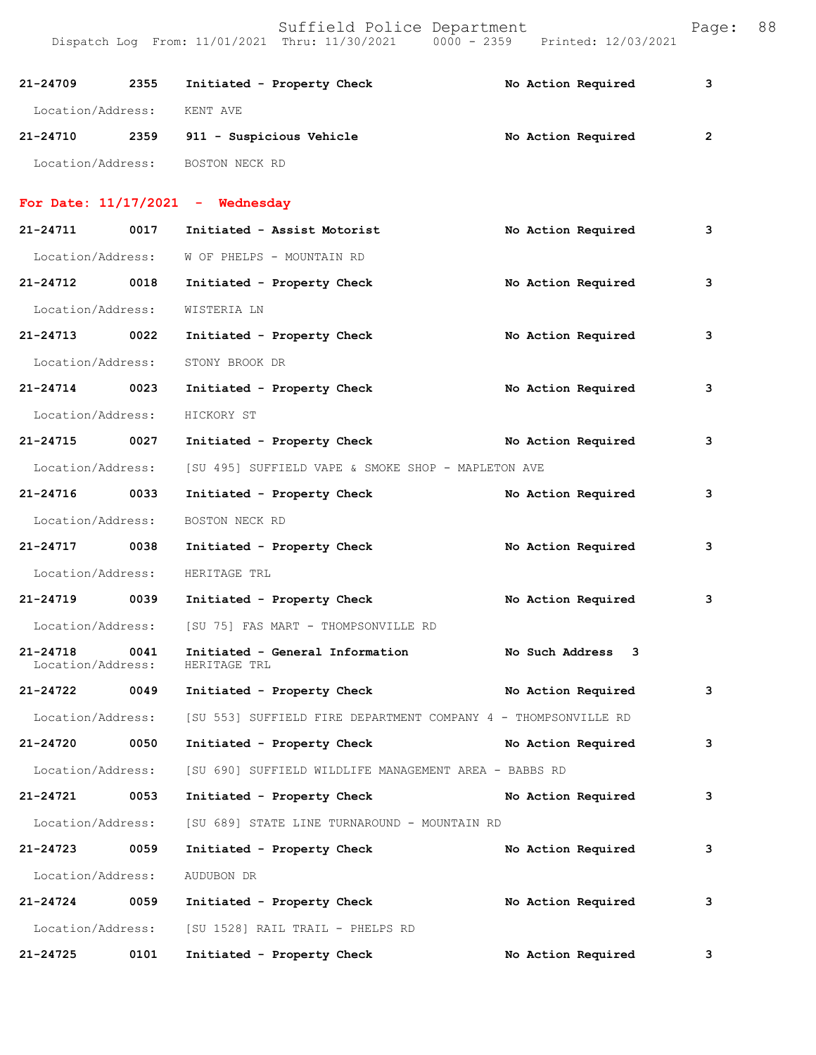| Call Number | Time | Call Type | Action | Priority |
|---|---|---|---|---|
| 21-24709 | 2355 | Initiated - Property Check | No Action Required | 3 |
| Location/Address: | | KENT AVE | | |
| 21-24710 | 2359 | 911 - Suspicious Vehicle | No Action Required | 2 |
| Location/Address: | | BOSTON NECK RD | | |

**For Date: 11/17/2021 - Wednesday**

| Call Number | Time | Call Type | Action | Priority |
|---|---|---|---|---|
| 21-24711 | 0017 | Initiated - Assist Motorist | No Action Required | 3 |
| Location/Address: | | W OF PHELPS - MOUNTAIN RD | | |
| 21-24712 | 0018 | Initiated - Property Check | No Action Required | 3 |
| Location/Address: | | WISTERIA LN | | |
| 21-24713 | 0022 | Initiated - Property Check | No Action Required | 3 |
| Location/Address: | | STONY BROOK DR | | |
| 21-24714 | 0023 | Initiated - Property Check | No Action Required | 3 |
| Location/Address: | | HICKORY ST | | |
| 21-24715 | 0027 | Initiated - Property Check | No Action Required | 3 |
| Location/Address: | | [SU 495] SUFFIELD VAPE & SMOKE SHOP - MAPLETON AVE | | |
| 21-24716 | 0033 | Initiated - Property Check | No Action Required | 3 |
| Location/Address: | | BOSTON NECK RD | | |
| 21-24717 | 0038 | Initiated - Property Check | No Action Required | 3 |
| Location/Address: | | HERITAGE TRL | | |
| 21-24719 | 0039 | Initiated - Property Check | No Action Required | 3 |
| Location/Address: | | [SU 75] FAS MART - THOMPSONVILLE RD | | |
| 21-24718 | 0041 | Initiated - General Information | No Such Address | 3 |
| Location/Address: | | HERITAGE TRL | | |
| 21-24722 | 0049 | Initiated - Property Check | No Action Required | 3 |
| Location/Address: | | [SU 553] SUFFIELD FIRE DEPARTMENT COMPANY 4 - THOMPSONVILLE RD | | |
| 21-24720 | 0050 | Initiated - Property Check | No Action Required | 3 |
| Location/Address: | | [SU 690] SUFFIELD WILDLIFE MANAGEMENT AREA - BABBS RD | | |
| 21-24721 | 0053 | Initiated - Property Check | No Action Required | 3 |
| Location/Address: | | [SU 689] STATE LINE TURNAROUND - MOUNTAIN RD | | |
| 21-24723 | 0059 | Initiated - Property Check | No Action Required | 3 |
| Location/Address: | | AUDUBON DR | | |
| 21-24724 | 0059 | Initiated - Property Check | No Action Required | 3 |
| Location/Address: | | [SU 1528] RAIL TRAIL - PHELPS RD | | |
| 21-24725 | 0101 | Initiated - Property Check | No Action Required | 3 |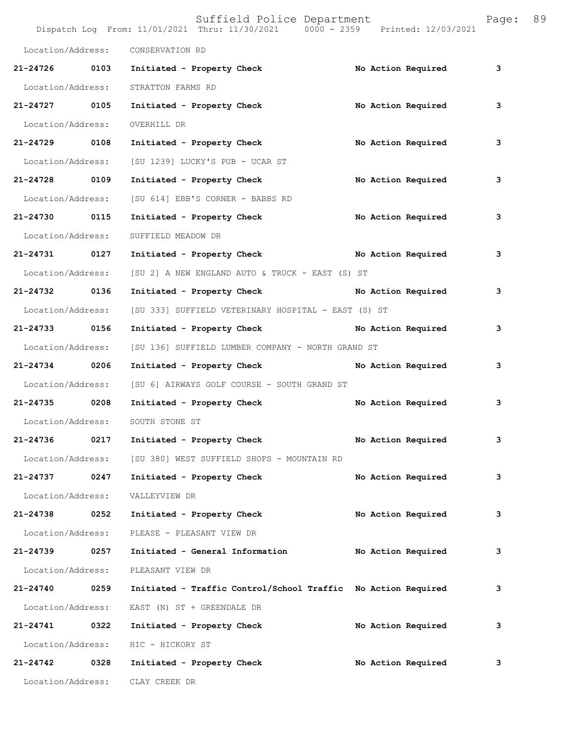Location/Address: CONSERVATION RD

**21-24726 0103 Initiated - Property Check No Action Required 3**

Location/Address: STRATTON FARMS RD

**21-24727 0105 Initiated - Property Check No Action Required 3**

Location/Address: OVERHILL DR

**21-24729 0108 Initiated - Property Check No Action Required 3**

Location/Address: [SU 1239] LUCKY'S PUB - UCAR ST

**21-24728 0109 Initiated - Property Check No Action Required 3**

Location/Address: [SU 614] EBB'S CORNER - BABBS RD

**21-24730 0115 Initiated - Property Check No Action Required 3**

Location/Address: SUFFIELD MEADOW DR

**21-24731 0127 Initiated - Property Check No Action Required 3**

Location/Address: [SU 2] A NEW ENGLAND AUTO & TRUCK - EAST (S) ST

**21-24732 0136 Initiated - Property Check No Action Required 3**

Location/Address: [SU 333] SUFFIELD VETERINARY HOSPITAL - EAST (S) ST

**21-24733 0156 Initiated - Property Check No Action Required 3**

Location/Address: [SU 136] SUFFIELD LUMBER COMPANY - NORTH GRAND ST

**21-24734 0206 Initiated - Property Check No Action Required 3**

Location/Address: [SU 6] AIRWAYS GOLF COURSE - SOUTH GRAND ST

**21-24735 0208 Initiated - Property Check No Action Required 3**

Location/Address: SOUTH STONE ST

**21-24736 0217 Initiated - Property Check No Action Required 3**

Location/Address: [SU 380] WEST SUFFIELD SHOPS - MOUNTAIN RD

**21-24737 0247 Initiated - Property Check No Action Required 3**

Location/Address: VALLEYVIEW DR

**21-24738 0252 Initiated - Property Check No Action Required 3**

Location/Address: PLEASE - PLEASANT VIEW DR

**21-24739 0257 Initiated - General Information No Action Required 3**

Location/Address: PLEASANT VIEW DR

**21-24740 0259 Initiated - Traffic Control/School Traffic No Action Required 3**

Location/Address: EAST (N) ST + GREENDALE DR

**21-24741 0322 Initiated - Property Check No Action Required 3**

Location/Address: HIC - HICKORY ST

**21-24742 0328 Initiated - Property Check No Action Required 3**

Location/Address: CLAY CREEK DR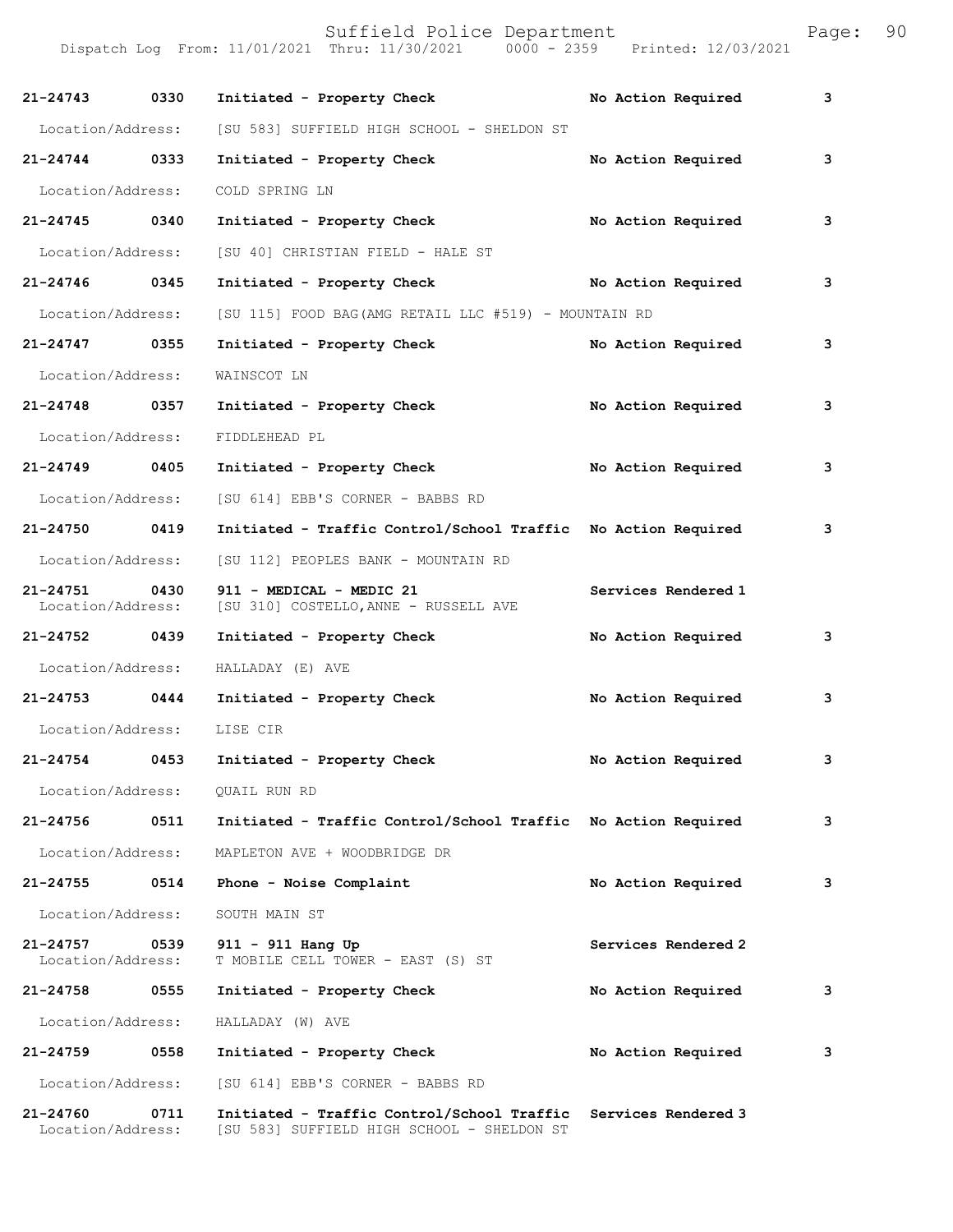| Call Number | Time | Call Reason | Action | Priority |
|---|---|---|---|---|
| **21-24743** | **0330** | **Initiated - Property Check** | **No Action Required** | **3** |
| Location/Address: | | [SU 583] SUFFIELD HIGH SCHOOL - SHELDON ST | | |
| **21-24744** | **0333** | **Initiated - Property Check** | **No Action Required** | **3** |
| Location/Address: | | COLD SPRING LN | | |
| **21-24745** | **0340** | **Initiated - Property Check** | **No Action Required** | **3** |
| Location/Address: | | [SU 40] CHRISTIAN FIELD - HALE ST | | |
| **21-24746** | **0345** | **Initiated - Property Check** | **No Action Required** | **3** |
| Location/Address: | | [SU 115] FOOD BAG(AMG RETAIL LLC #519) - MOUNTAIN RD | | |
| **21-24747** | **0355** | **Initiated - Property Check** | **No Action Required** | **3** |
| Location/Address: | | WAINSCOT LN | | |
| **21-24748** | **0357** | **Initiated - Property Check** | **No Action Required** | **3** |
| Location/Address: | | FIDDLEHEAD PL | | |
| **21-24749** | **0405** | **Initiated - Property Check** | **No Action Required** | **3** |
| Location/Address: | | [SU 614] EBB'S CORNER - BABBS RD | | |
| **21-24750** | **0419** | **Initiated - Traffic Control/School Traffic** | **No Action Required** | **3** |
| Location/Address: | | [SU 112] PEOPLES BANK - MOUNTAIN RD | | |
| **21-24751** | **0430** | **911 - MEDICAL - MEDIC 21** | **Services Rendered** | **1** |
| Location/Address: | | [SU 310] COSTELLO,ANNE - RUSSELL AVE | | |
| **21-24752** | **0439** | **Initiated - Property Check** | **No Action Required** | **3** |
| Location/Address: | | HALLADAY (E) AVE | | |
| **21-24753** | **0444** | **Initiated - Property Check** | **No Action Required** | **3** |
| Location/Address: | | LISE CIR | | |
| **21-24754** | **0453** | **Initiated - Property Check** | **No Action Required** | **3** |
| Location/Address: | | QUAIL RUN RD | | |
| **21-24756** | **0511** | **Initiated - Traffic Control/School Traffic** | **No Action Required** | **3** |
| Location/Address: | | MAPLETON AVE + WOODBRIDGE DR | | |
| **21-24755** | **0514** | **Phone - Noise Complaint** | **No Action Required** | **3** |
| Location/Address: | | SOUTH MAIN ST | | |
| **21-24757** | **0539** | **911 - 911 Hang Up** | **Services Rendered** | **2** |
| Location/Address: | | T MOBILE CELL TOWER - EAST (S) ST | | |
| **21-24758** | **0555** | **Initiated - Property Check** | **No Action Required** | **3** |
| Location/Address: | | HALLADAY (W) AVE | | |
| **21-24759** | **0558** | **Initiated - Property Check** | **No Action Required** | **3** |
| Location/Address: | | [SU 614] EBB'S CORNER - BABBS RD | | |
| **21-24760** | **0711** | **Initiated - Traffic Control/School Traffic** | **Services Rendered** | **3** |
| Location/Address: | | [SU 583] SUFFIELD HIGH SCHOOL - SHELDON ST | | |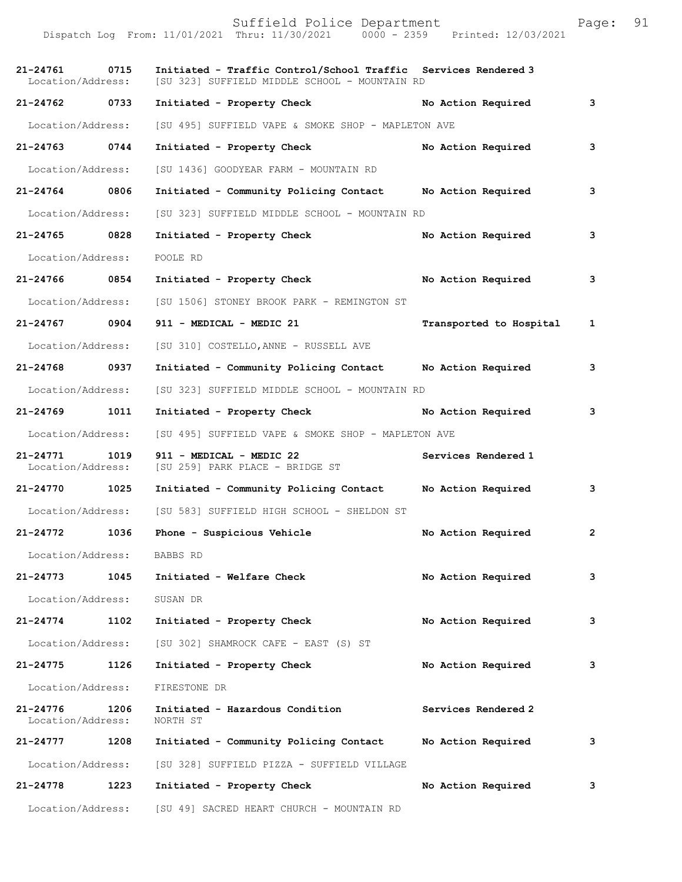Suffield Police Department

Dispatch Log From: 11/01/2021 Thru: 11/30/2021 0000 - 2359 Printed: 12/03/2021

| Call # | Time | Call Reason | Action | Priority |
|---|---|---|---|---|
| 21-24761 | 0715 | Initiated - Traffic Control/School Traffic | Services Rendered | 3 |
| Location/Address: | | [SU 323] SUFFIELD MIDDLE SCHOOL - MOUNTAIN RD | | |
| 21-24762 | 0733 | Initiated - Property Check | No Action Required | 3 |
| Location/Address: | | [SU 495] SUFFIELD VAPE & SMOKE SHOP - MAPLETON AVE | | |
| 21-24763 | 0744 | Initiated - Property Check | No Action Required | 3 |
| Location/Address: | | [SU 1436] GOODYEAR FARM - MOUNTAIN RD | | |
| 21-24764 | 0806 | Initiated - Community Policing Contact | No Action Required | 3 |
| Location/Address: | | [SU 323] SUFFIELD MIDDLE SCHOOL - MOUNTAIN RD | | |
| 21-24765 | 0828 | Initiated - Property Check | No Action Required | 3 |
| Location/Address: | | POOLE RD | | |
| 21-24766 | 0854 | Initiated - Property Check | No Action Required | 3 |
| Location/Address: | | [SU 1506] STONEY BROOK PARK - REMINGTON ST | | |
| 21-24767 | 0904 | 911 - MEDICAL - MEDIC 21 | Transported to Hospital | 1 |
| Location/Address: | | [SU 310] COSTELLO,ANNE - RUSSELL AVE | | |
| 21-24768 | 0937 | Initiated - Community Policing Contact | No Action Required | 3 |
| Location/Address: | | [SU 323] SUFFIELD MIDDLE SCHOOL - MOUNTAIN RD | | |
| 21-24769 | 1011 | Initiated - Property Check | No Action Required | 3 |
| Location/Address: | | [SU 495] SUFFIELD VAPE & SMOKE SHOP - MAPLETON AVE | | |
| 21-24771 | 1019 | 911 - MEDICAL - MEDIC 22 | Services Rendered | 1 |
| Location/Address: | | [SU 259] PARK PLACE - BRIDGE ST | | |
| 21-24770 | 1025 | Initiated - Community Policing Contact | No Action Required | 3 |
| Location/Address: | | [SU 583] SUFFIELD HIGH SCHOOL - SHELDON ST | | |
| 21-24772 | 1036 | Phone - Suspicious Vehicle | No Action Required | 2 |
| Location/Address: | | BABBS RD | | |
| 21-24773 | 1045 | Initiated - Welfare Check | No Action Required | 3 |
| Location/Address: | | SUSAN DR | | |
| 21-24774 | 1102 | Initiated - Property Check | No Action Required | 3 |
| Location/Address: | | [SU 302] SHAMROCK CAFE - EAST (S) ST | | |
| 21-24775 | 1126 | Initiated - Property Check | No Action Required | 3 |
| Location/Address: | | FIRESTONE DR | | |
| 21-24776 | 1206 | Initiated - Hazardous Condition | Services Rendered | 2 |
| Location/Address: | | NORTH ST | | |
| 21-24777 | 1208 | Initiated - Community Policing Contact | No Action Required | 3 |
| Location/Address: | | [SU 328] SUFFIELD PIZZA - SUFFIELD VILLAGE | | |
| 21-24778 | 1223 | Initiated - Property Check | No Action Required | 3 |
| Location/Address: | | [SU 49] SACRED HEART CHURCH - MOUNTAIN RD | | |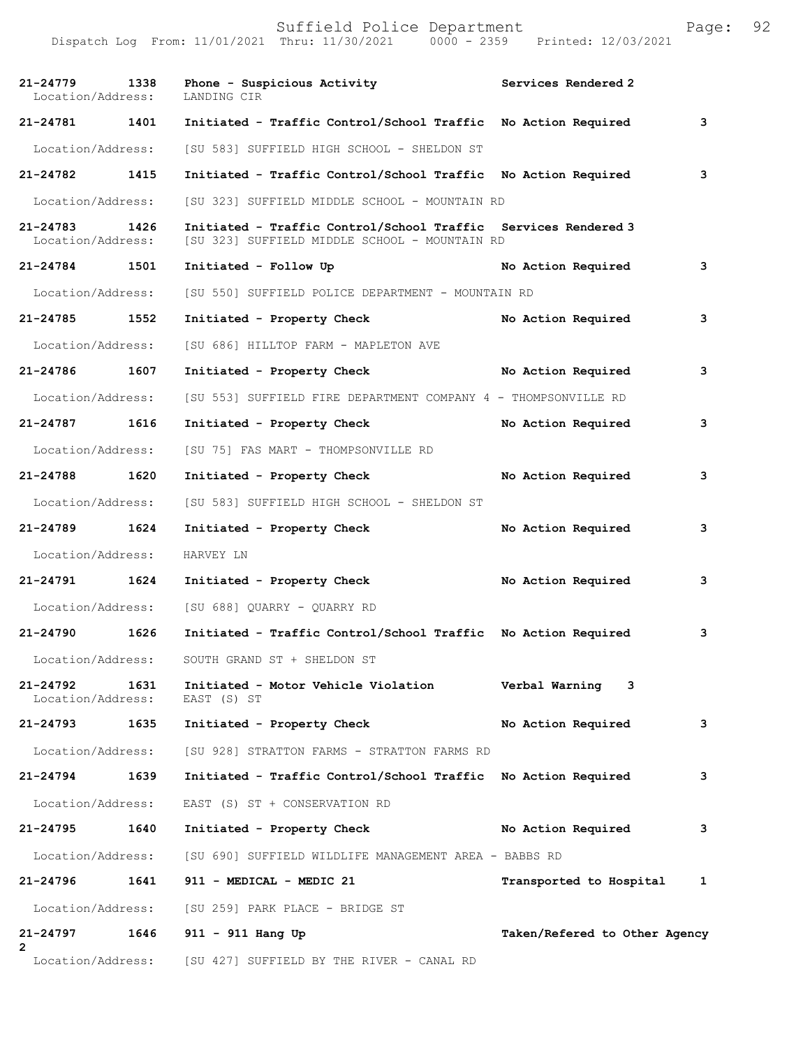Suffield Police Department

Dispatch Log From: 11/01/2021 Thru: 11/30/2021 0000 - 2359 Printed: 12/03/2021

**21-24779 1338 Phone - Suspicious Activity** Services Rendered 2
Location/Address: LANDING CIR

**21-24781 1401 Initiated - Traffic Control/School Traffic** No Action Required 3
Location/Address: [SU 583] SUFFIELD HIGH SCHOOL - SHELDON ST

**21-24782 1415 Initiated - Traffic Control/School Traffic** No Action Required 3
Location/Address: [SU 323] SUFFIELD MIDDLE SCHOOL - MOUNTAIN RD

**21-24783 1426 Initiated - Traffic Control/School Traffic** Services Rendered 3
Location/Address: [SU 323] SUFFIELD MIDDLE SCHOOL - MOUNTAIN RD

**21-24784 1501 Initiated - Follow Up** No Action Required 3
Location/Address: [SU 550] SUFFIELD POLICE DEPARTMENT - MOUNTAIN RD

**21-24785 1552 Initiated - Property Check** No Action Required 3
Location/Address: [SU 686] HILLTOP FARM - MAPLETON AVE

**21-24786 1607 Initiated - Property Check** No Action Required 3
Location/Address: [SU 553] SUFFIELD FIRE DEPARTMENT COMPANY 4 - THOMPSONVILLE RD

**21-24787 1616 Initiated - Property Check** No Action Required 3
Location/Address: [SU 75] FAS MART - THOMPSONVILLE RD

**21-24788 1620 Initiated - Property Check** No Action Required 3
Location/Address: [SU 583] SUFFIELD HIGH SCHOOL - SHELDON ST

**21-24789 1624 Initiated - Property Check** No Action Required 3
Location/Address: HARVEY LN

**21-24791 1624 Initiated - Property Check** No Action Required 3
Location/Address: [SU 688] QUARRY - QUARRY RD

**21-24790 1626 Initiated - Traffic Control/School Traffic** No Action Required 3
Location/Address: SOUTH GRAND ST + SHELDON ST

**21-24792 1631 Initiated - Motor Vehicle Violation** Verbal Warning 3
Location/Address: EAST (S) ST

**21-24793 1635 Initiated - Property Check** No Action Required 3
Location/Address: [SU 928] STRATTON FARMS - STRATTON FARMS RD

**21-24794 1639 Initiated - Traffic Control/School Traffic** No Action Required 3
Location/Address: EAST (S) ST + CONSERVATION RD

**21-24795 1640 Initiated - Property Check** No Action Required 3
Location/Address: [SU 690] SUFFIELD WILDLIFE MANAGEMENT AREA - BABBS RD

**21-24796 1641 911 - MEDICAL - MEDIC 21** Transported to Hospital 1
Location/Address: [SU 259] PARK PLACE - BRIDGE ST

**21-24797 1646 911 - 911 Hang Up** Taken/Refered to Other Agency 2
Location/Address: [SU 427] SUFFIELD BY THE RIVER - CANAL RD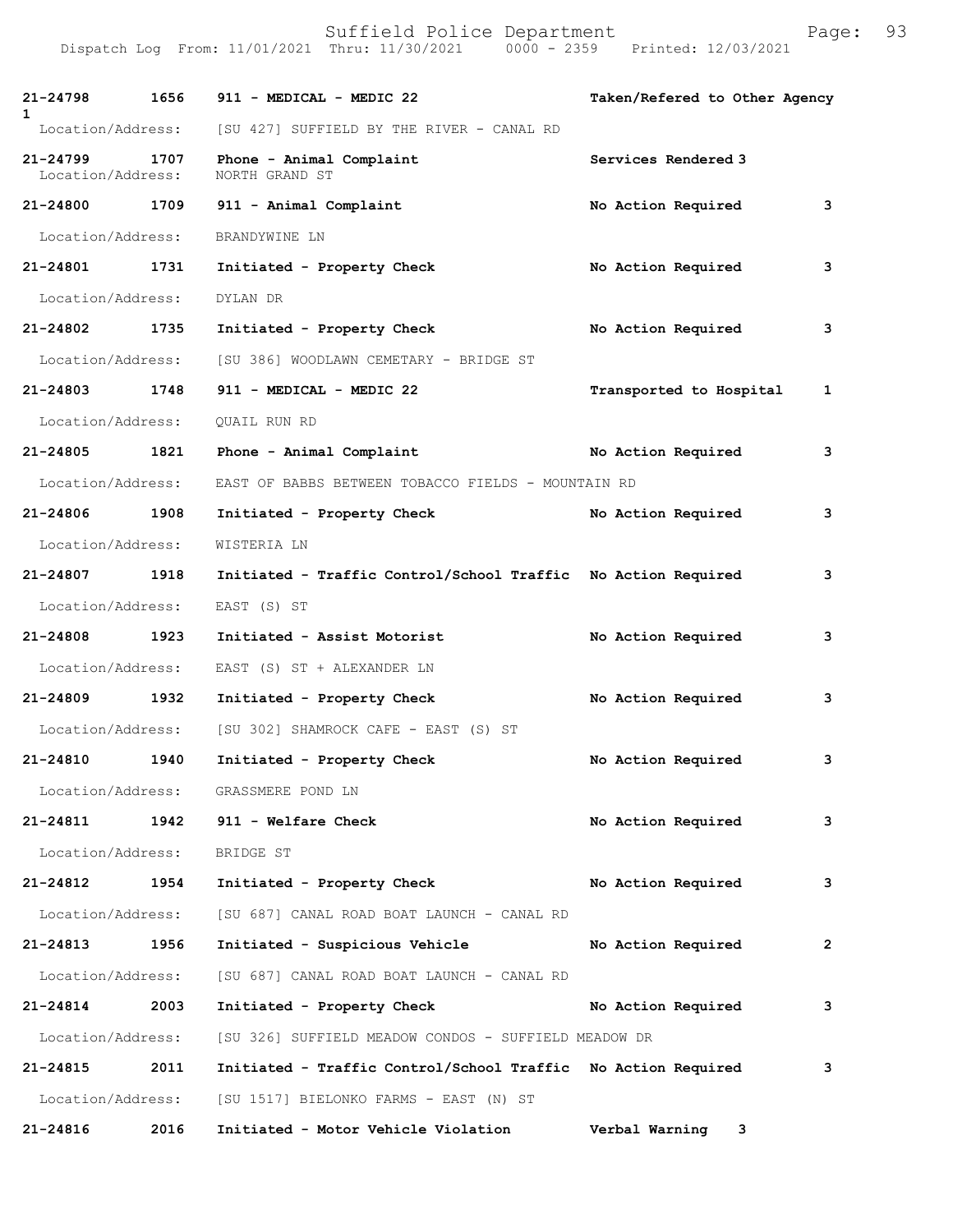| Call Number | Time | Call Reason | Action | Priority |
|---|---|---|---|---|
| 21-24798 | 1656 | 911 - MEDICAL - MEDIC 22 | Taken/Refered to Other Agency | 1 |
| Location/Address: | | [SU 427] SUFFIELD BY THE RIVER - CANAL RD | | |
| 21-24799 | 1707 | Phone - Animal Complaint | Services Rendered | 3 |
| Location/Address: | | NORTH GRAND ST | | |
| 21-24800 | 1709 | 911 - Animal Complaint | No Action Required | 3 |
| Location/Address: | | BRANDYWINE LN | | |
| 21-24801 | 1731 | Initiated - Property Check | No Action Required | 3 |
| Location/Address: | | DYLAN DR | | |
| 21-24802 | 1735 | Initiated - Property Check | No Action Required | 3 |
| Location/Address: | | [SU 386] WOODLAWN CEMETARY - BRIDGE ST | | |
| 21-24803 | 1748 | 911 - MEDICAL - MEDIC 22 | Transported to Hospital | 1 |
| Location/Address: | | QUAIL RUN RD | | |
| 21-24805 | 1821 | Phone - Animal Complaint | No Action Required | 3 |
| Location/Address: | | EAST OF BABBS BETWEEN TOBACCO FIELDS - MOUNTAIN RD | | |
| 21-24806 | 1908 | Initiated - Property Check | No Action Required | 3 |
| Location/Address: | | WISTERIA LN | | |
| 21-24807 | 1918 | Initiated - Traffic Control/School Traffic | No Action Required | 3 |
| Location/Address: | | EAST (S) ST | | |
| 21-24808 | 1923 | Initiated - Assist Motorist | No Action Required | 3 |
| Location/Address: | | EAST (S) ST + ALEXANDER LN | | |
| 21-24809 | 1932 | Initiated - Property Check | No Action Required | 3 |
| Location/Address: | | [SU 302] SHAMROCK CAFE - EAST (S) ST | | |
| 21-24810 | 1940 | Initiated - Property Check | No Action Required | 3 |
| Location/Address: | | GRASSMERE POND LN | | |
| 21-24811 | 1942 | 911 - Welfare Check | No Action Required | 3 |
| Location/Address: | | BRIDGE ST | | |
| 21-24812 | 1954 | Initiated - Property Check | No Action Required | 3 |
| Location/Address: | | [SU 687] CANAL ROAD BOAT LAUNCH - CANAL RD | | |
| 21-24813 | 1956 | Initiated - Suspicious Vehicle | No Action Required | 2 |
| Location/Address: | | [SU 687] CANAL ROAD BOAT LAUNCH - CANAL RD | | |
| 21-24814 | 2003 | Initiated - Property Check | No Action Required | 3 |
| Location/Address: | | [SU 326] SUFFIELD MEADOW CONDOS - SUFFIELD MEADOW DR | | |
| 21-24815 | 2011 | Initiated - Traffic Control/School Traffic | No Action Required | 3 |
| Location/Address: | | [SU 1517] BIELONKO FARMS - EAST (N) ST | | |
| 21-24816 | 2016 | Initiated - Motor Vehicle Violation | Verbal Warning | 3 |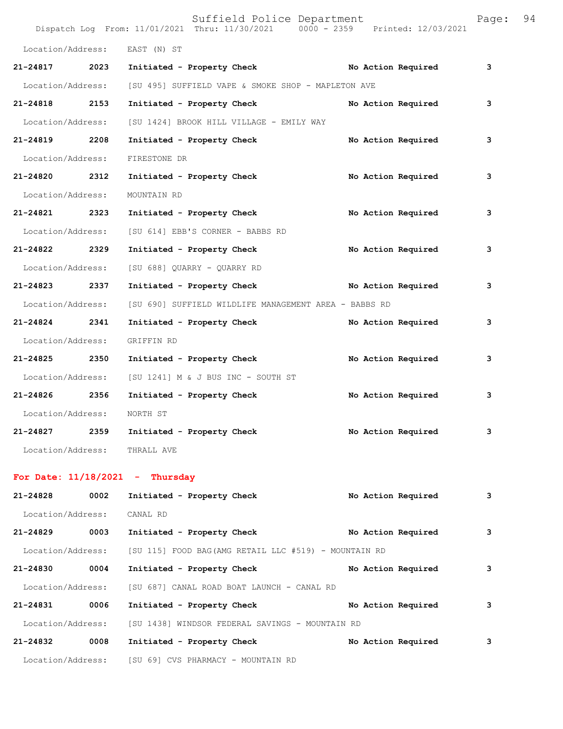Location/Address: EAST (N) ST

**21-24817 2023 Initiated - Property Check No Action Required 3**

Location/Address: [SU 495] SUFFIELD VAPE & SMOKE SHOP - MAPLETON AVE

**21-24818 2153 Initiated - Property Check No Action Required 3**

Location/Address: [SU 1424] BROOK HILL VILLAGE - EMILY WAY

**21-24819 2208 Initiated - Property Check No Action Required 3**

Location/Address: FIRESTONE DR

**21-24820 2312 Initiated - Property Check No Action Required 3**

Location/Address: MOUNTAIN RD

**21-24821 2323 Initiated - Property Check No Action Required 3**

Location/Address: [SU 614] EBB'S CORNER - BABBS RD

**21-24822 2329 Initiated - Property Check No Action Required 3**

Location/Address: [SU 688] QUARRY - QUARRY RD

**21-24823 2337 Initiated - Property Check No Action Required 3**

Location/Address: [SU 690] SUFFIELD WILDLIFE MANAGEMENT AREA - BABBS RD

**21-24824 2341 Initiated - Property Check No Action Required 3**

Location/Address: GRIFFIN RD

**21-24825 2350 Initiated - Property Check No Action Required 3**

Location/Address: [SU 1241] M & J BUS INC - SOUTH ST

**21-24826 2356 Initiated - Property Check No Action Required 3**

Location/Address: NORTH ST

**21-24827 2359 Initiated - Property Check No Action Required 3**

Location/Address: THRALL AVE

**For Date: 11/18/2021 - Thursday**

**21-24828 0002 Initiated - Property Check No Action Required 3**

Location/Address: CANAL RD

**21-24829 0003 Initiated - Property Check No Action Required 3**

Location/Address: [SU 115] FOOD BAG(AMG RETAIL LLC #519) - MOUNTAIN RD

**21-24830 0004 Initiated - Property Check No Action Required 3**

Location/Address: [SU 687] CANAL ROAD BOAT LAUNCH - CANAL RD

**21-24831 0006 Initiated - Property Check No Action Required 3**

Location/Address: [SU 1438] WINDSOR FEDERAL SAVINGS - MOUNTAIN RD

**21-24832 0008 Initiated - Property Check No Action Required 3**

Location/Address: [SU 69] CVS PHARMACY - MOUNTAIN RD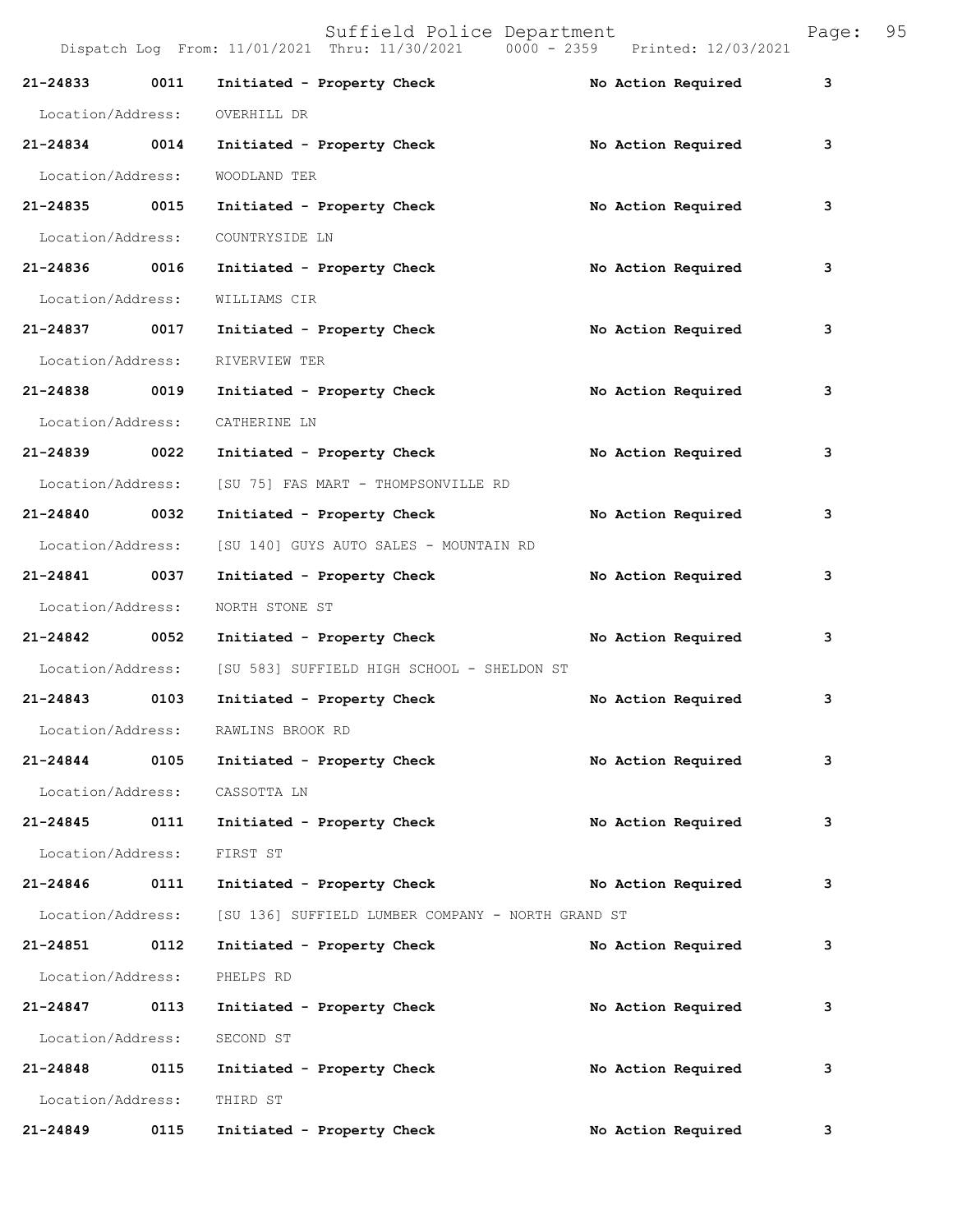| Call Number | Time | Call Reason | Action | Priority |
|---|---|---|---|---|
| 21-24833 | 0011 | Initiated - Property Check | No Action Required | 3 |
| Location/Address: | OVERHILL DR | | | |
| 21-24834 | 0014 | Initiated - Property Check | No Action Required | 3 |
| Location/Address: | WOODLAND TER | | | |
| 21-24835 | 0015 | Initiated - Property Check | No Action Required | 3 |
| Location/Address: | COUNTRYSIDE LN | | | |
| 21-24836 | 0016 | Initiated - Property Check | No Action Required | 3 |
| Location/Address: | WILLIAMS CIR | | | |
| 21-24837 | 0017 | Initiated - Property Check | No Action Required | 3 |
| Location/Address: | RIVERVIEW TER | | | |
| 21-24838 | 0019 | Initiated - Property Check | No Action Required | 3 |
| Location/Address: | CATHERINE LN | | | |
| 21-24839 | 0022 | Initiated - Property Check | No Action Required | 3 |
| Location/Address: | [SU 75] FAS MART - THOMPSONVILLE RD | | | |
| 21-24840 | 0032 | Initiated - Property Check | No Action Required | 3 |
| Location/Address: | [SU 140] GUYS AUTO SALES - MOUNTAIN RD | | | |
| 21-24841 | 0037 | Initiated - Property Check | No Action Required | 3 |
| Location/Address: | NORTH STONE ST | | | |
| 21-24842 | 0052 | Initiated - Property Check | No Action Required | 3 |
| Location/Address: | [SU 583] SUFFIELD HIGH SCHOOL - SHELDON ST | | | |
| 21-24843 | 0103 | Initiated - Property Check | No Action Required | 3 |
| Location/Address: | RAWLINS BROOK RD | | | |
| 21-24844 | 0105 | Initiated - Property Check | No Action Required | 3 |
| Location/Address: | CASSOTTA LN | | | |
| 21-24845 | 0111 | Initiated - Property Check | No Action Required | 3 |
| Location/Address: | FIRST ST | | | |
| 21-24846 | 0111 | Initiated - Property Check | No Action Required | 3 |
| Location/Address: | [SU 136] SUFFIELD LUMBER COMPANY - NORTH GRAND ST | | | |
| 21-24851 | 0112 | Initiated - Property Check | No Action Required | 3 |
| Location/Address: | PHELPS RD | | | |
| 21-24847 | 0113 | Initiated - Property Check | No Action Required | 3 |
| Location/Address: | SECOND ST | | | |
| 21-24848 | 0115 | Initiated - Property Check | No Action Required | 3 |
| Location/Address: | THIRD ST | | | |
| 21-24849 | 0115 | Initiated - Property Check | No Action Required | 3 |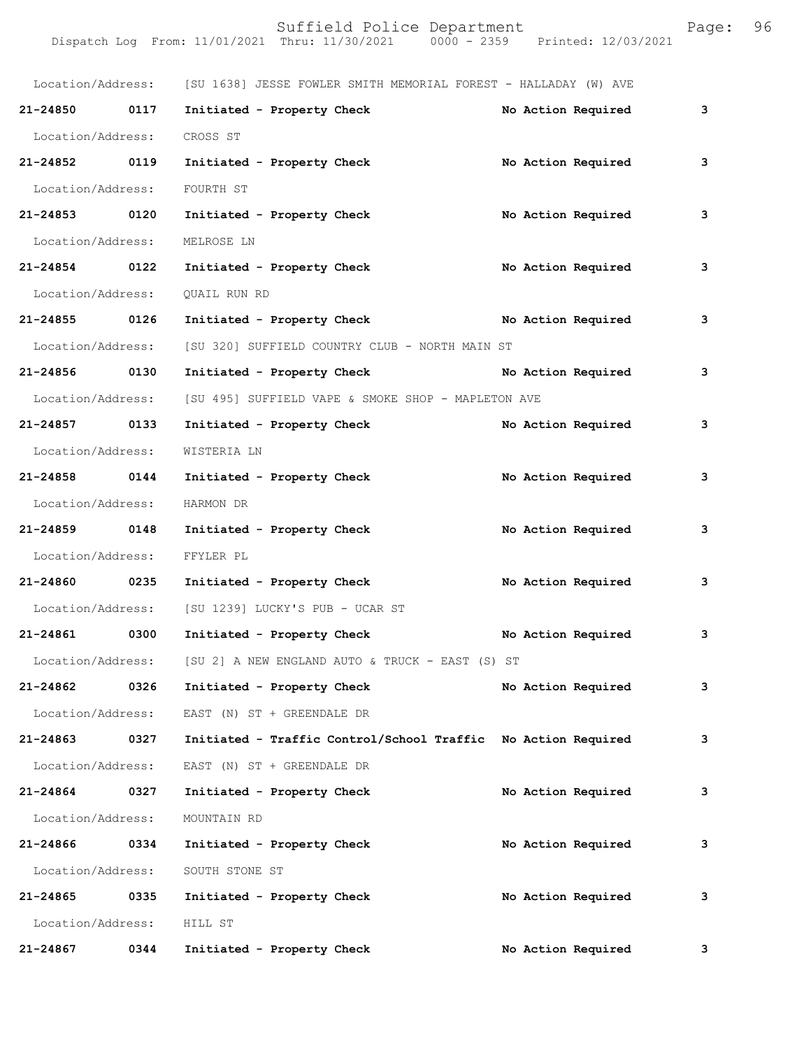Location/Address: [SU 1638] JESSE FOWLER SMITH MEMORIAL FOREST - HALLADAY (W) AVE

**21-24850 0117 Initiated - Property Check No Action Required 3**

Location/Address: CROSS ST

**21-24852 0119 Initiated - Property Check No Action Required 3**

Location/Address: FOURTH ST

**21-24853 0120 Initiated - Property Check No Action Required 3**

Location/Address: MELROSE LN

**21-24854 0122 Initiated - Property Check No Action Required 3**

Location/Address: QUAIL RUN RD

**21-24855 0126 Initiated - Property Check No Action Required 3**

Location/Address: [SU 320] SUFFIELD COUNTRY CLUB - NORTH MAIN ST

**21-24856 0130 Initiated - Property Check No Action Required 3**

Location/Address: [SU 495] SUFFIELD VAPE & SMOKE SHOP - MAPLETON AVE

**21-24857 0133 Initiated - Property Check No Action Required 3**

Location/Address: WISTERIA LN

**21-24858 0144 Initiated - Property Check No Action Required 3**

Location/Address: HARMON DR

**21-24859 0148 Initiated - Property Check No Action Required 3**

Location/Address: FFYLER PL

**21-24860 0235 Initiated - Property Check No Action Required 3**

Location/Address: [SU 1239] LUCKY'S PUB - UCAR ST

**21-24861 0300 Initiated - Property Check No Action Required 3**

Location/Address: [SU 2] A NEW ENGLAND AUTO & TRUCK - EAST (S) ST

**21-24862 0326 Initiated - Property Check No Action Required 3**

Location/Address: EAST (N) ST + GREENDALE DR

**21-24863 0327 Initiated - Traffic Control/School Traffic No Action Required 3**

Location/Address: EAST (N) ST + GREENDALE DR

**21-24864 0327 Initiated - Property Check No Action Required 3**

Location/Address: MOUNTAIN RD

**21-24866 0334 Initiated - Property Check No Action Required 3**

Location/Address: SOUTH STONE ST

**21-24865 0335 Initiated - Property Check No Action Required 3**

Location/Address: HILL ST

**21-24867 0344 Initiated - Property Check No Action Required 3**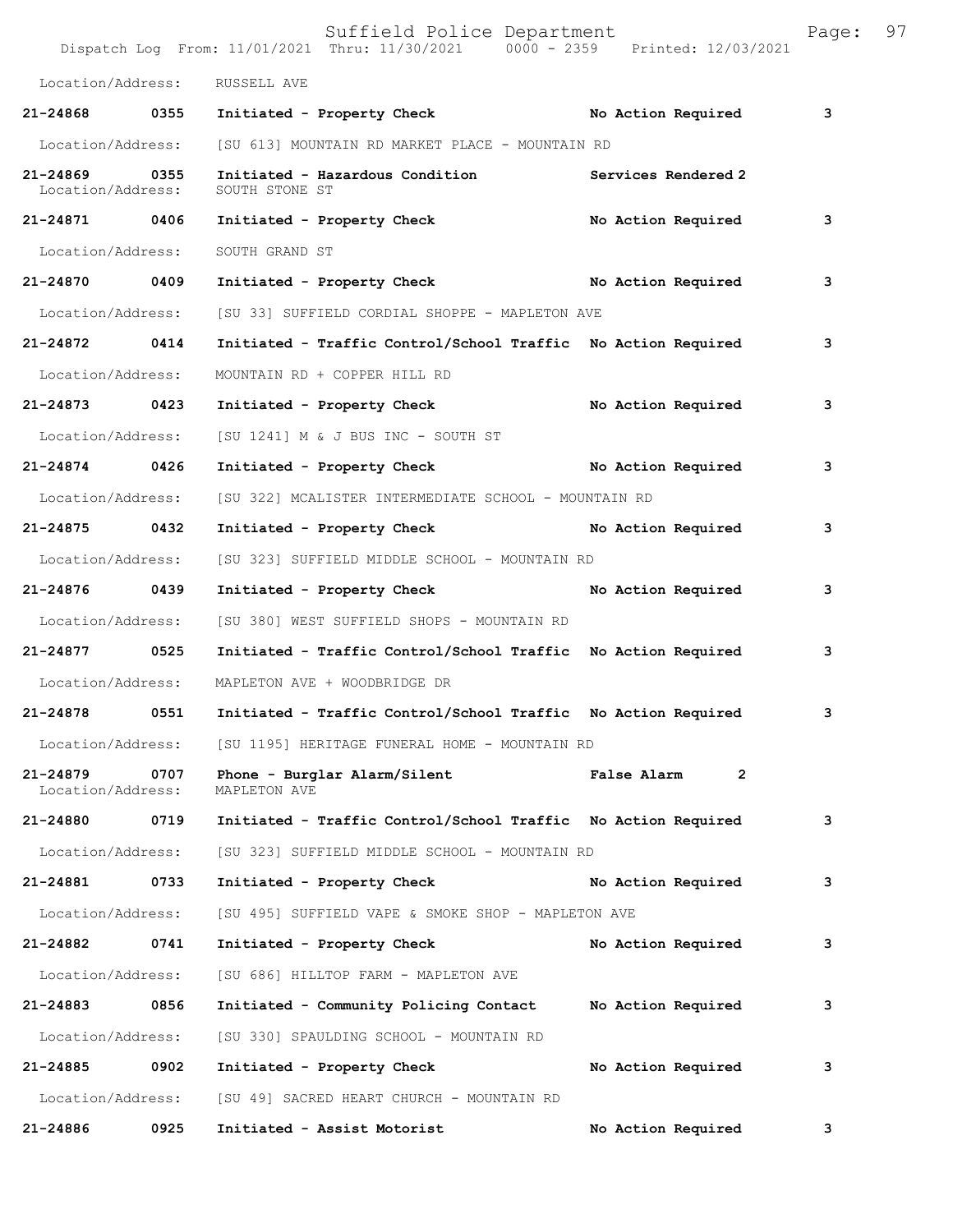Location/Address: RUSSELL AVE

| | | | | |
|---|---|---|---|---|
| 21-24868 | 0355 | Initiated - Property Check | No Action Required | 3 |

Location/Address: [SU 613] MOUNTAIN RD MARKET PLACE - MOUNTAIN RD

| | | | | |
|---|---|---|---|---|
| 21-24869 | 0355 | Initiated - Hazardous Condition | Services Rendered | 2 |

Location/Address: SOUTH STONE ST

| | | | | |
|---|---|---|---|---|
| 21-24871 | 0406 | Initiated - Property Check | No Action Required | 3 |

Location/Address: SOUTH GRAND ST

| | | | | |
|---|---|---|---|---|
| 21-24870 | 0409 | Initiated - Property Check | No Action Required | 3 |

Location/Address: [SU 33] SUFFIELD CORDIAL SHOPPE - MAPLETON AVE

| | | | | |
|---|---|---|---|---|
| 21-24872 | 0414 | Initiated - Traffic Control/School Traffic | No Action Required | 3 |

Location/Address: MOUNTAIN RD + COPPER HILL RD

| | | | | |
|---|---|---|---|---|
| 21-24873 | 0423 | Initiated - Property Check | No Action Required | 3 |

Location/Address: [SU 1241] M & J BUS INC - SOUTH ST

| | | | | |
|---|---|---|---|---|
| 21-24874 | 0426 | Initiated - Property Check | No Action Required | 3 |

Location/Address: [SU 322] MCALISTER INTERMEDIATE SCHOOL - MOUNTAIN RD

| | | | | |
|---|---|---|---|---|
| 21-24875 | 0432 | Initiated - Property Check | No Action Required | 3 |

Location/Address: [SU 323] SUFFIELD MIDDLE SCHOOL - MOUNTAIN RD

| | | | | |
|---|---|---|---|---|
| 21-24876 | 0439 | Initiated - Property Check | No Action Required | 3 |

Location/Address: [SU 380] WEST SUFFIELD SHOPS - MOUNTAIN RD

| | | | | |
|---|---|---|---|---|
| 21-24877 | 0525 | Initiated - Traffic Control/School Traffic | No Action Required | 3 |

Location/Address: MAPLETON AVE + WOODBRIDGE DR

| | | | | |
|---|---|---|---|---|
| 21-24878 | 0551 | Initiated - Traffic Control/School Traffic | No Action Required | 3 |

Location/Address: [SU 1195] HERITAGE FUNERAL HOME - MOUNTAIN RD

| | | | | |
|---|---|---|---|---|
| 21-24879 | 0707 | Phone - Burglar Alarm/Silent | False Alarm | 2 |

Location/Address: MAPLETON AVE

| | | | | |
|---|---|---|---|---|
| 21-24880 | 0719 | Initiated - Traffic Control/School Traffic | No Action Required | 3 |

Location/Address: [SU 323] SUFFIELD MIDDLE SCHOOL - MOUNTAIN RD

| | | | | |
|---|---|---|---|---|
| 21-24881 | 0733 | Initiated - Property Check | No Action Required | 3 |

Location/Address: [SU 495] SUFFIELD VAPE & SMOKE SHOP - MAPLETON AVE

| | | | | |
|---|---|---|---|---|
| 21-24882 | 0741 | Initiated - Property Check | No Action Required | 3 |

Location/Address: [SU 686] HILLTOP FARM - MAPLETON AVE

| | | | | |
|---|---|---|---|---|
| 21-24883 | 0856 | Initiated - Community Policing Contact | No Action Required | 3 |

Location/Address: [SU 330] SPAULDING SCHOOL - MOUNTAIN RD

| | | | | |
|---|---|---|---|---|
| 21-24885 | 0902 | Initiated - Property Check | No Action Required | 3 |

Location/Address: [SU 49] SACRED HEART CHURCH - MOUNTAIN RD

| | | | | |
|---|---|---|---|---|
| 21-24886 | 0925 | Initiated - Assist Motorist | No Action Required | 3 |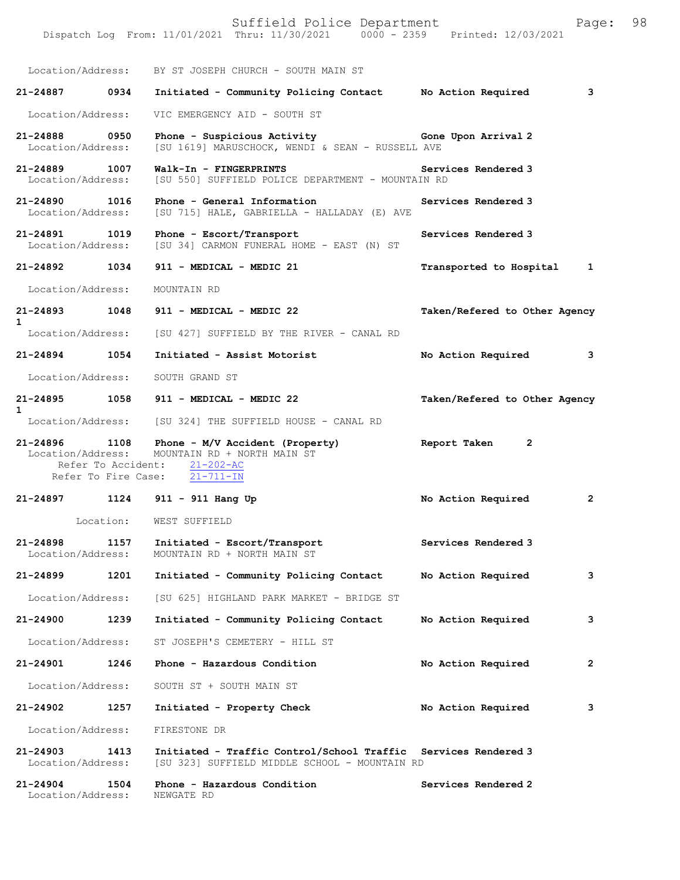Location/Address: BY ST JOSEPH CHURCH - SOUTH MAIN ST

**21-24887 0934 Initiated - Community Policing Contact No Action Required 3**

Location/Address: VIC EMERGENCY AID - SOUTH ST

**21-24888 0950 Phone - Suspicious Activity Gone Upon Arrival 2**
Location/Address: [SU 1619] MARUSCHOCK, WENDI & SEAN - RUSSELL AVE

**21-24889 1007 Walk-In - FINGERPRINTS Services Rendered 3**
Location/Address: [SU 550] SUFFIELD POLICE DEPARTMENT - MOUNTAIN RD

**21-24890 1016 Phone - General Information Services Rendered 3**
Location/Address: [SU 715] HALE, GABRIELLA - HALLADAY (E) AVE

**21-24891 1019 Phone - Escort/Transport Services Rendered 3**
Location/Address: [SU 34] CARMON FUNERAL HOME - EAST (N) ST

**21-24892 1034 911 - MEDICAL - MEDIC 21 Transported to Hospital 1**

Location/Address: MOUNTAIN RD

**21-24893 1048 911 - MEDICAL - MEDIC 22 Taken/Refered to Other Agency 1**
Location/Address: [SU 427] SUFFIELD BY THE RIVER - CANAL RD

**21-24894 1054 Initiated - Assist Motorist No Action Required 3**

Location/Address: SOUTH GRAND ST

**21-24895 1058 911 - MEDICAL - MEDIC 22 Taken/Refered to Other Agency 1**
Location/Address: [SU 324] THE SUFFIELD HOUSE - CANAL RD

**21-24896 1108 Phone - M/V Accident (Property) Report Taken 2**
Location/Address: MOUNTAIN RD + NORTH MAIN ST
Refer To Accident: 21-202-AC
Refer To Fire Case: 21-711-IN

**21-24897 1124 911 - 911 Hang Up No Action Required 2**

Location: WEST SUFFIELD

**21-24898 1157 Initiated - Escort/Transport Services Rendered 3**
Location/Address: MOUNTAIN RD + NORTH MAIN ST

**21-24899 1201 Initiated - Community Policing Contact No Action Required 3**

Location/Address: [SU 625] HIGHLAND PARK MARKET - BRIDGE ST

**21-24900 1239 Initiated - Community Policing Contact No Action Required 3**

Location/Address: ST JOSEPH'S CEMETERY - HILL ST

**21-24901 1246 Phone - Hazardous Condition No Action Required 2**

Location/Address: SOUTH ST + SOUTH MAIN ST

**21-24902 1257 Initiated - Property Check No Action Required 3**

Location/Address: FIRESTONE DR

**21-24903 1413 Initiated - Traffic Control/School Traffic Services Rendered 3**
Location/Address: [SU 323] SUFFIELD MIDDLE SCHOOL - MOUNTAIN RD

**21-24904 1504 Phone - Hazardous Condition Services Rendered 2**
Location/Address: NEWGATE RD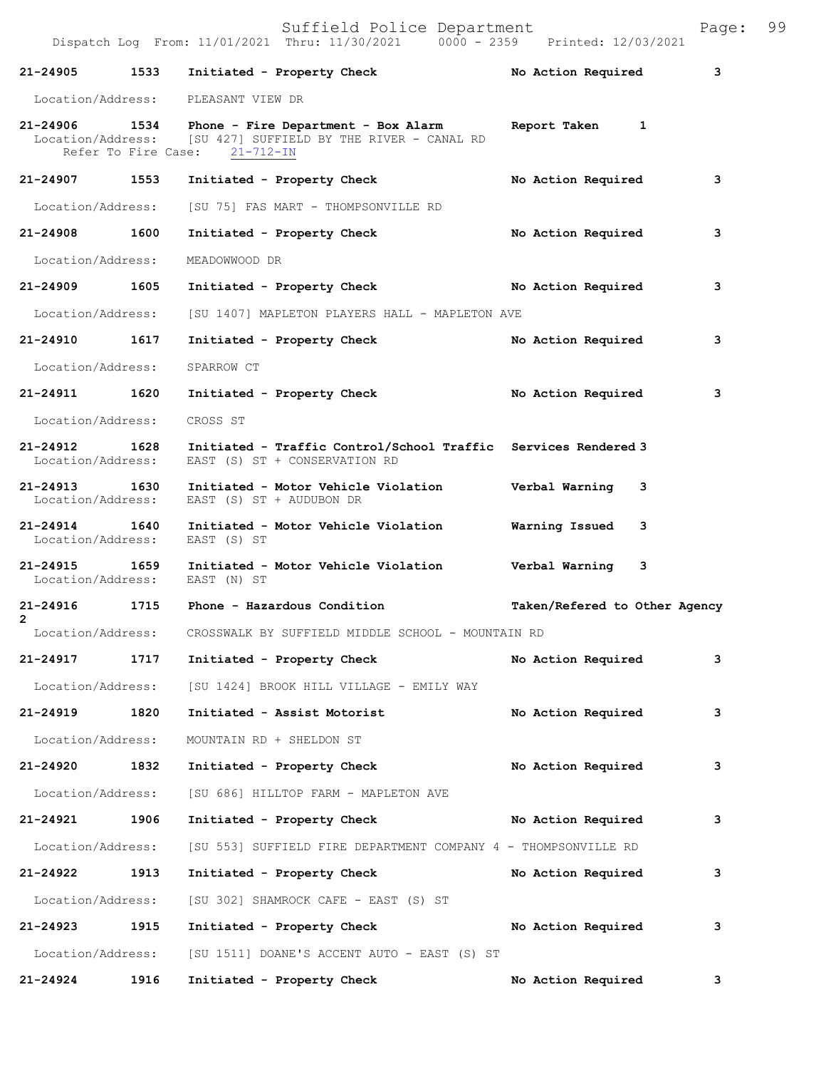21-24905 1533 Initiated - Property Check No Action Required 3

Location/Address: PLEASANT VIEW DR

21-24906 1534 Phone - Fire Department - Box Alarm Report Taken 1
Location/Address: [SU 427] SUFFIELD BY THE RIVER - CANAL RD
Refer To Fire Case: 21-712-IN

21-24907 1553 Initiated - Property Check No Action Required 3

Location/Address: [SU 75] FAS MART - THOMPSONVILLE RD

21-24908 1600 Initiated - Property Check No Action Required 3

Location/Address: MEADOWWOOD DR

21-24909 1605 Initiated - Property Check No Action Required 3

Location/Address: [SU 1407] MAPLETON PLAYERS HALL - MAPLETON AVE

21-24910 1617 Initiated - Property Check No Action Required 3

Location/Address: SPARROW CT

21-24911 1620 Initiated - Property Check No Action Required 3

Location/Address: CROSS ST

21-24912 1628 Initiated - Traffic Control/School Traffic Services Rendered 3
Location/Address: EAST (S) ST + CONSERVATION RD

21-24913 1630 Initiated - Motor Vehicle Violation Verbal Warning 3
Location/Address: EAST (S) ST + AUDUBON DR

21-24914 1640 Initiated - Motor Vehicle Violation Warning Issued 3
Location/Address: EAST (S) ST

21-24915 1659 Initiated - Motor Vehicle Violation Verbal Warning 3
Location/Address: EAST (N) ST

21-24916 1715 Phone - Hazardous Condition Taken/Refered to Other Agency 2
Location/Address: CROSSWALK BY SUFFIELD MIDDLE SCHOOL - MOUNTAIN RD

21-24917 1717 Initiated - Property Check No Action Required 3

Location/Address: [SU 1424] BROOK HILL VILLAGE - EMILY WAY

21-24919 1820 Initiated - Assist Motorist No Action Required 3

Location/Address: MOUNTAIN RD + SHELDON ST

21-24920 1832 Initiated - Property Check No Action Required 3

Location/Address: [SU 686] HILLTOP FARM - MAPLETON AVE

21-24921 1906 Initiated - Property Check No Action Required 3

Location/Address: [SU 553] SUFFIELD FIRE DEPARTMENT COMPANY 4 - THOMPSONVILLE RD

21-24922 1913 Initiated - Property Check No Action Required 3

Location/Address: [SU 302] SHAMROCK CAFE - EAST (S) ST

21-24923 1915 Initiated - Property Check No Action Required 3

Location/Address: [SU 1511] DOANE'S ACCENT AUTO - EAST (S) ST

21-24924 1916 Initiated - Property Check No Action Required 3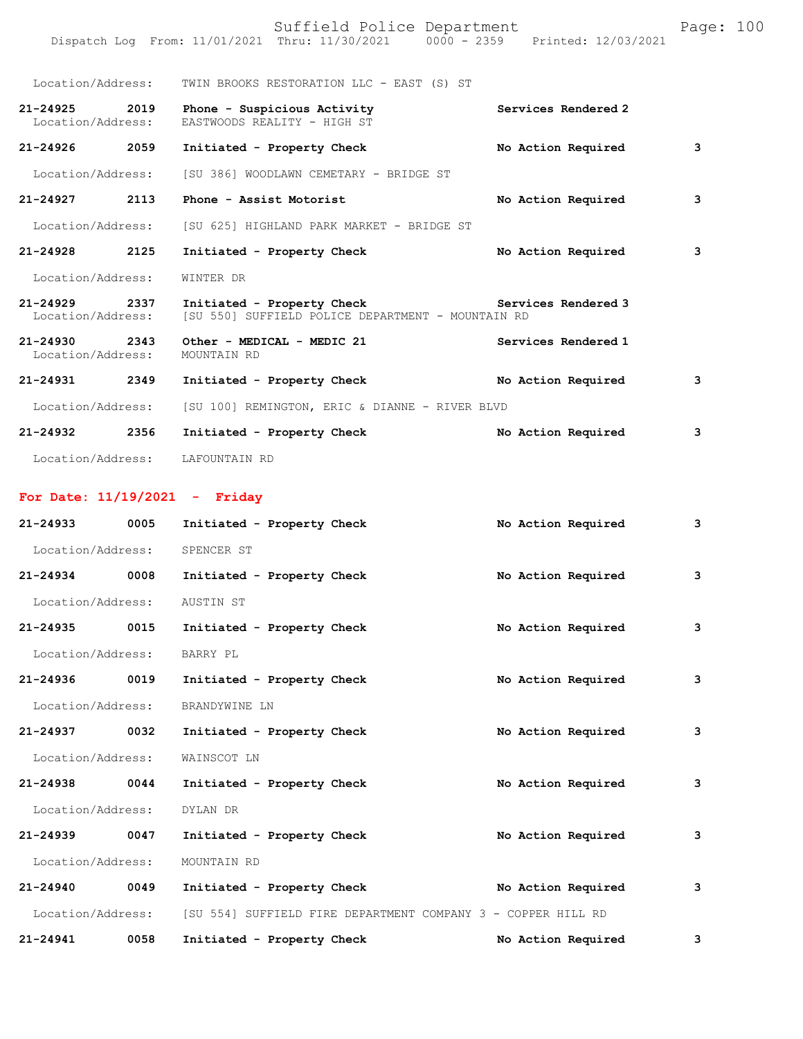Location/Address: TWIN BROOKS RESTORATION LLC - EAST (S) ST

**21-24925 2019 Phone - Suspicious Activity** **Services Rendered 2**
Location/Address: EASTWOODS REALITY - HIGH ST

**21-24926 2059 Initiated - Property Check** **No Action Required 3**
Location/Address: [SU 386] WOODLAWN CEMETARY - BRIDGE ST

**21-24927 2113 Phone - Assist Motorist** **No Action Required 3**
Location/Address: [SU 625] HIGHLAND PARK MARKET - BRIDGE ST

**21-24928 2125 Initiated - Property Check** **No Action Required 3**
Location/Address: WINTER DR

**21-24929 2337 Initiated - Property Check** **Services Rendered 3**
Location/Address: [SU 550] SUFFIELD POLICE DEPARTMENT - MOUNTAIN RD

**21-24930 2343 Other - MEDICAL - MEDIC 21** **Services Rendered 1**
Location/Address: MOUNTAIN RD

**21-24931 2349 Initiated - Property Check** **No Action Required 3**
Location/Address: [SU 100] REMINGTON, ERIC & DIANNE - RIVER BLVD

**21-24932 2356 Initiated - Property Check** **No Action Required 3**
Location/Address: LAFOUNTAIN RD

## For Date: 11/19/2021 - Friday

**21-24933 0005 Initiated - Property Check** **No Action Required 3**
Location/Address: SPENCER ST

**21-24934 0008 Initiated - Property Check** **No Action Required 3**
Location/Address: AUSTIN ST

**21-24935 0015 Initiated - Property Check** **No Action Required 3**
Location/Address: BARRY PL

**21-24936 0019 Initiated - Property Check** **No Action Required 3**
Location/Address: BRANDYWINE LN

**21-24937 0032 Initiated - Property Check** **No Action Required 3**
Location/Address: WAINSCOT LN

**21-24938 0044 Initiated - Property Check** **No Action Required 3**
Location/Address: DYLAN DR

**21-24939 0047 Initiated - Property Check** **No Action Required 3**
Location/Address: MOUNTAIN RD

**21-24940 0049 Initiated - Property Check** **No Action Required 3**
Location/Address: [SU 554] SUFFIELD FIRE DEPARTMENT COMPANY 3 - COPPER HILL RD

**21-24941 0058 Initiated - Property Check** **No Action Required 3**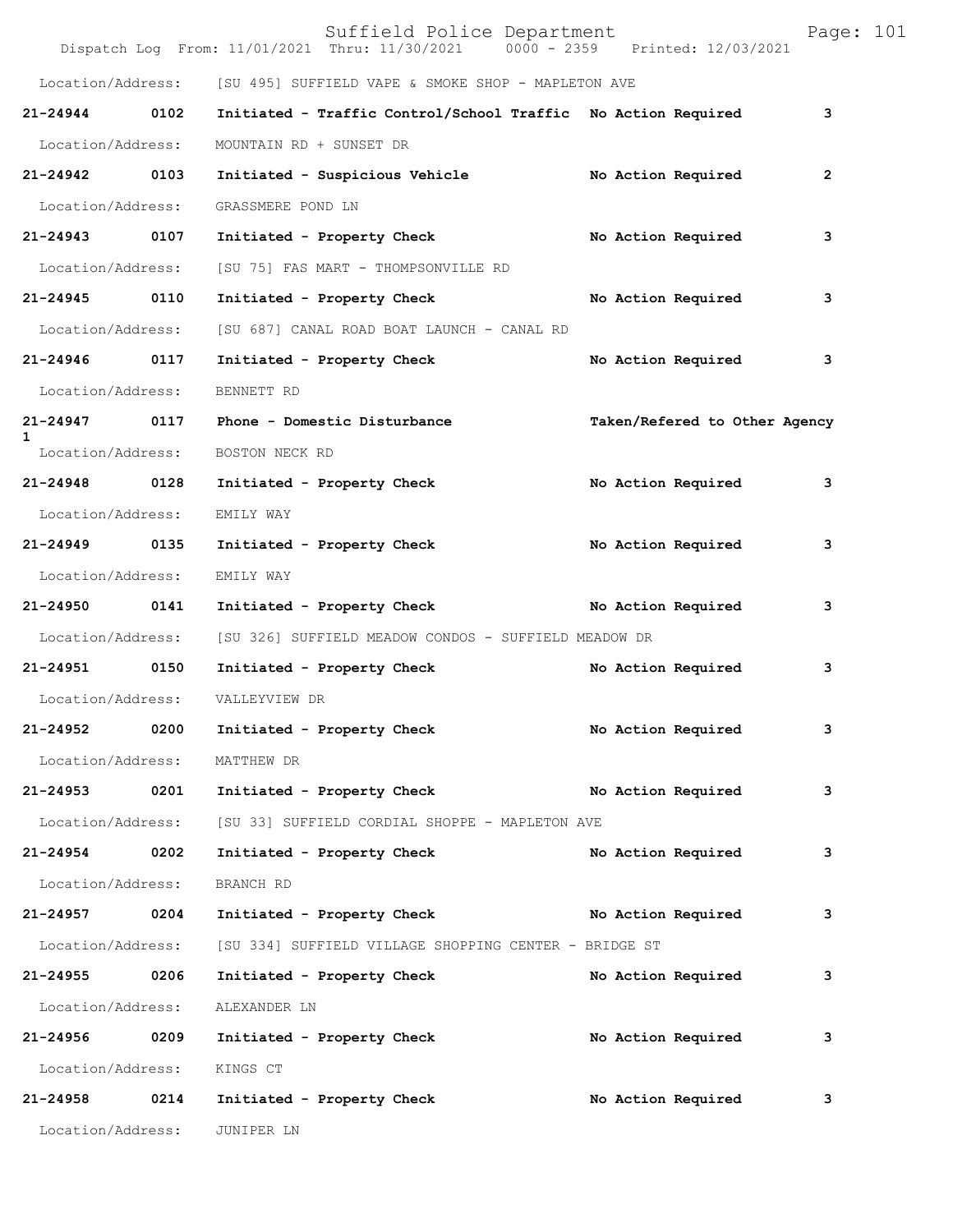Location/Address: [SU 495] SUFFIELD VAPE & SMOKE SHOP - MAPLETON AVE

**21-24944 0102 Initiated - Traffic Control/School Traffic No Action Required 3**

Location/Address: MOUNTAIN RD + SUNSET DR

**21-24942 0103 Initiated - Suspicious Vehicle No Action Required 2**

Location/Address: GRASSMERE POND LN

**21-24943 0107 Initiated - Property Check No Action Required 3**

Location/Address: [SU 75] FAS MART - THOMPSONVILLE RD

**21-24945 0110 Initiated - Property Check No Action Required 3**

Location/Address: [SU 687] CANAL ROAD BOAT LAUNCH - CANAL RD

**21-24946 0117 Initiated - Property Check No Action Required 3**

Location/Address: BENNETT RD

**21-24947 0117 Phone - Domestic Disturbance Taken/Refered to Other Agency 1**

Location/Address: BOSTON NECK RD

**21-24948 0128 Initiated - Property Check No Action Required 3**

Location/Address: EMILY WAY

**21-24949 0135 Initiated - Property Check No Action Required 3**

Location/Address: EMILY WAY

**21-24950 0141 Initiated - Property Check No Action Required 3**

Location/Address: [SU 326] SUFFIELD MEADOW CONDOS - SUFFIELD MEADOW DR

**21-24951 0150 Initiated - Property Check No Action Required 3**

Location/Address: VALLEYVIEW DR

**21-24952 0200 Initiated - Property Check No Action Required 3**

Location/Address: MATTHEW DR

**21-24953 0201 Initiated - Property Check No Action Required 3**

Location/Address: [SU 33] SUFFIELD CORDIAL SHOPPE - MAPLETON AVE

**21-24954 0202 Initiated - Property Check No Action Required 3**

Location/Address: BRANCH RD

**21-24957 0204 Initiated - Property Check No Action Required 3**

Location/Address: [SU 334] SUFFIELD VILLAGE SHOPPING CENTER - BRIDGE ST

**21-24955 0206 Initiated - Property Check No Action Required 3**

Location/Address: ALEXANDER LN

**21-24956 0209 Initiated - Property Check No Action Required 3**

Location/Address: KINGS CT

**21-24958 0214 Initiated - Property Check No Action Required 3**

Location/Address: JUNIPER LN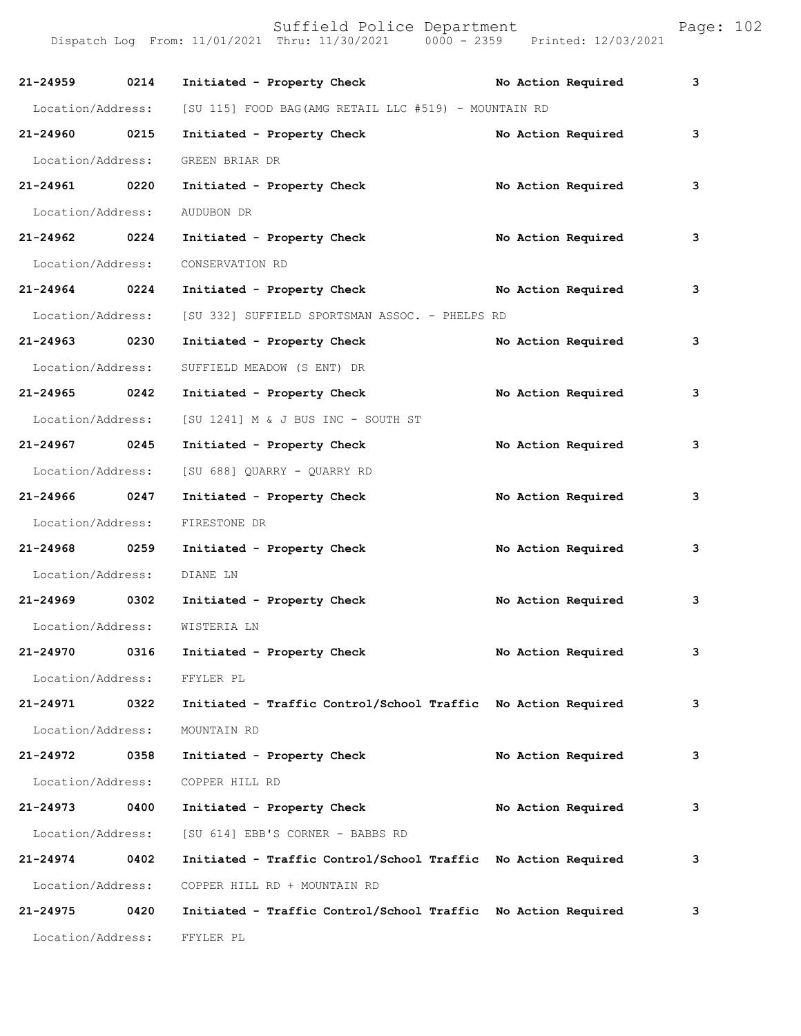| Call Number | Time | Call Type | Action | Priority |
|---|---|---|---|---|
| 21-24959 | 0214 | Initiated - Property Check | No Action Required | 3 |
| Location/Address: | [SU 115] FOOD BAG(AMG RETAIL LLC #519) - MOUNTAIN RD | | | |
| 21-24960 | 0215 | Initiated - Property Check | No Action Required | 3 |
| Location/Address: | GREEN BRIAR DR | | | |
| 21-24961 | 0220 | Initiated - Property Check | No Action Required | 3 |
| Location/Address: | AUDUBON DR | | | |
| 21-24962 | 0224 | Initiated - Property Check | No Action Required | 3 |
| Location/Address: | CONSERVATION RD | | | |
| 21-24964 | 0224 | Initiated - Property Check | No Action Required | 3 |
| Location/Address: | [SU 332] SUFFIELD SPORTSMAN ASSOC. - PHELPS RD | | | |
| 21-24963 | 0230 | Initiated - Property Check | No Action Required | 3 |
| Location/Address: | SUFFIELD MEADOW (S ENT) DR | | | |
| 21-24965 | 0242 | Initiated - Property Check | No Action Required | 3 |
| Location/Address: | [SU 1241] M & J BUS INC - SOUTH ST | | | |
| 21-24967 | 0245 | Initiated - Property Check | No Action Required | 3 |
| Location/Address: | [SU 688] QUARRY - QUARRY RD | | | |
| 21-24966 | 0247 | Initiated - Property Check | No Action Required | 3 |
| Location/Address: | FIRESTONE DR | | | |
| 21-24968 | 0259 | Initiated - Property Check | No Action Required | 3 |
| Location/Address: | DIANE LN | | | |
| 21-24969 | 0302 | Initiated - Property Check | No Action Required | 3 |
| Location/Address: | WISTERIA LN | | | |
| 21-24970 | 0316 | Initiated - Property Check | No Action Required | 3 |
| Location/Address: | FFYLER PL | | | |
| 21-24971 | 0322 | Initiated - Traffic Control/School Traffic | No Action Required | 3 |
| Location/Address: | MOUNTAIN RD | | | |
| 21-24972 | 0358 | Initiated - Property Check | No Action Required | 3 |
| Location/Address: | COPPER HILL RD | | | |
| 21-24973 | 0400 | Initiated - Property Check | No Action Required | 3 |
| Location/Address: | [SU 614] EBB'S CORNER - BABBS RD | | | |
| 21-24974 | 0402 | Initiated - Traffic Control/School Traffic | No Action Required | 3 |
| Location/Address: | COPPER HILL RD + MOUNTAIN RD | | | |
| 21-24975 | 0420 | Initiated - Traffic Control/School Traffic | No Action Required | 3 |
| Location/Address: | FFYLER PL | | | |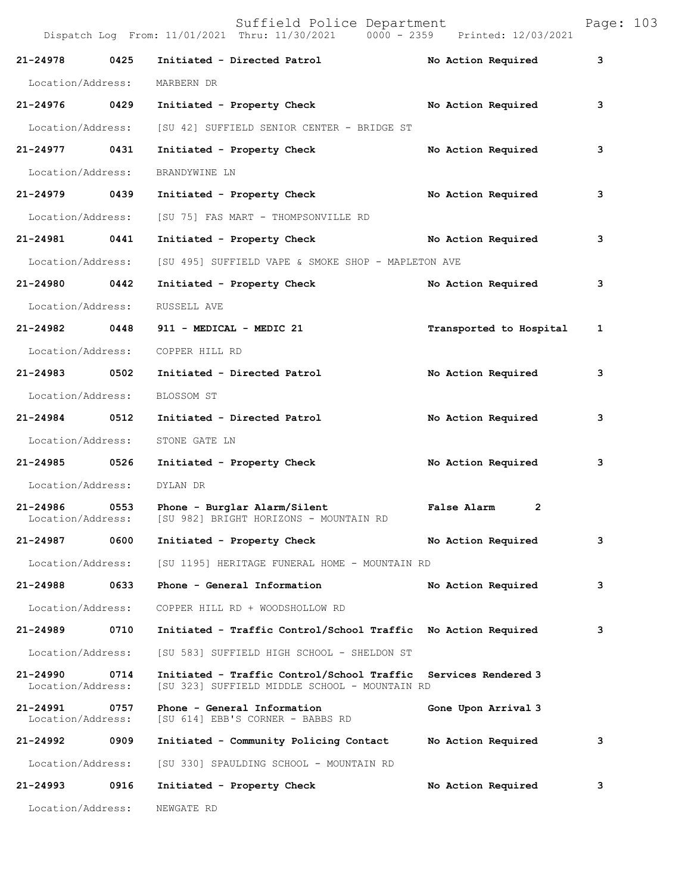Suffield Police Department

Dispatch Log From: 11/01/2021 Thru: 11/30/2021 0000 - 2359 Printed: 12/03/2021

| Call # | Time | Call Reason | Action | Priority |
|---|---|---|---|---|
| 21-24978 | 0425 | Initiated - Directed Patrol | No Action Required | 3 |
| Location/Address: | | MARBERN DR | | |
| 21-24976 | 0429 | Initiated - Property Check | No Action Required | 3 |
| Location/Address: | | [SU 42] SUFFIELD SENIOR CENTER - BRIDGE ST | | |
| 21-24977 | 0431 | Initiated - Property Check | No Action Required | 3 |
| Location/Address: | | BRANDYWINE LN | | |
| 21-24979 | 0439 | Initiated - Property Check | No Action Required | 3 |
| Location/Address: | | [SU 75] FAS MART - THOMPSONVILLE RD | | |
| 21-24981 | 0441 | Initiated - Property Check | No Action Required | 3 |
| Location/Address: | | [SU 495] SUFFIELD VAPE & SMOKE SHOP - MAPLETON AVE | | |
| 21-24980 | 0442 | Initiated - Property Check | No Action Required | 3 |
| Location/Address: | | RUSSELL AVE | | |
| 21-24982 | 0448 | 911 - MEDICAL - MEDIC 21 | Transported to Hospital | 1 |
| Location/Address: | | COPPER HILL RD | | |
| 21-24983 | 0502 | Initiated - Directed Patrol | No Action Required | 3 |
| Location/Address: | | BLOSSOM ST | | |
| 21-24984 | 0512 | Initiated - Directed Patrol | No Action Required | 3 |
| Location/Address: | | STONE GATE LN | | |
| 21-24985 | 0526 | Initiated - Property Check | No Action Required | 3 |
| Location/Address: | | DYLAN DR | | |
| 21-24986 | 0553 | Phone - Burglar Alarm/Silent | False Alarm | 2 |
| Location/Address: | | [SU 982] BRIGHT HORIZONS - MOUNTAIN RD | | |
| 21-24987 | 0600 | Initiated - Property Check | No Action Required | 3 |
| Location/Address: | | [SU 1195] HERITAGE FUNERAL HOME - MOUNTAIN RD | | |
| 21-24988 | 0633 | Phone - General Information | No Action Required | 3 |
| Location/Address: | | COPPER HILL RD + WOODSHOLLOW RD | | |
| 21-24989 | 0710 | Initiated - Traffic Control/School Traffic | No Action Required | 3 |
| Location/Address: | | [SU 583] SUFFIELD HIGH SCHOOL - SHELDON ST | | |
| 21-24990 | 0714 | Initiated - Traffic Control/School Traffic | Services Rendered | 3 |
| Location/Address: | | [SU 323] SUFFIELD MIDDLE SCHOOL - MOUNTAIN RD | | |
| 21-24991 | 0757 | Phone - General Information | Gone Upon Arrival | 3 |
| Location/Address: | | [SU 614] EBB'S CORNER - BABBS RD | | |
| 21-24992 | 0909 | Initiated - Community Policing Contact | No Action Required | 3 |
| Location/Address: | | [SU 330] SPAULDING SCHOOL - MOUNTAIN RD | | |
| 21-24993 | 0916 | Initiated - Property Check | No Action Required | 3 |
| Location/Address: | | NEWGATE RD | | |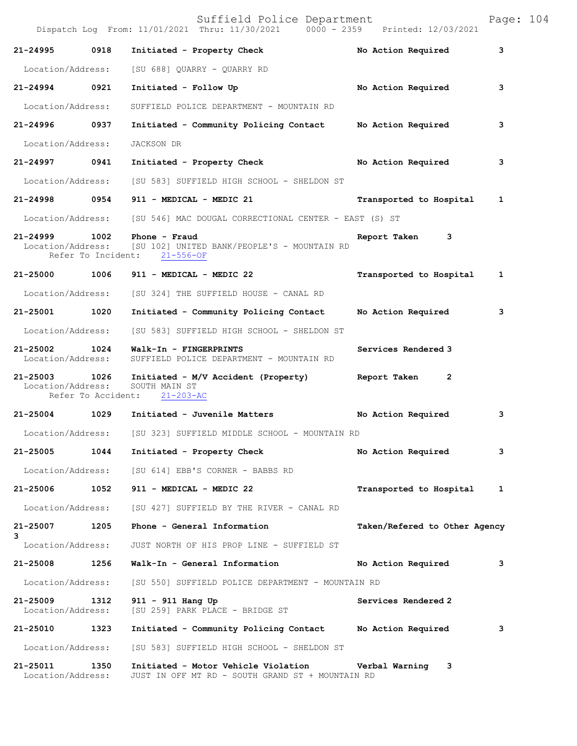21-24995 0918 Initiated - Property Check No Action Required 3

Location/Address: [SU 688] QUARRY - QUARRY RD

21-24994 0921 Initiated - Follow Up No Action Required 3

Location/Address: SUFFIELD POLICE DEPARTMENT - MOUNTAIN RD

21-24996 0937 Initiated - Community Policing Contact No Action Required 3

Location/Address: JACKSON DR

21-24997 0941 Initiated - Property Check No Action Required 3

Location/Address: [SU 583] SUFFIELD HIGH SCHOOL - SHELDON ST

21-24998 0954 911 - MEDICAL - MEDIC 21 Transported to Hospital 1

Location/Address: [SU 546] MAC DOUGAL CORRECTIONAL CENTER - EAST (S) ST

21-24999 1002 Phone - Fraud Report Taken 3
Location/Address: [SU 102] UNITED BANK/PEOPLE'S - MOUNTAIN RD
Refer To Incident: 21-556-OF

21-25000 1006 911 - MEDICAL - MEDIC 22 Transported to Hospital 1

Location/Address: [SU 324] THE SUFFIELD HOUSE - CANAL RD

21-25001 1020 Initiated - Community Policing Contact No Action Required 3

Location/Address: [SU 583] SUFFIELD HIGH SCHOOL - SHELDON ST

21-25002 1024 Walk-In - FINGERPRINTS Services Rendered 3
Location/Address: SUFFIELD POLICE DEPARTMENT - MOUNTAIN RD

21-25003 1026 Initiated - M/V Accident (Property) Report Taken 2
Location/Address: SOUTH MAIN ST
Refer To Accident: 21-203-AC

21-25004 1029 Initiated - Juvenile Matters No Action Required 3

Location/Address: [SU 323] SUFFIELD MIDDLE SCHOOL - MOUNTAIN RD

21-25005 1044 Initiated - Property Check No Action Required 3

Location/Address: [SU 614] EBB'S CORNER - BABBS RD

21-25006 1052 911 - MEDICAL - MEDIC 22 Transported to Hospital 1

Location/Address: [SU 427] SUFFIELD BY THE RIVER - CANAL RD

21-25007 1205 Phone - General Information Taken/Refered to Other Agency 3
Location/Address: JUST NORTH OF HIS PROP LINE - SUFFIELD ST

21-25008 1256 Walk-In - General Information No Action Required 3

Location/Address: [SU 550] SUFFIELD POLICE DEPARTMENT - MOUNTAIN RD

21-25009 1312 911 - 911 Hang Up Services Rendered 2
Location/Address: [SU 259] PARK PLACE - BRIDGE ST

21-25010 1323 Initiated - Community Policing Contact No Action Required 3

Location/Address: [SU 583] SUFFIELD HIGH SCHOOL - SHELDON ST

21-25011 1350 Initiated - Motor Vehicle Violation Verbal Warning 3
Location/Address: JUST IN OFF MT RD - SOUTH GRAND ST + MOUNTAIN RD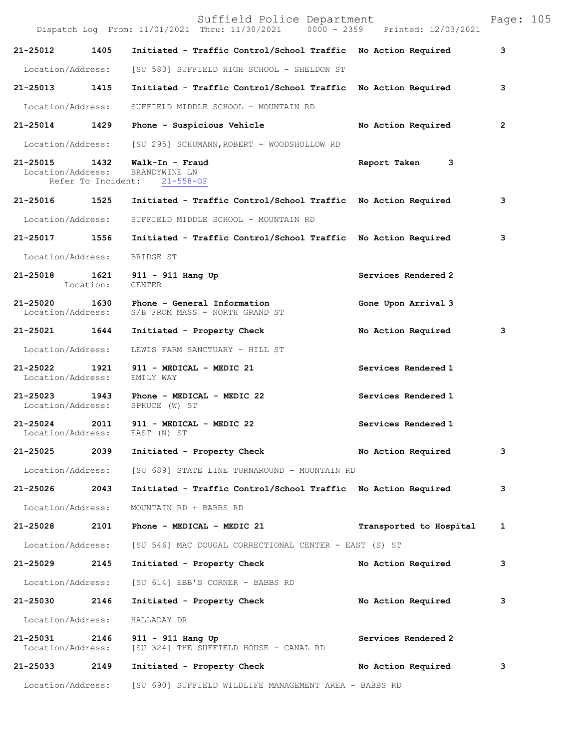Suffield Police Department
Dispatch Log From: 11/01/2021 Thru: 11/30/2021 0000 - 2359 Printed: 12/03/2021

**21-25012 1405 Initiated - Traffic Control/School Traffic No Action Required 3**

Location/Address: [SU 583] SUFFIELD HIGH SCHOOL - SHELDON ST

**21-25013 1415 Initiated - Traffic Control/School Traffic No Action Required 3**

Location/Address: SUFFIELD MIDDLE SCHOOL - MOUNTAIN RD

**21-25014 1429 Phone - Suspicious Vehicle No Action Required 2**

Location/Address: [SU 295] SCHUMANN,ROBERT - WOODSHOLLOW RD

**21-25015 1432 Walk-In - Fraud Report Taken 3**
Location/Address: BRANDYWINE LN
Refer To Incident: 21-558-OF

**21-25016 1525 Initiated - Traffic Control/School Traffic No Action Required 3**

Location/Address: SUFFIELD MIDDLE SCHOOL - MOUNTAIN RD

**21-25017 1556 Initiated - Traffic Control/School Traffic No Action Required 3**

Location/Address: BRIDGE ST

**21-25018 1621 911 - 911 Hang Up Services Rendered 2**
Location: CENTER

**21-25020 1630 Phone - General Information Gone Upon Arrival 3**
Location/Address: S/B FROM MASS - NORTH GRAND ST

**21-25021 1644 Initiated - Property Check No Action Required 3**

Location/Address: LEWIS FARM SANCTUARY - HILL ST

**21-25022 1921 911 - MEDICAL - MEDIC 21 Services Rendered 1**
Location/Address: EMILY WAY

**21-25023 1943 Phone - MEDICAL - MEDIC 22 Services Rendered 1**
Location/Address: SPRUCE (W) ST

**21-25024 2011 911 - MEDICAL - MEDIC 22 Services Rendered 1**
Location/Address: EAST (N) ST

**21-25025 2039 Initiated - Property Check No Action Required 3**

Location/Address: [SU 689] STATE LINE TURNAROUND - MOUNTAIN RD

**21-25026 2043 Initiated - Traffic Control/School Traffic No Action Required 3**

Location/Address: MOUNTAIN RD + BABBS RD

**21-25028 2101 Phone - MEDICAL - MEDIC 21 Transported to Hospital 1**

Location/Address: [SU 546] MAC DOUGAL CORRECTIONAL CENTER - EAST (S) ST

**21-25029 2145 Initiated - Property Check No Action Required 3**

Location/Address: [SU 614] EBB'S CORNER - BABBS RD

**21-25030 2146 Initiated - Property Check No Action Required 3**

Location/Address: HALLADAY DR

**21-25031 2146 911 - 911 Hang Up Services Rendered 2**
Location/Address: [SU 324] THE SUFFIELD HOUSE - CANAL RD

**21-25033 2149 Initiated - Property Check No Action Required 3**

Location/Address: [SU 690] SUFFIELD WILDLIFE MANAGEMENT AREA - BABBS RD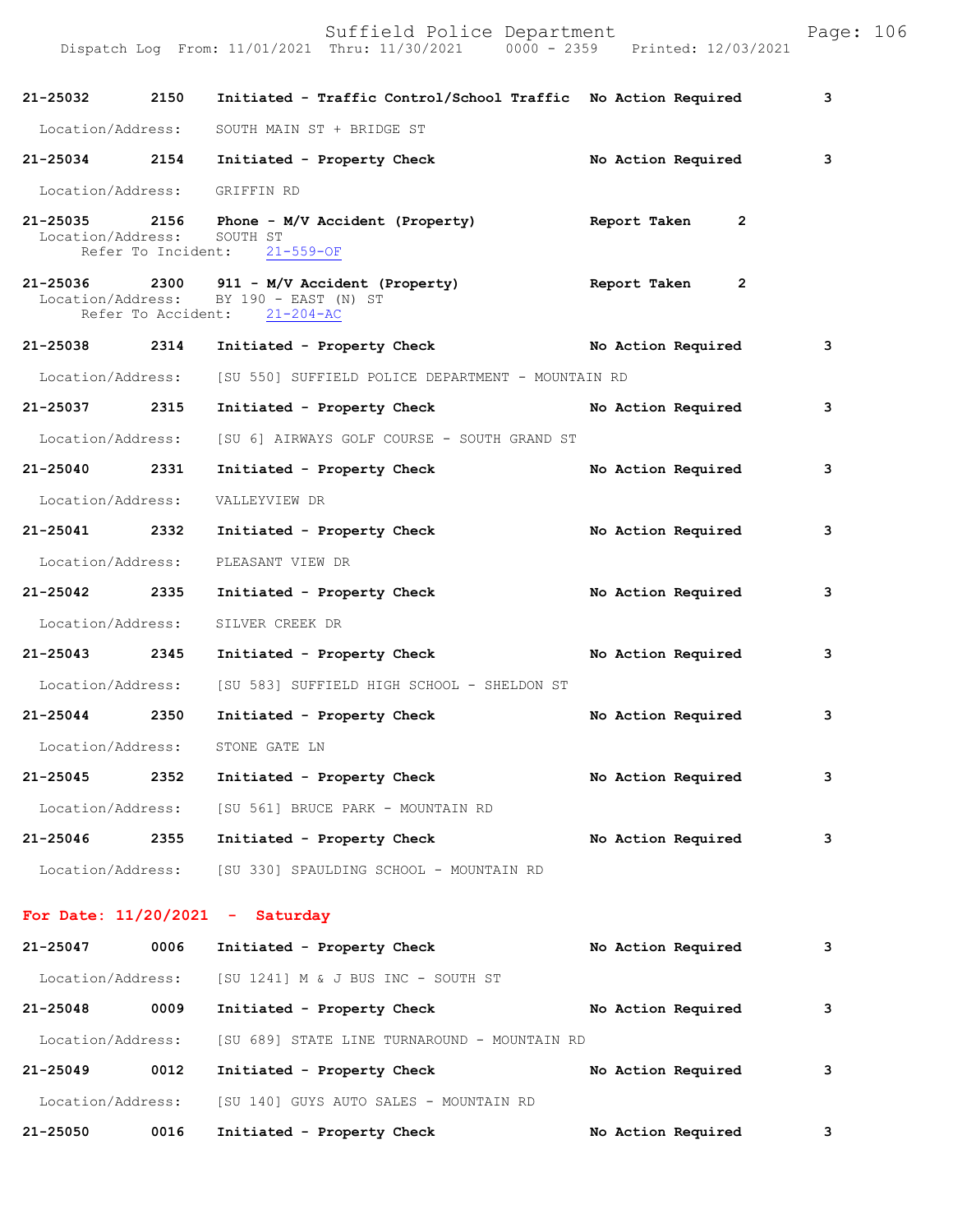21-25032 2150 Initiated - Traffic Control/School Traffic No Action Required 3

Location/Address: SOUTH MAIN ST + BRIDGE ST

21-25034 2154 Initiated - Property Check No Action Required 3

Location/Address: GRIFFIN RD

21-25035 2156 Phone - M/V Accident (Property) Report Taken 2
Location/Address: SOUTH ST
Refer To Incident: 21-559-OF

21-25036 2300 911 - M/V Accident (Property) Report Taken 2
Location/Address: BY 190 - EAST (N) ST
Refer To Accident: 21-204-AC

21-25038 2314 Initiated - Property Check No Action Required 3

Location/Address: [SU 550] SUFFIELD POLICE DEPARTMENT - MOUNTAIN RD

21-25037 2315 Initiated - Property Check No Action Required 3

Location/Address: [SU 6] AIRWAYS GOLF COURSE - SOUTH GRAND ST

21-25040 2331 Initiated - Property Check No Action Required 3

Location/Address: VALLEYVIEW DR

21-25041 2332 Initiated - Property Check No Action Required 3

Location/Address: PLEASANT VIEW DR

21-25042 2335 Initiated - Property Check No Action Required 3

Location/Address: SILVER CREEK DR

21-25043 2345 Initiated - Property Check No Action Required 3

Location/Address: [SU 583] SUFFIELD HIGH SCHOOL - SHELDON ST

21-25044 2350 Initiated - Property Check No Action Required 3

Location/Address: STONE GATE LN

21-25045 2352 Initiated - Property Check No Action Required 3

Location/Address: [SU 561] BRUCE PARK - MOUNTAIN RD

21-25046 2355 Initiated - Property Check No Action Required 3

Location/Address: [SU 330] SPAULDING SCHOOL - MOUNTAIN RD

**For Date: 11/20/2021 - Saturday**

21-25047 0006 Initiated - Property Check No Action Required 3

Location/Address: [SU 1241] M & J BUS INC - SOUTH ST

21-25048 0009 Initiated - Property Check No Action Required 3

Location/Address: [SU 689] STATE LINE TURNAROUND - MOUNTAIN RD

21-25049 0012 Initiated - Property Check No Action Required 3

Location/Address: [SU 140] GUYS AUTO SALES - MOUNTAIN RD

21-25050 0016 Initiated - Property Check No Action Required 3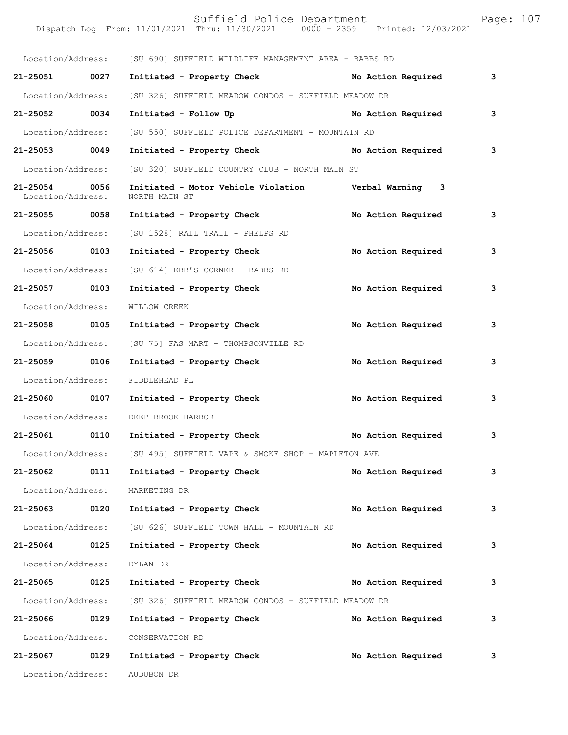Location/Address: [SU 690] SUFFIELD WILDLIFE MANAGEMENT AREA - BABBS RD

**21-25051 0027 Initiated - Property Check No Action Required 3**

Location/Address: [SU 326] SUFFIELD MEADOW CONDOS - SUFFIELD MEADOW DR

**21-25052 0034 Initiated - Follow Up No Action Required 3**

Location/Address: [SU 550] SUFFIELD POLICE DEPARTMENT - MOUNTAIN RD

**21-25053 0049 Initiated - Property Check No Action Required 3**

Location/Address: [SU 320] SUFFIELD COUNTRY CLUB - NORTH MAIN ST

**21-25054 0056 Initiated - Motor Vehicle Violation Verbal Warning 3**
Location/Address: NORTH MAIN ST

**21-25055 0058 Initiated - Property Check No Action Required 3**

Location/Address: [SU 1528] RAIL TRAIL - PHELPS RD

**21-25056 0103 Initiated - Property Check No Action Required 3**

Location/Address: [SU 614] EBB'S CORNER - BABBS RD

**21-25057 0103 Initiated - Property Check No Action Required 3**

Location/Address: WILLOW CREEK

**21-25058 0105 Initiated - Property Check No Action Required 3**

Location/Address: [SU 75] FAS MART - THOMPSONVILLE RD

**21-25059 0106 Initiated - Property Check No Action Required 3**

Location/Address: FIDDLEHEAD PL

**21-25060 0107 Initiated - Property Check No Action Required 3**

Location/Address: DEEP BROOK HARBOR

**21-25061 0110 Initiated - Property Check No Action Required 3**

Location/Address: [SU 495] SUFFIELD VAPE & SMOKE SHOP - MAPLETON AVE

**21-25062 0111 Initiated - Property Check No Action Required 3**

Location/Address: MARKETING DR

**21-25063 0120 Initiated - Property Check No Action Required 3**

Location/Address: [SU 626] SUFFIELD TOWN HALL - MOUNTAIN RD

**21-25064 0125 Initiated - Property Check No Action Required 3**

Location/Address: DYLAN DR

**21-25065 0125 Initiated - Property Check No Action Required 3**

Location/Address: [SU 326] SUFFIELD MEADOW CONDOS - SUFFIELD MEADOW DR

**21-25066 0129 Initiated - Property Check No Action Required 3**

Location/Address: CONSERVATION RD

**21-25067 0129 Initiated - Property Check No Action Required 3**

Location/Address: AUDUBON DR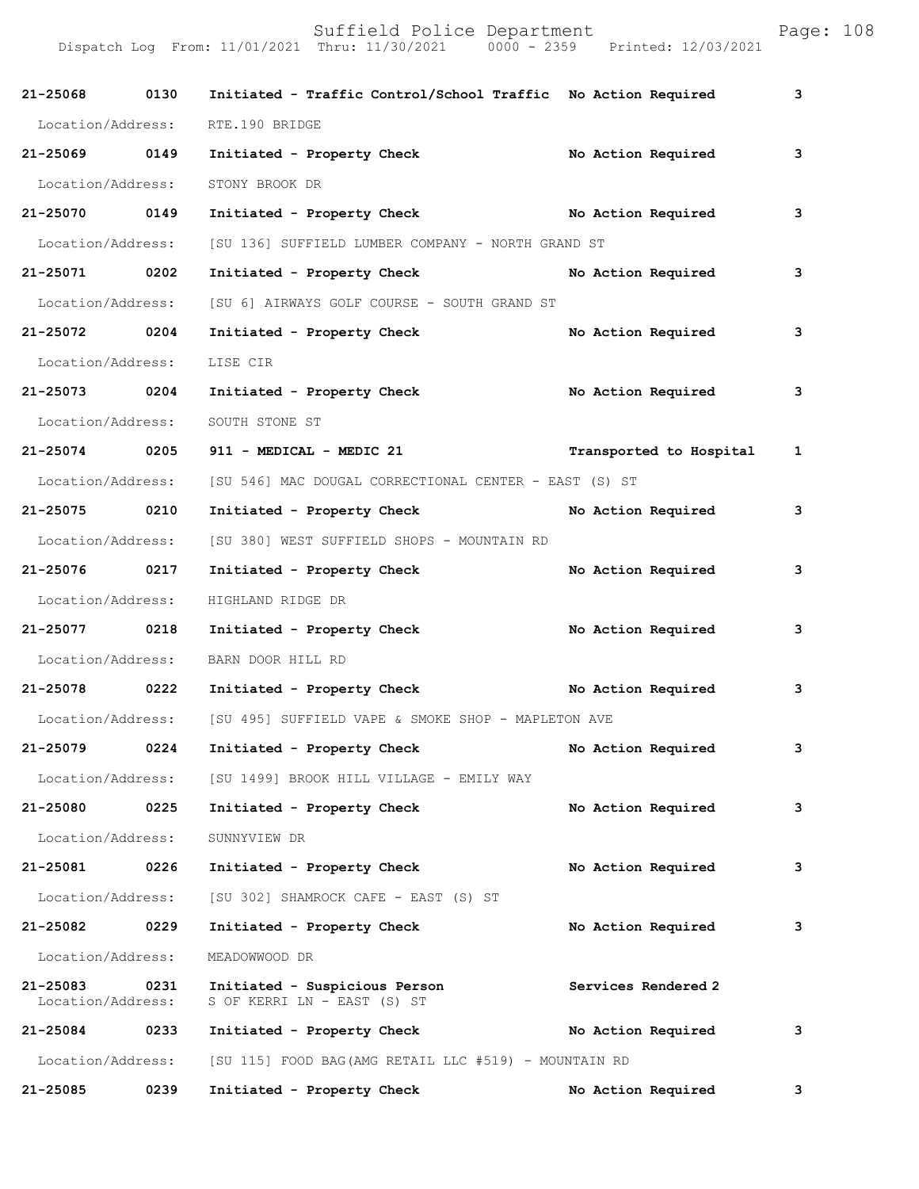Suffield Police Department

Dispatch Log From: 11/01/2021 Thru: 11/30/2021 0000 - 2359 Printed: 12/03/2021

**21-25068 0130 Initiated - Traffic Control/School Traffic No Action Required 3**

Location/Address: RTE.190 BRIDGE

**21-25069 0149 Initiated - Property Check No Action Required 3**

Location/Address: STONY BROOK DR

**21-25070 0149 Initiated - Property Check No Action Required 3**

Location/Address: [SU 136] SUFFIELD LUMBER COMPANY - NORTH GRAND ST

**21-25071 0202 Initiated - Property Check No Action Required 3**

Location/Address: [SU 6] AIRWAYS GOLF COURSE - SOUTH GRAND ST

**21-25072 0204 Initiated - Property Check No Action Required 3**

Location/Address: LISE CIR

**21-25073 0204 Initiated - Property Check No Action Required 3**

Location/Address: SOUTH STONE ST

**21-25074 0205 911 - MEDICAL - MEDIC 21 Transported to Hospital 1**

Location/Address: [SU 546] MAC DOUGAL CORRECTIONAL CENTER - EAST (S) ST

**21-25075 0210 Initiated - Property Check No Action Required 3**

Location/Address: [SU 380] WEST SUFFIELD SHOPS - MOUNTAIN RD

**21-25076 0217 Initiated - Property Check No Action Required 3**

Location/Address: HIGHLAND RIDGE DR

**21-25077 0218 Initiated - Property Check No Action Required 3**

Location/Address: BARN DOOR HILL RD

**21-25078 0222 Initiated - Property Check No Action Required 3**

Location/Address: [SU 495] SUFFIELD VAPE & SMOKE SHOP - MAPLETON AVE

**21-25079 0224 Initiated - Property Check No Action Required 3**

Location/Address: [SU 1499] BROOK HILL VILLAGE - EMILY WAY

**21-25080 0225 Initiated - Property Check No Action Required 3**

Location/Address: SUNNYVIEW DR

**21-25081 0226 Initiated - Property Check No Action Required 3**

Location/Address: [SU 302] SHAMROCK CAFE - EAST (S) ST

**21-25082 0229 Initiated - Property Check No Action Required 3**

Location/Address: MEADOWWOOD DR

**21-25083 0231 Initiated - Suspicious Person Services Rendered 2**

Location/Address: S OF KERRI LN - EAST (S) ST

**21-25084 0233 Initiated - Property Check No Action Required 3**

Location/Address: [SU 115] FOOD BAG(AMG RETAIL LLC #519) - MOUNTAIN RD

**21-25085 0239 Initiated - Property Check No Action Required 3**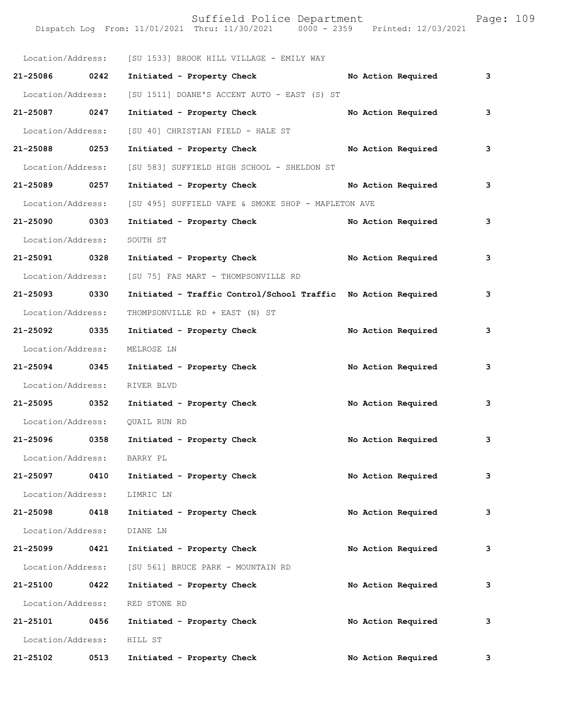Location/Address: [SU 1533] BROOK HILL VILLAGE - EMILY WAY

**21-25086 0242 Initiated - Property Check No Action Required 3**

Location/Address: [SU 1511] DOANE'S ACCENT AUTO - EAST (S) ST

**21-25087 0247 Initiated - Property Check No Action Required 3**

Location/Address: [SU 40] CHRISTIAN FIELD - HALE ST

**21-25088 0253 Initiated - Property Check No Action Required 3**

Location/Address: [SU 583] SUFFIELD HIGH SCHOOL - SHELDON ST

**21-25089 0257 Initiated - Property Check No Action Required 3**

Location/Address: [SU 495] SUFFIELD VAPE & SMOKE SHOP - MAPLETON AVE

**21-25090 0303 Initiated - Property Check No Action Required 3**

Location/Address: SOUTH ST

**21-25091 0328 Initiated - Property Check No Action Required 3**

Location/Address: [SU 75] FAS MART - THOMPSONVILLE RD

**21-25093 0330 Initiated - Traffic Control/School Traffic No Action Required 3**

Location/Address: THOMPSONVILLE RD + EAST (N) ST

**21-25092 0335 Initiated - Property Check No Action Required 3**

Location/Address: MELROSE LN

**21-25094 0345 Initiated - Property Check No Action Required 3**

Location/Address: RIVER BLVD

**21-25095 0352 Initiated - Property Check No Action Required 3**

Location/Address: QUAIL RUN RD

**21-25096 0358 Initiated - Property Check No Action Required 3**

Location/Address: BARRY PL

**21-25097 0410 Initiated - Property Check No Action Required 3**

Location/Address: LIMRIC LN

**21-25098 0418 Initiated - Property Check No Action Required 3**

Location/Address: DIANE LN

**21-25099 0421 Initiated - Property Check No Action Required 3**

Location/Address: [SU 561] BRUCE PARK - MOUNTAIN RD

**21-25100 0422 Initiated - Property Check No Action Required 3**

Location/Address: RED STONE RD

**21-25101 0456 Initiated - Property Check No Action Required 3**

Location/Address: HILL ST

**21-25102 0513 Initiated - Property Check No Action Required 3**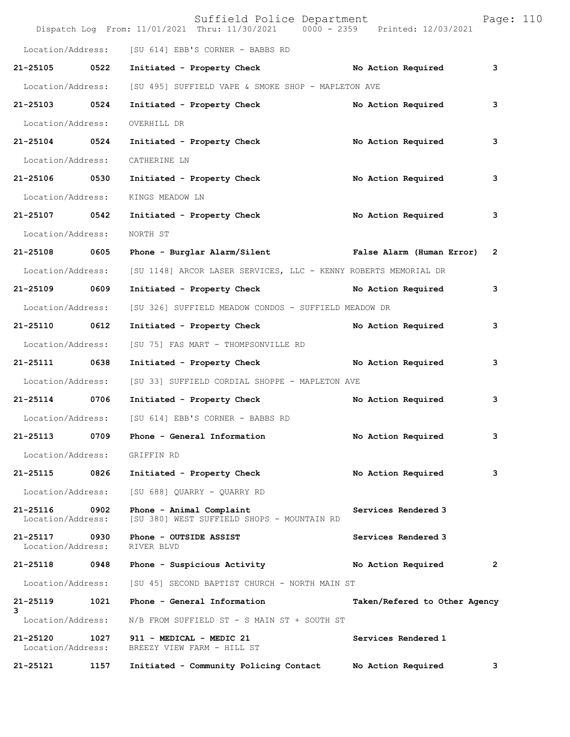Location/Address: [SU 614] EBB'S CORNER - BABBS RD

**21-25105 0522 Initiated - Property Check No Action Required 3**

Location/Address: [SU 495] SUFFIELD VAPE & SMOKE SHOP - MAPLETON AVE

**21-25103 0524 Initiated - Property Check No Action Required 3**

Location/Address: OVERHILL DR

**21-25104 0524 Initiated - Property Check No Action Required 3**

Location/Address: CATHERINE LN

**21-25106 0530 Initiated - Property Check No Action Required 3**

Location/Address: KINGS MEADOW LN

**21-25107 0542 Initiated - Property Check No Action Required 3**

Location/Address: NORTH ST

**21-25108 0605 Phone - Burglar Alarm/Silent False Alarm (Human Error) 2**

Location/Address: [SU 1148] ARCOR LASER SERVICES, LLC - KENNY ROBERTS MEMORIAL DR

**21-25109 0609 Initiated - Property Check No Action Required 3**

Location/Address: [SU 326] SUFFIELD MEADOW CONDOS - SUFFIELD MEADOW DR

**21-25110 0612 Initiated - Property Check No Action Required 3**

Location/Address: [SU 75] FAS MART - THOMPSONVILLE RD

**21-25111 0638 Initiated - Property Check No Action Required 3**

Location/Address: [SU 33] SUFFIELD CORDIAL SHOPPE - MAPLETON AVE

**21-25114 0706 Initiated - Property Check No Action Required 3**

Location/Address: [SU 614] EBB'S CORNER - BABBS RD

**21-25113 0709 Phone - General Information No Action Required 3**

Location/Address: GRIFFIN RD

**21-25115 0826 Initiated - Property Check No Action Required 3**

Location/Address: [SU 688] QUARRY - QUARRY RD

**21-25116 0902 Phone - Animal Complaint Services Rendered 3**
Location/Address: [SU 380] WEST SUFFIELD SHOPS - MOUNTAIN RD

**21-25117 0930 Phone - OUTSIDE ASSIST Services Rendered 3**
Location/Address: RIVER BLVD

**21-25118 0948 Phone - Suspicious Activity No Action Required 2**

Location/Address: [SU 45] SECOND BAPTIST CHURCH - NORTH MAIN ST

**21-25119 1021 Phone - General Information Taken/Refered to Other Agency 3**

Location/Address: N/B FROM SUFFIELD ST - S MAIN ST + SOUTH ST

**21-25120 1027 911 - MEDICAL - MEDIC 21 Services Rendered 1**
Location/Address: BREEZY VIEW FARM - HILL ST

**21-25121 1157 Initiated - Community Policing Contact No Action Required 3**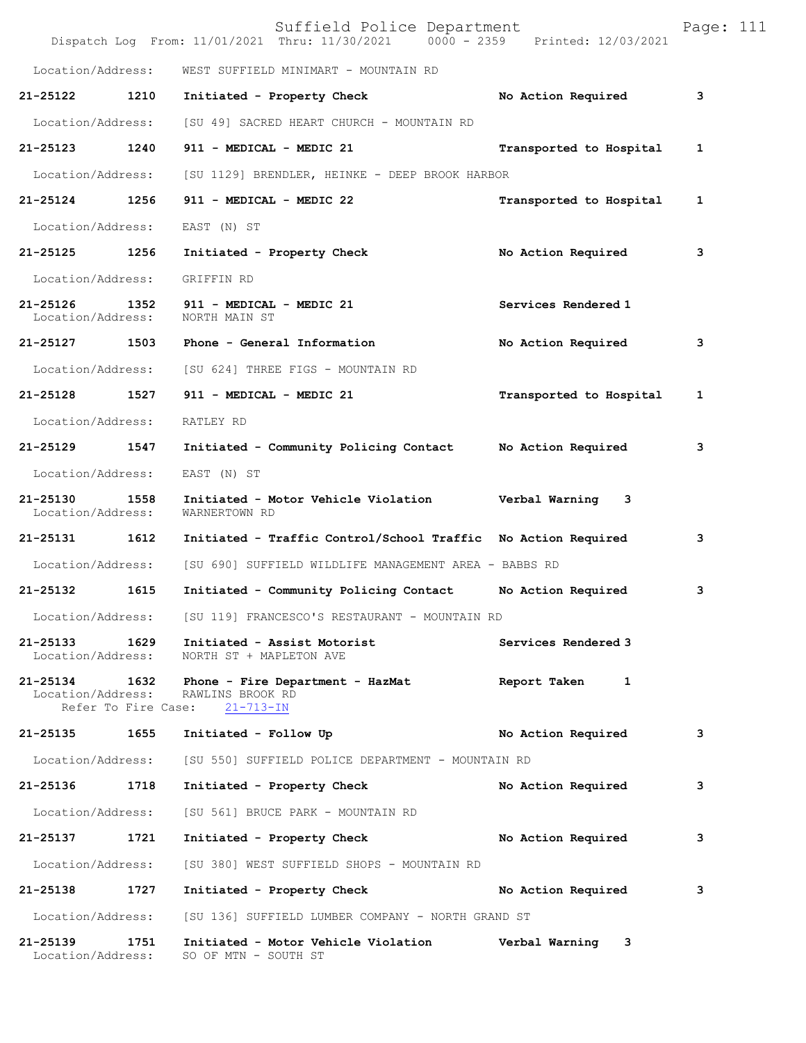Location/Address: WEST SUFFIELD MINIMART - MOUNTAIN RD

**21-25122 1210 Initiated - Property Check No Action Required 3**

Location/Address: [SU 49] SACRED HEART CHURCH - MOUNTAIN RD

**21-25123 1240 911 - MEDICAL - MEDIC 21 Transported to Hospital 1**

Location/Address: [SU 1129] BRENDLER, HEINKE - DEEP BROOK HARBOR

**21-25124 1256 911 - MEDICAL - MEDIC 22 Transported to Hospital 1**

Location/Address: EAST (N) ST

**21-25125 1256 Initiated - Property Check No Action Required 3**

Location/Address: GRIFFIN RD

**21-25126 1352 911 - MEDICAL - MEDIC 21 Services Rendered 1**
Location/Address: NORTH MAIN ST

**21-25127 1503 Phone - General Information No Action Required 3**

Location/Address: [SU 624] THREE FIGS - MOUNTAIN RD

**21-25128 1527 911 - MEDICAL - MEDIC 21 Transported to Hospital 1**

Location/Address: RATLEY RD

**21-25129 1547 Initiated - Community Policing Contact No Action Required 3**

Location/Address: EAST (N) ST

**21-25130 1558 Initiated - Motor Vehicle Violation Verbal Warning 3**
Location/Address: WARNERTOWN RD

**21-25131 1612 Initiated - Traffic Control/School Traffic No Action Required 3**

Location/Address: [SU 690] SUFFIELD WILDLIFE MANAGEMENT AREA - BABBS RD

**21-25132 1615 Initiated - Community Policing Contact No Action Required 3**

Location/Address: [SU 119] FRANCESCO'S RESTAURANT - MOUNTAIN RD

**21-25133 1629 Initiated - Assist Motorist Services Rendered 3**
Location/Address: NORTH ST + MAPLETON AVE

**21-25134 1632 Phone - Fire Department - HazMat Report Taken 1**
Location/Address: RAWLINS BROOK RD
Refer To Fire Case: 21-713-IN

**21-25135 1655 Initiated - Follow Up No Action Required 3**

Location/Address: [SU 550] SUFFIELD POLICE DEPARTMENT - MOUNTAIN RD

**21-25136 1718 Initiated - Property Check No Action Required 3**

Location/Address: [SU 561] BRUCE PARK - MOUNTAIN RD

**21-25137 1721 Initiated - Property Check No Action Required 3**

Location/Address: [SU 380] WEST SUFFIELD SHOPS - MOUNTAIN RD

**21-25138 1727 Initiated - Property Check No Action Required 3**

Location/Address: [SU 136] SUFFIELD LUMBER COMPANY - NORTH GRAND ST

**21-25139 1751 Initiated - Motor Vehicle Violation Verbal Warning 3**
Location/Address: SO OF MTN - SOUTH ST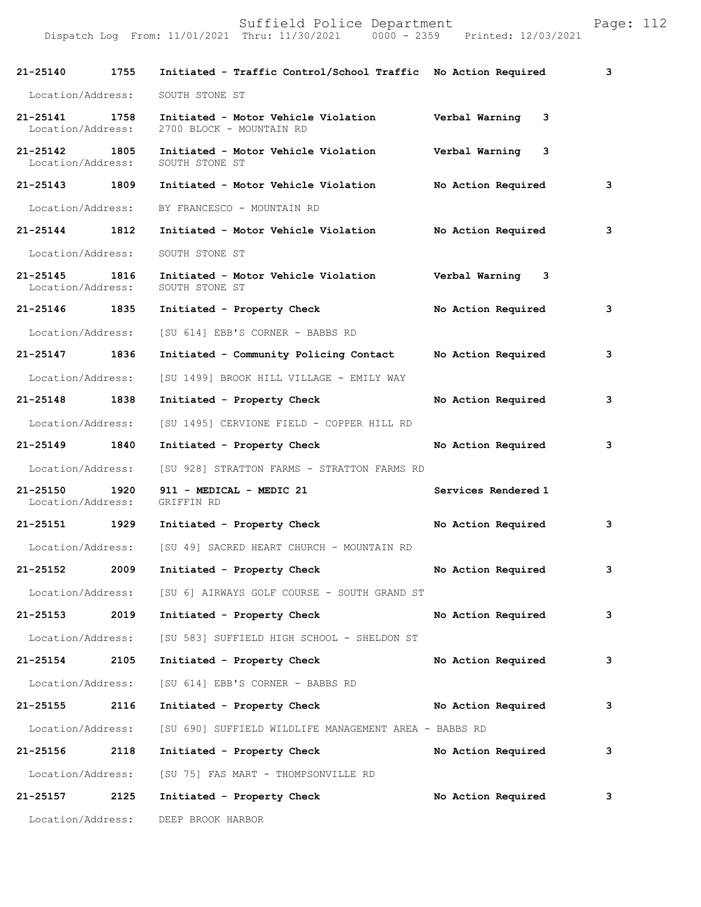**21-25140 1755 Initiated - Traffic Control/School Traffic No Action Required 3**

Location/Address: SOUTH STONE ST

**21-25141 1758 Initiated - Motor Vehicle Violation Verbal Warning 3**
Location/Address: 2700 BLOCK - MOUNTAIN RD

**21-25142 1805 Initiated - Motor Vehicle Violation Verbal Warning 3**
Location/Address: SOUTH STONE ST

**21-25143 1809 Initiated - Motor Vehicle Violation No Action Required 3**

Location/Address: BY FRANCESCO - MOUNTAIN RD

**21-25144 1812 Initiated - Motor Vehicle Violation No Action Required 3**

Location/Address: SOUTH STONE ST

**21-25145 1816 Initiated - Motor Vehicle Violation Verbal Warning 3**
Location/Address: SOUTH STONE ST

**21-25146 1835 Initiated - Property Check No Action Required 3**

Location/Address: [SU 614] EBB'S CORNER - BABBS RD

**21-25147 1836 Initiated - Community Policing Contact No Action Required 3**

Location/Address: [SU 1499] BROOK HILL VILLAGE - EMILY WAY

**21-25148 1838 Initiated - Property Check No Action Required 3**

Location/Address: [SU 1495] CERVIONE FIELD - COPPER HILL RD

**21-25149 1840 Initiated - Property Check No Action Required 3**

Location/Address: [SU 928] STRATTON FARMS - STRATTON FARMS RD

**21-25150 1920 911 - MEDICAL - MEDIC 21 Services Rendered 1**
Location/Address: GRIFFIN RD

**21-25151 1929 Initiated - Property Check No Action Required 3**

Location/Address: [SU 49] SACRED HEART CHURCH - MOUNTAIN RD

**21-25152 2009 Initiated - Property Check No Action Required 3**

Location/Address: [SU 6] AIRWAYS GOLF COURSE - SOUTH GRAND ST

**21-25153 2019 Initiated - Property Check No Action Required 3**

Location/Address: [SU 583] SUFFIELD HIGH SCHOOL - SHELDON ST

**21-25154 2105 Initiated - Property Check No Action Required 3**

Location/Address: [SU 614] EBB'S CORNER - BABBS RD

**21-25155 2116 Initiated - Property Check No Action Required 3**

Location/Address: [SU 690] SUFFIELD WILDLIFE MANAGEMENT AREA - BABBS RD

**21-25156 2118 Initiated - Property Check No Action Required 3**

Location/Address: [SU 75] FAS MART - THOMPSONVILLE RD

**21-25157 2125 Initiated - Property Check No Action Required 3**

Location/Address: DEEP BROOK HARBOR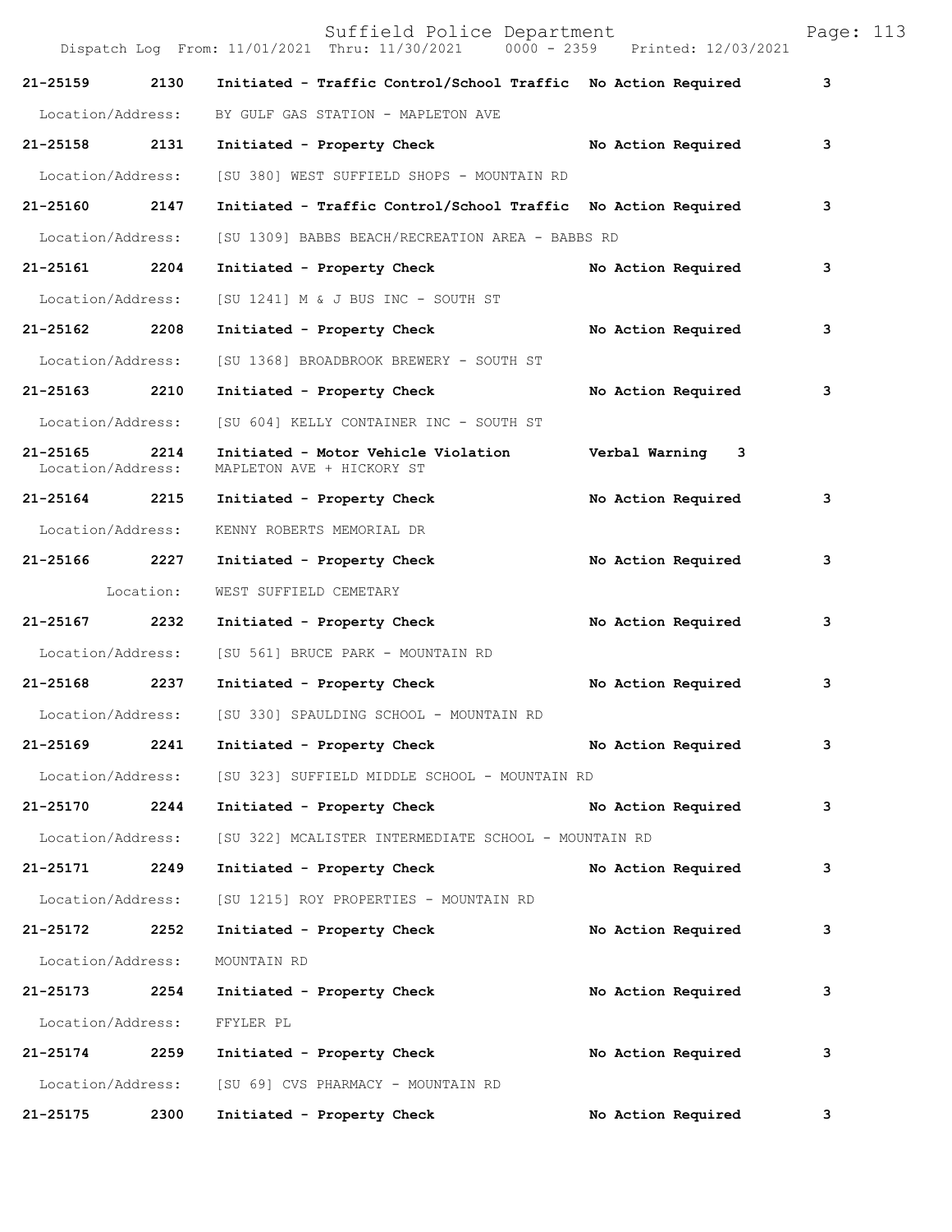| Call # | Time | Call Reason | Action | Priority |
|---|---|---|---|---|
| 21-25159 | 2130 | Initiated - Traffic Control/School Traffic | No Action Required | 3 |
| Location/Address: | | BY GULF GAS STATION - MAPLETON AVE | | |
| 21-25158 | 2131 | Initiated - Property Check | No Action Required | 3 |
| Location/Address: | | [SU 380] WEST SUFFIELD SHOPS - MOUNTAIN RD | | |
| 21-25160 | 2147 | Initiated - Traffic Control/School Traffic | No Action Required | 3 |
| Location/Address: | | [SU 1309] BABBS BEACH/RECREATION AREA - BABBS RD | | |
| 21-25161 | 2204 | Initiated - Property Check | No Action Required | 3 |
| Location/Address: | | [SU 1241] M & J BUS INC - SOUTH ST | | |
| 21-25162 | 2208 | Initiated - Property Check | No Action Required | 3 |
| Location/Address: | | [SU 1368] BROADBROOK BREWERY - SOUTH ST | | |
| 21-25163 | 2210 | Initiated - Property Check | No Action Required | 3 |
| Location/Address: | | [SU 604] KELLY CONTAINER INC - SOUTH ST | | |
| 21-25165 | 2214 | Initiated - Motor Vehicle Violation | Verbal Warning | 3 |
| Location/Address: | | MAPLETON AVE + HICKORY ST | | |
| 21-25164 | 2215 | Initiated - Property Check | No Action Required | 3 |
| Location/Address: | | KENNY ROBERTS MEMORIAL DR | | |
| 21-25166 | 2227 | Initiated - Property Check | No Action Required | 3 |
| Location: | | WEST SUFFIELD CEMETARY | | |
| 21-25167 | 2232 | Initiated - Property Check | No Action Required | 3 |
| Location/Address: | | [SU 561] BRUCE PARK - MOUNTAIN RD | | |
| 21-25168 | 2237 | Initiated - Property Check | No Action Required | 3 |
| Location/Address: | | [SU 330] SPAULDING SCHOOL - MOUNTAIN RD | | |
| 21-25169 | 2241 | Initiated - Property Check | No Action Required | 3 |
| Location/Address: | | [SU 323] SUFFIELD MIDDLE SCHOOL - MOUNTAIN RD | | |
| 21-25170 | 2244 | Initiated - Property Check | No Action Required | 3 |
| Location/Address: | | [SU 322] MCALISTER INTERMEDIATE SCHOOL - MOUNTAIN RD | | |
| 21-25171 | 2249 | Initiated - Property Check | No Action Required | 3 |
| Location/Address: | | [SU 1215] ROY PROPERTIES - MOUNTAIN RD | | |
| 21-25172 | 2252 | Initiated - Property Check | No Action Required | 3 |
| Location/Address: | | MOUNTAIN RD | | |
| 21-25173 | 2254 | Initiated - Property Check | No Action Required | 3 |
| Location/Address: | | FFYLER PL | | |
| 21-25174 | 2259 | Initiated - Property Check | No Action Required | 3 |
| Location/Address: | | [SU 69] CVS PHARMACY - MOUNTAIN RD | | |
| 21-25175 | 2300 | Initiated - Property Check | No Action Required | 3 |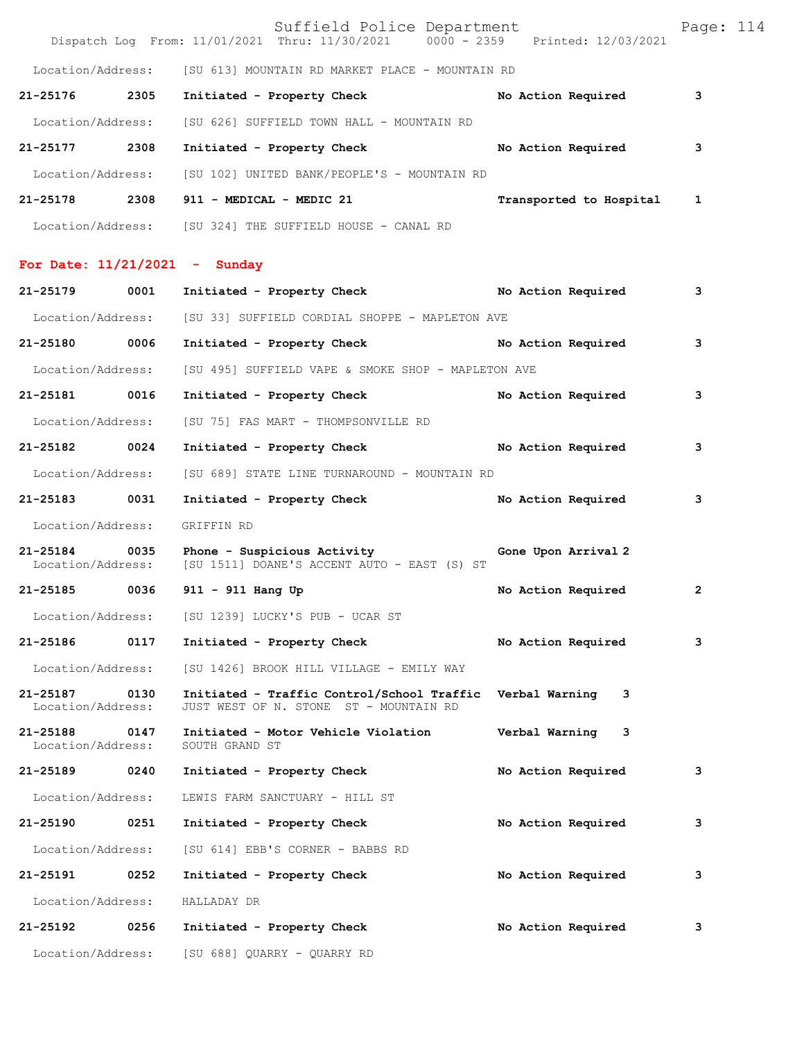Location/Address: [SU 613] MOUNTAIN RD MARKET PLACE - MOUNTAIN RD

**21-25176 2305 Initiated - Property Check No Action Required 3**

Location/Address: [SU 626] SUFFIELD TOWN HALL - MOUNTAIN RD

**21-25177 2308 Initiated - Property Check No Action Required 3**

Location/Address: [SU 102] UNITED BANK/PEOPLE'S - MOUNTAIN RD

**21-25178 2308 911 - MEDICAL - MEDIC 21 Transported to Hospital 1**

Location/Address: [SU 324] THE SUFFIELD HOUSE - CANAL RD

## For Date: 11/21/2021 - Sunday

**21-25179 0001 Initiated - Property Check No Action Required 3**

Location/Address: [SU 33] SUFFIELD CORDIAL SHOPPE - MAPLETON AVE

**21-25180 0006 Initiated - Property Check No Action Required 3**

Location/Address: [SU 495] SUFFIELD VAPE & SMOKE SHOP - MAPLETON AVE

**21-25181 0016 Initiated - Property Check No Action Required 3**

Location/Address: [SU 75] FAS MART - THOMPSONVILLE RD

**21-25182 0024 Initiated - Property Check No Action Required 3**

Location/Address: [SU 689] STATE LINE TURNAROUND - MOUNTAIN RD

**21-25183 0031 Initiated - Property Check No Action Required 3**

Location/Address: GRIFFIN RD

**21-25184 0035 Phone - Suspicious Activity Gone Upon Arrival 2**

Location/Address: [SU 1511] DOANE'S ACCENT AUTO - EAST (S) ST

**21-25185 0036 911 - 911 Hang Up No Action Required 2**

Location/Address: [SU 1239] LUCKY'S PUB - UCAR ST

**21-25186 0117 Initiated - Property Check No Action Required 3**

Location/Address: [SU 1426] BROOK HILL VILLAGE - EMILY WAY

**21-25187 0130 Initiated - Traffic Control/School Traffic Verbal Warning 3**

Location/Address: JUST WEST OF N. STONE ST - MOUNTAIN RD

**21-25188 0147 Initiated - Motor Vehicle Violation Verbal Warning 3**

Location/Address: SOUTH GRAND ST

**21-25189 0240 Initiated - Property Check No Action Required 3**

Location/Address: LEWIS FARM SANCTUARY - HILL ST

**21-25190 0251 Initiated - Property Check No Action Required 3**

Location/Address: [SU 614] EBB'S CORNER - BABBS RD

**21-25191 0252 Initiated - Property Check No Action Required 3**

Location/Address: HALLADAY DR

**21-25192 0256 Initiated - Property Check No Action Required 3**

Location/Address: [SU 688] QUARRY - QUARRY RD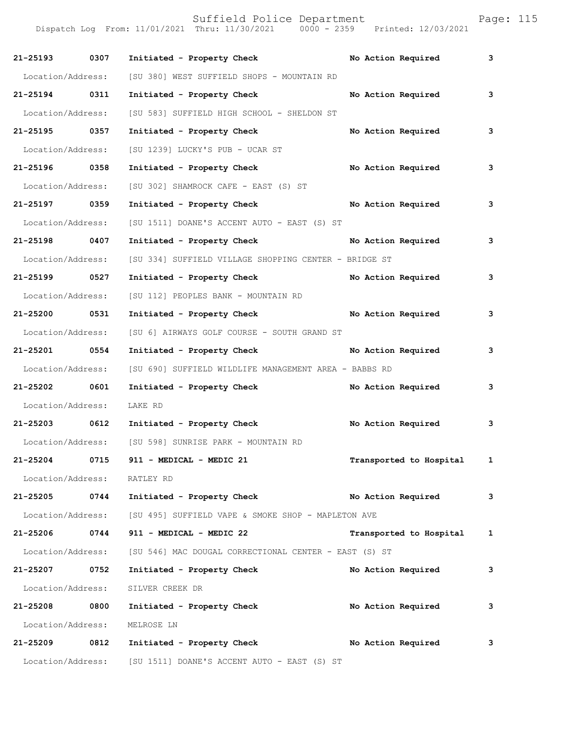| Call # | Time | Call Reason | Action | Priority |
|---|---|---|---|---|
| 21-25193 | 0307 | Initiated - Property Check | No Action Required | 3 |
| Location/Address: | | [SU 380] WEST SUFFIELD SHOPS - MOUNTAIN RD | | |
| 21-25194 | 0311 | Initiated - Property Check | No Action Required | 3 |
| Location/Address: | | [SU 583] SUFFIELD HIGH SCHOOL - SHELDON ST | | |
| 21-25195 | 0357 | Initiated - Property Check | No Action Required | 3 |
| Location/Address: | | [SU 1239] LUCKY'S PUB - UCAR ST | | |
| 21-25196 | 0358 | Initiated - Property Check | No Action Required | 3 |
| Location/Address: | | [SU 302] SHAMROCK CAFE - EAST (S) ST | | |
| 21-25197 | 0359 | Initiated - Property Check | No Action Required | 3 |
| Location/Address: | | [SU 1511] DOANE'S ACCENT AUTO - EAST (S) ST | | |
| 21-25198 | 0407 | Initiated - Property Check | No Action Required | 3 |
| Location/Address: | | [SU 334] SUFFIELD VILLAGE SHOPPING CENTER - BRIDGE ST | | |
| 21-25199 | 0527 | Initiated - Property Check | No Action Required | 3 |
| Location/Address: | | [SU 112] PEOPLES BANK - MOUNTAIN RD | | |
| 21-25200 | 0531 | Initiated - Property Check | No Action Required | 3 |
| Location/Address: | | [SU 6] AIRWAYS GOLF COURSE - SOUTH GRAND ST | | |
| 21-25201 | 0554 | Initiated - Property Check | No Action Required | 3 |
| Location/Address: | | [SU 690] SUFFIELD WILDLIFE MANAGEMENT AREA - BABBS RD | | |
| 21-25202 | 0601 | Initiated - Property Check | No Action Required | 3 |
| Location/Address: | | LAKE RD | | |
| 21-25203 | 0612 | Initiated - Property Check | No Action Required | 3 |
| Location/Address: | | [SU 598] SUNRISE PARK - MOUNTAIN RD | | |
| 21-25204 | 0715 | 911 - MEDICAL - MEDIC 21 | Transported to Hospital | 1 |
| Location/Address: | | RATLEY RD | | |
| 21-25205 | 0744 | Initiated - Property Check | No Action Required | 3 |
| Location/Address: | | [SU 495] SUFFIELD VAPE & SMOKE SHOP - MAPLETON AVE | | |
| 21-25206 | 0744 | 911 - MEDICAL - MEDIC 22 | Transported to Hospital | 1 |
| Location/Address: | | [SU 546] MAC DOUGAL CORRECTIONAL CENTER - EAST (S) ST | | |
| 21-25207 | 0752 | Initiated - Property Check | No Action Required | 3 |
| Location/Address: | | SILVER CREEK DR | | |
| 21-25208 | 0800 | Initiated - Property Check | No Action Required | 3 |
| Location/Address: | | MELROSE LN | | |
| 21-25209 | 0812 | Initiated - Property Check | No Action Required | 3 |
| Location/Address: | | [SU 1511] DOANE'S ACCENT AUTO - EAST (S) ST | | |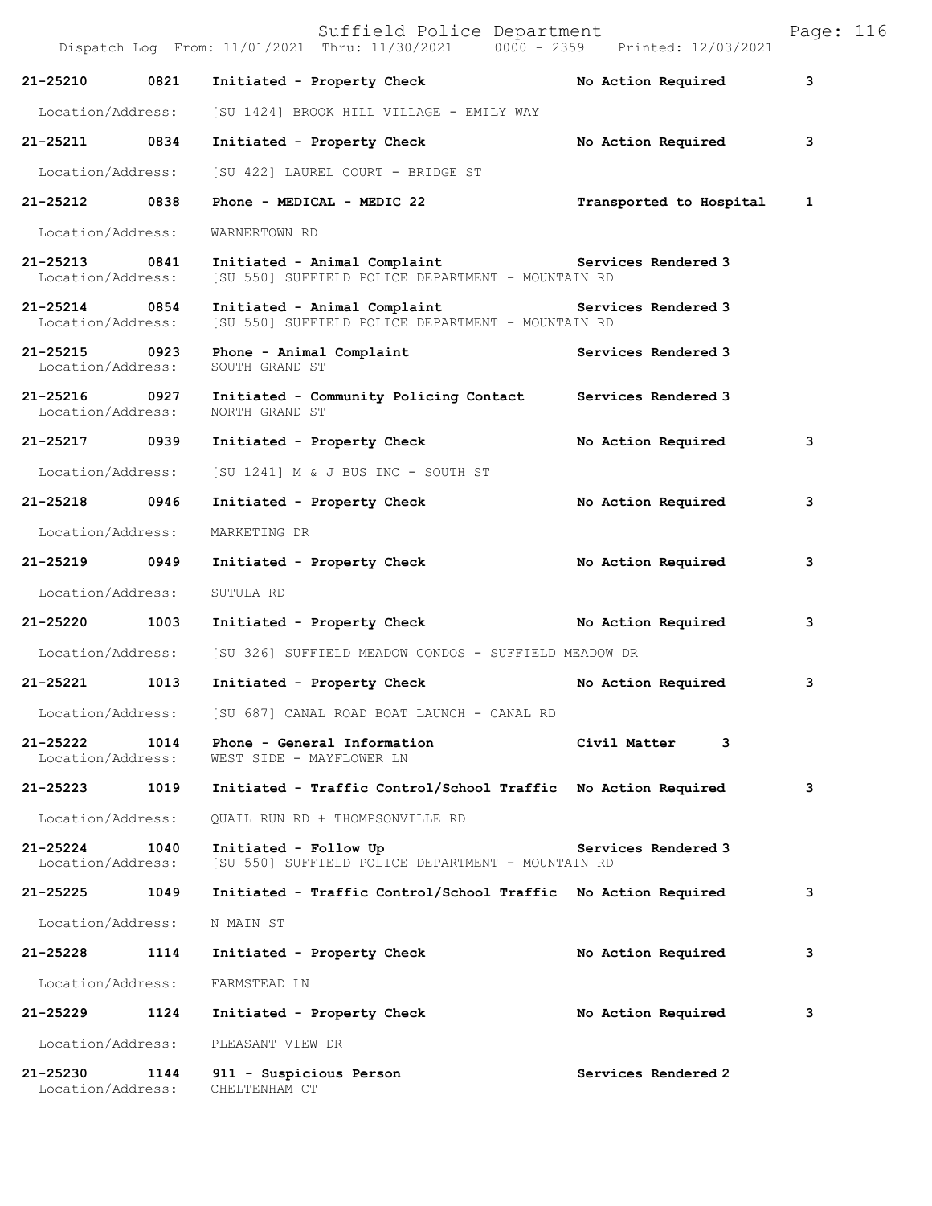Dispatch Log From: 11/01/2021 Thru: 11/30/2021 0000 - 2359 Printed: 12/03/2021

**21-25210 0821 Initiated - Property Check** **No Action Required** **3**
Location/Address: [SU 1424] BROOK HILL VILLAGE - EMILY WAY

**21-25211 0834 Initiated - Property Check** **No Action Required** **3**
Location/Address: [SU 422] LAUREL COURT - BRIDGE ST

**21-25212 0838 Phone - MEDICAL - MEDIC 22** **Transported to Hospital** **1**
Location/Address: WARNERTOWN RD

**21-25213 0841 Initiated - Animal Complaint** **Services Rendered 3**
Location/Address: [SU 550] SUFFIELD POLICE DEPARTMENT - MOUNTAIN RD

**21-25214 0854 Initiated - Animal Complaint** **Services Rendered 3**
Location/Address: [SU 550] SUFFIELD POLICE DEPARTMENT - MOUNTAIN RD

**21-25215 0923 Phone - Animal Complaint** **Services Rendered 3**
Location/Address: SOUTH GRAND ST

**21-25216 0927 Initiated - Community Policing Contact** **Services Rendered 3**
Location/Address: NORTH GRAND ST

**21-25217 0939 Initiated - Property Check** **No Action Required** **3**
Location/Address: [SU 1241] M & J BUS INC - SOUTH ST

**21-25218 0946 Initiated - Property Check** **No Action Required** **3**
Location/Address: MARKETING DR

**21-25219 0949 Initiated - Property Check** **No Action Required** **3**
Location/Address: SUTULA RD

**21-25220 1003 Initiated - Property Check** **No Action Required** **3**
Location/Address: [SU 326] SUFFIELD MEADOW CONDOS - SUFFIELD MEADOW DR

**21-25221 1013 Initiated - Property Check** **No Action Required** **3**
Location/Address: [SU 687] CANAL ROAD BOAT LAUNCH - CANAL RD

**21-25222 1014 Phone - General Information** **Civil Matter 3**
Location/Address: WEST SIDE - MAYFLOWER LN

**21-25223 1019 Initiated - Traffic Control/School Traffic** **No Action Required** **3**
Location/Address: QUAIL RUN RD + THOMPSONVILLE RD

**21-25224 1040 Initiated - Follow Up** **Services Rendered 3**
Location/Address: [SU 550] SUFFIELD POLICE DEPARTMENT - MOUNTAIN RD

**21-25225 1049 Initiated - Traffic Control/School Traffic** **No Action Required** **3**
Location/Address: N MAIN ST

**21-25228 1114 Initiated - Property Check** **No Action Required** **3**
Location/Address: FARMSTEAD LN

**21-25229 1124 Initiated - Property Check** **No Action Required** **3**
Location/Address: PLEASANT VIEW DR

**21-25230 1144 911 - Suspicious Person** **Services Rendered 2**
Location/Address: CHELTENHAM CT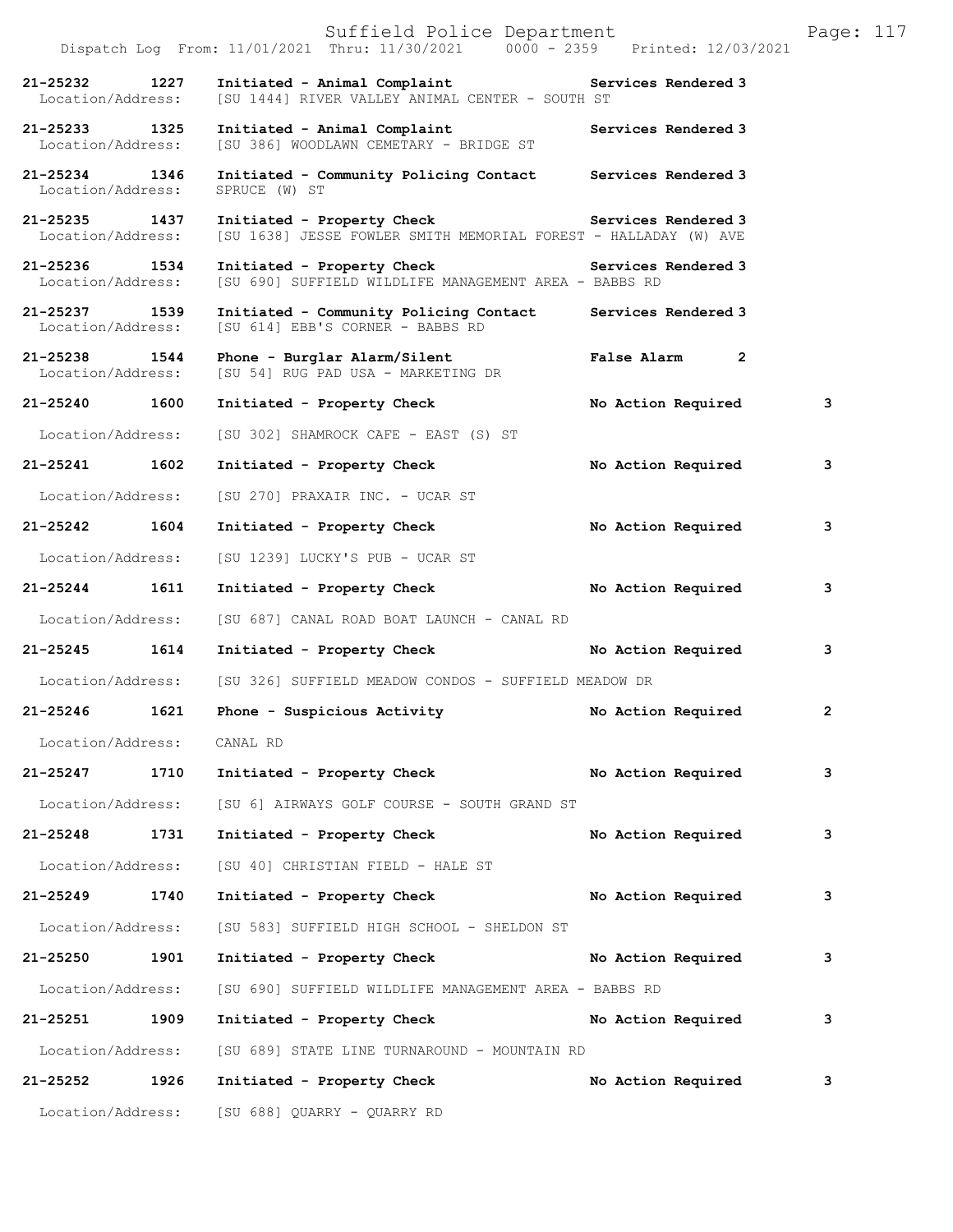Dispatch Log From: 11/01/2021 Thru: 11/30/2021 0000 - 2359 Printed: 12/03/2021

**21-25232 1227 Initiated - Animal Complaint Services Rendered 3**
Location/Address: [SU 1444] RIVER VALLEY ANIMAL CENTER - SOUTH ST

**21-25233 1325 Initiated - Animal Complaint Services Rendered 3**
Location/Address: [SU 386] WOODLAWN CEMETARY - BRIDGE ST

**21-25234 1346 Initiated - Community Policing Contact Services Rendered 3**
Location/Address: SPRUCE (W) ST

**21-25235 1437 Initiated - Property Check Services Rendered 3**
Location/Address: [SU 1638] JESSE FOWLER SMITH MEMORIAL FOREST - HALLADAY (W) AVE

**21-25236 1534 Initiated - Property Check Services Rendered 3**
Location/Address: [SU 690] SUFFIELD WILDLIFE MANAGEMENT AREA - BABBS RD

**21-25237 1539 Initiated - Community Policing Contact Services Rendered 3**
Location/Address: [SU 614] EBB'S CORNER - BABBS RD

**21-25238 1544 Phone - Burglar Alarm/Silent False Alarm 2**
Location/Address: [SU 54] RUG PAD USA - MARKETING DR

**21-25240 1600 Initiated - Property Check No Action Required 3**
Location/Address: [SU 302] SHAMROCK CAFE - EAST (S) ST

**21-25241 1602 Initiated - Property Check No Action Required 3**
Location/Address: [SU 270] PRAXAIR INC. - UCAR ST

**21-25242 1604 Initiated - Property Check No Action Required 3**
Location/Address: [SU 1239] LUCKY'S PUB - UCAR ST

**21-25244 1611 Initiated - Property Check No Action Required 3**
Location/Address: [SU 687] CANAL ROAD BOAT LAUNCH - CANAL RD

**21-25245 1614 Initiated - Property Check No Action Required 3**
Location/Address: [SU 326] SUFFIELD MEADOW CONDOS - SUFFIELD MEADOW DR

**21-25246 1621 Phone - Suspicious Activity No Action Required 2**
Location/Address: CANAL RD

**21-25247 1710 Initiated - Property Check No Action Required 3**
Location/Address: [SU 6] AIRWAYS GOLF COURSE - SOUTH GRAND ST

**21-25248 1731 Initiated - Property Check No Action Required 3**
Location/Address: [SU 40] CHRISTIAN FIELD - HALE ST

**21-25249 1740 Initiated - Property Check No Action Required 3**
Location/Address: [SU 583] SUFFIELD HIGH SCHOOL - SHELDON ST

**21-25250 1901 Initiated - Property Check No Action Required 3**
Location/Address: [SU 690] SUFFIELD WILDLIFE MANAGEMENT AREA - BABBS RD

**21-25251 1909 Initiated - Property Check No Action Required 3**
Location/Address: [SU 689] STATE LINE TURNAROUND - MOUNTAIN RD

**21-25252 1926 Initiated - Property Check No Action Required 3**
Location/Address: [SU 688] QUARRY - QUARRY RD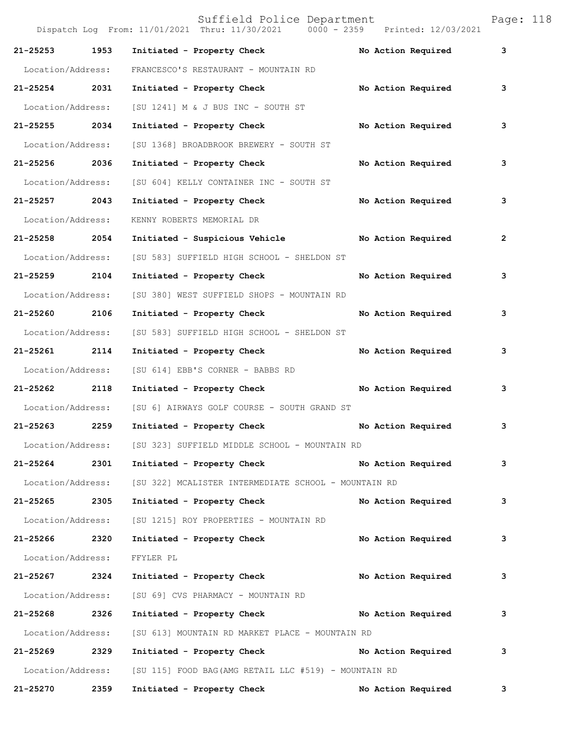| Call | Time | Action | Disposition | Priority |
|---|---|---|---|---|
| 21-25253 | 1953 | Initiated - Property Check | No Action Required | 3 |
| Location/Address: | | FRANCESCO'S RESTAURANT - MOUNTAIN RD | | |
| 21-25254 | 2031 | Initiated - Property Check | No Action Required | 3 |
| Location/Address: | | [SU 1241] M & J BUS INC - SOUTH ST | | |
| 21-25255 | 2034 | Initiated - Property Check | No Action Required | 3 |
| Location/Address: | | [SU 1368] BROADBROOK BREWERY - SOUTH ST | | |
| 21-25256 | 2036 | Initiated - Property Check | No Action Required | 3 |
| Location/Address: | | [SU 604] KELLY CONTAINER INC - SOUTH ST | | |
| 21-25257 | 2043 | Initiated - Property Check | No Action Required | 3 |
| Location/Address: | | KENNY ROBERTS MEMORIAL DR | | |
| 21-25258 | 2054 | Initiated - Suspicious Vehicle | No Action Required | 2 |
| Location/Address: | | [SU 583] SUFFIELD HIGH SCHOOL - SHELDON ST | | |
| 21-25259 | 2104 | Initiated - Property Check | No Action Required | 3 |
| Location/Address: | | [SU 380] WEST SUFFIELD SHOPS - MOUNTAIN RD | | |
| 21-25260 | 2106 | Initiated - Property Check | No Action Required | 3 |
| Location/Address: | | [SU 583] SUFFIELD HIGH SCHOOL - SHELDON ST | | |
| 21-25261 | 2114 | Initiated - Property Check | No Action Required | 3 |
| Location/Address: | | [SU 614] EBB'S CORNER - BABBS RD | | |
| 21-25262 | 2118 | Initiated - Property Check | No Action Required | 3 |
| Location/Address: | | [SU 6] AIRWAYS GOLF COURSE - SOUTH GRAND ST | | |
| 21-25263 | 2259 | Initiated - Property Check | No Action Required | 3 |
| Location/Address: | | [SU 323] SUFFIELD MIDDLE SCHOOL - MOUNTAIN RD | | |
| 21-25264 | 2301 | Initiated - Property Check | No Action Required | 3 |
| Location/Address: | | [SU 322] MCALISTER INTERMEDIATE SCHOOL - MOUNTAIN RD | | |
| 21-25265 | 2305 | Initiated - Property Check | No Action Required | 3 |
| Location/Address: | | [SU 1215] ROY PROPERTIES - MOUNTAIN RD | | |
| 21-25266 | 2320 | Initiated - Property Check | No Action Required | 3 |
| Location/Address: | | FFYLER PL | | |
| 21-25267 | 2324 | Initiated - Property Check | No Action Required | 3 |
| Location/Address: | | [SU 69] CVS PHARMACY - MOUNTAIN RD | | |
| 21-25268 | 2326 | Initiated - Property Check | No Action Required | 3 |
| Location/Address: | | [SU 613] MOUNTAIN RD MARKET PLACE - MOUNTAIN RD | | |
| 21-25269 | 2329 | Initiated - Property Check | No Action Required | 3 |
| Location/Address: | | [SU 115] FOOD BAG(AMG RETAIL LLC #519) - MOUNTAIN RD | | |
| 21-25270 | 2359 | Initiated - Property Check | No Action Required | 3 |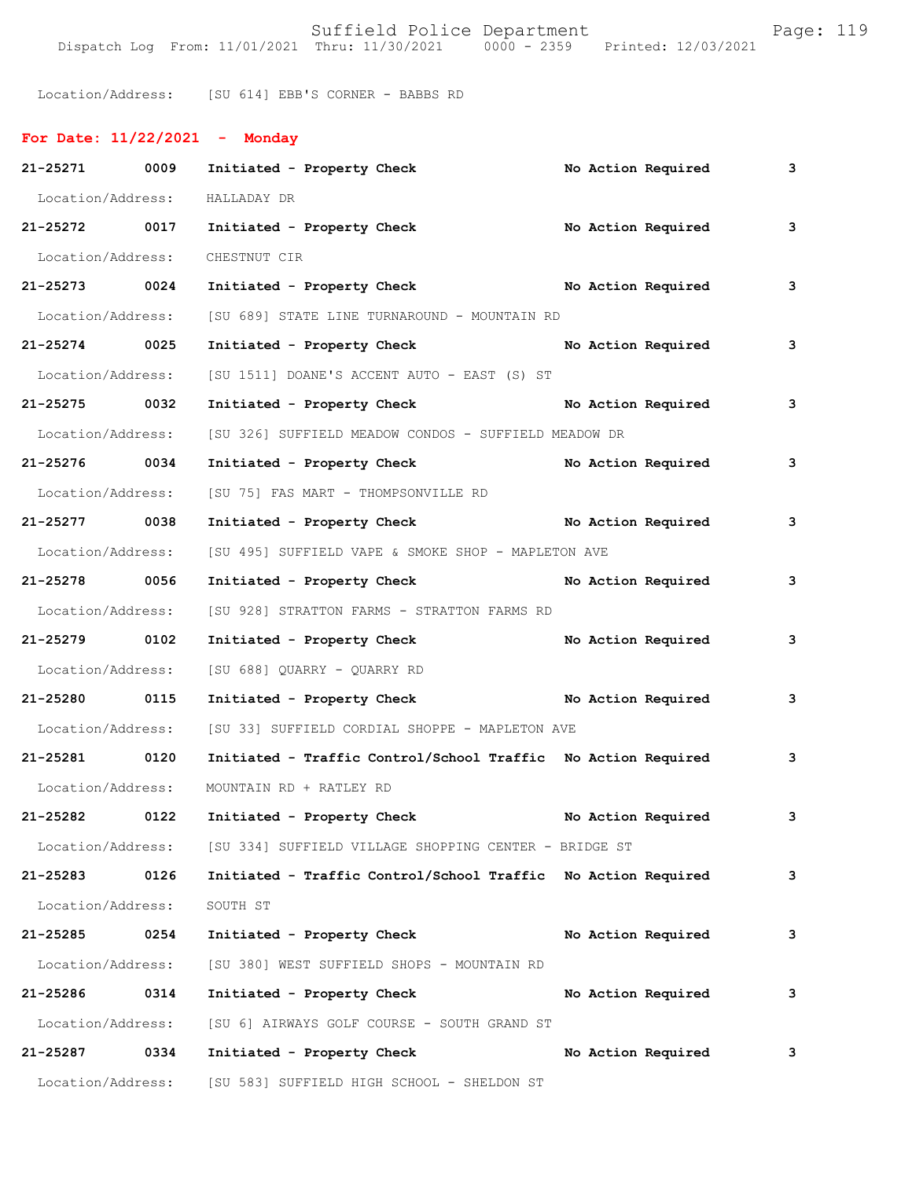Location/Address: [SU 614] EBB'S CORNER - BABBS RD

**For Date: 11/22/2021 - Monday**

**21-25271 0009 Initiated - Property Check No Action Required 3**

Location/Address: HALLADAY DR

**21-25272 0017 Initiated - Property Check No Action Required 3**

Location/Address: CHESTNUT CIR

**21-25273 0024 Initiated - Property Check No Action Required 3**

Location/Address: [SU 689] STATE LINE TURNAROUND - MOUNTAIN RD

**21-25274 0025 Initiated - Property Check No Action Required 3**

Location/Address: [SU 1511] DOANE'S ACCENT AUTO - EAST (S) ST

**21-25275 0032 Initiated - Property Check No Action Required 3**

Location/Address: [SU 326] SUFFIELD MEADOW CONDOS - SUFFIELD MEADOW DR

**21-25276 0034 Initiated - Property Check No Action Required 3**

Location/Address: [SU 75] FAS MART - THOMPSONVILLE RD

**21-25277 0038 Initiated - Property Check No Action Required 3**

Location/Address: [SU 495] SUFFIELD VAPE & SMOKE SHOP - MAPLETON AVE

**21-25278 0056 Initiated - Property Check No Action Required 3**

Location/Address: [SU 928] STRATTON FARMS - STRATTON FARMS RD

**21-25279 0102 Initiated - Property Check No Action Required 3**

Location/Address: [SU 688] QUARRY - QUARRY RD

**21-25280 0115 Initiated - Property Check No Action Required 3**

Location/Address: [SU 33] SUFFIELD CORDIAL SHOPPE - MAPLETON AVE

**21-25281 0120 Initiated - Traffic Control/School Traffic No Action Required 3**

Location/Address: MOUNTAIN RD + RATLEY RD

**21-25282 0122 Initiated - Property Check No Action Required 3**

Location/Address: [SU 334] SUFFIELD VILLAGE SHOPPING CENTER - BRIDGE ST

**21-25283 0126 Initiated - Traffic Control/School Traffic No Action Required 3**

Location/Address: SOUTH ST

**21-25285 0254 Initiated - Property Check No Action Required 3**

Location/Address: [SU 380] WEST SUFFIELD SHOPS - MOUNTAIN RD

**21-25286 0314 Initiated - Property Check No Action Required 3**

Location/Address: [SU 6] AIRWAYS GOLF COURSE - SOUTH GRAND ST

**21-25287 0334 Initiated - Property Check No Action Required 3**

Location/Address: [SU 583] SUFFIELD HIGH SCHOOL - SHELDON ST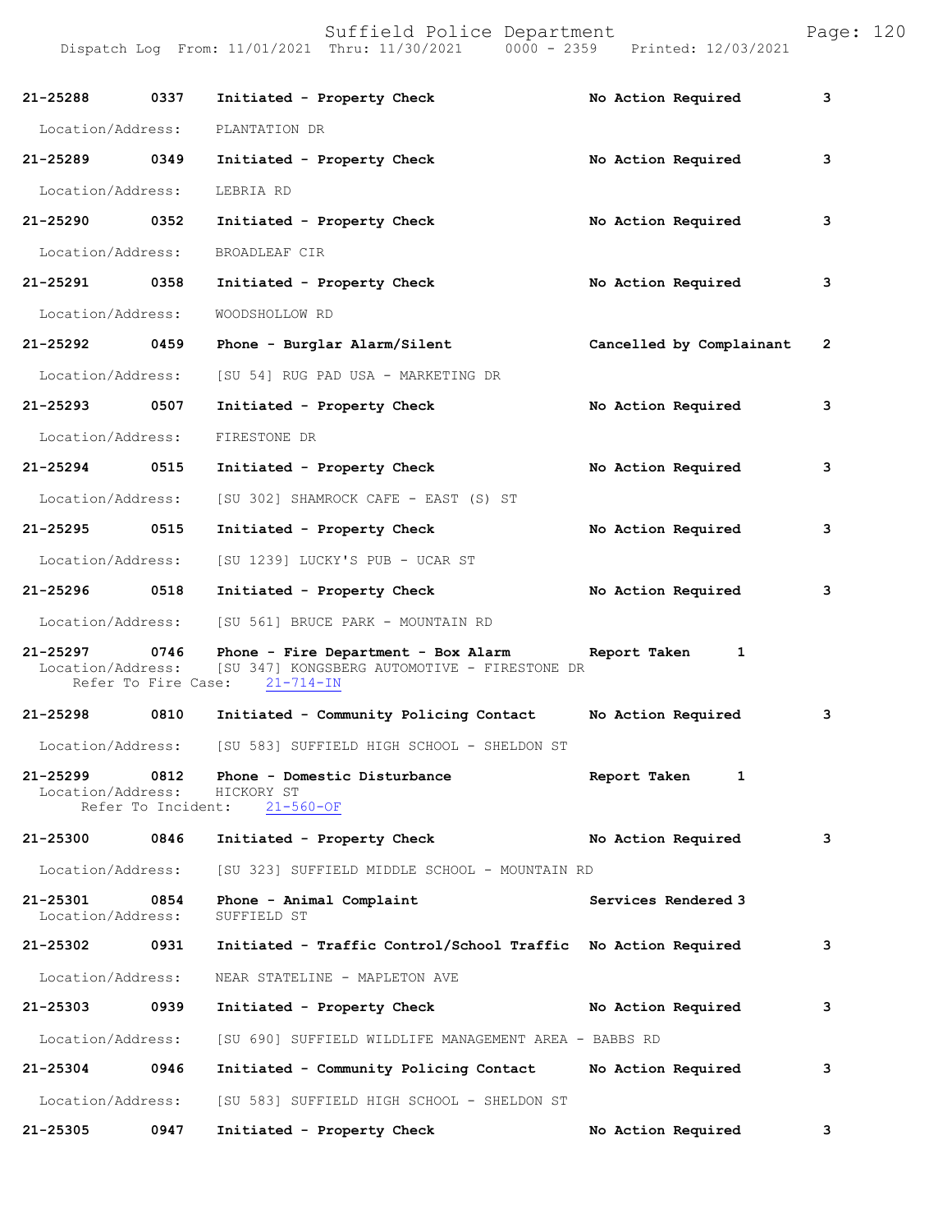| Call # | Time | Call Reason | Action | Priority |
|---|---|---|---|---|
| 21-25288 | 0337 | Initiated - Property Check | No Action Required | 3 |
| Location/Address: | | PLANTATION DR | | |
| 21-25289 | 0349 | Initiated - Property Check | No Action Required | 3 |
| Location/Address: | | LEBRIA RD | | |
| 21-25290 | 0352 | Initiated - Property Check | No Action Required | 3 |
| Location/Address: | | BROADLEAF CIR | | |
| 21-25291 | 0358 | Initiated - Property Check | No Action Required | 3 |
| Location/Address: | | WOODSHOLLOW RD | | |
| 21-25292 | 0459 | Phone - Burglar Alarm/Silent | Cancelled by Complainant | 2 |
| Location/Address: | | [SU 54] RUG PAD USA - MARKETING DR | | |
| 21-25293 | 0507 | Initiated - Property Check | No Action Required | 3 |
| Location/Address: | | FIRESTONE DR | | |
| 21-25294 | 0515 | Initiated - Property Check | No Action Required | 3 |
| Location/Address: | | [SU 302] SHAMROCK CAFE - EAST (S) ST | | |
| 21-25295 | 0515 | Initiated - Property Check | No Action Required | 3 |
| Location/Address: | | [SU 1239] LUCKY'S PUB - UCAR ST | | |
| 21-25296 | 0518 | Initiated - Property Check | No Action Required | 3 |
| Location/Address: | | [SU 561] BRUCE PARK - MOUNTAIN RD | | |
| 21-25297 | 0746 | Phone - Fire Department - Box Alarm | Report Taken | 1 |
| Location/Address: | | [SU 347] KONGSBERG AUTOMOTIVE - FIRESTONE DR | | |
| Refer To Fire Case: | | 21-714-IN | | |
| 21-25298 | 0810 | Initiated - Community Policing Contact | No Action Required | 3 |
| Location/Address: | | [SU 583] SUFFIELD HIGH SCHOOL - SHELDON ST | | |
| 21-25299 | 0812 | Phone - Domestic Disturbance | Report Taken | 1 |
| Location/Address: | | HICKORY ST | | |
| Refer To Incident: | | 21-560-OF | | |
| 21-25300 | 0846 | Initiated - Property Check | No Action Required | 3 |
| Location/Address: | | [SU 323] SUFFIELD MIDDLE SCHOOL - MOUNTAIN RD | | |
| 21-25301 | 0854 | Phone - Animal Complaint | Services Rendered | 3 |
| Location/Address: | | SUFFIELD ST | | |
| 21-25302 | 0931 | Initiated - Traffic Control/School Traffic | No Action Required | 3 |
| Location/Address: | | NEAR STATELINE - MAPLETON AVE | | |
| 21-25303 | 0939 | Initiated - Property Check | No Action Required | 3 |
| Location/Address: | | [SU 690] SUFFIELD WILDLIFE MANAGEMENT AREA - BABBS RD | | |
| 21-25304 | 0946 | Initiated - Community Policing Contact | No Action Required | 3 |
| Location/Address: | | [SU 583] SUFFIELD HIGH SCHOOL - SHELDON ST | | |
| 21-25305 | 0947 | Initiated - Property Check | No Action Required | 3 |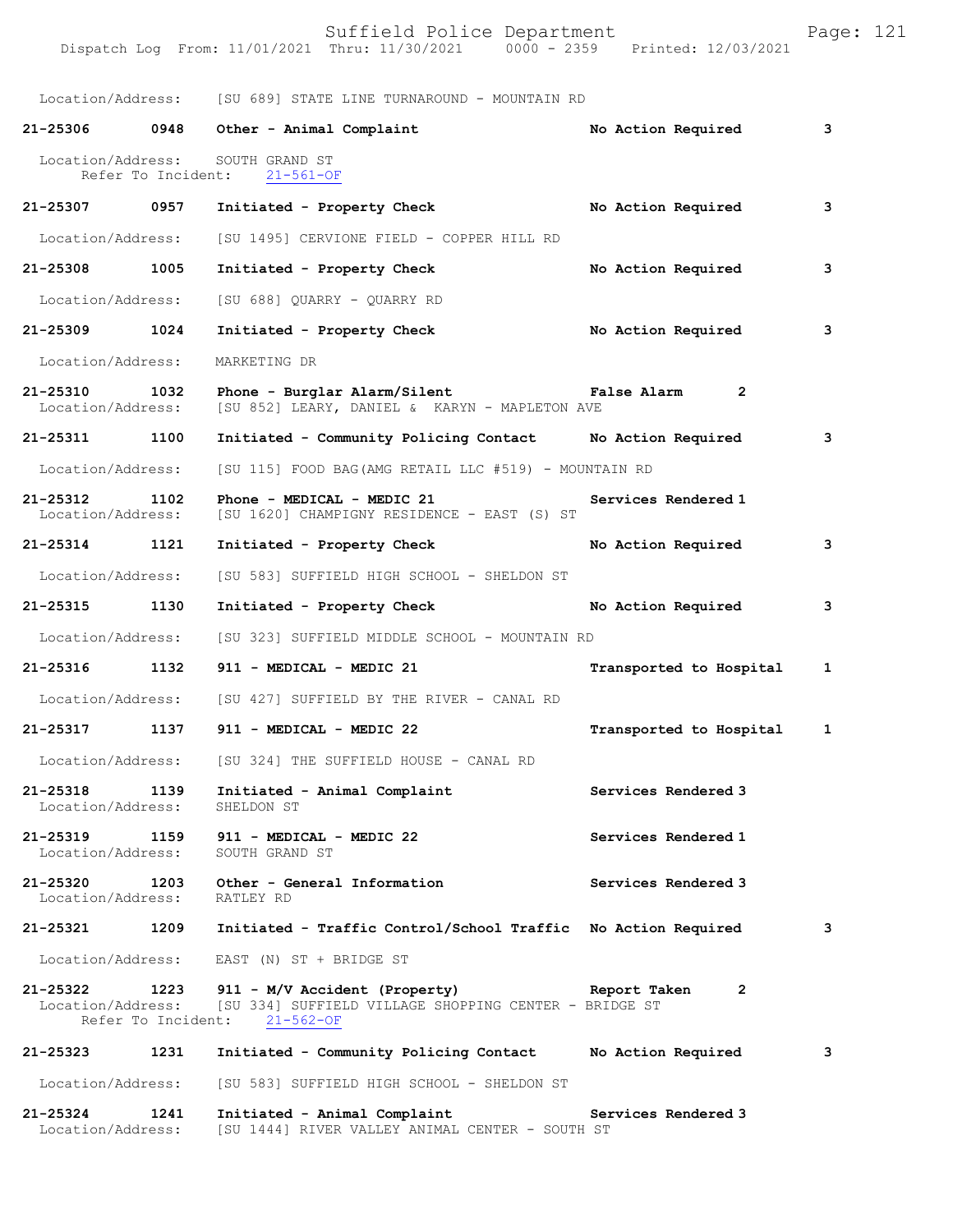Location/Address: [SU 689] STATE LINE TURNAROUND - MOUNTAIN RD

**21-25306 0948 Other - Animal Complaint No Action Required 3**

Location/Address: SOUTH GRAND ST
Refer To Incident: 21-561-OF

**21-25307 0957 Initiated - Property Check No Action Required 3**

Location/Address: [SU 1495] CERVIONE FIELD - COPPER HILL RD

**21-25308 1005 Initiated - Property Check No Action Required 3**

Location/Address: [SU 688] QUARRY - QUARRY RD

**21-25309 1024 Initiated - Property Check No Action Required 3**

Location/Address: MARKETING DR

**21-25310 1032 Phone - Burglar Alarm/Silent False Alarm 2**
Location/Address: [SU 852] LEARY, DANIEL & KARYN - MAPLETON AVE

**21-25311 1100 Initiated - Community Policing Contact No Action Required 3**

Location/Address: [SU 115] FOOD BAG(AMG RETAIL LLC #519) - MOUNTAIN RD

**21-25312 1102 Phone - MEDICAL - MEDIC 21 Services Rendered 1**
Location/Address: [SU 1620] CHAMPIGNY RESIDENCE - EAST (S) ST

**21-25314 1121 Initiated - Property Check No Action Required 3**

Location/Address: [SU 583] SUFFIELD HIGH SCHOOL - SHELDON ST

**21-25315 1130 Initiated - Property Check No Action Required 3**

Location/Address: [SU 323] SUFFIELD MIDDLE SCHOOL - MOUNTAIN RD

**21-25316 1132 911 - MEDICAL - MEDIC 21 Transported to Hospital 1**

Location/Address: [SU 427] SUFFIELD BY THE RIVER - CANAL RD

**21-25317 1137 911 - MEDICAL - MEDIC 22 Transported to Hospital 1**

Location/Address: [SU 324] THE SUFFIELD HOUSE - CANAL RD

**21-25318 1139 Initiated - Animal Complaint Services Rendered 3**
Location/Address: SHELDON ST

**21-25319 1159 911 - MEDICAL - MEDIC 22 Services Rendered 1**
Location/Address: SOUTH GRAND ST

**21-25320 1203 Other - General Information Services Rendered 3**
Location/Address: RATLEY RD

**21-25321 1209 Initiated - Traffic Control/School Traffic No Action Required 3**

Location/Address: EAST (N) ST + BRIDGE ST

**21-25322 1223 911 - M/V Accident (Property) Report Taken 2**
Location/Address: [SU 334] SUFFIELD VILLAGE SHOPPING CENTER - BRIDGE ST
Refer To Incident: 21-562-OF

**21-25323 1231 Initiated - Community Policing Contact No Action Required 3**

Location/Address: [SU 583] SUFFIELD HIGH SCHOOL - SHELDON ST

**21-25324 1241 Initiated - Animal Complaint Services Rendered 3**
Location/Address: [SU 1444] RIVER VALLEY ANIMAL CENTER - SOUTH ST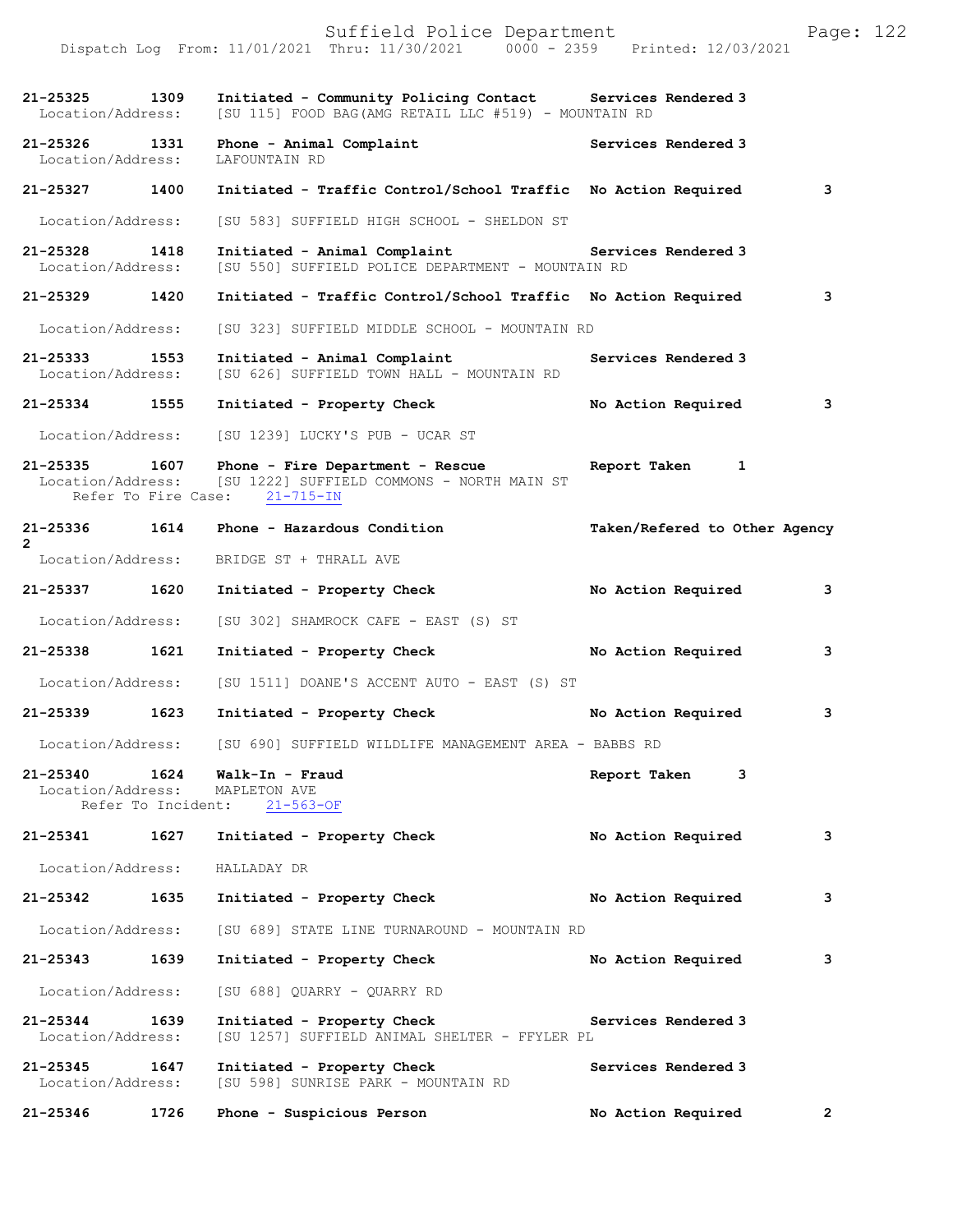Dispatch Log From: 11/01/2021 Thru: 11/30/2021 0000 - 2359 Printed: 12/03/2021

**21-25325 1309 Initiated - Community Policing Contact Services Rendered 3**
Location/Address: [SU 115] FOOD BAG(AMG RETAIL LLC #519) - MOUNTAIN RD

**21-25326 1331 Phone - Animal Complaint Services Rendered 3**
Location/Address: LAFOUNTAIN RD

**21-25327 1400 Initiated - Traffic Control/School Traffic No Action Required 3**
Location/Address: [SU 583] SUFFIELD HIGH SCHOOL - SHELDON ST

**21-25328 1418 Initiated - Animal Complaint Services Rendered 3**
Location/Address: [SU 550] SUFFIELD POLICE DEPARTMENT - MOUNTAIN RD

**21-25329 1420 Initiated - Traffic Control/School Traffic No Action Required 3**
Location/Address: [SU 323] SUFFIELD MIDDLE SCHOOL - MOUNTAIN RD

**21-25333 1553 Initiated - Animal Complaint Services Rendered 3**
Location/Address: [SU 626] SUFFIELD TOWN HALL - MOUNTAIN RD

**21-25334 1555 Initiated - Property Check No Action Required 3**
Location/Address: [SU 1239] LUCKY'S PUB - UCAR ST

**21-25335 1607 Phone - Fire Department - Rescue Report Taken 1**
Location/Address: [SU 1222] SUFFIELD COMMONS - NORTH MAIN ST
Refer To Fire Case: 21-715-IN

**21-25336 1614 Phone - Hazardous Condition Taken/Refered to Other Agency 2**
Location/Address: BRIDGE ST + THRALL AVE

**21-25337 1620 Initiated - Property Check No Action Required 3**
Location/Address: [SU 302] SHAMROCK CAFE - EAST (S) ST

**21-25338 1621 Initiated - Property Check No Action Required 3**
Location/Address: [SU 1511] DOANE'S ACCENT AUTO - EAST (S) ST

**21-25339 1623 Initiated - Property Check No Action Required 3**
Location/Address: [SU 690] SUFFIELD WILDLIFE MANAGEMENT AREA - BABBS RD

**21-25340 1624 Walk-In - Fraud Report Taken 3**
Location/Address: MAPLETON AVE
Refer To Incident: 21-563-OF

**21-25341 1627 Initiated - Property Check No Action Required 3**
Location/Address: HALLADAY DR

**21-25342 1635 Initiated - Property Check No Action Required 3**
Location/Address: [SU 689] STATE LINE TURNAROUND - MOUNTAIN RD

**21-25343 1639 Initiated - Property Check No Action Required 3**
Location/Address: [SU 688] QUARRY - QUARRY RD

**21-25344 1639 Initiated - Property Check Services Rendered 3**
Location/Address: [SU 1257] SUFFIELD ANIMAL SHELTER - FFYLER PL

**21-25345 1647 Initiated - Property Check Services Rendered 3**
Location/Address: [SU 598] SUNRISE PARK - MOUNTAIN RD

**21-25346 1726 Phone - Suspicious Person No Action Required 2**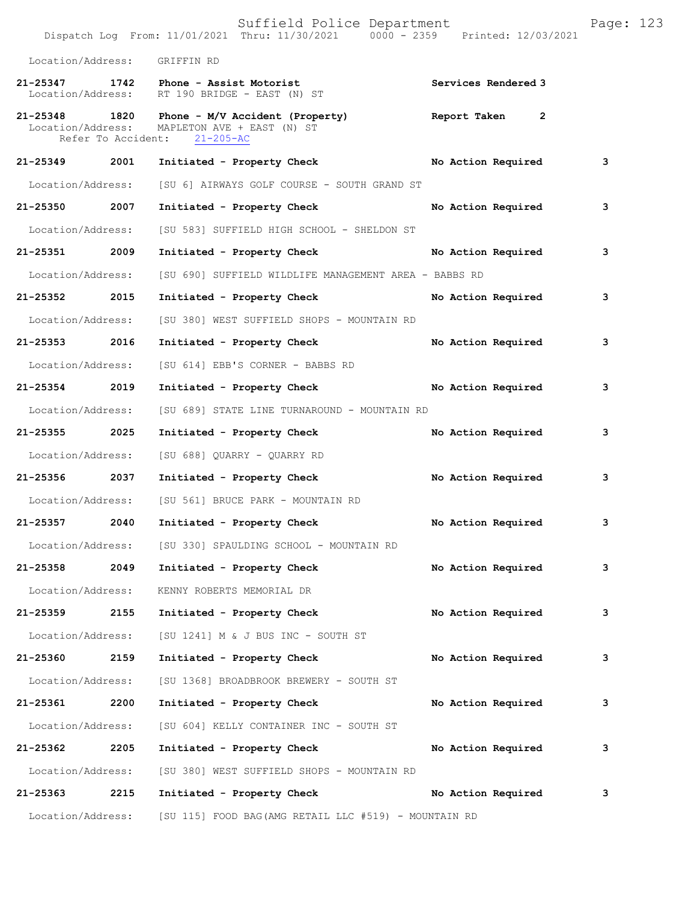Location/Address: GRIFFIN RD

**21-25347 1742 Phone - Assist Motorist** **Services Rendered 3**
Location/Address: RT 190 BRIDGE - EAST (N) ST

**21-25348 1820 Phone - M/V Accident (Property)** **Report Taken 2**
Location/Address: MAPLETON AVE + EAST (N) ST
Refer To Accident: 21-205-AC

**21-25349 2001 Initiated - Property Check** **No Action Required 3**
Location/Address: [SU 6] AIRWAYS GOLF COURSE - SOUTH GRAND ST

**21-25350 2007 Initiated - Property Check** **No Action Required 3**
Location/Address: [SU 583] SUFFIELD HIGH SCHOOL - SHELDON ST

**21-25351 2009 Initiated - Property Check** **No Action Required 3**
Location/Address: [SU 690] SUFFIELD WILDLIFE MANAGEMENT AREA - BABBS RD

**21-25352 2015 Initiated - Property Check** **No Action Required 3**
Location/Address: [SU 380] WEST SUFFIELD SHOPS - MOUNTAIN RD

**21-25353 2016 Initiated - Property Check** **No Action Required 3**
Location/Address: [SU 614] EBB'S CORNER - BABBS RD

**21-25354 2019 Initiated - Property Check** **No Action Required 3**
Location/Address: [SU 689] STATE LINE TURNAROUND - MOUNTAIN RD

**21-25355 2025 Initiated - Property Check** **No Action Required 3**
Location/Address: [SU 688] QUARRY - QUARRY RD

**21-25356 2037 Initiated - Property Check** **No Action Required 3**
Location/Address: [SU 561] BRUCE PARK - MOUNTAIN RD

**21-25357 2040 Initiated - Property Check** **No Action Required 3**
Location/Address: [SU 330] SPAULDING SCHOOL - MOUNTAIN RD

**21-25358 2049 Initiated - Property Check** **No Action Required 3**
Location/Address: KENNY ROBERTS MEMORIAL DR

**21-25359 2155 Initiated - Property Check** **No Action Required 3**
Location/Address: [SU 1241] M & J BUS INC - SOUTH ST

**21-25360 2159 Initiated - Property Check** **No Action Required 3**
Location/Address: [SU 1368] BROADBROOK BREWERY - SOUTH ST

**21-25361 2200 Initiated - Property Check** **No Action Required 3**
Location/Address: [SU 604] KELLY CONTAINER INC - SOUTH ST

**21-25362 2205 Initiated - Property Check** **No Action Required 3**
Location/Address: [SU 380] WEST SUFFIELD SHOPS - MOUNTAIN RD

**21-25363 2215 Initiated - Property Check** **No Action Required 3**
Location/Address: [SU 115] FOOD BAG(AMG RETAIL LLC #519) - MOUNTAIN RD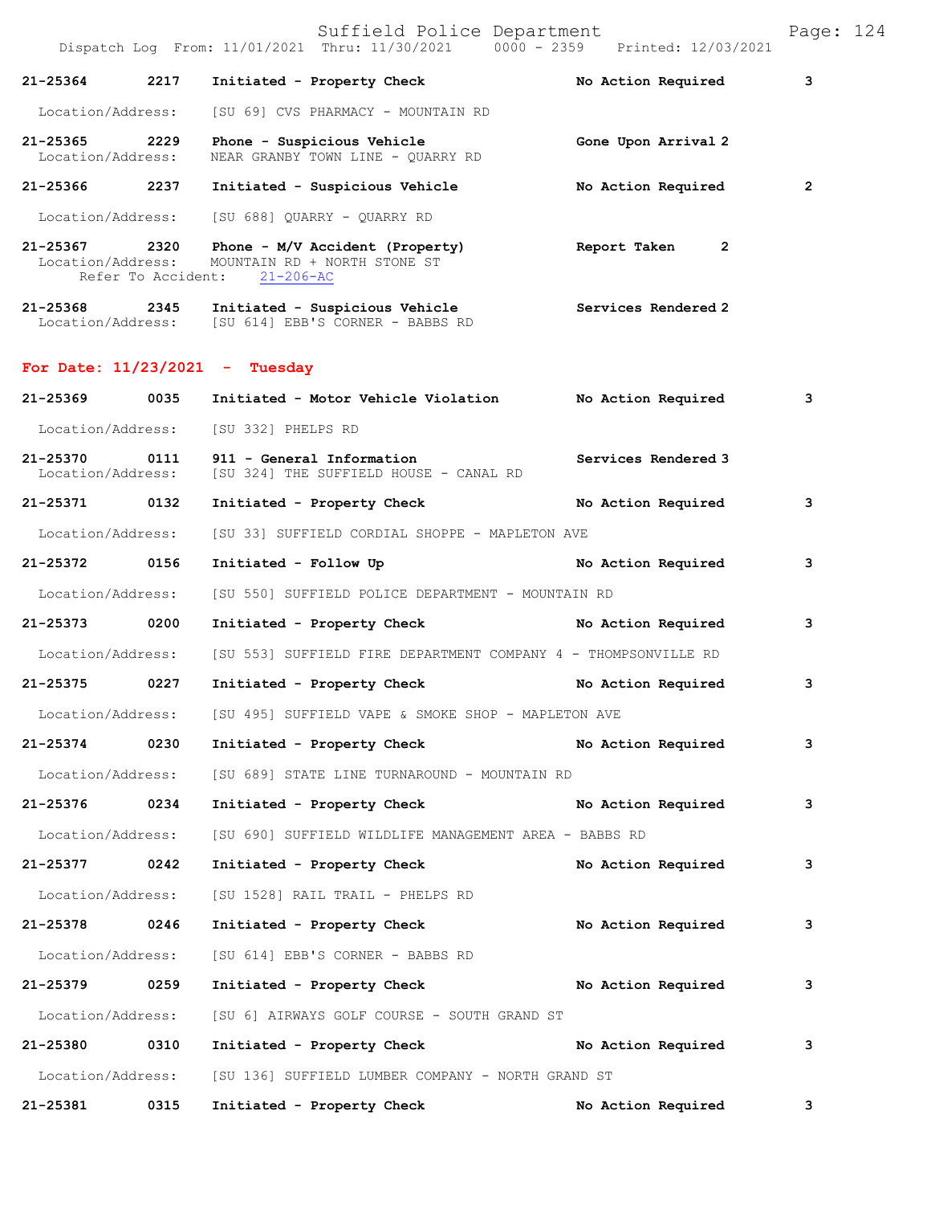21-25364 2217 **Initiated - Property Check** **No Action Required** **3**

Location/Address: [SU 69] CVS PHARMACY - MOUNTAIN RD

21-25365 2229 **Phone - Suspicious Vehicle** **Gone Upon Arrival 2**
Location/Address: NEAR GRANBY TOWN LINE - QUARRY RD

21-25366 2237 **Initiated - Suspicious Vehicle** **No Action Required** **2**

Location/Address: [SU 688] QUARRY - QUARRY RD

21-25367 2320 **Phone - M/V Accident (Property)** **Report Taken 2**
Location/Address: MOUNTAIN RD + NORTH STONE ST
Refer To Accident: 21-206-AC

21-25368 2345 **Initiated - Suspicious Vehicle** **Services Rendered 2**
Location/Address: [SU 614] EBB'S CORNER - BABBS RD

## For Date: 11/23/2021 - Tuesday

21-25369 0035 **Initiated - Motor Vehicle Violation** **No Action Required** **3**

Location/Address: [SU 332] PHELPS RD

21-25370 0111 **911 - General Information** **Services Rendered 3**
Location/Address: [SU 324] THE SUFFIELD HOUSE - CANAL RD

21-25371 0132 **Initiated - Property Check** **No Action Required** **3**

Location/Address: [SU 33] SUFFIELD CORDIAL SHOPPE - MAPLETON AVE

21-25372 0156 **Initiated - Follow Up** **No Action Required** **3**

Location/Address: [SU 550] SUFFIELD POLICE DEPARTMENT - MOUNTAIN RD

21-25373 0200 **Initiated - Property Check** **No Action Required** **3**

Location/Address: [SU 553] SUFFIELD FIRE DEPARTMENT COMPANY 4 - THOMPSONVILLE RD

21-25375 0227 **Initiated - Property Check** **No Action Required** **3**

Location/Address: [SU 495] SUFFIELD VAPE & SMOKE SHOP - MAPLETON AVE

21-25374 0230 **Initiated - Property Check** **No Action Required** **3**

Location/Address: [SU 689] STATE LINE TURNAROUND - MOUNTAIN RD

21-25376 0234 **Initiated - Property Check** **No Action Required** **3**

Location/Address: [SU 690] SUFFIELD WILDLIFE MANAGEMENT AREA - BABBS RD

21-25377 0242 **Initiated - Property Check** **No Action Required** **3**

Location/Address: [SU 1528] RAIL TRAIL - PHELPS RD

21-25378 0246 **Initiated - Property Check** **No Action Required** **3**

Location/Address: [SU 614] EBB'S CORNER - BABBS RD

21-25379 0259 **Initiated - Property Check** **No Action Required** **3**

Location/Address: [SU 6] AIRWAYS GOLF COURSE - SOUTH GRAND ST

21-25380 0310 **Initiated - Property Check** **No Action Required** **3**

Location/Address: [SU 136] SUFFIELD LUMBER COMPANY - NORTH GRAND ST

21-25381 0315 **Initiated - Property Check** **No Action Required** **3**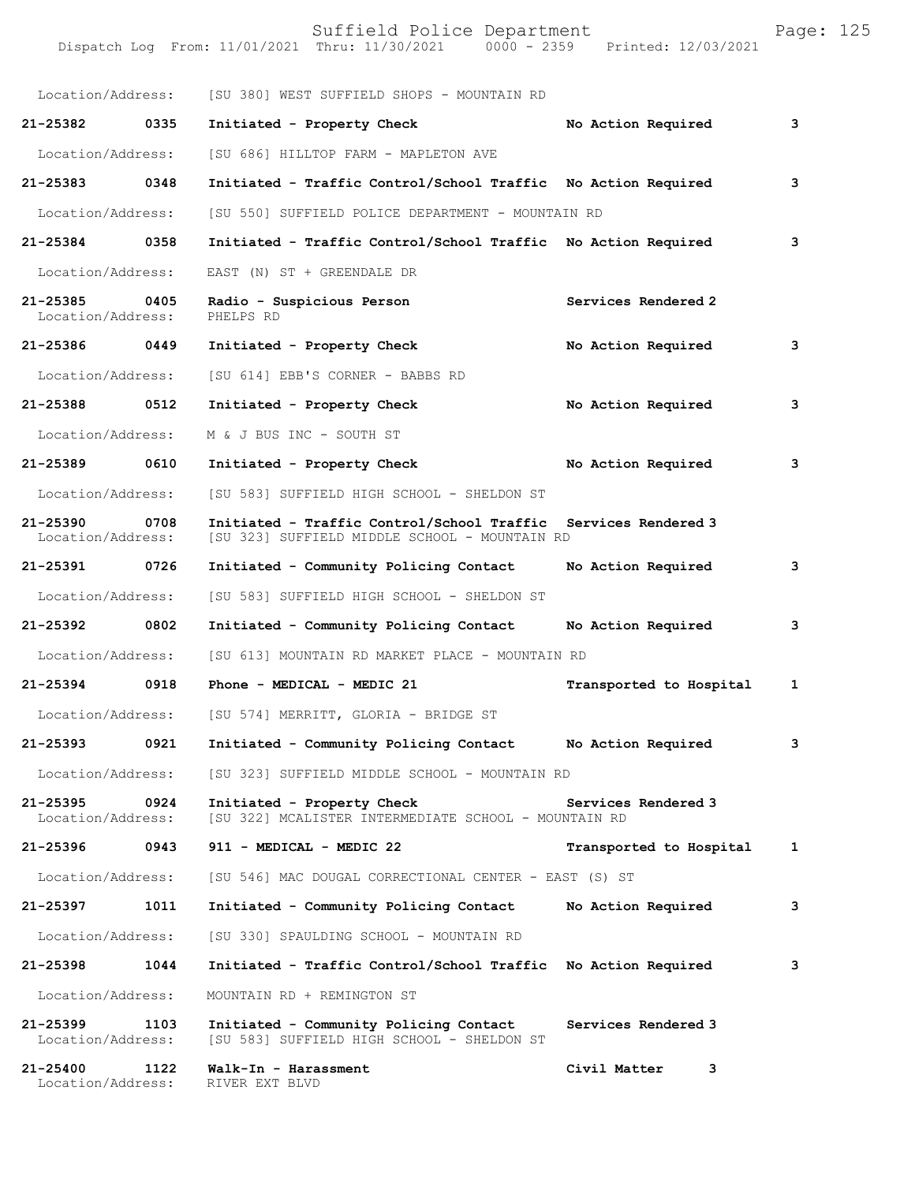Location/Address: [SU 380] WEST SUFFIELD SHOPS - MOUNTAIN RD

**21-25382 0335 Initiated - Property Check** No Action Required 3

Location/Address: [SU 686] HILLTOP FARM - MAPLETON AVE

**21-25383 0348 Initiated - Traffic Control/School Traffic** No Action Required 3

Location/Address: [SU 550] SUFFIELD POLICE DEPARTMENT - MOUNTAIN RD

**21-25384 0358 Initiated - Traffic Control/School Traffic** No Action Required 3

Location/Address: EAST (N) ST + GREENDALE DR

**21-25385 0405 Radio - Suspicious Person** Services Rendered 2
Location/Address: PHELPS RD

**21-25386 0449 Initiated - Property Check** No Action Required 3

Location/Address: [SU 614] EBB'S CORNER - BABBS RD

**21-25388 0512 Initiated - Property Check** No Action Required 3

Location/Address: M & J BUS INC - SOUTH ST

**21-25389 0610 Initiated - Property Check** No Action Required 3

Location/Address: [SU 583] SUFFIELD HIGH SCHOOL - SHELDON ST

**21-25390 0708 Initiated - Traffic Control/School Traffic** Services Rendered 3
Location/Address: [SU 323] SUFFIELD MIDDLE SCHOOL - MOUNTAIN RD

**21-25391 0726 Initiated - Community Policing Contact** No Action Required 3

Location/Address: [SU 583] SUFFIELD HIGH SCHOOL - SHELDON ST

**21-25392 0802 Initiated - Community Policing Contact** No Action Required 3

Location/Address: [SU 613] MOUNTAIN RD MARKET PLACE - MOUNTAIN RD

**21-25394 0918 Phone - MEDICAL - MEDIC 21** Transported to Hospital 1

Location/Address: [SU 574] MERRITT, GLORIA - BRIDGE ST

**21-25393 0921 Initiated - Community Policing Contact** No Action Required 3

Location/Address: [SU 323] SUFFIELD MIDDLE SCHOOL - MOUNTAIN RD

**21-25395 0924 Initiated - Property Check** Services Rendered 3
Location/Address: [SU 322] MCALISTER INTERMEDIATE SCHOOL - MOUNTAIN RD

**21-25396 0943 911 - MEDICAL - MEDIC 22** Transported to Hospital 1

Location/Address: [SU 546] MAC DOUGAL CORRECTIONAL CENTER - EAST (S) ST

**21-25397 1011 Initiated - Community Policing Contact** No Action Required 3

Location/Address: [SU 330] SPAULDING SCHOOL - MOUNTAIN RD

**21-25398 1044 Initiated - Traffic Control/School Traffic** No Action Required 3

Location/Address: MOUNTAIN RD + REMINGTON ST

**21-25399 1103 Initiated - Community Policing Contact** Services Rendered 3
Location/Address: [SU 583] SUFFIELD HIGH SCHOOL - SHELDON ST

**21-25400 1122 Walk-In - Harassment** Civil Matter 3
Location/Address: RIVER EXT BLVD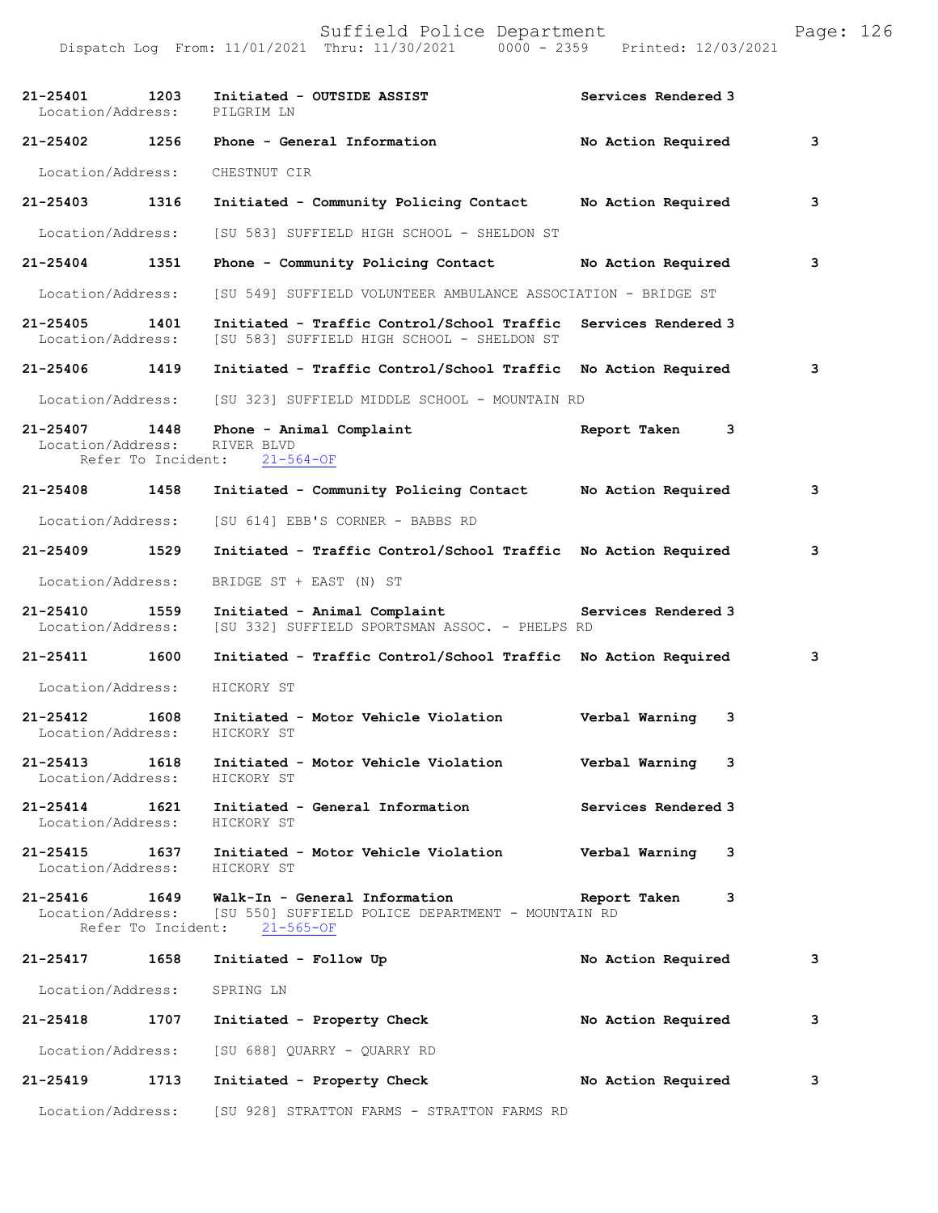21-25401 1203 Initiated - OUTSIDE ASSIST Services Rendered 3
Location/Address: PILGRIM LN

21-25402 1256 Phone - General Information No Action Required 3
Location/Address: CHESTNUT CIR

21-25403 1316 Initiated - Community Policing Contact No Action Required 3
Location/Address: [SU 583] SUFFIELD HIGH SCHOOL - SHELDON ST

21-25404 1351 Phone - Community Policing Contact No Action Required 3
Location/Address: [SU 549] SUFFIELD VOLUNTEER AMBULANCE ASSOCIATION - BRIDGE ST

21-25405 1401 Initiated - Traffic Control/School Traffic Services Rendered 3
Location/Address: [SU 583] SUFFIELD HIGH SCHOOL - SHELDON ST

21-25406 1419 Initiated - Traffic Control/School Traffic No Action Required 3
Location/Address: [SU 323] SUFFIELD MIDDLE SCHOOL - MOUNTAIN RD

21-25407 1448 Phone - Animal Complaint Report Taken 3
Location/Address: RIVER BLVD
Refer To Incident: 21-564-OF

21-25408 1458 Initiated - Community Policing Contact No Action Required 3
Location/Address: [SU 614] EBB'S CORNER - BABBS RD

21-25409 1529 Initiated - Traffic Control/School Traffic No Action Required 3
Location/Address: BRIDGE ST + EAST (N) ST

21-25410 1559 Initiated - Animal Complaint Services Rendered 3
Location/Address: [SU 332] SUFFIELD SPORTSMAN ASSOC. - PHELPS RD

21-25411 1600 Initiated - Traffic Control/School Traffic No Action Required 3
Location/Address: HICKORY ST

21-25412 1608 Initiated - Motor Vehicle Violation Verbal Warning 3
Location/Address: HICKORY ST

21-25413 1618 Initiated - Motor Vehicle Violation Verbal Warning 3
Location/Address: HICKORY ST

21-25414 1621 Initiated - General Information Services Rendered 3
Location/Address: HICKORY ST

21-25415 1637 Initiated - Motor Vehicle Violation Verbal Warning 3
Location/Address: HICKORY ST

21-25416 1649 Walk-In - General Information Report Taken 3
Location/Address: [SU 550] SUFFIELD POLICE DEPARTMENT - MOUNTAIN RD
Refer To Incident: 21-565-OF

21-25417 1658 Initiated - Follow Up No Action Required 3
Location/Address: SPRING LN

21-25418 1707 Initiated - Property Check No Action Required 3
Location/Address: [SU 688] QUARRY - QUARRY RD

21-25419 1713 Initiated - Property Check No Action Required 3
Location/Address: [SU 928] STRATTON FARMS - STRATTON FARMS RD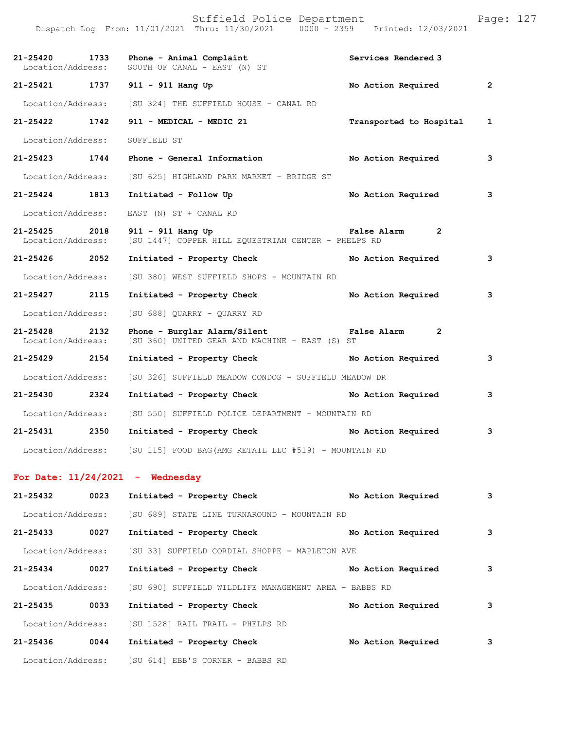Suffield Police Department
Dispatch Log From: 11/01/2021 Thru: 11/30/2021 0000 - 2359 Printed: 12/03/2021

**21-25420 1733 Phone - Animal Complaint** Services Rendered 3
Location/Address: SOUTH OF CANAL - EAST (N) ST

**21-25421 1737 911 - 911 Hang Up** No Action Required 2
Location/Address: [SU 324] THE SUFFIELD HOUSE - CANAL RD

**21-25422 1742 911 - MEDICAL - MEDIC 21** Transported to Hospital 1
Location/Address: SUFFIELD ST

**21-25423 1744 Phone - General Information** No Action Required 3
Location/Address: [SU 625] HIGHLAND PARK MARKET - BRIDGE ST

**21-25424 1813 Initiated - Follow Up** No Action Required 3
Location/Address: EAST (N) ST + CANAL RD

**21-25425 2018 911 - 911 Hang Up** False Alarm 2
Location/Address: [SU 1447] COPPER HILL EQUESTRIAN CENTER - PHELPS RD

**21-25426 2052 Initiated - Property Check** No Action Required 3
Location/Address: [SU 380] WEST SUFFIELD SHOPS - MOUNTAIN RD

**21-25427 2115 Initiated - Property Check** No Action Required 3
Location/Address: [SU 688] QUARRY - QUARRY RD

**21-25428 2132 Phone - Burglar Alarm/Silent** False Alarm 2
Location/Address: [SU 360] UNITED GEAR AND MACHINE - EAST (S) ST

**21-25429 2154 Initiated - Property Check** No Action Required 3
Location/Address: [SU 326] SUFFIELD MEADOW CONDOS - SUFFIELD MEADOW DR

**21-25430 2324 Initiated - Property Check** No Action Required 3
Location/Address: [SU 550] SUFFIELD POLICE DEPARTMENT - MOUNTAIN RD

**21-25431 2350 Initiated - Property Check** No Action Required 3
Location/Address: [SU 115] FOOD BAG(AMG RETAIL LLC #519) - MOUNTAIN RD

## For Date: 11/24/2021 - Wednesday

**21-25432 0023 Initiated - Property Check** No Action Required 3
Location/Address: [SU 689] STATE LINE TURNAROUND - MOUNTAIN RD

**21-25433 0027 Initiated - Property Check** No Action Required 3
Location/Address: [SU 33] SUFFIELD CORDIAL SHOPPE - MAPLETON AVE

**21-25434 0027 Initiated - Property Check** No Action Required 3
Location/Address: [SU 690] SUFFIELD WILDLIFE MANAGEMENT AREA - BABBS RD

**21-25435 0033 Initiated - Property Check** No Action Required 3
Location/Address: [SU 1528] RAIL TRAIL - PHELPS RD

**21-25436 0044 Initiated - Property Check** No Action Required 3
Location/Address: [SU 614] EBB'S CORNER - BABBS RD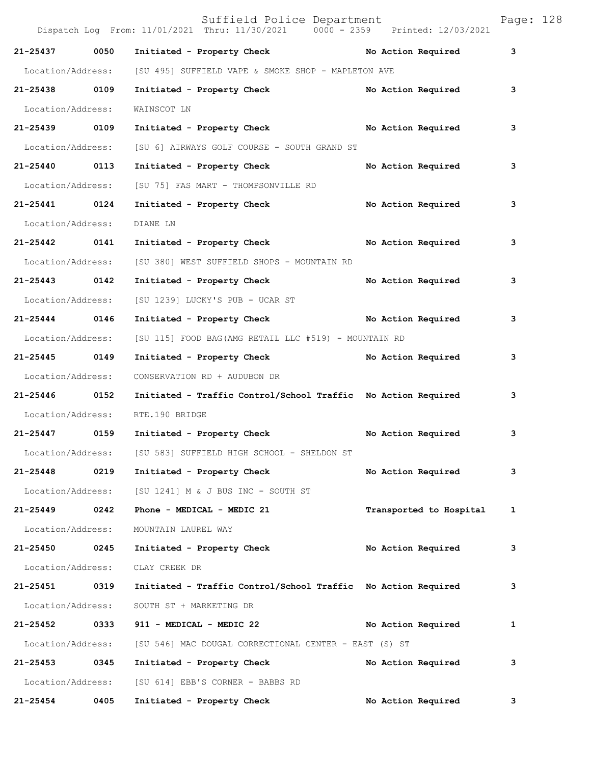Suffield Police Department
Dispatch Log From: 11/01/2021 Thru: 11/30/2021 0000 - 2359 Printed: 12/03/2021

**21-25437 0050 Initiated - Property Check No Action Required 3**
Location/Address: [SU 495] SUFFIELD VAPE & SMOKE SHOP - MAPLETON AVE

**21-25438 0109 Initiated - Property Check No Action Required 3**
Location/Address: WAINSCOT LN

**21-25439 0109 Initiated - Property Check No Action Required 3**
Location/Address: [SU 6] AIRWAYS GOLF COURSE - SOUTH GRAND ST

**21-25440 0113 Initiated - Property Check No Action Required 3**
Location/Address: [SU 75] FAS MART - THOMPSONVILLE RD

**21-25441 0124 Initiated - Property Check No Action Required 3**
Location/Address: DIANE LN

**21-25442 0141 Initiated - Property Check No Action Required 3**
Location/Address: [SU 380] WEST SUFFIELD SHOPS - MOUNTAIN RD

**21-25443 0142 Initiated - Property Check No Action Required 3**
Location/Address: [SU 1239] LUCKY'S PUB - UCAR ST

**21-25444 0146 Initiated - Property Check No Action Required 3**
Location/Address: [SU 115] FOOD BAG(AMG RETAIL LLC #519) - MOUNTAIN RD

**21-25445 0149 Initiated - Property Check No Action Required 3**
Location/Address: CONSERVATION RD + AUDUBON DR

**21-25446 0152 Initiated - Traffic Control/School Traffic No Action Required 3**
Location/Address: RTE.190 BRIDGE

**21-25447 0159 Initiated - Property Check No Action Required 3**
Location/Address: [SU 583] SUFFIELD HIGH SCHOOL - SHELDON ST

**21-25448 0219 Initiated - Property Check No Action Required 3**
Location/Address: [SU 1241] M & J BUS INC - SOUTH ST

**21-25449 0242 Phone - MEDICAL - MEDIC 21 Transported to Hospital 1**
Location/Address: MOUNTAIN LAUREL WAY

**21-25450 0245 Initiated - Property Check No Action Required 3**
Location/Address: CLAY CREEK DR

**21-25451 0319 Initiated - Traffic Control/School Traffic No Action Required 3**
Location/Address: SOUTH ST + MARKETING DR

**21-25452 0333 911 - MEDICAL - MEDIC 22 No Action Required 1**
Location/Address: [SU 546] MAC DOUGAL CORRECTIONAL CENTER - EAST (S) ST

**21-25453 0345 Initiated - Property Check No Action Required 3**
Location/Address: [SU 614] EBB'S CORNER - BABBS RD

**21-25454 0405 Initiated - Property Check No Action Required 3**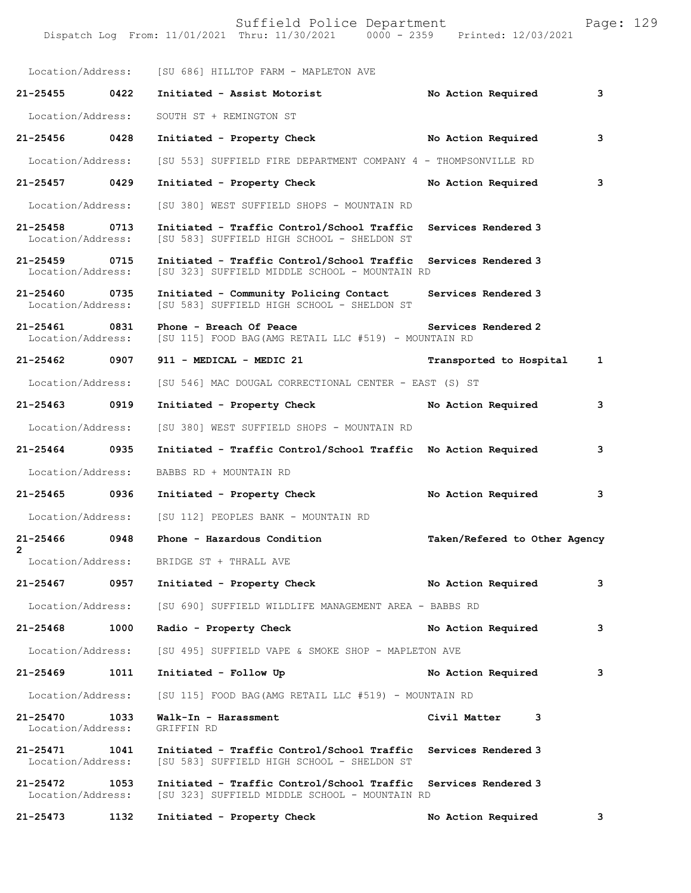Location/Address: [SU 686] HILLTOP FARM - MAPLETON AVE

**21-25455 0422 Initiated - Assist Motorist** No Action Required 3

Location/Address: SOUTH ST + REMINGTON ST

**21-25456 0428 Initiated - Property Check** No Action Required 3

Location/Address: [SU 553] SUFFIELD FIRE DEPARTMENT COMPANY 4 - THOMPSONVILLE RD

**21-25457 0429 Initiated - Property Check** No Action Required 3

Location/Address: [SU 380] WEST SUFFIELD SHOPS - MOUNTAIN RD

**21-25458 0713 Initiated - Traffic Control/School Traffic** Services Rendered 3
Location/Address: [SU 583] SUFFIELD HIGH SCHOOL - SHELDON ST

**21-25459 0715 Initiated - Traffic Control/School Traffic** Services Rendered 3
Location/Address: [SU 323] SUFFIELD MIDDLE SCHOOL - MOUNTAIN RD

**21-25460 0735 Initiated - Community Policing Contact** Services Rendered 3
Location/Address: [SU 583] SUFFIELD HIGH SCHOOL - SHELDON ST

**21-25461 0831 Phone - Breach Of Peace** Services Rendered 2
Location/Address: [SU 115] FOOD BAG(AMG RETAIL LLC #519) - MOUNTAIN RD

**21-25462 0907 911 - MEDICAL - MEDIC 21** Transported to Hospital 1

Location/Address: [SU 546] MAC DOUGAL CORRECTIONAL CENTER - EAST (S) ST

**21-25463 0919 Initiated - Property Check** No Action Required 3

Location/Address: [SU 380] WEST SUFFIELD SHOPS - MOUNTAIN RD

**21-25464 0935 Initiated - Traffic Control/School Traffic** No Action Required 3

Location/Address: BABBS RD + MOUNTAIN RD

**21-25465 0936 Initiated - Property Check** No Action Required 3

Location/Address: [SU 112] PEOPLES BANK - MOUNTAIN RD

**21-25466 0948 Phone - Hazardous Condition** Taken/Refered to Other Agency 2
Location/Address: BRIDGE ST + THRALL AVE

**21-25467 0957 Initiated - Property Check** No Action Required 3

Location/Address: [SU 690] SUFFIELD WILDLIFE MANAGEMENT AREA - BABBS RD

**21-25468 1000 Radio - Property Check** No Action Required 3

Location/Address: [SU 495] SUFFIELD VAPE & SMOKE SHOP - MAPLETON AVE

**21-25469 1011 Initiated - Follow Up** No Action Required 3

Location/Address: [SU 115] FOOD BAG(AMG RETAIL LLC #519) - MOUNTAIN RD

**21-25470 1033 Walk-In - Harassment** Civil Matter 3
Location/Address: GRIFFIN RD

**21-25471 1041 Initiated - Traffic Control/School Traffic** Services Rendered 3
Location/Address: [SU 583] SUFFIELD HIGH SCHOOL - SHELDON ST

**21-25472 1053 Initiated - Traffic Control/School Traffic** Services Rendered 3
Location/Address: [SU 323] SUFFIELD MIDDLE SCHOOL - MOUNTAIN RD

**21-25473 1132 Initiated - Property Check** No Action Required 3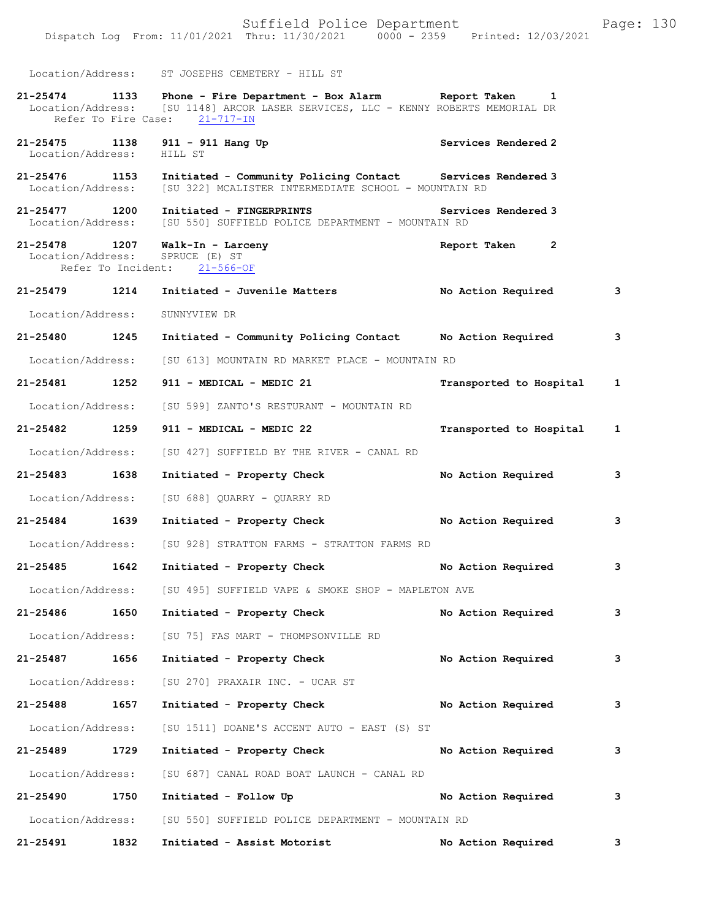Location/Address: ST JOSEPHS CEMETERY - HILL ST

**21-25474 1133 Phone - Fire Department - Box Alarm Report Taken 1**
Location/Address: [SU 1148] ARCOR LASER SERVICES, LLC - KENNY ROBERTS MEMORIAL DR
Refer To Fire Case: 21-717-IN

**21-25475 1138 911 - 911 Hang Up Services Rendered 2**
Location/Address: HILL ST

**21-25476 1153 Initiated - Community Policing Contact Services Rendered 3**
Location/Address: [SU 322] MCALISTER INTERMEDIATE SCHOOL - MOUNTAIN RD

**21-25477 1200 Initiated - FINGERPRINTS Services Rendered 3**
Location/Address: [SU 550] SUFFIELD POLICE DEPARTMENT - MOUNTAIN RD

**21-25478 1207 Walk-In - Larceny Report Taken 2**
Location/Address: SPRUCE (E) ST
Refer To Incident: 21-566-OF

**21-25479 1214 Initiated - Juvenile Matters No Action Required 3**
Location/Address: SUNNYVIEW DR

**21-25480 1245 Initiated - Community Policing Contact No Action Required 3**
Location/Address: [SU 613] MOUNTAIN RD MARKET PLACE - MOUNTAIN RD

**21-25481 1252 911 - MEDICAL - MEDIC 21 Transported to Hospital 1**
Location/Address: [SU 599] ZANTO'S RESTURANT - MOUNTAIN RD

**21-25482 1259 911 - MEDICAL - MEDIC 22 Transported to Hospital 1**
Location/Address: [SU 427] SUFFIELD BY THE RIVER - CANAL RD

**21-25483 1638 Initiated - Property Check No Action Required 3**
Location/Address: [SU 688] QUARRY - QUARRY RD

**21-25484 1639 Initiated - Property Check No Action Required 3**
Location/Address: [SU 928] STRATTON FARMS - STRATTON FARMS RD

**21-25485 1642 Initiated - Property Check No Action Required 3**
Location/Address: [SU 495] SUFFIELD VAPE & SMOKE SHOP - MAPLETON AVE

**21-25486 1650 Initiated - Property Check No Action Required 3**
Location/Address: [SU 75] FAS MART - THOMPSONVILLE RD

**21-25487 1656 Initiated - Property Check No Action Required 3**
Location/Address: [SU 270] PRAXAIR INC. - UCAR ST

**21-25488 1657 Initiated - Property Check No Action Required 3**
Location/Address: [SU 1511] DOANE'S ACCENT AUTO - EAST (S) ST

**21-25489 1729 Initiated - Property Check No Action Required 3**
Location/Address: [SU 687] CANAL ROAD BOAT LAUNCH - CANAL RD

**21-25490 1750 Initiated - Follow Up No Action Required 3**
Location/Address: [SU 550] SUFFIELD POLICE DEPARTMENT - MOUNTAIN RD

**21-25491 1832 Initiated - Assist Motorist No Action Required 3**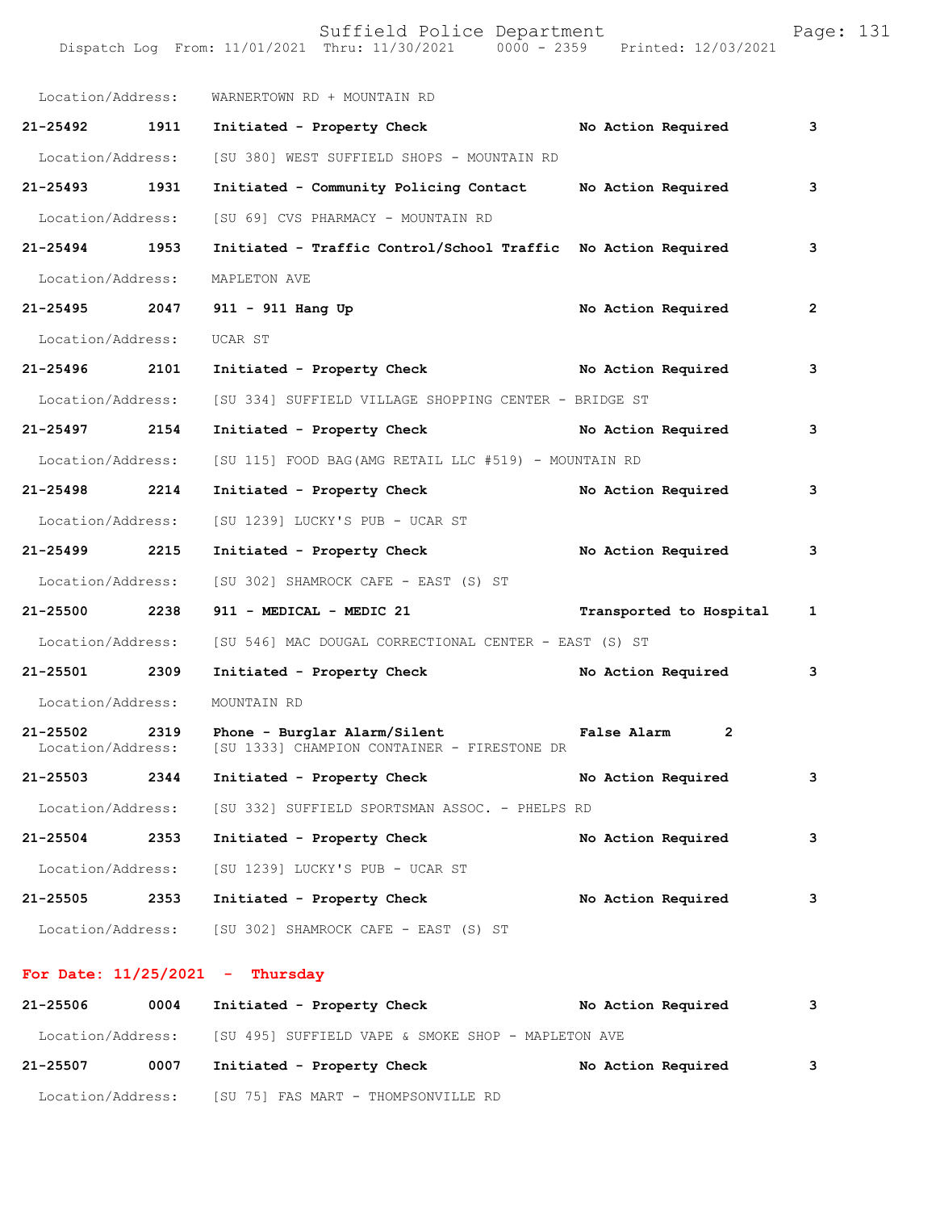Location/Address: WARNERTOWN RD + MOUNTAIN RD

**21-25492 1911 Initiated - Property Check No Action Required 3**

Location/Address: [SU 380] WEST SUFFIELD SHOPS - MOUNTAIN RD

**21-25493 1931 Initiated - Community Policing Contact No Action Required 3**

Location/Address: [SU 69] CVS PHARMACY - MOUNTAIN RD

**21-25494 1953 Initiated - Traffic Control/School Traffic No Action Required 3**

Location/Address: MAPLETON AVE

**21-25495 2047 911 - 911 Hang Up No Action Required 2**

Location/Address: UCAR ST

**21-25496 2101 Initiated - Property Check No Action Required 3**

Location/Address: [SU 334] SUFFIELD VILLAGE SHOPPING CENTER - BRIDGE ST

**21-25497 2154 Initiated - Property Check No Action Required 3**

Location/Address: [SU 115] FOOD BAG(AMG RETAIL LLC #519) - MOUNTAIN RD

**21-25498 2214 Initiated - Property Check No Action Required 3**

Location/Address: [SU 1239] LUCKY'S PUB - UCAR ST

**21-25499 2215 Initiated - Property Check No Action Required 3**

Location/Address: [SU 302] SHAMROCK CAFE - EAST (S) ST

**21-25500 2238 911 - MEDICAL - MEDIC 21 Transported to Hospital 1**

Location/Address: [SU 546] MAC DOUGAL CORRECTIONAL CENTER - EAST (S) ST

**21-25501 2309 Initiated - Property Check No Action Required 3**

Location/Address: MOUNTAIN RD

**21-25502 2319 Phone - Burglar Alarm/Silent False Alarm 2**
Location/Address: [SU 1333] CHAMPION CONTAINER - FIRESTONE DR

**21-25503 2344 Initiated - Property Check No Action Required 3**

Location/Address: [SU 332] SUFFIELD SPORTSMAN ASSOC. - PHELPS RD

**21-25504 2353 Initiated - Property Check No Action Required 3**

Location/Address: [SU 1239] LUCKY'S PUB - UCAR ST

**21-25505 2353 Initiated - Property Check No Action Required 3**

Location/Address: [SU 302] SHAMROCK CAFE - EAST (S) ST

**For Date: 11/25/2021 - Thursday**

**21-25506 0004 Initiated - Property Check No Action Required 3**

Location/Address: [SU 495] SUFFIELD VAPE & SMOKE SHOP - MAPLETON AVE

**21-25507 0007 Initiated - Property Check No Action Required 3**

Location/Address: [SU 75] FAS MART - THOMPSONVILLE RD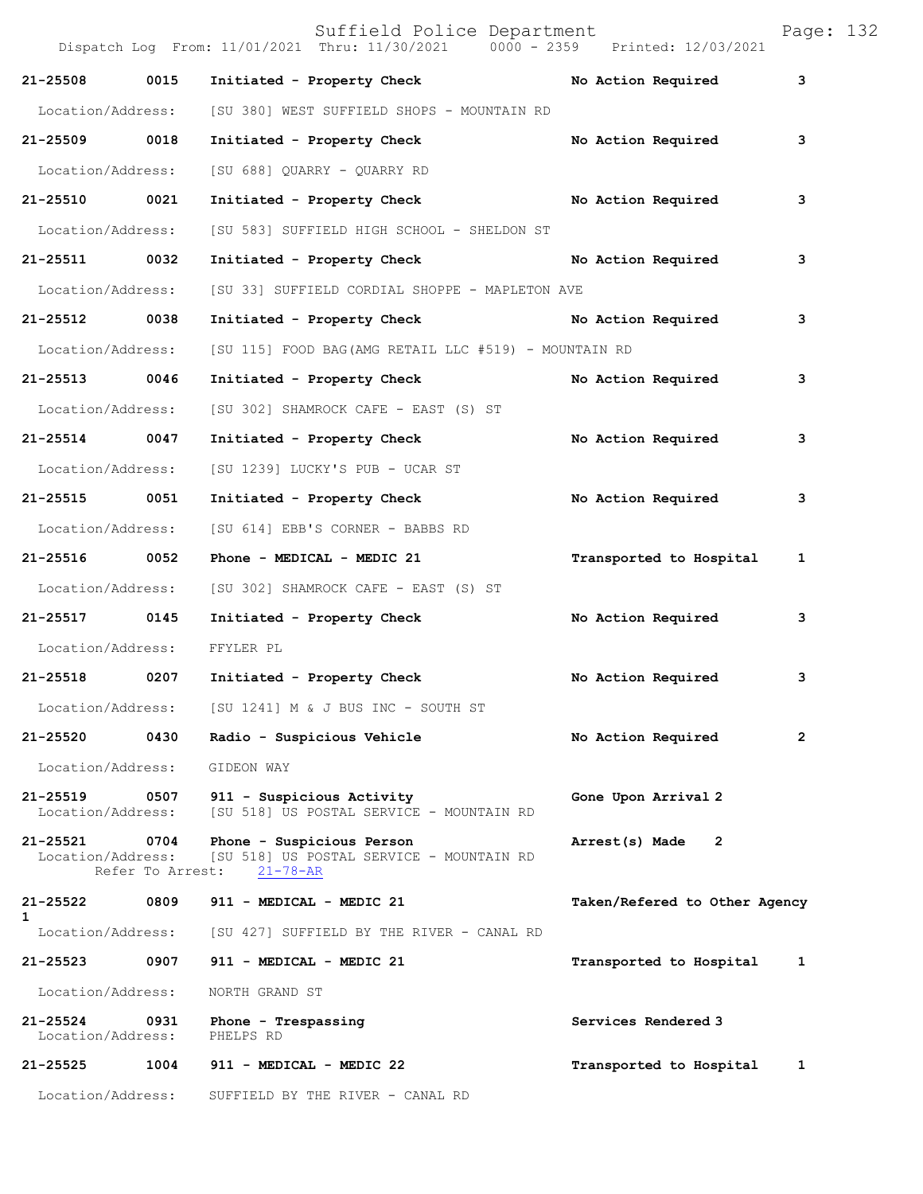Dispatch Log From: 11/01/2021 Thru: 11/30/2021 0000 - 2359 Printed: 12/03/2021

| Call # | Time | Call Type | Action | Priority |
|---|---|---|---|---|
| 21-25508 | 0015 | Initiated - Property Check | No Action Required | 3 |
| Location/Address: | | [SU 380] WEST SUFFIELD SHOPS - MOUNTAIN RD | | |
| 21-25509 | 0018 | Initiated - Property Check | No Action Required | 3 |
| Location/Address: | | [SU 688] QUARRY - QUARRY RD | | |
| 21-25510 | 0021 | Initiated - Property Check | No Action Required | 3 |
| Location/Address: | | [SU 583] SUFFIELD HIGH SCHOOL - SHELDON ST | | |
| 21-25511 | 0032 | Initiated - Property Check | No Action Required | 3 |
| Location/Address: | | [SU 33] SUFFIELD CORDIAL SHOPPE - MAPLETON AVE | | |
| 21-25512 | 0038 | Initiated - Property Check | No Action Required | 3 |
| Location/Address: | | [SU 115] FOOD BAG(AMG RETAIL LLC #519) - MOUNTAIN RD | | |
| 21-25513 | 0046 | Initiated - Property Check | No Action Required | 3 |
| Location/Address: | | [SU 302] SHAMROCK CAFE - EAST (S) ST | | |
| 21-25514 | 0047 | Initiated - Property Check | No Action Required | 3 |
| Location/Address: | | [SU 1239] LUCKY'S PUB - UCAR ST | | |
| 21-25515 | 0051 | Initiated - Property Check | No Action Required | 3 |
| Location/Address: | | [SU 614] EBB'S CORNER - BABBS RD | | |
| 21-25516 | 0052 | Phone - MEDICAL - MEDIC 21 | Transported to Hospital | 1 |
| Location/Address: | | [SU 302] SHAMROCK CAFE - EAST (S) ST | | |
| 21-25517 | 0145 | Initiated - Property Check | No Action Required | 3 |
| Location/Address: | | FFYLER PL | | |
| 21-25518 | 0207 | Initiated - Property Check | No Action Required | 3 |
| Location/Address: | | [SU 1241] M & J BUS INC - SOUTH ST | | |
| 21-25520 | 0430 | Radio - Suspicious Vehicle | No Action Required | 2 |
| Location/Address: | | GIDEON WAY | | |
| 21-25519 | 0507 | 911 - Suspicious Activity | Gone Upon Arrival | 2 |
| Location/Address: | | [SU 518] US POSTAL SERVICE - MOUNTAIN RD | | |
| 21-25521 | 0704 | Phone - Suspicious Person | Arrest(s) Made | 2 |
| Location/Address: | | [SU 518] US POSTAL SERVICE - MOUNTAIN RD | | |
| Refer To Arrest: | | 21-78-AR | | |
| 21-25522 | 0809 | 911 - MEDICAL - MEDIC 21 | Taken/Refered to Other Agency | 1 |
| Location/Address: | | [SU 427] SUFFIELD BY THE RIVER - CANAL RD | | |
| 21-25523 | 0907 | 911 - MEDICAL - MEDIC 21 | Transported to Hospital | 1 |
| Location/Address: | | NORTH GRAND ST | | |
| 21-25524 | 0931 | Phone - Trespassing | Services Rendered | 3 |
| Location/Address: | | PHELPS RD | | |
| 21-25525 | 1004 | 911 - MEDICAL - MEDIC 22 | Transported to Hospital | 1 |
| Location/Address: | | SUFFIELD BY THE RIVER - CANAL RD | | |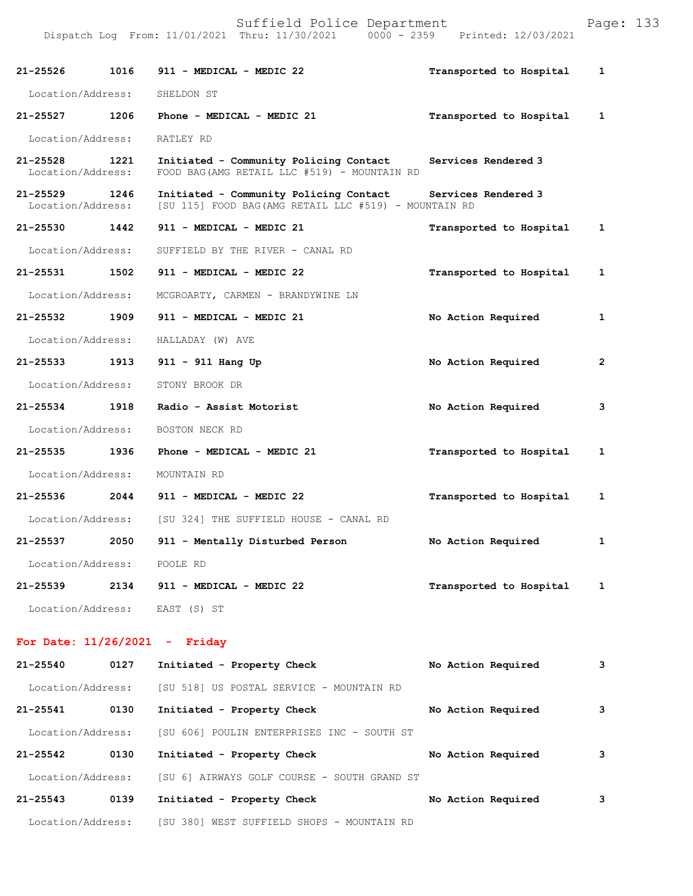Suffield Police Department

Dispatch Log From: 11/01/2021 Thru: 11/30/2021 0000 - 2359 Printed: 12/03/2021

**21-25526 1016 911 - MEDICAL - MEDIC 22 Transported to Hospital 1**
Location/Address: SHELDON ST

**21-25527 1206 Phone - MEDICAL - MEDIC 21 Transported to Hospital 1**
Location/Address: RATLEY RD

**21-25528 1221 Initiated - Community Policing Contact Services Rendered 3**
Location/Address: FOOD BAG(AMG RETAIL LLC #519) - MOUNTAIN RD

**21-25529 1246 Initiated - Community Policing Contact Services Rendered 3**
Location/Address: [SU 115] FOOD BAG(AMG RETAIL LLC #519) - MOUNTAIN RD

**21-25530 1442 911 - MEDICAL - MEDIC 21 Transported to Hospital 1**
Location/Address: SUFFIELD BY THE RIVER - CANAL RD

**21-25531 1502 911 - MEDICAL - MEDIC 22 Transported to Hospital 1**
Location/Address: MCGROARTY, CARMEN - BRANDYWINE LN

**21-25532 1909 911 - MEDICAL - MEDIC 21 No Action Required 1**
Location/Address: HALLADAY (W) AVE

**21-25533 1913 911 - 911 Hang Up No Action Required 2**
Location/Address: STONY BROOK DR

**21-25534 1918 Radio - Assist Motorist No Action Required 3**
Location/Address: BOSTON NECK RD

**21-25535 1936 Phone - MEDICAL - MEDIC 21 Transported to Hospital 1**
Location/Address: MOUNTAIN RD

**21-25536 2044 911 - MEDICAL - MEDIC 22 Transported to Hospital 1**
Location/Address: [SU 324] THE SUFFIELD HOUSE - CANAL RD

**21-25537 2050 911 - Mentally Disturbed Person No Action Required 1**
Location/Address: POOLE RD

**21-25539 2134 911 - MEDICAL - MEDIC 22 Transported to Hospital 1**
Location/Address: EAST (S) ST

## For Date: 11/26/2021 - Friday

**21-25540 0127 Initiated - Property Check No Action Required 3**
Location/Address: [SU 518] US POSTAL SERVICE - MOUNTAIN RD

**21-25541 0130 Initiated - Property Check No Action Required 3**
Location/Address: [SU 606] POULIN ENTERPRISES INC - SOUTH ST

**21-25542 0130 Initiated - Property Check No Action Required 3**
Location/Address: [SU 6] AIRWAYS GOLF COURSE - SOUTH GRAND ST

**21-25543 0139 Initiated - Property Check No Action Required 3**
Location/Address: [SU 380] WEST SUFFIELD SHOPS - MOUNTAIN RD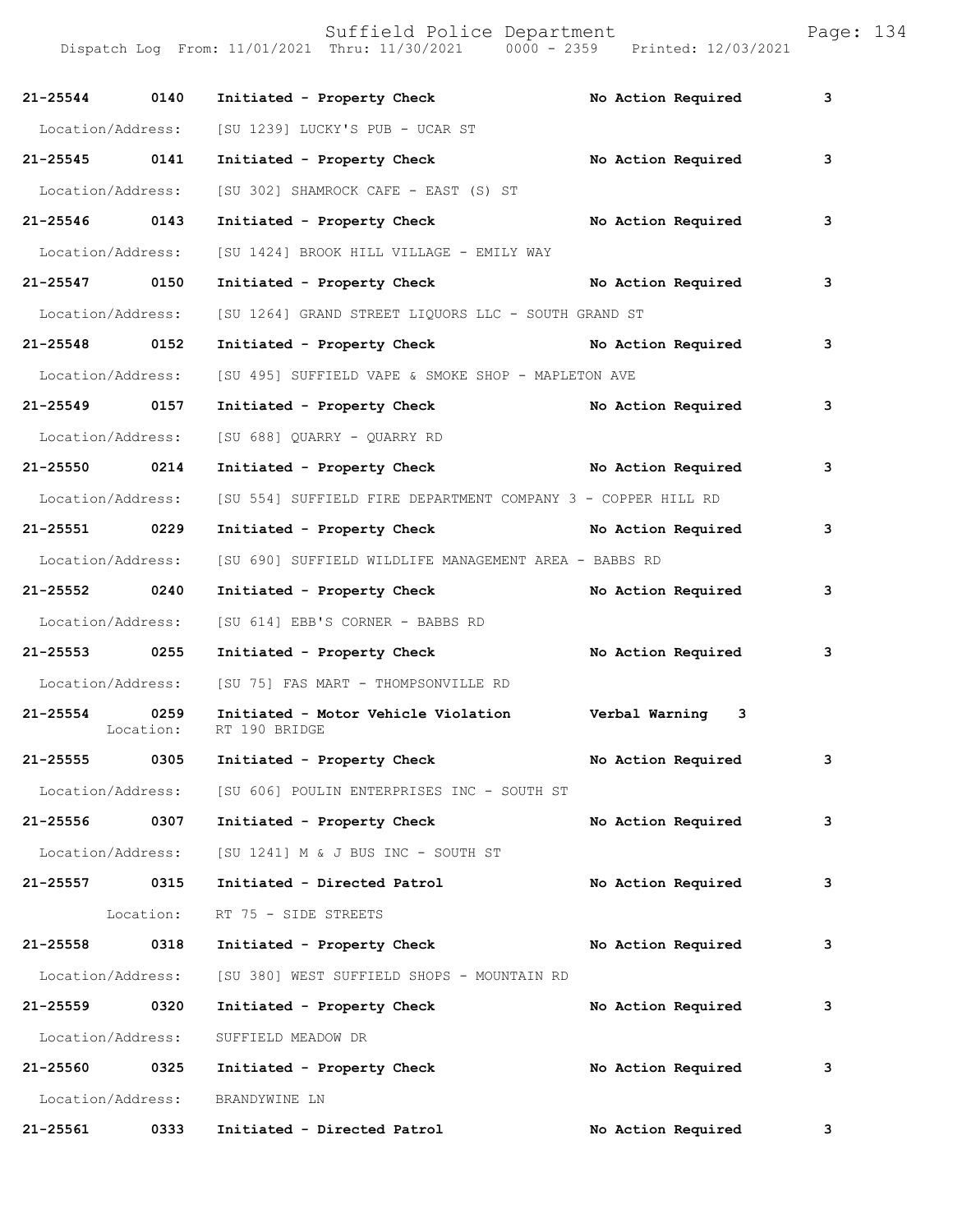| Call # | Time | Call Reason | Action | Priority |
|---|---|---|---|---|
| 21-25544 | 0140 | Initiated - Property Check | No Action Required | 3 |
| Location/Address: | | [SU 1239] LUCKY'S PUB - UCAR ST | | |
| 21-25545 | 0141 | Initiated - Property Check | No Action Required | 3 |
| Location/Address: | | [SU 302] SHAMROCK CAFE - EAST (S) ST | | |
| 21-25546 | 0143 | Initiated - Property Check | No Action Required | 3 |
| Location/Address: | | [SU 1424] BROOK HILL VILLAGE - EMILY WAY | | |
| 21-25547 | 0150 | Initiated - Property Check | No Action Required | 3 |
| Location/Address: | | [SU 1264] GRAND STREET LIQUORS LLC - SOUTH GRAND ST | | |
| 21-25548 | 0152 | Initiated - Property Check | No Action Required | 3 |
| Location/Address: | | [SU 495] SUFFIELD VAPE & SMOKE SHOP - MAPLETON AVE | | |
| 21-25549 | 0157 | Initiated - Property Check | No Action Required | 3 |
| Location/Address: | | [SU 688] QUARRY - QUARRY RD | | |
| 21-25550 | 0214 | Initiated - Property Check | No Action Required | 3 |
| Location/Address: | | [SU 554] SUFFIELD FIRE DEPARTMENT COMPANY 3 - COPPER HILL RD | | |
| 21-25551 | 0229 | Initiated - Property Check | No Action Required | 3 |
| Location/Address: | | [SU 690] SUFFIELD WILDLIFE MANAGEMENT AREA - BABBS RD | | |
| 21-25552 | 0240 | Initiated - Property Check | No Action Required | 3 |
| Location/Address: | | [SU 614] EBB'S CORNER - BABBS RD | | |
| 21-25553 | 0255 | Initiated - Property Check | No Action Required | 3 |
| Location/Address: | | [SU 75] FAS MART - THOMPSONVILLE RD | | |
| 21-25554 | 0259 | Initiated - Motor Vehicle Violation | Verbal Warning | 3 |
| Location: | | RT 190 BRIDGE | | |
| 21-25555 | 0305 | Initiated - Property Check | No Action Required | 3 |
| Location/Address: | | [SU 606] POULIN ENTERPRISES INC - SOUTH ST | | |
| 21-25556 | 0307 | Initiated - Property Check | No Action Required | 3 |
| Location/Address: | | [SU 1241] M & J BUS INC - SOUTH ST | | |
| 21-25557 | 0315 | Initiated - Directed Patrol | No Action Required | 3 |
| Location: | | RT 75 - SIDE STREETS | | |
| 21-25558 | 0318 | Initiated - Property Check | No Action Required | 3 |
| Location/Address: | | [SU 380] WEST SUFFIELD SHOPS - MOUNTAIN RD | | |
| 21-25559 | 0320 | Initiated - Property Check | No Action Required | 3 |
| Location/Address: | | SUFFIELD MEADOW DR | | |
| 21-25560 | 0325 | Initiated - Property Check | No Action Required | 3 |
| Location/Address: | | BRANDYWINE LN | | |
| 21-25561 | 0333 | Initiated - Directed Patrol | No Action Required | 3 |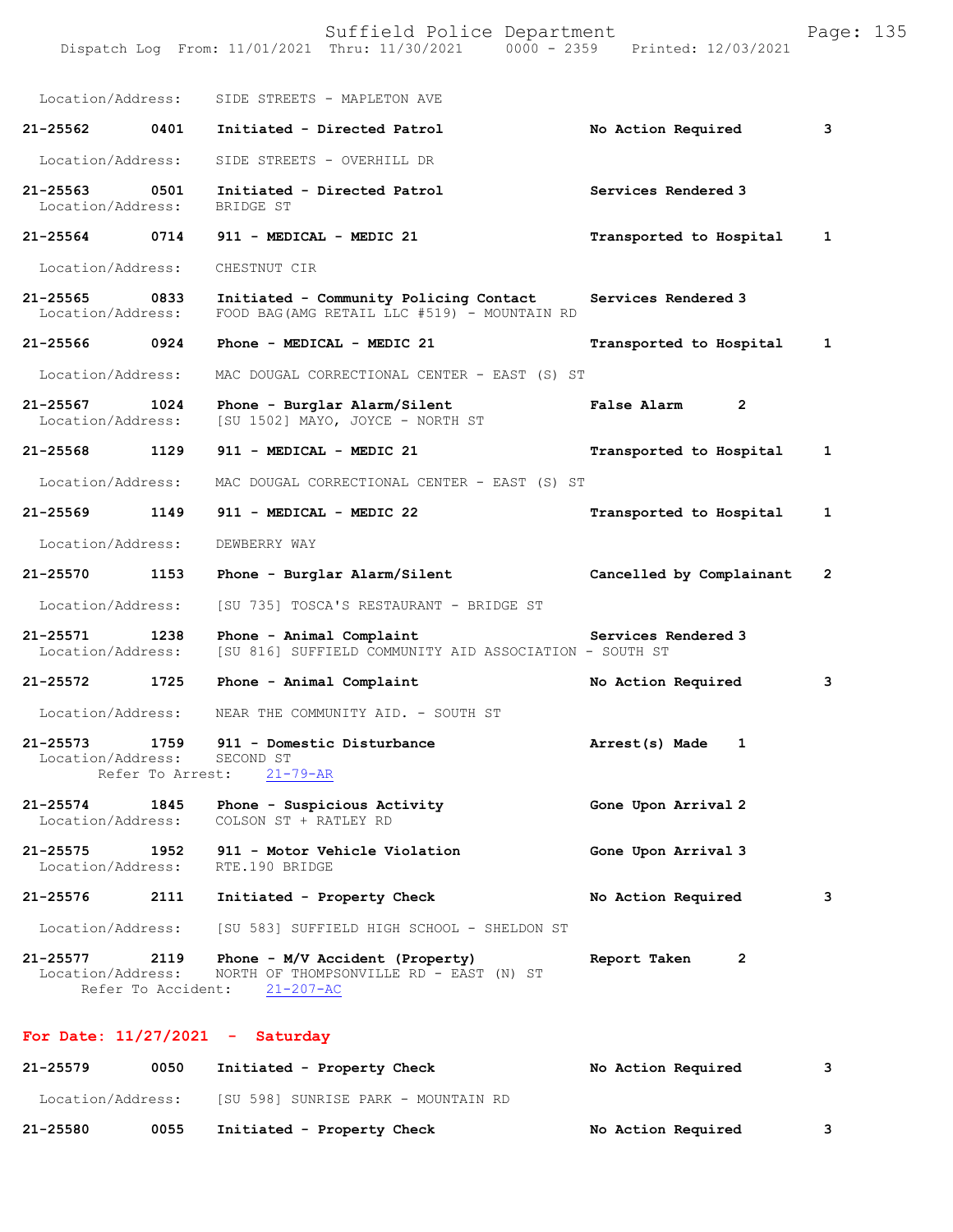Location/Address: SIDE STREETS - MAPLETON AVE

**21-25562 0401 Initiated - Directed Patrol — No Action Required 3**

Location/Address: SIDE STREETS - OVERHILL DR

**21-25563 0501 Initiated - Directed Patrol — Services Rendered 3**
Location/Address: BRIDGE ST

**21-25564 0714 911 - MEDICAL - MEDIC 21 — Transported to Hospital 1**

Location/Address: CHESTNUT CIR

**21-25565 0833 Initiated - Community Policing Contact — Services Rendered 3**
Location/Address: FOOD BAG(AMG RETAIL LLC #519) - MOUNTAIN RD

**21-25566 0924 Phone - MEDICAL - MEDIC 21 — Transported to Hospital 1**

Location/Address: MAC DOUGAL CORRECTIONAL CENTER - EAST (S) ST

**21-25567 1024 Phone - Burglar Alarm/Silent — False Alarm 2**
Location/Address: [SU 1502] MAYO, JOYCE - NORTH ST

**21-25568 1129 911 - MEDICAL - MEDIC 21 — Transported to Hospital 1**

Location/Address: MAC DOUGAL CORRECTIONAL CENTER - EAST (S) ST

**21-25569 1149 911 - MEDICAL - MEDIC 22 — Transported to Hospital 1**

Location/Address: DEWBERRY WAY

**21-25570 1153 Phone - Burglar Alarm/Silent — Cancelled by Complainant 2**

Location/Address: [SU 735] TOSCA'S RESTAURANT - BRIDGE ST

**21-25571 1238 Phone - Animal Complaint — Services Rendered 3**
Location/Address: [SU 816] SUFFIELD COMMUNITY AID ASSOCIATION - SOUTH ST

**21-25572 1725 Phone - Animal Complaint — No Action Required 3**

Location/Address: NEAR THE COMMUNITY AID. - SOUTH ST

**21-25573 1759 911 - Domestic Disturbance — Arrest(s) Made 1**
Location/Address: SECOND ST
Refer To Arrest: 21-79-AR

**21-25574 1845 Phone - Suspicious Activity — Gone Upon Arrival 2**
Location/Address: COLSON ST + RATLEY RD

**21-25575 1952 911 - Motor Vehicle Violation — Gone Upon Arrival 3**
Location/Address: RTE.190 BRIDGE

**21-25576 2111 Initiated - Property Check — No Action Required 3**

Location/Address: [SU 583] SUFFIELD HIGH SCHOOL - SHELDON ST

**21-25577 2119 Phone - M/V Accident (Property) — Report Taken 2**
Location/Address: NORTH OF THOMPSONVILLE RD - EAST (N) ST
Refer To Accident: 21-207-AC

## For Date: 11/27/2021 - Saturday

**21-25579 0050 Initiated - Property Check — No Action Required 3**

Location/Address: [SU 598] SUNRISE PARK - MOUNTAIN RD

**21-25580 0055 Initiated - Property Check — No Action Required 3**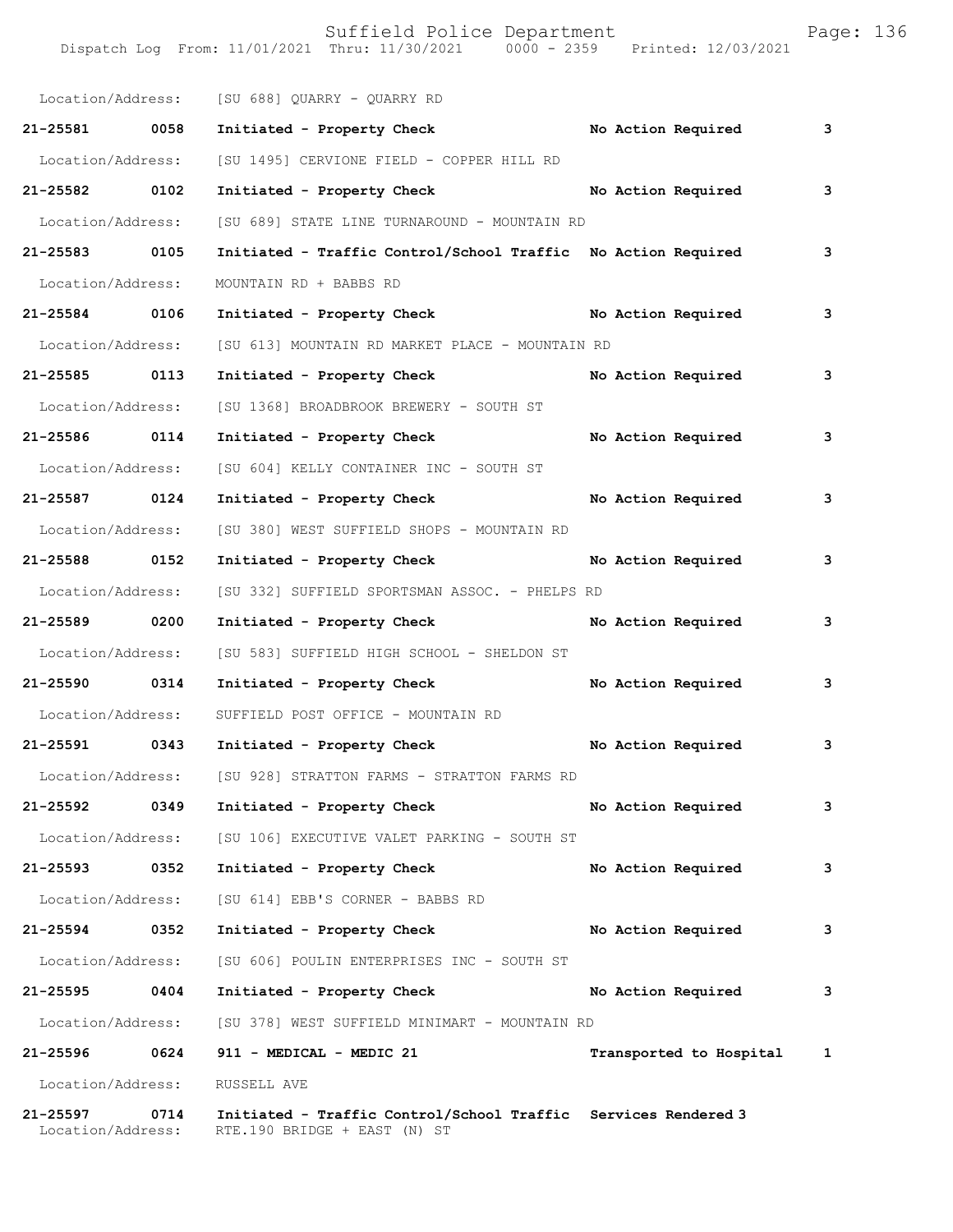Location/Address: [SU 688] QUARRY - QUARRY RD

**21-25581 0058 Initiated - Property Check No Action Required 3**

Location/Address: [SU 1495] CERVIONE FIELD - COPPER HILL RD

**21-25582 0102 Initiated - Property Check No Action Required 3**

Location/Address: [SU 689] STATE LINE TURNAROUND - MOUNTAIN RD

**21-25583 0105 Initiated - Traffic Control/School Traffic No Action Required 3**

Location/Address: MOUNTAIN RD + BABBS RD

**21-25584 0106 Initiated - Property Check No Action Required 3**

Location/Address: [SU 613] MOUNTAIN RD MARKET PLACE - MOUNTAIN RD

**21-25585 0113 Initiated - Property Check No Action Required 3**

Location/Address: [SU 1368] BROADBROOK BREWERY - SOUTH ST

**21-25586 0114 Initiated - Property Check No Action Required 3**

Location/Address: [SU 604] KELLY CONTAINER INC - SOUTH ST

**21-25587 0124 Initiated - Property Check No Action Required 3**

Location/Address: [SU 380] WEST SUFFIELD SHOPS - MOUNTAIN RD

**21-25588 0152 Initiated - Property Check No Action Required 3**

Location/Address: [SU 332] SUFFIELD SPORTSMAN ASSOC. - PHELPS RD

**21-25589 0200 Initiated - Property Check No Action Required 3**

Location/Address: [SU 583] SUFFIELD HIGH SCHOOL - SHELDON ST

**21-25590 0314 Initiated - Property Check No Action Required 3**

Location/Address: SUFFIELD POST OFFICE - MOUNTAIN RD

**21-25591 0343 Initiated - Property Check No Action Required 3**

Location/Address: [SU 928] STRATTON FARMS - STRATTON FARMS RD

**21-25592 0349 Initiated - Property Check No Action Required 3**

Location/Address: [SU 106] EXECUTIVE VALET PARKING - SOUTH ST

**21-25593 0352 Initiated - Property Check No Action Required 3**

Location/Address: [SU 614] EBB'S CORNER - BABBS RD

**21-25594 0352 Initiated - Property Check No Action Required 3**

Location/Address: [SU 606] POULIN ENTERPRISES INC - SOUTH ST

**21-25595 0404 Initiated - Property Check No Action Required 3**

Location/Address: [SU 378] WEST SUFFIELD MINIMART - MOUNTAIN RD

**21-25596 0624 911 - MEDICAL - MEDIC 21 Transported to Hospital 1**

Location/Address: RUSSELL AVE

**21-25597 0714 Initiated - Traffic Control/School Traffic Services Rendered 3**

Location/Address: RTE.190 BRIDGE + EAST (N) ST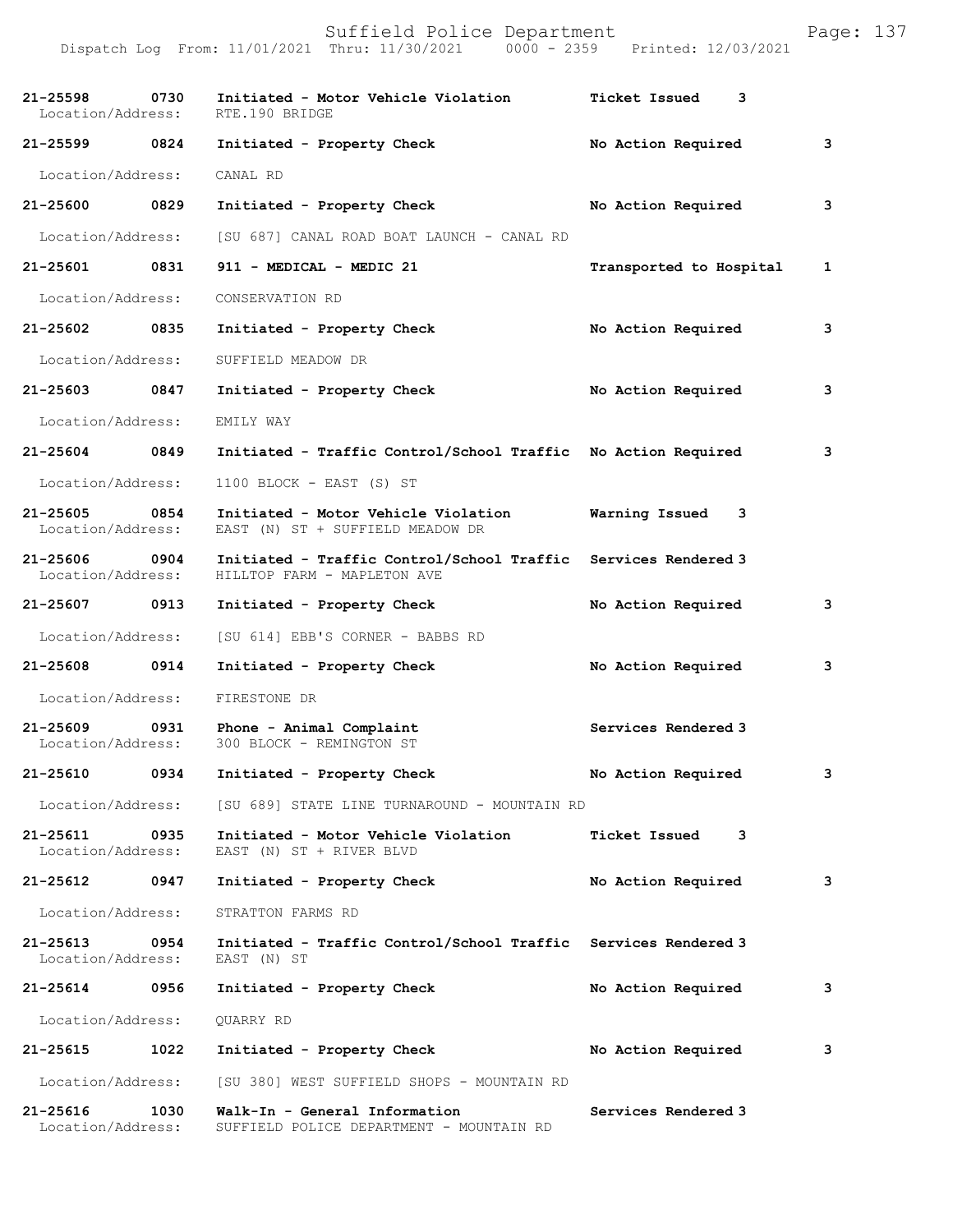| Call Number | Time | Call Reason | Action | Priority |
|---|---|---|---|---|
| 21-25598 | 0730 | Initiated - Motor Vehicle Violation | Ticket Issued | 3 |
| Location/Address: | | RTE.190 BRIDGE | | |
| 21-25599 | 0824 | Initiated - Property Check | No Action Required | 3 |
| Location/Address: | | CANAL RD | | |
| 21-25600 | 0829 | Initiated - Property Check | No Action Required | 3 |
| Location/Address: | | [SU 687] CANAL ROAD BOAT LAUNCH - CANAL RD | | |
| 21-25601 | 0831 | 911 - MEDICAL - MEDIC 21 | Transported to Hospital | 1 |
| Location/Address: | | CONSERVATION RD | | |
| 21-25602 | 0835 | Initiated - Property Check | No Action Required | 3 |
| Location/Address: | | SUFFIELD MEADOW DR | | |
| 21-25603 | 0847 | Initiated - Property Check | No Action Required | 3 |
| Location/Address: | | EMILY WAY | | |
| 21-25604 | 0849 | Initiated - Traffic Control/School Traffic | No Action Required | 3 |
| Location/Address: | | 1100 BLOCK - EAST (S) ST | | |
| 21-25605 | 0854 | Initiated - Motor Vehicle Violation | Warning Issued | 3 |
| Location/Address: | | EAST (N) ST + SUFFIELD MEADOW DR | | |
| 21-25606 | 0904 | Initiated - Traffic Control/School Traffic | Services Rendered | 3 |
| Location/Address: | | HILLTOP FARM - MAPLETON AVE | | |
| 21-25607 | 0913 | Initiated - Property Check | No Action Required | 3 |
| Location/Address: | | [SU 614] EBB'S CORNER - BABBS RD | | |
| 21-25608 | 0914 | Initiated - Property Check | No Action Required | 3 |
| Location/Address: | | FIRESTONE DR | | |
| 21-25609 | 0931 | Phone - Animal Complaint | Services Rendered | 3 |
| Location/Address: | | 300 BLOCK - REMINGTON ST | | |
| 21-25610 | 0934 | Initiated - Property Check | No Action Required | 3 |
| Location/Address: | | [SU 689] STATE LINE TURNAROUND - MOUNTAIN RD | | |
| 21-25611 | 0935 | Initiated - Motor Vehicle Violation | Ticket Issued | 3 |
| Location/Address: | | EAST (N) ST + RIVER BLVD | | |
| 21-25612 | 0947 | Initiated - Property Check | No Action Required | 3 |
| Location/Address: | | STRATTON FARMS RD | | |
| 21-25613 | 0954 | Initiated - Traffic Control/School Traffic | Services Rendered | 3 |
| Location/Address: | | EAST (N) ST | | |
| 21-25614 | 0956 | Initiated - Property Check | No Action Required | 3 |
| Location/Address: | | QUARRY RD | | |
| 21-25615 | 1022 | Initiated - Property Check | No Action Required | 3 |
| Location/Address: | | [SU 380] WEST SUFFIELD SHOPS - MOUNTAIN RD | | |
| 21-25616 | 1030 | Walk-In - General Information | Services Rendered | 3 |
| Location/Address: | | SUFFIELD POLICE DEPARTMENT - MOUNTAIN RD | | |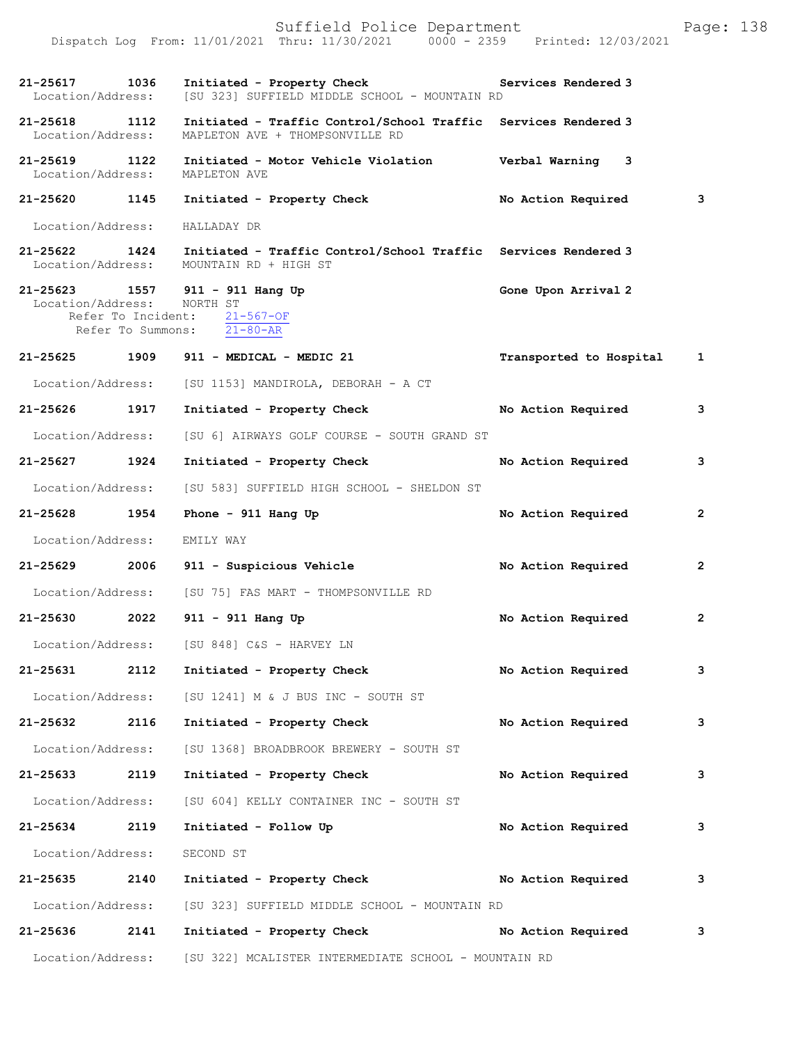Suffield Police Department
Dispatch Log From: 11/01/2021 Thru: 11/30/2021 0000 - 2359 Printed: 12/03/2021

**21-25617 1036 Initiated - Property Check** Services Rendered 3
Location/Address: [SU 323] SUFFIELD MIDDLE SCHOOL - MOUNTAIN RD

**21-25618 1112 Initiated - Traffic Control/School Traffic** Services Rendered 3
Location/Address: MAPLETON AVE + THOMPSONVILLE RD

**21-25619 1122 Initiated - Motor Vehicle Violation** Verbal Warning 3
Location/Address: MAPLETON AVE

**21-25620 1145 Initiated - Property Check** No Action Required 3
Location/Address: HALLADAY DR

**21-25622 1424 Initiated - Traffic Control/School Traffic** Services Rendered 3
Location/Address: MOUNTAIN RD + HIGH ST

**21-25623 1557 911 - 911 Hang Up** Gone Upon Arrival 2
Location/Address: NORTH ST
Refer To Incident: 21-567-OF
Refer To Summons: 21-80-AR

**21-25625 1909 911 - MEDICAL - MEDIC 21** Transported to Hospital 1
Location/Address: [SU 1153] MANDIROLA, DEBORAH - A CT

**21-25626 1917 Initiated - Property Check** No Action Required 3
Location/Address: [SU 6] AIRWAYS GOLF COURSE - SOUTH GRAND ST

**21-25627 1924 Initiated - Property Check** No Action Required 3
Location/Address: [SU 583] SUFFIELD HIGH SCHOOL - SHELDON ST

**21-25628 1954 Phone - 911 Hang Up** No Action Required 2
Location/Address: EMILY WAY

**21-25629 2006 911 - Suspicious Vehicle** No Action Required 2
Location/Address: [SU 75] FAS MART - THOMPSONVILLE RD

**21-25630 2022 911 - 911 Hang Up** No Action Required 2
Location/Address: [SU 848] C&S - HARVEY LN

**21-25631 2112 Initiated - Property Check** No Action Required 3
Location/Address: [SU 1241] M & J BUS INC - SOUTH ST

**21-25632 2116 Initiated - Property Check** No Action Required 3
Location/Address: [SU 1368] BROADBROOK BREWERY - SOUTH ST

**21-25633 2119 Initiated - Property Check** No Action Required 3
Location/Address: [SU 604] KELLY CONTAINER INC - SOUTH ST

**21-25634 2119 Initiated - Follow Up** No Action Required 3
Location/Address: SECOND ST

**21-25635 2140 Initiated - Property Check** No Action Required 3
Location/Address: [SU 323] SUFFIELD MIDDLE SCHOOL - MOUNTAIN RD

**21-25636 2141 Initiated - Property Check** No Action Required 3
Location/Address: [SU 322] MCALISTER INTERMEDIATE SCHOOL - MOUNTAIN RD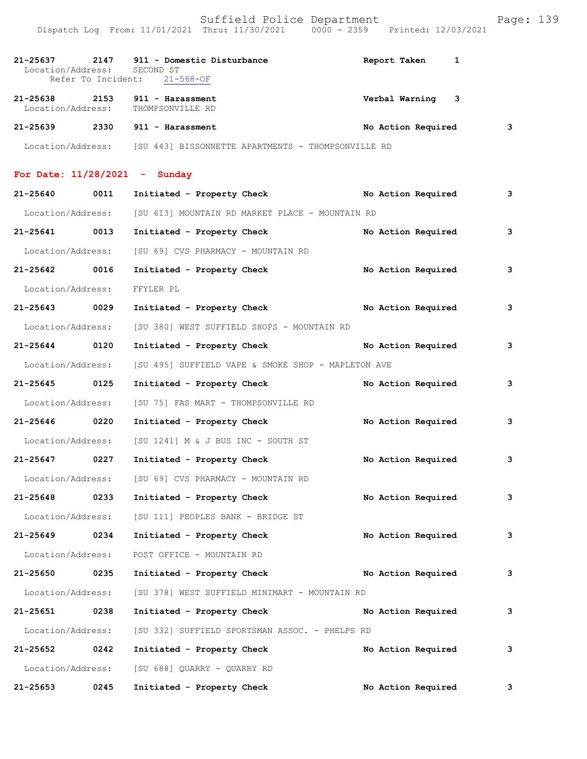21-25637 2147 911 - Domestic Disturbance Report Taken 1
Location/Address: SECOND ST
Refer To Incident: 21-568-OF

21-25638 2153 911 - Harassment Verbal Warning 3
Location/Address: THOMPSONVILLE RD

21-25639 2330 911 - Harassment No Action Required 3
Location/Address: [SU 443] BISSONNETTE APARTMENTS - THOMPSONVILLE RD

## For Date: 11/28/2021 - Sunday

21-25640 0011 Initiated - Property Check No Action Required 3
Location/Address: [SU 613] MOUNTAIN RD MARKET PLACE - MOUNTAIN RD

21-25641 0013 Initiated - Property Check No Action Required 3
Location/Address: [SU 69] CVS PHARMACY - MOUNTAIN RD

21-25642 0016 Initiated - Property Check No Action Required 3
Location/Address: FFYLER PL

21-25643 0029 Initiated - Property Check No Action Required 3
Location/Address: [SU 380] WEST SUFFIELD SHOPS - MOUNTAIN RD

21-25644 0120 Initiated - Property Check No Action Required 3
Location/Address: [SU 495] SUFFIELD VAPE & SMOKE SHOP - MAPLETON AVE

21-25645 0125 Initiated - Property Check No Action Required 3
Location/Address: [SU 75] FAS MART - THOMPSONVILLE RD

21-25646 0220 Initiated - Property Check No Action Required 3
Location/Address: [SU 1241] M & J BUS INC - SOUTH ST

21-25647 0227 Initiated - Property Check No Action Required 3
Location/Address: [SU 69] CVS PHARMACY - MOUNTAIN RD

21-25648 0233 Initiated - Property Check No Action Required 3
Location/Address: [SU 111] PEOPLES BANK - BRIDGE ST

21-25649 0234 Initiated - Property Check No Action Required 3
Location/Address: POST OFFICE - MOUNTAIN RD

21-25650 0235 Initiated - Property Check No Action Required 3
Location/Address: [SU 378] WEST SUFFIELD MINIMART - MOUNTAIN RD

21-25651 0238 Initiated - Property Check No Action Required 3
Location/Address: [SU 332] SUFFIELD SPORTSMAN ASSOC. - PHELPS RD

21-25652 0242 Initiated - Property Check No Action Required 3
Location/Address: [SU 688] QUARRY - QUARRY RD

21-25653 0245 Initiated - Property Check No Action Required 3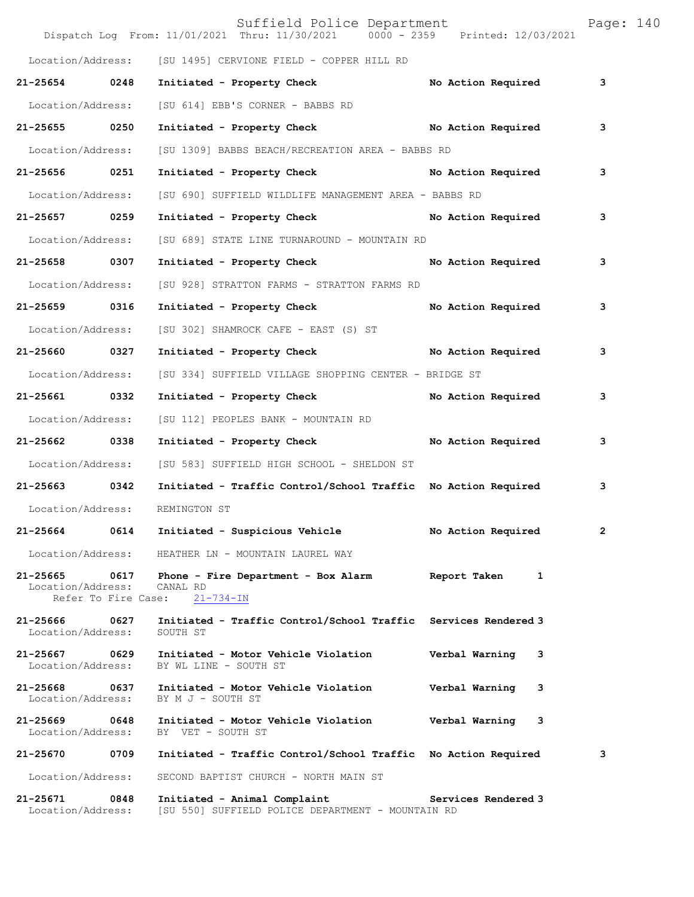Location/Address: [SU 1495] CERVIONE FIELD - COPPER HILL RD

**21-25654 0248 Initiated - Property Check No Action Required 3**

Location/Address: [SU 614] EBB'S CORNER - BABBS RD

**21-25655 0250 Initiated - Property Check No Action Required 3**

Location/Address: [SU 1309] BABBS BEACH/RECREATION AREA - BABBS RD

**21-25656 0251 Initiated - Property Check No Action Required 3**

Location/Address: [SU 690] SUFFIELD WILDLIFE MANAGEMENT AREA - BABBS RD

**21-25657 0259 Initiated - Property Check No Action Required 3**

Location/Address: [SU 689] STATE LINE TURNAROUND - MOUNTAIN RD

**21-25658 0307 Initiated - Property Check No Action Required 3**

Location/Address: [SU 928] STRATTON FARMS - STRATTON FARMS RD

**21-25659 0316 Initiated - Property Check No Action Required 3**

Location/Address: [SU 302] SHAMROCK CAFE - EAST (S) ST

**21-25660 0327 Initiated - Property Check No Action Required 3**

Location/Address: [SU 334] SUFFIELD VILLAGE SHOPPING CENTER - BRIDGE ST

**21-25661 0332 Initiated - Property Check No Action Required 3**

Location/Address: [SU 112] PEOPLES BANK - MOUNTAIN RD

**21-25662 0338 Initiated - Property Check No Action Required 3**

Location/Address: [SU 583] SUFFIELD HIGH SCHOOL - SHELDON ST

**21-25663 0342 Initiated - Traffic Control/School Traffic No Action Required 3**

Location/Address: REMINGTON ST

**21-25664 0614 Initiated - Suspicious Vehicle No Action Required 2**

Location/Address: HEATHER LN - MOUNTAIN LAUREL WAY

**21-25665 0617 Phone - Fire Department - Box Alarm Report Taken 1**
Location/Address: CANAL RD
Refer To Fire Case: 21-734-IN

**21-25666 0627 Initiated - Traffic Control/School Traffic Services Rendered 3**
Location/Address: SOUTH ST

**21-25667 0629 Initiated - Motor Vehicle Violation Verbal Warning 3**
Location/Address: BY WL LINE - SOUTH ST

**21-25668 0637 Initiated - Motor Vehicle Violation Verbal Warning 3**
Location/Address: BY M J - SOUTH ST

**21-25669 0648 Initiated - Motor Vehicle Violation Verbal Warning 3**
Location/Address: BY VET - SOUTH ST

**21-25670 0709 Initiated - Traffic Control/School Traffic No Action Required 3**

Location/Address: SECOND BAPTIST CHURCH - NORTH MAIN ST

**21-25671 0848 Initiated - Animal Complaint Services Rendered 3**
Location/Address: [SU 550] SUFFIELD POLICE DEPARTMENT - MOUNTAIN RD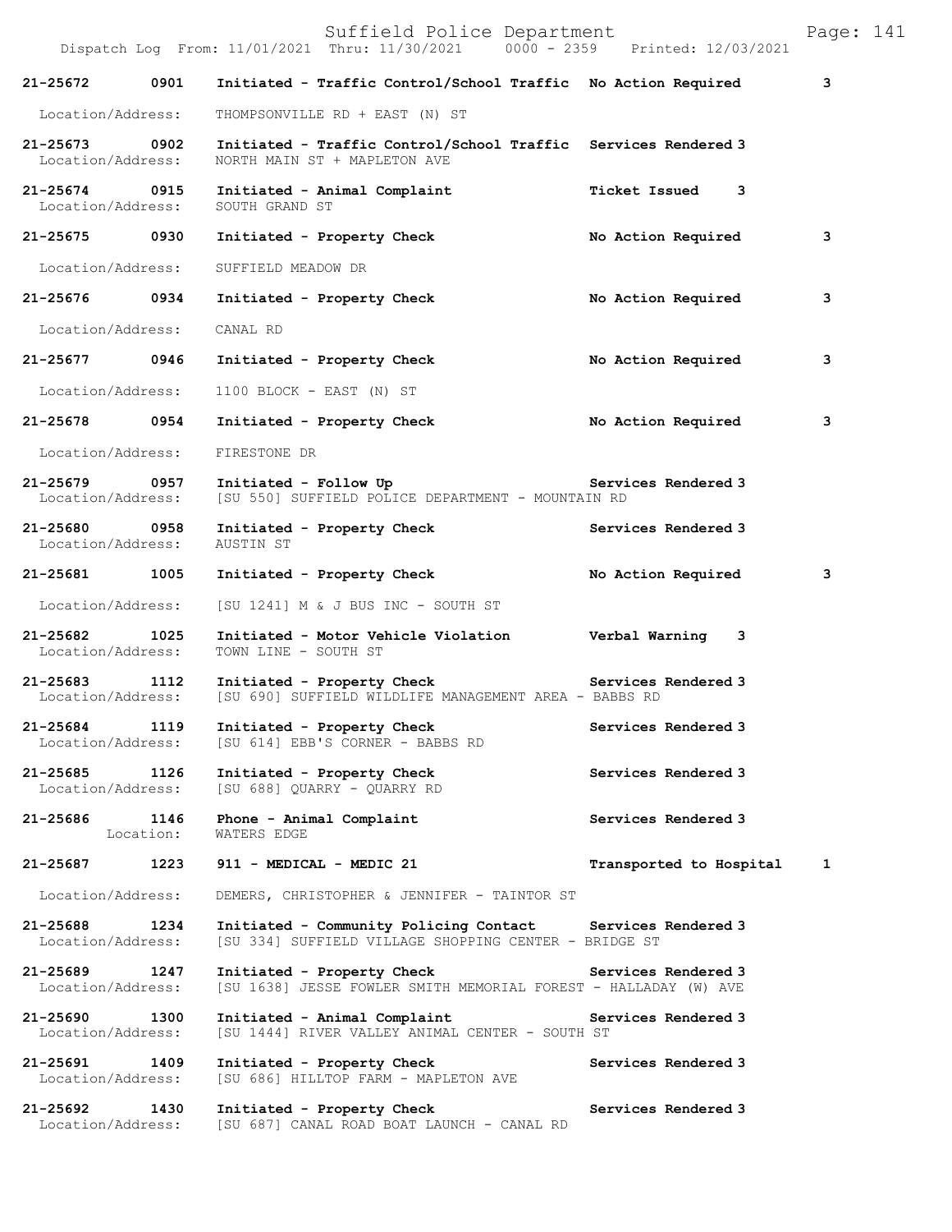Suffield Police Department

Dispatch Log From: 11/01/2021 Thru: 11/30/2021 0000 - 2359 Printed: 12/03/2021

**21-25672 0901 Initiated - Traffic Control/School Traffic No Action Required 3**
Location/Address: THOMPSONVILLE RD + EAST (N) ST

**21-25673 0902 Initiated - Traffic Control/School Traffic Services Rendered 3**
Location/Address: NORTH MAIN ST + MAPLETON AVE

**21-25674 0915 Initiated - Animal Complaint Ticket Issued 3**
Location/Address: SOUTH GRAND ST

**21-25675 0930 Initiated - Property Check No Action Required 3**
Location/Address: SUFFIELD MEADOW DR

**21-25676 0934 Initiated - Property Check No Action Required 3**
Location/Address: CANAL RD

**21-25677 0946 Initiated - Property Check No Action Required 3**
Location/Address: 1100 BLOCK - EAST (N) ST

**21-25678 0954 Initiated - Property Check No Action Required 3**
Location/Address: FIRESTONE DR

**21-25679 0957 Initiated - Follow Up Services Rendered 3**
Location/Address: [SU 550] SUFFIELD POLICE DEPARTMENT - MOUNTAIN RD

**21-25680 0958 Initiated - Property Check Services Rendered 3**
Location/Address: AUSTIN ST

**21-25681 1005 Initiated - Property Check No Action Required 3**
Location/Address: [SU 1241] M & J BUS INC - SOUTH ST

**21-25682 1025 Initiated - Motor Vehicle Violation Verbal Warning 3**
Location/Address: TOWN LINE - SOUTH ST

**21-25683 1112 Initiated - Property Check Services Rendered 3**
Location/Address: [SU 690] SUFFIELD WILDLIFE MANAGEMENT AREA - BABBS RD

**21-25684 1119 Initiated - Property Check Services Rendered 3**
Location/Address: [SU 614] EBB'S CORNER - BABBS RD

**21-25685 1126 Initiated - Property Check Services Rendered 3**
Location/Address: [SU 688] QUARRY - QUARRY RD

**21-25686 1146 Phone - Animal Complaint Services Rendered 3**
Location: WATERS EDGE

**21-25687 1223 911 - MEDICAL - MEDIC 21 Transported to Hospital 1**
Location/Address: DEMERS, CHRISTOPHER & JENNIFER - TAINTOR ST

**21-25688 1234 Initiated - Community Policing Contact Services Rendered 3**
Location/Address: [SU 334] SUFFIELD VILLAGE SHOPPING CENTER - BRIDGE ST

**21-25689 1247 Initiated - Property Check Services Rendered 3**
Location/Address: [SU 1638] JESSE FOWLER SMITH MEMORIAL FOREST - HALLADAY (W) AVE

**21-25690 1300 Initiated - Animal Complaint Services Rendered 3**
Location/Address: [SU 1444] RIVER VALLEY ANIMAL CENTER - SOUTH ST

**21-25691 1409 Initiated - Property Check Services Rendered 3**
Location/Address: [SU 686] HILLTOP FARM - MAPLETON AVE

**21-25692 1430 Initiated - Property Check Services Rendered 3**
Location/Address: [SU 687] CANAL ROAD BOAT LAUNCH - CANAL RD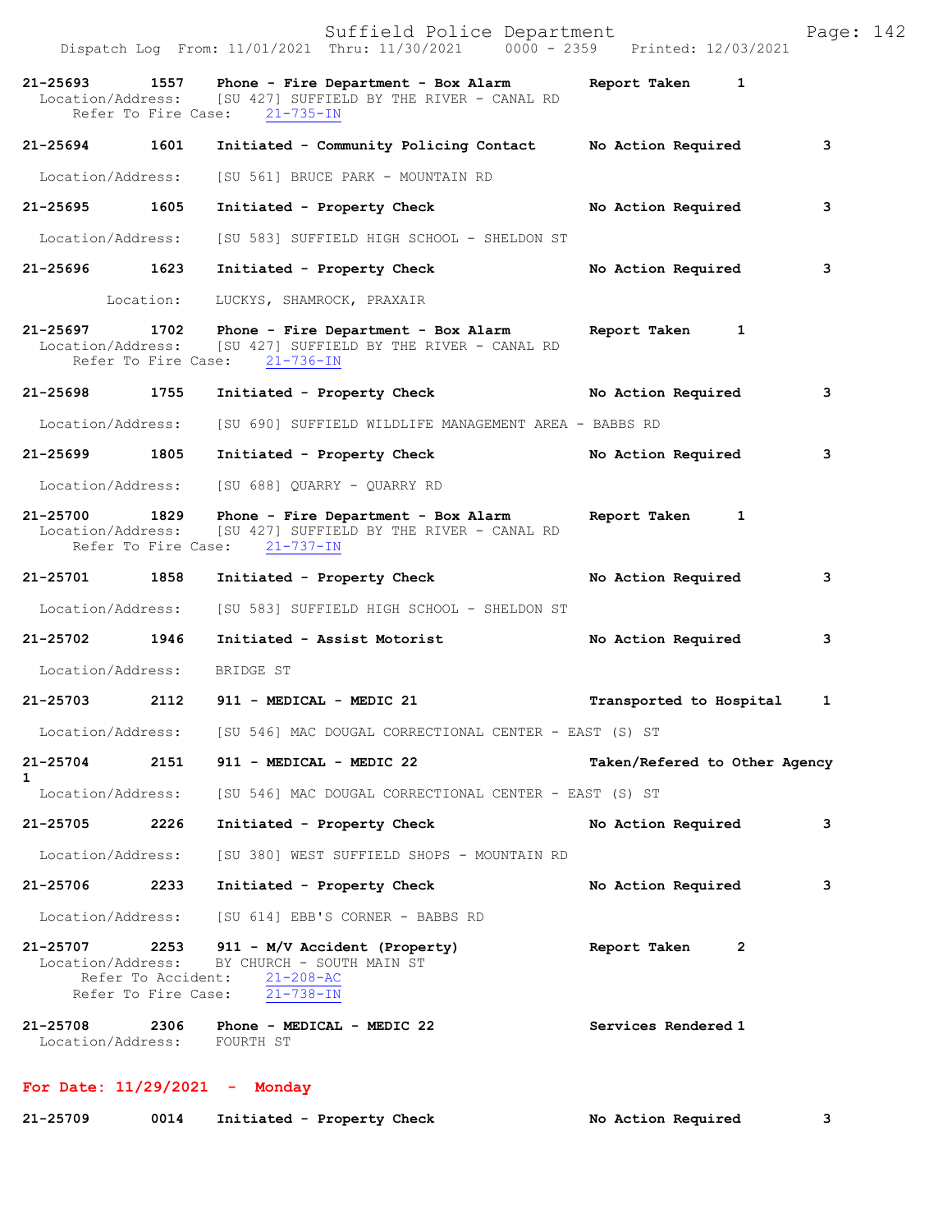21-25693 1557 Phone - Fire Department - Box Alarm Report Taken 1
Location/Address: [SU 427] SUFFIELD BY THE RIVER - CANAL RD
Refer To Fire Case: 21-735-IN

21-25694 1601 Initiated - Community Policing Contact No Action Required 3
Location/Address: [SU 561] BRUCE PARK - MOUNTAIN RD

21-25695 1605 Initiated - Property Check No Action Required 3
Location/Address: [SU 583] SUFFIELD HIGH SCHOOL - SHELDON ST

21-25696 1623 Initiated - Property Check No Action Required 3
Location: LUCKYS, SHAMROCK, PRAXAIR

21-25697 1702 Phone - Fire Department - Box Alarm Report Taken 1
Location/Address: [SU 427] SUFFIELD BY THE RIVER - CANAL RD
Refer To Fire Case: 21-736-IN

21-25698 1755 Initiated - Property Check No Action Required 3
Location/Address: [SU 690] SUFFIELD WILDLIFE MANAGEMENT AREA - BABBS RD

21-25699 1805 Initiated - Property Check No Action Required 3
Location/Address: [SU 688] QUARRY - QUARRY RD

21-25700 1829 Phone - Fire Department - Box Alarm Report Taken 1
Location/Address: [SU 427] SUFFIELD BY THE RIVER - CANAL RD
Refer To Fire Case: 21-737-IN

21-25701 1858 Initiated - Property Check No Action Required 3
Location/Address: [SU 583] SUFFIELD HIGH SCHOOL - SHELDON ST

21-25702 1946 Initiated - Assist Motorist No Action Required 3
Location/Address: BRIDGE ST

21-25703 2112 911 - MEDICAL - MEDIC 21 Transported to Hospital 1
Location/Address: [SU 546] MAC DOUGAL CORRECTIONAL CENTER - EAST (S) ST

21-25704 2151 911 - MEDICAL - MEDIC 22 Taken/Refered to Other Agency 1
Location/Address: [SU 546] MAC DOUGAL CORRECTIONAL CENTER - EAST (S) ST

21-25705 2226 Initiated - Property Check No Action Required 3
Location/Address: [SU 380] WEST SUFFIELD SHOPS - MOUNTAIN RD

21-25706 2233 Initiated - Property Check No Action Required 3
Location/Address: [SU 614] EBB'S CORNER - BABBS RD

21-25707 2253 911 - M/V Accident (Property) Report Taken 2
Location/Address: BY CHURCH - SOUTH MAIN ST
Refer To Accident: 21-208-AC
Refer To Fire Case: 21-738-IN

21-25708 2306 Phone - MEDICAL - MEDIC 22 Services Rendered 1
Location/Address: FOURTH ST

**For Date: 11/29/2021 - Monday**

21-25709 0014 Initiated - Property Check No Action Required 3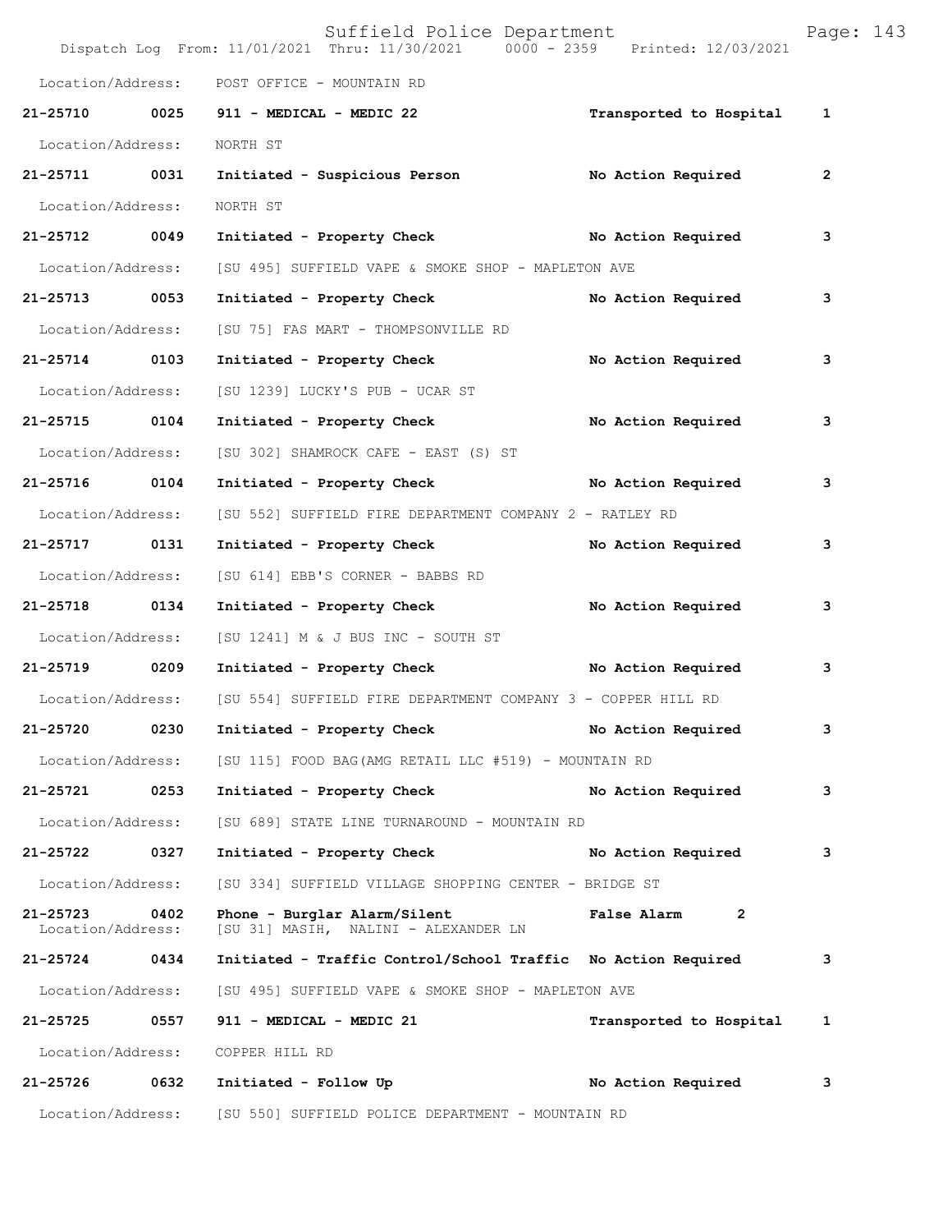Location/Address: POST OFFICE - MOUNTAIN RD

**21-25710 0025 911 - MEDICAL - MEDIC 22** **Transported to Hospital 1**

Location/Address: NORTH ST

**21-25711 0031 Initiated - Suspicious Person** **No Action Required 2**

Location/Address: NORTH ST

**21-25712 0049 Initiated - Property Check** **No Action Required 3**

Location/Address: [SU 495] SUFFIELD VAPE & SMOKE SHOP - MAPLETON AVE

**21-25713 0053 Initiated - Property Check** **No Action Required 3**

Location/Address: [SU 75] FAS MART - THOMPSONVILLE RD

**21-25714 0103 Initiated - Property Check** **No Action Required 3**

Location/Address: [SU 1239] LUCKY'S PUB - UCAR ST

**21-25715 0104 Initiated - Property Check** **No Action Required 3**

Location/Address: [SU 302] SHAMROCK CAFE - EAST (S) ST

**21-25716 0104 Initiated - Property Check** **No Action Required 3**

Location/Address: [SU 552] SUFFIELD FIRE DEPARTMENT COMPANY 2 - RATLEY RD

**21-25717 0131 Initiated - Property Check** **No Action Required 3**

Location/Address: [SU 614] EBB'S CORNER - BABBS RD

**21-25718 0134 Initiated - Property Check** **No Action Required 3**

Location/Address: [SU 1241] M & J BUS INC - SOUTH ST

**21-25719 0209 Initiated - Property Check** **No Action Required 3**

Location/Address: [SU 554] SUFFIELD FIRE DEPARTMENT COMPANY 3 - COPPER HILL RD

**21-25720 0230 Initiated - Property Check** **No Action Required 3**

Location/Address: [SU 115] FOOD BAG(AMG RETAIL LLC #519) - MOUNTAIN RD

**21-25721 0253 Initiated - Property Check** **No Action Required 3**

Location/Address: [SU 689] STATE LINE TURNAROUND - MOUNTAIN RD

**21-25722 0327 Initiated - Property Check** **No Action Required 3**

Location/Address: [SU 334] SUFFIELD VILLAGE SHOPPING CENTER - BRIDGE ST

**21-25723 0402 Phone - Burglar Alarm/Silent** **False Alarm 2**
Location/Address: [SU 31] MASIH, NALINI - ALEXANDER LN

**21-25724 0434 Initiated - Traffic Control/School Traffic** **No Action Required 3**

Location/Address: [SU 495] SUFFIELD VAPE & SMOKE SHOP - MAPLETON AVE

**21-25725 0557 911 - MEDICAL - MEDIC 21** **Transported to Hospital 1**

Location/Address: COPPER HILL RD

**21-25726 0632 Initiated - Follow Up** **No Action Required 3**

Location/Address: [SU 550] SUFFIELD POLICE DEPARTMENT - MOUNTAIN RD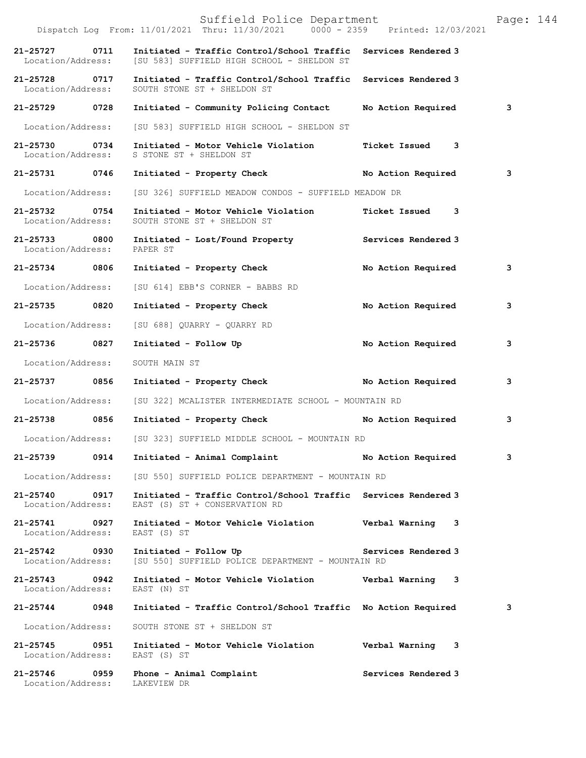Dispatch Log From: 11/01/2021 Thru: 11/30/2021 0000 - 2359 Printed: 12/03/2021

**21-25727 0711 Initiated - Traffic Control/School Traffic Services Rendered 3**
Location/Address: [SU 583] SUFFIELD HIGH SCHOOL - SHELDON ST

**21-25728 0717 Initiated - Traffic Control/School Traffic Services Rendered 3**
Location/Address: SOUTH STONE ST + SHELDON ST

**21-25729 0728 Initiated - Community Policing Contact No Action Required 3**
Location/Address: [SU 583] SUFFIELD HIGH SCHOOL - SHELDON ST

**21-25730 0734 Initiated - Motor Vehicle Violation Ticket Issued 3**
Location/Address: S STONE ST + SHELDON ST

**21-25731 0746 Initiated - Property Check No Action Required 3**
Location/Address: [SU 326] SUFFIELD MEADOW CONDOS - SUFFIELD MEADOW DR

**21-25732 0754 Initiated - Motor Vehicle Violation Ticket Issued 3**
Location/Address: SOUTH STONE ST + SHELDON ST

**21-25733 0800 Initiated - Lost/Found Property Services Rendered 3**
Location/Address: PAPER ST

**21-25734 0806 Initiated - Property Check No Action Required 3**
Location/Address: [SU 614] EBB'S CORNER - BABBS RD

**21-25735 0820 Initiated - Property Check No Action Required 3**
Location/Address: [SU 688] QUARRY - QUARRY RD

**21-25736 0827 Initiated - Follow Up No Action Required 3**
Location/Address: SOUTH MAIN ST

**21-25737 0856 Initiated - Property Check No Action Required 3**
Location/Address: [SU 322] MCALISTER INTERMEDIATE SCHOOL - MOUNTAIN RD

**21-25738 0856 Initiated - Property Check No Action Required 3**
Location/Address: [SU 323] SUFFIELD MIDDLE SCHOOL - MOUNTAIN RD

**21-25739 0914 Initiated - Animal Complaint No Action Required 3**
Location/Address: [SU 550] SUFFIELD POLICE DEPARTMENT - MOUNTAIN RD

**21-25740 0917 Initiated - Traffic Control/School Traffic Services Rendered 3**
Location/Address: EAST (S) ST + CONSERVATION RD

**21-25741 0927 Initiated - Motor Vehicle Violation Verbal Warning 3**
Location/Address: EAST (S) ST

**21-25742 0930 Initiated - Follow Up Services Rendered 3**
Location/Address: [SU 550] SUFFIELD POLICE DEPARTMENT - MOUNTAIN RD

**21-25743 0942 Initiated - Motor Vehicle Violation Verbal Warning 3**
Location/Address: EAST (N) ST

**21-25744 0948 Initiated - Traffic Control/School Traffic No Action Required 3**
Location/Address: SOUTH STONE ST + SHELDON ST

**21-25745 0951 Initiated - Motor Vehicle Violation Verbal Warning 3**
Location/Address: EAST (S) ST

**21-25746 0959 Phone - Animal Complaint Services Rendered 3**
Location/Address: LAKEVIEW DR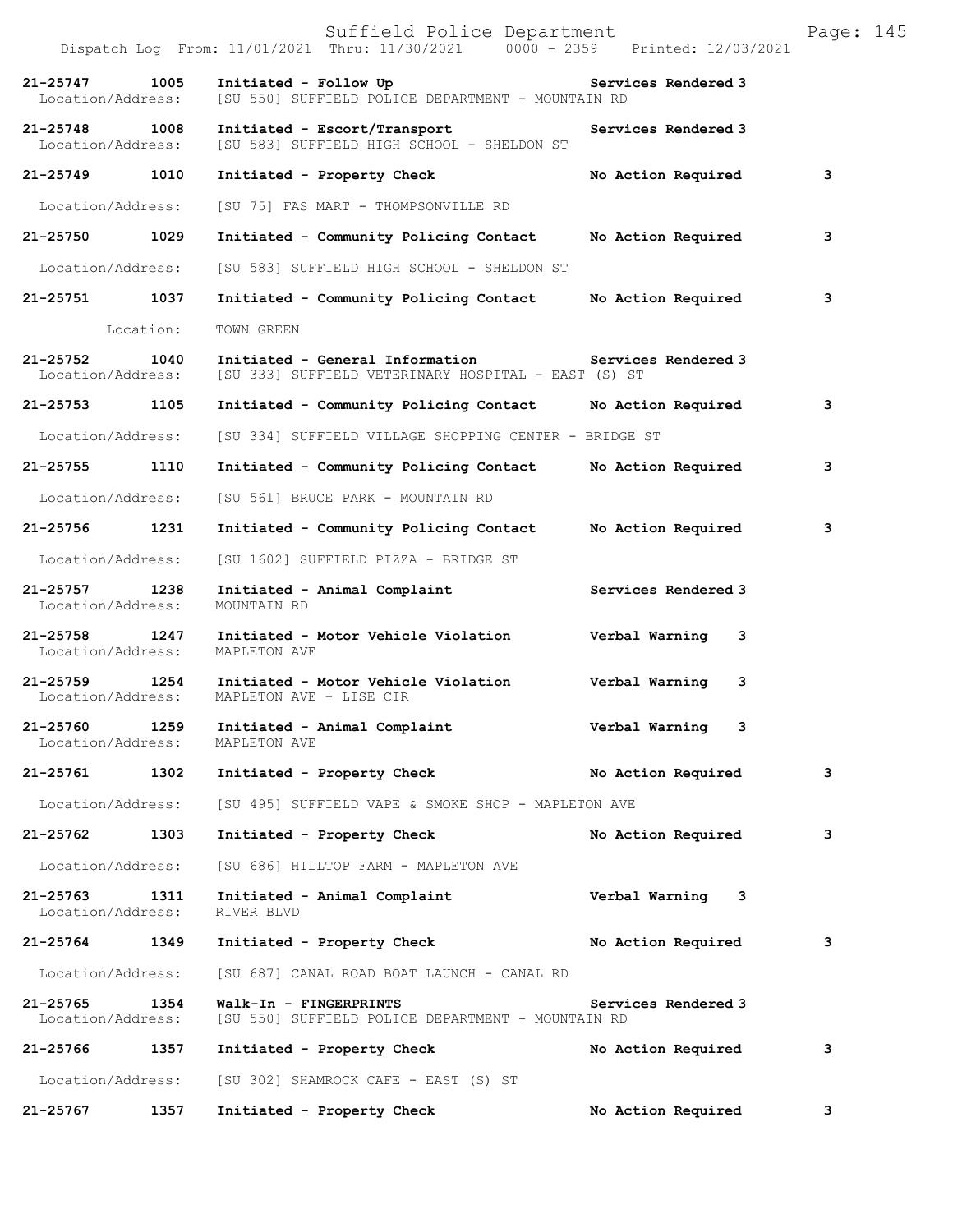Dispatch Log From: 11/01/2021 Thru: 11/30/2021 0000 - 2359 Printed: 12/03/2021

**21-25747 1005 Initiated - Follow Up** **Services Rendered 3**
Location/Address: [SU 550] SUFFIELD POLICE DEPARTMENT - MOUNTAIN RD

**21-25748 1008 Initiated - Escort/Transport** **Services Rendered 3**
Location/Address: [SU 583] SUFFIELD HIGH SCHOOL - SHELDON ST

**21-25749 1010 Initiated - Property Check** **No Action Required 3**
Location/Address: [SU 75] FAS MART - THOMPSONVILLE RD

**21-25750 1029 Initiated - Community Policing Contact** **No Action Required 3**
Location/Address: [SU 583] SUFFIELD HIGH SCHOOL - SHELDON ST

**21-25751 1037 Initiated - Community Policing Contact** **No Action Required 3**
Location: TOWN GREEN

**21-25752 1040 Initiated - General Information** **Services Rendered 3**
Location/Address: [SU 333] SUFFIELD VETERINARY HOSPITAL - EAST (S) ST

**21-25753 1105 Initiated - Community Policing Contact** **No Action Required 3**
Location/Address: [SU 334] SUFFIELD VILLAGE SHOPPING CENTER - BRIDGE ST

**21-25755 1110 Initiated - Community Policing Contact** **No Action Required 3**
Location/Address: [SU 561] BRUCE PARK - MOUNTAIN RD

**21-25756 1231 Initiated - Community Policing Contact** **No Action Required 3**
Location/Address: [SU 1602] SUFFIELD PIZZA - BRIDGE ST

**21-25757 1238 Initiated - Animal Complaint** **Services Rendered 3**
Location/Address: MOUNTAIN RD

**21-25758 1247 Initiated - Motor Vehicle Violation** **Verbal Warning 3**
Location/Address: MAPLETON AVE

**21-25759 1254 Initiated - Motor Vehicle Violation** **Verbal Warning 3**
Location/Address: MAPLETON AVE + LISE CIR

**21-25760 1259 Initiated - Animal Complaint** **Verbal Warning 3**
Location/Address: MAPLETON AVE

**21-25761 1302 Initiated - Property Check** **No Action Required 3**
Location/Address: [SU 495] SUFFIELD VAPE & SMOKE SHOP - MAPLETON AVE

**21-25762 1303 Initiated - Property Check** **No Action Required 3**
Location/Address: [SU 686] HILLTOP FARM - MAPLETON AVE

**21-25763 1311 Initiated - Animal Complaint** **Verbal Warning 3**
Location/Address: RIVER BLVD

**21-25764 1349 Initiated - Property Check** **No Action Required 3**
Location/Address: [SU 687] CANAL ROAD BOAT LAUNCH - CANAL RD

**21-25765 1354 Walk-In - FINGERPRINTS** **Services Rendered 3**
Location/Address: [SU 550] SUFFIELD POLICE DEPARTMENT - MOUNTAIN RD

**21-25766 1357 Initiated - Property Check** **No Action Required 3**
Location/Address: [SU 302] SHAMROCK CAFE - EAST (S) ST

**21-25767 1357 Initiated - Property Check** **No Action Required 3**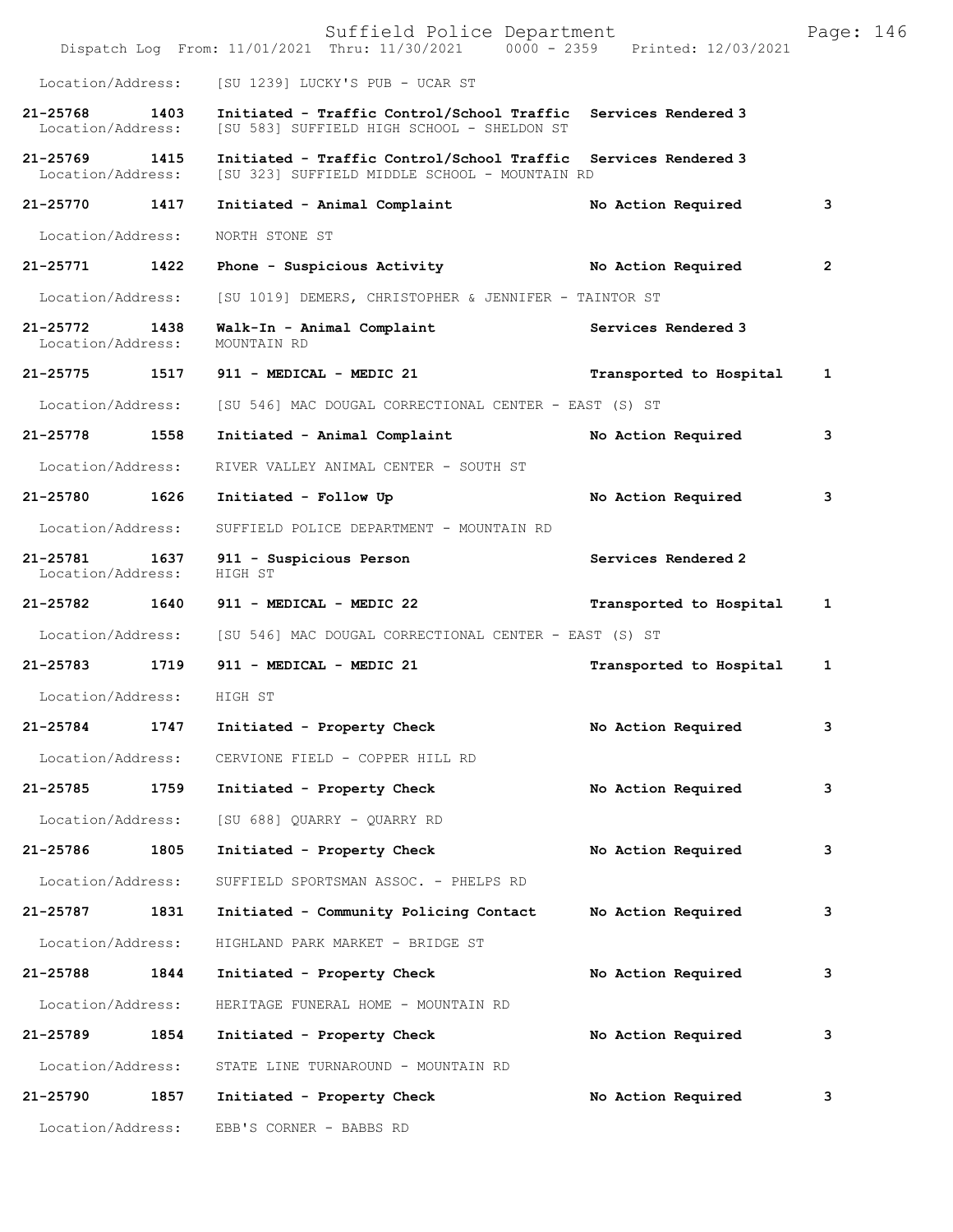Location/Address: [SU 1239] LUCKY'S PUB - UCAR ST

**21-25768 1403 Initiated - Traffic Control/School Traffic Services Rendered 3**
Location/Address: [SU 583] SUFFIELD HIGH SCHOOL - SHELDON ST

**21-25769 1415 Initiated - Traffic Control/School Traffic Services Rendered 3**
Location/Address: [SU 323] SUFFIELD MIDDLE SCHOOL - MOUNTAIN RD

**21-25770 1417 Initiated - Animal Complaint No Action Required 3**
Location/Address: NORTH STONE ST

**21-25771 1422 Phone - Suspicious Activity No Action Required 2**
Location/Address: [SU 1019] DEMERS, CHRISTOPHER & JENNIFER - TAINTOR ST

**21-25772 1438 Walk-In - Animal Complaint Services Rendered 3**
Location/Address: MOUNTAIN RD

**21-25775 1517 911 - MEDICAL - MEDIC 21 Transported to Hospital 1**
Location/Address: [SU 546] MAC DOUGAL CORRECTIONAL CENTER - EAST (S) ST

**21-25778 1558 Initiated - Animal Complaint No Action Required 3**
Location/Address: RIVER VALLEY ANIMAL CENTER - SOUTH ST

**21-25780 1626 Initiated - Follow Up No Action Required 3**
Location/Address: SUFFIELD POLICE DEPARTMENT - MOUNTAIN RD

**21-25781 1637 911 - Suspicious Person Services Rendered 2**
Location/Address: HIGH ST

**21-25782 1640 911 - MEDICAL - MEDIC 22 Transported to Hospital 1**
Location/Address: [SU 546] MAC DOUGAL CORRECTIONAL CENTER - EAST (S) ST

**21-25783 1719 911 - MEDICAL - MEDIC 21 Transported to Hospital 1**
Location/Address: HIGH ST

**21-25784 1747 Initiated - Property Check No Action Required 3**
Location/Address: CERVIONE FIELD - COPPER HILL RD

**21-25785 1759 Initiated - Property Check No Action Required 3**
Location/Address: [SU 688] QUARRY - QUARRY RD

**21-25786 1805 Initiated - Property Check No Action Required 3**
Location/Address: SUFFIELD SPORTSMAN ASSOC. - PHELPS RD

**21-25787 1831 Initiated - Community Policing Contact No Action Required 3**
Location/Address: HIGHLAND PARK MARKET - BRIDGE ST

**21-25788 1844 Initiated - Property Check No Action Required 3**
Location/Address: HERITAGE FUNERAL HOME - MOUNTAIN RD

**21-25789 1854 Initiated - Property Check No Action Required 3**
Location/Address: STATE LINE TURNAROUND - MOUNTAIN RD

**21-25790 1857 Initiated - Property Check No Action Required 3**
Location/Address: EBB'S CORNER - BABBS RD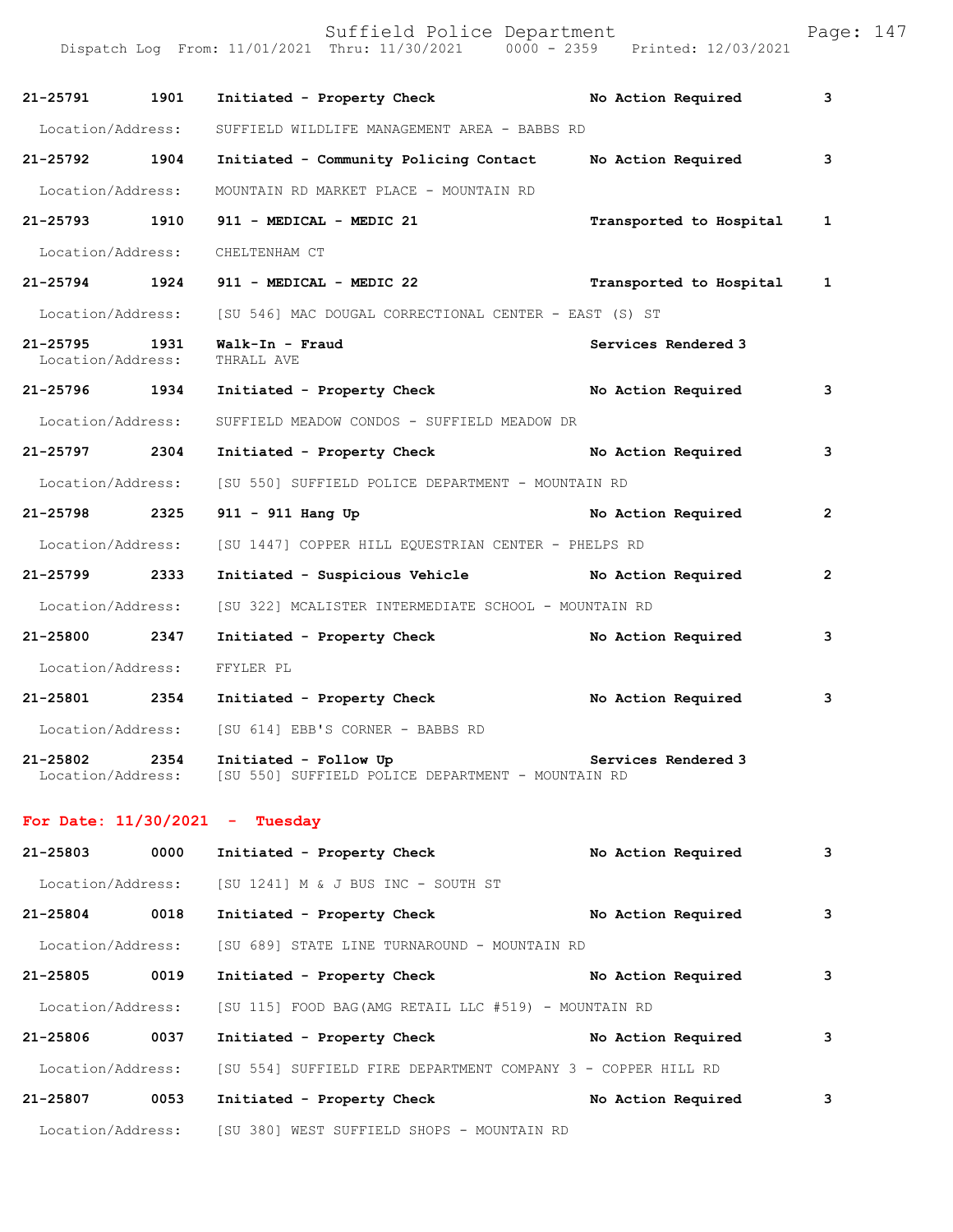| Call Number | Time | Call Reason | Action | Priority |
|---|---|---|---|---|
| 21-25791 | 1901 | Initiated - Property Check | No Action Required | 3 |
| Location/Address: | | SUFFIELD WILDLIFE MANAGEMENT AREA - BABBS RD | | |
| 21-25792 | 1904 | Initiated - Community Policing Contact | No Action Required | 3 |
| Location/Address: | | MOUNTAIN RD MARKET PLACE - MOUNTAIN RD | | |
| 21-25793 | 1910 | 911 - MEDICAL - MEDIC 21 | Transported to Hospital | 1 |
| Location/Address: | | CHELTENHAM CT | | |
| 21-25794 | 1924 | 911 - MEDICAL - MEDIC 22 | Transported to Hospital | 1 |
| Location/Address: | | [SU 546] MAC DOUGAL CORRECTIONAL CENTER - EAST (S) ST | | |
| 21-25795 | 1931 | Walk-In - Fraud | Services Rendered | 3 |
| Location/Address: | | THRALL AVE | | |
| 21-25796 | 1934 | Initiated - Property Check | No Action Required | 3 |
| Location/Address: | | SUFFIELD MEADOW CONDOS - SUFFIELD MEADOW DR | | |
| 21-25797 | 2304 | Initiated - Property Check | No Action Required | 3 |
| Location/Address: | | [SU 550] SUFFIELD POLICE DEPARTMENT - MOUNTAIN RD | | |
| 21-25798 | 2325 | 911 - 911 Hang Up | No Action Required | 2 |
| Location/Address: | | [SU 1447] COPPER HILL EQUESTRIAN CENTER - PHELPS RD | | |
| 21-25799 | 2333 | Initiated - Suspicious Vehicle | No Action Required | 2 |
| Location/Address: | | [SU 322] MCALISTER INTERMEDIATE SCHOOL - MOUNTAIN RD | | |
| 21-25800 | 2347 | Initiated - Property Check | No Action Required | 3 |
| Location/Address: | | FFYLER PL | | |
| 21-25801 | 2354 | Initiated - Property Check | No Action Required | 3 |
| Location/Address: | | [SU 614] EBB'S CORNER - BABBS RD | | |
| 21-25802 | 2354 | Initiated - Follow Up | Services Rendered | 3 |
| Location/Address: | | [SU 550] SUFFIELD POLICE DEPARTMENT - MOUNTAIN RD | | |

**For Date: 11/30/2021 - Tuesday**

| Call Number | Time | Call Reason | Action | Priority |
|---|---|---|---|---|
| 21-25803 | 0000 | Initiated - Property Check | No Action Required | 3 |
| Location/Address: | | [SU 1241] M & J BUS INC - SOUTH ST | | |
| 21-25804 | 0018 | Initiated - Property Check | No Action Required | 3 |
| Location/Address: | | [SU 689] STATE LINE TURNAROUND - MOUNTAIN RD | | |
| 21-25805 | 0019 | Initiated - Property Check | No Action Required | 3 |
| Location/Address: | | [SU 115] FOOD BAG(AMG RETAIL LLC #519) - MOUNTAIN RD | | |
| 21-25806 | 0037 | Initiated - Property Check | No Action Required | 3 |
| Location/Address: | | [SU 554] SUFFIELD FIRE DEPARTMENT COMPANY 3 - COPPER HILL RD | | |
| 21-25807 | 0053 | Initiated - Property Check | No Action Required | 3 |
| Location/Address: | | [SU 380] WEST SUFFIELD SHOPS - MOUNTAIN RD | | |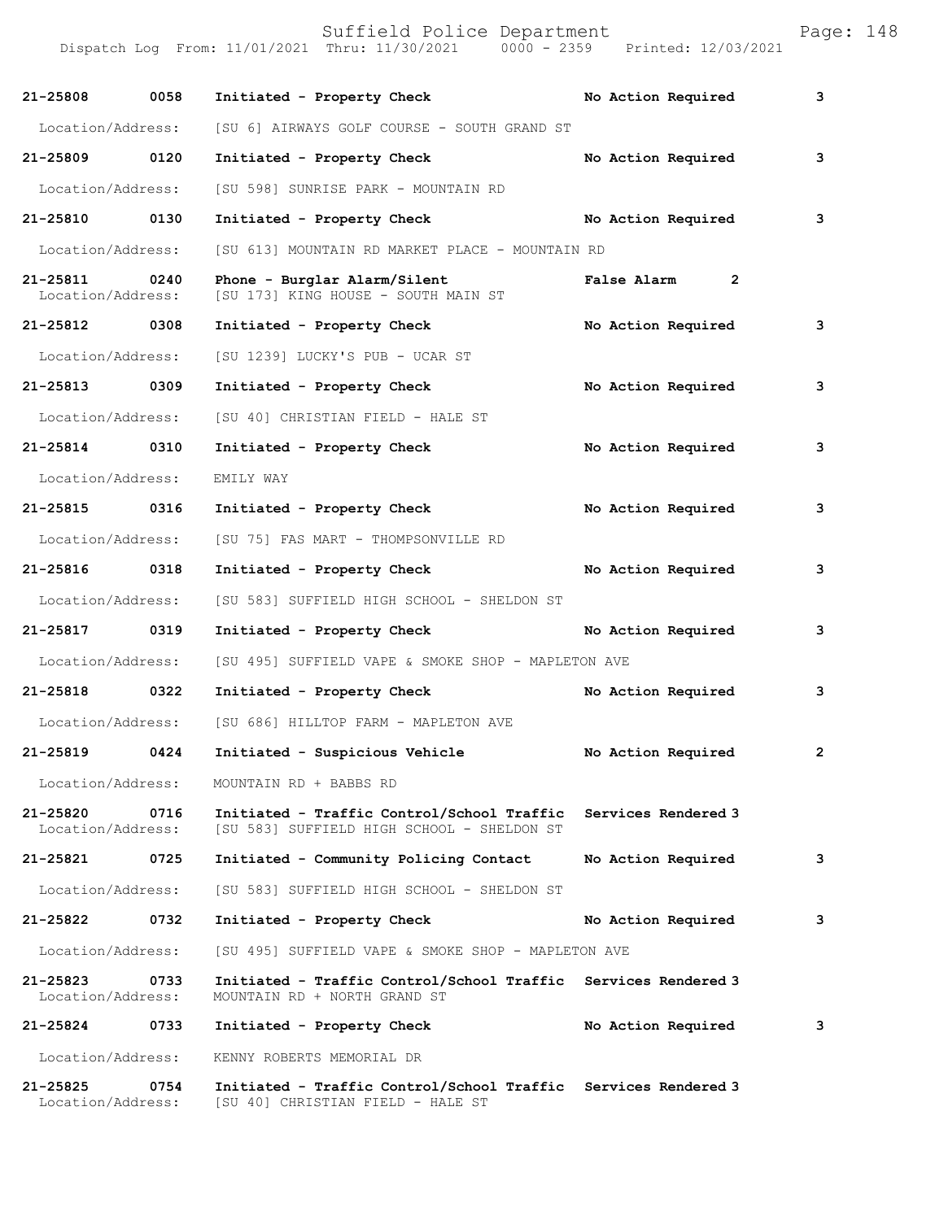Suffield Police Department

Dispatch Log From: 11/01/2021 Thru: 11/30/2021 0000 - 2359 Printed: 12/03/2021

| Call # | Time | Call Reason | Action | Priority |
|---|---|---|---|---|
| 21-25808 | 0058 | Initiated - Property Check | No Action Required | 3 |
| Location/Address: | | [SU 6] AIRWAYS GOLF COURSE - SOUTH GRAND ST | | |
| 21-25809 | 0120 | Initiated - Property Check | No Action Required | 3 |
| Location/Address: | | [SU 598] SUNRISE PARK - MOUNTAIN RD | | |
| 21-25810 | 0130 | Initiated - Property Check | No Action Required | 3 |
| Location/Address: | | [SU 613] MOUNTAIN RD MARKET PLACE - MOUNTAIN RD | | |
| 21-25811 | 0240 | Phone - Burglar Alarm/Silent | False Alarm | 2 |
| Location/Address: | | [SU 173] KING HOUSE - SOUTH MAIN ST | | |
| 21-25812 | 0308 | Initiated - Property Check | No Action Required | 3 |
| Location/Address: | | [SU 1239] LUCKY'S PUB - UCAR ST | | |
| 21-25813 | 0309 | Initiated - Property Check | No Action Required | 3 |
| Location/Address: | | [SU 40] CHRISTIAN FIELD - HALE ST | | |
| 21-25814 | 0310 | Initiated - Property Check | No Action Required | 3 |
| Location/Address: | | EMILY WAY | | |
| 21-25815 | 0316 | Initiated - Property Check | No Action Required | 3 |
| Location/Address: | | [SU 75] FAS MART - THOMPSONVILLE RD | | |
| 21-25816 | 0318 | Initiated - Property Check | No Action Required | 3 |
| Location/Address: | | [SU 583] SUFFIELD HIGH SCHOOL - SHELDON ST | | |
| 21-25817 | 0319 | Initiated - Property Check | No Action Required | 3 |
| Location/Address: | | [SU 495] SUFFIELD VAPE & SMOKE SHOP - MAPLETON AVE | | |
| 21-25818 | 0322 | Initiated - Property Check | No Action Required | 3 |
| Location/Address: | | [SU 686] HILLTOP FARM - MAPLETON AVE | | |
| 21-25819 | 0424 | Initiated - Suspicious Vehicle | No Action Required | 2 |
| Location/Address: | | MOUNTAIN RD + BABBS RD | | |
| 21-25820 | 0716 | Initiated - Traffic Control/School Traffic | Services Rendered | 3 |
| Location/Address: | | [SU 583] SUFFIELD HIGH SCHOOL - SHELDON ST | | |
| 21-25821 | 0725 | Initiated - Community Policing Contact | No Action Required | 3 |
| Location/Address: | | [SU 583] SUFFIELD HIGH SCHOOL - SHELDON ST | | |
| 21-25822 | 0732 | Initiated - Property Check | No Action Required | 3 |
| Location/Address: | | [SU 495] SUFFIELD VAPE & SMOKE SHOP - MAPLETON AVE | | |
| 21-25823 | 0733 | Initiated - Traffic Control/School Traffic | Services Rendered | 3 |
| Location/Address: | | MOUNTAIN RD + NORTH GRAND ST | | |
| 21-25824 | 0733 | Initiated - Property Check | No Action Required | 3 |
| Location/Address: | | KENNY ROBERTS MEMORIAL DR | | |
| 21-25825 | 0754 | Initiated - Traffic Control/School Traffic | Services Rendered | 3 |
| Location/Address: | | [SU 40] CHRISTIAN FIELD - HALE ST | | |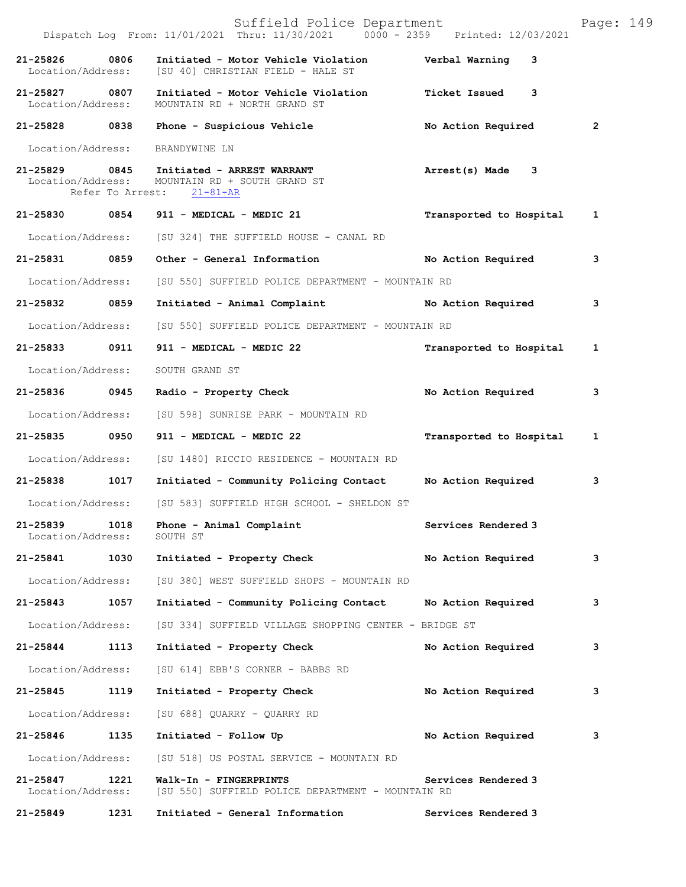Suffield Police Department

Dispatch Log From: 11/01/2021 Thru: 11/30/2021 0000 - 2359 Printed: 12/03/2021

**21-25826 0806 Initiated - Motor Vehicle Violation** — **Verbal Warning 3**
Location/Address: [SU 40] CHRISTIAN FIELD - HALE ST

**21-25827 0807 Initiated - Motor Vehicle Violation** — **Ticket Issued 3**
Location/Address: MOUNTAIN RD + NORTH GRAND ST

**21-25828 0838 Phone - Suspicious Vehicle** — **No Action Required 2**
Location/Address: BRANDYWINE LN

**21-25829 0845 Initiated - ARREST WARRANT** — **Arrest(s) Made 3**
Location/Address: MOUNTAIN RD + SOUTH GRAND ST
Refer To Arrest: 21-81-AR

**21-25830 0854 911 - MEDICAL - MEDIC 21** — **Transported to Hospital 1**
Location/Address: [SU 324] THE SUFFIELD HOUSE - CANAL RD

**21-25831 0859 Other - General Information** — **No Action Required 3**
Location/Address: [SU 550] SUFFIELD POLICE DEPARTMENT - MOUNTAIN RD

**21-25832 0859 Initiated - Animal Complaint** — **No Action Required 3**
Location/Address: [SU 550] SUFFIELD POLICE DEPARTMENT - MOUNTAIN RD

**21-25833 0911 911 - MEDICAL - MEDIC 22** — **Transported to Hospital 1**
Location/Address: SOUTH GRAND ST

**21-25836 0945 Radio - Property Check** — **No Action Required 3**
Location/Address: [SU 598] SUNRISE PARK - MOUNTAIN RD

**21-25835 0950 911 - MEDICAL - MEDIC 22** — **Transported to Hospital 1**
Location/Address: [SU 1480] RICCIO RESIDENCE - MOUNTAIN RD

**21-25838 1017 Initiated - Community Policing Contact** — **No Action Required 3**
Location/Address: [SU 583] SUFFIELD HIGH SCHOOL - SHELDON ST

**21-25839 1018 Phone - Animal Complaint** — **Services Rendered 3**
Location/Address: SOUTH ST

**21-25841 1030 Initiated - Property Check** — **No Action Required 3**
Location/Address: [SU 380] WEST SUFFIELD SHOPS - MOUNTAIN RD

**21-25843 1057 Initiated - Community Policing Contact** — **No Action Required 3**
Location/Address: [SU 334] SUFFIELD VILLAGE SHOPPING CENTER - BRIDGE ST

**21-25844 1113 Initiated - Property Check** — **No Action Required 3**
Location/Address: [SU 614] EBB'S CORNER - BABBS RD

**21-25845 1119 Initiated - Property Check** — **No Action Required 3**
Location/Address: [SU 688] QUARRY - QUARRY RD

**21-25846 1135 Initiated - Follow Up** — **No Action Required 3**
Location/Address: [SU 518] US POSTAL SERVICE - MOUNTAIN RD

**21-25847 1221 Walk-In - FINGERPRINTS** — **Services Rendered 3**
Location/Address: [SU 550] SUFFIELD POLICE DEPARTMENT - MOUNTAIN RD

**21-25849 1231 Initiated - General Information** — **Services Rendered 3**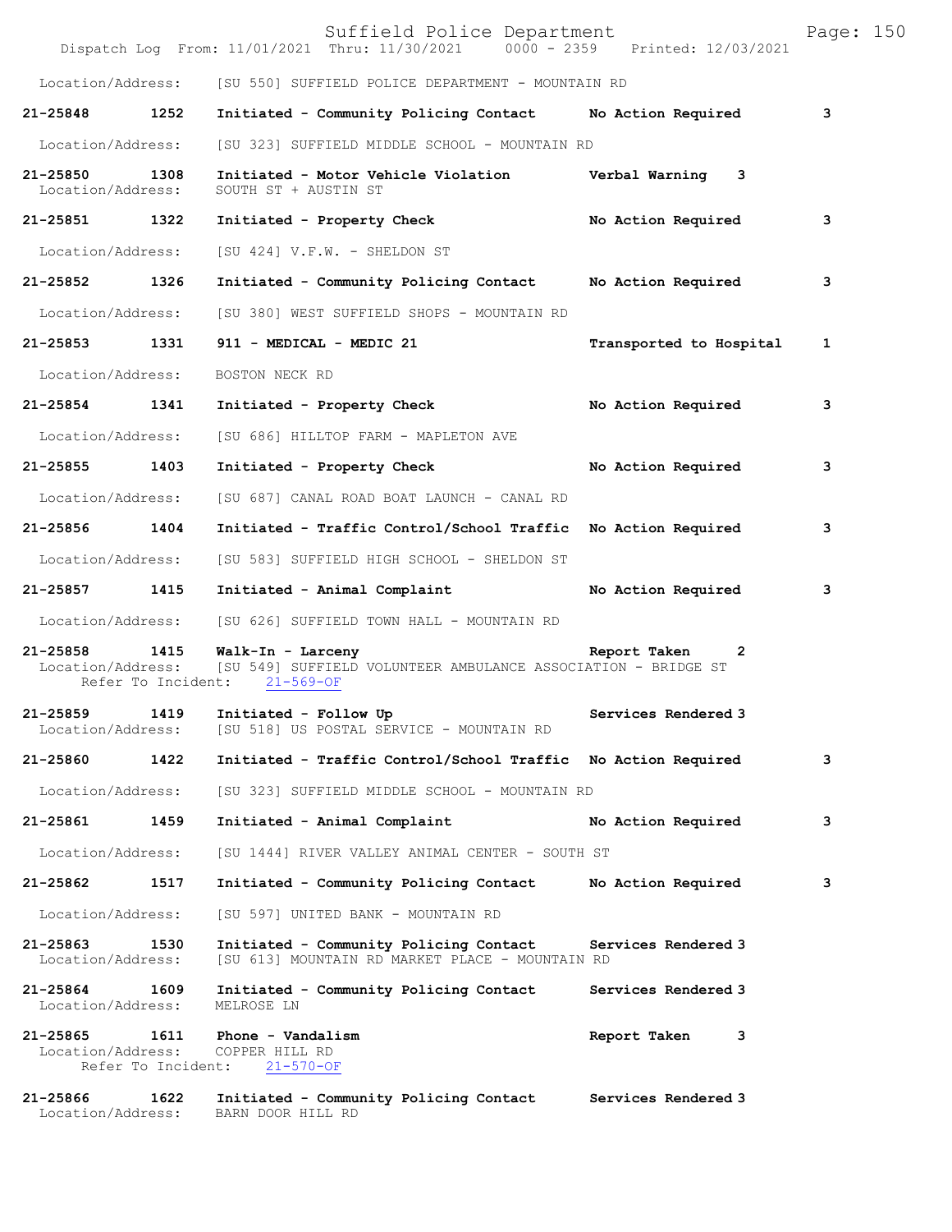Location/Address: [SU 550] SUFFIELD POLICE DEPARTMENT - MOUNTAIN RD

**21-25848 1252 Initiated - Community Policing Contact No Action Required 3**

Location/Address: [SU 323] SUFFIELD MIDDLE SCHOOL - MOUNTAIN RD

**21-25850 1308 Initiated - Motor Vehicle Violation Verbal Warning 3**
Location/Address: SOUTH ST + AUSTIN ST

**21-25851 1322 Initiated - Property Check No Action Required 3**

Location/Address: [SU 424] V.F.W. - SHELDON ST

**21-25852 1326 Initiated - Community Policing Contact No Action Required 3**

Location/Address: [SU 380] WEST SUFFIELD SHOPS - MOUNTAIN RD

**21-25853 1331 911 - MEDICAL - MEDIC 21 Transported to Hospital 1**

Location/Address: BOSTON NECK RD

**21-25854 1341 Initiated - Property Check No Action Required 3**

Location/Address: [SU 686] HILLTOP FARM - MAPLETON AVE

**21-25855 1403 Initiated - Property Check No Action Required 3**

Location/Address: [SU 687] CANAL ROAD BOAT LAUNCH - CANAL RD

**21-25856 1404 Initiated - Traffic Control/School Traffic No Action Required 3**

Location/Address: [SU 583] SUFFIELD HIGH SCHOOL - SHELDON ST

**21-25857 1415 Initiated - Animal Complaint No Action Required 3**

Location/Address: [SU 626] SUFFIELD TOWN HALL - MOUNTAIN RD

**21-25858 1415 Walk-In - Larceny Report Taken 2**
Location/Address: [SU 549] SUFFIELD VOLUNTEER AMBULANCE ASSOCIATION - BRIDGE ST
Refer To Incident: 21-569-OF

**21-25859 1419 Initiated - Follow Up Services Rendered 3**
Location/Address: [SU 518] US POSTAL SERVICE - MOUNTAIN RD

**21-25860 1422 Initiated - Traffic Control/School Traffic No Action Required 3**

Location/Address: [SU 323] SUFFIELD MIDDLE SCHOOL - MOUNTAIN RD

**21-25861 1459 Initiated - Animal Complaint No Action Required 3**

Location/Address: [SU 1444] RIVER VALLEY ANIMAL CENTER - SOUTH ST

**21-25862 1517 Initiated - Community Policing Contact No Action Required 3**

Location/Address: [SU 597] UNITED BANK - MOUNTAIN RD

**21-25863 1530 Initiated - Community Policing Contact Services Rendered 3**
Location/Address: [SU 613] MOUNTAIN RD MARKET PLACE - MOUNTAIN RD

**21-25864 1609 Initiated - Community Policing Contact Services Rendered 3**
Location/Address: MELROSE LN

**21-25865 1611 Phone - Vandalism Report Taken 3**
Location/Address: COPPER HILL RD
Refer To Incident: 21-570-OF

**21-25866 1622 Initiated - Community Policing Contact Services Rendered 3**
Location/Address: BARN DOOR HILL RD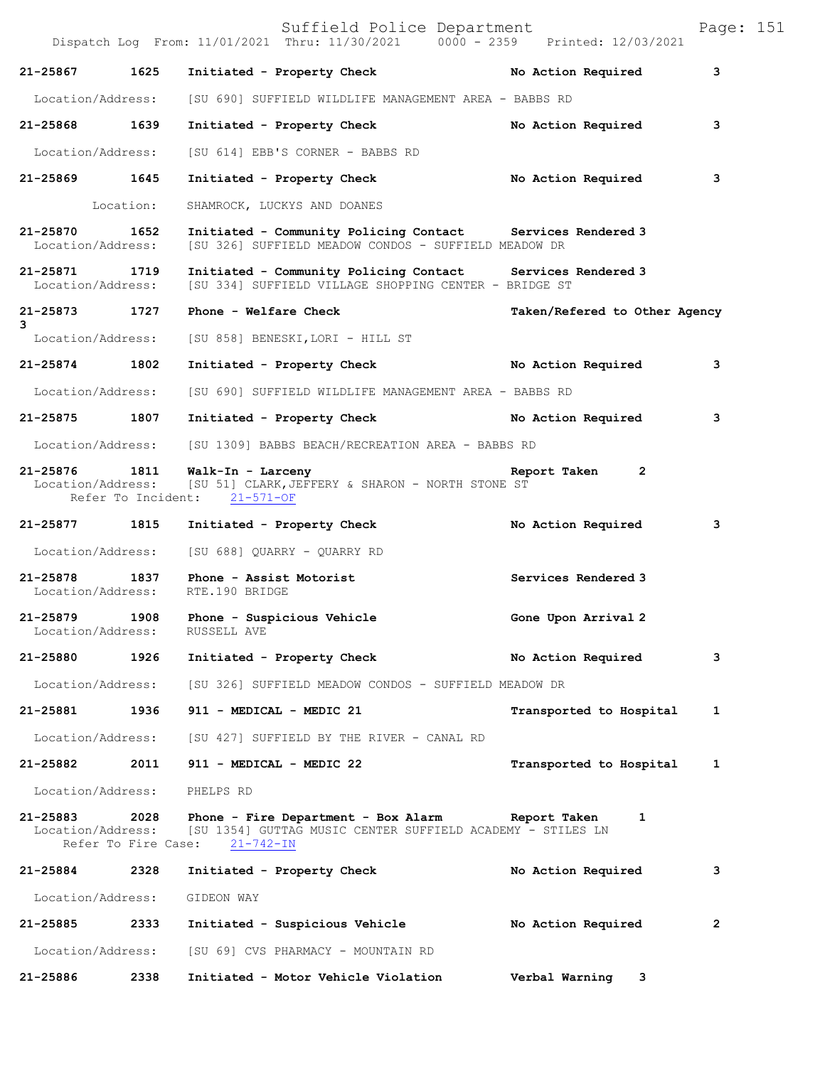21-25867 1625 Initiated - Property Check No Action Required 3

Location/Address: [SU 690] SUFFIELD WILDLIFE MANAGEMENT AREA - BABBS RD

21-25868 1639 Initiated - Property Check No Action Required 3

Location/Address: [SU 614] EBB'S CORNER - BABBS RD

21-25869 1645 Initiated - Property Check No Action Required 3

Location: SHAMROCK, LUCKYS AND DOANES

21-25870 1652 Initiated - Community Policing Contact Services Rendered 3
Location/Address: [SU 326] SUFFIELD MEADOW CONDOS - SUFFIELD MEADOW DR

21-25871 1719 Initiated - Community Policing Contact Services Rendered 3
Location/Address: [SU 334] SUFFIELD VILLAGE SHOPPING CENTER - BRIDGE ST

21-25873 1727 Phone - Welfare Check Taken/Refered to Other Agency 3
Location/Address: [SU 858] BENESKI,LORI - HILL ST

21-25874 1802 Initiated - Property Check No Action Required 3

Location/Address: [SU 690] SUFFIELD WILDLIFE MANAGEMENT AREA - BABBS RD

21-25875 1807 Initiated - Property Check No Action Required 3

Location/Address: [SU 1309] BABBS BEACH/RECREATION AREA - BABBS RD

21-25876 1811 Walk-In - Larceny Report Taken 2
Location/Address: [SU 51] CLARK,JEFFERY & SHARON - NORTH STONE ST
Refer To Incident: 21-571-OF

21-25877 1815 Initiated - Property Check No Action Required 3

Location/Address: [SU 688] QUARRY - QUARRY RD

21-25878 1837 Phone - Assist Motorist Services Rendered 3
Location/Address: RTE.190 BRIDGE

21-25879 1908 Phone - Suspicious Vehicle Gone Upon Arrival 2
Location/Address: RUSSELL AVE

21-25880 1926 Initiated - Property Check No Action Required 3

Location/Address: [SU 326] SUFFIELD MEADOW CONDOS - SUFFIELD MEADOW DR

21-25881 1936 911 - MEDICAL - MEDIC 21 Transported to Hospital 1

Location/Address: [SU 427] SUFFIELD BY THE RIVER - CANAL RD

21-25882 2011 911 - MEDICAL - MEDIC 22 Transported to Hospital 1

Location/Address: PHELPS RD

21-25883 2028 Phone - Fire Department - Box Alarm Report Taken 1
Location/Address: [SU 1354] GUTTAG MUSIC CENTER SUFFIELD ACADEMY - STILES LN
Refer To Fire Case: 21-742-IN

21-25884 2328 Initiated - Property Check No Action Required 3

Location/Address: GIDEON WAY

21-25885 2333 Initiated - Suspicious Vehicle No Action Required 2

Location/Address: [SU 69] CVS PHARMACY - MOUNTAIN RD

21-25886 2338 Initiated - Motor Vehicle Violation Verbal Warning 3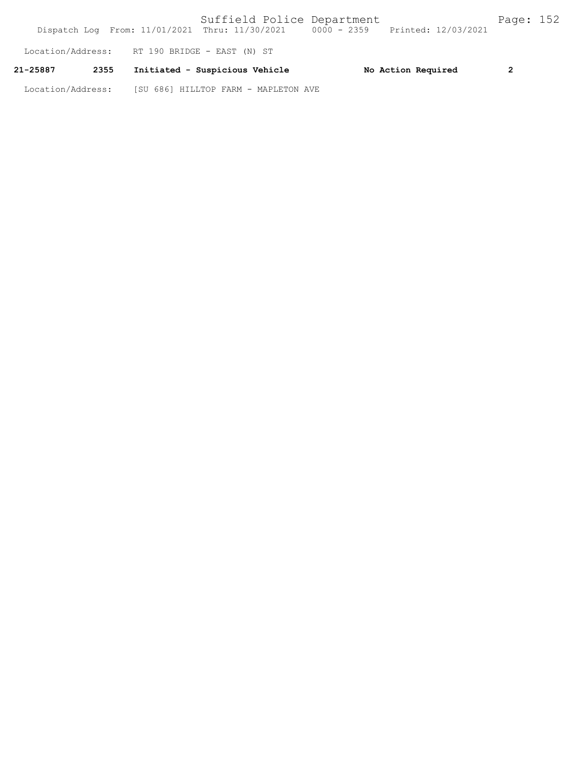Location/Address: RT 190 BRIDGE - EAST (N) ST

**21-25887 2355 Initiated - Suspicious Vehicle No Action Required 2**

Location/Address: [SU 686] HILLTOP FARM - MAPLETON AVE